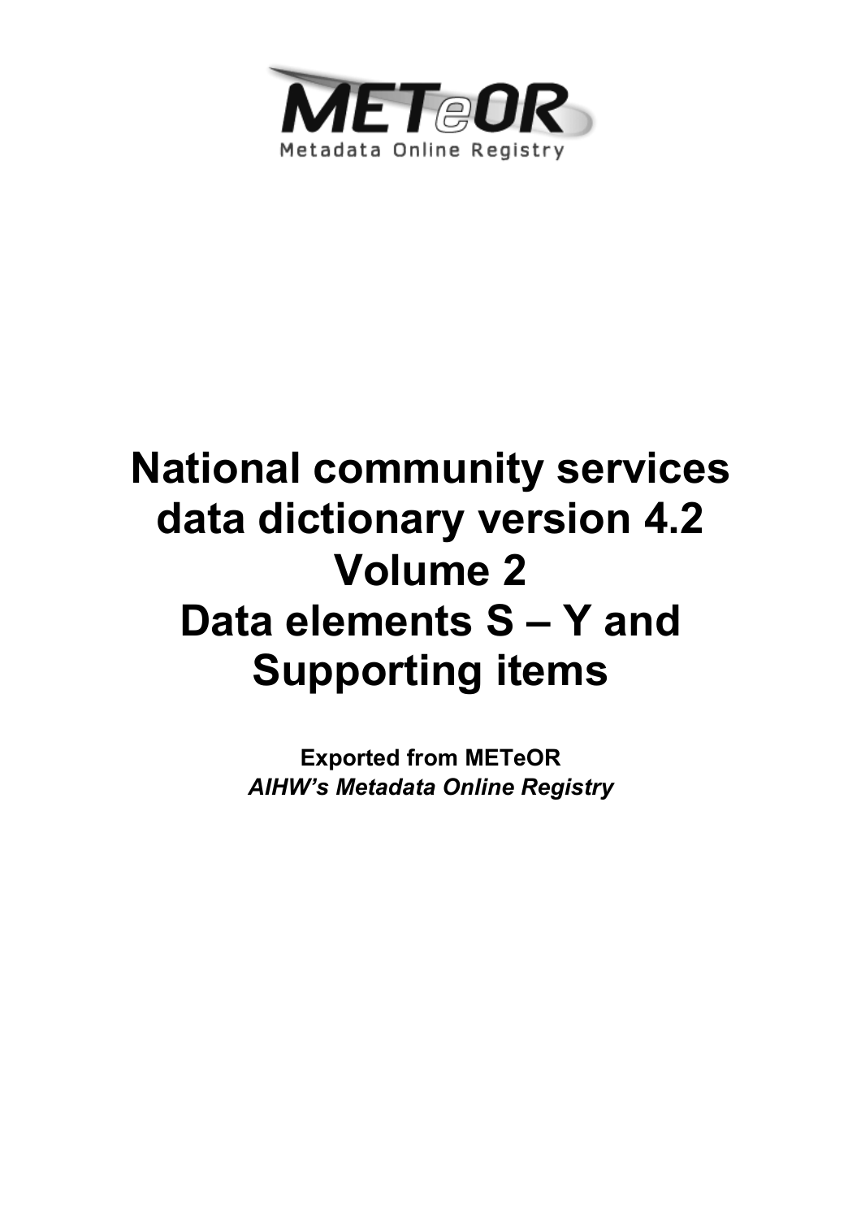METeOR

Metadata Online Registry

# National community services data dictionary version 4.2 Volume 2 Data elements S – Y and Supporting items

**Exported from METeOR**

***AIHW's Metadata Online Registry***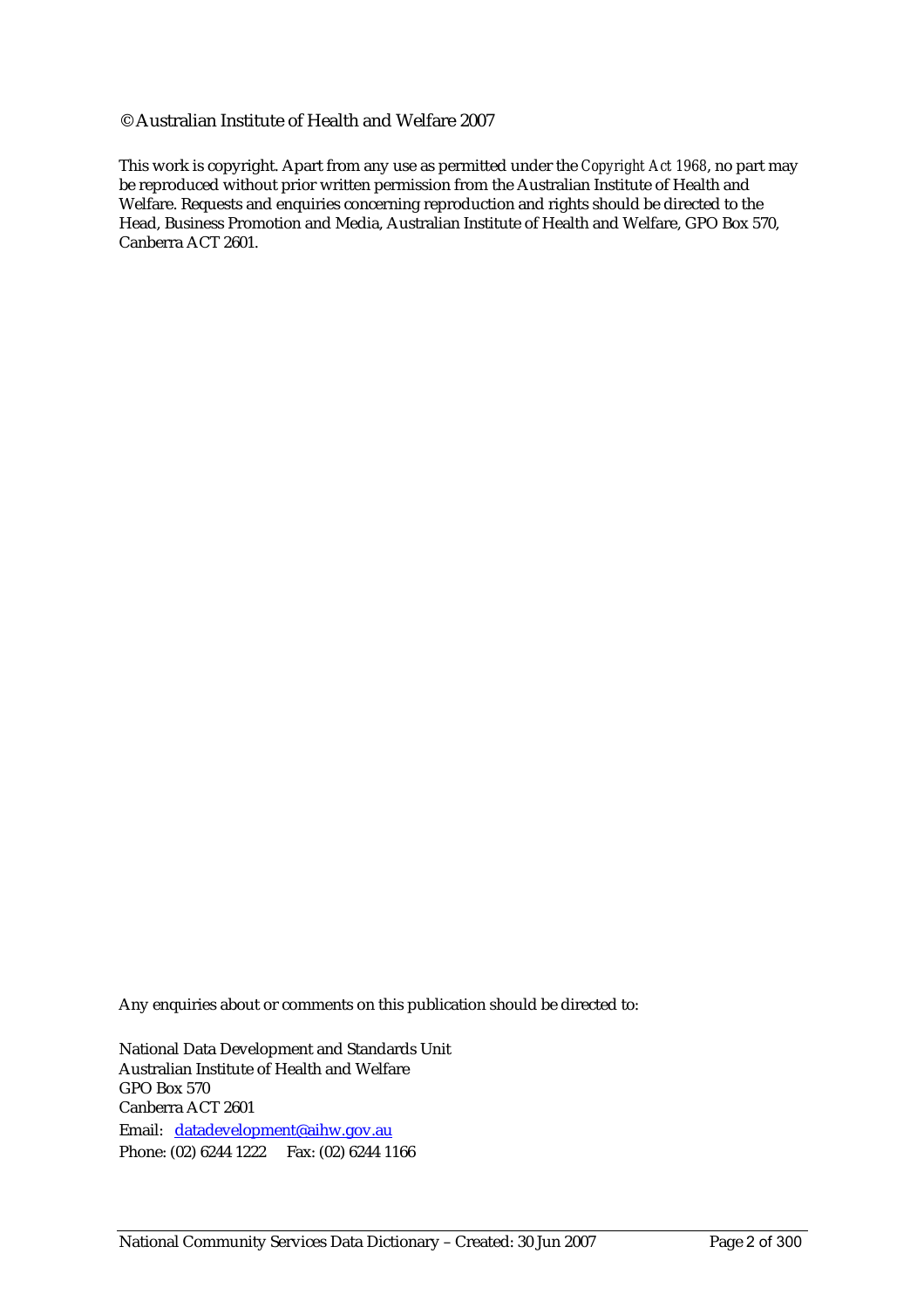© Australian Institute of Health and Welfare 2007

This work is copyright. Apart from any use as permitted under the *Copyright Act 1968*, no part may be reproduced without prior written permission from the Australian Institute of Health and Welfare. Requests and enquiries concerning reproduction and rights should be directed to the Head, Business Promotion and Media, Australian Institute of Health and Welfare, GPO Box 570, Canberra ACT 2601.

Any enquiries about or comments on this publication should be directed to:

National Data Development and Standards Unit
Australian Institute of Health and Welfare
GPO Box 570
Canberra ACT 2601
Email: datadevelopment@aihw.gov.au
Phone: (02) 6244 1222 Fax: (02) 6244 1166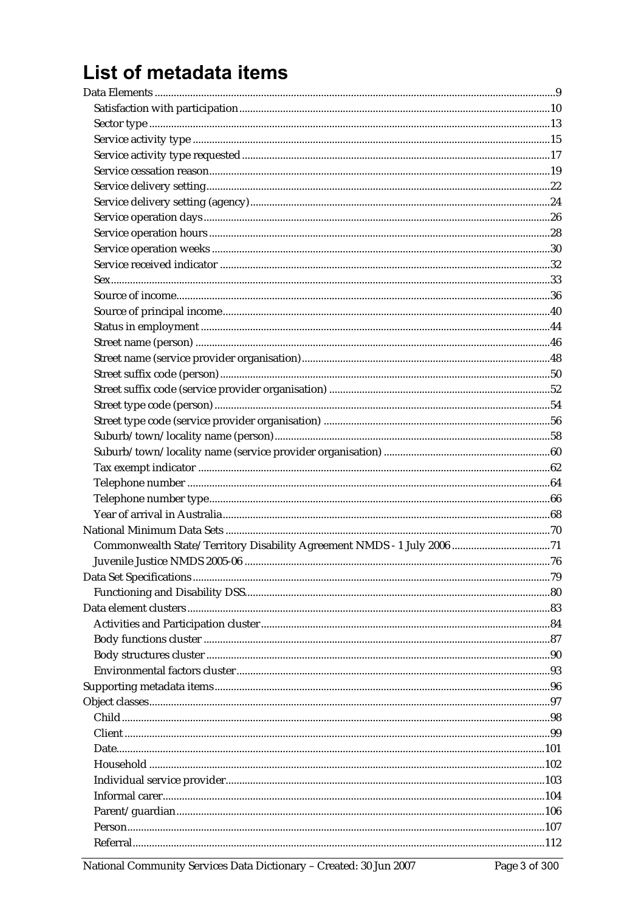# List of metadata items

- Data Elements ... 9
  - Satisfaction with participation ... 10
  - Sector type ... 13
  - Service activity type ... 15
  - Service activity type requested ... 17
  - Service cessation reason ... 19
  - Service delivery setting ... 22
  - Service delivery setting (agency) ... 24
  - Service operation days ... 26
  - Service operation hours ... 28
  - Service operation weeks ... 30
  - Service received indicator ... 32
  - Sex ... 33
  - Source of income ... 36
  - Source of principal income ... 40
  - Status in employment ... 44
  - Street name (person) ... 46
  - Street name (service provider organisation) ... 48
  - Street suffix code (person) ... 50
  - Street suffix code (service provider organisation) ... 52
  - Street type code (person) ... 54
  - Street type code (service provider organisation) ... 56
  - Suburb/town/locality name (person) ... 58
  - Suburb/town/locality name (service provider organisation) ... 60
  - Tax exempt indicator ... 62
  - Telephone number ... 64
  - Telephone number type ... 66
  - Year of arrival in Australia ... 68
- National Minimum Data Sets ... 70
  - Commonwealth State/Territory Disability Agreement NMDS - 1 July 2006 ... 71
  - Juvenile Justice NMDS 2005-06 ... 76
- Data Set Specifications ... 79
  - Functioning and Disability DSS ... 80
- Data element clusters ... 83
  - Activities and Participation cluster ... 84
  - Body functions cluster ... 87
  - Body structures cluster ... 90
  - Environmental factors cluster ... 93
- Supporting metadata items ... 96
- Object classes ... 97
  - Child ... 98
  - Client ... 99
  - Date ... 101
  - Household ... 102
  - Individual service provider ... 103
  - Informal carer ... 104
  - Parent/guardian ... 106
  - Person ... 107
  - Referral ... 112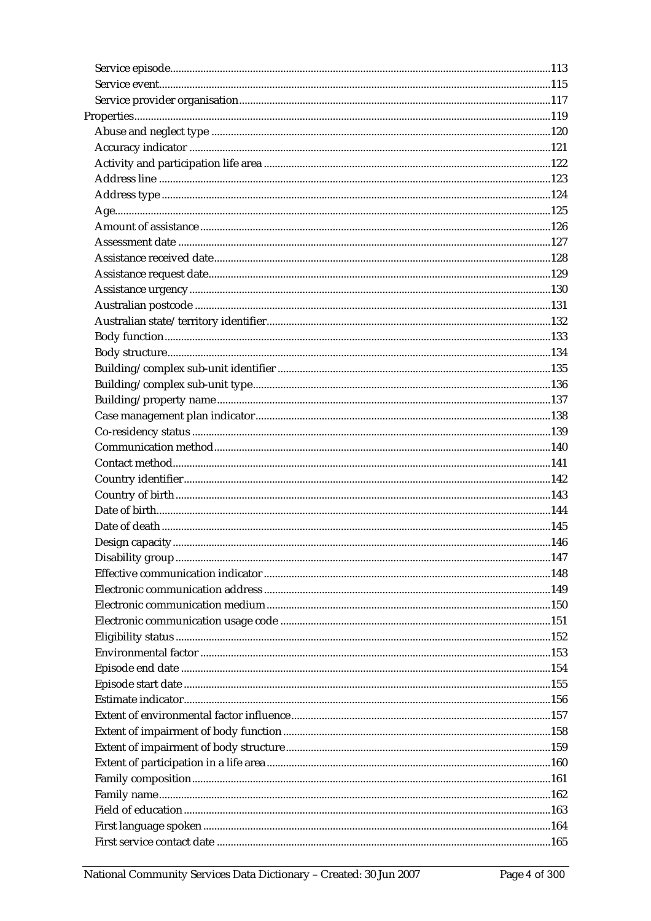Service episode....................................................................................................................113
Service event.........................................................................................................................115
Service provider organisation...........................................................................................117
Properties.................................................................................................................................119
Abuse and neglect type ......................................................................................................120
Accuracy indicator .............................................................................................................121
Activity and participation life area ..................................................................................122
Address line .........................................................................................................................123
Address type ........................................................................................................................124
Age.........................................................................................................................................125
Amount of assistance..........................................................................................................126
Assessment date ..................................................................................................................127
Assistance received date.....................................................................................................128
Assistance request date.......................................................................................................129
Assistance urgency ..............................................................................................................130
Australian postcode ............................................................................................................131
Australian state/territory identifier..................................................................................132
Body function.......................................................................................................................133
Body structure......................................................................................................................134
Building/complex sub-unit identifier ..............................................................................135
Building/complex sub-unit type.......................................................................................136
Building/property name.....................................................................................................137
Case management plan indicator......................................................................................138
Co-residency status .............................................................................................................139
Communication method.....................................................................................................140
Contact method....................................................................................................................141
Country identifier................................................................................................................142
Country of birth ...................................................................................................................143
Date of birth..........................................................................................................................144
Date of death ........................................................................................................................145
Design capacity ....................................................................................................................146
Disability group ...................................................................................................................147
Effective communication indicator ...................................................................................148
Electronic communication address ...................................................................................149
Electronic communication medium ..................................................................................150
Electronic communication usage code .............................................................................151
Eligibility status ...................................................................................................................152
Environmental factor ..........................................................................................................153
Episode end date .................................................................................................................154
Episode start date ................................................................................................................155
Estimate indicator................................................................................................................156
Extent of environmental factor influence.........................................................................157
Extent of impairment of body function ............................................................................158
Extent of impairment of body structure...........................................................................159
Extent of participation in a life area..................................................................................160
Family composition.............................................................................................................161
Family name.........................................................................................................................162
Field of education ................................................................................................................163
First language spoken .........................................................................................................164
First service contact date ....................................................................................................165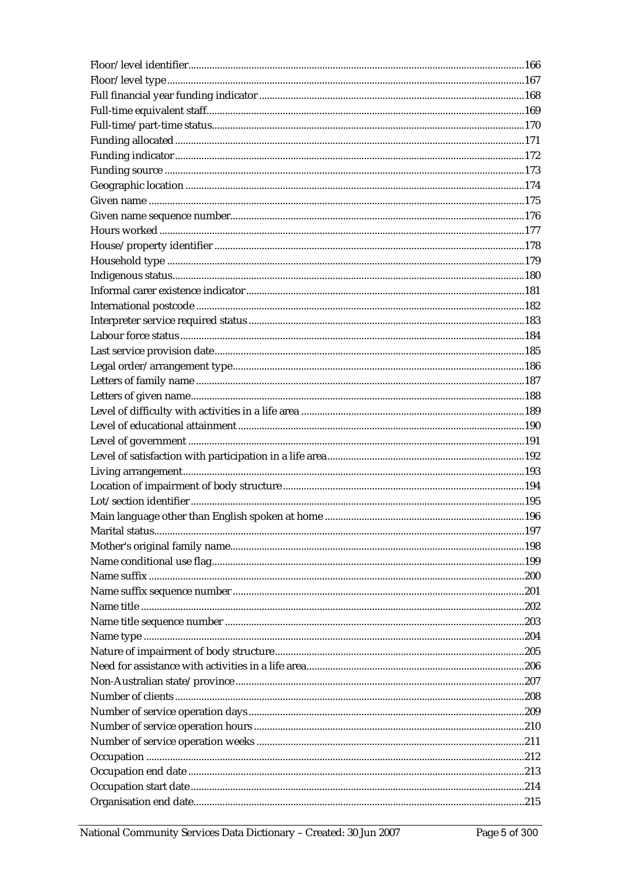Floor/level identifier.....166
Floor/level type.....167
Full financial year funding indicator.....168
Full-time equivalent staff.....169
Full-time/part-time status.....170
Funding allocated.....171
Funding indicator.....172
Funding source.....173
Geographic location.....174
Given name.....175
Given name sequence number.....176
Hours worked.....177
House/property identifier.....178
Household type.....179
Indigenous status.....180
Informal carer existence indicator.....181
International postcode.....182
Interpreter service required status.....183
Labour force status.....184
Last service provision date.....185
Legal order/arrangement type.....186
Letters of family name.....187
Letters of given name.....188
Level of difficulty with activities in a life area.....189
Level of educational attainment.....190
Level of government.....191
Level of satisfaction with participation in a life area.....192
Living arrangement.....193
Location of impairment of body structure.....194
Lot/section identifier.....195
Main language other than English spoken at home.....196
Marital status.....197
Mother's original family name.....198
Name conditional use flag.....199
Name suffix.....200
Name suffix sequence number.....201
Name title.....202
Name title sequence number.....203
Name type.....204
Nature of impairment of body structure.....205
Need for assistance with activities in a life area.....206
Non-Australian state/province.....207
Number of clients.....208
Number of service operation days.....209
Number of service operation hours.....210
Number of service operation weeks.....211
Occupation.....212
Occupation end date.....213
Occupation start date.....214
Organisation end date.....215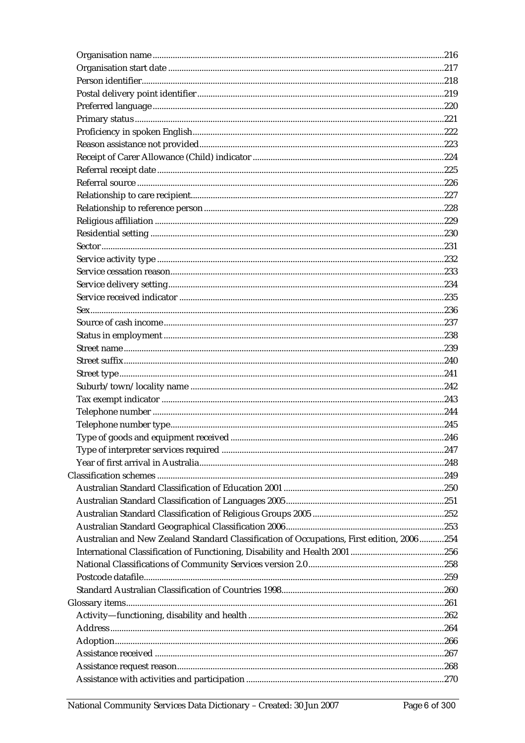- Organisation name ....216
- Organisation start date ....217
- Person identifier....218
- Postal delivery point identifier ....219
- Preferred language ....220
- Primary status ....221
- Proficiency in spoken English....222
- Reason assistance not provided....223
- Receipt of Carer Allowance (Child) indicator ....224
- Referral receipt date ....225
- Referral source ....226
- Relationship to care recipient....227
- Relationship to reference person ....228
- Religious affiliation ....229
- Residential setting ....230
- Sector....231
- Service activity type ....232
- Service cessation reason....233
- Service delivery setting....234
- Service received indicator ....235
- Sex....236
- Source of cash income....237
- Status in employment ....238
- Street name....239
- Street suffix....240
- Street type....241
- Suburb/town/locality name ....242
- Tax exempt indicator ....243
- Telephone number ....244
- Telephone number type....245
- Type of goods and equipment received ....246
- Type of interpreter services required ....247
- Year of first arrival in Australia....248

Classification schemes ....249

- Australian Standard Classification of Education 2001 ....250
- Australian Standard Classification of Languages 2005....251
- Australian Standard Classification of Religious Groups 2005 ....252
- Australian Standard Geographical Classification 2006....253
- Australian and New Zealand Standard Classification of Occupations, First edition, 2006....254
- International Classification of Functioning, Disability and Health 2001 ....256
- National Classifications of Community Services version 2.0....258
- Postcode datafile....259
- Standard Australian Classification of Countries 1998....260

Glossary items....261

- Activity—functioning, disability and health ....262
- Address....264
- Adoption....266
- Assistance received ....267
- Assistance request reason....268
- Assistance with activities and participation ....270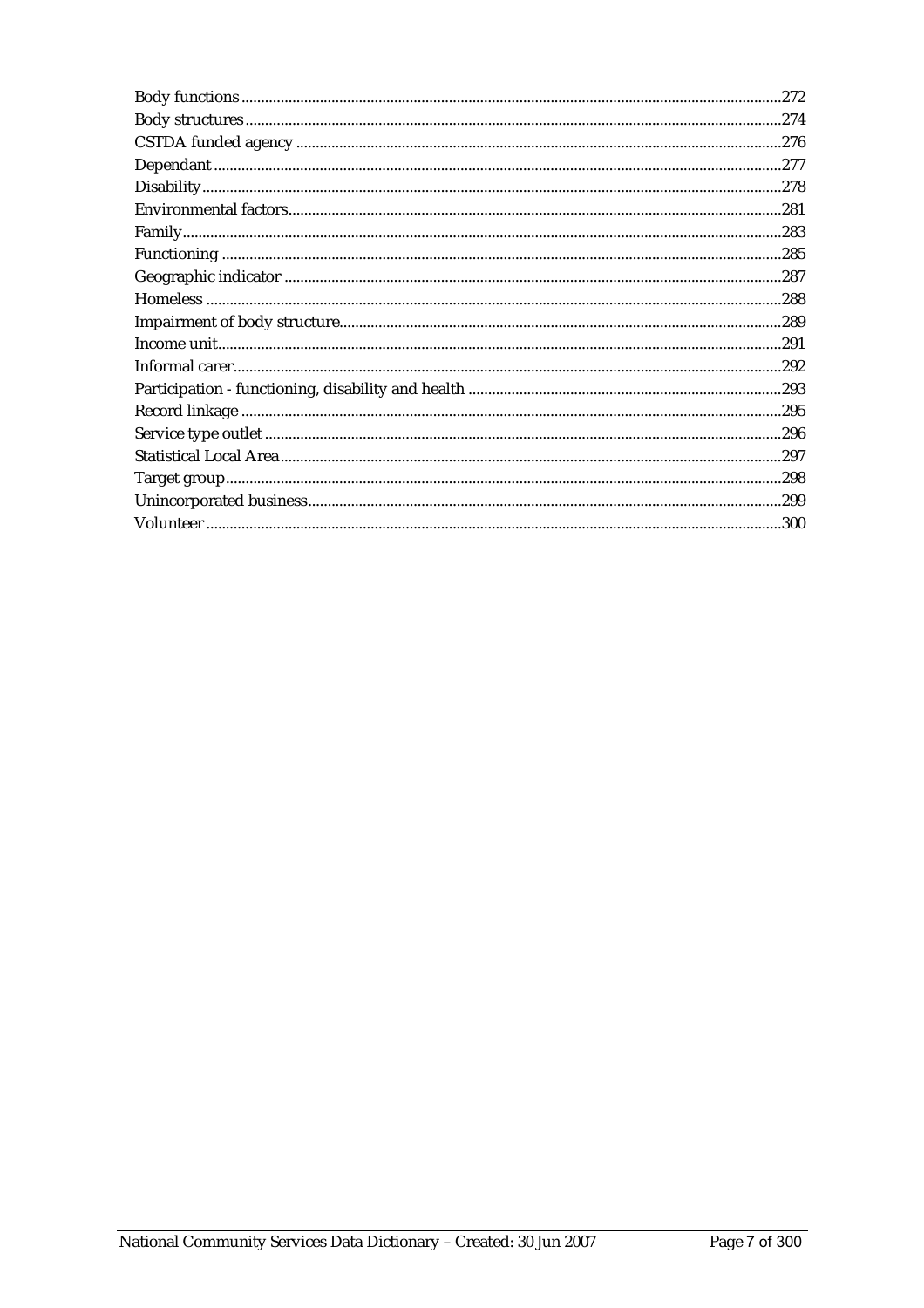Body functions ........................................................................................................................................272
Body structures .......................................................................................................................................274
CSTDA funded agency ..........................................................................................................................276
Dependant ...............................................................................................................................................277
Disability .................................................................................................................................................278
Environmental factors............................................................................................................................281
Family.......................................................................................................................................................283
Functioning .............................................................................................................................................285
Geographic indicator .............................................................................................................................287
Homeless .................................................................................................................................................288
Impairment of body structure...............................................................................................................289
Income unit..............................................................................................................................................291
Informal carer..........................................................................................................................................292
Participation - functioning, disability and health ...............................................................................293
Record linkage ........................................................................................................................................295
Service type outlet ..................................................................................................................................296
Statistical Local Area..............................................................................................................................297
Target group............................................................................................................................................298
Unincorporated business.......................................................................................................................299
Volunteer .................................................................................................................................................300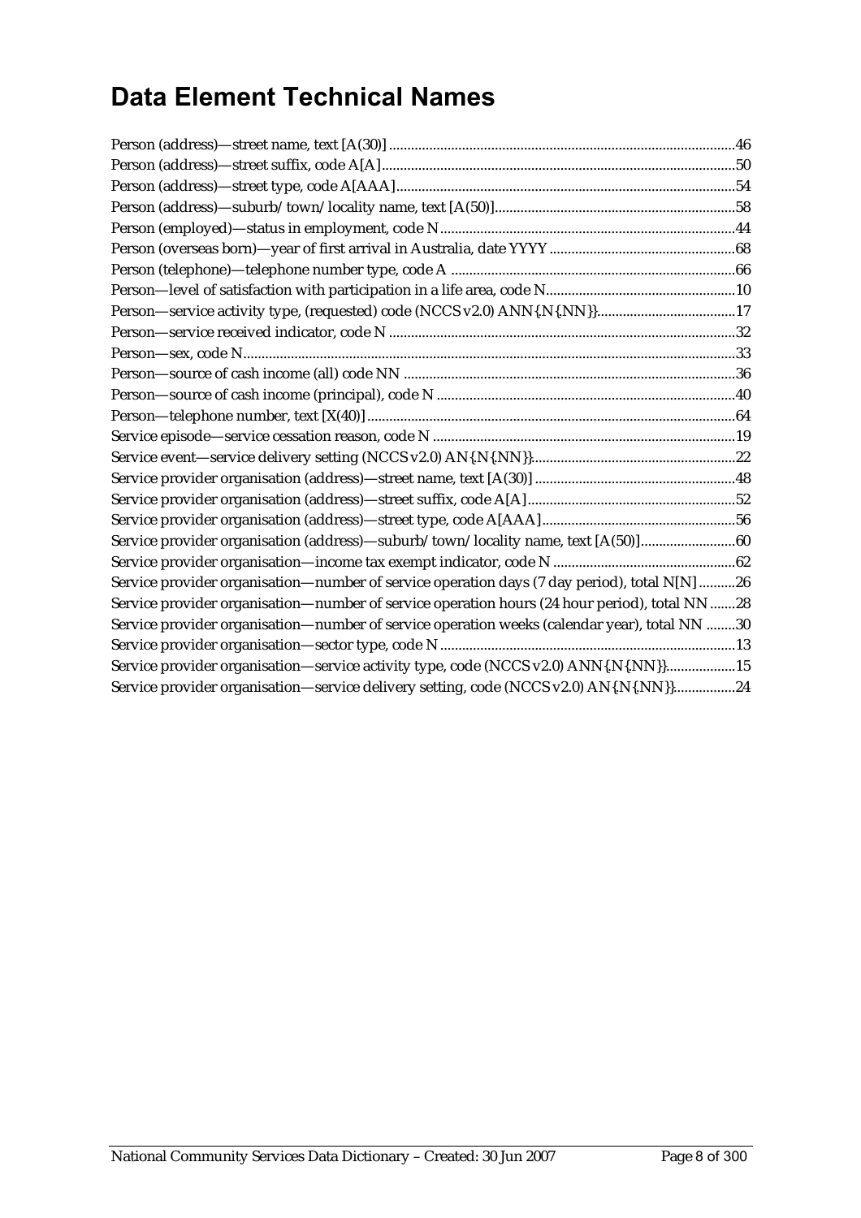# Data Element Technical Names

Person (address)—street name, text [A(30)] .......... 46
Person (address)—street suffix, code A[A] .......... 50
Person (address)—street type, code A[AAA] .......... 54
Person (address)—suburb/town/locality name, text [A(50)] .......... 58
Person (employed)—status in employment, code N .......... 44
Person (overseas born)—year of first arrival in Australia, date YYYY .......... 68
Person (telephone)—telephone number type, code A .......... 66
Person—level of satisfaction with participation in a life area, code N .......... 10
Person—service activity type, (requested) code (NCCS v2.0) ANN{.N{.NN}} .......... 17
Person—service received indicator, code N .......... 32
Person—sex, code N .......... 33
Person—source of cash income (all) code NN .......... 36
Person—source of cash income (principal), code N .......... 40
Person—telephone number, text [X(40)] .......... 64
Service episode—service cessation reason, code N .......... 19
Service event—service delivery setting (NCCS v2.0) AN{.N{.NN}} .......... 22
Service provider organisation (address)—street name, text [A(30)] .......... 48
Service provider organisation (address)—street suffix, code A[A] .......... 52
Service provider organisation (address)—street type, code A[AAA] .......... 56
Service provider organisation (address)—suburb/town/locality name, text [A(50)] .......... 60
Service provider organisation—income tax exempt indicator, code N .......... 62
Service provider organisation—number of service operation days (7 day period), total N[N] .......... 26
Service provider organisation—number of service operation hours (24 hour period), total NN .......... 28
Service provider organisation—number of service operation weeks (calendar year), total NN .......... 30
Service provider organisation—sector type, code N .......... 13
Service provider organisation—service activity type, code (NCCS v2.0) ANN{.N{.NN}} .......... 15
Service provider organisation—service delivery setting, code (NCCS v2.0) AN{.N{.NN}} .......... 24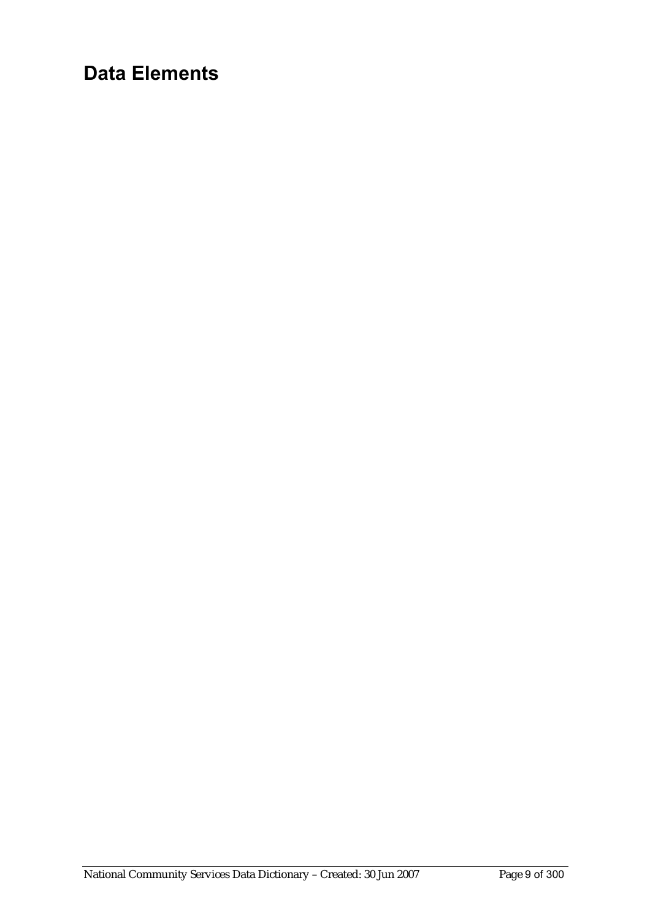# Data Elements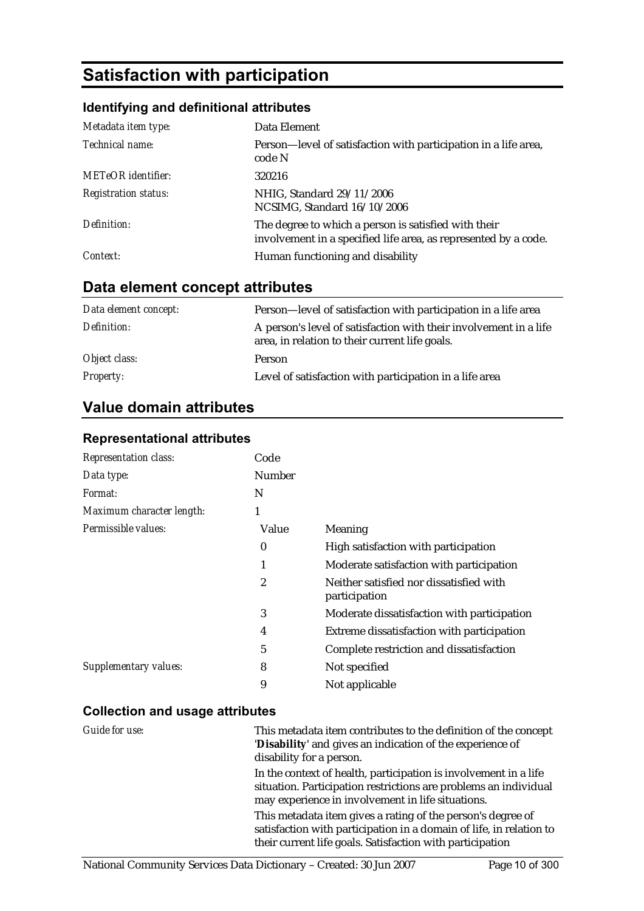# Satisfaction with participation

### Identifying and definitional attributes

| | |
|---|---|
| *Metadata item type:* | Data Element |
| *Technical name:* | Person—level of satisfaction with participation in a life area, code N |
| *METeOR identifier:* | 320216 |
| *Registration status:* | NHIG, Standard 29/11/2006<br>NCSIMG, Standard 16/10/2006 |
| *Definition:* | The degree to which a person is satisfied with their involvement in a specified life area, as represented by a code. |
| *Context:* | Human functioning and disability |

## Data element concept attributes

| | |
|---|---|
| *Data element concept:* | Person—level of satisfaction with participation in a life area |
| *Definition:* | A person's level of satisfaction with their involvement in a life area, in relation to their current life goals. |
| *Object class:* | Person |
| *Property:* | Level of satisfaction with participation in a life area |

## Value domain attributes

### Representational attributes

| | | |
|---|---|---|
| *Representation class:* | Code | |
| *Data type:* | Number | |
| *Format:* | N | |
| *Maximum character length:* | 1 | |
| *Permissible values:* | Value | Meaning |
| | 0 | High satisfaction with participation |
| | 1 | Moderate satisfaction with participation |
| | 2 | Neither satisfied nor dissatisfied with participation |
| | 3 | Moderate dissatisfaction with participation |
| | 4 | Extreme dissatisfaction with participation |
| | 5 | Complete restriction and dissatisfaction |
| *Supplementary values:* | 8 | Not specified |
| | 9 | Not applicable |

### Collection and usage attributes

*Guide for use:*

This metadata item contributes to the definition of the concept '**Disability**' and gives an indication of the experience of disability for a person.

In the context of health, participation is involvement in a life situation. Participation restrictions are problems an individual may experience in involvement in life situations.

This metadata item gives a rating of the person's degree of satisfaction with participation in a domain of life, in relation to their current life goals. Satisfaction with participation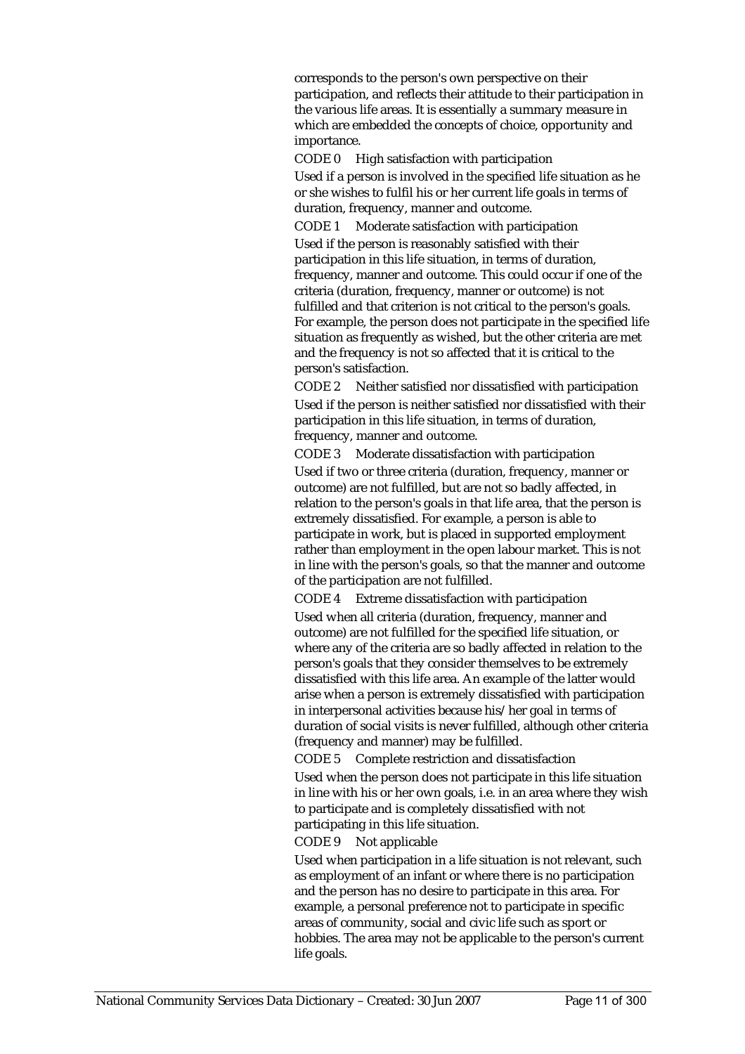corresponds to the person's own perspective on their participation, and reflects their attitude to their participation in the various life areas. It is essentially a summary measure in which are embedded the concepts of choice, opportunity and importance.

CODE 0 High satisfaction with participation

Used if a person is involved in the specified life situation as he or she wishes to fulfil his or her current life goals in terms of duration, frequency, manner and outcome.

CODE 1 Moderate satisfaction with participation

Used if the person is reasonably satisfied with their participation in this life situation, in terms of duration, frequency, manner and outcome. This could occur if one of the criteria (duration, frequency, manner or outcome) is not fulfilled and that criterion is not critical to the person's goals. For example, the person does not participate in the specified life situation as frequently as wished, but the other criteria are met and the frequency is not so affected that it is critical to the person's satisfaction.

CODE 2 Neither satisfied nor dissatisfied with participation

Used if the person is neither satisfied nor dissatisfied with their participation in this life situation, in terms of duration, frequency, manner and outcome.

CODE 3 Moderate dissatisfaction with participation

Used if two or three criteria (duration, frequency, manner or outcome) are not fulfilled, but are not so badly affected, in relation to the person's goals in that life area, that the person is extremely dissatisfied. For example, a person is able to participate in work, but is placed in supported employment rather than employment in the open labour market. This is not in line with the person's goals, so that the manner and outcome of the participation are not fulfilled.

CODE 4 Extreme dissatisfaction with participation

Used when all criteria (duration, frequency, manner and outcome) are not fulfilled for the specified life situation, or where any of the criteria are so badly affected in relation to the person's goals that they consider themselves to be extremely dissatisfied with this life area. An example of the latter would arise when a person is extremely dissatisfied with participation in interpersonal activities because his/her goal in terms of duration of social visits is never fulfilled, although other criteria (frequency and manner) may be fulfilled.

CODE 5 Complete restriction and dissatisfaction

Used when the person does not participate in this life situation in line with his or her own goals, i.e. in an area where they wish to participate and is completely dissatisfied with not participating in this life situation.

CODE 9 Not applicable

Used when participation in a life situation is not relevant, such as employment of an infant or where there is no participation and the person has no desire to participate in this area. For example, a personal preference not to participate in specific areas of community, social and civic life such as sport or hobbies. The area may not be applicable to the person's current life goals.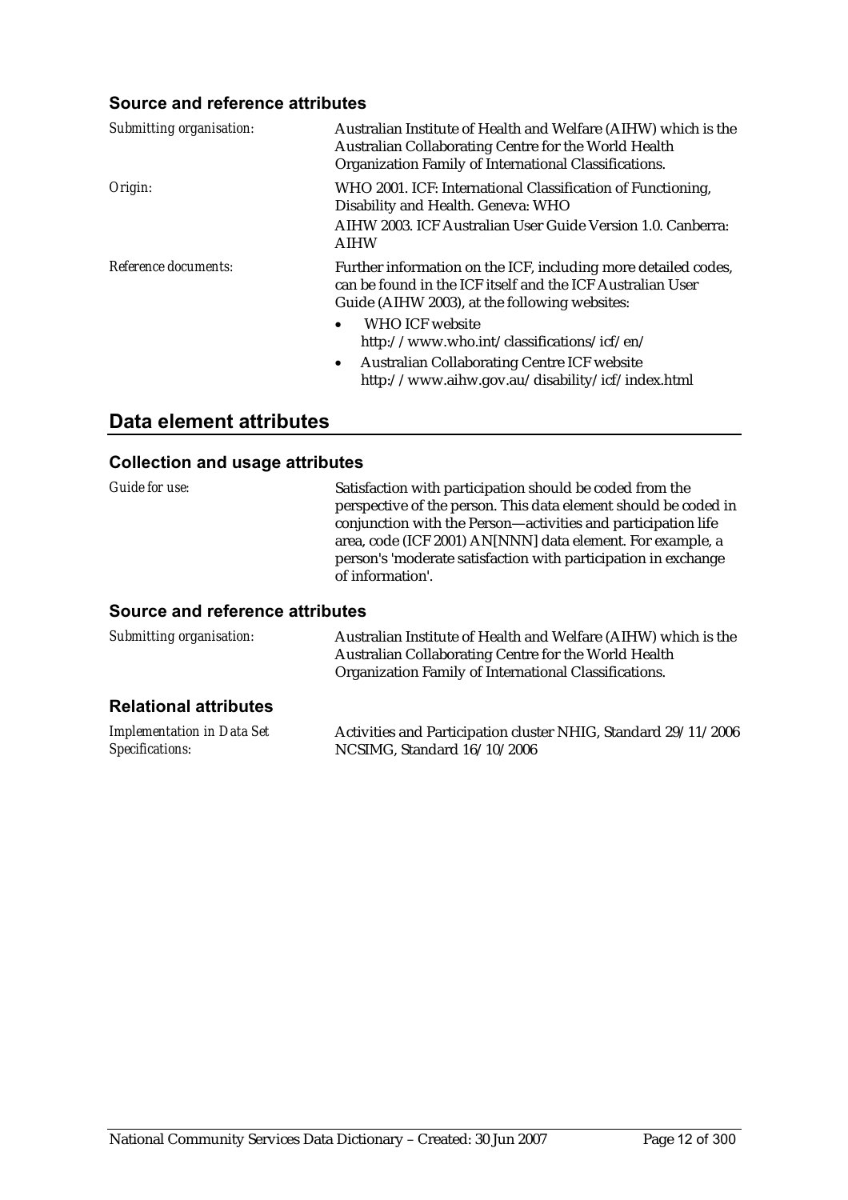### Source and reference attributes

*Submitting organisation:* Australian Institute of Health and Welfare (AIHW) which is the Australian Collaborating Centre for the World Health Organization Family of International Classifications.

*Origin:* WHO 2001. ICF: International Classification of Functioning, Disability and Health. Geneva: WHO

AIHW 2003. ICF Australian User Guide Version 1.0. Canberra: AIHW

*Reference documents:* Further information on the ICF, including more detailed codes, can be found in the ICF itself and the ICF Australian User Guide (AIHW 2003), at the following websites:

- WHO ICF website http://www.who.int/classifications/icf/en/
- Australian Collaborating Centre ICF website http://www.aihw.gov.au/disability/icf/index.html

## Data element attributes

### Collection and usage attributes

*Guide for use:* Satisfaction with participation should be coded from the perspective of the person. This data element should be coded in conjunction with the Person—activities and participation life area, code (ICF 2001) AN[NNN] data element. For example, a person's 'moderate satisfaction with participation in exchange of information'.

### Source and reference attributes

*Submitting organisation:* Australian Institute of Health and Welfare (AIHW) which is the Australian Collaborating Centre for the World Health Organization Family of International Classifications.

### Relational attributes

*Implementation in Data Set Specifications:* Activities and Participation cluster NHIG, Standard 29/11/2006

NCSIMG, Standard 16/10/2006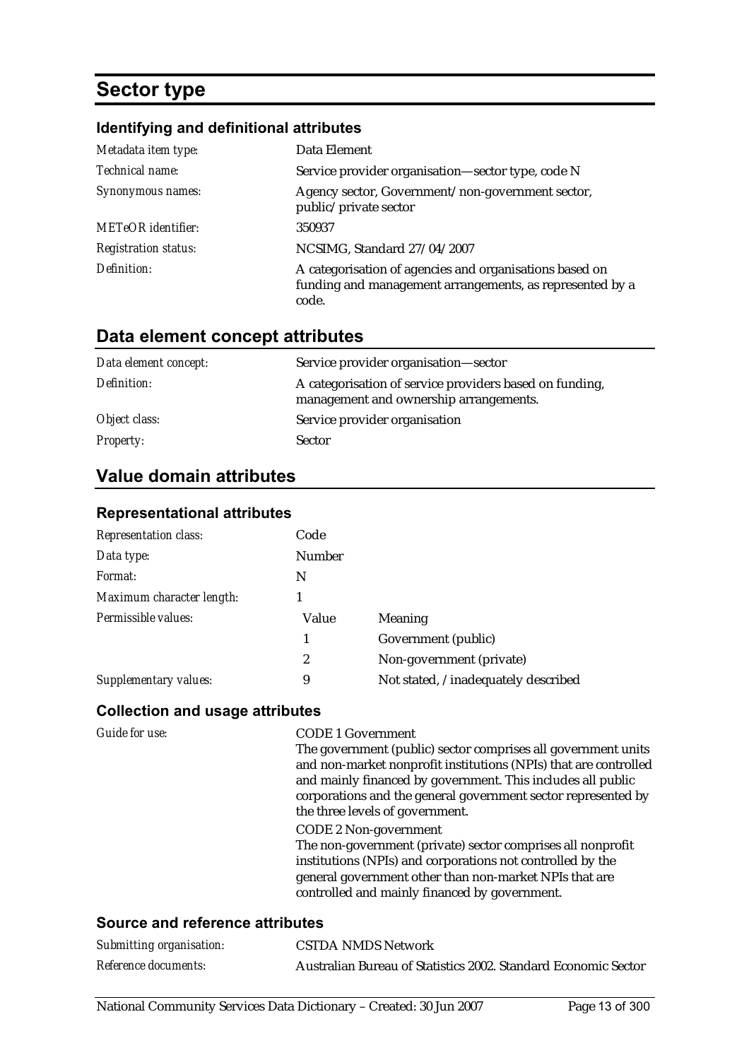# Sector type

### Identifying and definitional attributes

| | |
|---|---|
| *Metadata item type:* | Data Element |
| *Technical name:* | Service provider organisation—sector type, code N |
| *Synonymous names:* | Agency sector, Government/non-government sector, public/private sector |
| *METeOR identifier:* | 350937 |
| *Registration status:* | NCSIMG, Standard 27/04/2007 |
| *Definition:* | A categorisation of agencies and organisations based on funding and management arrangements, as represented by a code. |

## Data element concept attributes

| | |
|---|---|
| *Data element concept:* | Service provider organisation—sector |
| *Definition:* | A categorisation of service providers based on funding, management and ownership arrangements. |
| *Object class:* | Service provider organisation |
| *Property:* | Sector |

## Value domain attributes

### Representational attributes

| | | |
|---|---|---|
| *Representation class:* | Code | |
| *Data type:* | Number | |
| *Format:* | N | |
| *Maximum character length:* | 1 | |
| *Permissible values:* | Value | Meaning |
| | 1 | Government (public) |
| | 2 | Non-government (private) |
| *Supplementary values:* | 9 | Not stated, /inadequately described |

### Collection and usage attributes

*Guide for use:*

CODE 1 Government
The government (public) sector comprises all government units and non-market nonprofit institutions (NPIs) that are controlled and mainly financed by government. This includes all public corporations and the general government sector represented by the three levels of government.

CODE 2 Non-government
The non-government (private) sector comprises all nonprofit institutions (NPIs) and corporations not controlled by the general government other than non-market NPIs that are controlled and mainly financed by government.

### Source and reference attributes

| | |
|---|---|
| *Submitting organisation:* | CSTDA NMDS Network |
| *Reference documents:* | Australian Bureau of Statistics 2002. Standard Economic Sector |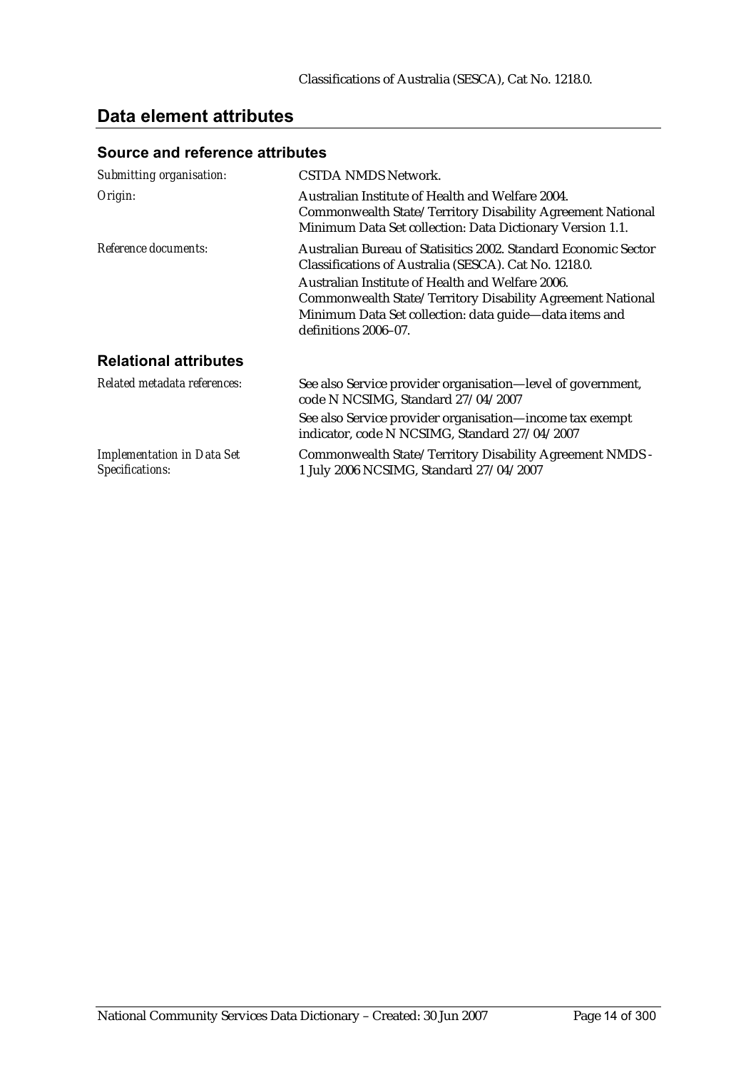Classifications of Australia (SESCA), Cat No. 1218.0.

## Data element attributes

### Source and reference attributes

*Submitting organisation:* CSTDA NMDS Network.

*Origin:* Australian Institute of Health and Welfare 2004. Commonwealth State/Territory Disability Agreement National Minimum Data Set collection: Data Dictionary Version 1.1.

*Reference documents:* Australian Bureau of Statisitics 2002. Standard Economic Sector Classifications of Australia (SESCA). Cat No. 1218.0.

Australian Institute of Health and Welfare 2006. Commonwealth State/Territory Disability Agreement National Minimum Data Set collection: data guide—data items and definitions 2006–07.

### Relational attributes

*Related metadata references:* See also Service provider organisation—level of government, code N NCSIMG, Standard 27/04/2007

See also Service provider organisation—income tax exempt indicator, code N NCSIMG, Standard 27/04/2007

*Implementation in Data Set Specifications:* Commonwealth State/Territory Disability Agreement NMDS - 1 July 2006 NCSIMG, Standard 27/04/2007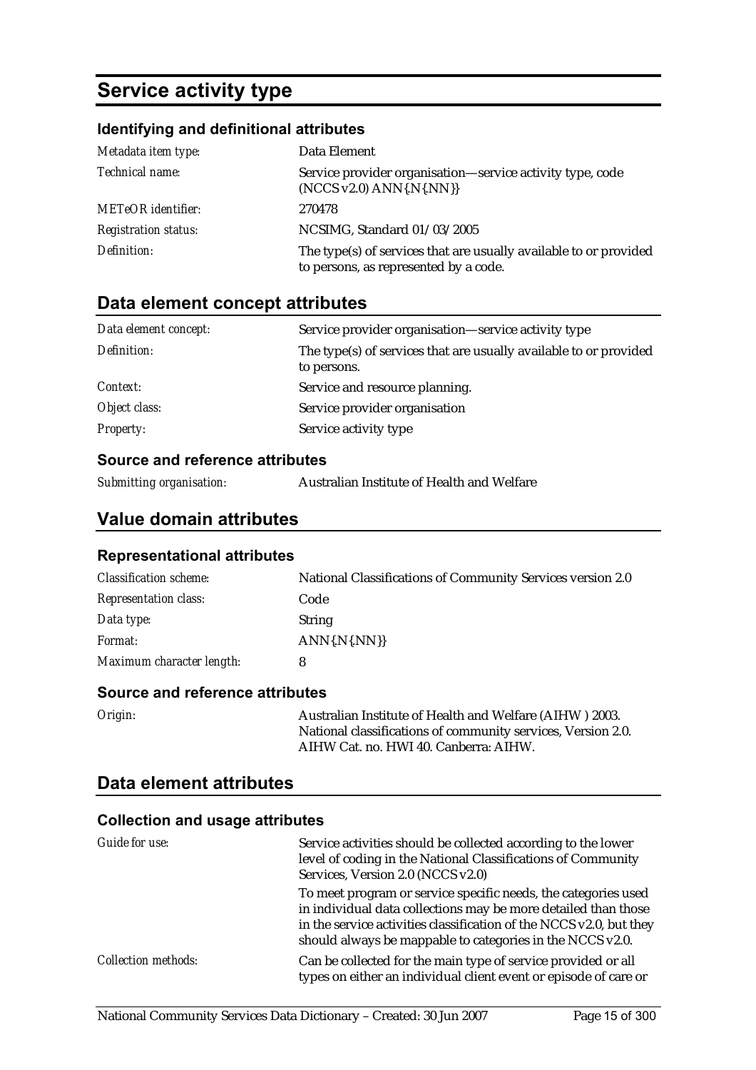# Service activity type

### Identifying and definitional attributes

| | |
|---|---|
| *Metadata item type:* | Data Element |
| *Technical name:* | Service provider organisation—service activity type, code (NCCS v2.0) ANN{.N{.NN}} |
| *METeOR identifier:* | 270478 |
| *Registration status:* | NCSIMG, Standard 01/03/2005 |
| *Definition:* | The type(s) of services that are usually available to or provided to persons, as represented by a code. |

## Data element concept attributes

| | |
|---|---|
| *Data element concept:* | Service provider organisation—service activity type |
| *Definition:* | The type(s) of services that are usually available to or provided to persons. |
| *Context:* | Service and resource planning. |
| *Object class:* | Service provider organisation |
| *Property:* | Service activity type |

### Source and reference attributes

| | |
|---|---|
| *Submitting organisation:* | Australian Institute of Health and Welfare |

## Value domain attributes

### Representational attributes

| | |
|---|---|
| *Classification scheme:* | National Classifications of Community Services version 2.0 |
| *Representation class:* | Code |
| *Data type:* | String |
| *Format:* | ANN{.N{.NN}} |
| *Maximum character length:* | 8 |

### Source and reference attributes

| | |
|---|---|
| *Origin:* | Australian Institute of Health and Welfare (AIHW ) 2003. National classifications of community services, Version 2.0. AIHW Cat. no. HWI 40. Canberra: AIHW. |

## Data element attributes

### Collection and usage attributes

| | |
|---|---|
| *Guide for use:* | Service activities should be collected according to the lower level of coding in the National Classifications of Community Services, Version 2.0 (NCCS v2.0)<br><br>To meet program or service specific needs, the categories used in individual data collections may be more detailed than those in the service activities classification of the NCCS v2.0, but they should always be mappable to categories in the NCCS v2.0. |
| *Collection methods:* | Can be collected for the main type of service provided or all types on either an individual client event or episode of care or |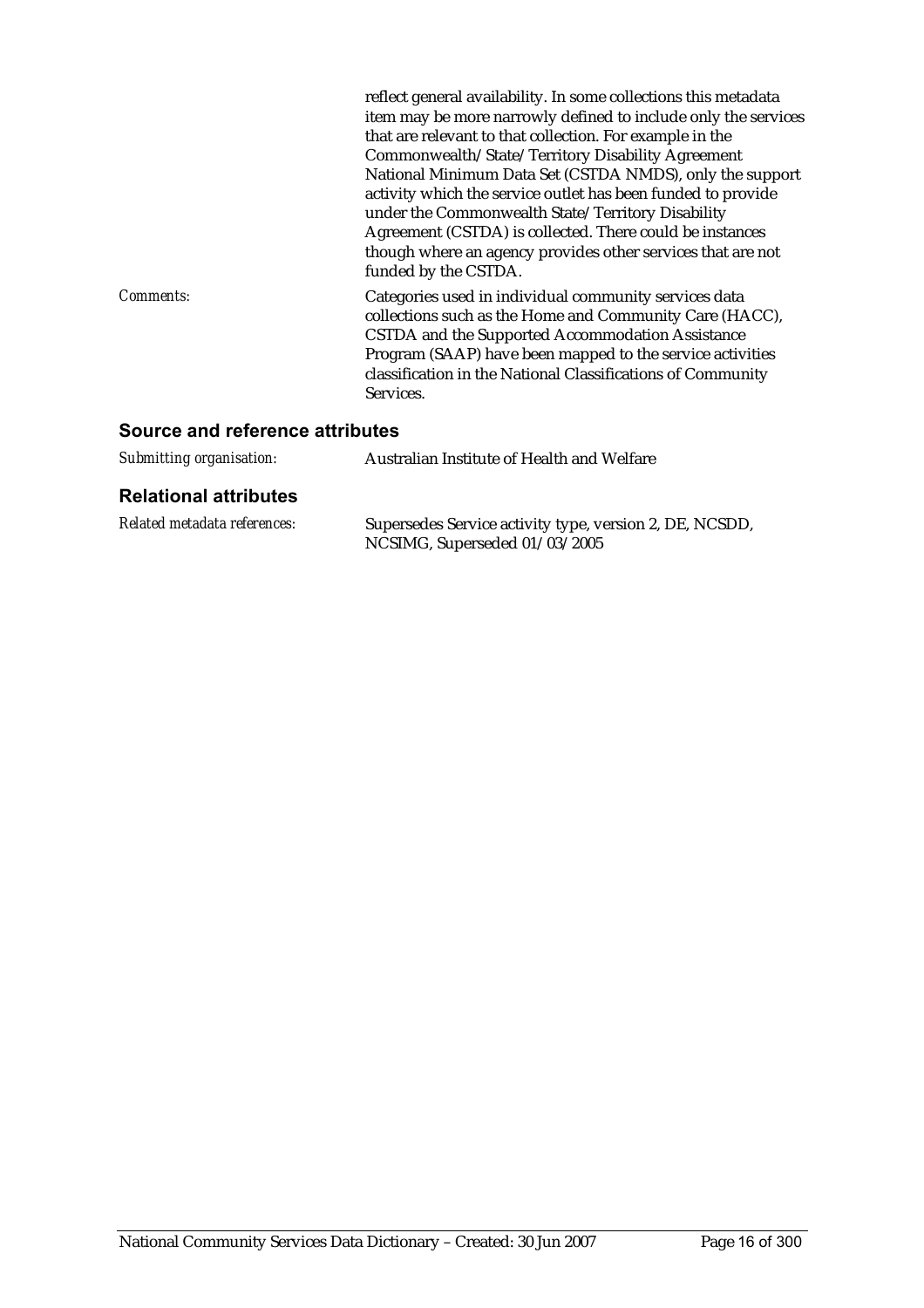reflect general availability. In some collections this metadata item may be more narrowly defined to include only the services that are relevant to that collection. For example in the Commonwealth/State/Territory Disability Agreement National Minimum Data Set (CSTDA NMDS), only the support activity which the service outlet has been funded to provide under the Commonwealth State/Territory Disability Agreement (CSTDA) is collected. There could be instances though where an agency provides other services that are not funded by the CSTDA.

*Comments:* Categories used in individual community services data collections such as the Home and Community Care (HACC), CSTDA and the Supported Accommodation Assistance Program (SAAP) have been mapped to the service activities classification in the National Classifications of Community Services.

## Source and reference attributes

*Submitting organisation:* Australian Institute of Health and Welfare

## Relational attributes

*Related metadata references:* Supersedes Service activity type, version 2, DE, NCSDD, NCSIMG, Superseded 01/03/2005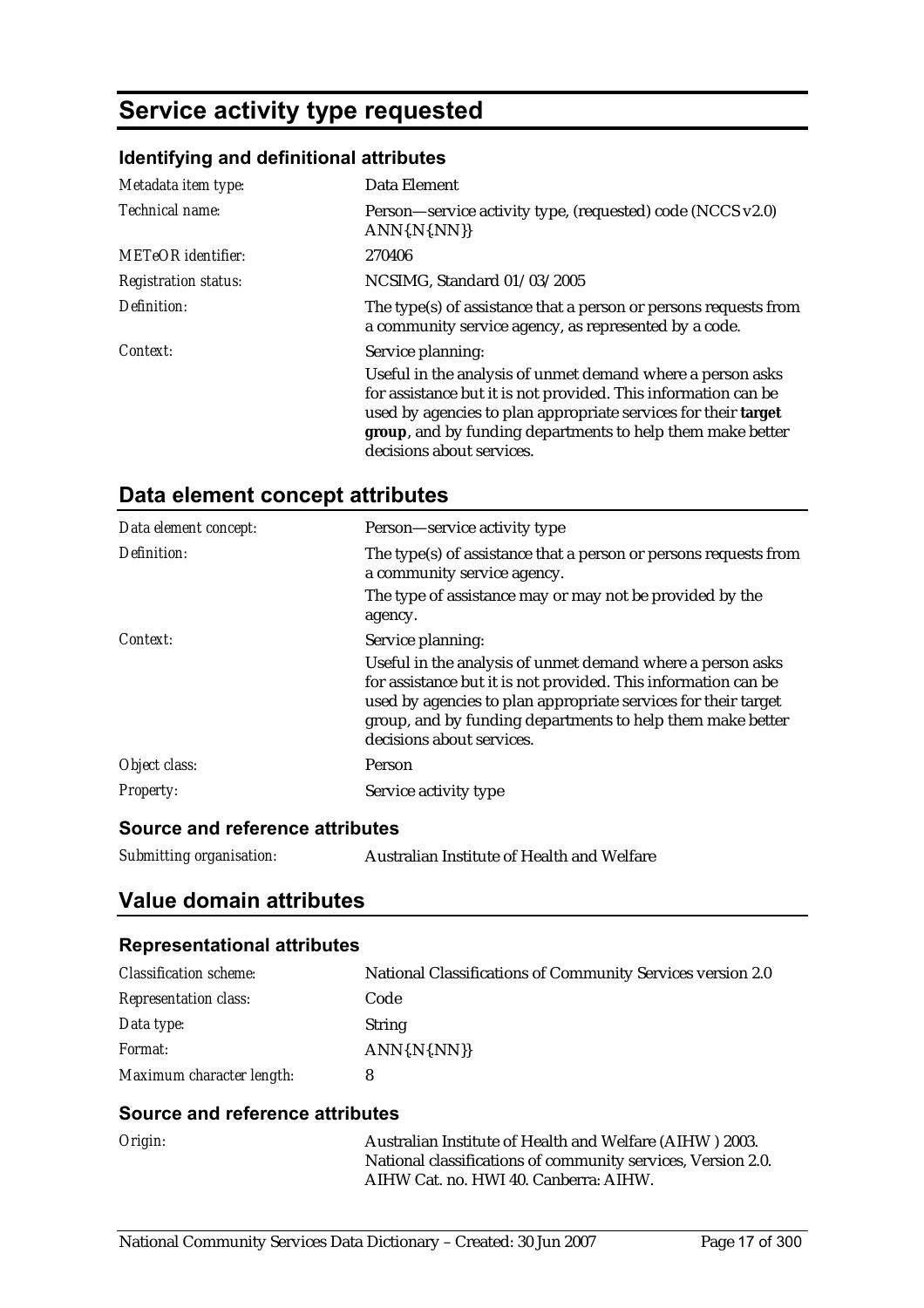# Service activity type requested

### Identifying and definitional attributes

| | |
|---|---|
| *Metadata item type:* | Data Element |
| *Technical name:* | Person—service activity type, (requested) code (NCCS v2.0) ANN{.N{.NN}} |
| *METeOR identifier:* | 270406 |
| *Registration status:* | NCSIMG, Standard 01/03/2005 |
| *Definition:* | The type(s) of assistance that a person or persons requests from a community service agency, as represented by a code. |
| *Context:* | Service planning:<br>Useful in the analysis of unmet demand where a person asks for assistance but it is not provided. This information can be used by agencies to plan appropriate services for their **target group**, and by funding departments to help them make better decisions about services. |

## Data element concept attributes

| | |
|---|---|
| *Data element concept:* | Person—service activity type |
| *Definition:* | The type(s) of assistance that a person or persons requests from a community service agency.<br>The type of assistance may or may not be provided by the agency. |
| *Context:* | Service planning:<br>Useful in the analysis of unmet demand where a person asks for assistance but it is not provided. This information can be used by agencies to plan appropriate services for their target group, and by funding departments to help them make better decisions about services. |
| *Object class:* | Person |
| *Property:* | Service activity type |

### Source and reference attributes

| | |
|---|---|
| *Submitting organisation:* | Australian Institute of Health and Welfare |

## Value domain attributes

### Representational attributes

| | |
|---|---|
| *Classification scheme:* | National Classifications of Community Services version 2.0 |
| *Representation class:* | Code |
| *Data type:* | String |
| *Format:* | ANN{.N{.NN}} |
| *Maximum character length:* | 8 |

### Source and reference attributes

| | |
|---|---|
| *Origin:* | Australian Institute of Health and Welfare (AIHW ) 2003. National classifications of community services, Version 2.0. AIHW Cat. no. HWI 40. Canberra: AIHW. |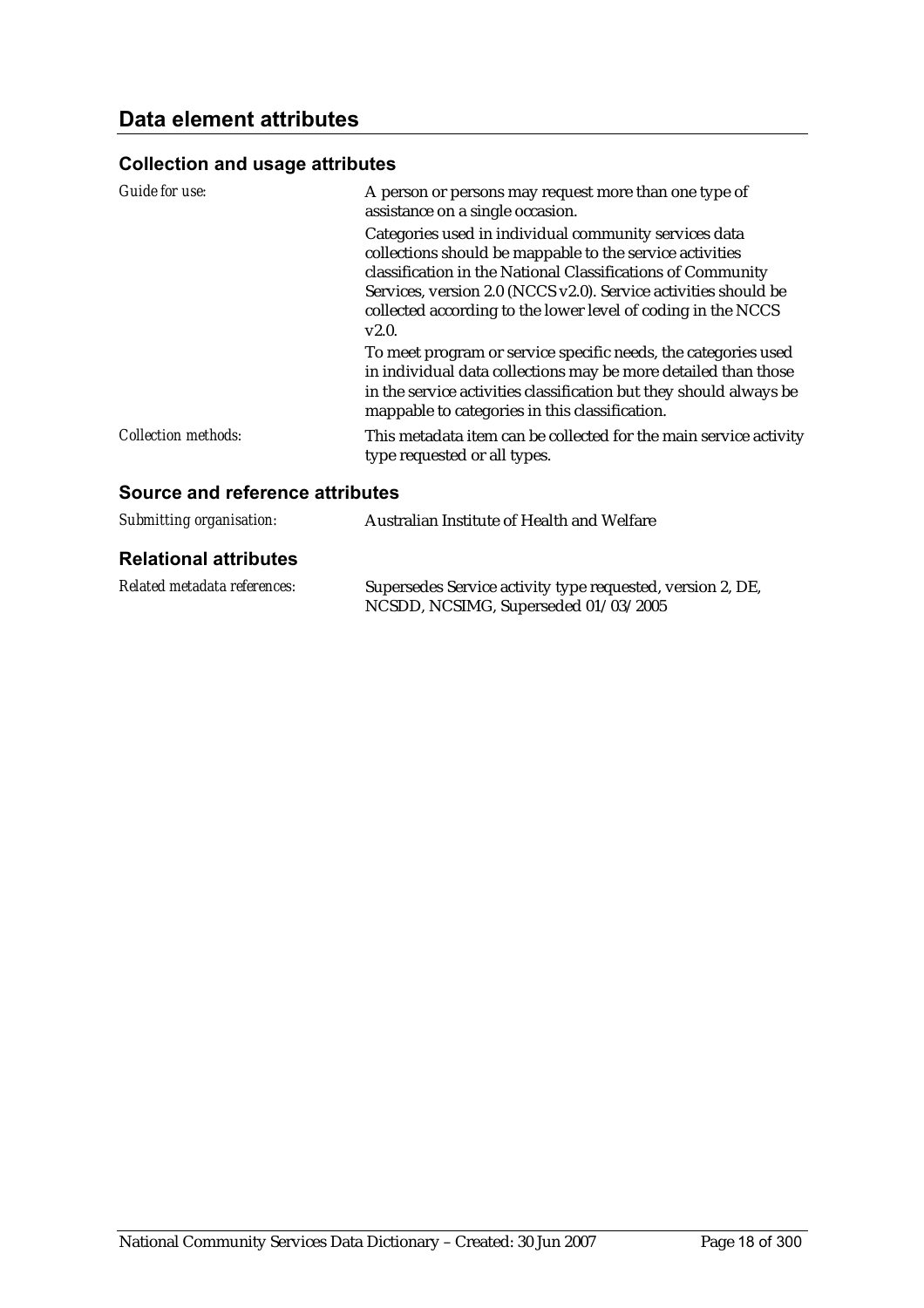## Data element attributes

### Collection and usage attributes

*Guide for use:* A person or persons may request more than one type of assistance on a single occasion.

Categories used in individual community services data collections should be mappable to the service activities classification in the National Classifications of Community Services, version 2.0 (NCCS v2.0). Service activities should be collected according to the lower level of coding in the NCCS v2.0.

To meet program or service specific needs, the categories used in individual data collections may be more detailed than those in the service activities classification but they should always be mappable to categories in this classification.

*Collection methods:* This metadata item can be collected for the main service activity type requested or all types.

### Source and reference attributes

*Submitting organisation:* Australian Institute of Health and Welfare

### Relational attributes

*Related metadata references:* Supersedes Service activity type requested, version 2, DE, NCSDD, NCSIMG, Superseded 01/03/2005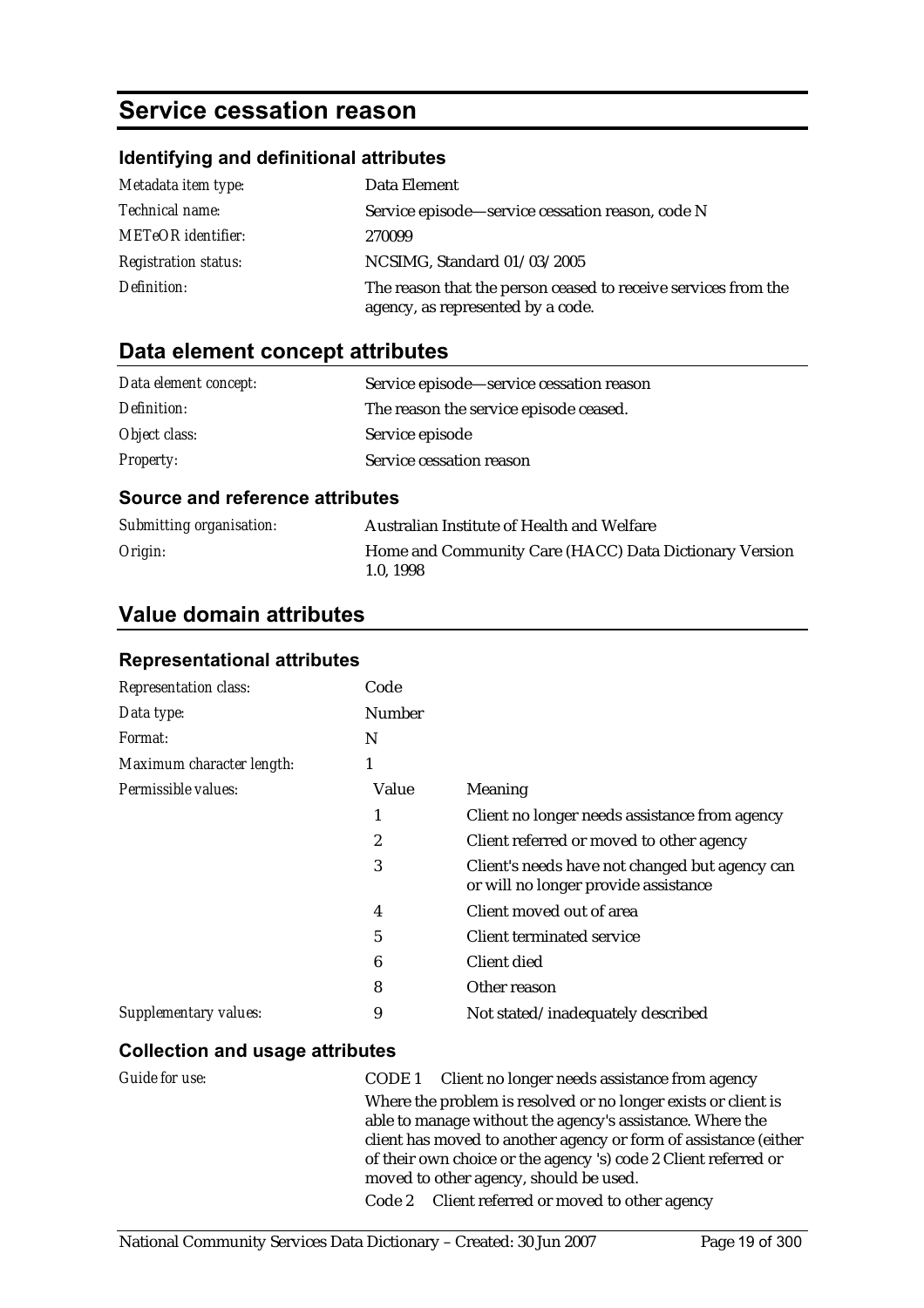# Service cessation reason

### Identifying and definitional attributes

| | |
|---|---|
| *Metadata item type:* | Data Element |
| *Technical name:* | Service episode—service cessation reason, code N |
| *METeOR identifier:* | 270099 |
| *Registration status:* | NCSIMG, Standard 01/03/2005 |
| *Definition:* | The reason that the person ceased to receive services from the agency, as represented by a code. |

## Data element concept attributes

| | |
|---|---|
| *Data element concept:* | Service episode—service cessation reason |
| *Definition:* | The reason the service episode ceased. |
| *Object class:* | Service episode |
| *Property:* | Service cessation reason |

### Source and reference attributes

| | |
|---|---|
| *Submitting organisation:* | Australian Institute of Health and Welfare |
| *Origin:* | Home and Community Care (HACC) Data Dictionary Version 1.0, 1998 |

## Value domain attributes

### Representational attributes

| | | |
|---|---|---|
| *Representation class:* | Code | |
| *Data type:* | Number | |
| *Format:* | N | |
| *Maximum character length:* | 1 | |
| *Permissible values:* | **Value** | **Meaning** |
| | 1 | Client no longer needs assistance from agency |
| | 2 | Client referred or moved to other agency |
| | 3 | Client's needs have not changed but agency can or will no longer provide assistance |
| | 4 | Client moved out of area |
| | 5 | Client terminated service |
| | 6 | Client died |
| | 8 | Other reason |
| *Supplementary values:* | 9 | Not stated/inadequately described |

### Collection and usage attributes

*Guide for use:*

CODE 1 Client no longer needs assistance from agency

Where the problem is resolved or no longer exists or client is able to manage without the agency's assistance. Where the client has moved to another agency or form of assistance (either of their own choice or the agency 's) code 2 Client referred or moved to other agency, should be used.

Code 2 Client referred or moved to other agency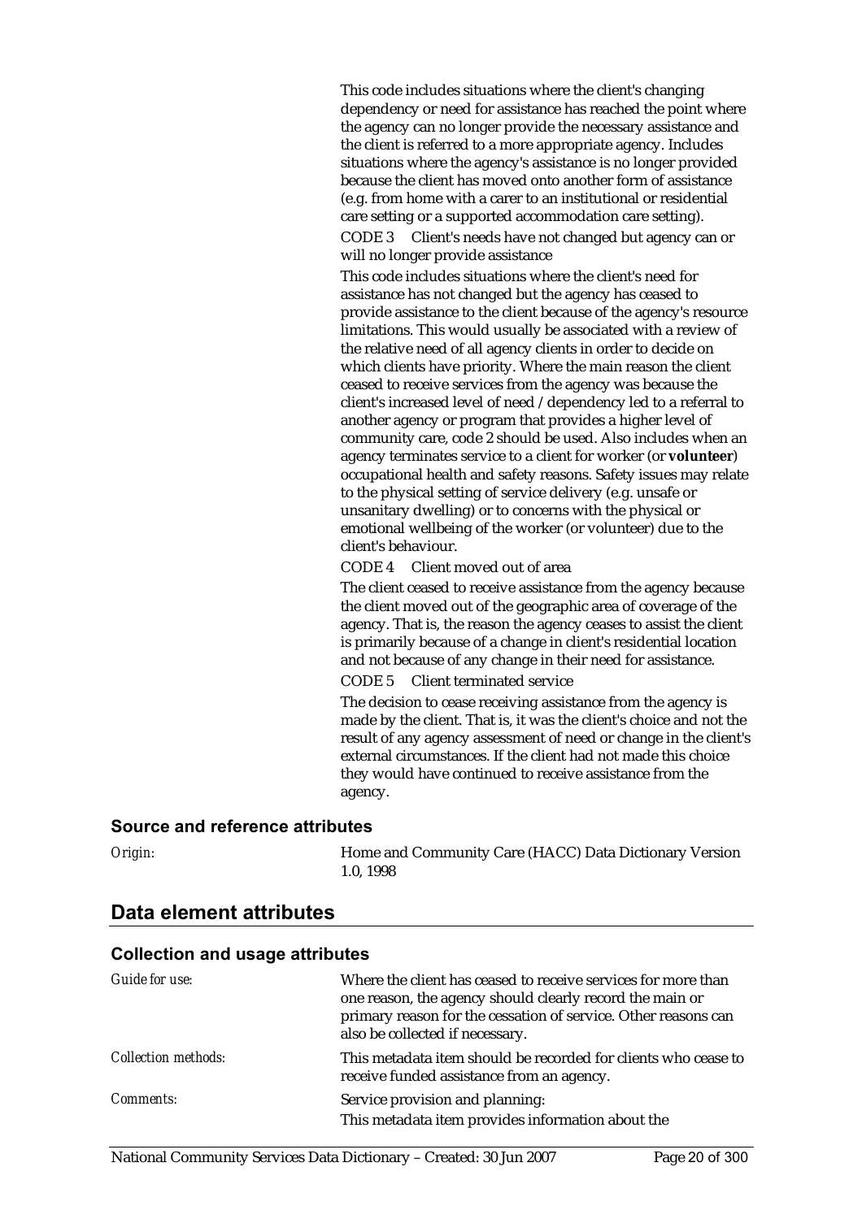This code includes situations where the client's changing dependency or need for assistance has reached the point where the agency can no longer provide the necessary assistance and the client is referred to a more appropriate agency. Includes situations where the agency's assistance is no longer provided because the client has moved onto another form of assistance (e.g. from home with a carer to an institutional or residential care setting or a supported accommodation care setting).

CODE 3 Client's needs have not changed but agency can or will no longer provide assistance

This code includes situations where the client's need for assistance has not changed but the agency has ceased to provide assistance to the client because of the agency's resource limitations. This would usually be associated with a review of the relative need of all agency clients in order to decide on which clients have priority. Where the main reason the client ceased to receive services from the agency was because the client's increased level of need / dependency led to a referral to another agency or program that provides a higher level of community care, code 2 should be used. Also includes when an agency terminates service to a client for worker (or **volunteer**) occupational health and safety reasons. Safety issues may relate to the physical setting of service delivery (e.g. unsafe or unsanitary dwelling) or to concerns with the physical or emotional wellbeing of the worker (or volunteer) due to the client's behaviour.

CODE 4 Client moved out of area

The client ceased to receive assistance from the agency because the client moved out of the geographic area of coverage of the agency. That is, the reason the agency ceases to assist the client is primarily because of a change in client's residential location and not because of any change in their need for assistance.

CODE 5 Client terminated service

The decision to cease receiving assistance from the agency is made by the client. That is, it was the client's choice and not the result of any agency assessment of need or change in the client's external circumstances. If the client had not made this choice they would have continued to receive assistance from the agency.

### Source and reference attributes

*Origin:* Home and Community Care (HACC) Data Dictionary Version 1.0, 1998

## Data element attributes

### Collection and usage attributes

*Guide for use:* Where the client has ceased to receive services for more than one reason, the agency should clearly record the main or primary reason for the cessation of service. Other reasons can also be collected if necessary.

*Collection methods:* This metadata item should be recorded for clients who cease to receive funded assistance from an agency.

*Comments:* Service provision and planning:

This metadata item provides information about the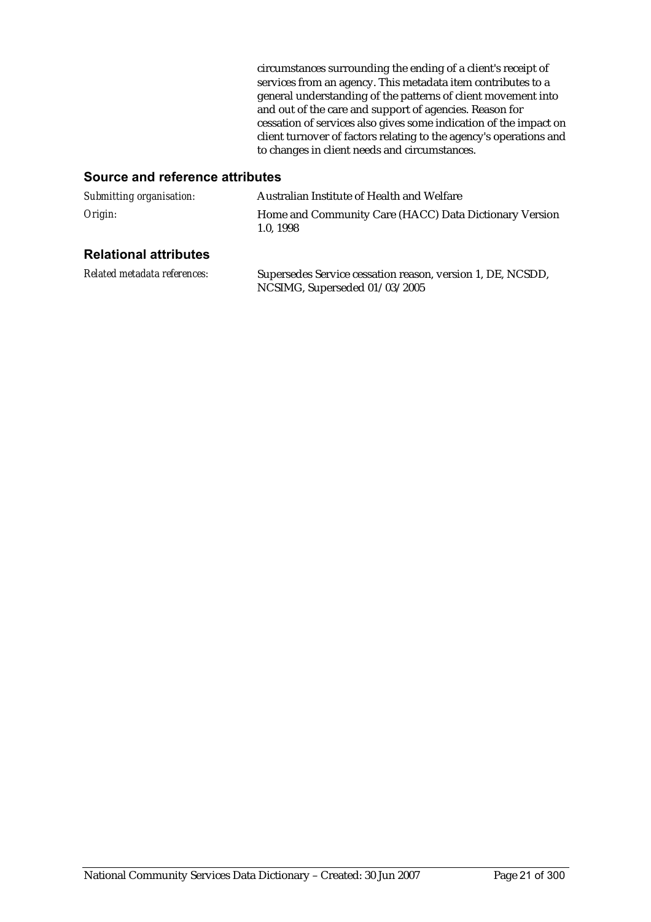circumstances surrounding the ending of a client's receipt of services from an agency. This metadata item contributes to a general understanding of the patterns of client movement into and out of the care and support of agencies. Reason for cessation of services also gives some indication of the impact on client turnover of factors relating to the agency's operations and to changes in client needs and circumstances.

## Source and reference attributes

*Submitting organisation:* Australian Institute of Health and Welfare

*Origin:* Home and Community Care (HACC) Data Dictionary Version 1.0, 1998

## Relational attributes

*Related metadata references:* Supersedes Service cessation reason, version 1, DE, NCSDD, NCSIMG, Superseded 01/03/2005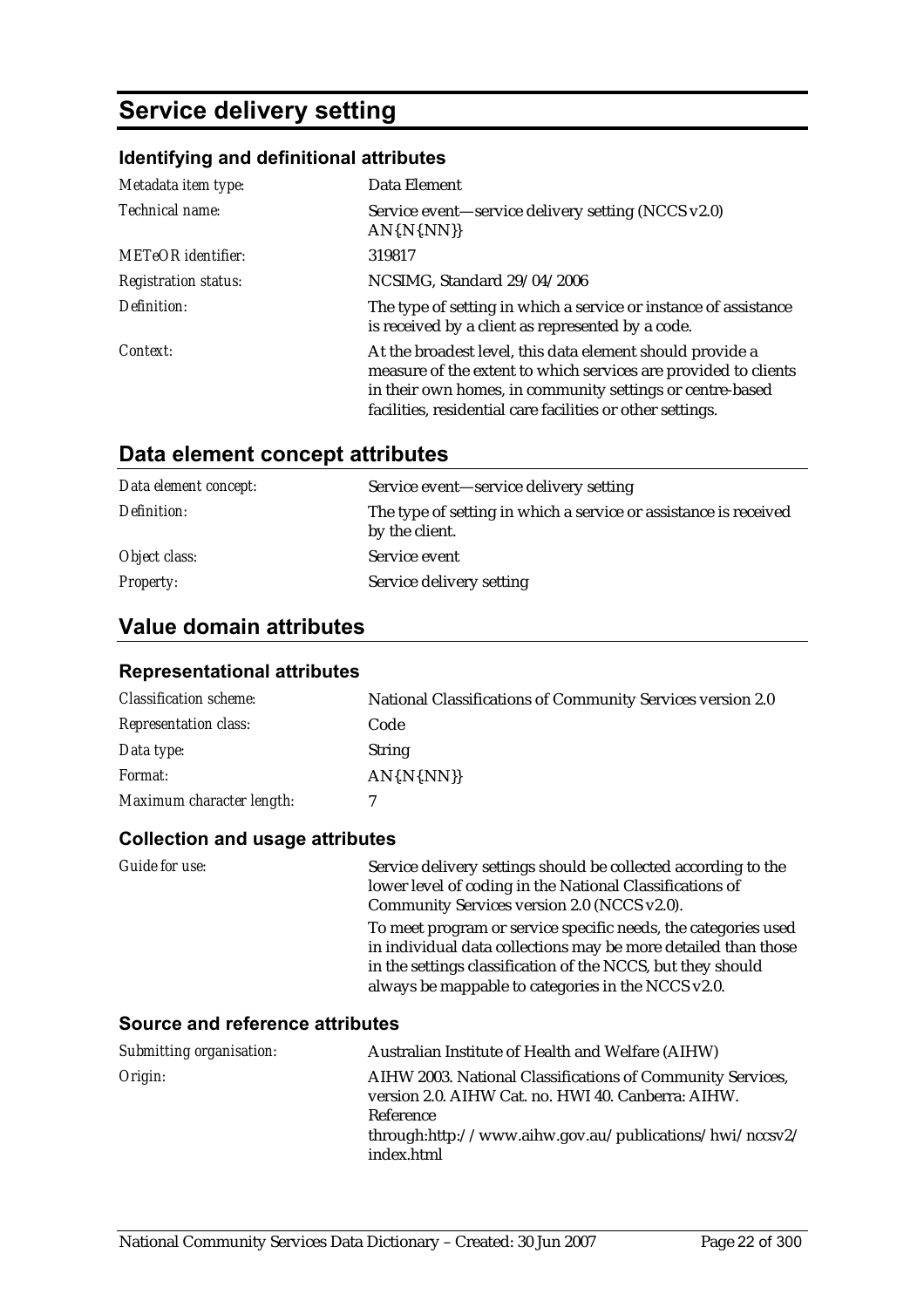# Service delivery setting

### Identifying and definitional attributes

| | |
|---|---|
| *Metadata item type:* | Data Element |
| *Technical name:* | Service event—service delivery setting (NCCS v2.0) AN{.N{.NN}} |
| *METeOR identifier:* | 319817 |
| *Registration status:* | NCSIMG, Standard 29/04/2006 |
| *Definition:* | The type of setting in which a service or instance of assistance is received by a client as represented by a code. |
| *Context:* | At the broadest level, this data element should provide a measure of the extent to which services are provided to clients in their own homes, in community settings or centre-based facilities, residential care facilities or other settings. |

## Data element concept attributes

| | |
|---|---|
| *Data element concept:* | Service event—service delivery setting |
| *Definition:* | The type of setting in which a service or assistance is received by the client. |
| *Object class:* | Service event |
| *Property:* | Service delivery setting |

## Value domain attributes

### Representational attributes

| | |
|---|---|
| *Classification scheme:* | National Classifications of Community Services version 2.0 |
| *Representation class:* | Code |
| *Data type:* | String |
| *Format:* | AN{.N{.NN}} |
| *Maximum character length:* | 7 |

### Collection and usage attributes

| | |
|---|---|
| *Guide for use:* | Service delivery settings should be collected according to the lower level of coding in the National Classifications of Community Services version 2.0 (NCCS v2.0).<br>To meet program or service specific needs, the categories used in individual data collections may be more detailed than those in the settings classification of the NCCS, but they should always be mappable to categories in the NCCS v2.0. |

### Source and reference attributes

| | |
|---|---|
| *Submitting organisation:* | Australian Institute of Health and Welfare (AIHW) |
| *Origin:* | AIHW 2003. National Classifications of Community Services, version 2.0. AIHW Cat. no. HWI 40. Canberra: AIHW. Reference through:http://www.aihw.gov.au/publications/hwi/nccsv2/index.html |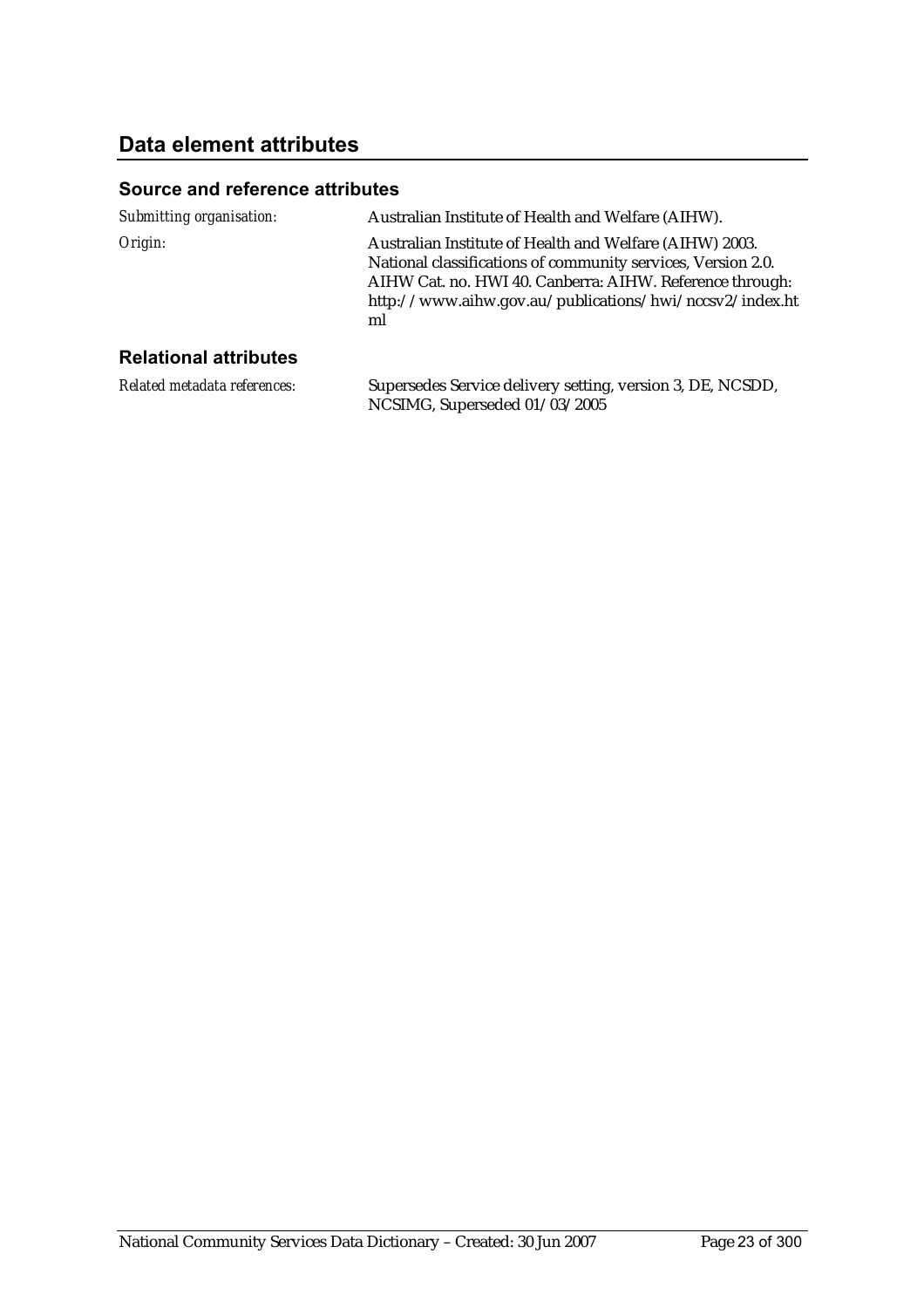## Data element attributes

### Source and reference attributes

| | |
|---|---|
| *Submitting organisation:* | Australian Institute of Health and Welfare (AIHW). |
| *Origin:* | Australian Institute of Health and Welfare (AIHW) 2003. National classifications of community services, Version 2.0. AIHW Cat. no. HWI 40. Canberra: AIHW. Reference through: http://www.aihw.gov.au/publications/hwi/nccsv2/index.html |

### Relational attributes

| | |
|---|---|
| *Related metadata references:* | Supersedes Service delivery setting, version 3, DE, NCSDD, NCSIMG, Superseded 01/03/2005 |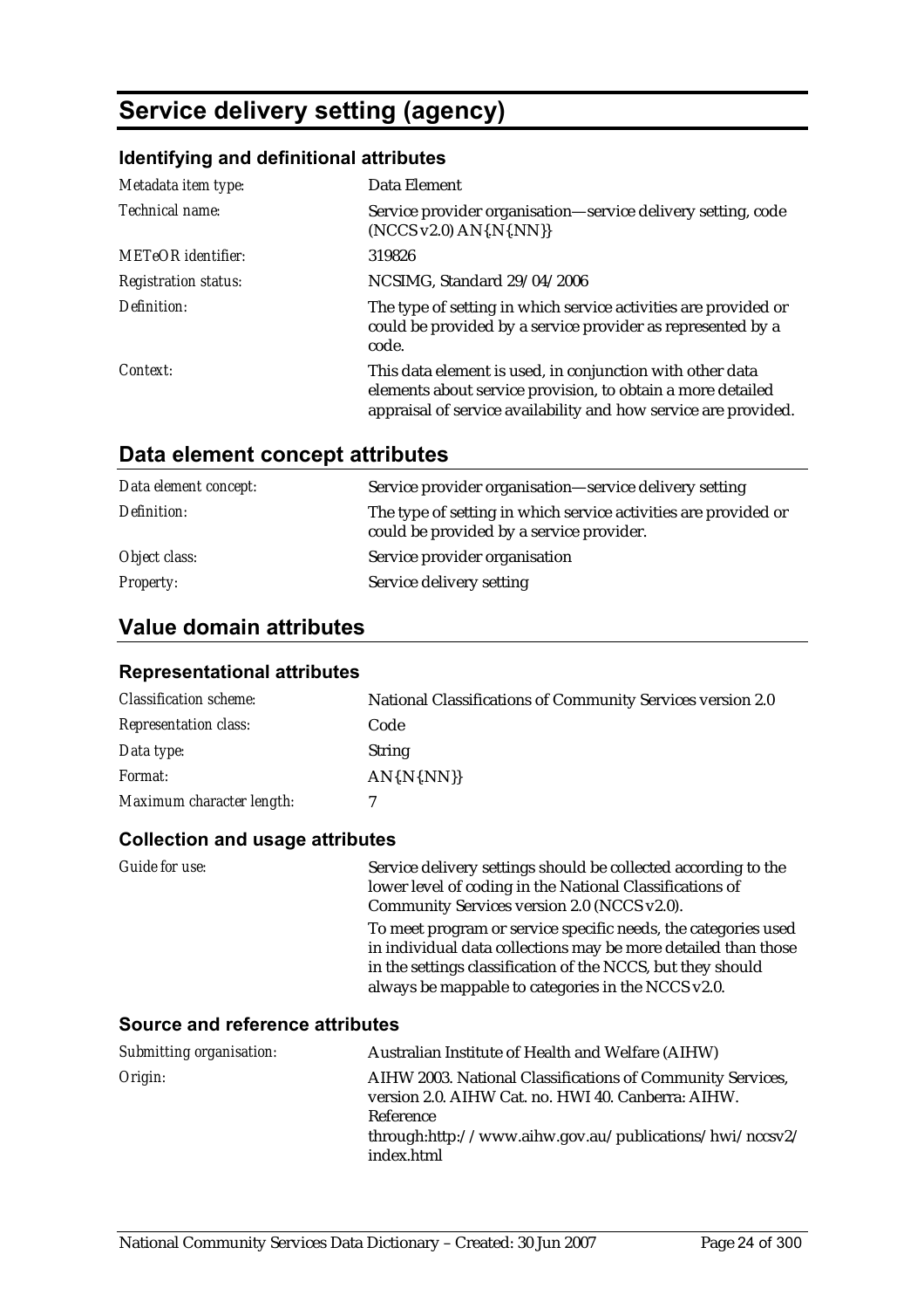# Service delivery setting (agency)

### Identifying and definitional attributes

| | |
|---|---|
| *Metadata item type:* | Data Element |
| *Technical name:* | Service provider organisation—service delivery setting, code (NCCS v2.0) AN{.N{.NN}} |
| *METeOR identifier:* | 319826 |
| *Registration status:* | NCSIMG, Standard 29/04/2006 |
| *Definition:* | The type of setting in which service activities are provided or could be provided by a service provider as represented by a code. |
| *Context:* | This data element is used, in conjunction with other data elements about service provision, to obtain a more detailed appraisal of service availability and how service are provided. |

## Data element concept attributes

| | |
|---|---|
| *Data element concept:* | Service provider organisation—service delivery setting |
| *Definition:* | The type of setting in which service activities are provided or could be provided by a service provider. |
| *Object class:* | Service provider organisation |
| *Property:* | Service delivery setting |

## Value domain attributes

### Representational attributes

| | |
|---|---|
| *Classification scheme:* | National Classifications of Community Services version 2.0 |
| *Representation class:* | Code |
| *Data type:* | String |
| *Format:* | AN{.N{.NN}} |
| *Maximum character length:* | 7 |

### Collection and usage attributes

*Guide for use:*

Service delivery settings should be collected according to the lower level of coding in the National Classifications of Community Services version 2.0 (NCCS v2.0).

To meet program or service specific needs, the categories used in individual data collections may be more detailed than those in the settings classification of the NCCS, but they should always be mappable to categories in the NCCS v2.0.

### Source and reference attributes

| | |
|---|---|
| *Submitting organisation:* | Australian Institute of Health and Welfare (AIHW) |
| *Origin:* | AIHW 2003. National Classifications of Community Services, version 2.0. AIHW Cat. no. HWI 40. Canberra: AIHW. Reference through:http://www.aihw.gov.au/publications/hwi/nccsv2/index.html |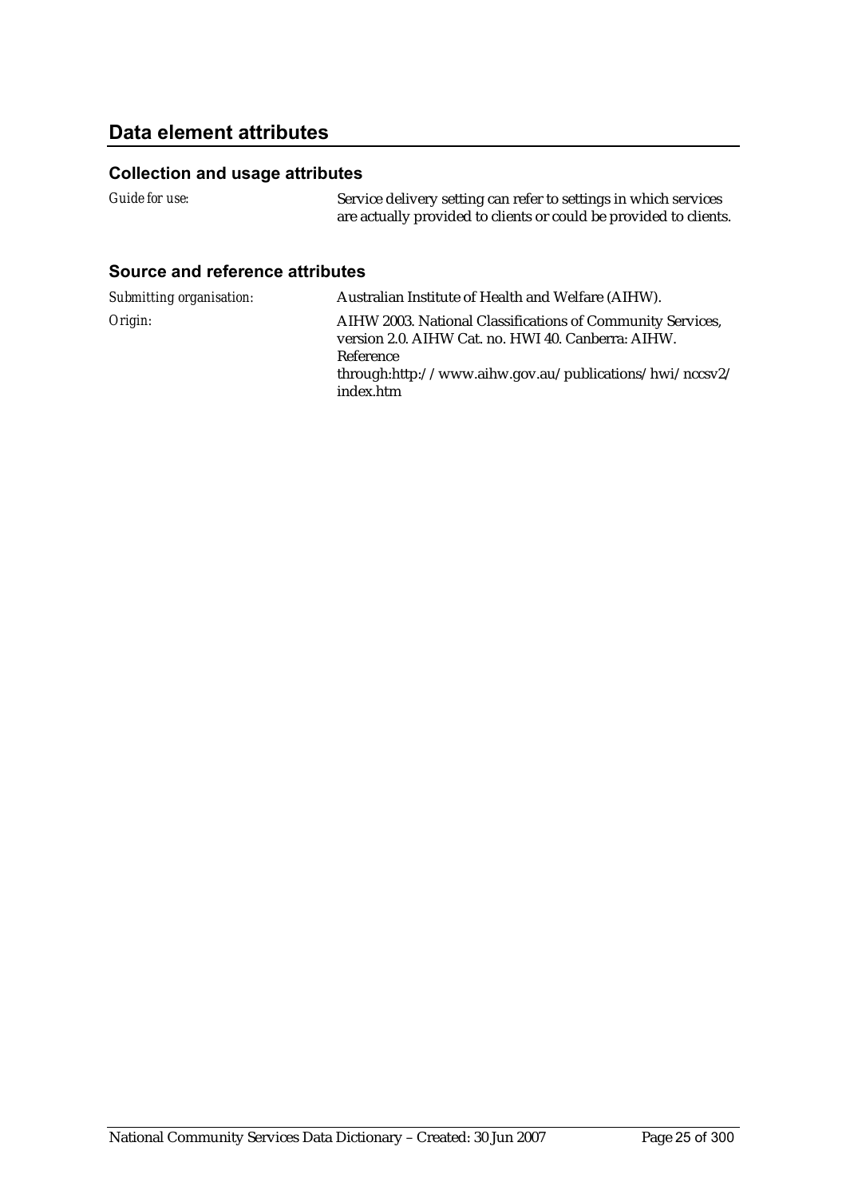## Data element attributes

### Collection and usage attributes

| | |
|---|---|
| *Guide for use:* | Service delivery setting can refer to settings in which services are actually provided to clients or could be provided to clients. |

### Source and reference attributes

| | |
|---|---|
| *Submitting organisation:* | Australian Institute of Health and Welfare (AIHW). |
| *Origin:* | AIHW 2003. National Classifications of Community Services, version 2.0. AIHW Cat. no. HWI 40. Canberra: AIHW. Reference through:http://www.aihw.gov.au/publications/hwi/nccsv2/index.htm |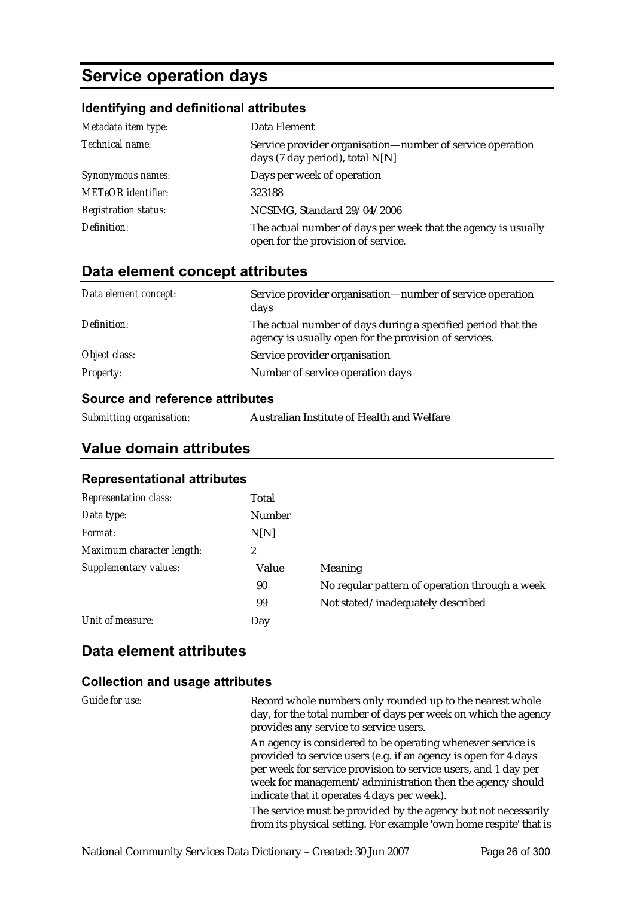# Service operation days

### Identifying and definitional attributes

| | |
|---|---|
| *Metadata item type:* | Data Element |
| *Technical name:* | Service provider organisation—number of service operation days (7 day period), total N[N] |
| *Synonymous names:* | Days per week of operation |
| *METeOR identifier:* | 323188 |
| *Registration status:* | NCSIMG, Standard 29/04/2006 |
| *Definition:* | The actual number of days per week that the agency is usually open for the provision of service. |

## Data element concept attributes

| | |
|---|---|
| *Data element concept:* | Service provider organisation—number of service operation days |
| *Definition:* | The actual number of days during a specified period that the agency is usually open for the provision of services. |
| *Object class:* | Service provider organisation |
| *Property:* | Number of service operation days |

### Source and reference attributes

| | |
|---|---|
| *Submitting organisation:* | Australian Institute of Health and Welfare |

## Value domain attributes

### Representational attributes

| | | |
|---|---|---|
| *Representation class:* | Total | |
| *Data type:* | Number | |
| *Format:* | N[N] | |
| *Maximum character length:* | 2 | |
| *Supplementary values:* | Value | Meaning |
| | 90 | No regular pattern of operation through a week |
| | 99 | Not stated/inadequately described |
| *Unit of measure:* | Day | |

## Data element attributes

### Collection and usage attributes

*Guide for use:*

Record whole numbers only rounded up to the nearest whole day, for the total number of days per week on which the agency provides any service to service users.

An agency is considered to be operating whenever service is provided to service users (e.g. if an agency is open for 4 days per week for service provision to service users, and 1 day per week for management/administration then the agency should indicate that it operates 4 days per week).

The service must be provided by the agency but not necessarily from its physical setting. For example 'own home respite' that is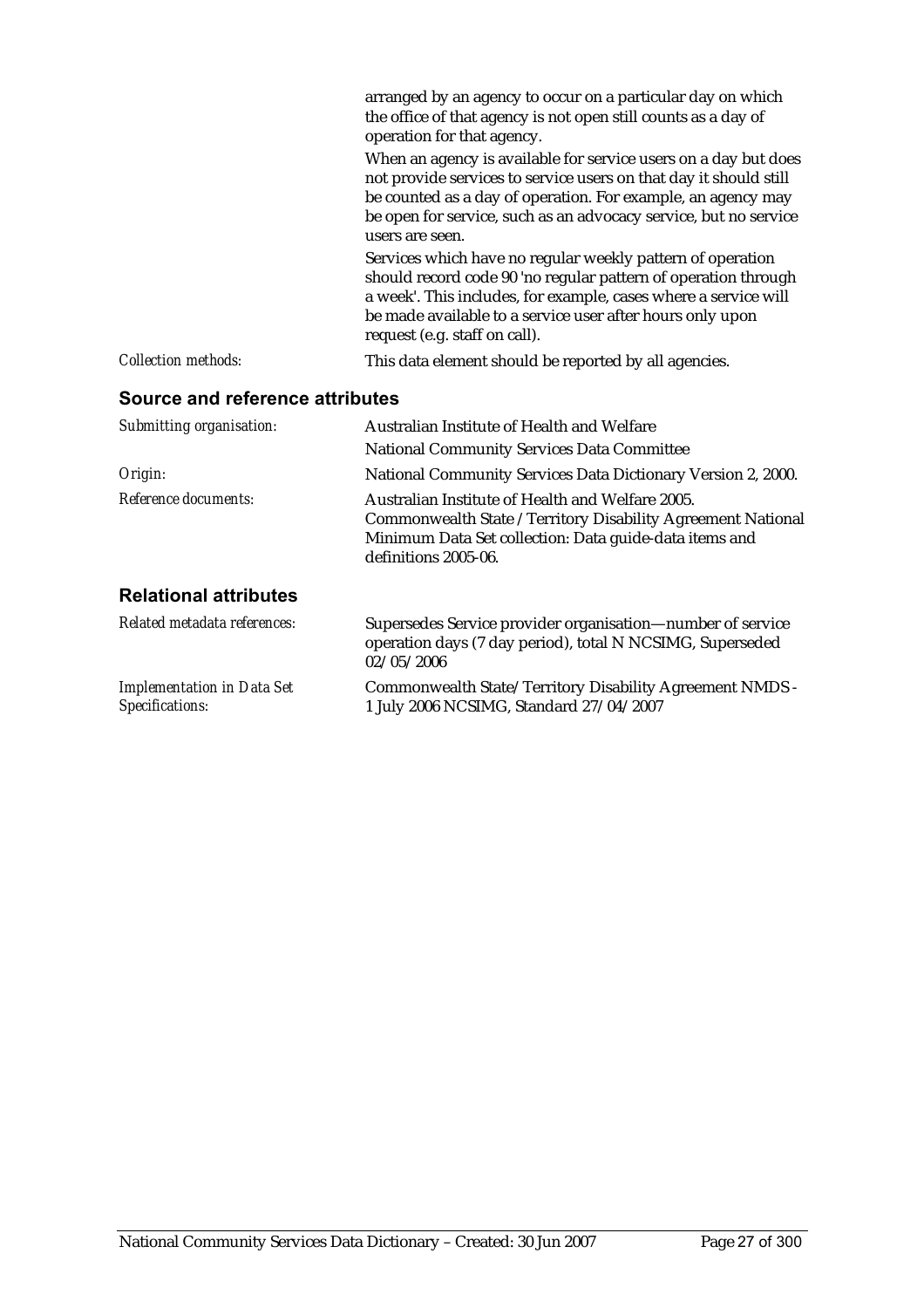arranged by an agency to occur on a particular day on which the office of that agency is not open still counts as a day of operation for that agency.

When an agency is available for service users on a day but does not provide services to service users on that day it should still be counted as a day of operation. For example, an agency may be open for service, such as an advocacy service, but no service users are seen.

Services which have no regular weekly pattern of operation should record code 90 'no regular pattern of operation through a week'. This includes, for example, cases where a service will be made available to a service user after hours only upon request (e.g. staff on call).

*Collection methods:* This data element should be reported by all agencies.

## Source and reference attributes

*Submitting organisation:* Australian Institute of Health and Welfare

National Community Services Data Committee

*Origin:* National Community Services Data Dictionary Version 2, 2000.

*Reference documents:* Australian Institute of Health and Welfare 2005. Commonwealth State /Territory Disability Agreement National Minimum Data Set collection: Data guide-data items and definitions 2005-06.

## Relational attributes

*Related metadata references:* Supersedes Service provider organisation—number of service operation days (7 day period), total N NCSIMG, Superseded 02/05/2006

*Implementation in Data Set Specifications:* Commonwealth State/Territory Disability Agreement NMDS - 1 July 2006 NCSIMG, Standard 27/04/2007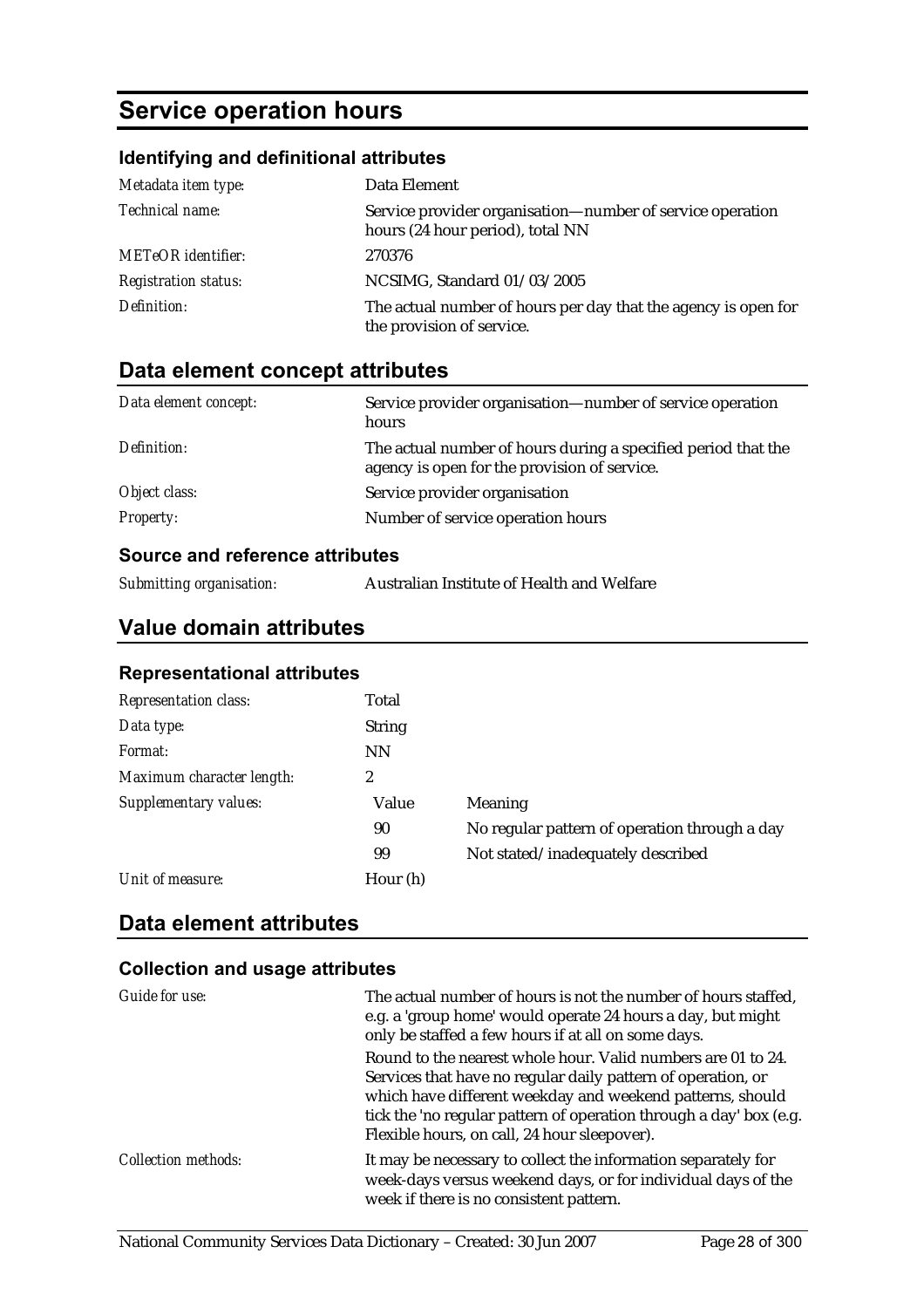# Service operation hours

### Identifying and definitional attributes

| | |
|---|---|
| *Metadata item type:* | Data Element |
| *Technical name:* | Service provider organisation—number of service operation hours (24 hour period), total NN |
| *METeOR identifier:* | 270376 |
| *Registration status:* | NCSIMG, Standard 01/03/2005 |
| *Definition:* | The actual number of hours per day that the agency is open for the provision of service. |

## Data element concept attributes

| | |
|---|---|
| *Data element concept:* | Service provider organisation—number of service operation hours |
| *Definition:* | The actual number of hours during a specified period that the agency is open for the provision of service. |
| *Object class:* | Service provider organisation |
| *Property:* | Number of service operation hours |

### Source and reference attributes

| | |
|---|---|
| *Submitting organisation:* | Australian Institute of Health and Welfare |

## Value domain attributes

### Representational attributes

| | | |
|---|---|---|
| *Representation class:* | Total | |
| *Data type:* | String | |
| *Format:* | NN | |
| *Maximum character length:* | 2 | |
| *Supplementary values:* | Value | Meaning |
| | 90 | No regular pattern of operation through a day |
| | 99 | Not stated/inadequately described |
| *Unit of measure:* | Hour (h) | |

## Data element attributes

### Collection and usage attributes

| | |
|---|---|
| *Guide for use:* | The actual number of hours is not the number of hours staffed, e.g. a 'group home' would operate 24 hours a day, but might only be staffed a few hours if at all on some days.<br>Round to the nearest whole hour. Valid numbers are 01 to 24. Services that have no regular daily pattern of operation, or which have different weekday and weekend patterns, should tick the 'no regular pattern of operation through a day' box (e.g. Flexible hours, on call, 24 hour sleepover). |
| *Collection methods:* | It may be necessary to collect the information separately for week-days versus weekend days, or for individual days of the week if there is no consistent pattern. |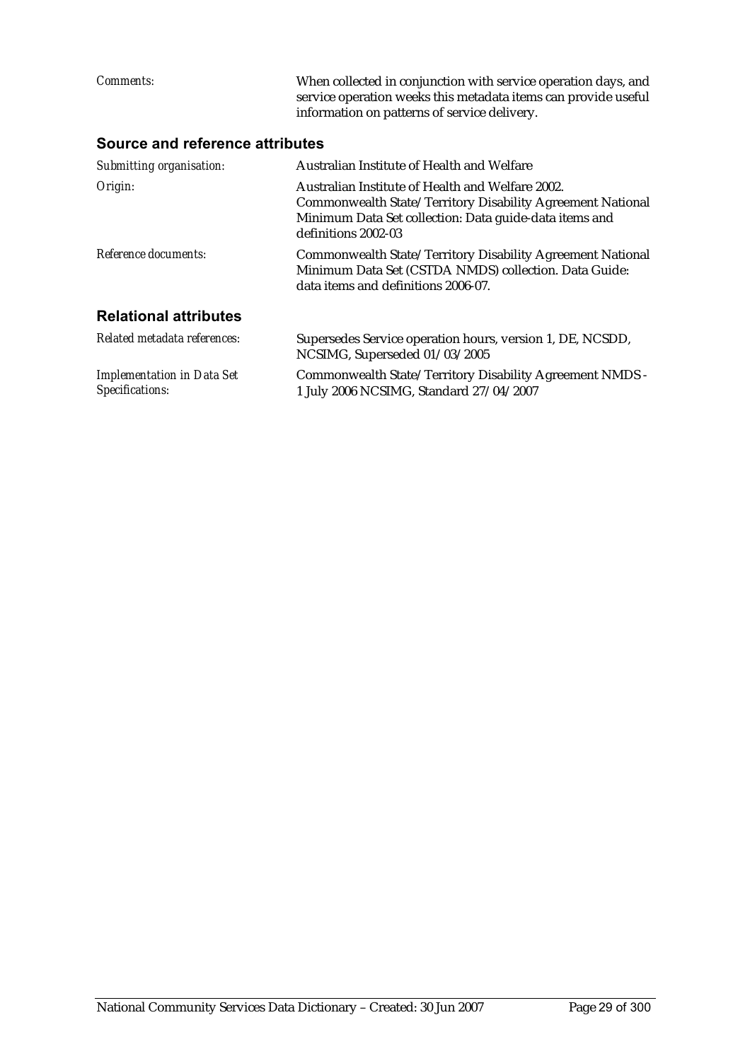*Comments:* When collected in conjunction with service operation days, and service operation weeks this metadata items can provide useful information on patterns of service delivery.

### Source and reference attributes

*Submitting organisation:* Australian Institute of Health and Welfare

*Origin:* Australian Institute of Health and Welfare 2002. Commonwealth State/Territory Disability Agreement National Minimum Data Set collection: Data guide-data items and definitions 2002-03

*Reference documents:* Commonwealth State/Territory Disability Agreement National Minimum Data Set (CSTDA NMDS) collection. Data Guide: data items and definitions 2006-07.

### Relational attributes

*Related metadata references:* Supersedes Service operation hours, version 1, DE, NCSDD, NCSIMG, Superseded 01/03/2005

*Implementation in Data Set Specifications:* Commonwealth State/Territory Disability Agreement NMDS - 1 July 2006 NCSIMG, Standard 27/04/2007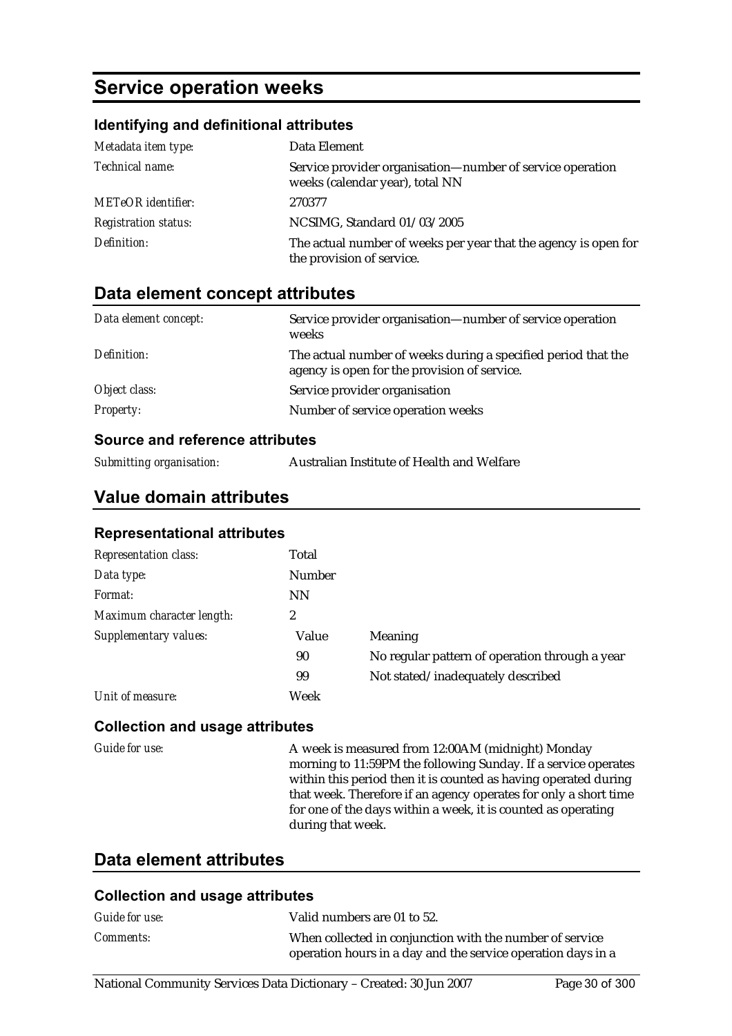# Service operation weeks

### Identifying and definitional attributes

| | |
|---|---|
| *Metadata item type:* | Data Element |
| *Technical name:* | Service provider organisation—number of service operation weeks (calendar year), total NN |
| *METeOR identifier:* | 270377 |
| *Registration status:* | NCSIMG, Standard 01/03/2005 |
| *Definition:* | The actual number of weeks per year that the agency is open for the provision of service. |

## Data element concept attributes

| | |
|---|---|
| *Data element concept:* | Service provider organisation—number of service operation weeks |
| *Definition:* | The actual number of weeks during a specified period that the agency is open for the provision of service. |
| *Object class:* | Service provider organisation |
| *Property:* | Number of service operation weeks |

### Source and reference attributes

| | |
|---|---|
| *Submitting organisation:* | Australian Institute of Health and Welfare |

## Value domain attributes

### Representational attributes

| | | |
|---|---|---|
| *Representation class:* | Total | |
| *Data type:* | Number | |
| *Format:* | NN | |
| *Maximum character length:* | 2 | |
| *Supplementary values:* | Value | Meaning |
| | 90 | No regular pattern of operation through a year |
| | 99 | Not stated/inadequately described |
| *Unit of measure:* | Week | |

### Collection and usage attributes

| | |
|---|---|
| *Guide for use:* | A week is measured from 12:00AM (midnight) Monday morning to 11:59PM the following Sunday. If a service operates within this period then it is counted as having operated during that week. Therefore if an agency operates for only a short time for one of the days within a week, it is counted as operating during that week. |

## Data element attributes

### Collection and usage attributes

| | |
|---|---|
| *Guide for use:* | Valid numbers are 01 to 52. |
| *Comments:* | When collected in conjunction with the number of service operation hours in a day and the service operation days in a |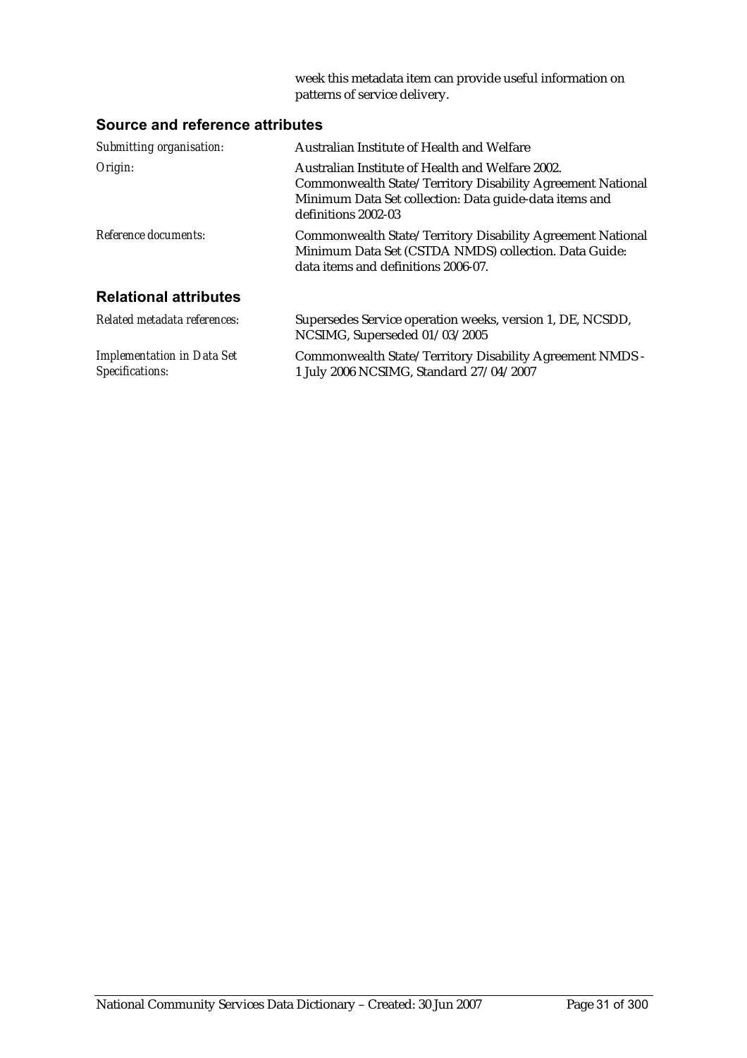week this metadata item can provide useful information on patterns of service delivery.

## Source and reference attributes

| | |
|---|---|
| *Submitting organisation:* | Australian Institute of Health and Welfare |
| *Origin:* | Australian Institute of Health and Welfare 2002. Commonwealth State/Territory Disability Agreement National Minimum Data Set collection: Data guide-data items and definitions 2002-03 |
| *Reference documents:* | Commonwealth State/Territory Disability Agreement National Minimum Data Set (CSTDA NMDS) collection. Data Guide: data items and definitions 2006-07. |

## Relational attributes

| | |
|---|---|
| *Related metadata references:* | Supersedes Service operation weeks, version 1, DE, NCSDD, NCSIMG, Superseded 01/03/2005 |
| *Implementation in Data Set Specifications:* | Commonwealth State/Territory Disability Agreement NMDS - 1 July 2006 NCSIMG, Standard 27/04/2007 |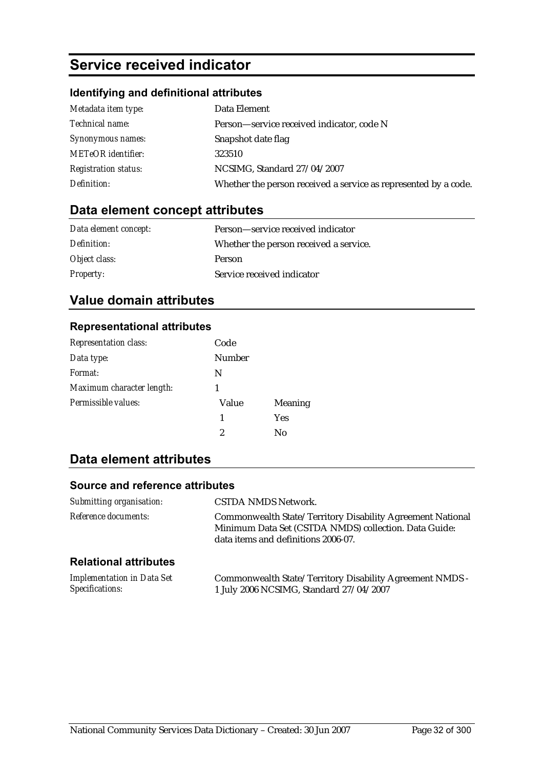# Service received indicator

### Identifying and definitional attributes

| | |
|---|---|
| *Metadata item type:* | Data Element |
| *Technical name:* | Person—service received indicator, code N |
| *Synonymous names:* | Snapshot date flag |
| *METeOR identifier:* | 323510 |
| *Registration status:* | NCSIMG, Standard 27/04/2007 |
| *Definition:* | Whether the person received a service as represented by a code. |

## Data element concept attributes

| | |
|---|---|
| *Data element concept:* | Person—service received indicator |
| *Definition:* | Whether the person received a service. |
| *Object class:* | Person |
| *Property:* | Service received indicator |

## Value domain attributes

### Representational attributes

| | | |
|---|---|---|
| *Representation class:* | Code | |
| *Data type:* | Number | |
| *Format:* | N | |
| *Maximum character length:* | 1 | |
| *Permissible values:* | Value | Meaning |
| | 1 | Yes |
| | 2 | No |

## Data element attributes

### Source and reference attributes

| | |
|---|---|
| *Submitting organisation:* | CSTDA NMDS Network. |
| *Reference documents:* | Commonwealth State/Territory Disability Agreement National Minimum Data Set (CSTDA NMDS) collection. Data Guide: data items and definitions 2006-07. |

### Relational attributes

| | |
|---|---|
| *Implementation in Data Set Specifications:* | Commonwealth State/Territory Disability Agreement NMDS - 1 July 2006 NCSIMG, Standard 27/04/2007 |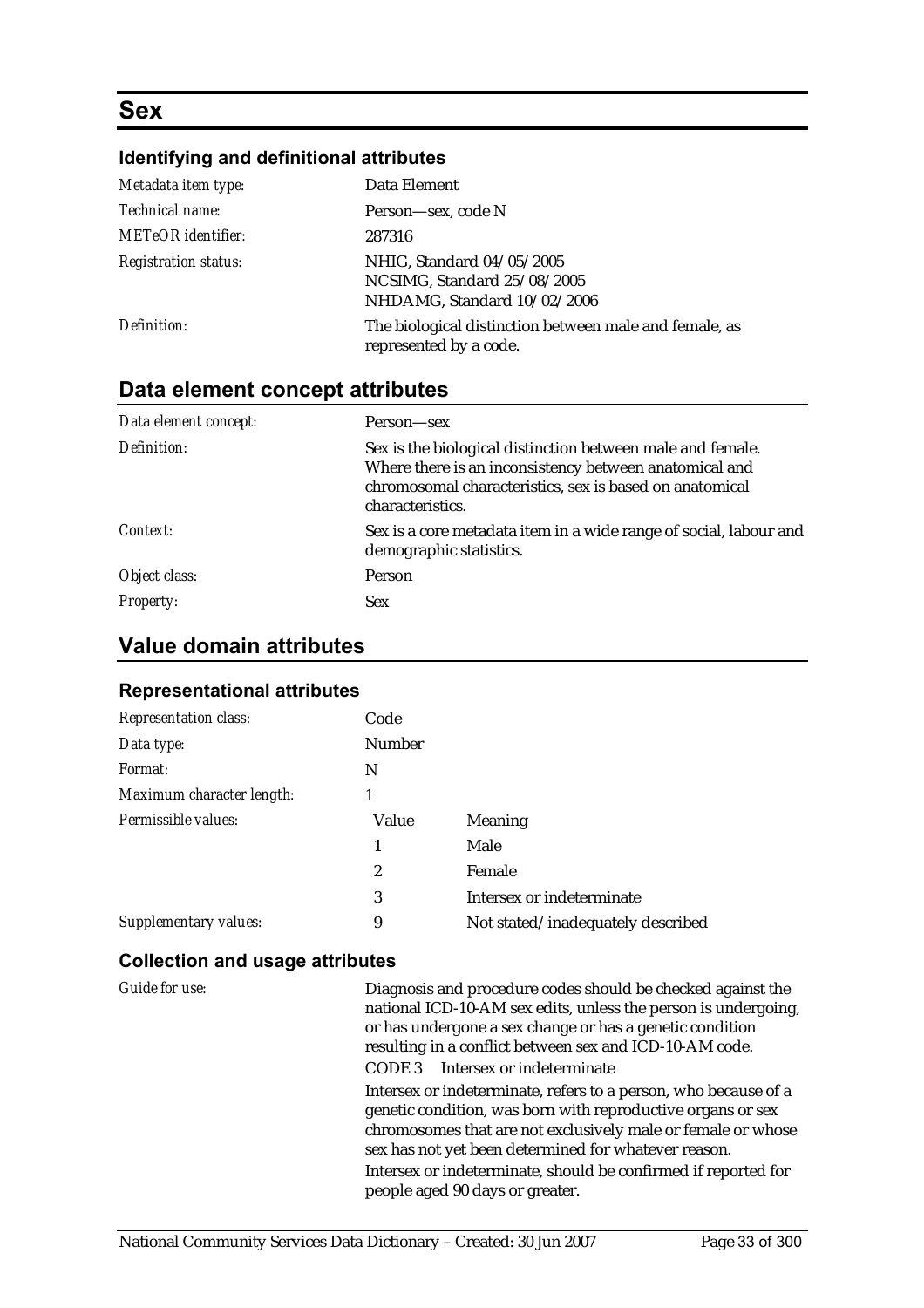# Sex

### Identifying and definitional attributes

| | |
|---|---|
| *Metadata item type:* | Data Element |
| *Technical name:* | Person—sex, code N |
| *METeOR identifier:* | 287316 |
| *Registration status:* | NHIG, Standard 04/05/2005<br>NCSIMG, Standard 25/08/2005<br>NHDAMG, Standard 10/02/2006 |
| *Definition:* | The biological distinction between male and female, as represented by a code. |

## Data element concept attributes

| | |
|---|---|
| *Data element concept:* | Person—sex |
| *Definition:* | Sex is the biological distinction between male and female. Where there is an inconsistency between anatomical and chromosomal characteristics, sex is based on anatomical characteristics. |
| *Context:* | Sex is a core metadata item in a wide range of social, labour and demographic statistics. |
| *Object class:* | Person |
| *Property:* | Sex |

## Value domain attributes

### Representational attributes

| | | |
|---|---|---|
| *Representation class:* | Code | |
| *Data type:* | Number | |
| *Format:* | N | |
| *Maximum character length:* | 1 | |
| *Permissible values:* | Value | Meaning |
| | 1 | Male |
| | 2 | Female |
| | 3 | Intersex or indeterminate |
| *Supplementary values:* | 9 | Not stated/inadequately described |

### Collection and usage attributes

*Guide for use:*

Diagnosis and procedure codes should be checked against the national ICD-10-AM sex edits, unless the person is undergoing, or has undergone a sex change or has a genetic condition resulting in a conflict between sex and ICD-10-AM code.

CODE 3 Intersex or indeterminate

Intersex or indeterminate, refers to a person, who because of a genetic condition, was born with reproductive organs or sex chromosomes that are not exclusively male or female or whose sex has not yet been determined for whatever reason.

Intersex or indeterminate, should be confirmed if reported for people aged 90 days or greater.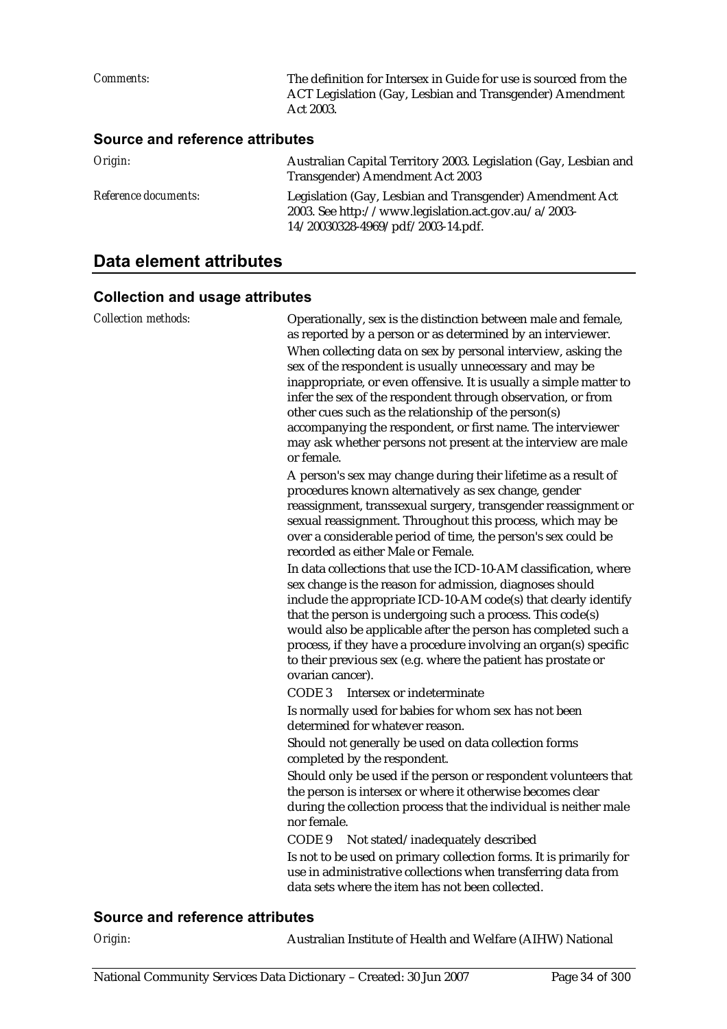*Comments:* The definition for Intersex in Guide for use is sourced from the ACT Legislation (Gay, Lesbian and Transgender) Amendment Act 2003.

### Source and reference attributes

*Origin:* Australian Capital Territory 2003. Legislation (Gay, Lesbian and Transgender) Amendment Act 2003

*Reference documents:* Legislation (Gay, Lesbian and Transgender) Amendment Act 2003. See http://www.legislation.act.gov.au/a/2003-14/20030328-4969/pdf/2003-14.pdf.

## Data element attributes

### Collection and usage attributes

*Collection methods:* Operationally, sex is the distinction between male and female, as reported by a person or as determined by an interviewer.

When collecting data on sex by personal interview, asking the sex of the respondent is usually unnecessary and may be inappropriate, or even offensive. It is usually a simple matter to infer the sex of the respondent through observation, or from other cues such as the relationship of the person(s) accompanying the respondent, or first name. The interviewer may ask whether persons not present at the interview are male or female.

A person's sex may change during their lifetime as a result of procedures known alternatively as sex change, gender reassignment, transsexual surgery, transgender reassignment or sexual reassignment. Throughout this process, which may be over a considerable period of time, the person's sex could be recorded as either Male or Female.

In data collections that use the ICD-10-AM classification, where sex change is the reason for admission, diagnoses should include the appropriate ICD-10-AM code(s) that clearly identify that the person is undergoing such a process. This code(s) would also be applicable after the person has completed such a process, if they have a procedure involving an organ(s) specific to their previous sex (e.g. where the patient has prostate or ovarian cancer).

CODE 3 Intersex or indeterminate

Is normally used for babies for whom sex has not been determined for whatever reason.

Should not generally be used on data collection forms completed by the respondent.

Should only be used if the person or respondent volunteers that the person is intersex or where it otherwise becomes clear during the collection process that the individual is neither male nor female.

CODE 9 Not stated/inadequately described

Is not to be used on primary collection forms. It is primarily for use in administrative collections when transferring data from data sets where the item has not been collected.

### Source and reference attributes

*Origin:* Australian Institute of Health and Welfare (AIHW) National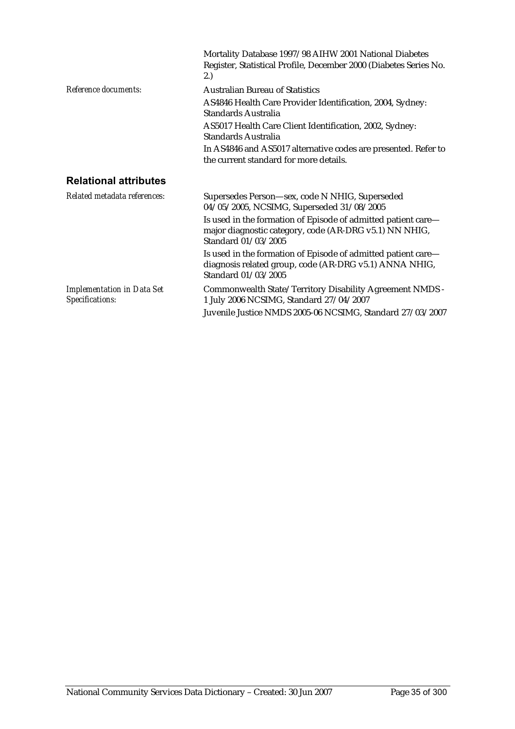| | |
|---|---|
| | Mortality Database 1997/98 AIHW 2001 National Diabetes Register, Statistical Profile, December 2000 (Diabetes Series No. 2.) |
| *Reference documents:* | Australian Bureau of Statistics |
| | AS4846 Health Care Provider Identification, 2004, Sydney: Standards Australia |
| | AS5017 Health Care Client Identification, 2002, Sydney: Standards Australia |
| | In AS4846 and AS5017 alternative codes are presented. Refer to the current standard for more details. |

## Relational attributes

| | |
|---|---|
| *Related metadata references:* | Supersedes Person—sex, code N NHIG, Superseded 04/05/2005, NCSIMG, Superseded 31/08/2005 |
| | Is used in the formation of Episode of admitted patient care—major diagnostic category, code (AR-DRG v5.1) NN NHIG, Standard 01/03/2005 |
| | Is used in the formation of Episode of admitted patient care—diagnosis related group, code (AR-DRG v5.1) ANNA NHIG, Standard 01/03/2005 |
| *Implementation in Data Set Specifications:* | Commonwealth State/Territory Disability Agreement NMDS - 1 July 2006 NCSIMG, Standard 27/04/2007 |
| | Juvenile Justice NMDS 2005-06 NCSIMG, Standard 27/03/2007 |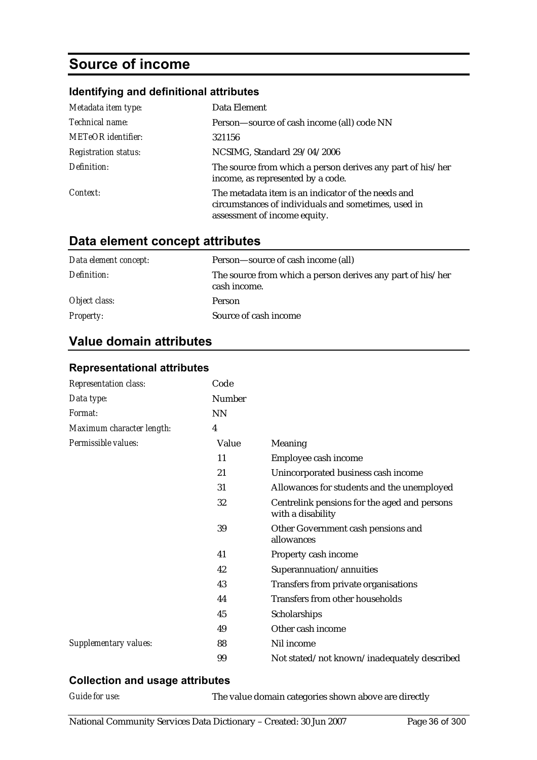# Source of income

## Identifying and definitional attributes

| | |
|---|---|
| *Metadata item type:* | Data Element |
| *Technical name:* | Person—source of cash income (all) code NN |
| *METeOR identifier:* | 321156 |
| *Registration status:* | NCSIMG, Standard 29/04/2006 |
| *Definition:* | The source from which a person derives any part of his/her income, as represented by a code. |
| *Context:* | The metadata item is an indicator of the needs and circumstances of individuals and sometimes, used in assessment of income equity. |

## Data element concept attributes

| | |
|---|---|
| *Data element concept:* | Person—source of cash income (all) |
| *Definition:* | The source from which a person derives any part of his/her cash income. |
| *Object class:* | Person |
| *Property:* | Source of cash income |

## Value domain attributes

### Representational attributes

| | | |
|---|---|---|
| *Representation class:* | Code | |
| *Data type:* | Number | |
| *Format:* | NN | |
| *Maximum character length:* | 4 | |
| *Permissible values:* | **Value** | **Meaning** |
| | 11 | Employee cash income |
| | 21 | Unincorporated business cash income |
| | 31 | Allowances for students and the unemployed |
| | 32 | Centrelink pensions for the aged and persons with a disability |
| | 39 | Other Government cash pensions and allowances |
| | 41 | Property cash income |
| | 42 | Superannuation/annuities |
| | 43 | Transfers from private organisations |
| | 44 | Transfers from other households |
| | 45 | Scholarships |
| | 49 | Other cash income |
| *Supplementary values:* | 88 | Nil income |
| | 99 | Not stated/not known/inadequately described |

### Collection and usage attributes

*Guide for use:* The value domain categories shown above are directly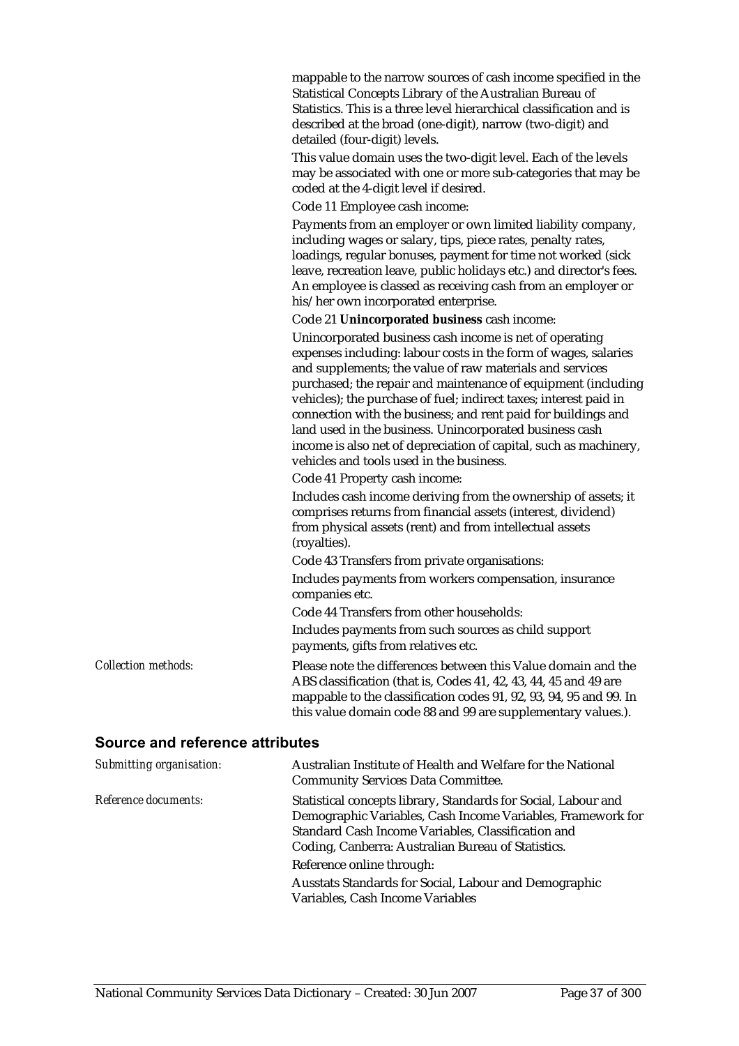mappable to the narrow sources of cash income specified in the Statistical Concepts Library of the Australian Bureau of Statistics. This is a three level hierarchical classification and is described at the broad (one-digit), narrow (two-digit) and detailed (four-digit) levels.

This value domain uses the two-digit level. Each of the levels may be associated with one or more sub-categories that may be coded at the 4-digit level if desired.

Code 11 Employee cash income:

Payments from an employer or own limited liability company, including wages or salary, tips, piece rates, penalty rates, loadings, regular bonuses, payment for time not worked (sick leave, recreation leave, public holidays etc.) and director's fees. An employee is classed as receiving cash from an employer or his/her own incorporated enterprise.

Code 21 **Unincorporated business** cash income:

Unincorporated business cash income is net of operating expenses including: labour costs in the form of wages, salaries and supplements; the value of raw materials and services purchased; the repair and maintenance of equipment (including vehicles); the purchase of fuel; indirect taxes; interest paid in connection with the business; and rent paid for buildings and land used in the business. Unincorporated business cash income is also net of depreciation of capital, such as machinery, vehicles and tools used in the business.

Code 41 Property cash income:

Includes cash income deriving from the ownership of assets; it comprises returns from financial assets (interest, dividend) from physical assets (rent) and from intellectual assets (royalties).

Code 43 Transfers from private organisations:

Includes payments from workers compensation, insurance companies etc.

Code 44 Transfers from other households:

Includes payments from such sources as child support payments, gifts from relatives etc.

*Collection methods:* Please note the differences between this Value domain and the ABS classification (that is, Codes 41, 42, 43, 44, 45 and 49 are mappable to the classification codes 91, 92, 93, 94, 95 and 99. In this value domain code 88 and 99 are supplementary values.).

## Source and reference attributes

*Submitting organisation:* Australian Institute of Health and Welfare for the National Community Services Data Committee.

*Reference documents:* Statistical concepts library, Standards for Social, Labour and Demographic Variables, Cash Income Variables, Framework for Standard Cash Income Variables, Classification and Coding, Canberra: Australian Bureau of Statistics.

Reference online through:

Ausstats Standards for Social, Labour and Demographic Variables, Cash Income Variables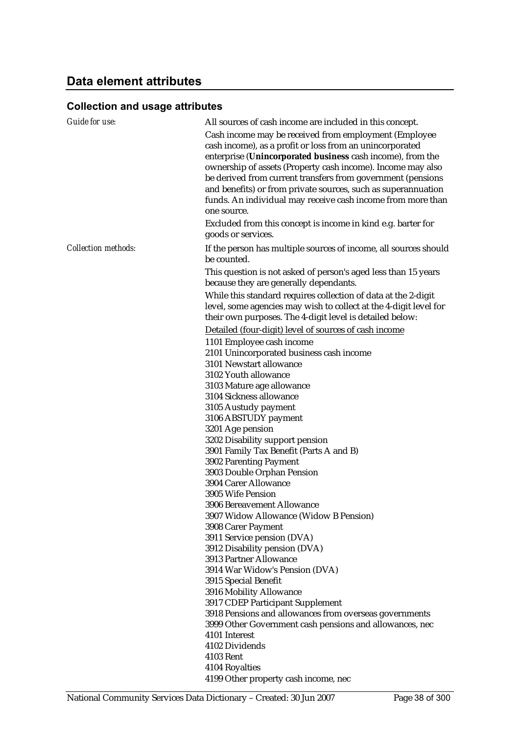## Data element attributes

### Collection and usage attributes

*Guide for use:*

All sources of cash income are included in this concept.

Cash income may be received from employment (Employee cash income), as a profit or loss from an unincorporated enterprise (**Unincorporated business** cash income), from the ownership of assets (Property cash income). Income may also be derived from current transfers from government (pensions and benefits) or from private sources, such as superannuation funds. An individual may receive cash income from more than one source.

Excluded from this concept is income in kind e.g. barter for goods or services.

*Collection methods:*

If the person has multiple sources of income, all sources should be counted.

This question is not asked of person's aged less than 15 years because they are generally dependants.

While this standard requires collection of data at the 2-digit level, some agencies may wish to collect at the 4-digit level for their own purposes. The 4-digit level is detailed below:

<u>Detailed (four-digit) level of sources of cash income</u>

1101 Employee cash income
2101 Unincorporated business cash income
3101 Newstart allowance
3102 Youth allowance
3103 Mature age allowance
3104 Sickness allowance
3105 Austudy payment
3106 ABSTUDY payment
3201 Age pension
3202 Disability support pension
3901 Family Tax Benefit (Parts A and B)
3902 Parenting Payment
3903 Double Orphan Pension
3904 Carer Allowance
3905 Wife Pension
3906 Bereavement Allowance
3907 Widow Allowance (Widow B Pension)
3908 Carer Payment
3911 Service pension (DVA)
3912 Disability pension (DVA)
3913 Partner Allowance
3914 War Widow's Pension (DVA)
3915 Special Benefit
3916 Mobility Allowance
3917 CDEP Participant Supplement
3918 Pensions and allowances from overseas governments
3999 Other Government cash pensions and allowances, nec
4101 Interest
4102 Dividends
4103 Rent
4104 Royalties
4199 Other property cash income, nec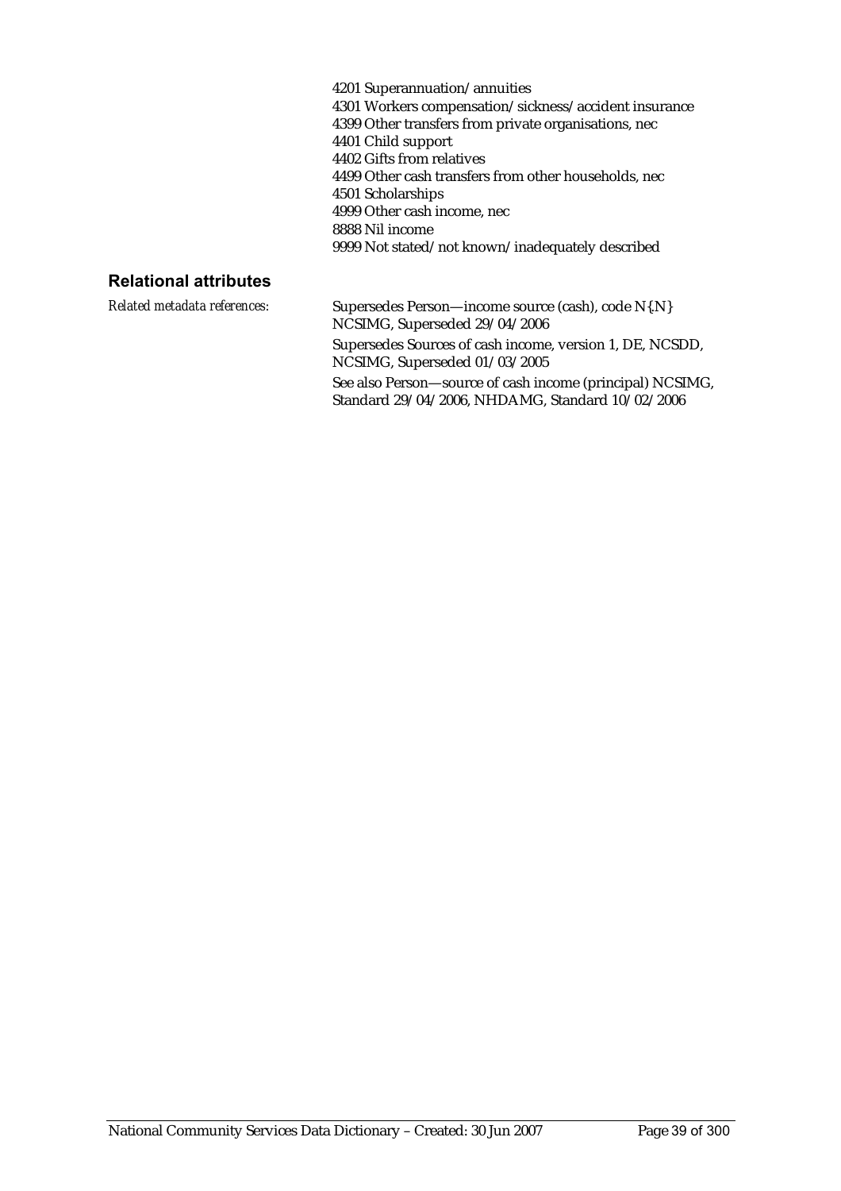4201 Superannuation/annuities
4301 Workers compensation/sickness/accident insurance
4399 Other transfers from private organisations, nec
4401 Child support
4402 Gifts from relatives
4499 Other cash transfers from other households, nec
4501 Scholarships
4999 Other cash income, nec
8888 Nil income
9999 Not stated/not known/inadequately described

## Relational attributes

*Related metadata references:*

Supersedes Person—income source (cash), code N{.N} NCSIMG, Superseded 29/04/2006

Supersedes Sources of cash income, version 1, DE, NCSDD, NCSIMG, Superseded 01/03/2005

See also Person—source of cash income (principal) NCSIMG, Standard 29/04/2006, NHDAMG, Standard 10/02/2006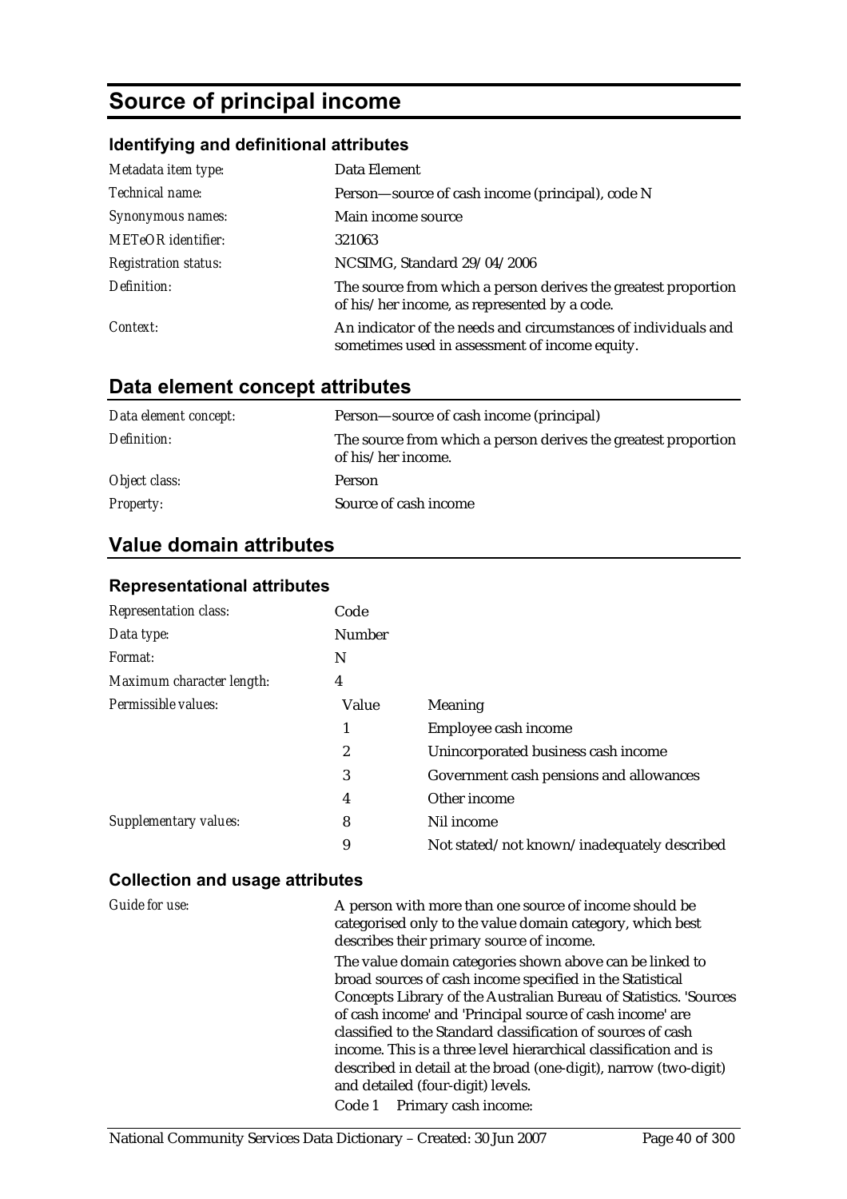# Source of principal income

## Identifying and definitional attributes

| | |
|---|---|
| *Metadata item type:* | Data Element |
| *Technical name:* | Person—source of cash income (principal), code N |
| *Synonymous names:* | Main income source |
| *METeOR identifier:* | 321063 |
| *Registration status:* | NCSIMG, Standard 29/04/2006 |
| *Definition:* | The source from which a person derives the greatest proportion of his/her income, as represented by a code. |
| *Context:* | An indicator of the needs and circumstances of individuals and sometimes used in assessment of income equity. |

## Data element concept attributes

| | |
|---|---|
| *Data element concept:* | Person—source of cash income (principal) |
| *Definition:* | The source from which a person derives the greatest proportion of his/her income. |
| *Object class:* | Person |
| *Property:* | Source of cash income |

## Value domain attributes

### Representational attributes

| | | |
|---|---|---|
| *Representation class:* | Code | |
| *Data type:* | Number | |
| *Format:* | N | |
| *Maximum character length:* | 4 | |
| *Permissible values:* | Value | Meaning |
| | 1 | Employee cash income |
| | 2 | Unincorporated business cash income |
| | 3 | Government cash pensions and allowances |
| | 4 | Other income |
| *Supplementary values:* | 8 | Nil income |
| | 9 | Not stated/not known/inadequately described |

### Collection and usage attributes

*Guide for use:*

A person with more than one source of income should be categorised only to the value domain category, which best describes their primary source of income.

The value domain categories shown above can be linked to broad sources of cash income specified in the Statistical Concepts Library of the Australian Bureau of Statistics. 'Sources of cash income' and 'Principal source of cash income' are classified to the Standard classification of sources of cash income. This is a three level hierarchical classification and is described in detail at the broad (one-digit), narrow (two-digit) and detailed (four-digit) levels.

Code 1 Primary cash income: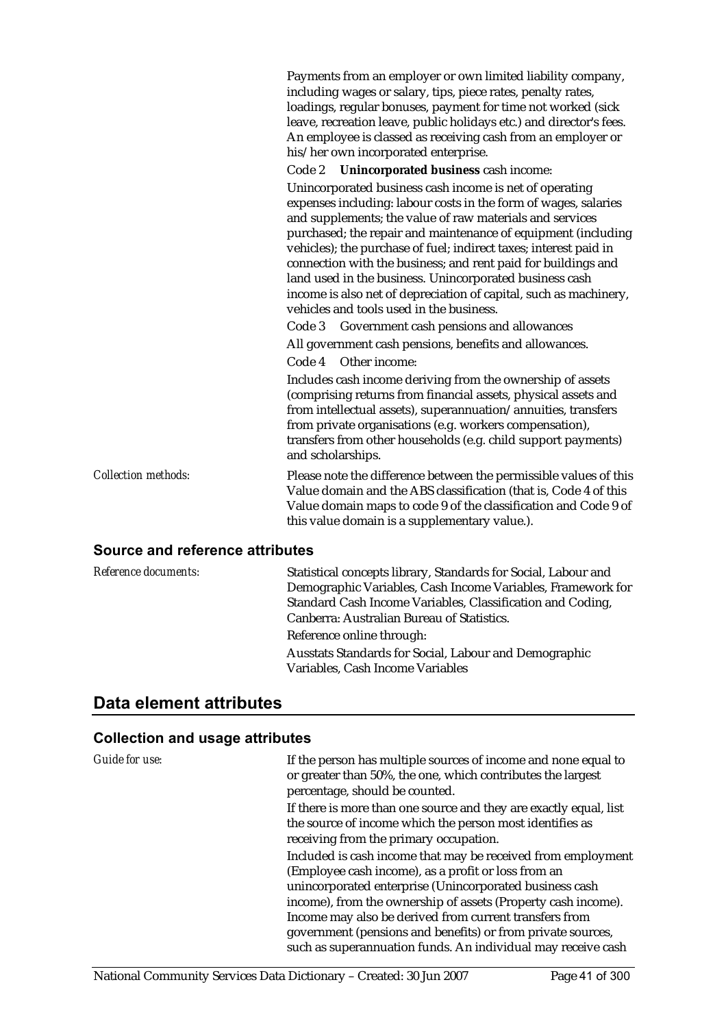Payments from an employer or own limited liability company, including wages or salary, tips, piece rates, penalty rates, loadings, regular bonuses, payment for time not worked (sick leave, recreation leave, public holidays etc.) and director's fees. An employee is classed as receiving cash from an employer or his/her own incorporated enterprise.

Code 2 **Unincorporated business** cash income:

Unincorporated business cash income is net of operating expenses including: labour costs in the form of wages, salaries and supplements; the value of raw materials and services purchased; the repair and maintenance of equipment (including vehicles); the purchase of fuel; indirect taxes; interest paid in connection with the business; and rent paid for buildings and land used in the business. Unincorporated business cash income is also net of depreciation of capital, such as machinery, vehicles and tools used in the business.

Code 3 Government cash pensions and allowances

All government cash pensions, benefits and allowances.

Code 4 Other income:

Includes cash income deriving from the ownership of assets (comprising returns from financial assets, physical assets and from intellectual assets), superannuation/annuities, transfers from private organisations (e.g. workers compensation), transfers from other households (e.g. child support payments) and scholarships.

*Collection methods:* Please note the difference between the permissible values of this Value domain and the ABS classification (that is, Code 4 of this Value domain maps to code 9 of the classification and Code 9 of this value domain is a supplementary value.).

### Source and reference attributes

*Reference documents:* Statistical concepts library, Standards for Social, Labour and Demographic Variables, Cash Income Variables, Framework for Standard Cash Income Variables, Classification and Coding, Canberra: Australian Bureau of Statistics.

Reference online through:

Ausstats Standards for Social, Labour and Demographic Variables, Cash Income Variables

## Data element attributes

### Collection and usage attributes

*Guide for use:* If the person has multiple sources of income and none equal to or greater than 50%, the one, which contributes the largest percentage, should be counted.

If there is more than one source and they are exactly equal, list the source of income which the person most identifies as receiving from the primary occupation.

Included is cash income that may be received from employment (Employee cash income), as a profit or loss from an unincorporated enterprise (Unincorporated business cash income), from the ownership of assets (Property cash income). Income may also be derived from current transfers from government (pensions and benefits) or from private sources, such as superannuation funds. An individual may receive cash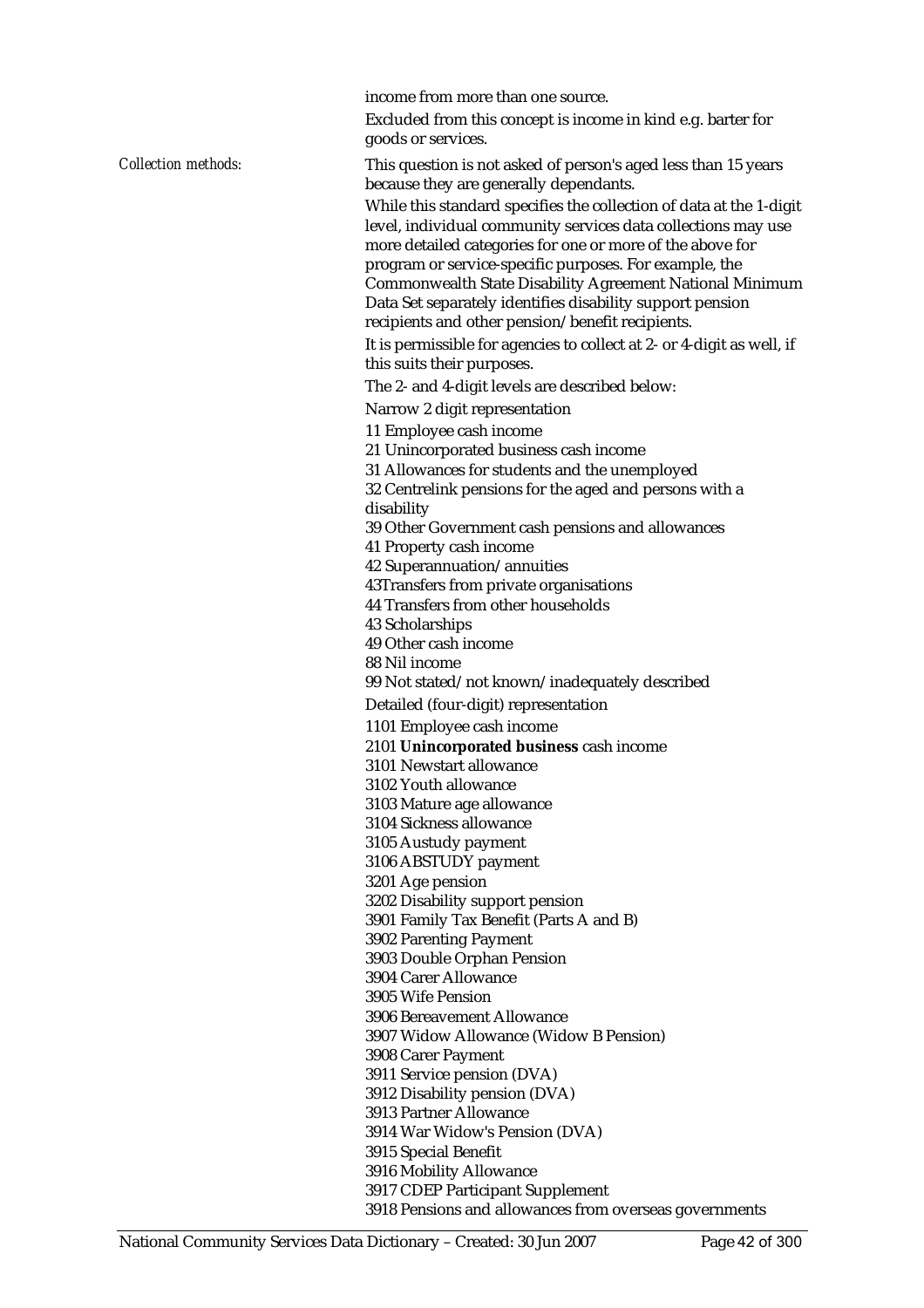income from more than one source.

Excluded from this concept is income in kind e.g. barter for goods or services.

*Collection methods:* This question is not asked of person's aged less than 15 years because they are generally dependants.

While this standard specifies the collection of data at the 1-digit level, individual community services data collections may use more detailed categories for one or more of the above for program or service-specific purposes. For example, the Commonwealth State Disability Agreement National Minimum Data Set separately identifies disability support pension recipients and other pension/benefit recipients.

It is permissible for agencies to collect at 2- or 4-digit as well, if this suits their purposes.

The 2- and 4-digit levels are described below:

Narrow 2 digit representation

11 Employee cash income
21 Unincorporated business cash income
31 Allowances for students and the unemployed
32 Centrelink pensions for the aged and persons with a disability
39 Other Government cash pensions and allowances
41 Property cash income
42 Superannuation/annuities
43Transfers from private organisations
44 Transfers from other households
43 Scholarships
49 Other cash income
88 Nil income
99 Not stated/not known/inadequately described

Detailed (four-digit) representation

1101 Employee cash income
2101 **Unincorporated business** cash income
3101 Newstart allowance
3102 Youth allowance
3103 Mature age allowance
3104 Sickness allowance
3105 Austudy payment
3106 ABSTUDY payment
3201 Age pension
3202 Disability support pension
3901 Family Tax Benefit (Parts A and B)
3902 Parenting Payment
3903 Double Orphan Pension
3904 Carer Allowance
3905 Wife Pension
3906 Bereavement Allowance
3907 Widow Allowance (Widow B Pension)
3908 Carer Payment
3911 Service pension (DVA)
3912 Disability pension (DVA)
3913 Partner Allowance
3914 War Widow's Pension (DVA)
3915 Special Benefit
3916 Mobility Allowance
3917 CDEP Participant Supplement
3918 Pensions and allowances from overseas governments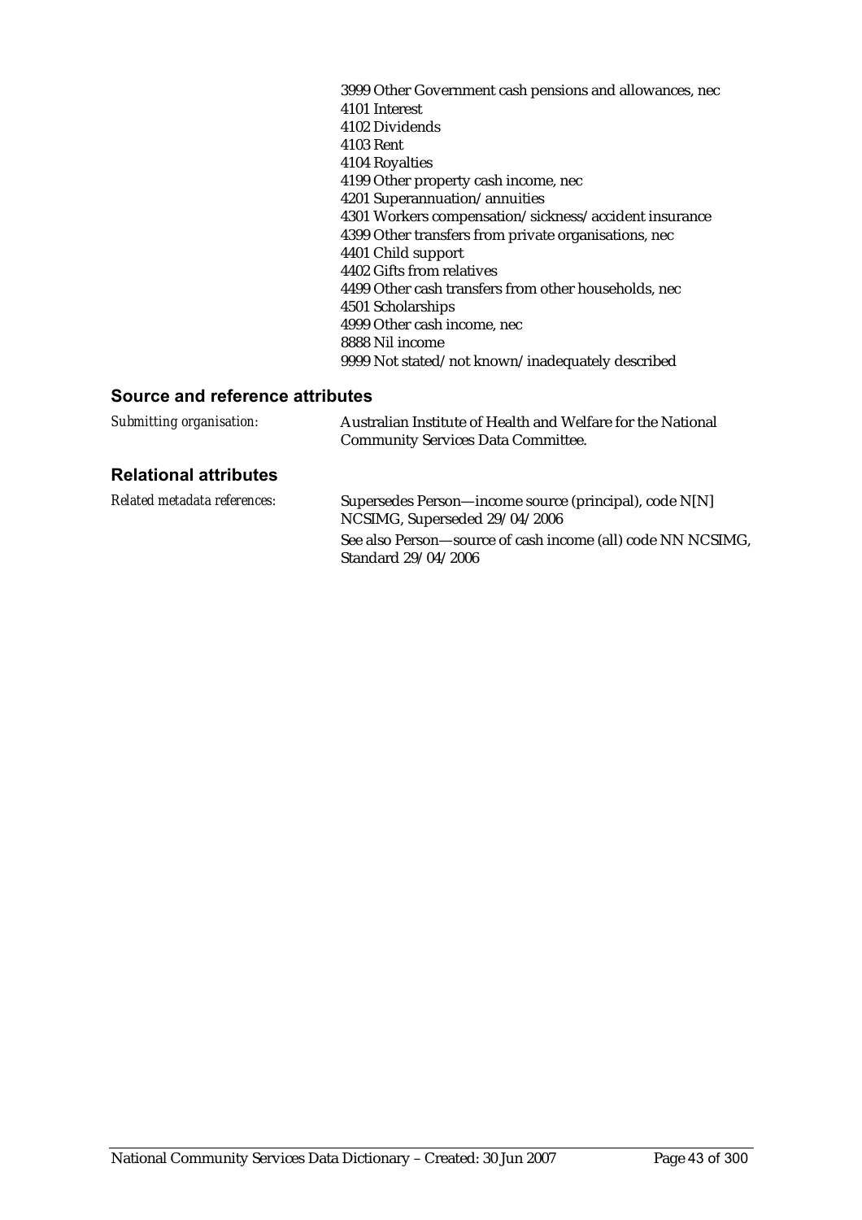3999 Other Government cash pensions and allowances, nec
4101 Interest
4102 Dividends
4103 Rent
4104 Royalties
4199 Other property cash income, nec
4201 Superannuation/annuities
4301 Workers compensation/sickness/accident insurance
4399 Other transfers from private organisations, nec
4401 Child support
4402 Gifts from relatives
4499 Other cash transfers from other households, nec
4501 Scholarships
4999 Other cash income, nec
8888 Nil income
9999 Not stated/not known/inadequately described

## Source and reference attributes

*Submitting organisation:* Australian Institute of Health and Welfare for the National Community Services Data Committee.

## Relational attributes

*Related metadata references:* Supersedes Person—income source (principal), code N[N] NCSIMG, Superseded 29/04/2006

See also Person—source of cash income (all) code NN NCSIMG, Standard 29/04/2006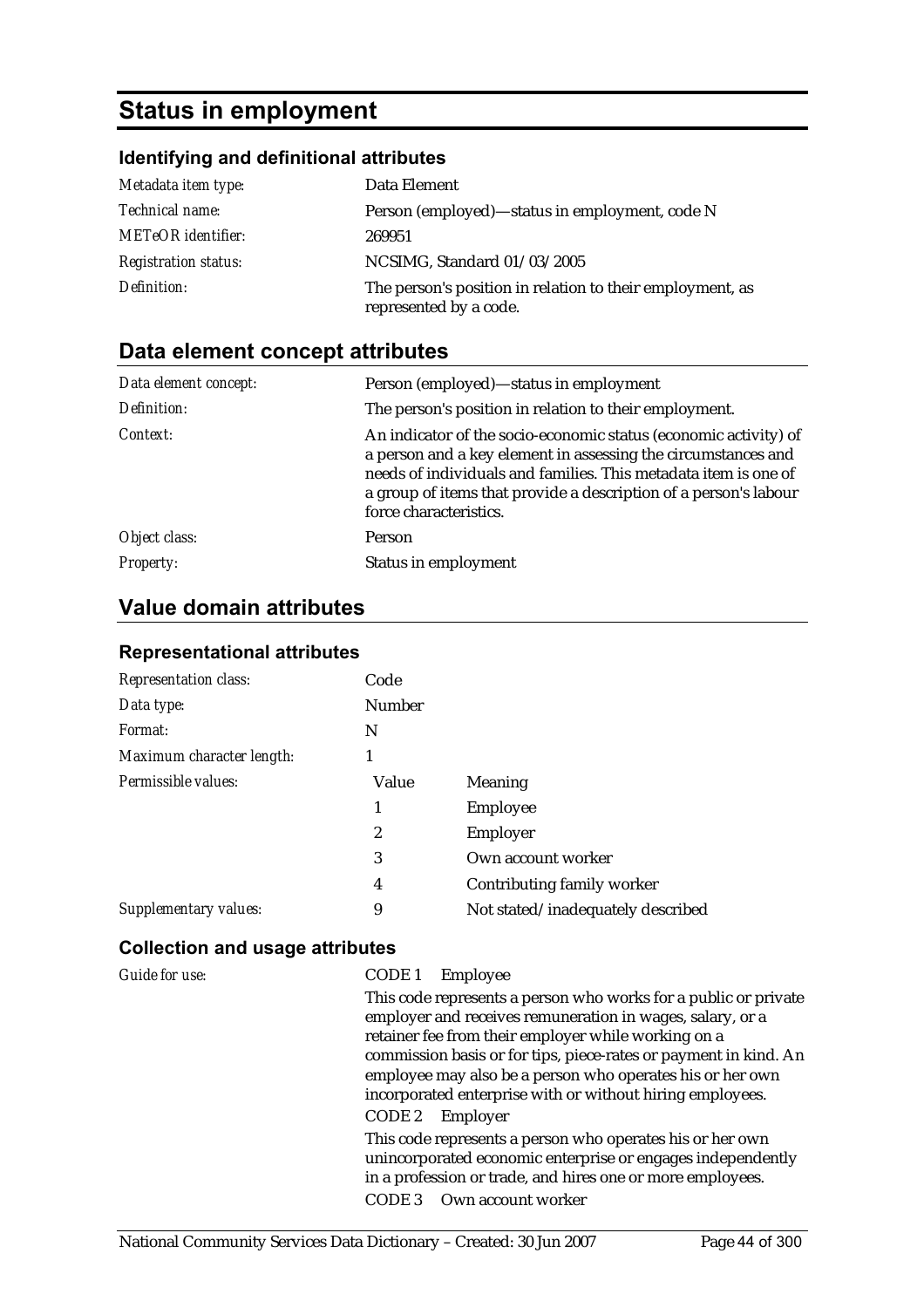# Status in employment

## Identifying and definitional attributes

| | |
|---|---|
| *Metadata item type:* | Data Element |
| *Technical name:* | Person (employed)—status in employment, code N |
| *METeOR identifier:* | 269951 |
| *Registration status:* | NCSIMG, Standard 01/03/2005 |
| *Definition:* | The person's position in relation to their employment, as represented by a code. |

## Data element concept attributes

| | |
|---|---|
| *Data element concept:* | Person (employed)—status in employment |
| *Definition:* | The person's position in relation to their employment. |
| *Context:* | An indicator of the socio-economic status (economic activity) of a person and a key element in assessing the circumstances and needs of individuals and families. This metadata item is one of a group of items that provide a description of a person's labour force characteristics. |
| *Object class:* | Person |
| *Property:* | Status in employment |

## Value domain attributes

### Representational attributes

| | | |
|---|---|---|
| *Representation class:* | Code | |
| *Data type:* | Number | |
| *Format:* | N | |
| *Maximum character length:* | 1 | |
| *Permissible values:* | Value | Meaning |
| | 1 | Employee |
| | 2 | Employer |
| | 3 | Own account worker |
| | 4 | Contributing family worker |
| *Supplementary values:* | 9 | Not stated/inadequately described |

### Collection and usage attributes

*Guide for use:*

CODE 1 Employee

This code represents a person who works for a public or private employer and receives remuneration in wages, salary, or a retainer fee from their employer while working on a commission basis or for tips, piece-rates or payment in kind. An employee may also be a person who operates his or her own incorporated enterprise with or without hiring employees.

CODE 2 Employer

This code represents a person who operates his or her own unincorporated economic enterprise or engages independently in a profession or trade, and hires one or more employees.

CODE 3 Own account worker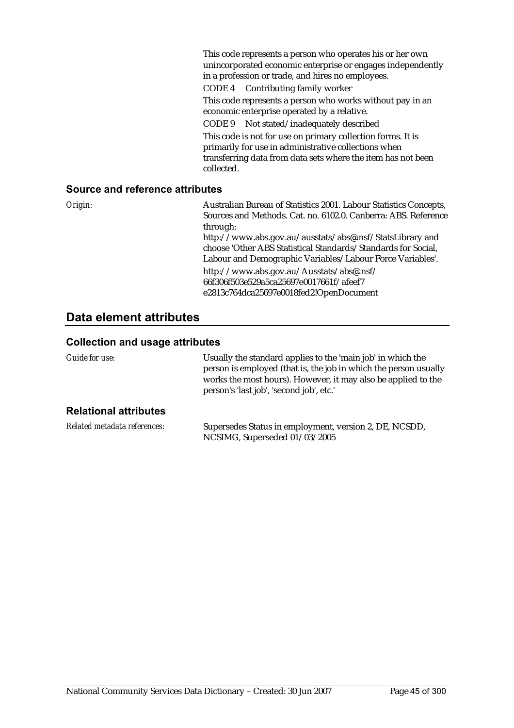This code represents a person who operates his or her own unincorporated economic enterprise or engages independently in a profession or trade, and hires no employees.

CODE 4 Contributing family worker

This code represents a person who works without pay in an economic enterprise operated by a relative.

CODE 9 Not stated/inadequately described

This code is not for use on primary collection forms. It is primarily for use in administrative collections when transferring data from data sets where the item has not been collected.

### Source and reference attributes

*Origin:* Australian Bureau of Statistics 2001. Labour Statistics Concepts, Sources and Methods. Cat. no. 6102.0. Canberra: ABS. Reference through:
http://www.abs.gov.au/ausstats/abs@.nsf/StatsLibrary and choose 'Other ABS Statistical Standards/Standards for Social, Labour and Demographic Variables/Labour Force Variables'.
http://www.abs.gov.au/Ausstats/abs@.nsf/66f306f503e529a5ca25697e0017661f/afeef7e2813c764dca25697e0018fed2!OpenDocument

## Data element attributes

### Collection and usage attributes

*Guide for use:* Usually the standard applies to the 'main job' in which the person is employed (that is, the job in which the person usually works the most hours). However, it may also be applied to the person's 'last job', 'second job', etc.'

### Relational attributes

*Related metadata references:* Supersedes Status in employment, version 2, DE, NCSDD, NCSIMG, Superseded 01/03/2005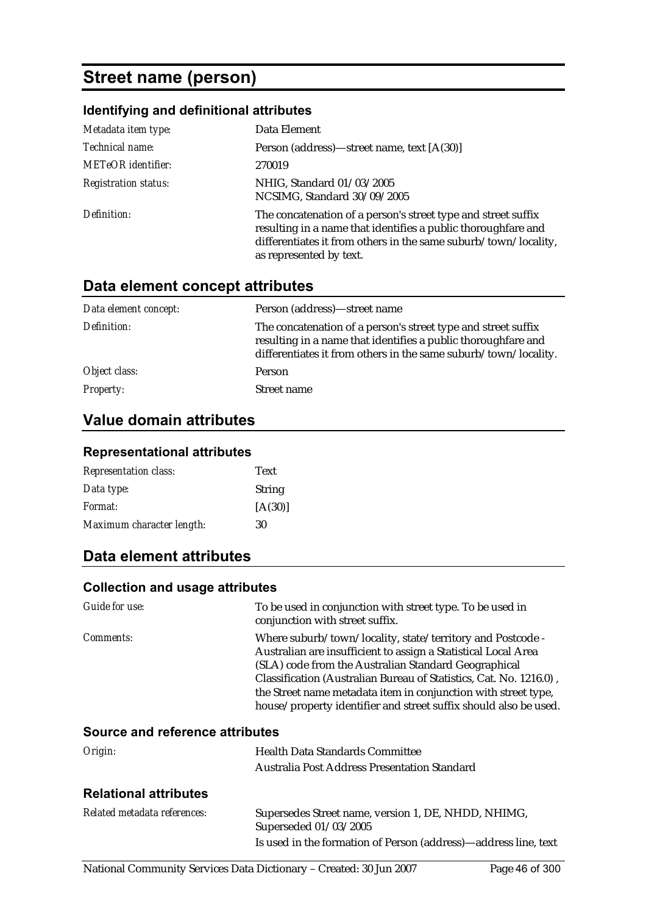# Street name (person)

### Identifying and definitional attributes

| | |
|---|---|
| *Metadata item type:* | Data Element |
| *Technical name:* | Person (address)—street name, text [A(30)] |
| *METeOR identifier:* | 270019 |
| *Registration status:* | NHIG, Standard 01/03/2005<br>NCSIMG, Standard 30/09/2005 |
| *Definition:* | The concatenation of a person's street type and street suffix resulting in a name that identifies a public thoroughfare and differentiates it from others in the same suburb/town/locality, as represented by text. |

## Data element concept attributes

| | |
|---|---|
| *Data element concept:* | Person (address)—street name |
| *Definition:* | The concatenation of a person's street type and street suffix resulting in a name that identifies a public thoroughfare and differentiates it from others in the same suburb/town/locality. |
| *Object class:* | Person |
| *Property:* | Street name |

## Value domain attributes

### Representational attributes

| | |
|---|---|
| *Representation class:* | Text |
| *Data type:* | String |
| *Format:* | [A(30)] |
| *Maximum character length:* | 30 |

## Data element attributes

### Collection and usage attributes

| | |
|---|---|
| *Guide for use:* | To be used in conjunction with street type. To be used in conjunction with street suffix. |
| *Comments:* | Where suburb/town/locality, state/territory and Postcode - Australian are insufficient to assign a Statistical Local Area (SLA) code from the Australian Standard Geographical Classification (Australian Bureau of Statistics, Cat. No. 1216.0) , the Street name metadata item in conjunction with street type, house/property identifier and street suffix should also be used. |

### Source and reference attributes

| | |
|---|---|
| *Origin:* | Health Data Standards Committee<br>Australia Post Address Presentation Standard |

### Relational attributes

| | |
|---|---|
| *Related metadata references:* | Supersedes Street name, version 1, DE, NHDD, NHIMG, Superseded 01/03/2005<br>Is used in the formation of Person (address)—address line, text |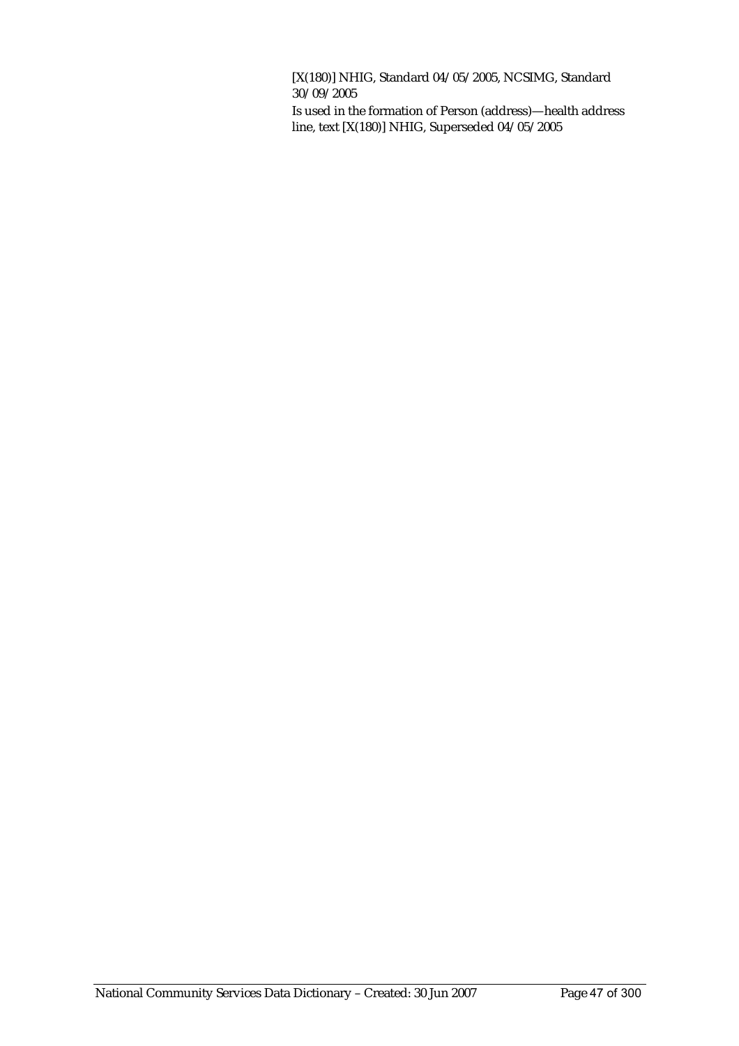[X(180)] NHIG, Standard 04/05/2005, NCSIMG, Standard 30/09/2005

Is used in the formation of Person (address)—health address line, text [X(180)] NHIG, Superseded 04/05/2005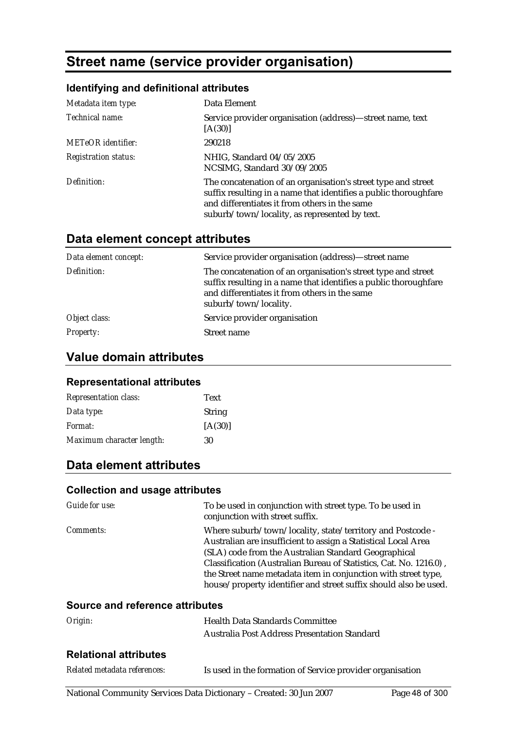# Street name (service provider organisation)

### Identifying and definitional attributes

| | |
|---|---|
| *Metadata item type:* | Data Element |
| *Technical name:* | Service provider organisation (address)—street name, text [A(30)] |
| *METeOR identifier:* | 290218 |
| *Registration status:* | NHIG, Standard 04/05/2005<br>NCSIMG, Standard 30/09/2005 |
| *Definition:* | The concatenation of an organisation's street type and street suffix resulting in a name that identifies a public thoroughfare and differentiates it from others in the same suburb/town/locality, as represented by text. |

## Data element concept attributes

| | |
|---|---|
| *Data element concept:* | Service provider organisation (address)—street name |
| *Definition:* | The concatenation of an organisation's street type and street suffix resulting in a name that identifies a public thoroughfare and differentiates it from others in the same suburb/town/locality. |
| *Object class:* | Service provider organisation |
| *Property:* | Street name |

## Value domain attributes

### Representational attributes

| | |
|---|---|
| *Representation class:* | Text |
| *Data type:* | String |
| *Format:* | [A(30)] |
| *Maximum character length:* | 30 |

## Data element attributes

### Collection and usage attributes

| | |
|---|---|
| *Guide for use:* | To be used in conjunction with street type. To be used in conjunction with street suffix. |
| *Comments:* | Where suburb/town/locality, state/territory and Postcode - Australian are insufficient to assign a Statistical Local Area (SLA) code from the Australian Standard Geographical Classification (Australian Bureau of Statistics, Cat. No. 1216.0) , the Street name metadata item in conjunction with street type, house/property identifier and street suffix should also be used. |

### Source and reference attributes

| | |
|---|---|
| *Origin:* | Health Data Standards Committee<br>Australia Post Address Presentation Standard |

### Relational attributes

| | |
|---|---|
| *Related metadata references:* | Is used in the formation of Service provider organisation |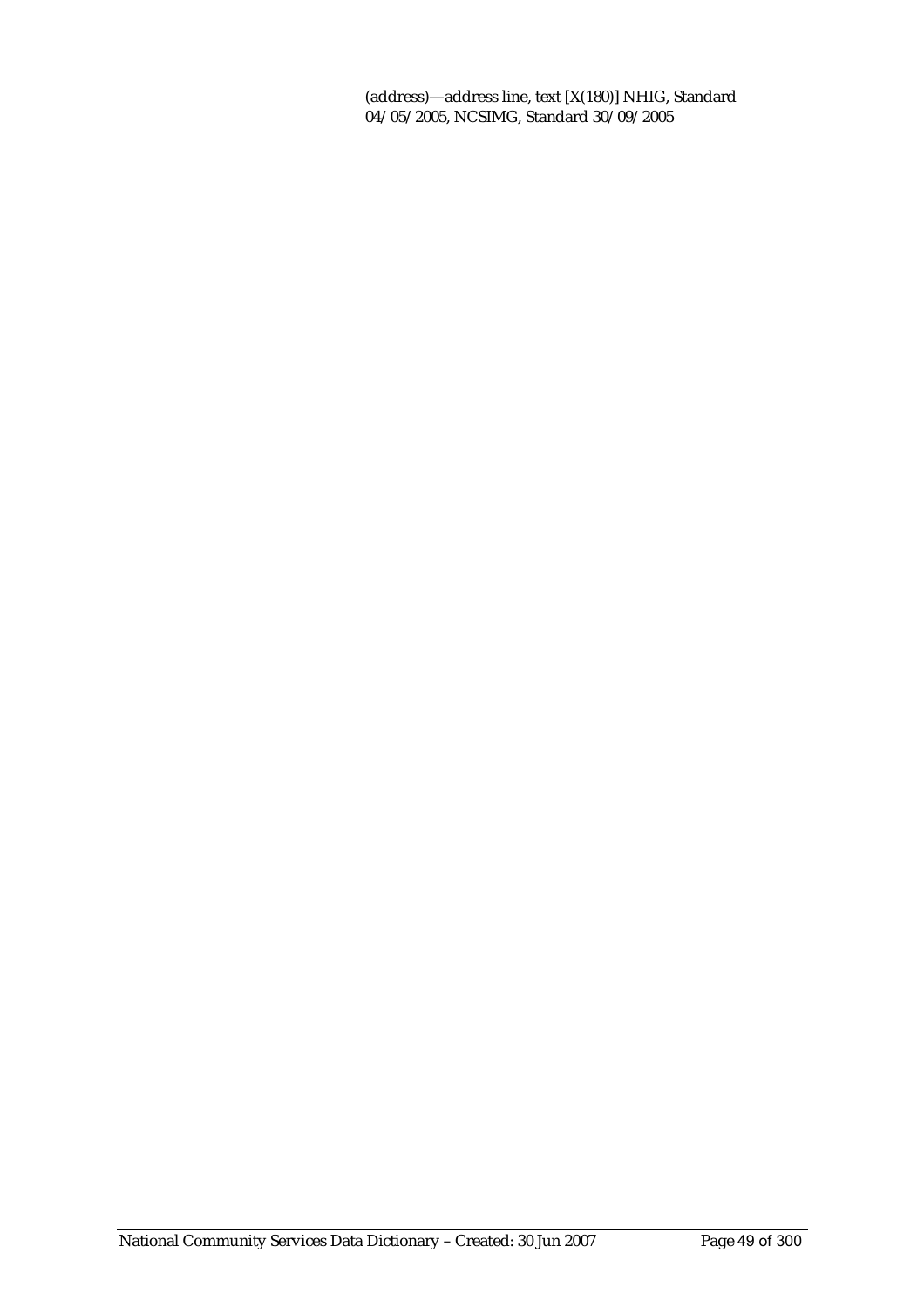(address)—address line, text [X(180)] NHIG, Standard 04/05/2005, NCSIMG, Standard 30/09/2005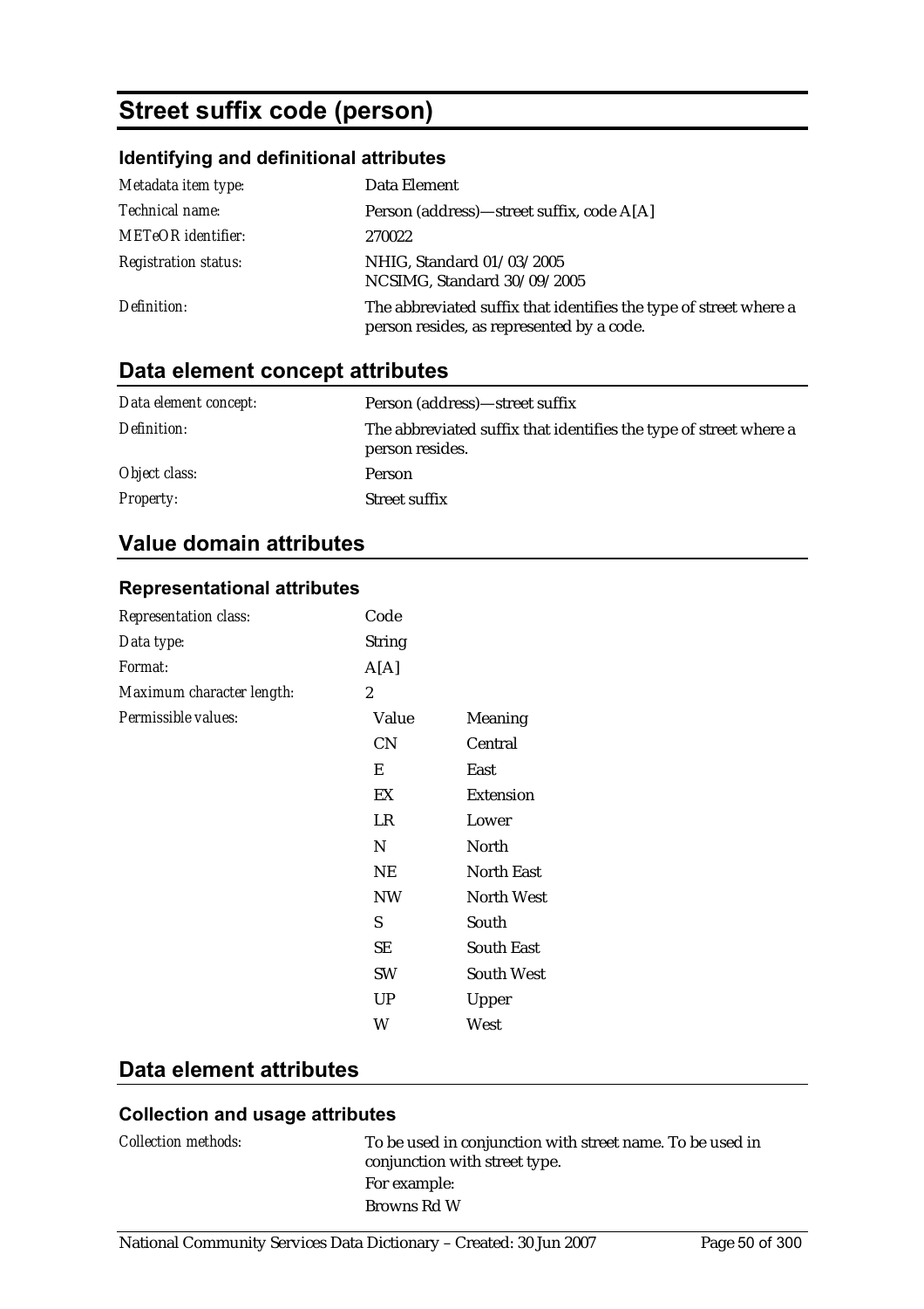# Street suffix code (person)

## Identifying and definitional attributes

| | |
|---|---|
| *Metadata item type:* | Data Element |
| *Technical name:* | Person (address)—street suffix, code A[A] |
| *METeOR identifier:* | 270022 |
| *Registration status:* | NHIG, Standard 01/03/2005<br>NCSIMG, Standard 30/09/2005 |
| *Definition:* | The abbreviated suffix that identifies the type of street where a person resides, as represented by a code. |

## Data element concept attributes

| | |
|---|---|
| *Data element concept:* | Person (address)—street suffix |
| *Definition:* | The abbreviated suffix that identifies the type of street where a person resides. |
| *Object class:* | Person |
| *Property:* | Street suffix |

## Value domain attributes

### Representational attributes

| | | |
|---|---|---|
| *Representation class:* | Code | |
| *Data type:* | String | |
| *Format:* | A[A] | |
| *Maximum character length:* | 2 | |
| *Permissible values:* | **Value** | **Meaning** |
| | CN | Central |
| | E | East |
| | EX | Extension |
| | LR | Lower |
| | N | North |
| | NE | North East |
| | NW | North West |
| | S | South |
| | SE | South East |
| | SW | South West |
| | UP | Upper |
| | W | West |

## Data element attributes

### Collection and usage attributes

| | |
|---|---|
| *Collection methods:* | To be used in conjunction with street name. To be used in conjunction with street type.<br>For example:<br>Browns Rd W |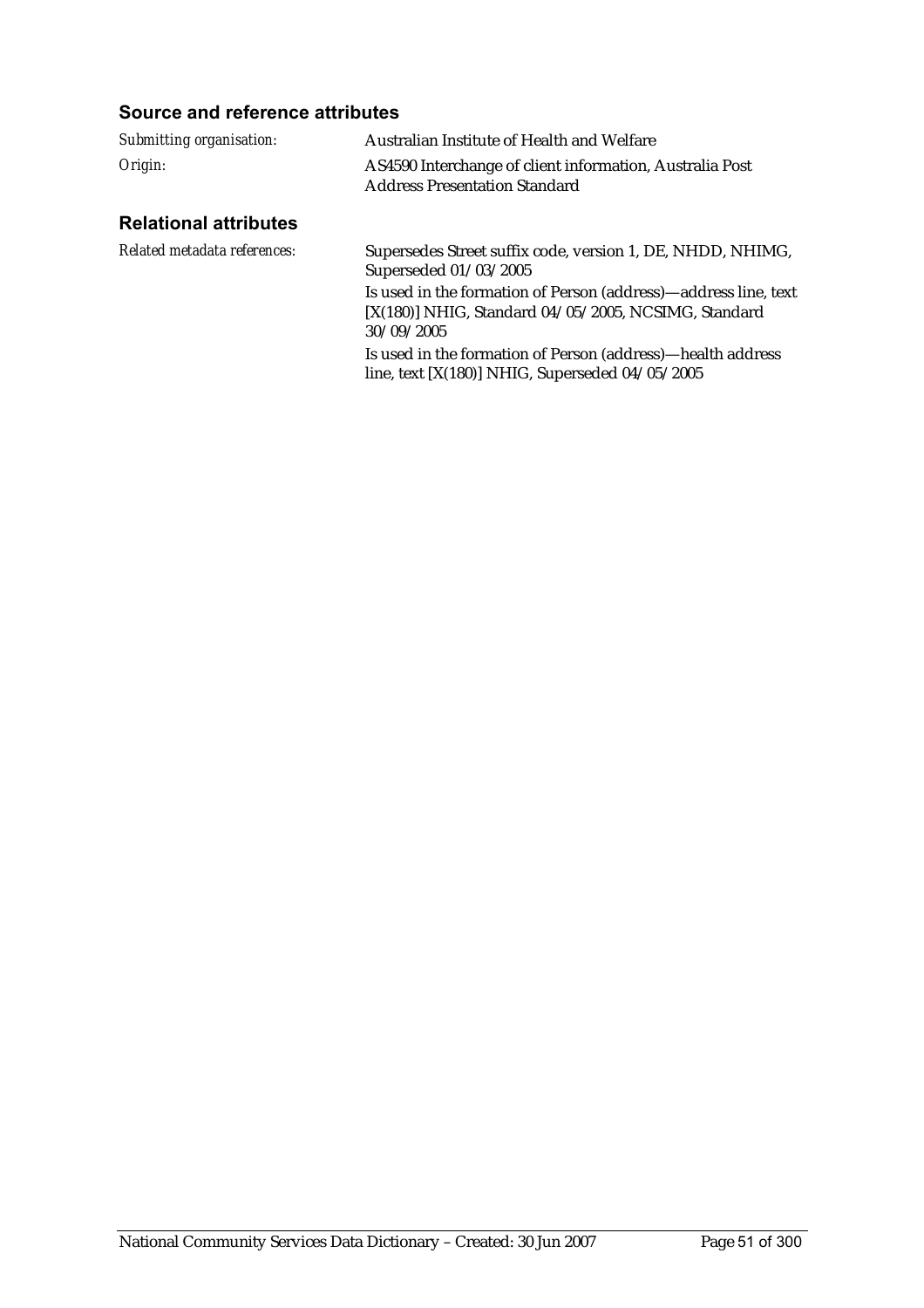### Source and reference attributes

*Submitting organisation:* Australian Institute of Health and Welfare

*Origin:* AS4590 Interchange of client information, Australia Post Address Presentation Standard

### Relational attributes

*Related metadata references:* Supersedes Street suffix code, version 1, DE, NHDD, NHIMG, Superseded 01/03/2005

Is used in the formation of Person (address)—address line, text [X(180)] NHIG, Standard 04/05/2005, NCSIMG, Standard 30/09/2005

Is used in the formation of Person (address)—health address line, text [X(180)] NHIG, Superseded 04/05/2005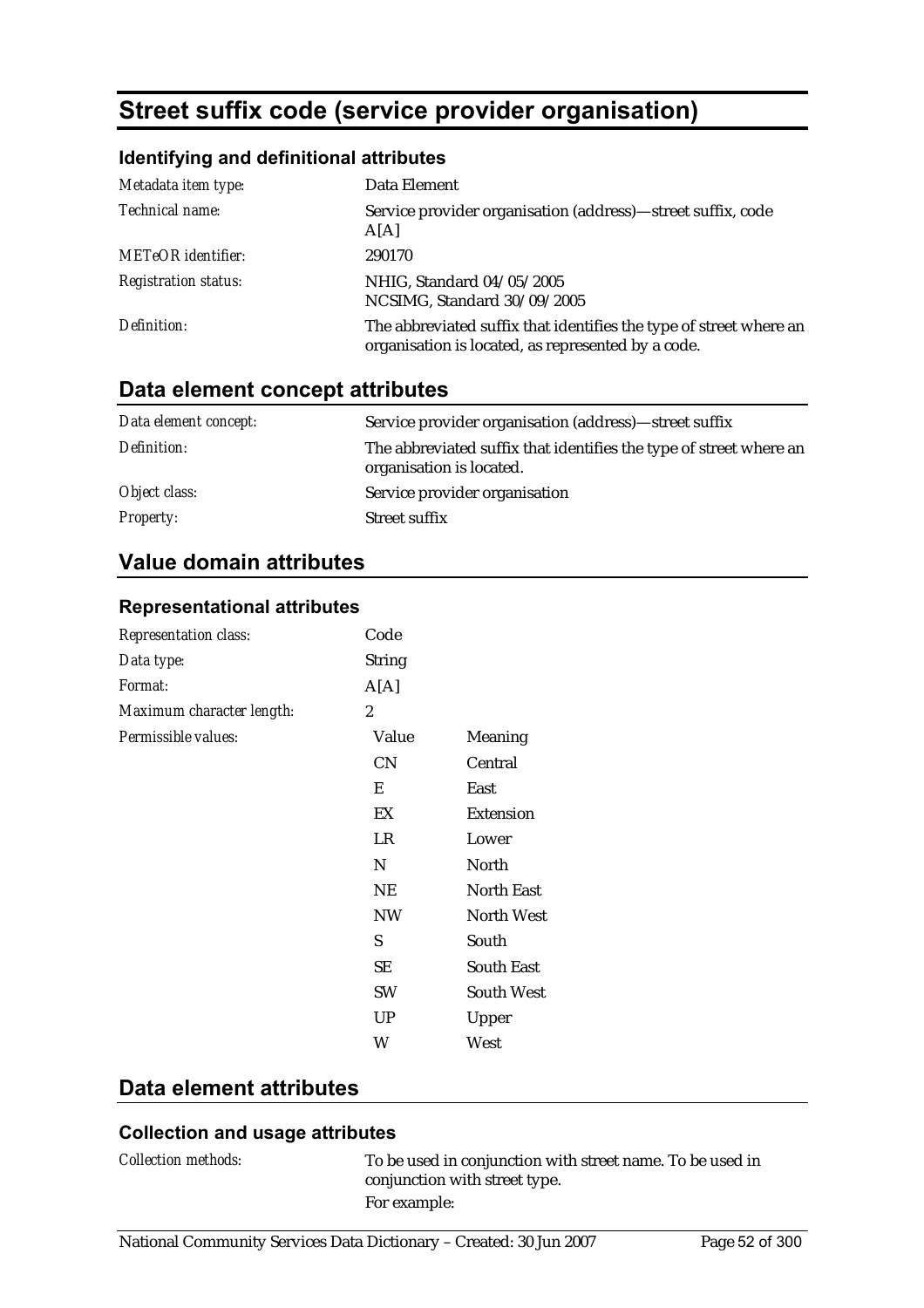# Street suffix code (service provider organisation)

## Identifying and definitional attributes

| | |
|---|---|
| *Metadata item type:* | Data Element |
| *Technical name:* | Service provider organisation (address)—street suffix, code A[A] |
| *METeOR identifier:* | 290170 |
| *Registration status:* | NHIG, Standard 04/05/2005<br>NCSIMG, Standard 30/09/2005 |
| *Definition:* | The abbreviated suffix that identifies the type of street where an organisation is located, as represented by a code. |

## Data element concept attributes

| | |
|---|---|
| *Data element concept:* | Service provider organisation (address)—street suffix |
| *Definition:* | The abbreviated suffix that identifies the type of street where an organisation is located. |
| *Object class:* | Service provider organisation |
| *Property:* | Street suffix |

## Value domain attributes

### Representational attributes

| | | |
|---|---|---|
| *Representation class:* | Code | |
| *Data type:* | String | |
| *Format:* | A[A] | |
| *Maximum character length:* | 2 | |
| *Permissible values:* | **Value** | **Meaning** |
| | CN | Central |
| | E | East |
| | EX | Extension |
| | LR | Lower |
| | N | North |
| | NE | North East |
| | NW | North West |
| | S | South |
| | SE | South East |
| | SW | South West |
| | UP | Upper |
| | W | West |

## Data element attributes

### Collection and usage attributes

| | |
|---|---|
| *Collection methods:* | To be used in conjunction with street name. To be used in conjunction with street type.<br>For example: |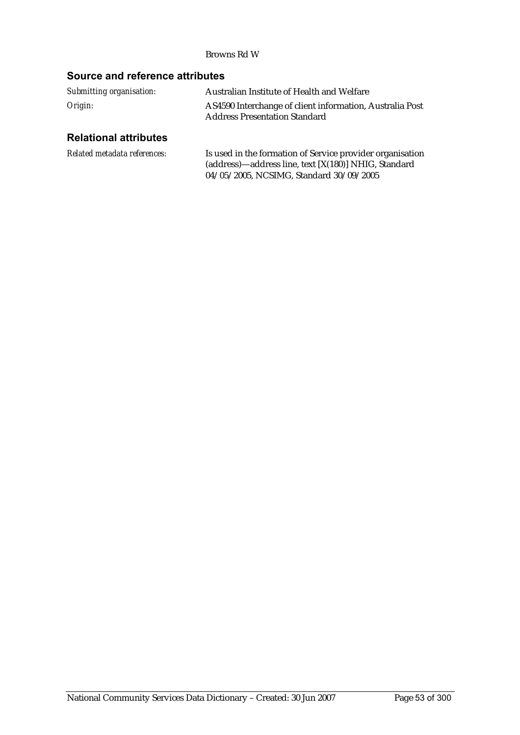Browns Rd W

## Source and reference attributes

| | |
|---|---|
| *Submitting organisation:* | Australian Institute of Health and Welfare |
| *Origin:* | AS4590 Interchange of client information, Australia Post Address Presentation Standard |

## Relational attributes

| | |
|---|---|
| *Related metadata references:* | Is used in the formation of Service provider organisation (address)—address line, text [X(180)] NHIG, Standard 04/05/2005, NCSIMG, Standard 30/09/2005 |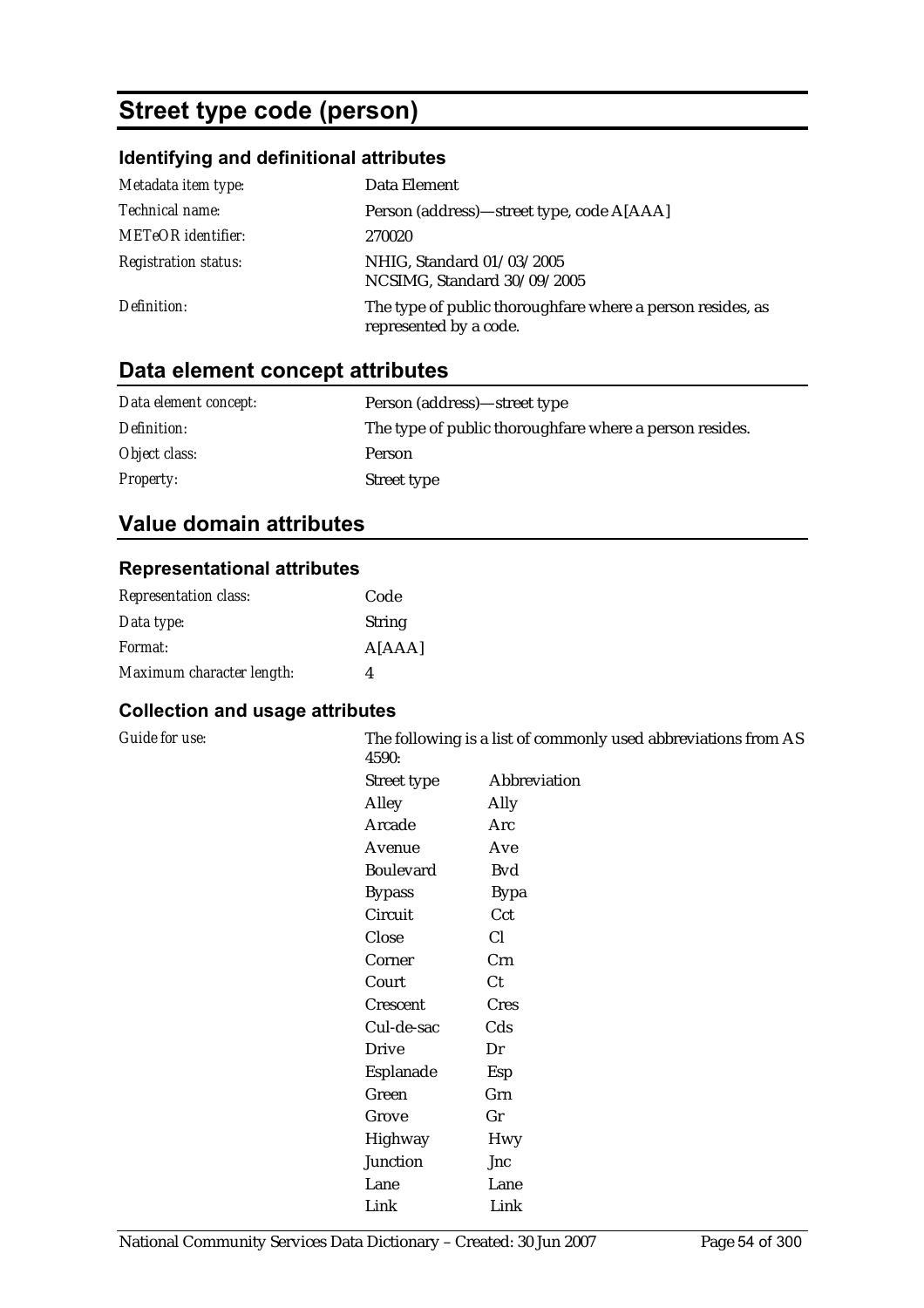# Street type code (person)

### Identifying and definitional attributes

| | |
|---|---|
| *Metadata item type:* | Data Element |
| *Technical name:* | Person (address)—street type, code A[AAA] |
| *METeOR identifier:* | 270020 |
| *Registration status:* | NHIG, Standard 01/03/2005<br>NCSIMG, Standard 30/09/2005 |
| *Definition:* | The type of public thoroughfare where a person resides, as represented by a code. |

## Data element concept attributes

| | |
|---|---|
| *Data element concept:* | Person (address)—street type |
| *Definition:* | The type of public thoroughfare where a person resides. |
| *Object class:* | Person |
| *Property:* | Street type |

## Value domain attributes

### Representational attributes

| | |
|---|---|
| *Representation class:* | Code |
| *Data type:* | String |
| *Format:* | A[AAA] |
| *Maximum character length:* | 4 |

### Collection and usage attributes

*Guide for use:*

The following is a list of commonly used abbreviations from AS 4590:

| Street type | Abbreviation |
|---|---|
| Alley | Ally |
| Arcade | Arc |
| Avenue | Ave |
| Boulevard | Bvd |
| Bypass | Bypa |
| Circuit | Cct |
| Close | Cl |
| Corner | Crn |
| Court | Ct |
| Crescent | Cres |
| Cul-de-sac | Cds |
| Drive | Dr |
| Esplanade | Esp |
| Green | Grn |
| Grove | Gr |
| Highway | Hwy |
| Junction | Jnc |
| Lane | Lane |
| Link | Link |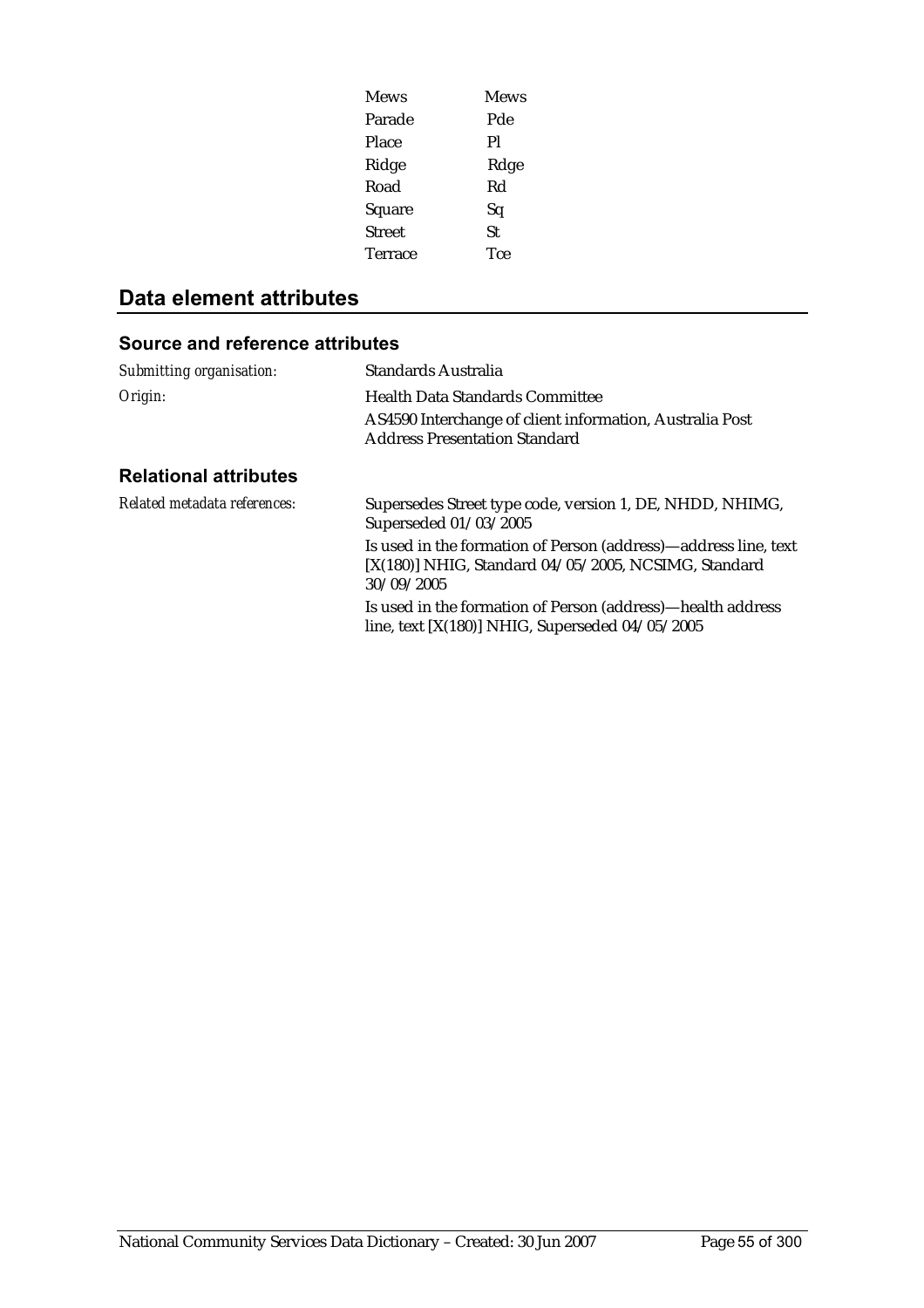| | |
|---|---|
| Mews | Mews |
| Parade | Pde |
| Place | Pl |
| Ridge | Rdge |
| Road | Rd |
| Square | Sq |
| Street | St |
| Terrace | Tce |

## Data element attributes

### Source and reference attributes

*Submitting organisation:* Standards Australia

*Origin:* Health Data Standards Committee

AS4590 Interchange of client information, Australia Post Address Presentation Standard

### Relational attributes

*Related metadata references:* Supersedes Street type code, version 1, DE, NHDD, NHIMG, Superseded 01/03/2005

Is used in the formation of Person (address)—address line, text [X(180)] NHIG, Standard 04/05/2005, NCSIMG, Standard 30/09/2005

Is used in the formation of Person (address)—health address line, text [X(180)] NHIG, Superseded 04/05/2005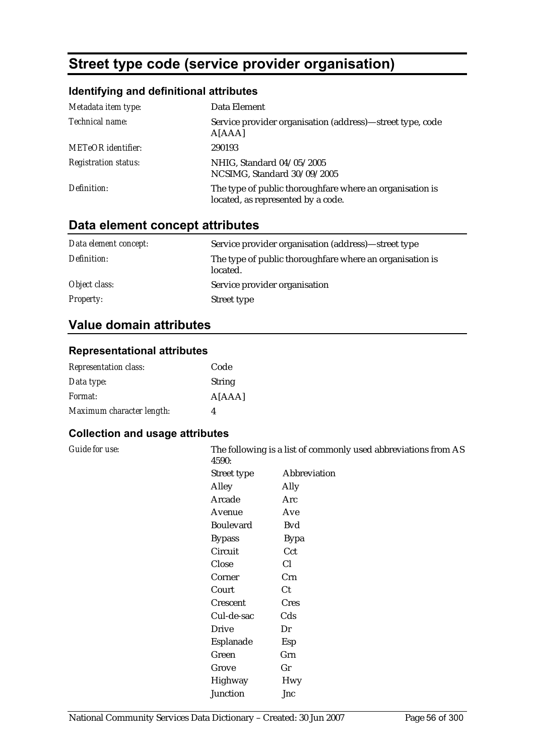# Street type code (service provider organisation)

### Identifying and definitional attributes

| | |
|---|---|
| *Metadata item type:* | Data Element |
| *Technical name:* | Service provider organisation (address)—street type, code A[AAA] |
| *METeOR identifier:* | 290193 |
| *Registration status:* | NHIG, Standard 04/05/2005<br>NCSIMG, Standard 30/09/2005 |
| *Definition:* | The type of public thoroughfare where an organisation is located, as represented by a code. |

## Data element concept attributes

| | |
|---|---|
| *Data element concept:* | Service provider organisation (address)—street type |
| *Definition:* | The type of public thoroughfare where an organisation is located. |
| *Object class:* | Service provider organisation |
| *Property:* | Street type |

## Value domain attributes

### Representational attributes

| | |
|---|---|
| *Representation class:* | Code |
| *Data type:* | String |
| *Format:* | A[AAA] |
| *Maximum character length:* | 4 |

### Collection and usage attributes

*Guide for use:* The following is a list of commonly used abbreviations from AS 4590:

| Street type | Abbreviation |
|---|---|
| Alley | Ally |
| Arcade | Arc |
| Avenue | Ave |
| Boulevard | Bvd |
| Bypass | Bypa |
| Circuit | Cct |
| Close | Cl |
| Corner | Crn |
| Court | Ct |
| Crescent | Cres |
| Cul-de-sac | Cds |
| Drive | Dr |
| Esplanade | Esp |
| Green | Grn |
| Grove | Gr |
| Highway | Hwy |
| Junction | Jnc |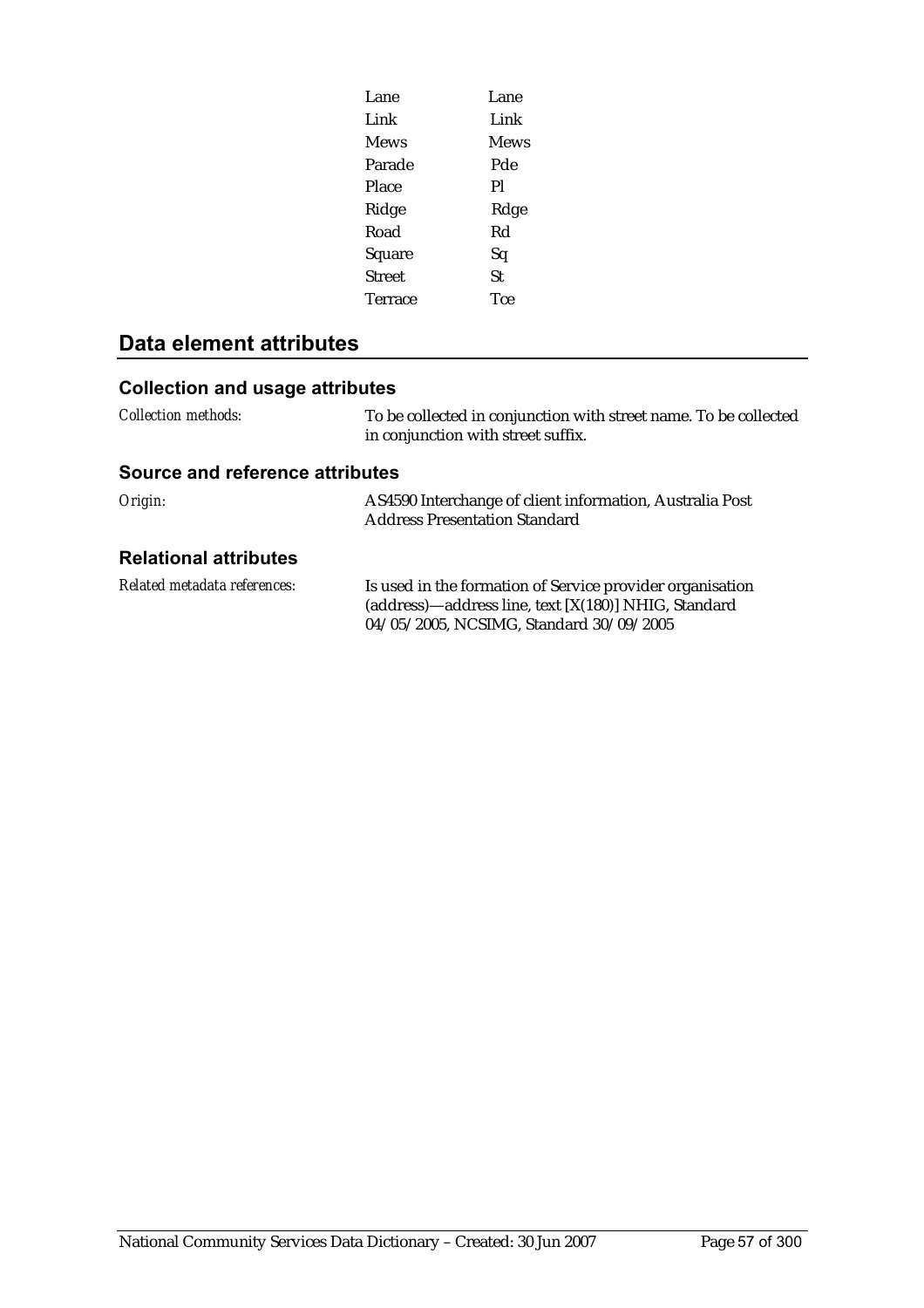| | |
|---|---|
| Lane | Lane |
| Link | Link |
| Mews | Mews |
| Parade | Pde |
| Place | Pl |
| Ridge | Rdge |
| Road | Rd |
| Square | Sq |
| Street | St |
| Terrace | Tce |

## Data element attributes

### Collection and usage attributes

*Collection methods:* To be collected in conjunction with street name. To be collected in conjunction with street suffix.

### Source and reference attributes

*Origin:* AS4590 Interchange of client information, Australia Post Address Presentation Standard

### Relational attributes

*Related metadata references:* Is used in the formation of Service provider organisation (address)—address line, text [X(180)] NHIG, Standard 04/05/2005, NCSIMG, Standard 30/09/2005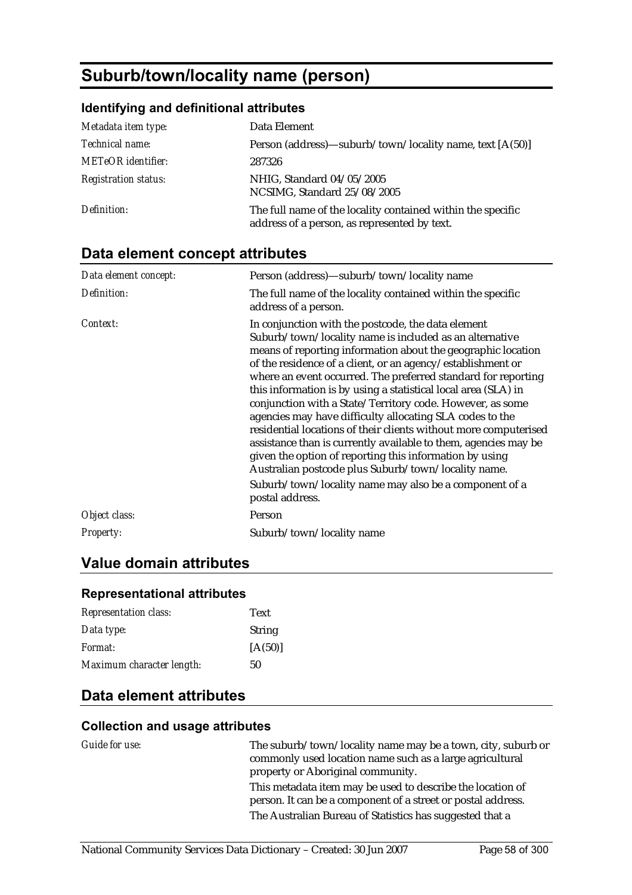# Suburb/town/locality name (person)

### Identifying and definitional attributes

| | |
|---|---|
| *Metadata item type:* | Data Element |
| *Technical name:* | Person (address)—suburb/town/locality name, text [A(50)] |
| *METeOR identifier:* | 287326 |
| *Registration status:* | NHIG, Standard 04/05/2005<br>NCSIMG, Standard 25/08/2005 |
| *Definition:* | The full name of the locality contained within the specific address of a person, as represented by text. |

## Data element concept attributes

| | |
|---|---|
| *Data element concept:* | Person (address)—suburb/town/locality name |
| *Definition:* | The full name of the locality contained within the specific address of a person. |
| *Context:* | In conjunction with the postcode, the data element Suburb/town/locality name is included as an alternative means of reporting information about the geographic location of the residence of a client, or an agency/establishment or where an event occurred. The preferred standard for reporting this information is by using a statistical local area (SLA) in conjunction with a State/Territory code. However, as some agencies may have difficulty allocating SLA codes to the residential locations of their clients without more computerised assistance than is currently available to them, agencies may be given the option of reporting this information by using Australian postcode plus Suburb/town/locality name.<br>Suburb/town/locality name may also be a component of a postal address. |
| *Object class:* | Person |
| *Property:* | Suburb/town/locality name |

## Value domain attributes

### Representational attributes

| | |
|---|---|
| *Representation class:* | Text |
| *Data type:* | String |
| *Format:* | [A(50)] |
| *Maximum character length:* | 50 |

## Data element attributes

### Collection and usage attributes

| | |
|---|---|
| *Guide for use:* | The suburb/town/locality name may be a town, city, suburb or commonly used location name such as a large agricultural property or Aboriginal community.<br>This metadata item may be used to describe the location of person. It can be a component of a street or postal address.<br>The Australian Bureau of Statistics has suggested that a |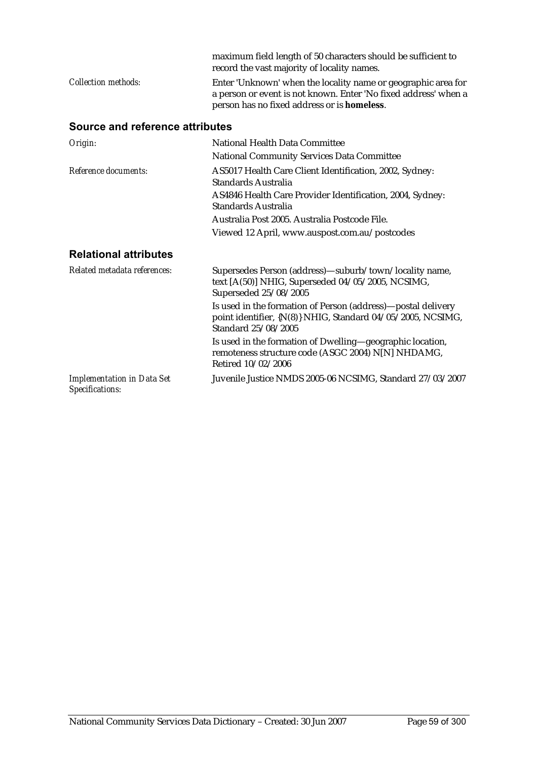maximum field length of 50 characters should be sufficient to record the vast majority of locality names.

*Collection methods:* Enter 'Unknown' when the locality name or geographic area for a person or event is not known. Enter 'No fixed address' when a person has no fixed address or is **homeless**.

## Source and reference attributes

*Origin:* National Health Data Committee

National Community Services Data Committee

*Reference documents:* AS5017 Health Care Client Identification, 2002, Sydney: Standards Australia

AS4846 Health Care Provider Identification, 2004, Sydney: Standards Australia

Australia Post 2005. Australia Postcode File.

Viewed 12 April, www.auspost.com.au/postcodes

## Relational attributes

*Related metadata references:* Supersedes Person (address)—suburb/town/locality name, text [A(50)] NHIG, Superseded 04/05/2005, NCSIMG, Superseded 25/08/2005

Is used in the formation of Person (address)—postal delivery point identifier, {N(8)} NHIG, Standard 04/05/2005, NCSIMG, Standard 25/08/2005

Is used in the formation of Dwelling—geographic location, remoteness structure code (ASGC 2004) N[N] NHDAMG, Retired 10/02/2006

*Implementation in Data Set Specifications:* Juvenile Justice NMDS 2005-06 NCSIMG, Standard 27/03/2007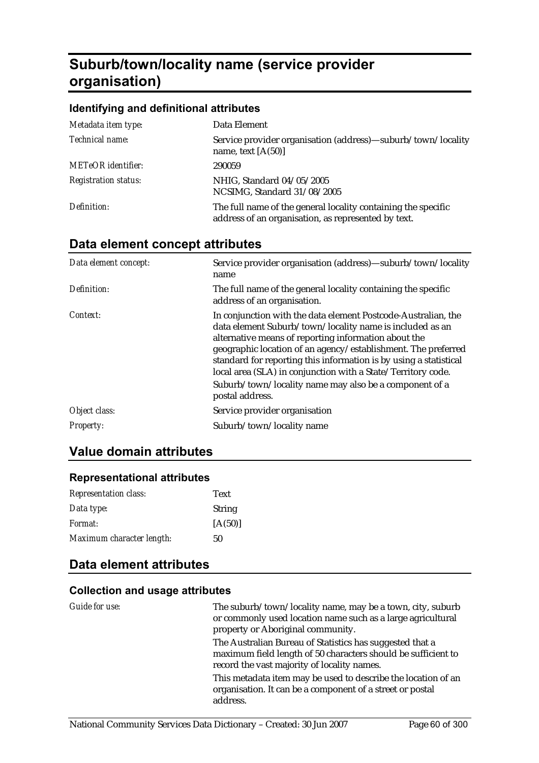# Suburb/town/locality name (service provider organisation)

### Identifying and definitional attributes

| | |
|---|---|
| *Metadata item type:* | Data Element |
| *Technical name:* | Service provider organisation (address)—suburb/town/locality name, text [A(50)] |
| *METeOR identifier:* | 290059 |
| *Registration status:* | NHIG, Standard 04/05/2005<br>NCSIMG, Standard 31/08/2005 |
| *Definition:* | The full name of the general locality containing the specific address of an organisation, as represented by text. |

## Data element concept attributes

| | |
|---|---|
| *Data element concept:* | Service provider organisation (address)—suburb/town/locality name |
| *Definition:* | The full name of the general locality containing the specific address of an organisation. |
| *Context:* | In conjunction with the data element Postcode-Australian, the data element Suburb/town/locality name is included as an alternative means of reporting information about the geographic location of an agency/establishment. The preferred standard for reporting this information is by using a statistical local area (SLA) in conjunction with a State/Territory code. Suburb/town/locality name may also be a component of a postal address. |
| *Object class:* | Service provider organisation |
| *Property:* | Suburb/town/locality name |

## Value domain attributes

### Representational attributes

| | |
|---|---|
| *Representation class:* | Text |
| *Data type:* | String |
| *Format:* | [A(50)] |
| *Maximum character length:* | 50 |

## Data element attributes

### Collection and usage attributes

| | |
|---|---|
| *Guide for use:* | The suburb/town/locality name, may be a town, city, suburb or commonly used location name such as a large agricultural property or Aboriginal community.<br>The Australian Bureau of Statistics has suggested that a maximum field length of 50 characters should be sufficient to record the vast majority of locality names.<br>This metadata item may be used to describe the location of an organisation. It can be a component of a street or postal address. |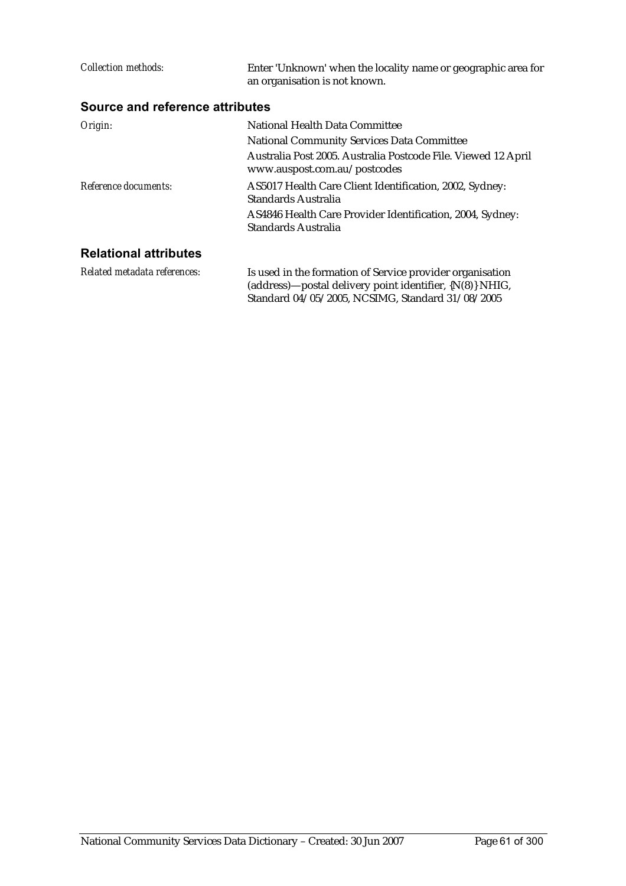*Collection methods:* Enter 'Unknown' when the locality name or geographic area for an organisation is not known.

## Source and reference attributes

*Origin:* National Health Data Committee

National Community Services Data Committee

Australia Post 2005. Australia Postcode File. Viewed 12 April www.auspost.com.au/postcodes

*Reference documents:* AS5017 Health Care Client Identification, 2002, Sydney: Standards Australia

AS4846 Health Care Provider Identification, 2004, Sydney: Standards Australia

## Relational attributes

*Related metadata references:* Is used in the formation of Service provider organisation (address)—postal delivery point identifier, {N(8)} NHIG, Standard 04/05/2005, NCSIMG, Standard 31/08/2005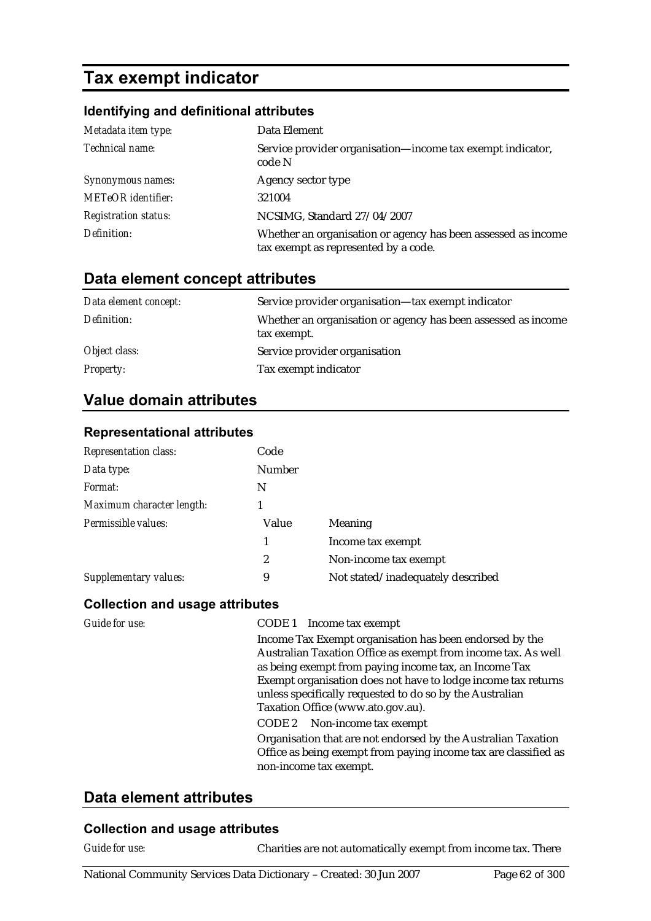# Tax exempt indicator

## Identifying and definitional attributes

| | |
|---|---|
| *Metadata item type:* | Data Element |
| *Technical name:* | Service provider organisation—income tax exempt indicator, code N |
| *Synonymous names:* | Agency sector type |
| *METeOR identifier:* | 321004 |
| *Registration status:* | NCSIMG, Standard 27/04/2007 |
| *Definition:* | Whether an organisation or agency has been assessed as income tax exempt as represented by a code. |

## Data element concept attributes

| | |
|---|---|
| *Data element concept:* | Service provider organisation—tax exempt indicator |
| *Definition:* | Whether an organisation or agency has been assessed as income tax exempt. |
| *Object class:* | Service provider organisation |
| *Property:* | Tax exempt indicator |

## Value domain attributes

### Representational attributes

| | | |
|---|---|---|
| *Representation class:* | Code | |
| *Data type:* | Number | |
| *Format:* | N | |
| *Maximum character length:* | 1 | |
| *Permissible values:* | Value | Meaning |
| | 1 | Income tax exempt |
| | 2 | Non-income tax exempt |
| *Supplementary values:* | 9 | Not stated/inadequately described |

### Collection and usage attributes

*Guide for use:*

CODE 1 Income tax exempt

Income Tax Exempt organisation has been endorsed by the Australian Taxation Office as exempt from income tax. As well as being exempt from paying income tax, an Income Tax Exempt organisation does not have to lodge income tax returns unless specifically requested to do so by the Australian Taxation Office (www.ato.gov.au).

CODE 2 Non-income tax exempt

Organisation that are not endorsed by the Australian Taxation Office as being exempt from paying income tax are classified as non-income tax exempt.

## Data element attributes

### Collection and usage attributes

*Guide for use:* Charities are not automatically exempt from income tax. There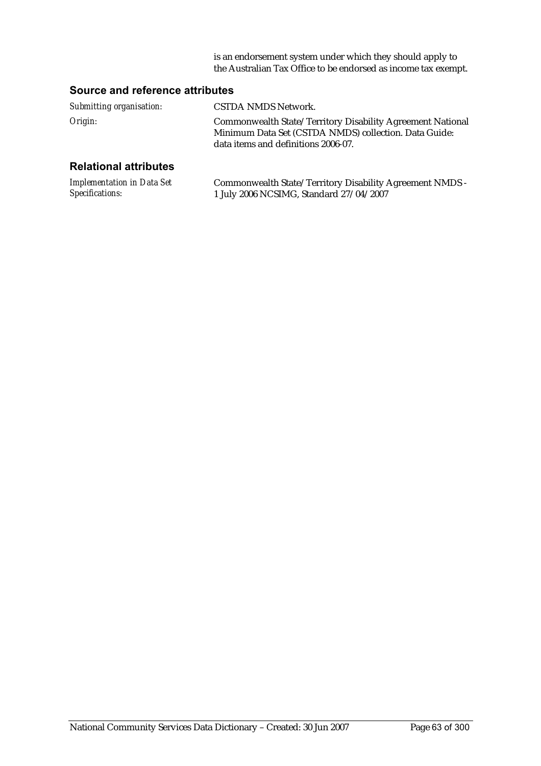is an endorsement system under which they should apply to the Australian Tax Office to be endorsed as income tax exempt.

## Source and reference attributes

*Submitting organisation:* CSTDA NMDS Network.

*Origin:* Commonwealth State/Territory Disability Agreement National Minimum Data Set (CSTDA NMDS) collection. Data Guide: data items and definitions 2006-07.

## Relational attributes

*Implementation in Data Set Specifications:* Commonwealth State/Territory Disability Agreement NMDS - 1 July 2006 NCSIMG, Standard 27/04/2007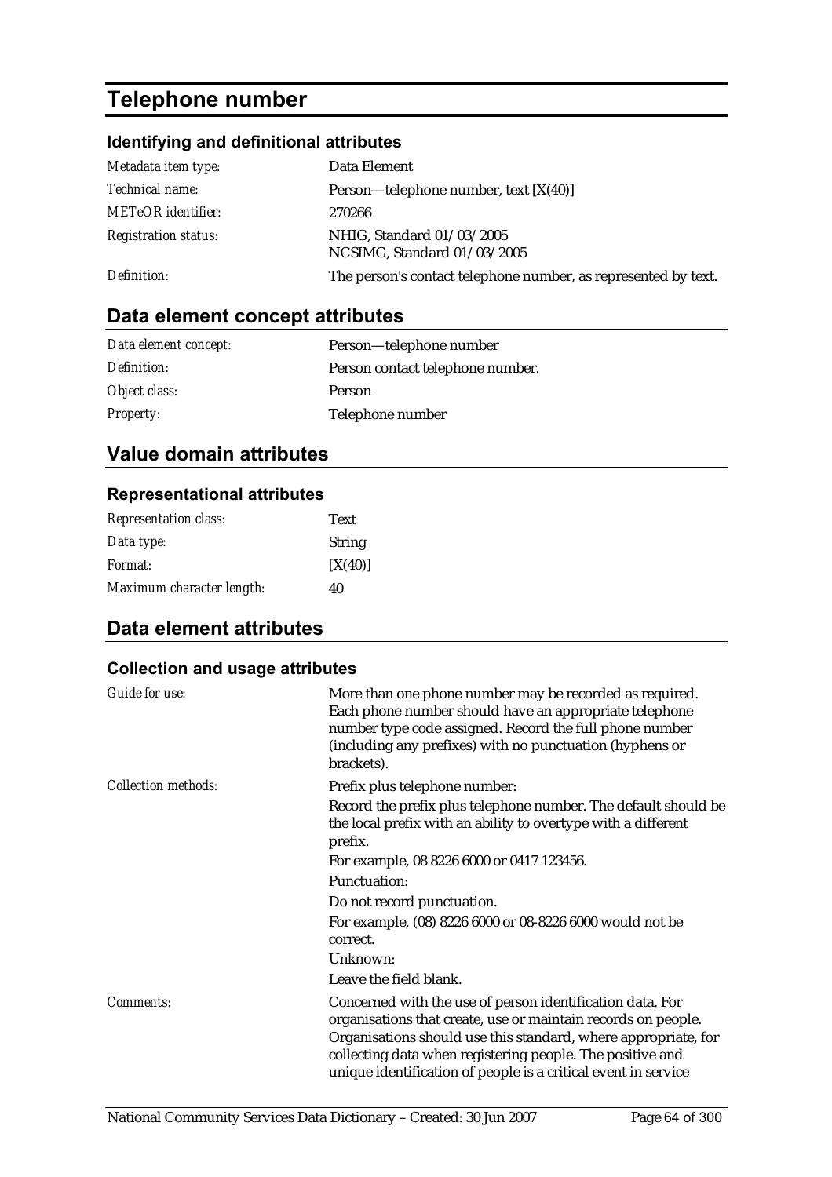# Telephone number

### Identifying and definitional attributes

| | |
|---|---|
| *Metadata item type:* | Data Element |
| *Technical name:* | Person—telephone number, text [X(40)] |
| *METeOR identifier:* | 270266 |
| *Registration status:* | NHIG, Standard 01/03/2005<br>NCSIMG, Standard 01/03/2005 |
| *Definition:* | The person's contact telephone number, as represented by text. |

## Data element concept attributes

| | |
|---|---|
| *Data element concept:* | Person—telephone number |
| *Definition:* | Person contact telephone number. |
| *Object class:* | Person |
| *Property:* | Telephone number |

## Value domain attributes

### Representational attributes

| | |
|---|---|
| *Representation class:* | Text |
| *Data type:* | String |
| *Format:* | [X(40)] |
| *Maximum character length:* | 40 |

## Data element attributes

### Collection and usage attributes

| | |
|---|---|
| *Guide for use:* | More than one phone number may be recorded as required. Each phone number should have an appropriate telephone number type code assigned. Record the full phone number (including any prefixes) with no punctuation (hyphens or brackets). |
| *Collection methods:* | Prefix plus telephone number:<br>Record the prefix plus telephone number. The default should be the local prefix with an ability to overtype with a different prefix.<br>For example, 08 8226 6000 or 0417 123456.<br>Punctuation:<br>Do not record punctuation.<br>For example, (08) 8226 6000 or 08-8226 6000 would not be correct.<br>Unknown:<br>Leave the field blank. |
| *Comments:* | Concerned with the use of person identification data. For organisations that create, use or maintain records on people. Organisations should use this standard, where appropriate, for collecting data when registering people. The positive and unique identification of people is a critical event in service |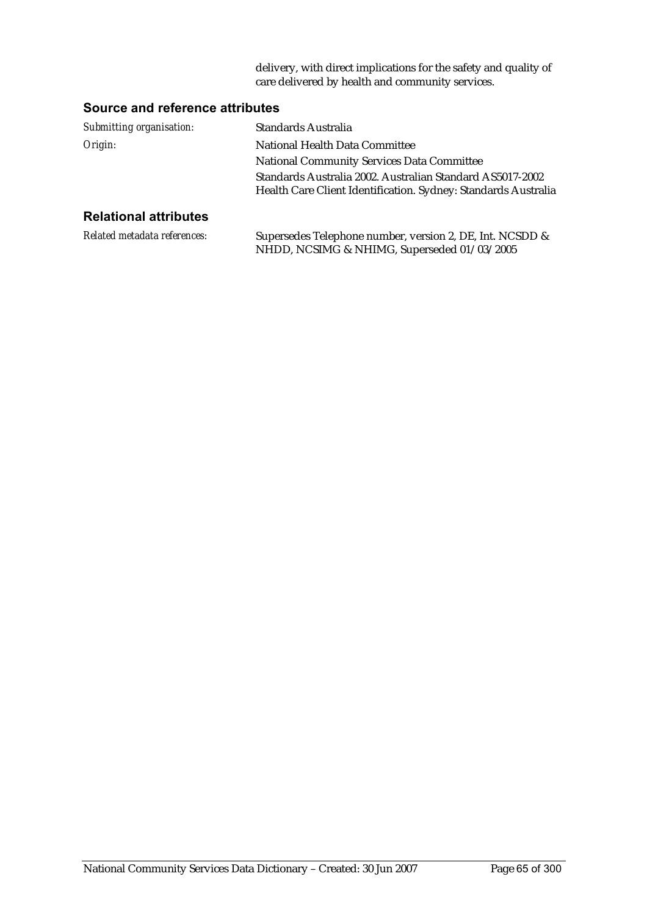delivery, with direct implications for the safety and quality of care delivered by health and community services.

## Source and reference attributes

| | |
|---|---|
| *Submitting organisation:* | Standards Australia |
| *Origin:* | National Health Data Committee<br>National Community Services Data Committee<br>Standards Australia 2002. Australian Standard AS5017-2002 Health Care Client Identification. Sydney: Standards Australia |

## Relational attributes

| | |
|---|---|
| *Related metadata references:* | Supersedes Telephone number, version 2, DE, Int. NCSDD & NHDD, NCSIMG & NHIMG, Superseded 01/03/2005 |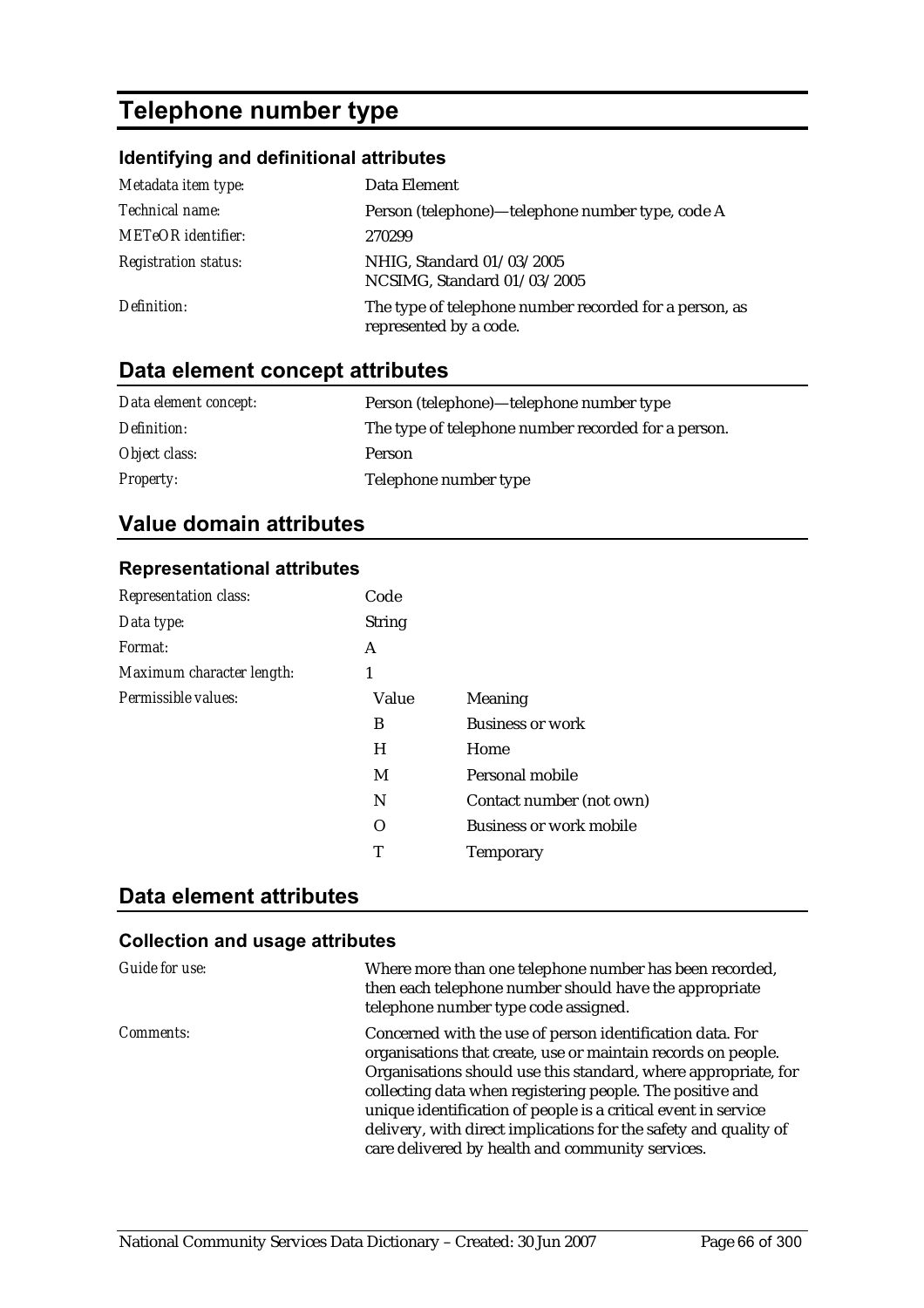# Telephone number type

## Identifying and definitional attributes

| | |
|---|---|
| *Metadata item type:* | Data Element |
| *Technical name:* | Person (telephone)—telephone number type, code A |
| *METeOR identifier:* | 270299 |
| *Registration status:* | NHIG, Standard 01/03/2005<br>NCSIMG, Standard 01/03/2005 |
| *Definition:* | The type of telephone number recorded for a person, as represented by a code. |

## Data element concept attributes

| | |
|---|---|
| *Data element concept:* | Person (telephone)—telephone number type |
| *Definition:* | The type of telephone number recorded for a person. |
| *Object class:* | Person |
| *Property:* | Telephone number type |

## Value domain attributes

### Representational attributes

| | | |
|---|---|---|
| *Representation class:* | Code | |
| *Data type:* | String | |
| *Format:* | A | |
| *Maximum character length:* | 1 | |
| *Permissible values:* | Value | Meaning |
| | B | Business or work |
| | H | Home |
| | M | Personal mobile |
| | N | Contact number (not own) |
| | O | Business or work mobile |
| | T | Temporary |

## Data element attributes

### Collection and usage attributes

| | |
|---|---|
| *Guide for use:* | Where more than one telephone number has been recorded, then each telephone number should have the appropriate telephone number type code assigned. |
| *Comments:* | Concerned with the use of person identification data. For organisations that create, use or maintain records on people. Organisations should use this standard, where appropriate, for collecting data when registering people. The positive and unique identification of people is a critical event in service delivery, with direct implications for the safety and quality of care delivered by health and community services. |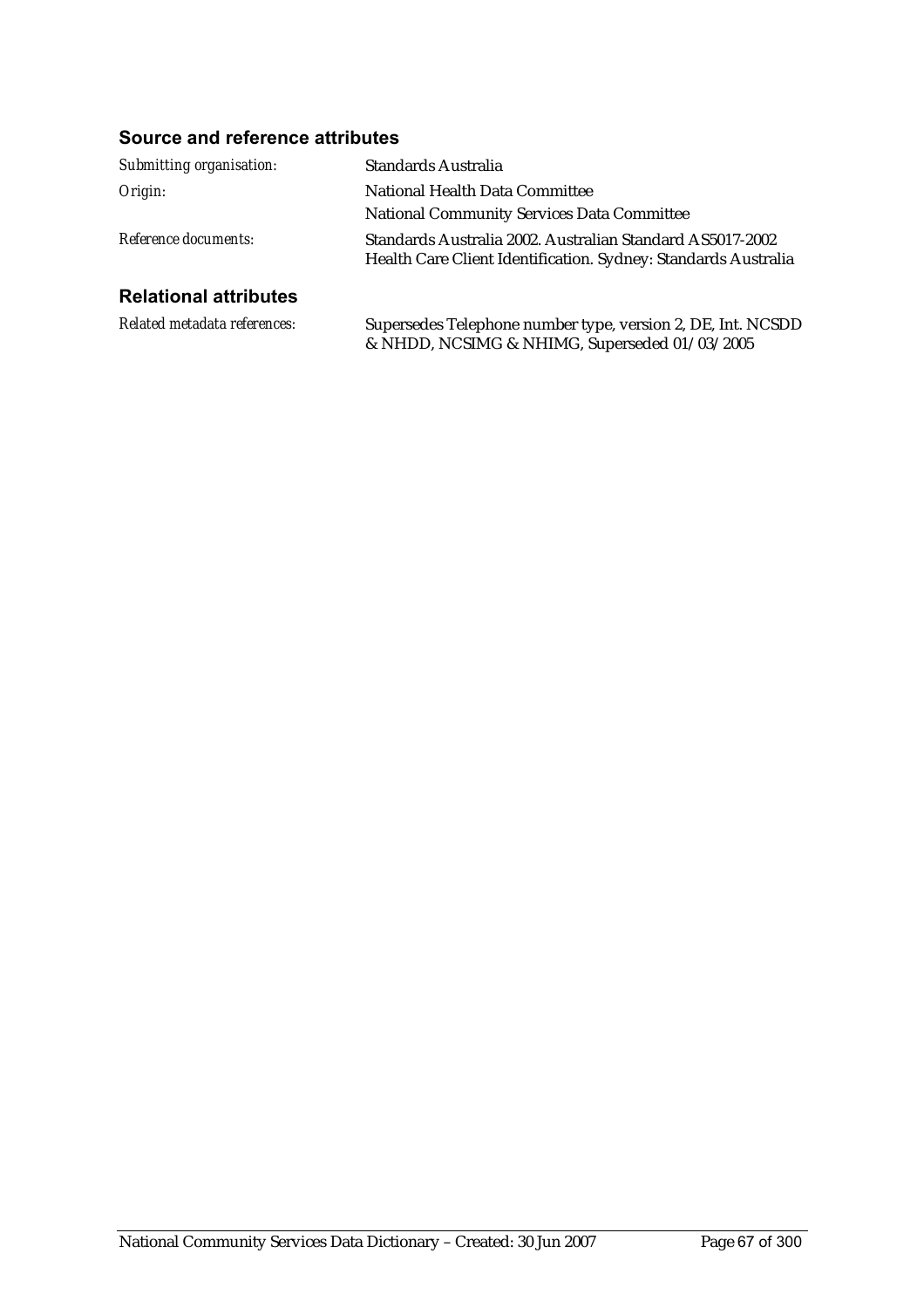### Source and reference attributes

| | |
|---|---|
| *Submitting organisation:* | Standards Australia |
| *Origin:* | National Health Data Committee<br>National Community Services Data Committee |
| *Reference documents:* | Standards Australia 2002. Australian Standard AS5017-2002 Health Care Client Identification. Sydney: Standards Australia |

### Relational attributes

| | |
|---|---|
| *Related metadata references:* | Supersedes Telephone number type, version 2, DE, Int. NCSDD & NHDD, NCSIMG & NHIMG, Superseded 01/03/2005 |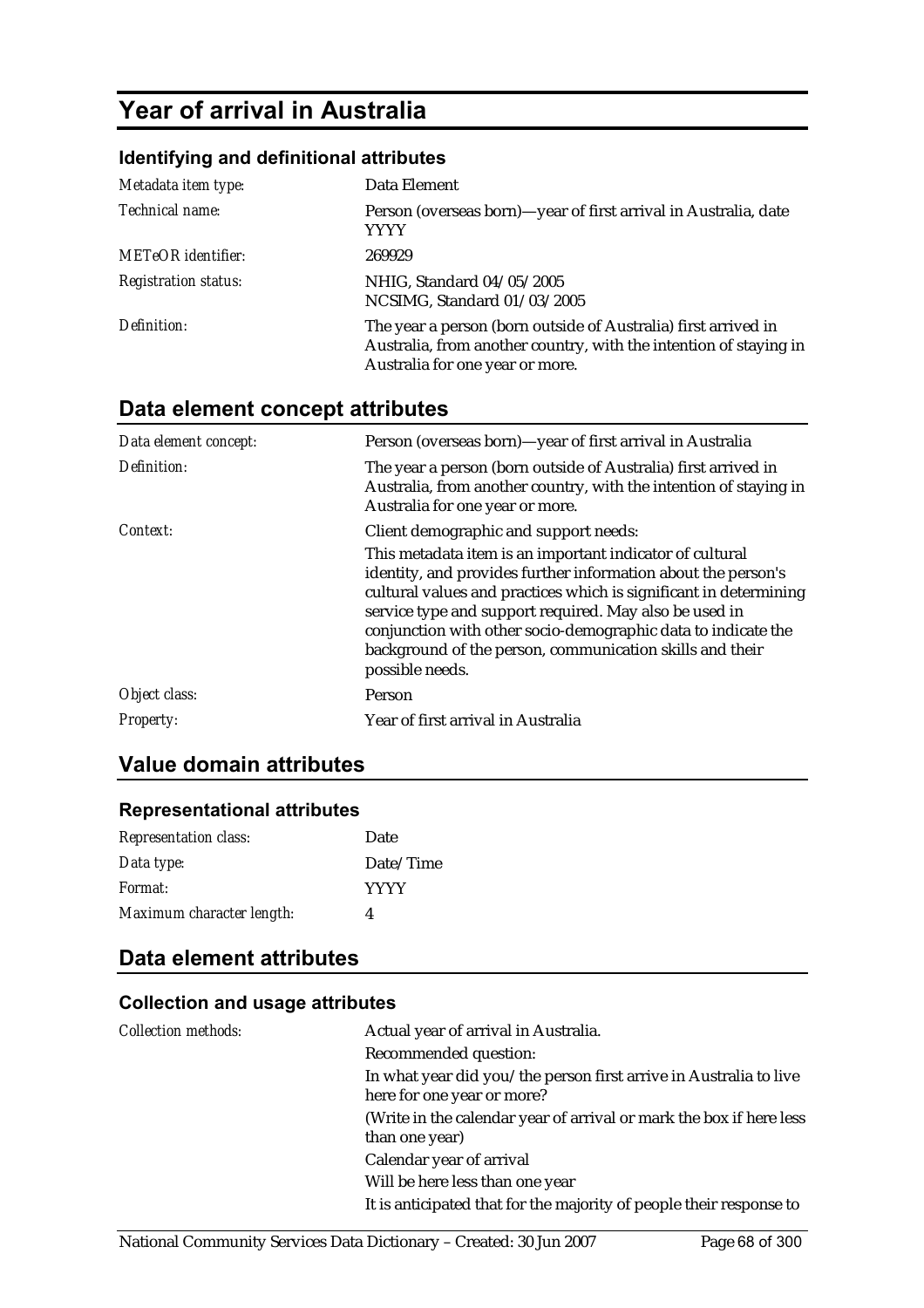# Year of arrival in Australia

### Identifying and definitional attributes

| | |
|---|---|
| *Metadata item type:* | Data Element |
| *Technical name:* | Person (overseas born)—year of first arrival in Australia, date YYYY |
| *METeOR identifier:* | 269929 |
| *Registration status:* | NHIG, Standard 04/05/2005<br>NCSIMG, Standard 01/03/2005 |
| *Definition:* | The year a person (born outside of Australia) first arrived in Australia, from another country, with the intention of staying in Australia for one year or more. |

## Data element concept attributes

| | |
|---|---|
| *Data element concept:* | Person (overseas born)—year of first arrival in Australia |
| *Definition:* | The year a person (born outside of Australia) first arrived in Australia, from another country, with the intention of staying in Australia for one year or more. |
| *Context:* | Client demographic and support needs:<br>This metadata item is an important indicator of cultural identity, and provides further information about the person's cultural values and practices which is significant in determining service type and support required. May also be used in conjunction with other socio-demographic data to indicate the background of the person, communication skills and their possible needs. |
| *Object class:* | Person |
| *Property:* | Year of first arrival in Australia |

## Value domain attributes

### Representational attributes

| | |
|---|---|
| *Representation class:* | Date |
| *Data type:* | Date/Time |
| *Format:* | YYYY |
| *Maximum character length:* | 4 |

## Data element attributes

### Collection and usage attributes

| | |
|---|---|
| *Collection methods:* | Actual year of arrival in Australia.<br>Recommended question:<br>In what year did you/the person first arrive in Australia to live here for one year or more?<br>(Write in the calendar year of arrival or mark the box if here less than one year)<br>Calendar year of arrival<br>Will be here less than one year<br>It is anticipated that for the majority of people their response to |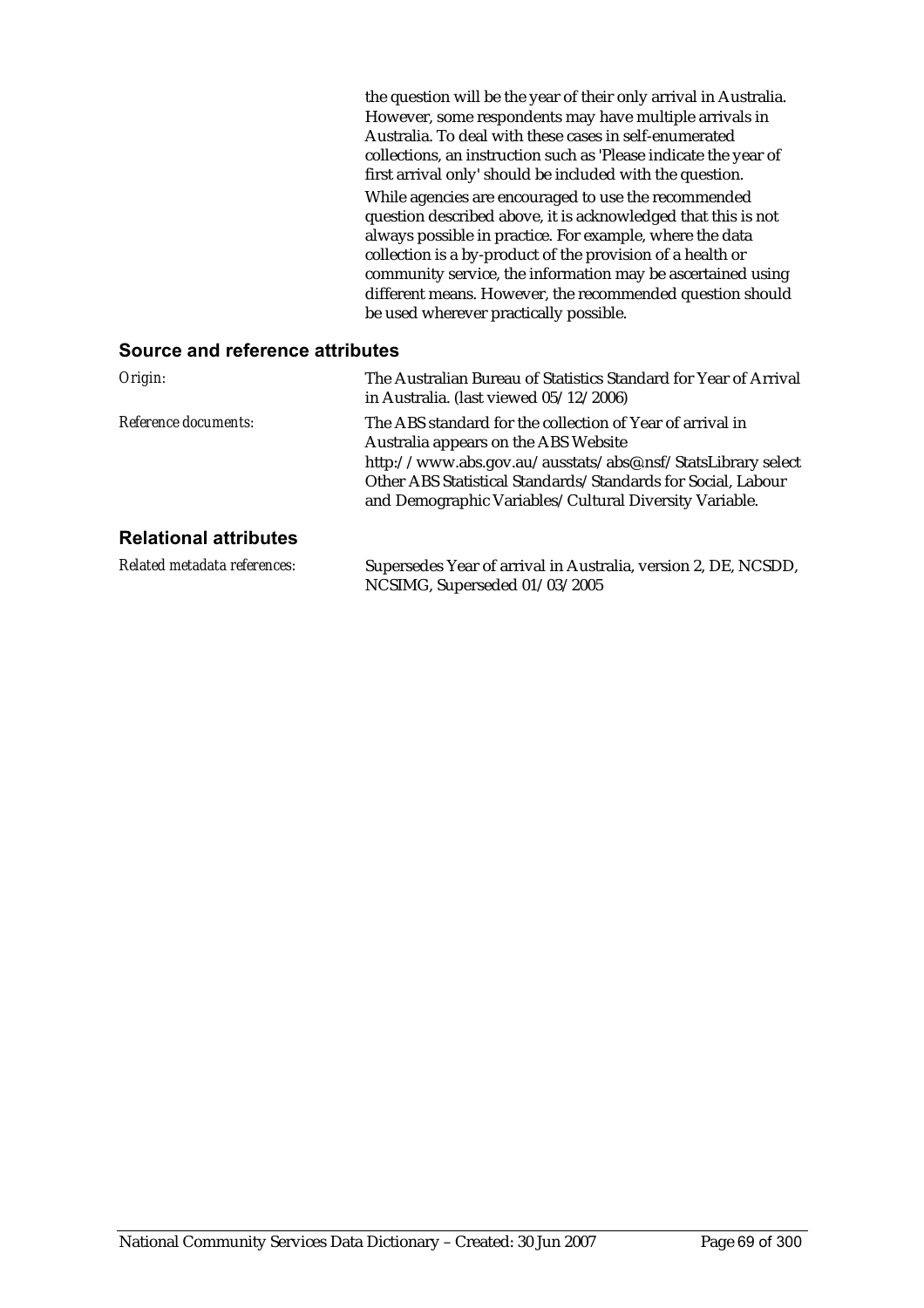the question will be the year of their only arrival in Australia. However, some respondents may have multiple arrivals in Australia. To deal with these cases in self-enumerated collections, an instruction such as 'Please indicate the year of first arrival only' should be included with the question.

While agencies are encouraged to use the recommended question described above, it is acknowledged that this is not always possible in practice. For example, where the data collection is a by-product of the provision of a health or community service, the information may be ascertained using different means. However, the recommended question should be used wherever practically possible.

## Source and reference attributes

*Origin:* The Australian Bureau of Statistics Standard for Year of Arrival in Australia. (last viewed 05/12/2006)

*Reference documents:* The ABS standard for the collection of Year of arrival in Australia appears on the ABS Website http://www.abs.gov.au/ausstats/abs@.nsf/StatsLibrary select Other ABS Statistical Standards/Standards for Social, Labour and Demographic Variables/Cultural Diversity Variable.

## Relational attributes

*Related metadata references:* Supersedes Year of arrival in Australia, version 2, DE, NCSDD, NCSIMG, Superseded 01/03/2005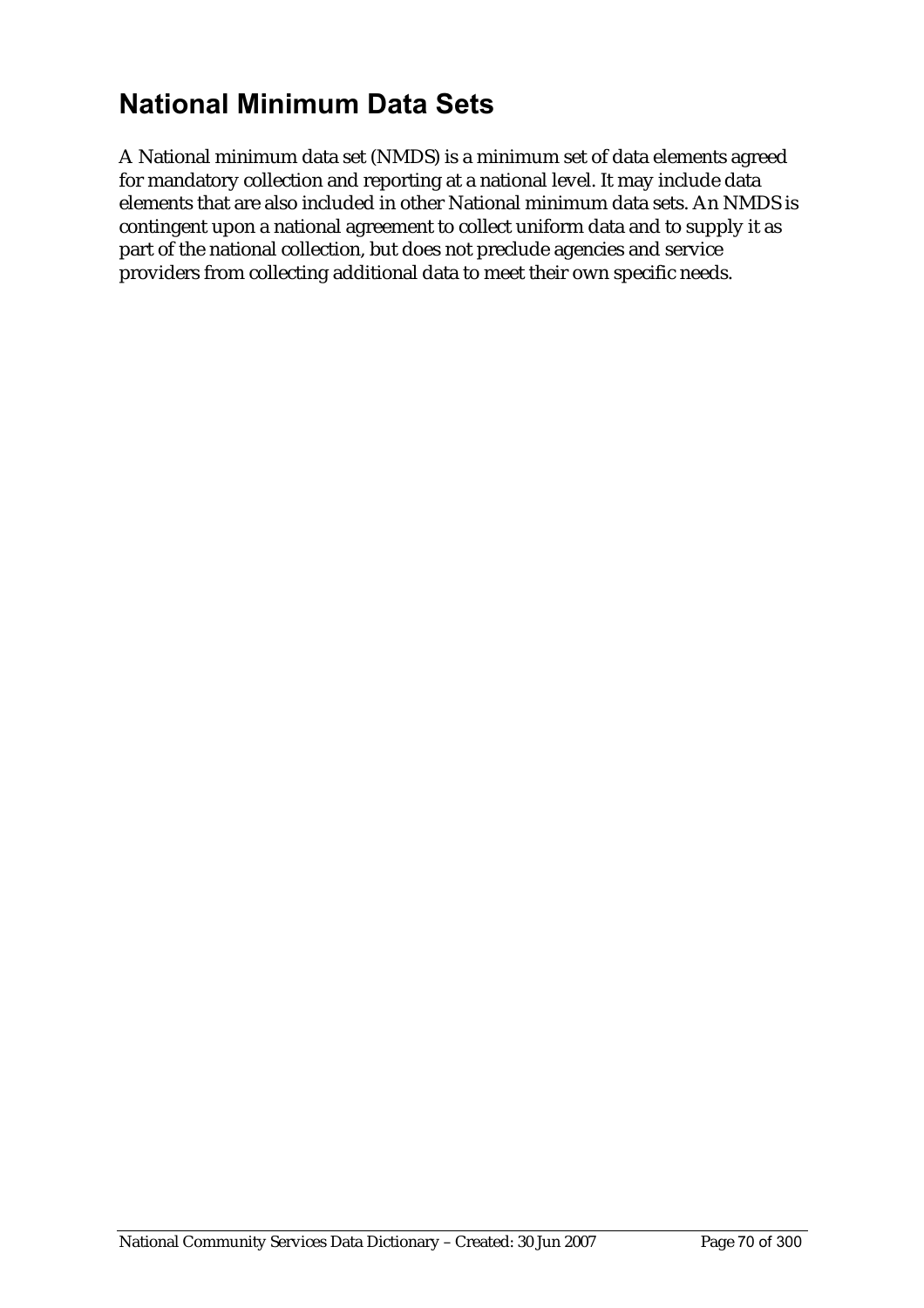# National Minimum Data Sets

A National minimum data set (NMDS) is a minimum set of data elements agreed for mandatory collection and reporting at a national level. It may include data elements that are also included in other National minimum data sets. An NMDS is contingent upon a national agreement to collect uniform data and to supply it as part of the national collection, but does not preclude agencies and service providers from collecting additional data to meet their own specific needs.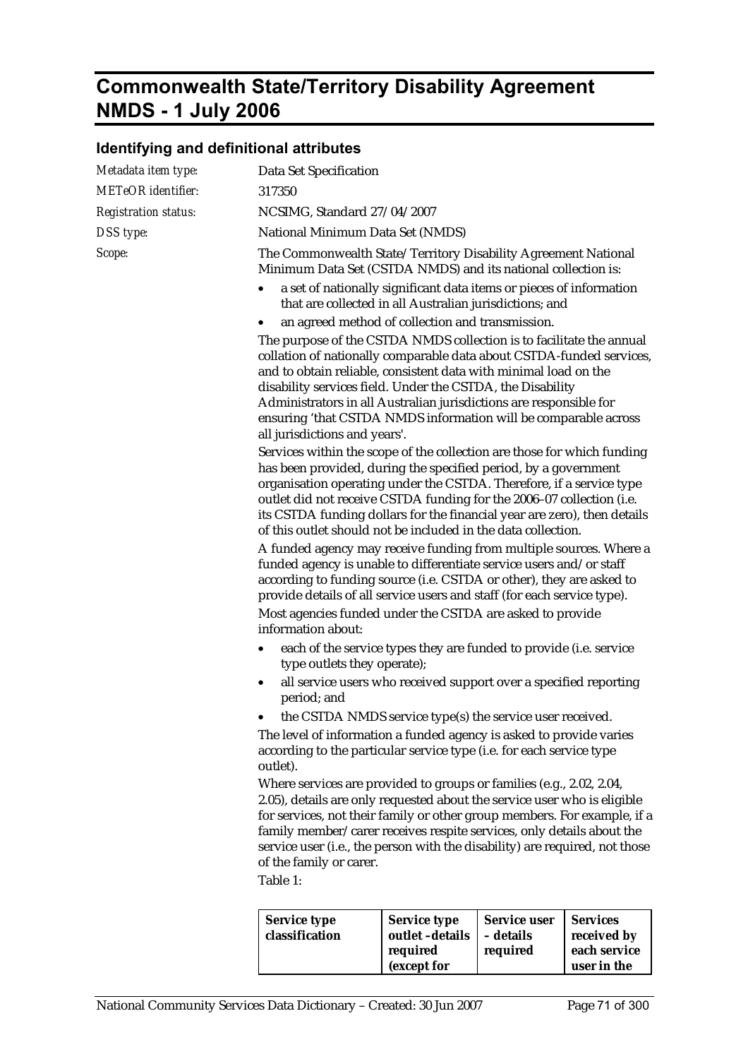# Commonwealth State/Territory Disability Agreement NMDS - 1 July 2006

## Identifying and definitional attributes

*Metadata item type:* Data Set Specification

*METeOR identifier:* 317350

*Registration status:* NCSIMG, Standard 27/04/2007

*DSS type:* National Minimum Data Set (NMDS)

*Scope:* The Commonwealth State/Territory Disability Agreement National Minimum Data Set (CSTDA NMDS) and its national collection is:

- a set of nationally significant data items or pieces of information that are collected in all Australian jurisdictions; and
- an agreed method of collection and transmission.

The purpose of the CSTDA NMDS collection is to facilitate the annual collation of nationally comparable data about CSTDA-funded services, and to obtain reliable, consistent data with minimal load on the disability services field. Under the CSTDA, the Disability Administrators in all Australian jurisdictions are responsible for ensuring 'that CSTDA NMDS information will be comparable across all jurisdictions and years'.

Services within the scope of the collection are those for which funding has been provided, during the specified period, by a government organisation operating under the CSTDA. Therefore, if a service type outlet did not receive CSTDA funding for the 2006–07 collection (i.e. its CSTDA funding dollars for the financial year are zero), then details of this outlet should not be included in the data collection.

A funded agency may receive funding from multiple sources. Where a funded agency is unable to differentiate service users and/or staff according to funding source (i.e. CSTDA or other), they are asked to provide details of all service users and staff (for each service type).

Most agencies funded under the CSTDA are asked to provide information about:

- each of the service types they are funded to provide (i.e. service type outlets they operate);
- all service users who received support over a specified reporting period; and
- the CSTDA NMDS service type(s) the service user received.

The level of information a funded agency is asked to provide varies according to the particular service type (i.e. for each service type outlet).

Where services are provided to groups or families (e.g., 2.02, 2.04, 2.05), details are only requested about the service user who is eligible for services, not their family or other group members. For example, if a family member/carer receives respite services, only details about the service user (i.e., the person with the disability) are required, not those of the family or carer.

Table 1:

| Service type classification | Service type outlet –details required (except for | Service user – details required | Services received by each service user in the |
|---|---|---|---|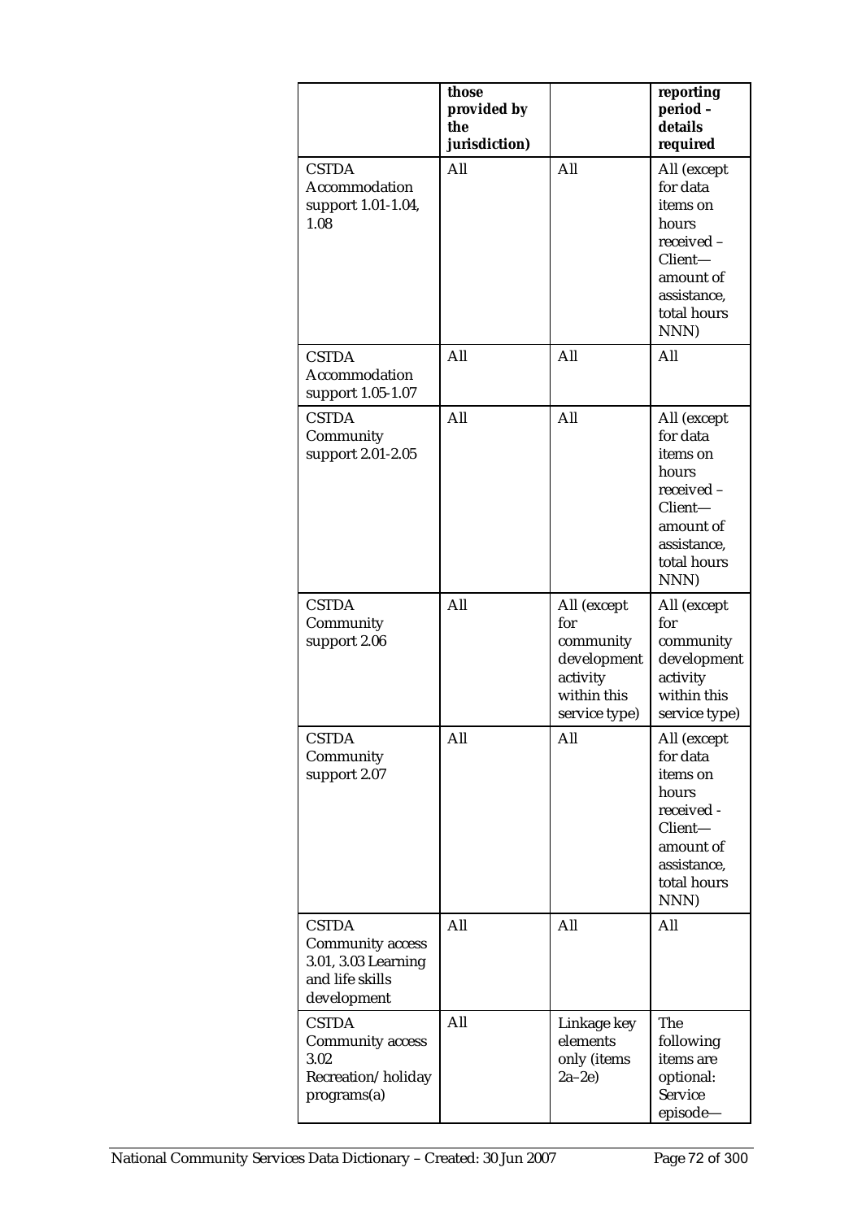| | those provided by the jurisdiction) | | reporting period – details required |
|---|---|---|---|
| CSTDA Accommodation support 1.01-1.04, 1.08 | All | All | All (except for data items on hours received – Client—amount of assistance, total hours NNN) |
| CSTDA Accommodation support 1.05-1.07 | All | All | All |
| CSTDA Community support 2.01-2.05 | All | All | All (except for data items on hours received – Client—amount of assistance, total hours NNN) |
| CSTDA Community support 2.06 | All | All (except for community development activity within this service type) | All (except for community development activity within this service type) |
| CSTDA Community support 2.07 | All | All | All (except for data items on hours received - Client—amount of assistance, total hours NNN) |
| CSTDA Community access 3.01, 3.03 Learning and life skills development | All | All | All |
| CSTDA Community access 3.02 Recreation/holiday programs(a) | All | Linkage key elements only (items 2a–2e) | The following items are optional: Service episode— |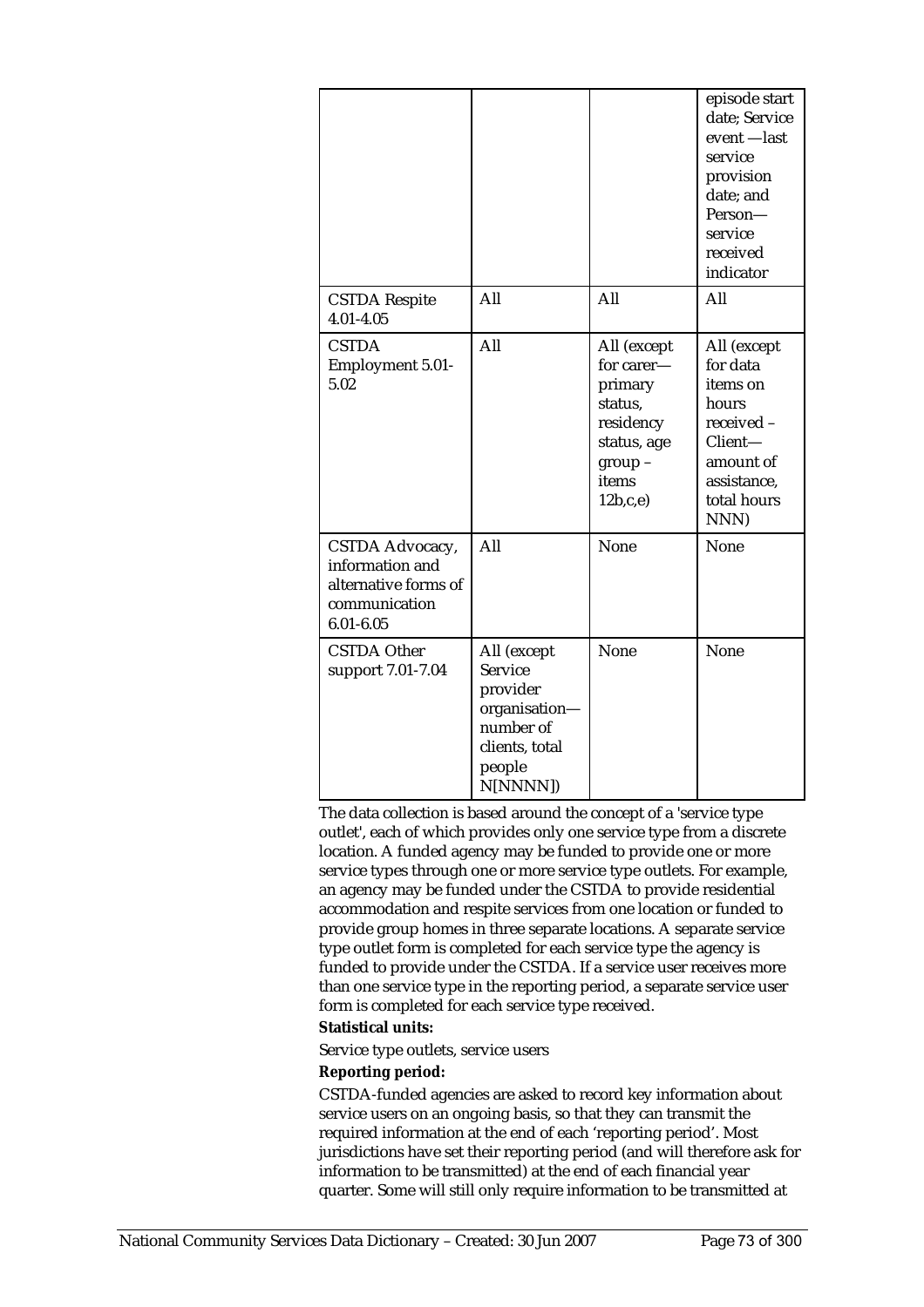| | | | |
|---|---|---|---|
| | | | episode start date; Service event —last service provision date; and Person—service received indicator |
| CSTDA Respite 4.01-4.05 | All | All | All |
| CSTDA Employment 5.01-5.02 | All | All (except for carer—primary status, residency status, age group – items 12b,c,e) | All (except for data items on hours received – Client—amount of assistance, total hours NNN) |
| CSTDA Advocacy, information and alternative forms of communication 6.01-6.05 | All | None | None |
| CSTDA Other support 7.01-7.04 | All (except Service provider organisation—number of clients, total people N[NNNN]) | None | None |

The data collection is based around the concept of a 'service type outlet', each of which provides only one service type from a discrete location. A funded agency may be funded to provide one or more service types through one or more service type outlets. For example, an agency may be funded under the CSTDA to provide residential accommodation and respite services from one location or funded to provide group homes in three separate locations. A separate service type outlet form is completed for each service type the agency is funded to provide under the CSTDA. If a service user receives more than one service type in the reporting period, a separate service user form is completed for each service type received.

**Statistical units:**

Service type outlets, service users

**Reporting period:**

CSTDA-funded agencies are asked to record key information about service users on an ongoing basis, so that they can transmit the required information at the end of each 'reporting period'. Most jurisdictions have set their reporting period (and will therefore ask for information to be transmitted) at the end of each financial year quarter. Some will still only require information to be transmitted at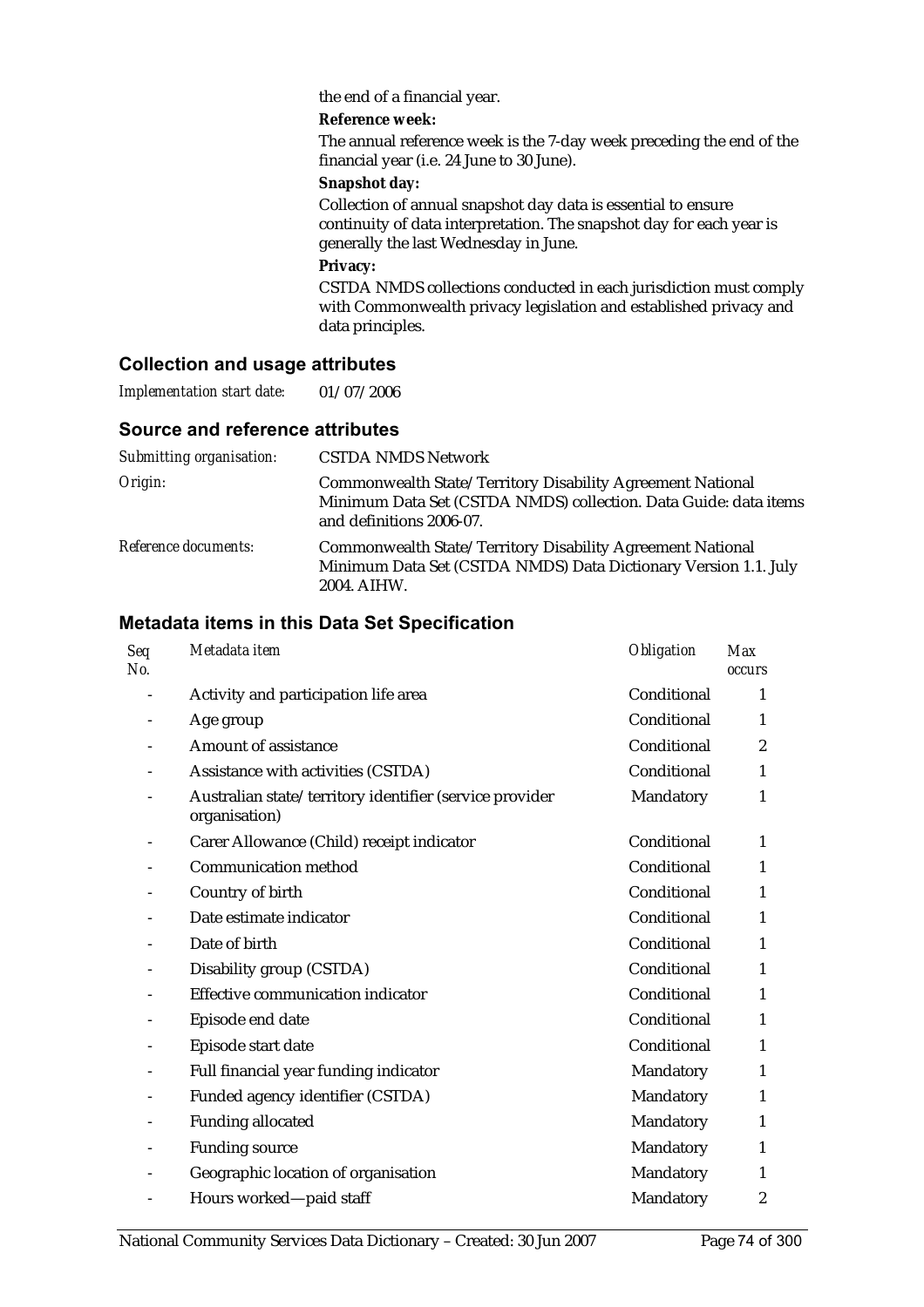the end of a financial year.

**Reference week:**

The annual reference week is the 7-day week preceding the end of the financial year (i.e. 24 June to 30 June).

**Snapshot day:**

Collection of annual snapshot day data is essential to ensure continuity of data interpretation. The snapshot day for each year is generally the last Wednesday in June.

**Privacy:**

CSTDA NMDS collections conducted in each jurisdiction must comply with Commonwealth privacy legislation and established privacy and data principles.

## Collection and usage attributes

*Implementation start date:* 01/07/2006

## Source and reference attributes

| | |
|---|---|
| *Submitting organisation:* | CSTDA NMDS Network |
| *Origin:* | Commonwealth State/Territory Disability Agreement National Minimum Data Set (CSTDA NMDS) collection. Data Guide: data items and definitions 2006-07. |
| *Reference documents:* | Commonwealth State/Territory Disability Agreement National Minimum Data Set (CSTDA NMDS) Data Dictionary Version 1.1. July 2004. AIHW. |

## Metadata items in this Data Set Specification

| *Seq No.* | *Metadata item* | *Obligation* | *Max occurs* |
|---|---|---|---|
| - | Activity and participation life area | Conditional | 1 |
| - | Age group | Conditional | 1 |
| - | Amount of assistance | Conditional | 2 |
| - | Assistance with activities (CSTDA) | Conditional | 1 |
| - | Australian state/territory identifier (service provider organisation) | Mandatory | 1 |
| - | Carer Allowance (Child) receipt indicator | Conditional | 1 |
| - | Communication method | Conditional | 1 |
| - | Country of birth | Conditional | 1 |
| - | Date estimate indicator | Conditional | 1 |
| - | Date of birth | Conditional | 1 |
| - | Disability group (CSTDA) | Conditional | 1 |
| - | Effective communication indicator | Conditional | 1 |
| - | Episode end date | Conditional | 1 |
| - | Episode start date | Conditional | 1 |
| - | Full financial year funding indicator | Mandatory | 1 |
| - | Funded agency identifier (CSTDA) | Mandatory | 1 |
| - | Funding allocated | Mandatory | 1 |
| - | Funding source | Mandatory | 1 |
| - | Geographic location of organisation | Mandatory | 1 |
| - | Hours worked—paid staff | Mandatory | 2 |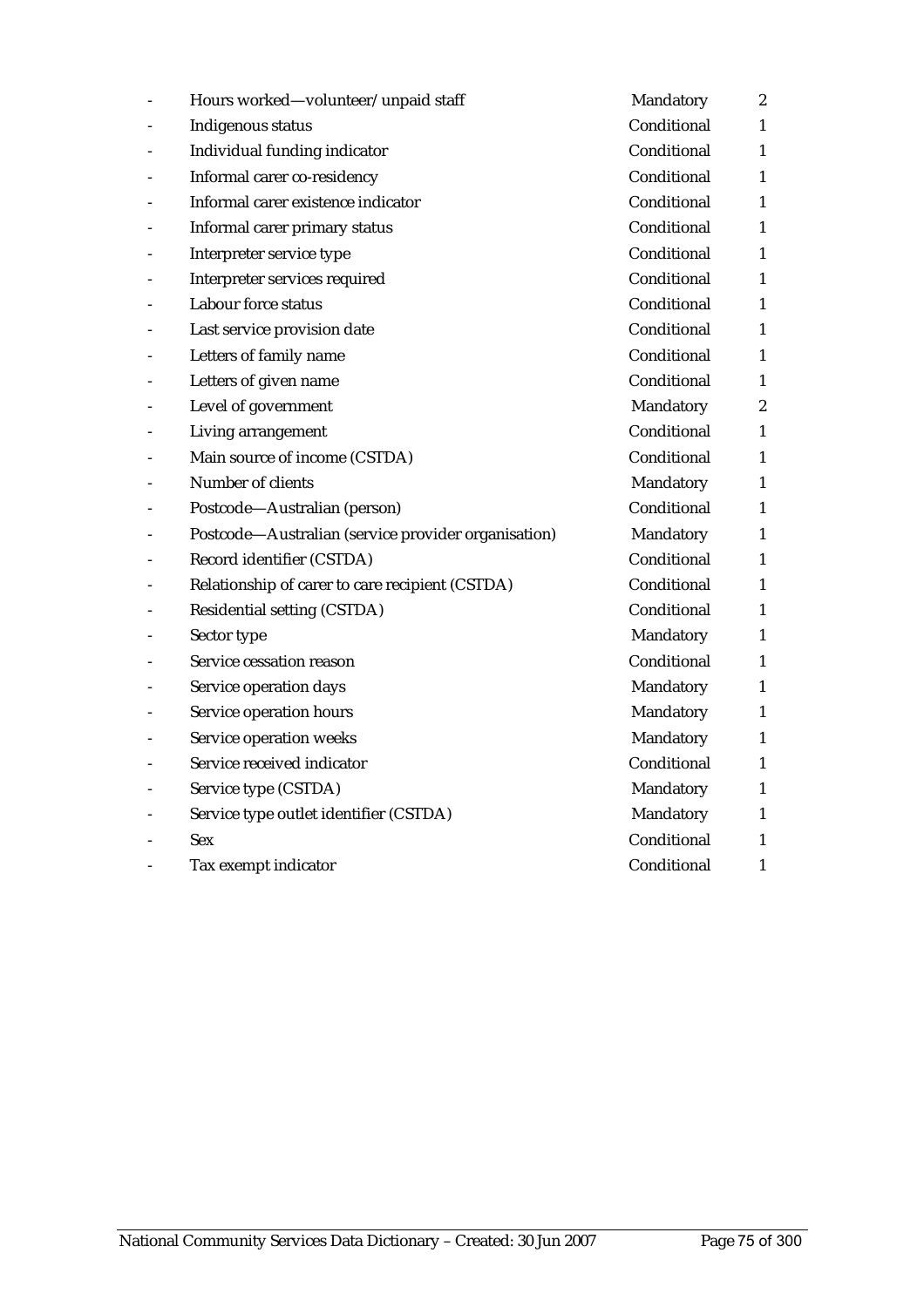| | | | |
|---|---|---|---|
| - | Hours worked—volunteer/unpaid staff | Mandatory | 2 |
| - | Indigenous status | Conditional | 1 |
| - | Individual funding indicator | Conditional | 1 |
| - | Informal carer co-residency | Conditional | 1 |
| - | Informal carer existence indicator | Conditional | 1 |
| - | Informal carer primary status | Conditional | 1 |
| - | Interpreter service type | Conditional | 1 |
| - | Interpreter services required | Conditional | 1 |
| - | Labour force status | Conditional | 1 |
| - | Last service provision date | Conditional | 1 |
| - | Letters of family name | Conditional | 1 |
| - | Letters of given name | Conditional | 1 |
| - | Level of government | Mandatory | 2 |
| - | Living arrangement | Conditional | 1 |
| - | Main source of income (CSTDA) | Conditional | 1 |
| - | Number of clients | Mandatory | 1 |
| - | Postcode—Australian (person) | Conditional | 1 |
| - | Postcode—Australian (service provider organisation) | Mandatory | 1 |
| - | Record identifier (CSTDA) | Conditional | 1 |
| - | Relationship of carer to care recipient (CSTDA) | Conditional | 1 |
| - | Residential setting (CSTDA) | Conditional | 1 |
| - | Sector type | Mandatory | 1 |
| - | Service cessation reason | Conditional | 1 |
| - | Service operation days | Mandatory | 1 |
| - | Service operation hours | Mandatory | 1 |
| - | Service operation weeks | Mandatory | 1 |
| - | Service received indicator | Conditional | 1 |
| - | Service type (CSTDA) | Mandatory | 1 |
| - | Service type outlet identifier (CSTDA) | Mandatory | 1 |
| - | Sex | Conditional | 1 |
| - | Tax exempt indicator | Conditional | 1 |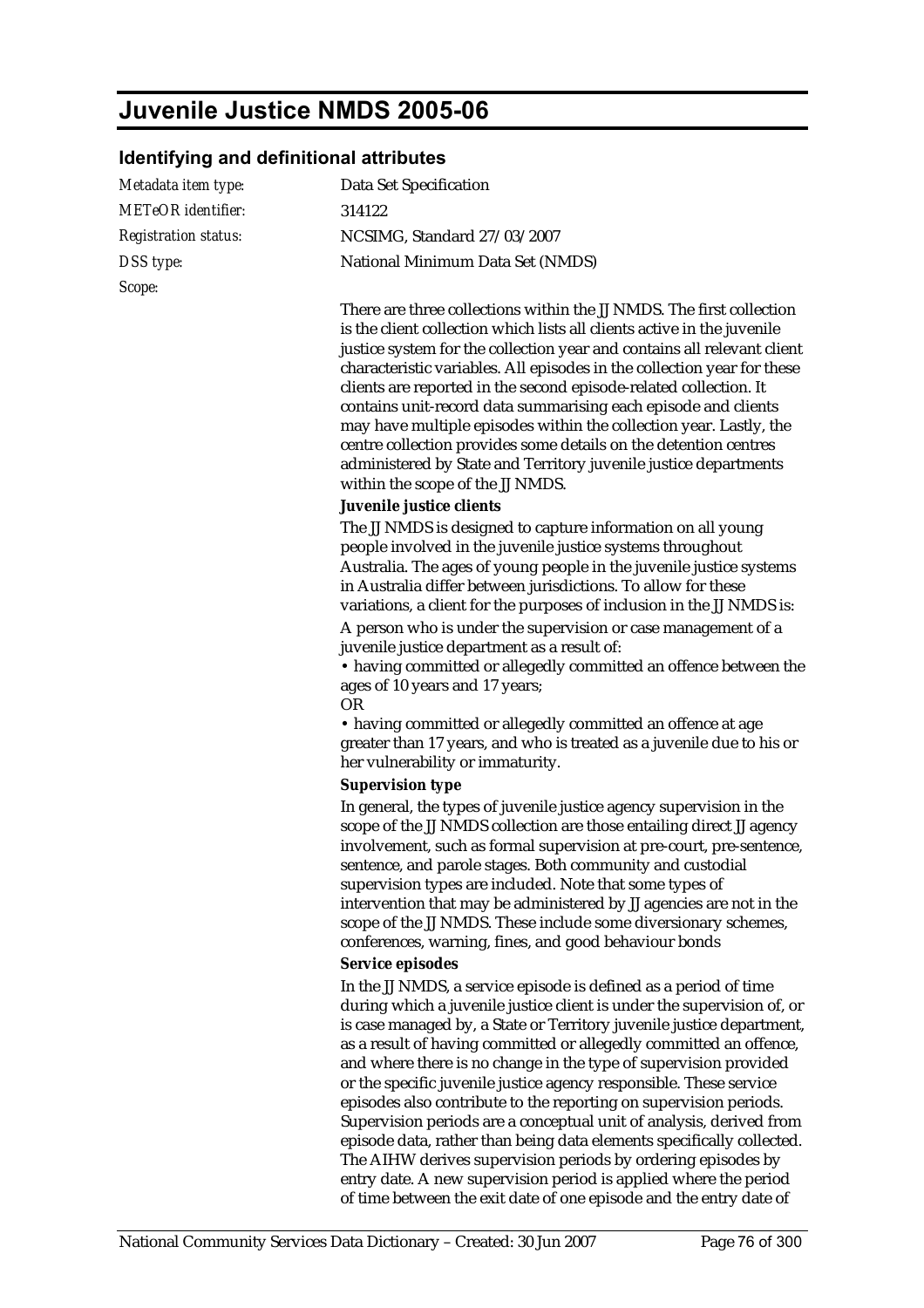# Juvenile Justice NMDS 2005-06

## Identifying and definitional attributes

*Metadata item type:* Data Set Specification

*METeOR identifier:* 314122

*Registration status:* NCSIMG, Standard 27/03/2007

*DSS type:* National Minimum Data Set (NMDS)

*Scope:*

There are three collections within the JJ NMDS. The first collection is the client collection which lists all clients active in the juvenile justice system for the collection year and contains all relevant client characteristic variables. All episodes in the collection year for these clients are reported in the second episode-related collection. It contains unit-record data summarising each episode and clients may have multiple episodes within the collection year. Lastly, the centre collection provides some details on the detention centres administered by State and Territory juvenile justice departments within the scope of the JJ NMDS.

**Juvenile justice clients**

The JJ NMDS is designed to capture information on all young people involved in the juvenile justice systems throughout Australia. The ages of young people in the juvenile justice systems in Australia differ between jurisdictions. To allow for these variations, a client for the purposes of inclusion in the JJ NMDS is:

A person who is under the supervision or case management of a juvenile justice department as a result of:

- having committed or allegedly committed an offence between the ages of 10 years and 17 years;

OR

- having committed or allegedly committed an offence at age greater than 17 years, and who is treated as a juvenile due to his or her vulnerability or immaturity.

**Supervision type**

In general, the types of juvenile justice agency supervision in the scope of the JJ NMDS collection are those entailing direct JJ agency involvement, such as formal supervision at pre-court, pre-sentence, sentence, and parole stages. Both community and custodial supervision types are included. Note that some types of intervention that may be administered by JJ agencies are not in the scope of the JJ NMDS. These include some diversionary schemes, conferences, warning, fines, and good behaviour bonds

**Service episodes**

In the JJ NMDS, a service episode is defined as a period of time during which a juvenile justice client is under the supervision of, or is case managed by, a State or Territory juvenile justice department, as a result of having committed or allegedly committed an offence, and where there is no change in the type of supervision provided or the specific juvenile justice agency responsible. These service episodes also contribute to the reporting on supervision periods. Supervision periods are a conceptual unit of analysis, derived from episode data, rather than being data elements specifically collected. The AIHW derives supervision periods by ordering episodes by entry date. A new supervision period is applied where the period of time between the exit date of one episode and the entry date of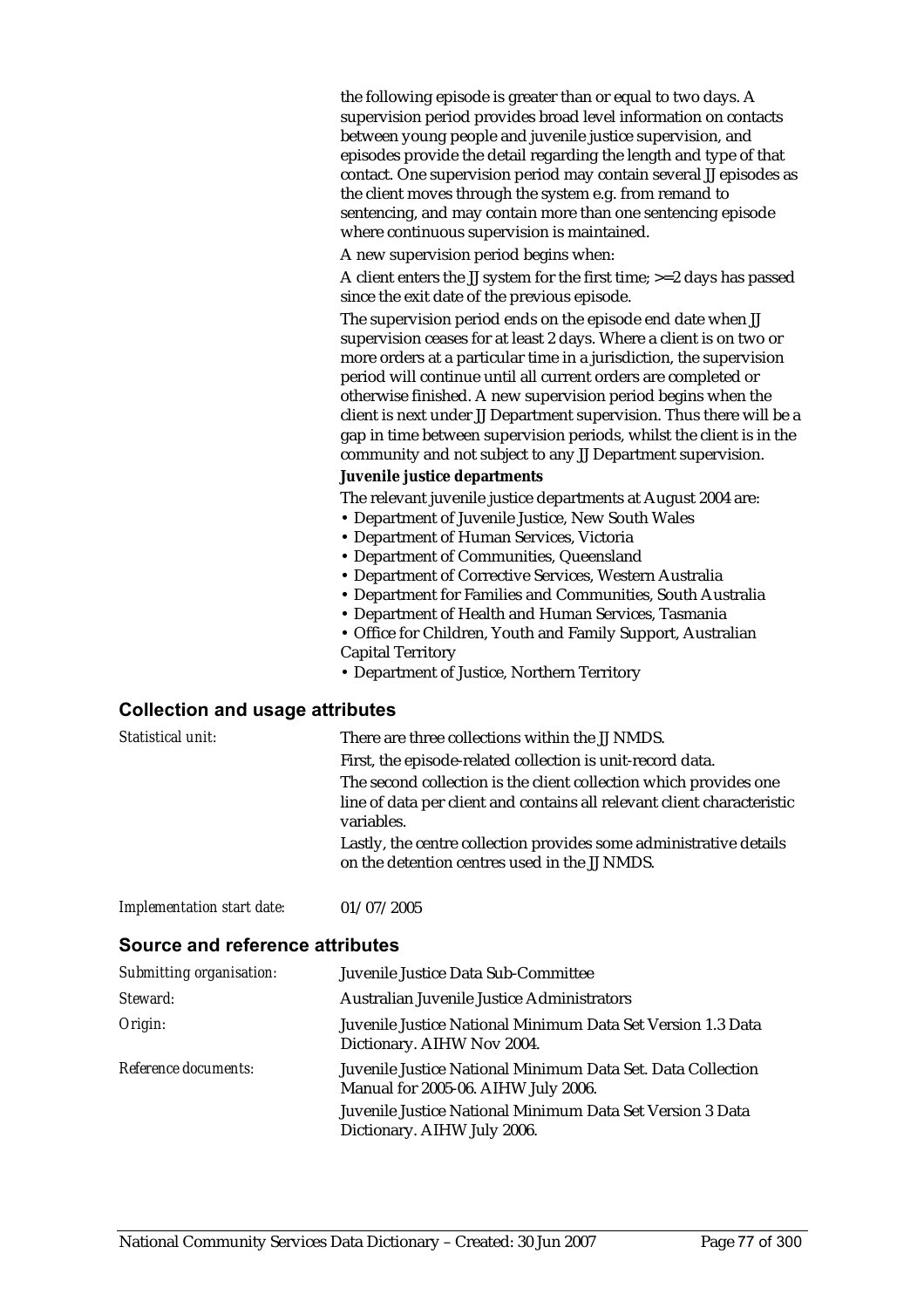the following episode is greater than or equal to two days. A supervision period provides broad level information on contacts between young people and juvenile justice supervision, and episodes provide the detail regarding the length and type of that contact. One supervision period may contain several JJ episodes as the client moves through the system e.g. from remand to sentencing, and may contain more than one sentencing episode where continuous supervision is maintained.

A new supervision period begins when:

A client enters the JJ system for the first time; >=2 days has passed since the exit date of the previous episode.

The supervision period ends on the episode end date when JJ supervision ceases for at least 2 days. Where a client is on two or more orders at a particular time in a jurisdiction, the supervision period will continue until all current orders are completed or otherwise finished. A new supervision period begins when the client is next under JJ Department supervision. Thus there will be a gap in time between supervision periods, whilst the client is in the community and not subject to any JJ Department supervision.

**Juvenile justice departments**

The relevant juvenile justice departments at August 2004 are:

- Department of Juvenile Justice, New South Wales
- Department of Human Services, Victoria
- Department of Communities, Queensland
- Department of Corrective Services, Western Australia
- Department for Families and Communities, South Australia
- Department of Health and Human Services, Tasmania
- Office for Children, Youth and Family Support, Australian Capital Territory
- Department of Justice, Northern Territory

## Collection and usage attributes

*Statistical unit:* There are three collections within the JJ NMDS.

First, the episode-related collection is unit-record data.

The second collection is the client collection which provides one line of data per client and contains all relevant client characteristic variables.

Lastly, the centre collection provides some administrative details on the detention centres used in the JJ NMDS.

*Implementation start date:* 01/07/2005

## Source and reference attributes

*Submitting organisation:* Juvenile Justice Data Sub-Committee

*Steward:* Australian Juvenile Justice Administrators

*Origin:* Juvenile Justice National Minimum Data Set Version 1.3 Data Dictionary. AIHW Nov 2004.

*Reference documents:* Juvenile Justice National Minimum Data Set. Data Collection Manual for 2005-06. AIHW July 2006.

Juvenile Justice National Minimum Data Set Version 3 Data Dictionary. AIHW July 2006.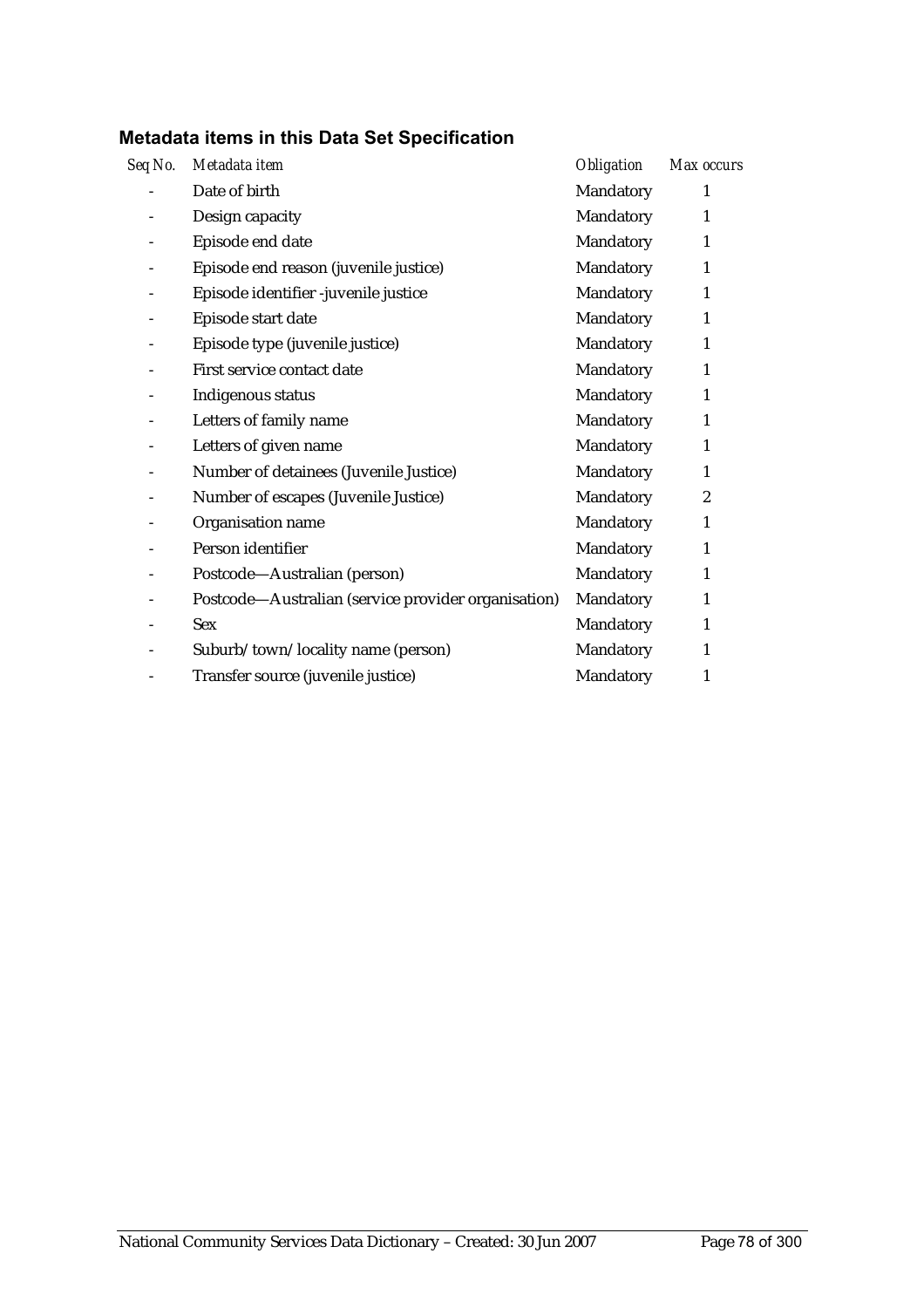### Metadata items in this Data Set Specification

| *Seq No.* | *Metadata item* | *Obligation* | *Max occurs* |
|---|---|---|---|
| - | Date of birth | Mandatory | 1 |
| - | Design capacity | Mandatory | 1 |
| - | Episode end date | Mandatory | 1 |
| - | Episode end reason (juvenile justice) | Mandatory | 1 |
| - | Episode identifier -juvenile justice | Mandatory | 1 |
| - | Episode start date | Mandatory | 1 |
| - | Episode type (juvenile justice) | Mandatory | 1 |
| - | First service contact date | Mandatory | 1 |
| - | Indigenous status | Mandatory | 1 |
| - | Letters of family name | Mandatory | 1 |
| - | Letters of given name | Mandatory | 1 |
| - | Number of detainees (Juvenile Justice) | Mandatory | 1 |
| - | Number of escapes (Juvenile Justice) | Mandatory | 2 |
| - | Organisation name | Mandatory | 1 |
| - | Person identifier | Mandatory | 1 |
| - | Postcode—Australian (person) | Mandatory | 1 |
| - | Postcode—Australian (service provider organisation) | Mandatory | 1 |
| - | Sex | Mandatory | 1 |
| - | Suburb/town/locality name (person) | Mandatory | 1 |
| - | Transfer source (juvenile justice) | Mandatory | 1 |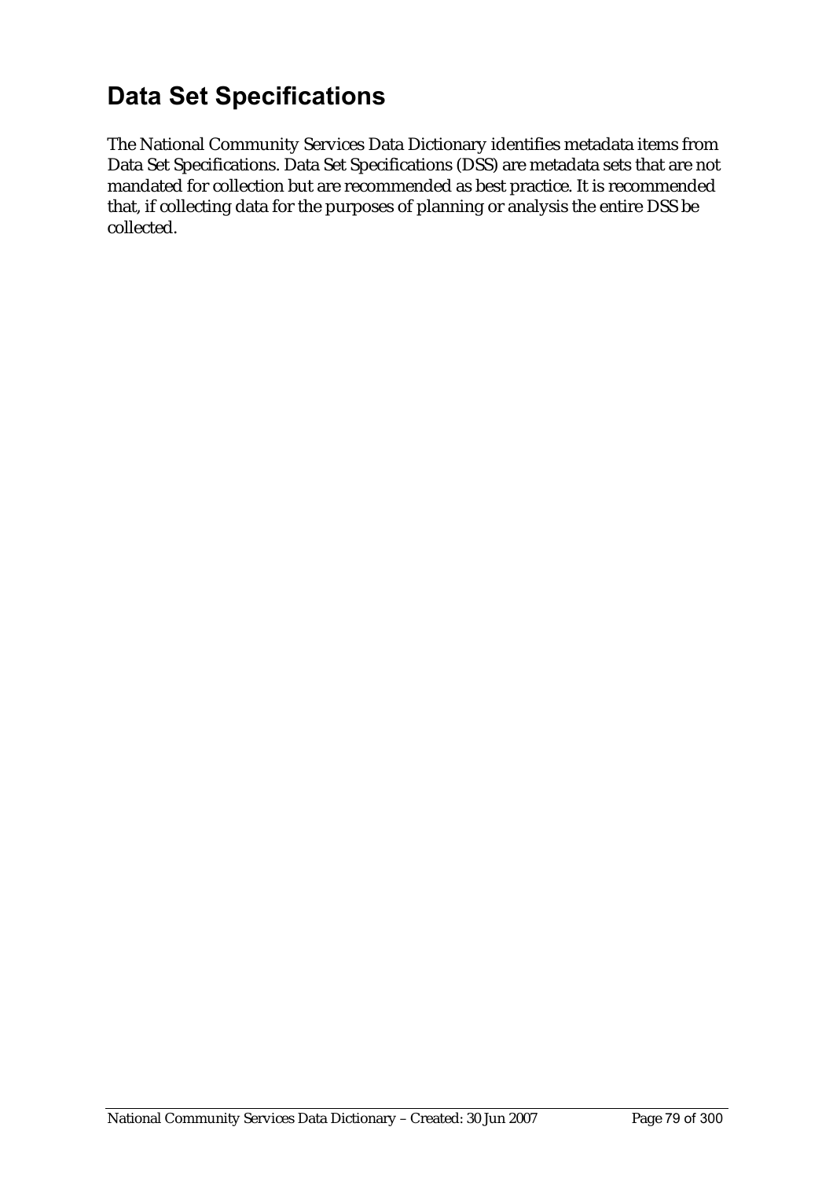# Data Set Specifications

The National Community Services Data Dictionary identifies metadata items from Data Set Specifications. Data Set Specifications (DSS) are metadata sets that are not mandated for collection but are recommended as best practice. It is recommended that, if collecting data for the purposes of planning or analysis the entire DSS be collected.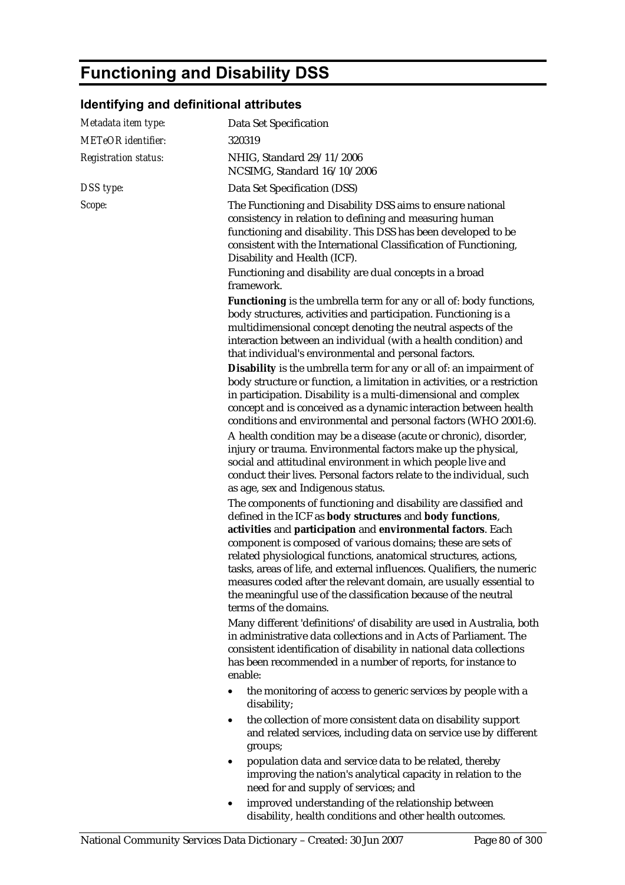# Functioning and Disability DSS

## Identifying and definitional attributes

*Metadata item type:* Data Set Specification

*METeOR identifier:* 320319

*Registration status:* NHIG, Standard 29/11/2006
NCSIMG, Standard 16/10/2006

*DSS type:* Data Set Specification (DSS)

*Scope:* The Functioning and Disability DSS aims to ensure national consistency in relation to defining and measuring human functioning and disability. This DSS has been developed to be consistent with the International Classification of Functioning, Disability and Health (ICF).

Functioning and disability are dual concepts in a broad framework.

**Functioning** is the umbrella term for any or all of: body functions, body structures, activities and participation. Functioning is a multidimensional concept denoting the neutral aspects of the interaction between an individual (with a health condition) and that individual's environmental and personal factors.

**Disability** is the umbrella term for any or all of: an impairment of body structure or function, a limitation in activities, or a restriction in participation. Disability is a multi-dimensional and complex concept and is conceived as a dynamic interaction between health conditions and environmental and personal factors (WHO 2001:6).

A health condition may be a disease (acute or chronic), disorder, injury or trauma. Environmental factors make up the physical, social and attitudinal environment in which people live and conduct their lives. Personal factors relate to the individual, such as age, sex and Indigenous status.

The components of functioning and disability are classified and defined in the ICF as **body structures** and **body functions**, **activities** and **participation** and **environmental factors**. Each component is composed of various domains; these are sets of related physiological functions, anatomical structures, actions, tasks, areas of life, and external influences. Qualifiers, the numeric measures coded after the relevant domain, are usually essential to the meaningful use of the classification because of the neutral terms of the domains.

Many different 'definitions' of disability are used in Australia, both in administrative data collections and in Acts of Parliament. The consistent identification of disability in national data collections has been recommended in a number of reports, for instance to enable:

- the monitoring of access to generic services by people with a disability;
- the collection of more consistent data on disability support and related services, including data on service use by different groups;
- population data and service data to be related, thereby improving the nation's analytical capacity in relation to the need for and supply of services; and
- improved understanding of the relationship between disability, health conditions and other health outcomes.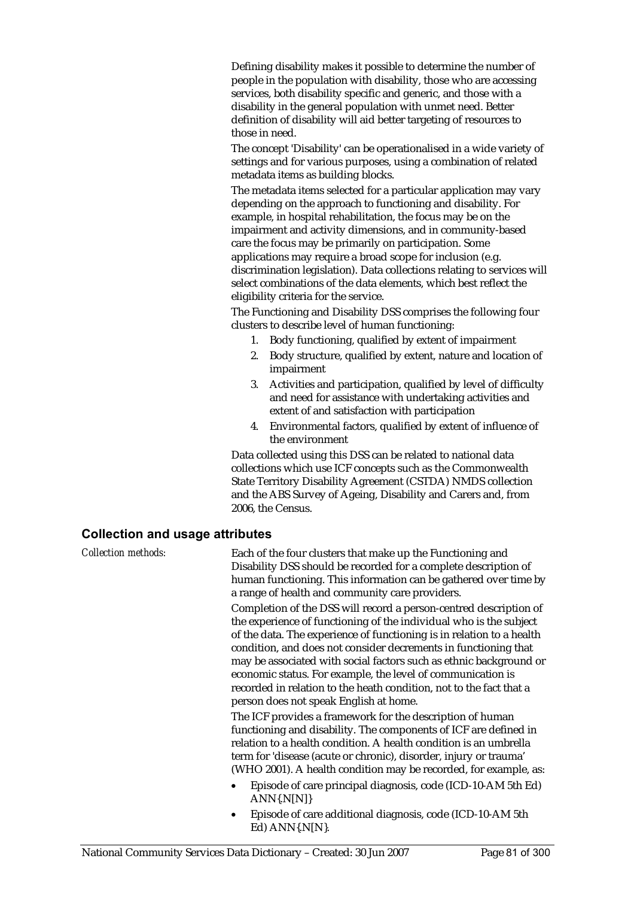Defining disability makes it possible to determine the number of people in the population with disability, those who are accessing services, both disability specific and generic, and those with a disability in the general population with unmet need. Better definition of disability will aid better targeting of resources to those in need.

The concept 'Disability' can be operationalised in a wide variety of settings and for various purposes, using a combination of related metadata items as building blocks.

The metadata items selected for a particular application may vary depending on the approach to functioning and disability. For example, in hospital rehabilitation, the focus may be on the impairment and activity dimensions, and in community-based care the focus may be primarily on participation. Some applications may require a broad scope for inclusion (e.g. discrimination legislation). Data collections relating to services will select combinations of the data elements, which best reflect the eligibility criteria for the service.

The Functioning and Disability DSS comprises the following four clusters to describe level of human functioning:

1. Body functioning, qualified by extent of impairment
2. Body structure, qualified by extent, nature and location of impairment
3. Activities and participation, qualified by level of difficulty and need for assistance with undertaking activities and extent of and satisfaction with participation
4. Environmental factors, qualified by extent of influence of the environment

Data collected using this DSS can be related to national data collections which use ICF concepts such as the Commonwealth State Territory Disability Agreement (CSTDA) NMDS collection and the ABS Survey of Ageing, Disability and Carers and, from 2006, the Census.

## Collection and usage attributes

*Collection methods:*

Each of the four clusters that make up the Functioning and Disability DSS should be recorded for a complete description of human functioning. This information can be gathered over time by a range of health and community care providers.

Completion of the DSS will record a person-centred description of the experience of functioning of the individual who is the subject of the data. The experience of functioning is in relation to a health condition, and does not consider decrements in functioning that may be associated with social factors such as ethnic background or economic status. For example, the level of communication is recorded in relation to the heath condition, not to the fact that a person does not speak English at home.

The ICF provides a framework for the description of human functioning and disability. The components of ICF are defined in relation to a health condition. A health condition is an umbrella term for 'disease (acute or chronic), disorder, injury or trauma' (WHO 2001). A health condition may be recorded, for example, as:

- Episode of care principal diagnosis, code (ICD-10-AM 5th Ed) ANN{.N[N]}
- Episode of care additional diagnosis, code (ICD-10-AM 5th Ed) ANN{.N[N}.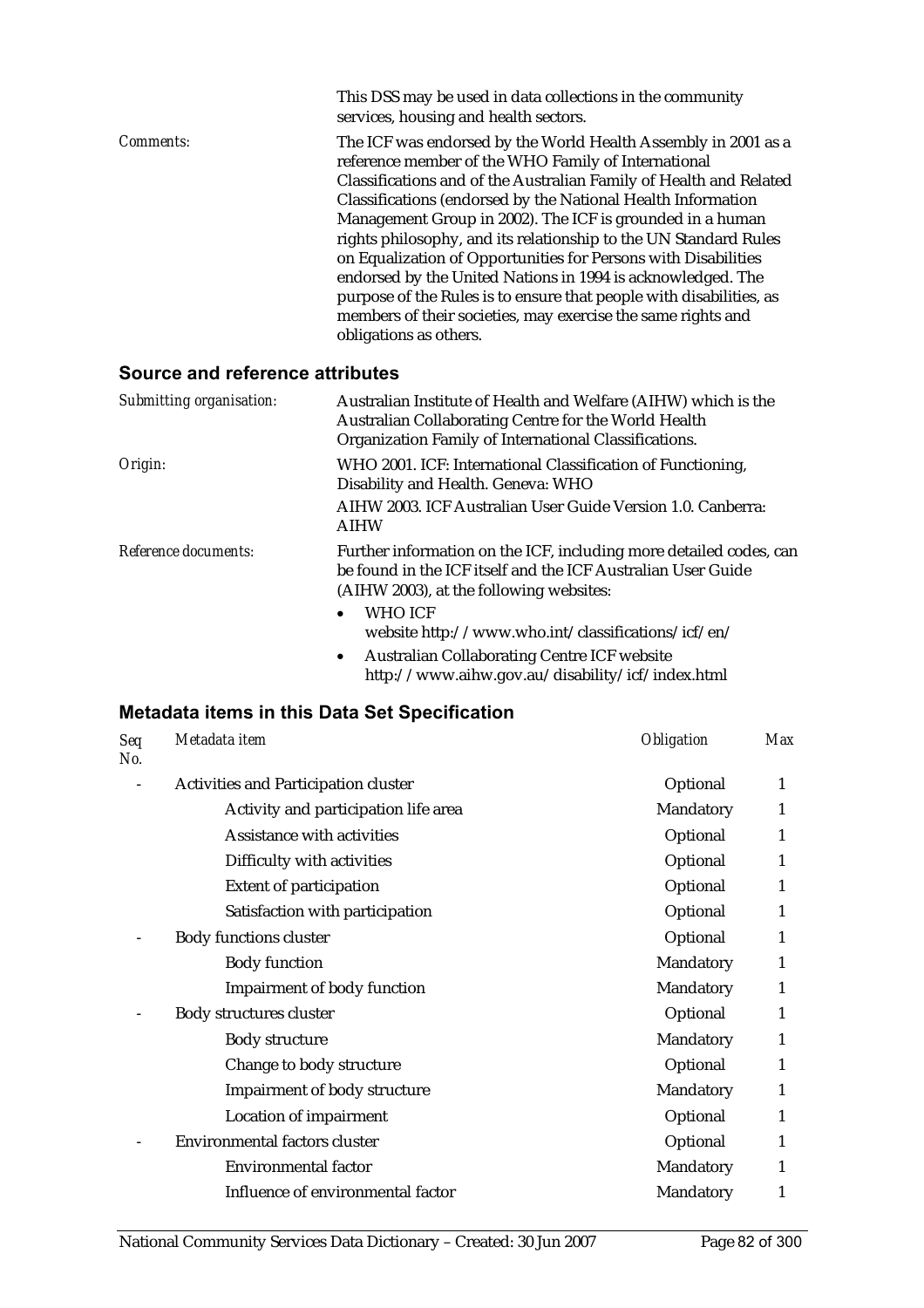This DSS may be used in data collections in the community services, housing and health sectors.

*Comments:* The ICF was endorsed by the World Health Assembly in 2001 as a reference member of the WHO Family of International Classifications and of the Australian Family of Health and Related Classifications (endorsed by the National Health Information Management Group in 2002). The ICF is grounded in a human rights philosophy, and its relationship to the UN Standard Rules on Equalization of Opportunities for Persons with Disabilities endorsed by the United Nations in 1994 is acknowledged. The purpose of the Rules is to ensure that people with disabilities, as members of their societies, may exercise the same rights and obligations as others.

## Source and reference attributes

*Submitting organisation:* Australian Institute of Health and Welfare (AIHW) which is the Australian Collaborating Centre for the World Health Organization Family of International Classifications.

*Origin:* WHO 2001. ICF: International Classification of Functioning, Disability and Health. Geneva: WHO

AIHW 2003. ICF Australian User Guide Version 1.0. Canberra: AIHW

*Reference documents:* Further information on the ICF, including more detailed codes, can be found in the ICF itself and the ICF Australian User Guide (AIHW 2003), at the following websites:

- WHO ICF website http://www.who.int/classifications/icf/en/
- Australian Collaborating Centre ICF website http://www.aihw.gov.au/disability/icf/index.html

## Metadata items in this Data Set Specification

| *Seq No.* | *Metadata item* | *Obligation* | *Max* |
|---|---|---|---|
| - | Activities and Participation cluster | Optional | 1 |
| | Activity and participation life area | Mandatory | 1 |
| | Assistance with activities | Optional | 1 |
| | Difficulty with activities | Optional | 1 |
| | Extent of participation | Optional | 1 |
| | Satisfaction with participation | Optional | 1 |
| - | Body functions cluster | Optional | 1 |
| | Body function | Mandatory | 1 |
| | Impairment of body function | Mandatory | 1 |
| - | Body structures cluster | Optional | 1 |
| | Body structure | Mandatory | 1 |
| | Change to body structure | Optional | 1 |
| | Impairment of body structure | Mandatory | 1 |
| | Location of impairment | Optional | 1 |
| - | Environmental factors cluster | Optional | 1 |
| | Environmental factor | Mandatory | 1 |
| | Influence of environmental factor | Mandatory | 1 |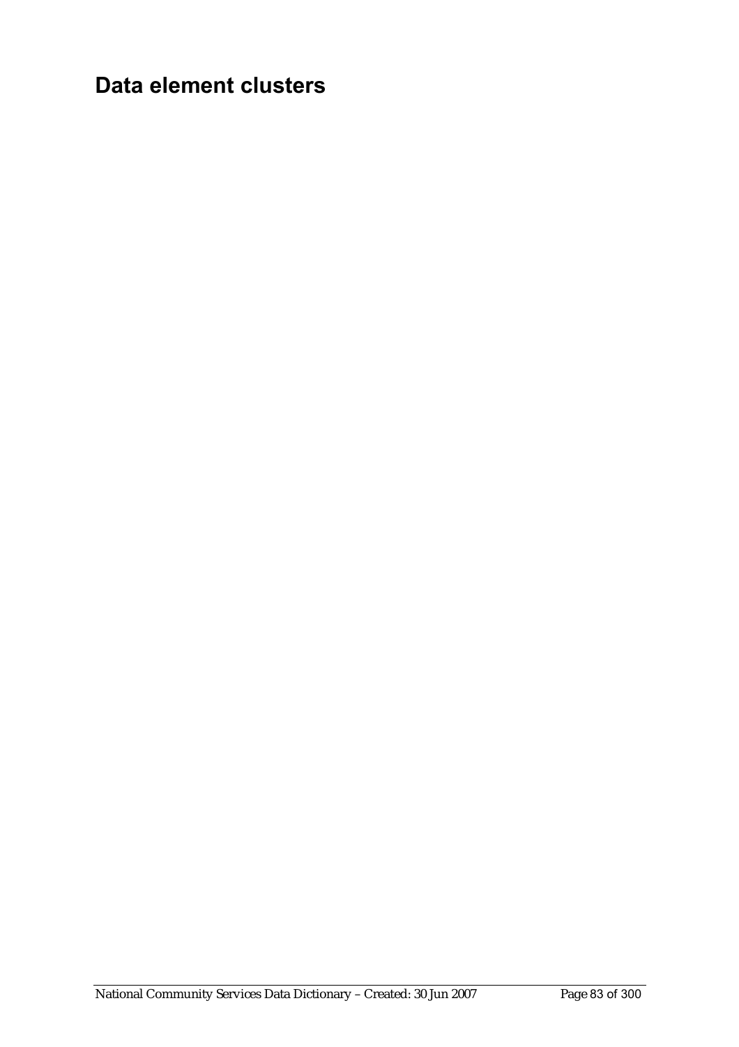# Data element clusters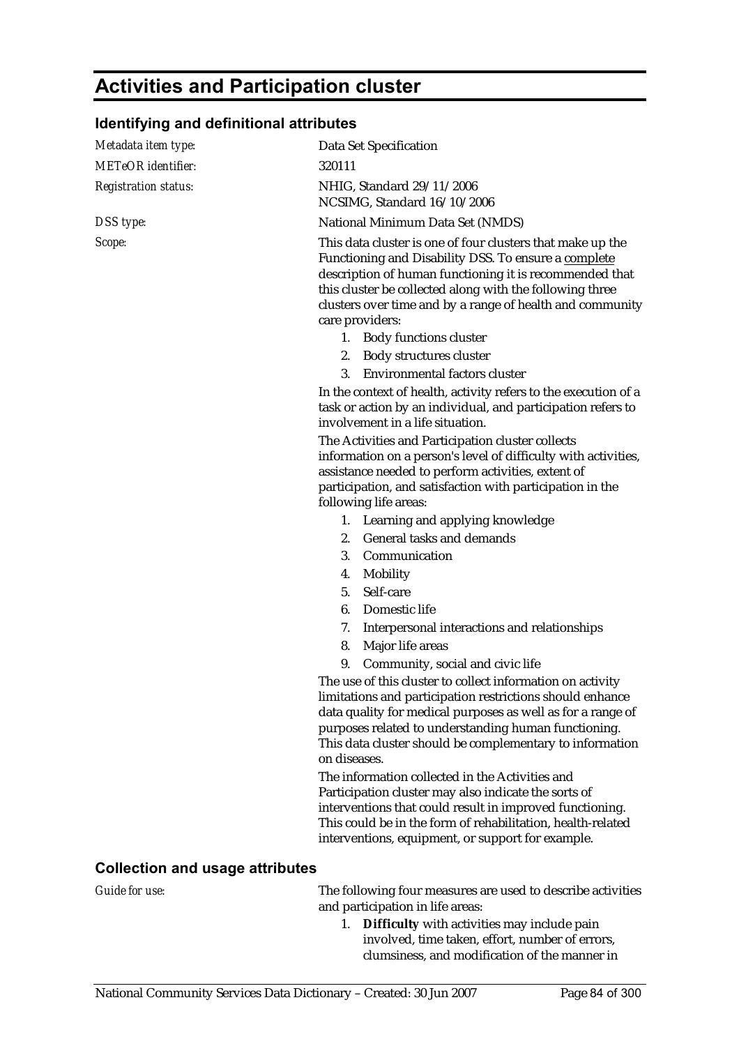# Activities and Participation cluster

## Identifying and definitional attributes

*Metadata item type:* Data Set Specification

*METeOR identifier:* 320111

*Registration status:* NHIG, Standard 29/11/2006
NCSIMG, Standard 16/10/2006

*DSS type:* National Minimum Data Set (NMDS)

*Scope:* This data cluster is one of four clusters that make up the Functioning and Disability DSS. To ensure a complete description of human functioning it is recommended that this cluster be collected along with the following three clusters over time and by a range of health and community care providers:

1. Body functions cluster
2. Body structures cluster
3. Environmental factors cluster

In the context of health, activity refers to the execution of a task or action by an individual, and participation refers to involvement in a life situation.

The Activities and Participation cluster collects information on a person's level of difficulty with activities, assistance needed to perform activities, extent of participation, and satisfaction with participation in the following life areas:

1. Learning and applying knowledge
2. General tasks and demands
3. Communication
4. Mobility
5. Self-care
6. Domestic life
7. Interpersonal interactions and relationships
8. Major life areas
9. Community, social and civic life

The use of this cluster to collect information on activity limitations and participation restrictions should enhance data quality for medical purposes as well as for a range of purposes related to understanding human functioning. This data cluster should be complementary to information on diseases.

The information collected in the Activities and Participation cluster may also indicate the sorts of interventions that could result in improved functioning. This could be in the form of rehabilitation, health-related interventions, equipment, or support for example.

## Collection and usage attributes

*Guide for use:* The following four measures are used to describe activities and participation in life areas:

1. **Difficulty** with activities may include pain involved, time taken, effort, number of errors, clumsiness, and modification of the manner in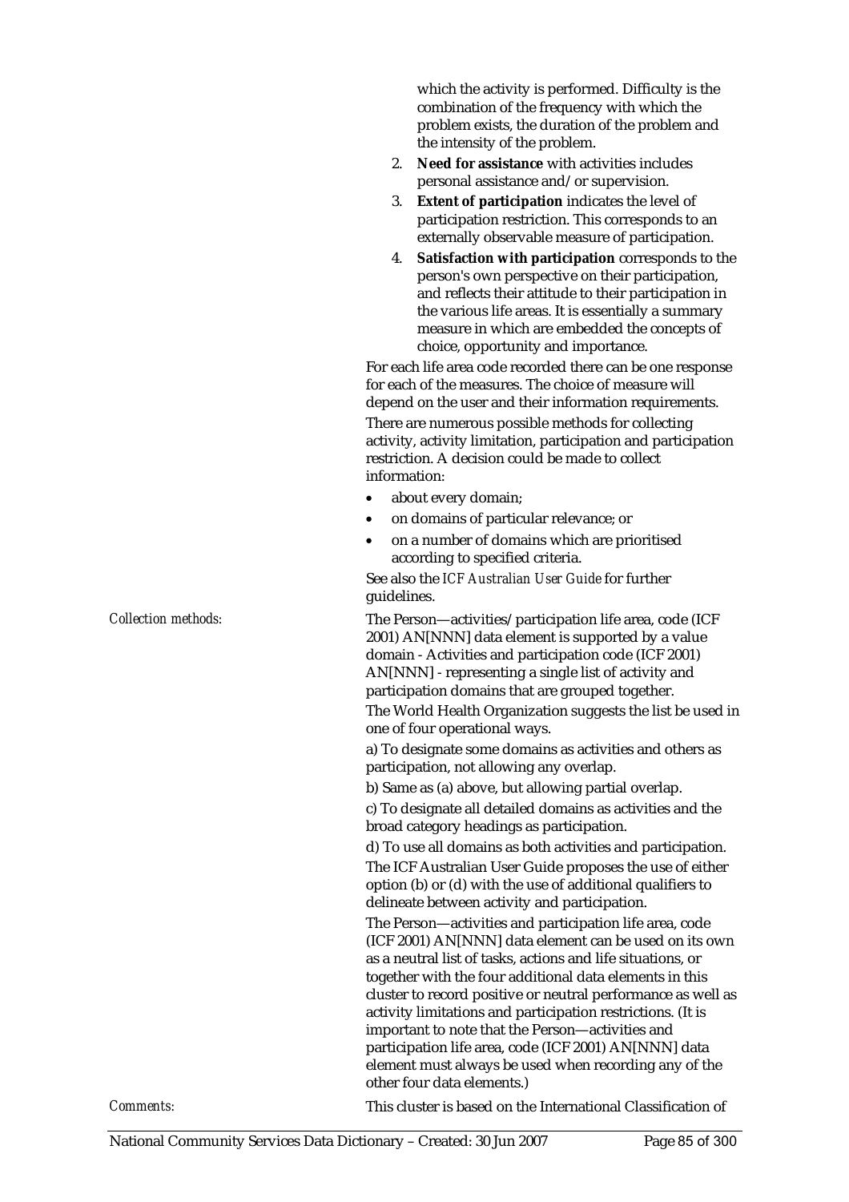which the activity is performed. Difficulty is the combination of the frequency with which the problem exists, the duration of the problem and the intensity of the problem.

2. **Need for assistance** with activities includes personal assistance and/or supervision.
3. **Extent of participation** indicates the level of participation restriction. This corresponds to an externally observable measure of participation.
4. **Satisfaction with participation** corresponds to the person's own perspective on their participation, and reflects their attitude to their participation in the various life areas. It is essentially a summary measure in which are embedded the concepts of choice, opportunity and importance.

For each life area code recorded there can be one response for each of the measures. The choice of measure will depend on the user and their information requirements.

There are numerous possible methods for collecting activity, activity limitation, participation and participation restriction. A decision could be made to collect information:

- about every domain;
- on domains of particular relevance; or
- on a number of domains which are prioritised according to specified criteria.

See also the *ICF Australian User Guide* for further guidelines.

*Collection methods:*

The Person—activities/participation life area, code (ICF 2001) AN[NNN] data element is supported by a value domain - Activities and participation code (ICF 2001) AN[NNN] - representing a single list of activity and participation domains that are grouped together.

The World Health Organization suggests the list be used in one of four operational ways.

a) To designate some domains as activities and others as participation, not allowing any overlap.

b) Same as (a) above, but allowing partial overlap.

c) To designate all detailed domains as activities and the broad category headings as participation.

d) To use all domains as both activities and participation.

The ICF Australian User Guide proposes the use of either option (b) or (d) with the use of additional qualifiers to delineate between activity and participation.

The Person—activities and participation life area, code (ICF 2001) AN[NNN] data element can be used on its own as a neutral list of tasks, actions and life situations, or together with the four additional data elements in this cluster to record positive or neutral performance as well as activity limitations and participation restrictions. (It is important to note that the Person—activities and participation life area, code (ICF 2001) AN[NNN] data element must always be used when recording any of the other four data elements.)

*Comments:*

This cluster is based on the International Classification of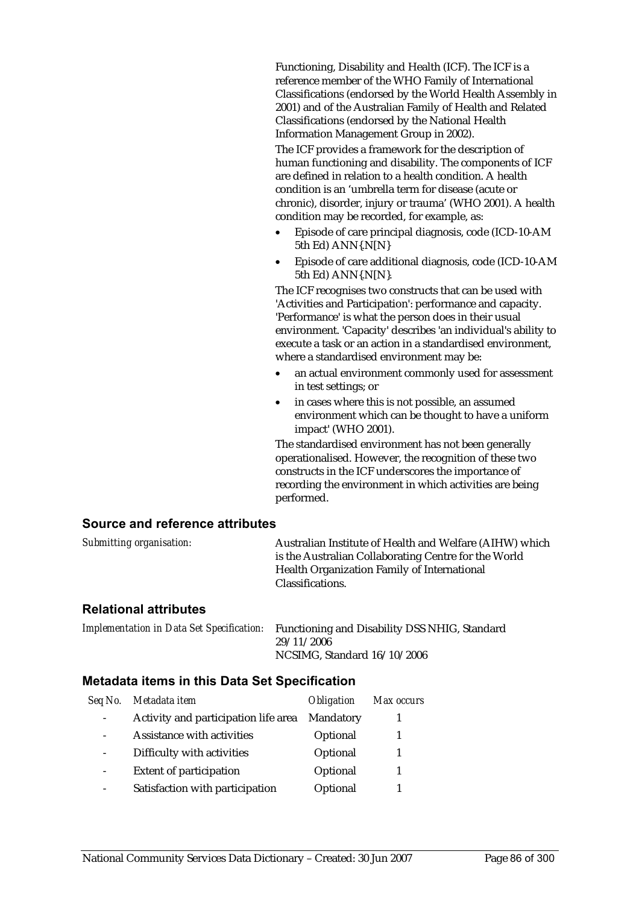Functioning, Disability and Health (ICF). The ICF is a reference member of the WHO Family of International Classifications (endorsed by the World Health Assembly in 2001) and of the Australian Family of Health and Related Classifications (endorsed by the National Health Information Management Group in 2002).

The ICF provides a framework for the description of human functioning and disability. The components of ICF are defined in relation to a health condition. A health condition is an 'umbrella term for disease (acute or chronic), disorder, injury or trauma' (WHO 2001). A health condition may be recorded, for example, as:

- Episode of care principal diagnosis, code (ICD-10-AM 5th Ed) ANN{.N[N}
- Episode of care additional diagnosis, code (ICD-10-AM 5th Ed) ANN{.N[N}.

The ICF recognises two constructs that can be used with 'Activities and Participation': performance and capacity. 'Performance' is what the person does in their usual environment. 'Capacity' describes 'an individual's ability to execute a task or an action in a standardised environment, where a standardised environment may be:

- an actual environment commonly used for assessment in test settings; or
- in cases where this is not possible, an assumed environment which can be thought to have a uniform impact' (WHO 2001).

The standardised environment has not been generally operationalised. However, the recognition of these two constructs in the ICF underscores the importance of recording the environment in which activities are being performed.

## Source and reference attributes

*Submitting organisation:* Australian Institute of Health and Welfare (AIHW) which is the Australian Collaborating Centre for the World Health Organization Family of International Classifications.

## Relational attributes

*Implementation in Data Set Specification:* Functioning and Disability DSS NHIG, Standard 29/11/2006
NCSIMG, Standard 16/10/2006

## Metadata items in this Data Set Specification

| *Seq No.* | *Metadata item* | *Obligation* | *Max occurs* |
|---|---|---|---|
| - | Activity and participation life area | Mandatory | 1 |
| - | Assistance with activities | Optional | 1 |
| - | Difficulty with activities | Optional | 1 |
| - | Extent of participation | Optional | 1 |
| - | Satisfaction with participation | Optional | 1 |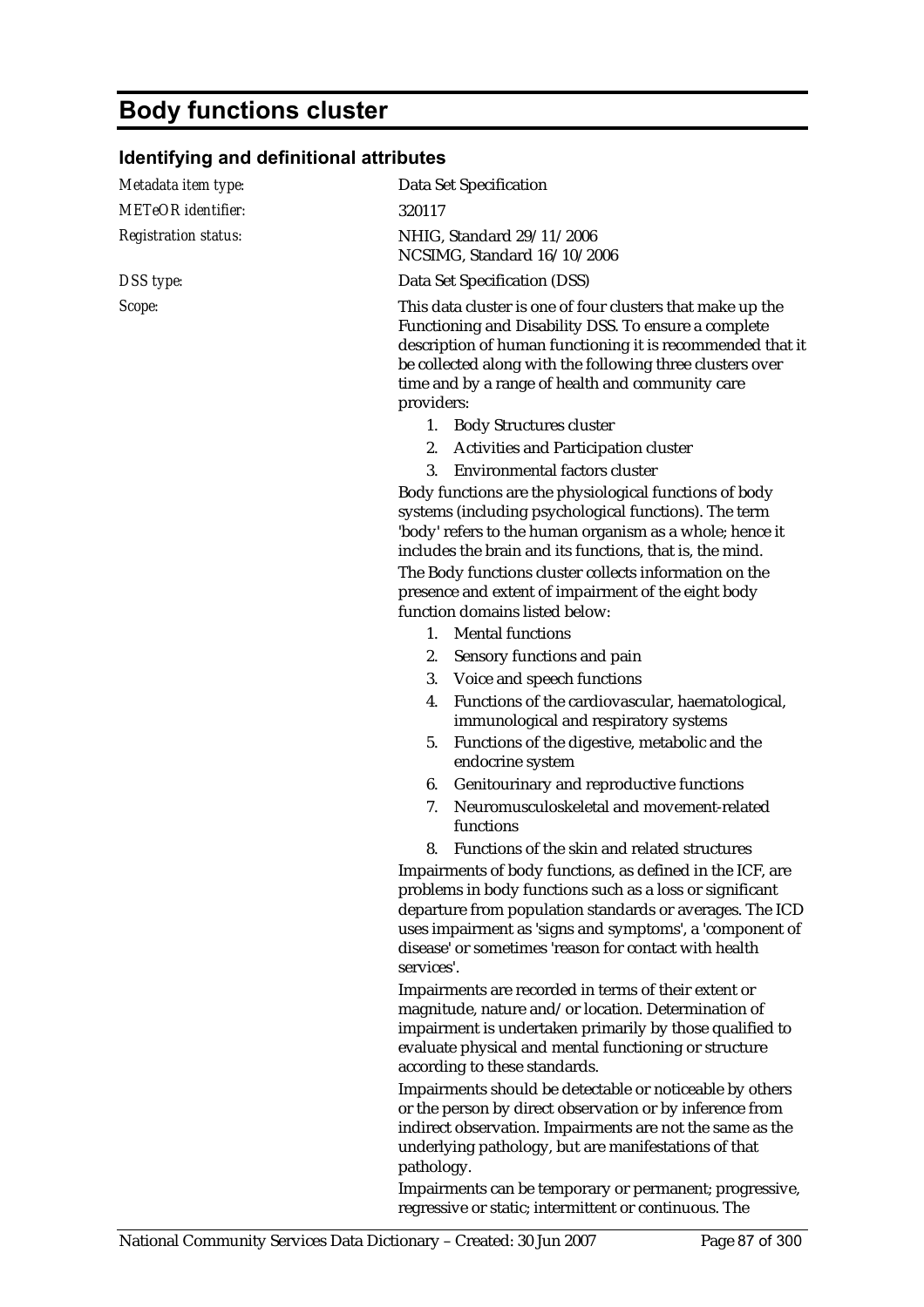# Body functions cluster

## Identifying and definitional attributes

*Metadata item type:* Data Set Specification

*METeOR identifier:* 320117

*Registration status:* NHIG, Standard 29/11/2006
NCSIMG, Standard 16/10/2006

*DSS type:* Data Set Specification (DSS)

*Scope:* This data cluster is one of four clusters that make up the Functioning and Disability DSS. To ensure a complete description of human functioning it is recommended that it be collected along with the following three clusters over time and by a range of health and community care providers:

1. Body Structures cluster
2. Activities and Participation cluster
3. Environmental factors cluster

Body functions are the physiological functions of body systems (including psychological functions). The term 'body' refers to the human organism as a whole; hence it includes the brain and its functions, that is, the mind.

The Body functions cluster collects information on the presence and extent of impairment of the eight body function domains listed below:

1. Mental functions
2. Sensory functions and pain
3. Voice and speech functions
4. Functions of the cardiovascular, haematological, immunological and respiratory systems
5. Functions of the digestive, metabolic and the endocrine system
6. Genitourinary and reproductive functions
7. Neuromusculoskeletal and movement-related functions
8. Functions of the skin and related structures

Impairments of body functions, as defined in the ICF, are problems in body functions such as a loss or significant departure from population standards or averages. The ICD uses impairment as 'signs and symptoms', a 'component of disease' or sometimes 'reason for contact with health services'.

Impairments are recorded in terms of their extent or magnitude, nature and/or location. Determination of impairment is undertaken primarily by those qualified to evaluate physical and mental functioning or structure according to these standards.

Impairments should be detectable or noticeable by others or the person by direct observation or by inference from indirect observation. Impairments are not the same as the underlying pathology, but are manifestations of that pathology.

Impairments can be temporary or permanent; progressive, regressive or static; intermittent or continuous. The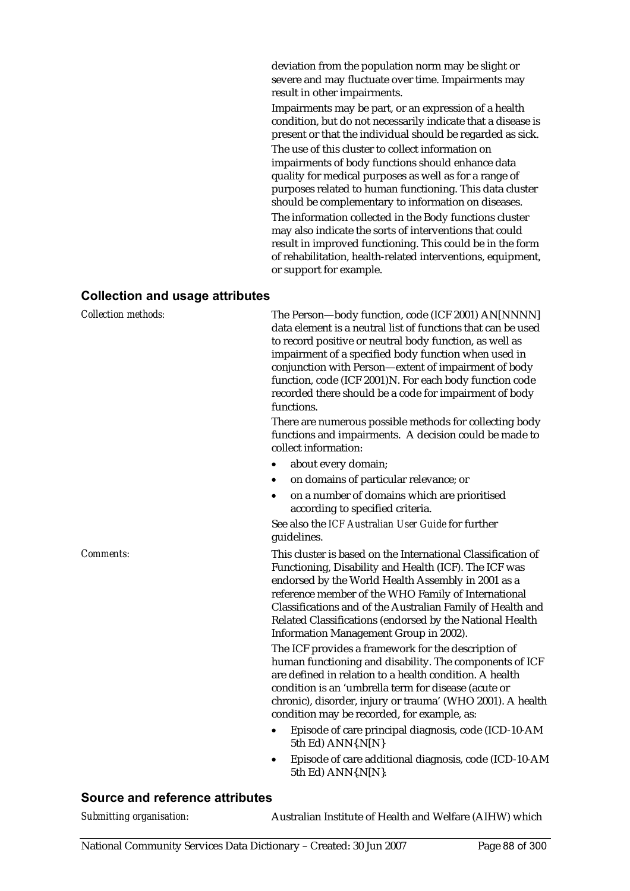deviation from the population norm may be slight or severe and may fluctuate over time. Impairments may result in other impairments.

Impairments may be part, or an expression of a health condition, but do not necessarily indicate that a disease is present or that the individual should be regarded as sick.

The use of this cluster to collect information on impairments of body functions should enhance data quality for medical purposes as well as for a range of purposes related to human functioning. This data cluster should be complementary to information on diseases.

The information collected in the Body functions cluster may also indicate the sorts of interventions that could result in improved functioning. This could be in the form of rehabilitation, health-related interventions, equipment, or support for example.

## Collection and usage attributes

*Collection methods:*

The Person—body function, code (ICF 2001) AN[NNNN] data element is a neutral list of functions that can be used to record positive or neutral body function, as well as impairment of a specified body function when used in conjunction with Person—extent of impairment of body function, code (ICF 2001)N. For each body function code recorded there should be a code for impairment of body functions.

There are numerous possible methods for collecting body functions and impairments. A decision could be made to collect information:

- about every domain;
- on domains of particular relevance; or
- on a number of domains which are prioritised according to specified criteria.

See also the *ICF Australian User Guide* for further guidelines.

*Comments:*

This cluster is based on the International Classification of Functioning, Disability and Health (ICF). The ICF was endorsed by the World Health Assembly in 2001 as a reference member of the WHO Family of International Classifications and of the Australian Family of Health and Related Classifications (endorsed by the National Health Information Management Group in 2002).

The ICF provides a framework for the description of human functioning and disability. The components of ICF are defined in relation to a health condition. A health condition is an 'umbrella term for disease (acute or chronic), disorder, injury or trauma' (WHO 2001). A health condition may be recorded, for example, as:

- Episode of care principal diagnosis, code (ICD-10-AM 5th Ed) ANN{.N[N}
- Episode of care additional diagnosis, code (ICD-10-AM 5th Ed) ANN{.N[N}.

## Source and reference attributes

*Submitting organisation:*

Australian Institute of Health and Welfare (AIHW) which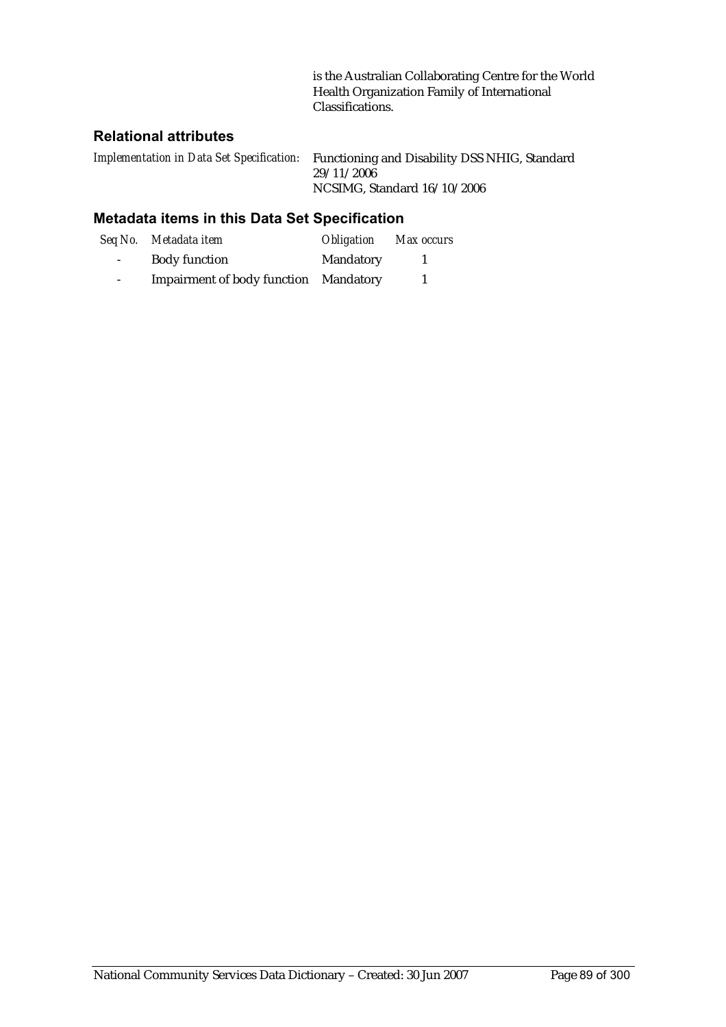is the Australian Collaborating Centre for the World Health Organization Family of International Classifications.

### Relational attributes

*Implementation in Data Set Specification:* Functioning and Disability DSS NHIG, Standard 29/11/2006
NCSIMG, Standard 16/10/2006

### Metadata items in this Data Set Specification

| *Seq No.* | *Metadata item* | *Obligation* | *Max occurs* |
|---|---|---|---|
| - | Body function | Mandatory | 1 |
| - | Impairment of body function | Mandatory | 1 |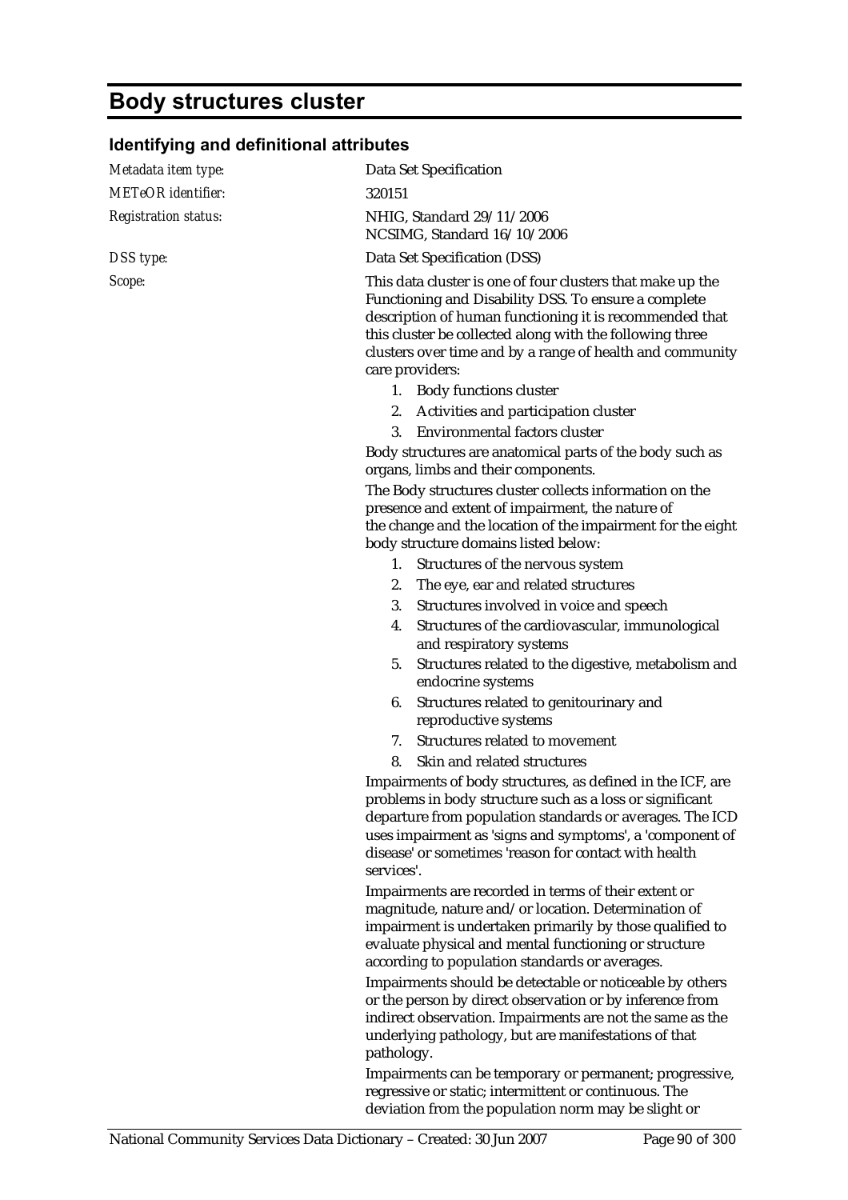# Body structures cluster

## Identifying and definitional attributes

*Metadata item type:* Data Set Specification

*METeOR identifier:* 320151

*Registration status:* NHIG, Standard 29/11/2006
NCSIMG, Standard 16/10/2006

*DSS type:* Data Set Specification (DSS)

*Scope:* This data cluster is one of four clusters that make up the Functioning and Disability DSS. To ensure a complete description of human functioning it is recommended that this cluster be collected along with the following three clusters over time and by a range of health and community care providers:

1. Body functions cluster
2. Activities and participation cluster
3. Environmental factors cluster

Body structures are anatomical parts of the body such as organs, limbs and their components.

The Body structures cluster collects information on the presence and extent of impairment, the nature of the change and the location of the impairment for the eight body structure domains listed below:

1. Structures of the nervous system
2. The eye, ear and related structures
3. Structures involved in voice and speech
4. Structures of the cardiovascular, immunological and respiratory systems
5. Structures related to the digestive, metabolism and endocrine systems
6. Structures related to genitourinary and reproductive systems
7. Structures related to movement
8. Skin and related structures

Impairments of body structures, as defined in the ICF, are problems in body structure such as a loss or significant departure from population standards or averages. The ICD uses impairment as 'signs and symptoms', a 'component of disease' or sometimes 'reason for contact with health services'.

Impairments are recorded in terms of their extent or magnitude, nature and/or location. Determination of impairment is undertaken primarily by those qualified to evaluate physical and mental functioning or structure according to population standards or averages.

Impairments should be detectable or noticeable by others or the person by direct observation or by inference from indirect observation. Impairments are not the same as the underlying pathology, but are manifestations of that pathology.

Impairments can be temporary or permanent; progressive, regressive or static; intermittent or continuous. The deviation from the population norm may be slight or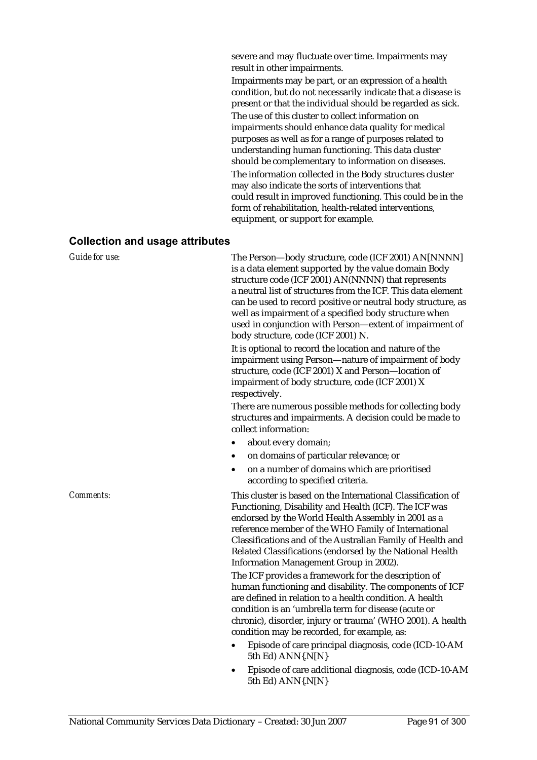severe and may fluctuate over time. Impairments may result in other impairments.

Impairments may be part, or an expression of a health condition, but do not necessarily indicate that a disease is present or that the individual should be regarded as sick.

The use of this cluster to collect information on impairments should enhance data quality for medical purposes as well as for a range of purposes related to understanding human functioning. This data cluster should be complementary to information on diseases.

The information collected in the Body structures cluster may also indicate the sorts of interventions that could result in improved functioning. This could be in the form of rehabilitation, health-related interventions, equipment, or support for example.

## Collection and usage attributes

*Guide for use:*

The Person—body structure, code (ICF 2001) AN[NNNN] is a data element supported by the value domain Body structure code (ICF 2001) AN(NNNN) that represents a neutral list of structures from the ICF. This data element can be used to record positive or neutral body structure, as well as impairment of a specified body structure when used in conjunction with Person—extent of impairment of body structure, code (ICF 2001) N.

It is optional to record the location and nature of the impairment using Person—nature of impairment of body structure, code (ICF 2001) X and Person—location of impairment of body structure, code (ICF 2001) X respectively.

There are numerous possible methods for collecting body structures and impairments. A decision could be made to collect information:

- about every domain;
- on domains of particular relevance; or
- on a number of domains which are prioritised according to specified criteria.

*Comments:*

This cluster is based on the International Classification of Functioning, Disability and Health (ICF). The ICF was endorsed by the World Health Assembly in 2001 as a reference member of the WHO Family of International Classifications and of the Australian Family of Health and Related Classifications (endorsed by the National Health Information Management Group in 2002).

The ICF provides a framework for the description of human functioning and disability. The components of ICF are defined in relation to a health condition. A health condition is an 'umbrella term for disease (acute or chronic), disorder, injury or trauma' (WHO 2001). A health condition may be recorded, for example, as:

- Episode of care principal diagnosis, code (ICD-10-AM 5th Ed) ANN{.N[N}
- Episode of care additional diagnosis, code (ICD-10-AM 5th Ed) ANN{.N[N}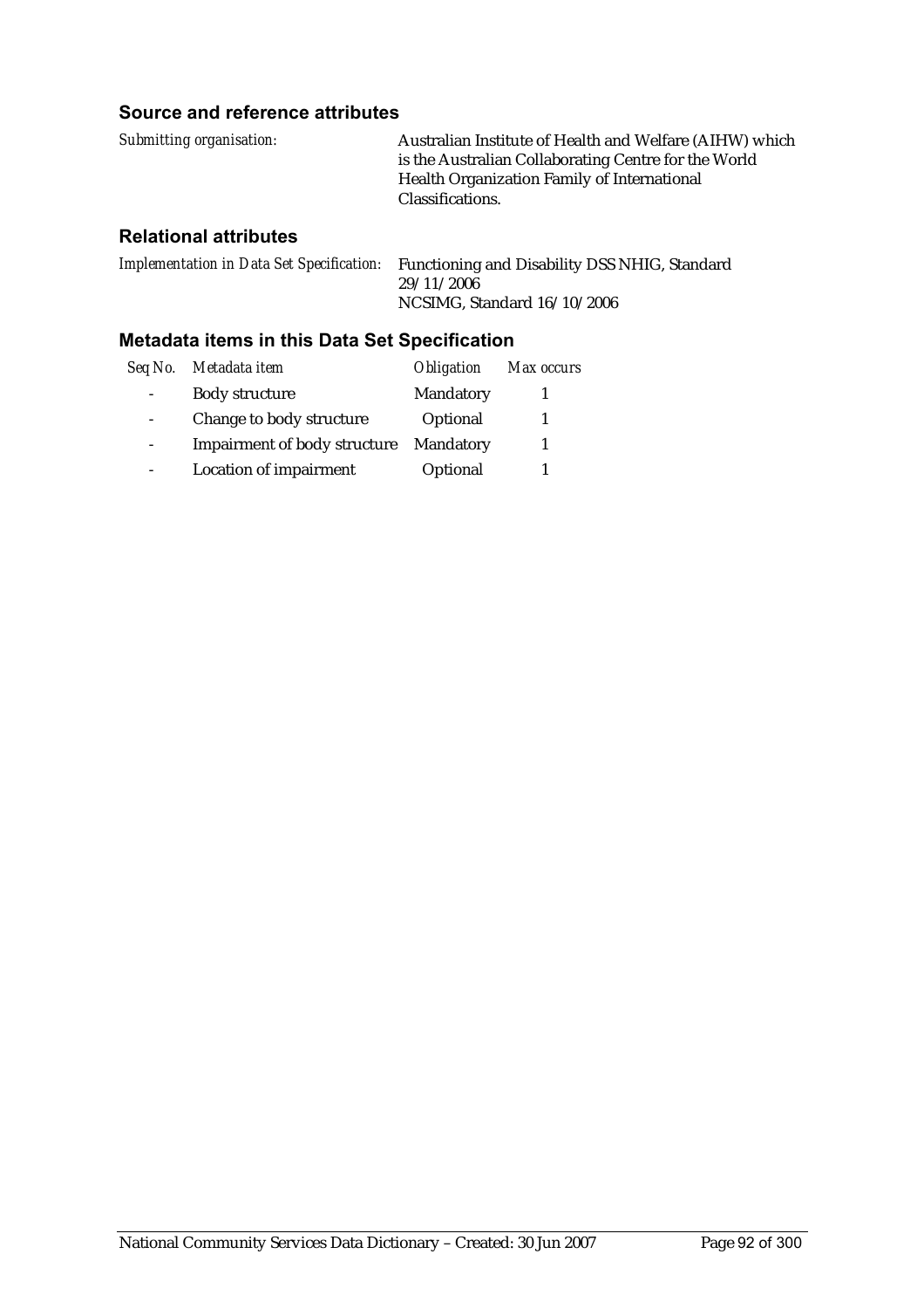### Source and reference attributes

*Submitting organisation:* Australian Institute of Health and Welfare (AIHW) which is the Australian Collaborating Centre for the World Health Organization Family of International Classifications.

### Relational attributes

*Implementation in Data Set Specification:* Functioning and Disability DSS NHIG, Standard 29/11/2006
NCSIMG, Standard 16/10/2006

### Metadata items in this Data Set Specification

| *Seq No.* | *Metadata item* | *Obligation* | *Max occurs* |
|---|---|---|---|
| - | Body structure | Mandatory | 1 |
| - | Change to body structure | Optional | 1 |
| - | Impairment of body structure | Mandatory | 1 |
| - | Location of impairment | Optional | 1 |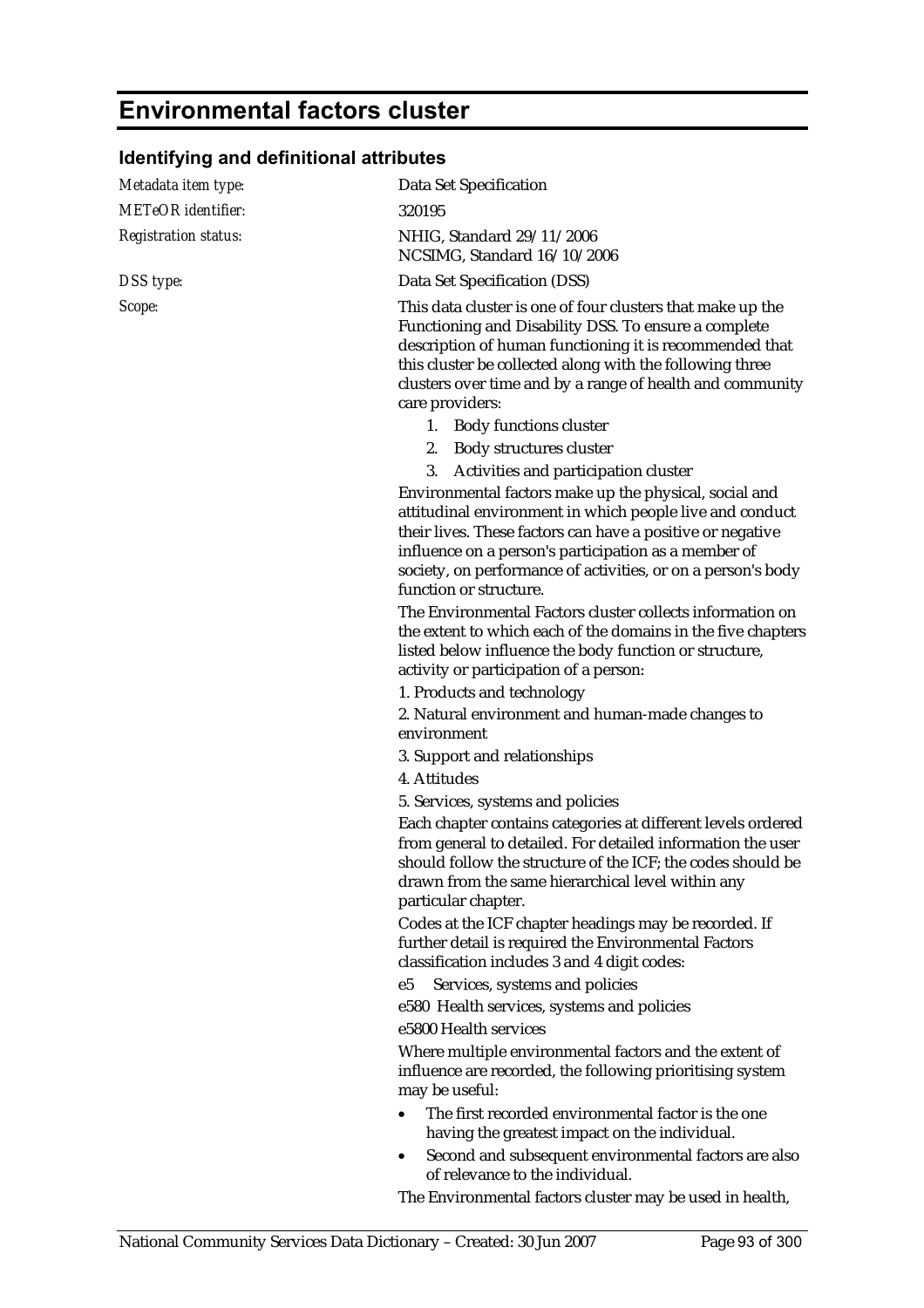# Environmental factors cluster

## Identifying and definitional attributes

*Metadata item type:* Data Set Specification

*METeOR identifier:* 320195

*Registration status:* NHIG, Standard 29/11/2006
NCSIMG, Standard 16/10/2006

*DSS type:* Data Set Specification (DSS)

*Scope:* This data cluster is one of four clusters that make up the Functioning and Disability DSS. To ensure a complete description of human functioning it is recommended that this cluster be collected along with the following three clusters over time and by a range of health and community care providers:

1. Body functions cluster
2. Body structures cluster
3. Activities and participation cluster

Environmental factors make up the physical, social and attitudinal environment in which people live and conduct their lives. These factors can have a positive or negative influence on a person's participation as a member of society, on performance of activities, or on a person's body function or structure.

The Environmental Factors cluster collects information on the extent to which each of the domains in the five chapters listed below influence the body function or structure, activity or participation of a person:

1. Products and technology
2. Natural environment and human-made changes to environment
3. Support and relationships
4. Attitudes
5. Services, systems and policies

Each chapter contains categories at different levels ordered from general to detailed. For detailed information the user should follow the structure of the ICF; the codes should be drawn from the same hierarchical level within any particular chapter.

Codes at the ICF chapter headings may be recorded. If further detail is required the Environmental Factors classification includes 3 and 4 digit codes:

e5 Services, systems and policies

e580 Health services, systems and policies

e5800 Health services

Where multiple environmental factors and the extent of influence are recorded, the following prioritising system may be useful:

- The first recorded environmental factor is the one having the greatest impact on the individual.
- Second and subsequent environmental factors are also of relevance to the individual.

The Environmental factors cluster may be used in health,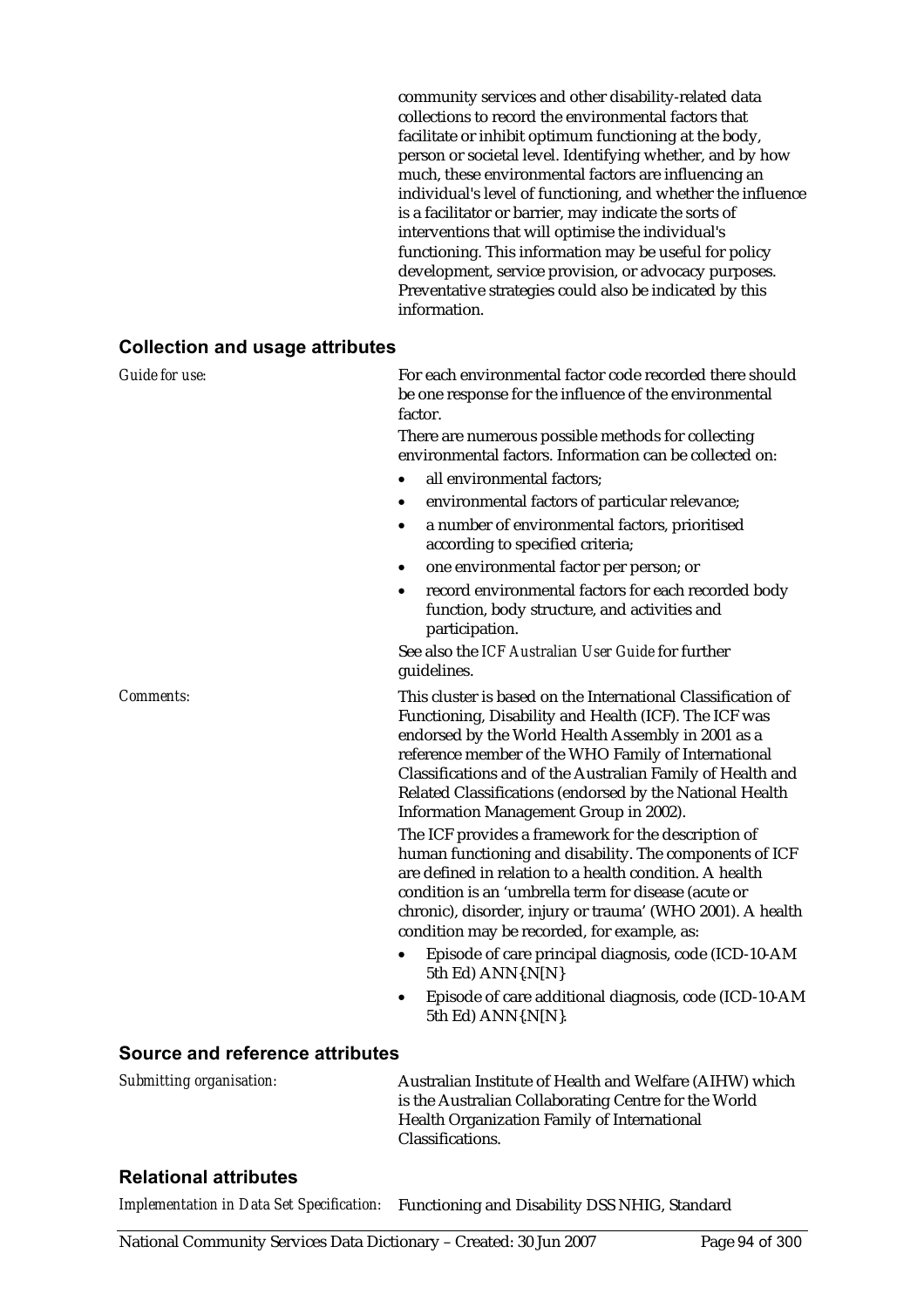community services and other disability-related data collections to record the environmental factors that facilitate or inhibit optimum functioning at the body, person or societal level. Identifying whether, and by how much, these environmental factors are influencing an individual's level of functioning, and whether the influence is a facilitator or barrier, may indicate the sorts of interventions that will optimise the individual's functioning. This information may be useful for policy development, service provision, or advocacy purposes. Preventative strategies could also be indicated by this information.

## Collection and usage attributes

*Guide for use:*

For each environmental factor code recorded there should be one response for the influence of the environmental factor.

There are numerous possible methods for collecting environmental factors. Information can be collected on:

- all environmental factors;
- environmental factors of particular relevance;
- a number of environmental factors, prioritised according to specified criteria;
- one environmental factor per person; or
- record environmental factors for each recorded body function, body structure, and activities and participation.

See also the *ICF Australian User Guide* for further guidelines.

*Comments:*

This cluster is based on the International Classification of Functioning, Disability and Health (ICF). The ICF was endorsed by the World Health Assembly in 2001 as a reference member of the WHO Family of International Classifications and of the Australian Family of Health and Related Classifications (endorsed by the National Health Information Management Group in 2002).

The ICF provides a framework for the description of human functioning and disability. The components of ICF are defined in relation to a health condition. A health condition is an 'umbrella term for disease (acute or chronic), disorder, injury or trauma' (WHO 2001). A health condition may be recorded, for example, as:

- Episode of care principal diagnosis, code (ICD-10-AM 5th Ed) ANN{.N[N}
- Episode of care additional diagnosis, code (ICD-10-AM 5th Ed) ANN{.N[N}.

## Source and reference attributes

*Submitting organisation:*

Australian Institute of Health and Welfare (AIHW) which is the Australian Collaborating Centre for the World Health Organization Family of International Classifications.

## Relational attributes

*Implementation in Data Set Specification:* Functioning and Disability DSS NHIG, Standard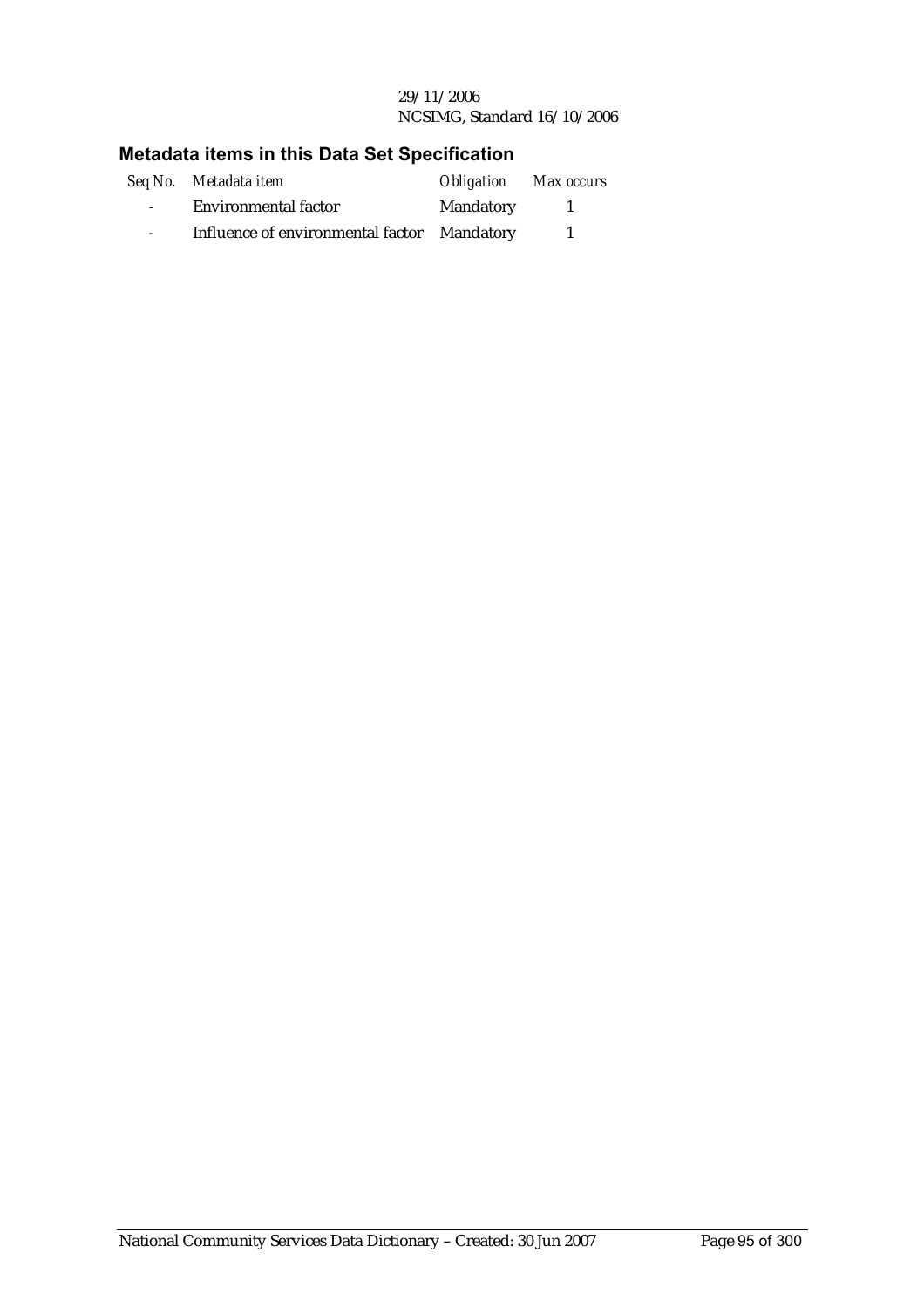29/11/2006
NCSIMG, Standard 16/10/2006

### Metadata items in this Data Set Specification

| *Seq No.* | *Metadata item* | *Obligation* | *Max occurs* |
| --- | --- | --- | --- |
| - | Environmental factor | Mandatory | 1 |
| - | Influence of environmental factor | Mandatory | 1 |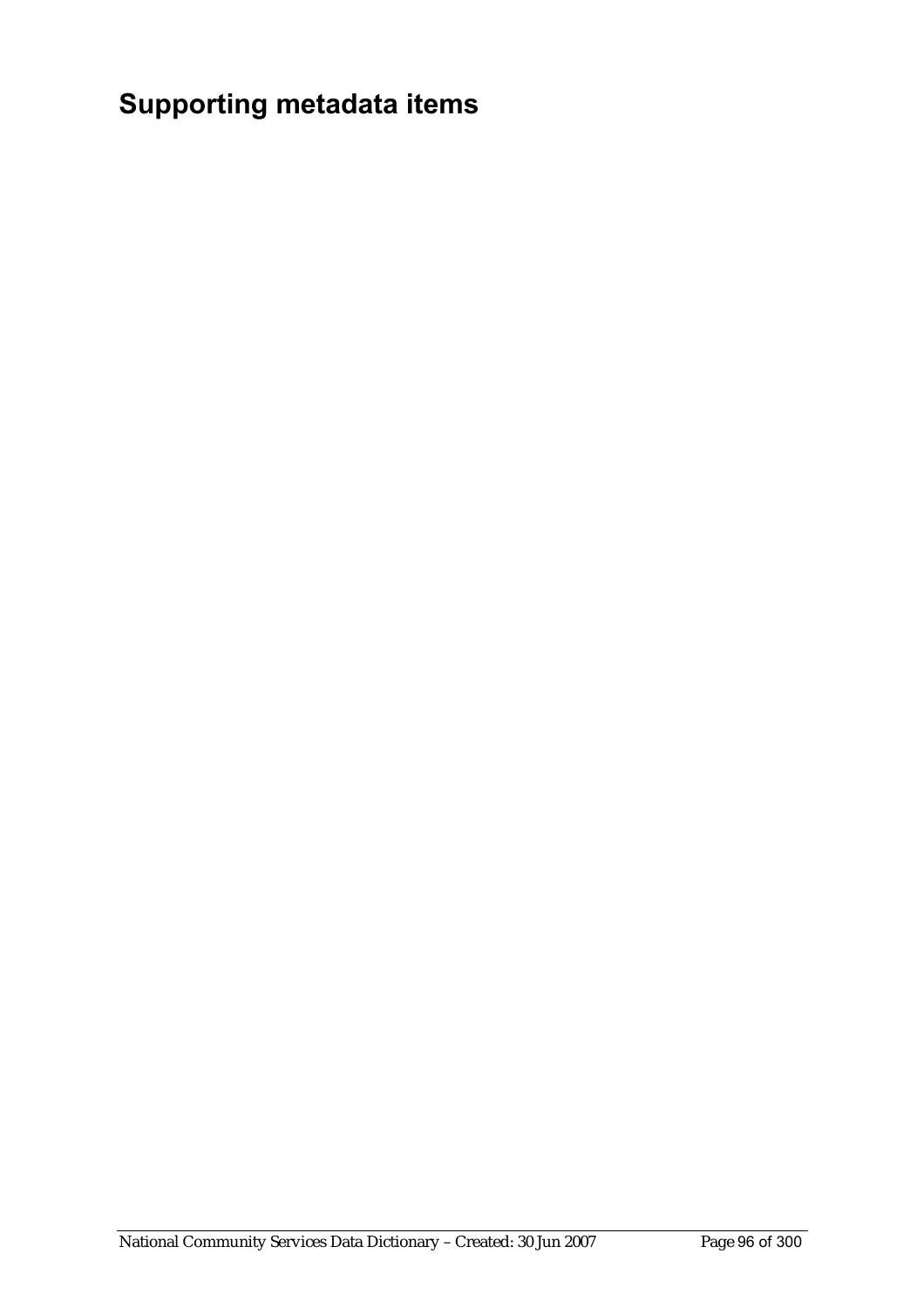# Supporting metadata items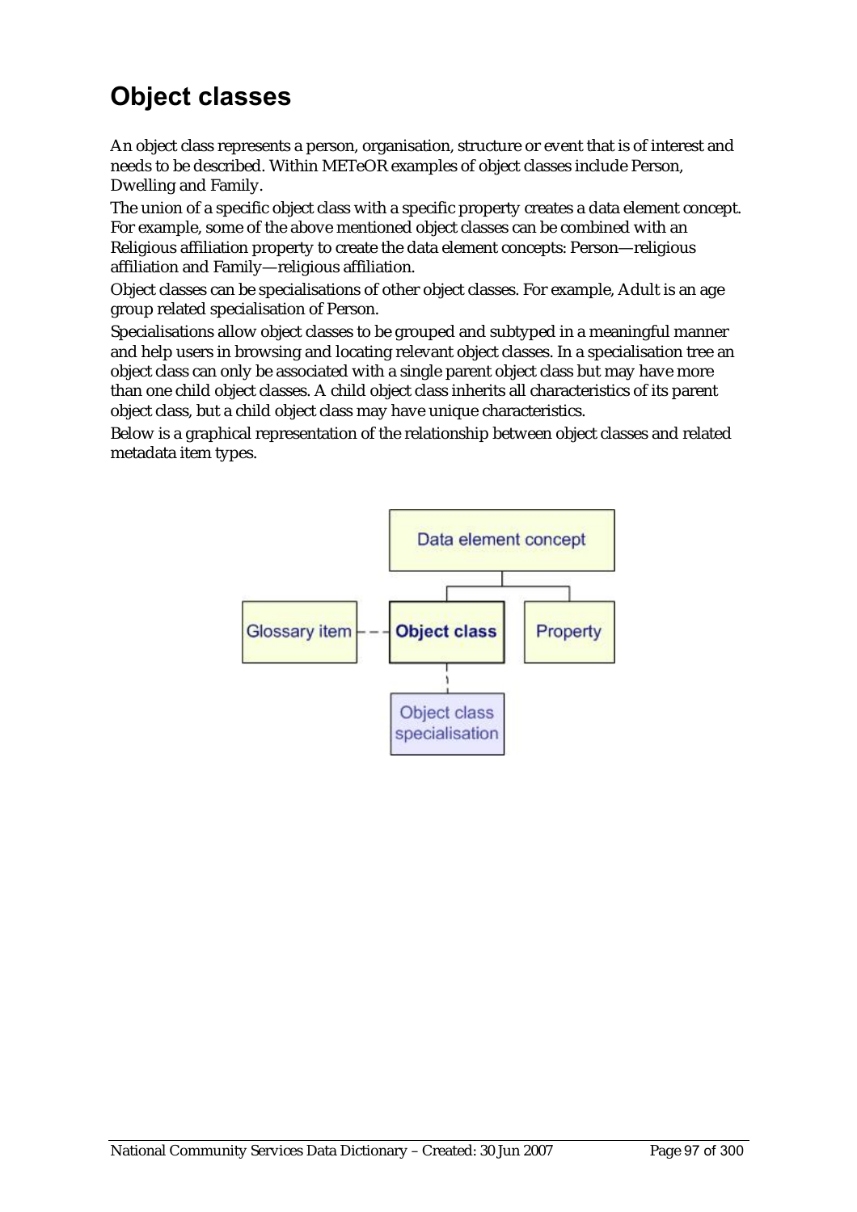# Object classes

An object class represents a person, organisation, structure or event that is of interest and needs to be described. Within METeOR examples of object classes include Person, Dwelling and Family.

The union of a specific object class with a specific property creates a data element concept. For example, some of the above mentioned object classes can be combined with an Religious affiliation property to create the data element concepts: Person—religious affiliation and Family—religious affiliation.

Object classes can be specialisations of other object classes. For example, Adult is an age group related specialisation of Person.

Specialisations allow object classes to be grouped and subtyped in a meaningful manner and help users in browsing and locating relevant object classes. In a specialisation tree an object class can only be associated with a single parent object class but may have more than one child object classes. A child object class inherits all characteristics of its parent object class, but a child object class may have unique characteristics.

Below is a graphical representation of the relationship between object classes and related metadata item types.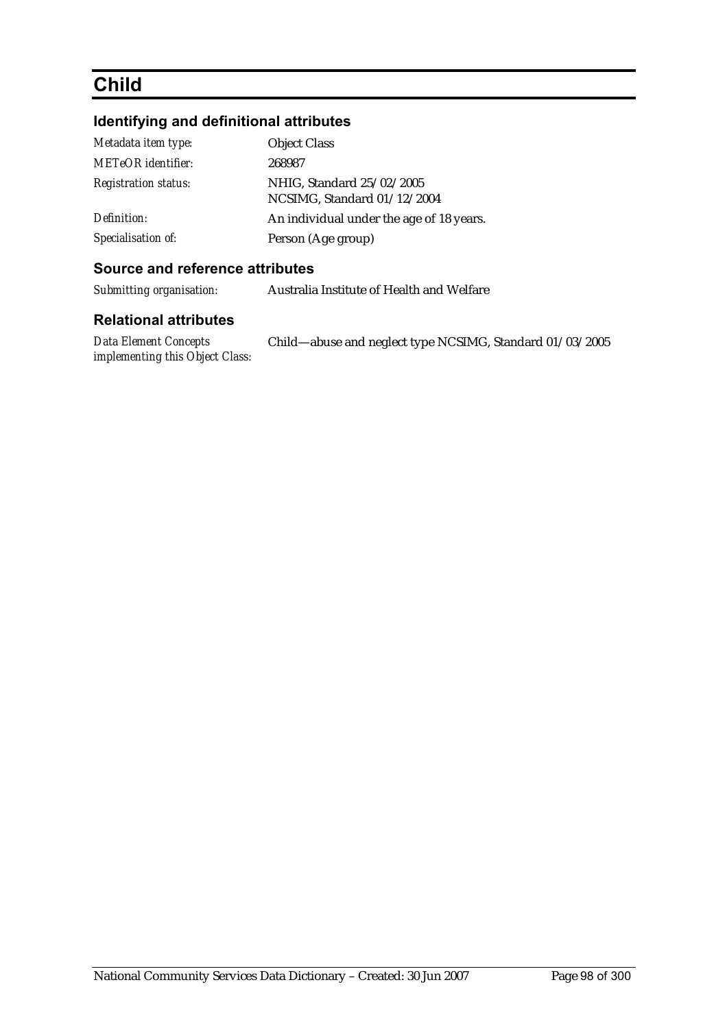# Child

## Identifying and definitional attributes

| | |
|---|---|
| *Metadata item type:* | Object Class |
| *METeOR identifier:* | 268987 |
| *Registration status:* | NHIG, Standard 25/02/2005<br>NCSIMG, Standard 01/12/2004 |
| *Definition:* | An individual under the age of 18 years. |
| *Specialisation of:* | Person (Age group) |

## Source and reference attributes

| | |
|---|---|
| *Submitting organisation:* | Australia Institute of Health and Welfare |

## Relational attributes

| | |
|---|---|
| *Data Element Concepts implementing this Object Class:* | Child—abuse and neglect type NCSIMG, Standard 01/03/2005 |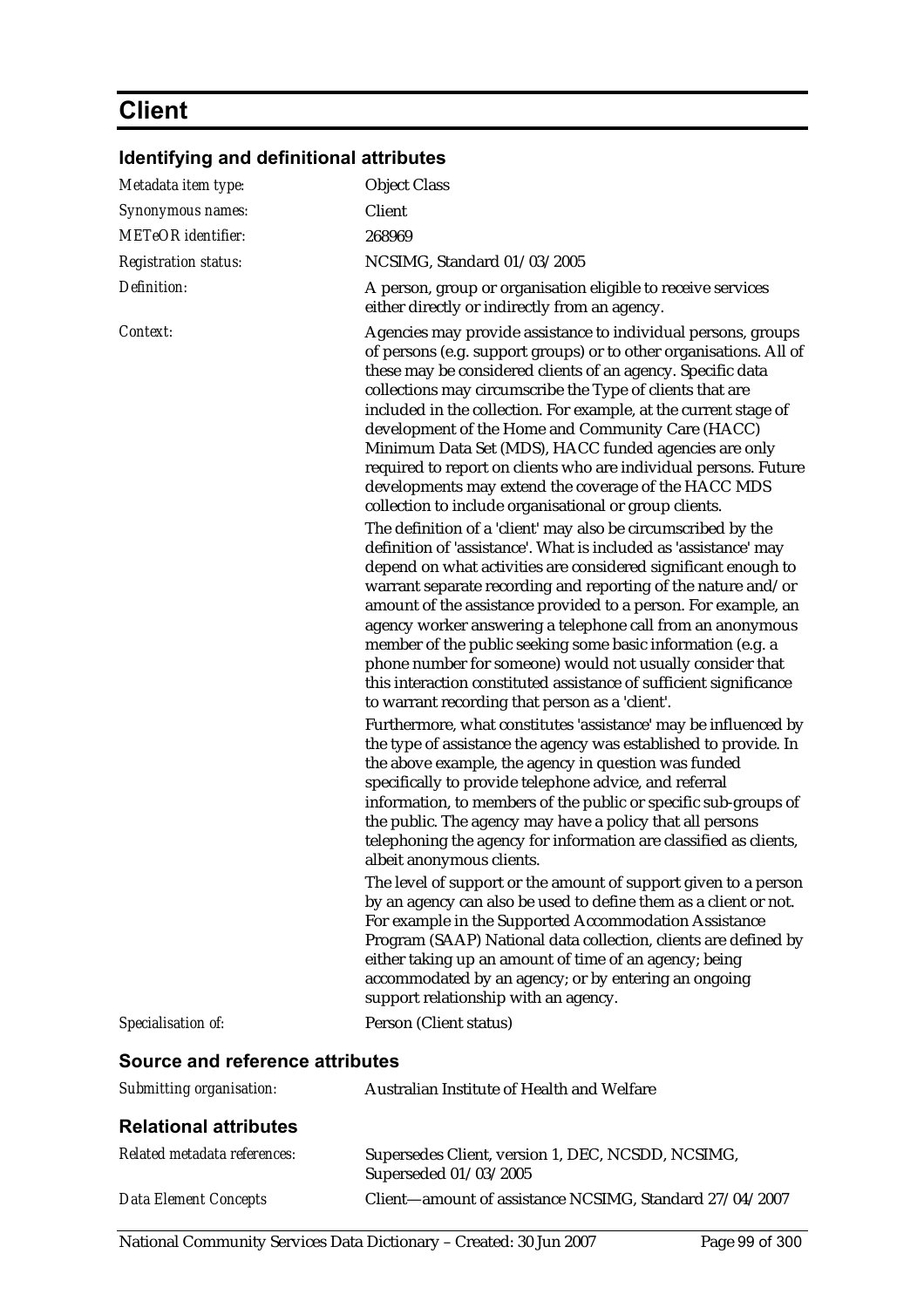# Client

## Identifying and definitional attributes

| | |
|---|---|
| *Metadata item type:* | Object Class |
| *Synonymous names:* | Client |
| *METeOR identifier:* | 268969 |
| *Registration status:* | NCSIMG, Standard 01/03/2005 |
| *Definition:* | A person, group or organisation eligible to receive services either directly or indirectly from an agency. |
| *Context:* | Agencies may provide assistance to individual persons, groups of persons (e.g. support groups) or to other organisations. All of these may be considered clients of an agency. Specific data collections may circumscribe the Type of clients that are included in the collection. For example, at the current stage of development of the Home and Community Care (HACC) Minimum Data Set (MDS), HACC funded agencies are only required to report on clients who are individual persons. Future developments may extend the coverage of the HACC MDS collection to include organisational or group clients.<br><br>The definition of a 'client' may also be circumscribed by the definition of 'assistance'. What is included as 'assistance' may depend on what activities are considered significant enough to warrant separate recording and reporting of the nature and/or amount of the assistance provided to a person. For example, an agency worker answering a telephone call from an anonymous member of the public seeking some basic information (e.g. a phone number for someone) would not usually consider that this interaction constituted assistance of sufficient significance to warrant recording that person as a 'client'.<br><br>Furthermore, what constitutes 'assistance' may be influenced by the type of assistance the agency was established to provide. In the above example, the agency in question was funded specifically to provide telephone advice, and referral information, to members of the public or specific sub-groups of the public. The agency may have a policy that all persons telephoning the agency for information are classified as clients, albeit anonymous clients.<br><br>The level of support or the amount of support given to a person by an agency can also be used to define them as a client or not. For example in the Supported Accommodation Assistance Program (SAAP) National data collection, clients are defined by either taking up an amount of time of an agency; being accommodated by an agency; or by entering an ongoing support relationship with an agency. |
| *Specialisation of:* | Person (Client status) |

## Source and reference attributes

| | |
|---|---|
| *Submitting organisation:* | Australian Institute of Health and Welfare |

## Relational attributes

| | |
|---|---|
| *Related metadata references:* | Supersedes Client, version 1, DEC, NCSDD, NCSIMG, Superseded 01/03/2005 |
| *Data Element Concepts* | Client—amount of assistance NCSIMG, Standard 27/04/2007 |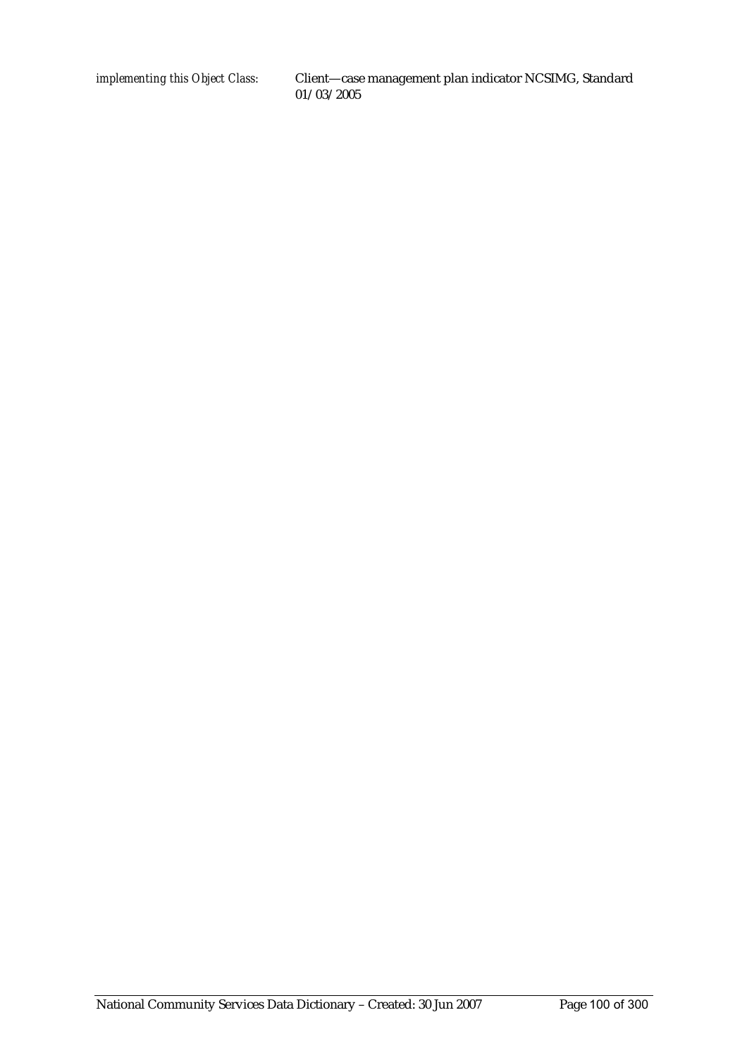*implementing this Object Class:* Client—case management plan indicator NCSIMG, Standard 01/03/2005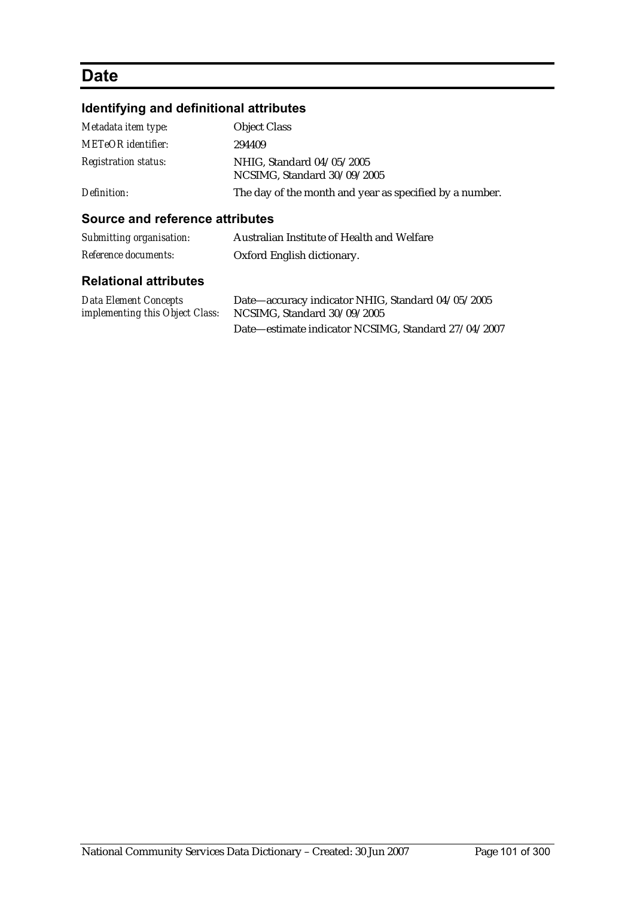# Date

## Identifying and definitional attributes

| | |
|---|---|
| *Metadata item type:* | Object Class |
| *METeOR identifier:* | 294409 |
| *Registration status:* | NHIG, Standard 04/05/2005<br>NCSIMG, Standard 30/09/2005 |
| *Definition:* | The day of the month and year as specified by a number. |

## Source and reference attributes

| | |
|---|---|
| *Submitting organisation:* | Australian Institute of Health and Welfare |
| *Reference documents:* | Oxford English dictionary. |

## Relational attributes

| | |
|---|---|
| *Data Element Concepts implementing this Object Class:* | Date—accuracy indicator NHIG, Standard 04/05/2005<br>NCSIMG, Standard 30/09/2005<br>Date—estimate indicator NCSIMG, Standard 27/04/2007 |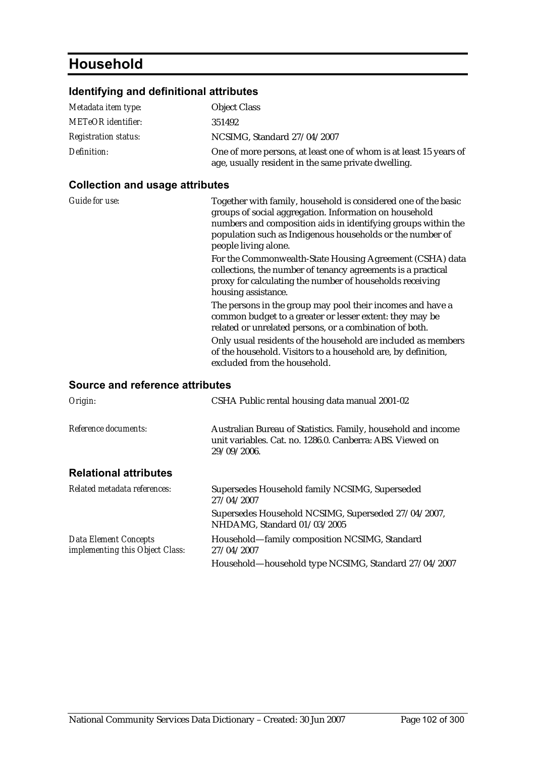# Household

## Identifying and definitional attributes

| | |
|---|---|
| *Metadata item type:* | Object Class |
| *METeOR identifier:* | 351492 |
| *Registration status:* | NCSIMG, Standard 27/04/2007 |
| *Definition:* | One of more persons, at least one of whom is at least 15 years of age, usually resident in the same private dwelling. |

## Collection and usage attributes

| | |
|---|---|
| *Guide for use:* | Together with family, household is considered one of the basic groups of social aggregation. Information on household numbers and composition aids in identifying groups within the population such as Indigenous households or the number of people living alone.<br>For the Commonwealth-State Housing Agreement (CSHA) data collections, the number of tenancy agreements is a practical proxy for calculating the number of households receiving housing assistance.<br>The persons in the group may pool their incomes and have a common budget to a greater or lesser extent: they may be related or unrelated persons, or a combination of both.<br>Only usual residents of the household are included as members of the household. Visitors to a household are, by definition, excluded from the household. |

## Source and reference attributes

| | |
|---|---|
| *Origin:* | CSHA Public rental housing data manual 2001-02 |
| *Reference documents:* | Australian Bureau of Statistics. Family, household and income unit variables. Cat. no. 1286.0. Canberra: ABS. Viewed on 29/09/2006. |

## Relational attributes

| | |
|---|---|
| *Related metadata references:* | Supersedes Household family NCSIMG, Superseded 27/04/2007<br>Supersedes Household NCSIMG, Superseded 27/04/2007, NHDAMG, Standard 01/03/2005 |
| *Data Element Concepts implementing this Object Class:* | Household—family composition NCSIMG, Standard 27/04/2007<br>Household—household type NCSIMG, Standard 27/04/2007 |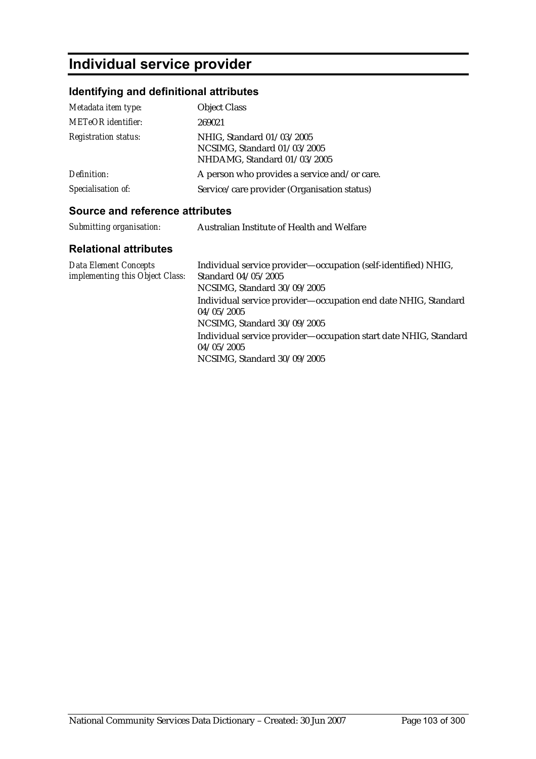# Individual service provider

## Identifying and definitional attributes

| | |
|---|---|
| *Metadata item type:* | Object Class |
| *METeOR identifier:* | 269021 |
| *Registration status:* | NHIG, Standard 01/03/2005<br>NCSIMG, Standard 01/03/2005<br>NHDAMG, Standard 01/03/2005 |
| *Definition:* | A person who provides a service and/or care. |
| *Specialisation of:* | Service/care provider (Organisation status) |

## Source and reference attributes

| | |
|---|---|
| *Submitting organisation:* | Australian Institute of Health and Welfare |

## Relational attributes

| | |
|---|---|
| *Data Element Concepts implementing this Object Class:* | Individual service provider—occupation (self-identified) NHIG, Standard 04/05/2005<br>NCSIMG, Standard 30/09/2005<br>Individual service provider—occupation end date NHIG, Standard 04/05/2005<br>NCSIMG, Standard 30/09/2005<br>Individual service provider—occupation start date NHIG, Standard 04/05/2005<br>NCSIMG, Standard 30/09/2005 |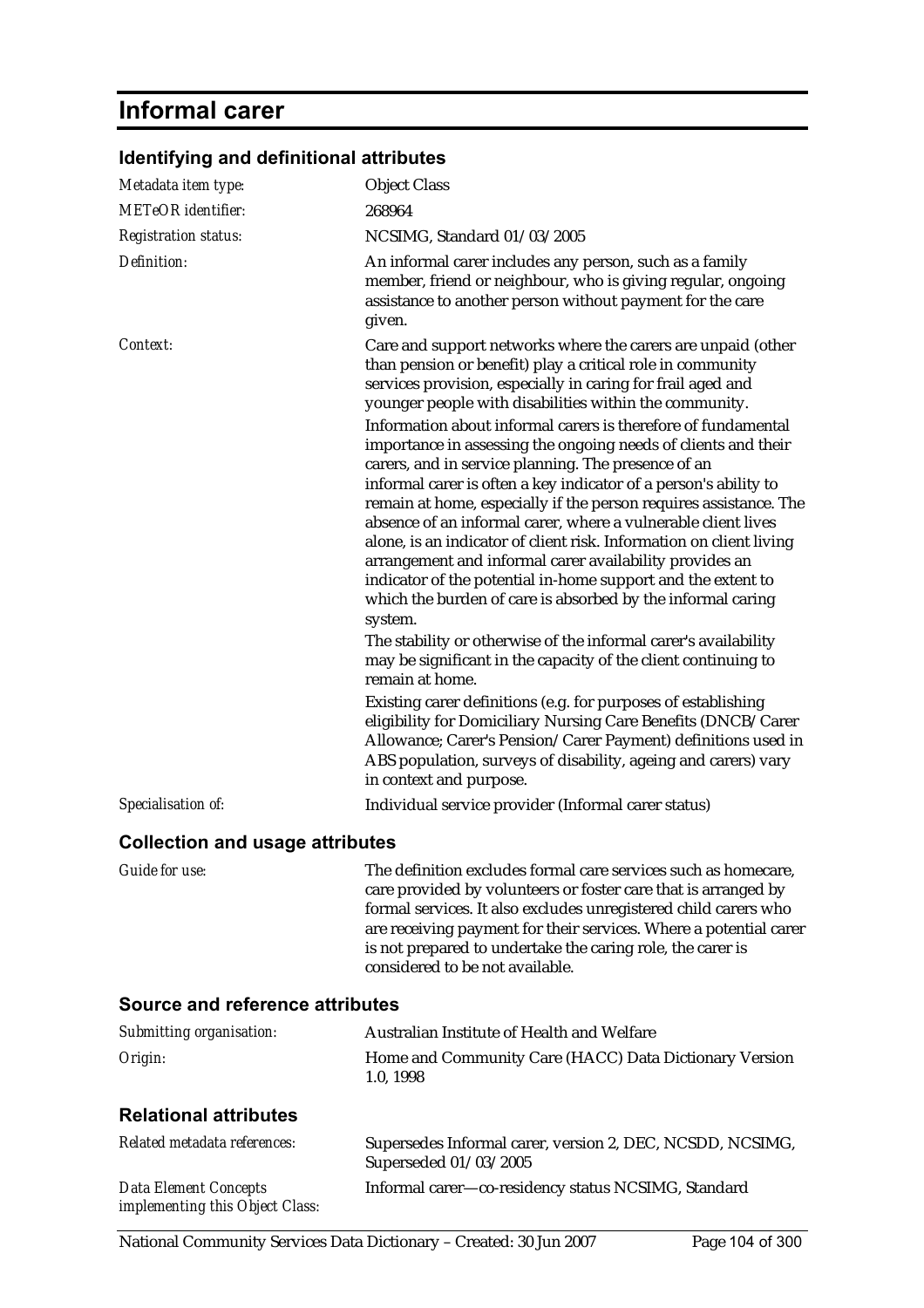# Informal carer

## Identifying and definitional attributes

| | |
|---|---|
| *Metadata item type:* | Object Class |
| *METeOR identifier:* | 268964 |
| *Registration status:* | NCSIMG, Standard 01/03/2005 |
| *Definition:* | An informal carer includes any person, such as a family member, friend or neighbour, who is giving regular, ongoing assistance to another person without payment for the care given. |
| *Context:* | Care and support networks where the carers are unpaid (other than pension or benefit) play a critical role in community services provision, especially in caring for frail aged and younger people with disabilities within the community.<br><br>Information about informal carers is therefore of fundamental importance in assessing the ongoing needs of clients and their carers, and in service planning. The presence of an informal carer is often a key indicator of a person's ability to remain at home, especially if the person requires assistance. The absence of an informal carer, where a vulnerable client lives alone, is an indicator of client risk. Information on client living arrangement and informal carer availability provides an indicator of the potential in-home support and the extent to which the burden of care is absorbed by the informal caring system.<br><br>The stability or otherwise of the informal carer's availability may be significant in the capacity of the client continuing to remain at home.<br><br>Existing carer definitions (e.g. for purposes of establishing eligibility for Domiciliary Nursing Care Benefits (DNCB/Carer Allowance; Carer's Pension/Carer Payment) definitions used in ABS population, surveys of disability, ageing and carers) vary in context and purpose. |
| *Specialisation of:* | Individual service provider (Informal carer status) |

## Collection and usage attributes

| | |
|---|---|
| *Guide for use:* | The definition excludes formal care services such as homecare, care provided by volunteers or foster care that is arranged by formal services. It also excludes unregistered child carers who are receiving payment for their services. Where a potential carer is not prepared to undertake the caring role, the carer is considered to be not available. |

## Source and reference attributes

| | |
|---|---|
| *Submitting organisation:* | Australian Institute of Health and Welfare |
| *Origin:* | Home and Community Care (HACC) Data Dictionary Version 1.0, 1998 |

## Relational attributes

| | |
|---|---|
| *Related metadata references:* | Supersedes Informal carer, version 2, DEC, NCSDD, NCSIMG, Superseded 01/03/2005 |
| *Data Element Concepts implementing this Object Class:* | Informal carer—co-residency status NCSIMG, Standard |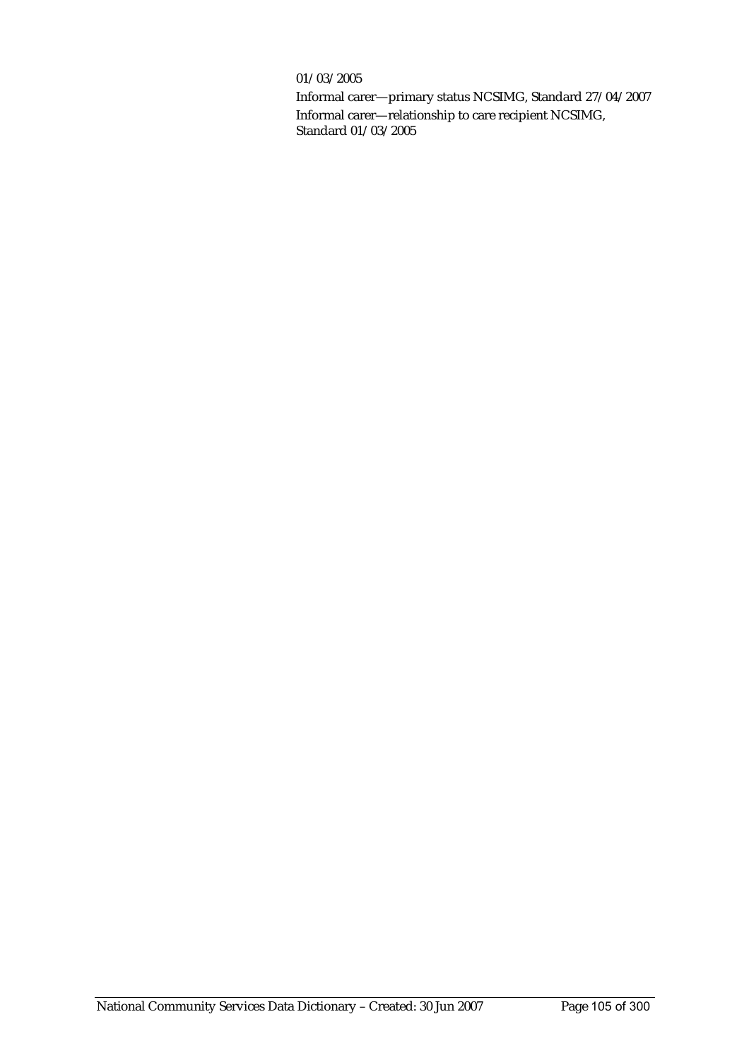01/03/2005

Informal carer—primary status NCSIMG, Standard 27/04/2007

Informal carer—relationship to care recipient NCSIMG, Standard 01/03/2005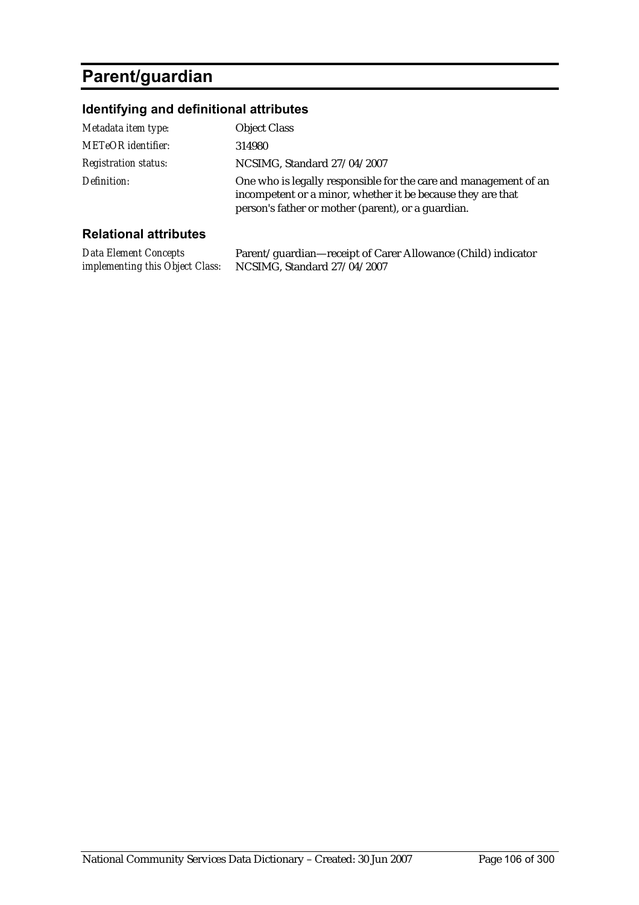# Parent/guardian

## Identifying and definitional attributes

| | |
|---|---|
| *Metadata item type:* | Object Class |
| *METeOR identifier:* | 314980 |
| *Registration status:* | NCSIMG, Standard 27/04/2007 |
| *Definition:* | One who is legally responsible for the care and management of an incompetent or a minor, whether it be because they are that person's father or mother (parent), or a guardian. |

## Relational attributes

| | |
|---|---|
| *Data Element Concepts implementing this Object Class:* | Parent/guardian—receipt of Carer Allowance (Child) indicator NCSIMG, Standard 27/04/2007 |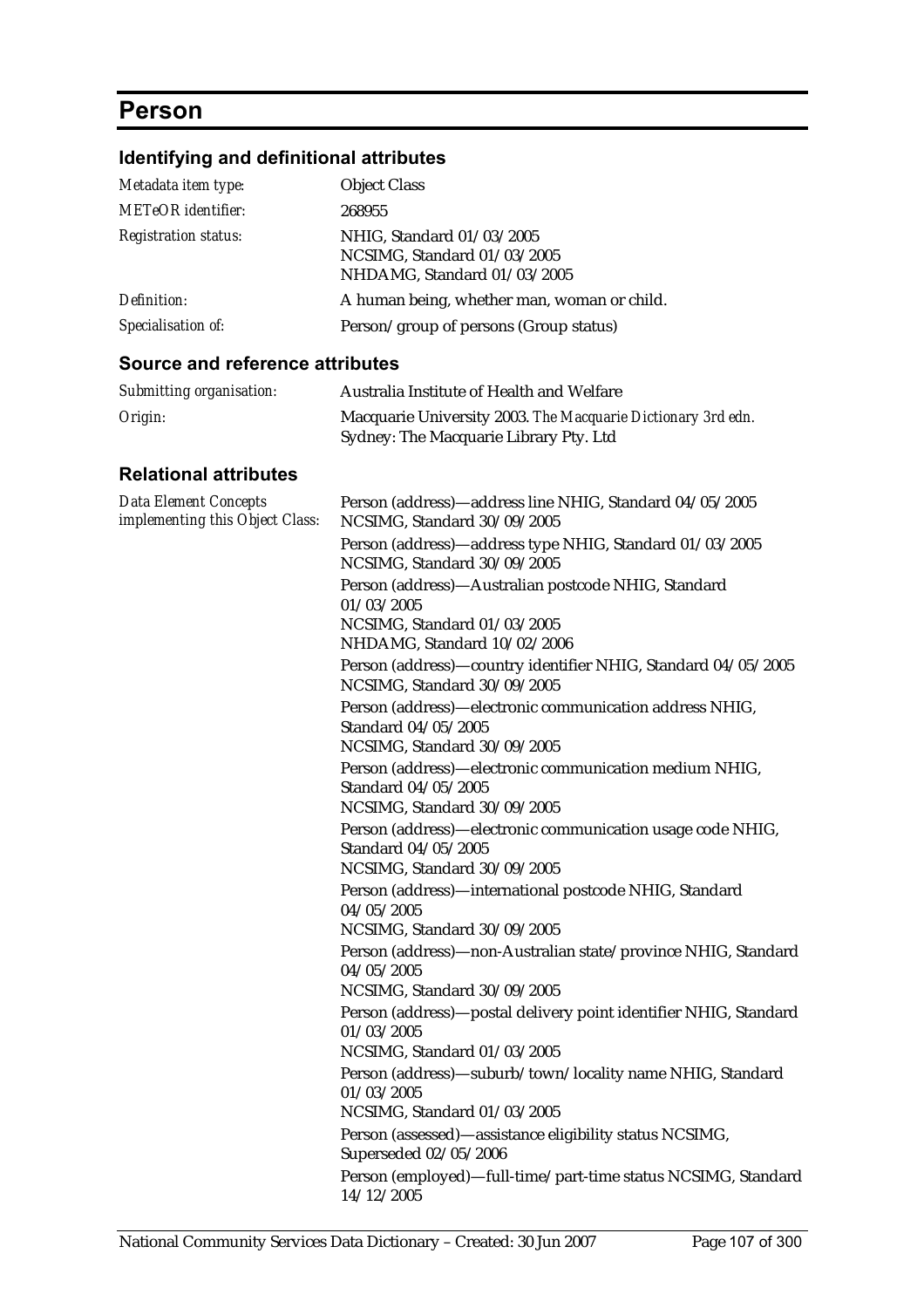# Person

## Identifying and definitional attributes

| | |
|---|---|
| *Metadata item type:* | Object Class |
| *METeOR identifier:* | 268955 |
| *Registration status:* | NHIG, Standard 01/03/2005<br>NCSIMG, Standard 01/03/2005<br>NHDAMG, Standard 01/03/2005 |
| *Definition:* | A human being, whether man, woman or child. |
| *Specialisation of:* | Person/group of persons (Group status) |

## Source and reference attributes

| | |
|---|---|
| *Submitting organisation:* | Australia Institute of Health and Welfare |
| *Origin:* | Macquarie University 2003. *The Macquarie Dictionary 3rd edn.* Sydney: The Macquarie Library Pty. Ltd |

## Relational attributes

*Data Element Concepts implementing this Object Class:*

Person (address)—address line NHIG, Standard 04/05/2005
NCSIMG, Standard 30/09/2005

Person (address)—address type NHIG, Standard 01/03/2005
NCSIMG, Standard 30/09/2005

Person (address)—Australian postcode NHIG, Standard 01/03/2005
NCSIMG, Standard 01/03/2005
NHDAMG, Standard 10/02/2006

Person (address)—country identifier NHIG, Standard 04/05/2005
NCSIMG, Standard 30/09/2005

Person (address)—electronic communication address NHIG, Standard 04/05/2005
NCSIMG, Standard 30/09/2005

Person (address)—electronic communication medium NHIG, Standard 04/05/2005
NCSIMG, Standard 30/09/2005

Person (address)—electronic communication usage code NHIG, Standard 04/05/2005
NCSIMG, Standard 30/09/2005

Person (address)—international postcode NHIG, Standard 04/05/2005
NCSIMG, Standard 30/09/2005

Person (address)—non-Australian state/province NHIG, Standard 04/05/2005
NCSIMG, Standard 30/09/2005

Person (address)—postal delivery point identifier NHIG, Standard 01/03/2005
NCSIMG, Standard 01/03/2005

Person (address)—suburb/town/locality name NHIG, Standard 01/03/2005
NCSIMG, Standard 01/03/2005

Person (assessed)—assistance eligibility status NCSIMG, Superseded 02/05/2006

Person (employed)—full-time/part-time status NCSIMG, Standard 14/12/2005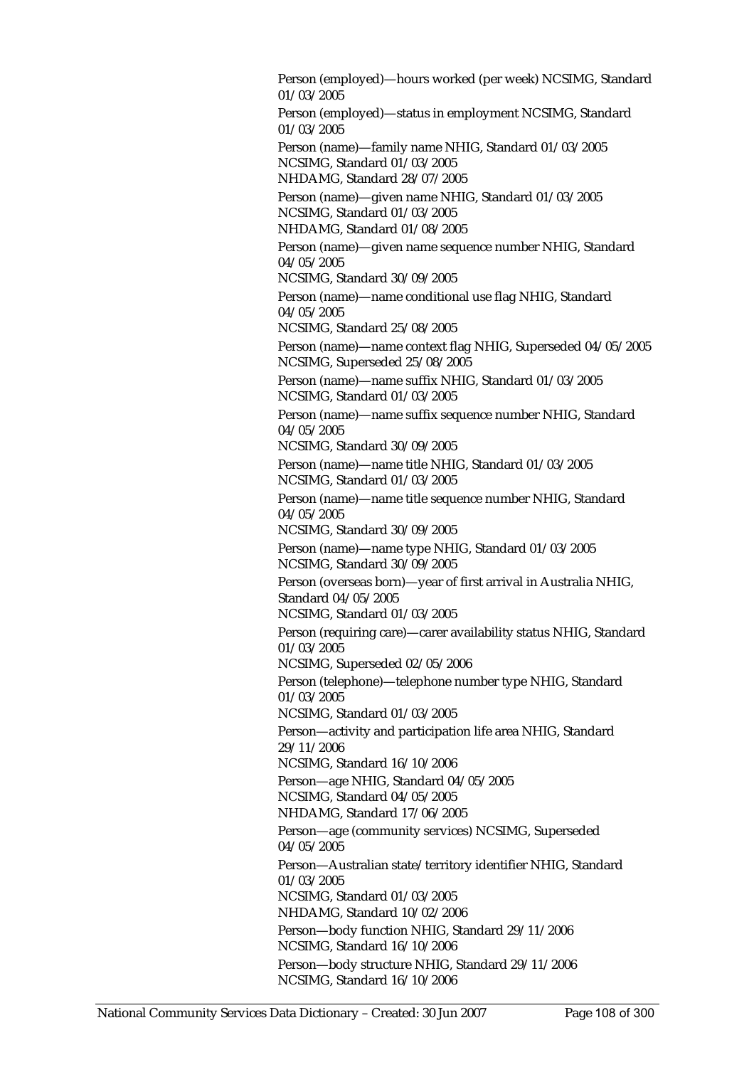Person (employed)—hours worked (per week) NCSIMG, Standard 01/03/2005

Person (employed)—status in employment NCSIMG, Standard 01/03/2005

Person (name)—family name NHIG, Standard 01/03/2005
NCSIMG, Standard 01/03/2005
NHDAMG, Standard 28/07/2005

Person (name)—given name NHIG, Standard 01/03/2005
NCSIMG, Standard 01/03/2005
NHDAMG, Standard 01/08/2005

Person (name)—given name sequence number NHIG, Standard 04/05/2005
NCSIMG, Standard 30/09/2005

Person (name)—name conditional use flag NHIG, Standard 04/05/2005
NCSIMG, Standard 25/08/2005

Person (name)—name context flag NHIG, Superseded 04/05/2005
NCSIMG, Superseded 25/08/2005

Person (name)—name suffix NHIG, Standard 01/03/2005
NCSIMG, Standard 01/03/2005

Person (name)—name suffix sequence number NHIG, Standard 04/05/2005
NCSIMG, Standard 30/09/2005

Person (name)—name title NHIG, Standard 01/03/2005
NCSIMG, Standard 01/03/2005

Person (name)—name title sequence number NHIG, Standard 04/05/2005
NCSIMG, Standard 30/09/2005

Person (name)—name type NHIG, Standard 01/03/2005
NCSIMG, Standard 30/09/2005

Person (overseas born)—year of first arrival in Australia NHIG, Standard 04/05/2005
NCSIMG, Standard 01/03/2005

Person (requiring care)—carer availability status NHIG, Standard 01/03/2005
NCSIMG, Superseded 02/05/2006

Person (telephone)—telephone number type NHIG, Standard 01/03/2005
NCSIMG, Standard 01/03/2005

Person—activity and participation life area NHIG, Standard 29/11/2006
NCSIMG, Standard 16/10/2006

Person—age NHIG, Standard 04/05/2005
NCSIMG, Standard 04/05/2005
NHDAMG, Standard 17/06/2005

Person—age (community services) NCSIMG, Superseded 04/05/2005

Person—Australian state/territory identifier NHIG, Standard 01/03/2005
NCSIMG, Standard 01/03/2005
NHDAMG, Standard 10/02/2006

Person—body function NHIG, Standard 29/11/2006
NCSIMG, Standard 16/10/2006

Person—body structure NHIG, Standard 29/11/2006
NCSIMG, Standard 16/10/2006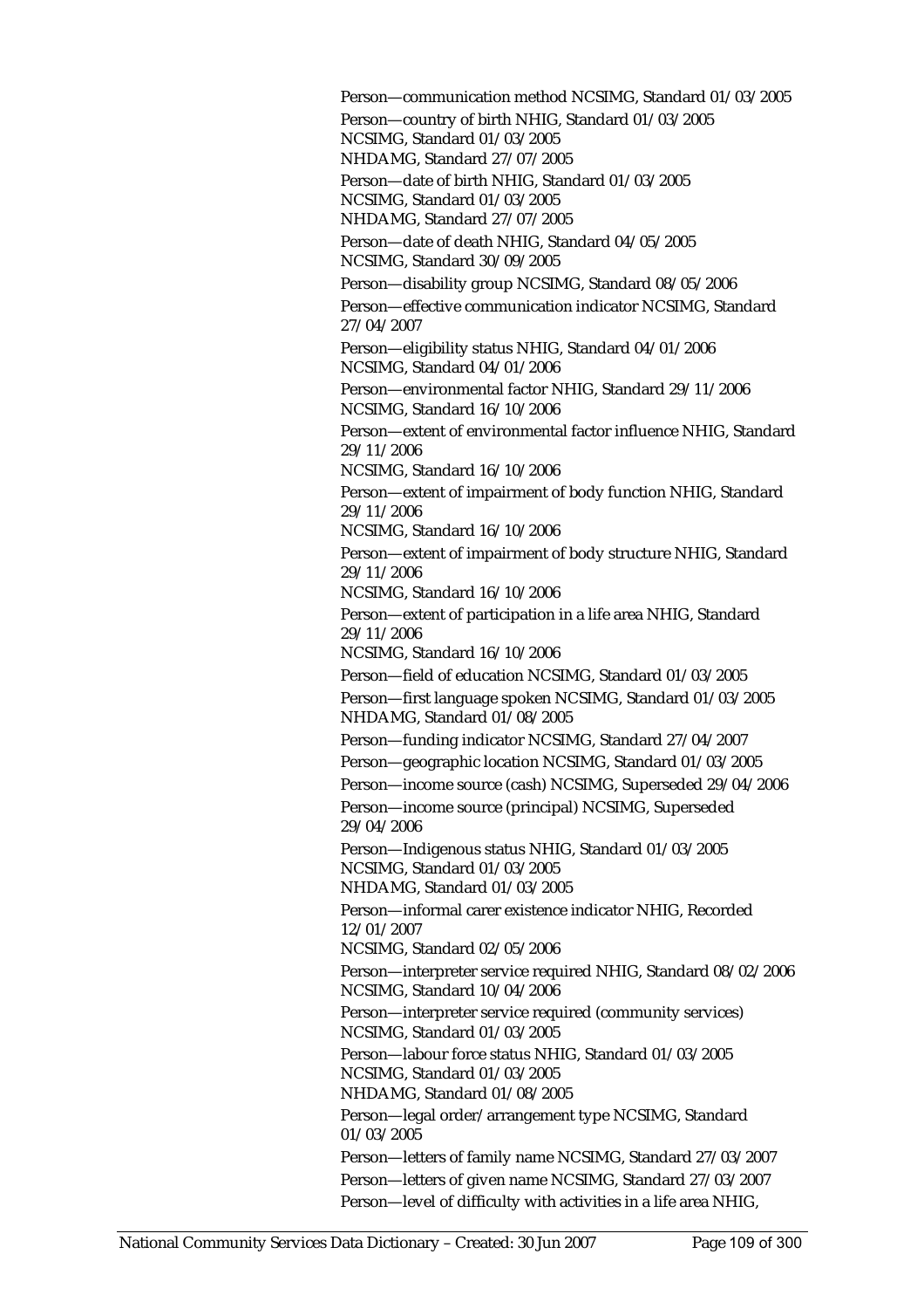Person—communication method NCSIMG, Standard 01/03/2005

Person—country of birth NHIG, Standard 01/03/2005
NCSIMG, Standard 01/03/2005
NHDAMG, Standard 27/07/2005

Person—date of birth NHIG, Standard 01/03/2005
NCSIMG, Standard 01/03/2005
NHDAMG, Standard 27/07/2005

Person—date of death NHIG, Standard 04/05/2005
NCSIMG, Standard 30/09/2005

Person—disability group NCSIMG, Standard 08/05/2006

Person—effective communication indicator NCSIMG, Standard 27/04/2007

Person—eligibility status NHIG, Standard 04/01/2006
NCSIMG, Standard 04/01/2006

Person—environmental factor NHIG, Standard 29/11/2006
NCSIMG, Standard 16/10/2006

Person—extent of environmental factor influence NHIG, Standard 29/11/2006
NCSIMG, Standard 16/10/2006

Person—extent of impairment of body function NHIG, Standard 29/11/2006
NCSIMG, Standard 16/10/2006

Person—extent of impairment of body structure NHIG, Standard 29/11/2006
NCSIMG, Standard 16/10/2006

Person—extent of participation in a life area NHIG, Standard 29/11/2006
NCSIMG, Standard 16/10/2006

Person—field of education NCSIMG, Standard 01/03/2005

Person—first language spoken NCSIMG, Standard 01/03/2005
NHDAMG, Standard 01/08/2005

Person—funding indicator NCSIMG, Standard 27/04/2007

Person—geographic location NCSIMG, Standard 01/03/2005

Person—income source (cash) NCSIMG, Superseded 29/04/2006

Person—income source (principal) NCSIMG, Superseded 29/04/2006

Person—Indigenous status NHIG, Standard 01/03/2005
NCSIMG, Standard 01/03/2005
NHDAMG, Standard 01/03/2005

Person—informal carer existence indicator NHIG, Recorded 12/01/2007
NCSIMG, Standard 02/05/2006

Person—interpreter service required NHIG, Standard 08/02/2006
NCSIMG, Standard 10/04/2006

Person—interpreter service required (community services)
NCSIMG, Standard 01/03/2005

Person—labour force status NHIG, Standard 01/03/2005
NCSIMG, Standard 01/03/2005
NHDAMG, Standard 01/08/2005

Person—legal order/arrangement type NCSIMG, Standard 01/03/2005

Person—letters of family name NCSIMG, Standard 27/03/2007

Person—letters of given name NCSIMG, Standard 27/03/2007

Person—level of difficulty with activities in a life area NHIG,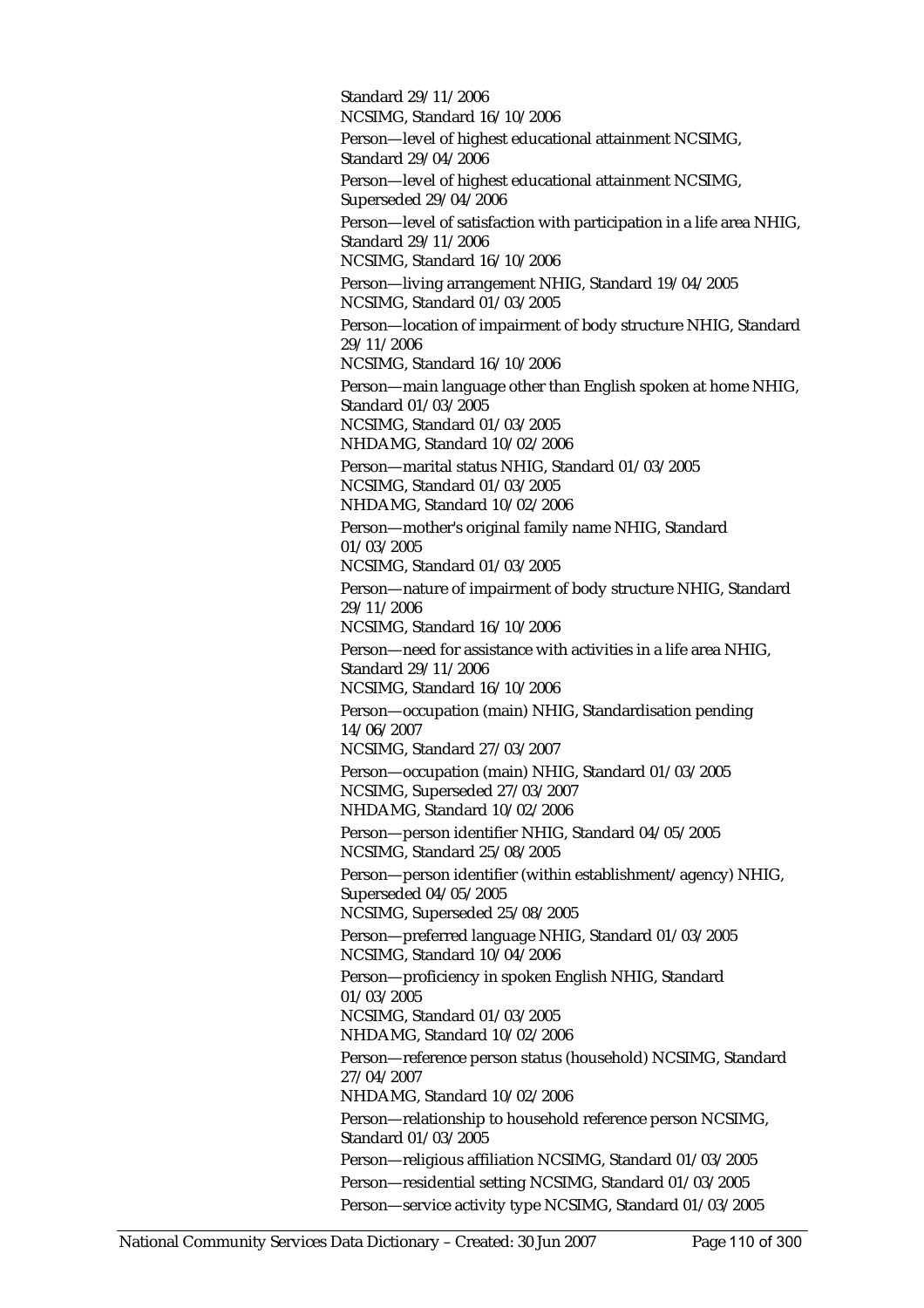Standard 29/11/2006
NCSIMG, Standard 16/10/2006

Person—level of highest educational attainment NCSIMG, Standard 29/04/2006

Person—level of highest educational attainment NCSIMG, Superseded 29/04/2006

Person—level of satisfaction with participation in a life area NHIG, Standard 29/11/2006
NCSIMG, Standard 16/10/2006

Person—living arrangement NHIG, Standard 19/04/2005
NCSIMG, Standard 01/03/2005

Person—location of impairment of body structure NHIG, Standard 29/11/2006
NCSIMG, Standard 16/10/2006

Person—main language other than English spoken at home NHIG, Standard 01/03/2005
NCSIMG, Standard 01/03/2005
NHDAMG, Standard 10/02/2006

Person—marital status NHIG, Standard 01/03/2005
NCSIMG, Standard 01/03/2005
NHDAMG, Standard 10/02/2006

Person—mother's original family name NHIG, Standard 01/03/2005
NCSIMG, Standard 01/03/2005

Person—nature of impairment of body structure NHIG, Standard 29/11/2006
NCSIMG, Standard 16/10/2006

Person—need for assistance with activities in a life area NHIG, Standard 29/11/2006
NCSIMG, Standard 16/10/2006

Person—occupation (main) NHIG, Standardisation pending 14/06/2007
NCSIMG, Standard 27/03/2007

Person—occupation (main) NHIG, Standard 01/03/2005
NCSIMG, Superseded 27/03/2007
NHDAMG, Standard 10/02/2006

Person—person identifier NHIG, Standard 04/05/2005
NCSIMG, Standard 25/08/2005

Person—person identifier (within establishment/agency) NHIG, Superseded 04/05/2005
NCSIMG, Superseded 25/08/2005

Person—preferred language NHIG, Standard 01/03/2005
NCSIMG, Standard 10/04/2006

Person—proficiency in spoken English NHIG, Standard 01/03/2005
NCSIMG, Standard 01/03/2005
NHDAMG, Standard 10/02/2006

Person—reference person status (household) NCSIMG, Standard 27/04/2007
NHDAMG, Standard 10/02/2006

Person—relationship to household reference person NCSIMG, Standard 01/03/2005

Person—religious affiliation NCSIMG, Standard 01/03/2005

Person—residential setting NCSIMG, Standard 01/03/2005

Person—service activity type NCSIMG, Standard 01/03/2005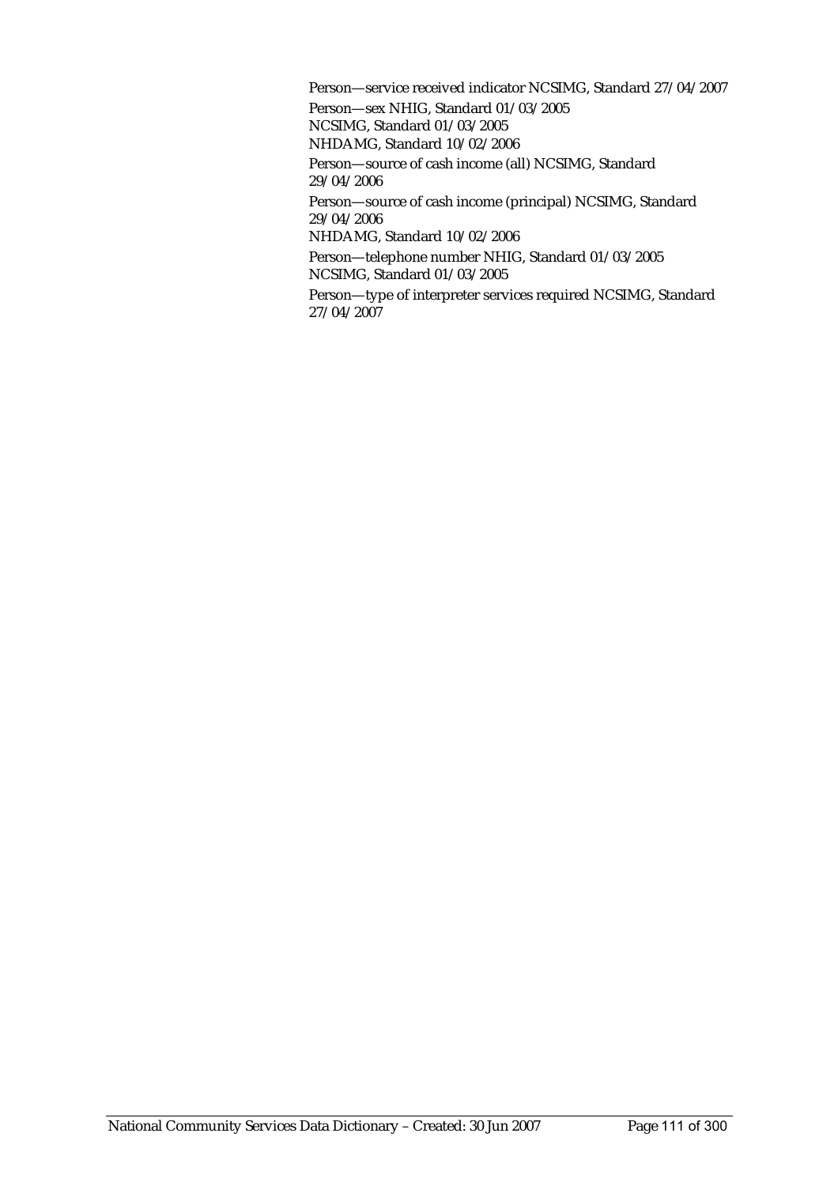Person—service received indicator NCSIMG, Standard 27/04/2007

Person—sex NHIG, Standard 01/03/2005
NCSIMG, Standard 01/03/2005
NHDAMG, Standard 10/02/2006

Person—source of cash income (all) NCSIMG, Standard 29/04/2006

Person—source of cash income (principal) NCSIMG, Standard 29/04/2006
NHDAMG, Standard 10/02/2006

Person—telephone number NHIG, Standard 01/03/2005
NCSIMG, Standard 01/03/2005

Person—type of interpreter services required NCSIMG, Standard 27/04/2007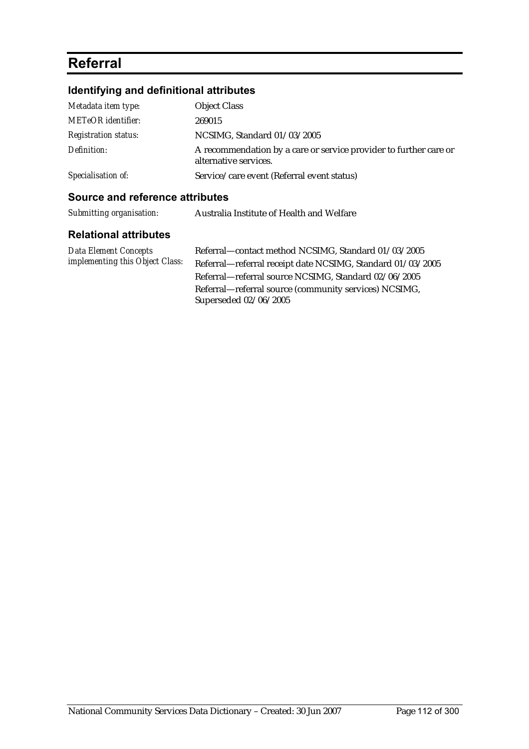# Referral

## Identifying and definitional attributes

| | |
|---|---|
| *Metadata item type:* | Object Class |
| *METeOR identifier:* | 269015 |
| *Registration status:* | NCSIMG, Standard 01/03/2005 |
| *Definition:* | A recommendation by a care or service provider to further care or alternative services. |
| *Specialisation of:* | Service/care event (Referral event status) |

## Source and reference attributes

| | |
|---|---|
| *Submitting organisation:* | Australia Institute of Health and Welfare |

## Relational attributes

| | |
|---|---|
| *Data Element Concepts implementing this Object Class:* | Referral—contact method NCSIMG, Standard 01/03/2005<br>Referral—referral receipt date NCSIMG, Standard 01/03/2005<br>Referral—referral source NCSIMG, Standard 02/06/2005<br>Referral—referral source (community services) NCSIMG, Superseded 02/06/2005 |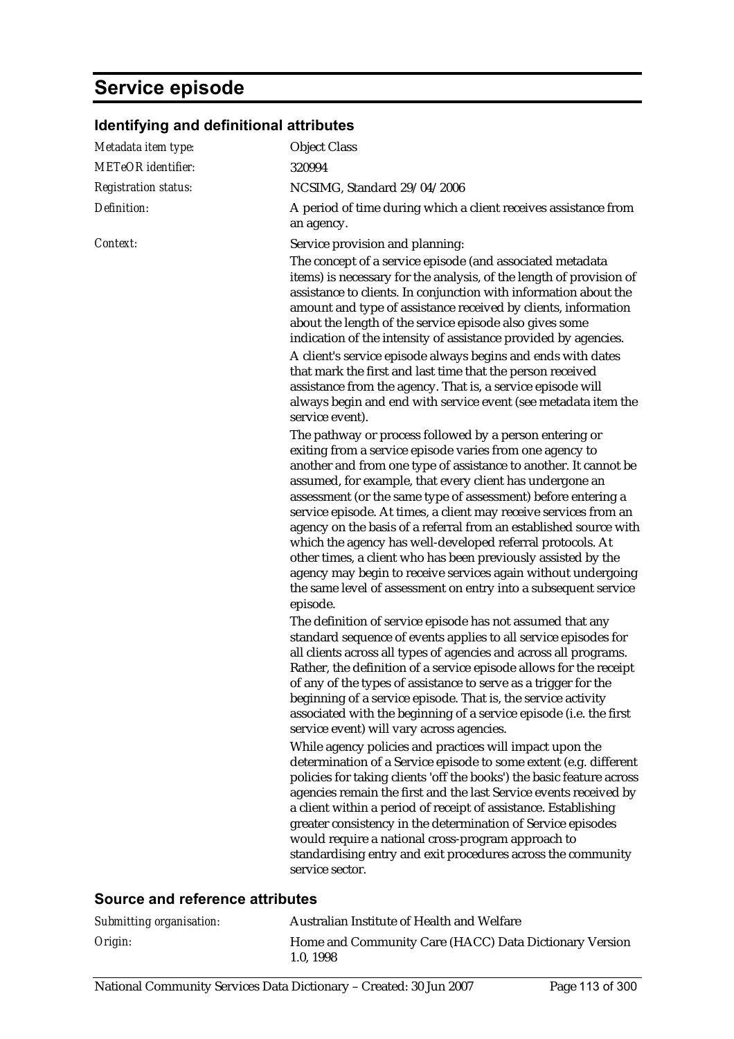# Service episode

## Identifying and definitional attributes

| | |
|---|---|
| *Metadata item type:* | Object Class |
| *METeOR identifier:* | 320994 |
| *Registration status:* | NCSIMG, Standard 29/04/2006 |
| *Definition:* | A period of time during which a client receives assistance from an agency. |
| *Context:* | Service provision and planning:<br>The concept of a service episode (and associated metadata items) is necessary for the analysis, of the length of provision of assistance to clients. In conjunction with information about the amount and type of assistance received by clients, information about the length of the service episode also gives some indication of the intensity of assistance provided by agencies.<br>A client's service episode always begins and ends with dates that mark the first and last time that the person received assistance from the agency. That is, a service episode will always begin and end with service event (see metadata item the service event).<br>The pathway or process followed by a person entering or exiting from a service episode varies from one agency to another and from one type of assistance to another. It cannot be assumed, for example, that every client has undergone an assessment (or the same type of assessment) before entering a service episode. At times, a client may receive services from an agency on the basis of a referral from an established source with which the agency has well-developed referral protocols. At other times, a client who has been previously assisted by the agency may begin to receive services again without undergoing the same level of assessment on entry into a subsequent service episode.<br>The definition of service episode has not assumed that any standard sequence of events applies to all service episodes for all clients across all types of agencies and across all programs. Rather, the definition of a service episode allows for the receipt of any of the types of assistance to serve as a trigger for the beginning of a service episode. That is, the service activity associated with the beginning of a service episode (i.e. the first service event) will vary across agencies.<br>While agency policies and practices will impact upon the determination of a Service episode to some extent (e.g. different policies for taking clients 'off the books') the basic feature across agencies remain the first and the last Service events received by a client within a period of receipt of assistance. Establishing greater consistency in the determination of Service episodes would require a national cross-program approach to standardising entry and exit procedures across the community service sector. |

## Source and reference attributes

| | |
|---|---|
| *Submitting organisation:* | Australian Institute of Health and Welfare |
| *Origin:* | Home and Community Care (HACC) Data Dictionary Version 1.0, 1998 |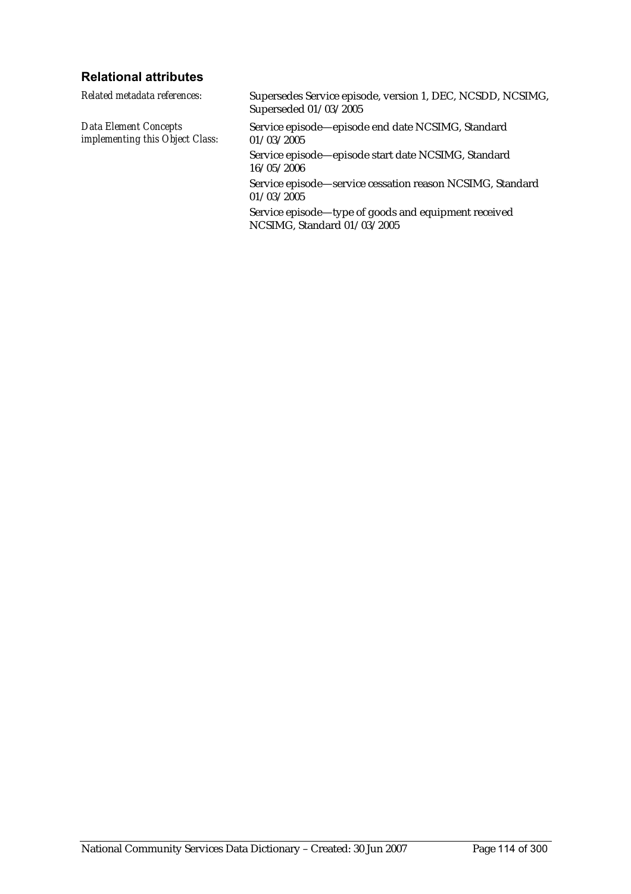### Relational attributes

*Related metadata references:* Supersedes Service episode, version 1, DEC, NCSDD, NCSIMG, Superseded 01/03/2005

*Data Element Concepts implementing this Object Class:*

Service episode—episode end date NCSIMG, Standard 01/03/2005

Service episode—episode start date NCSIMG, Standard 16/05/2006

Service episode—service cessation reason NCSIMG, Standard 01/03/2005

Service episode—type of goods and equipment received NCSIMG, Standard 01/03/2005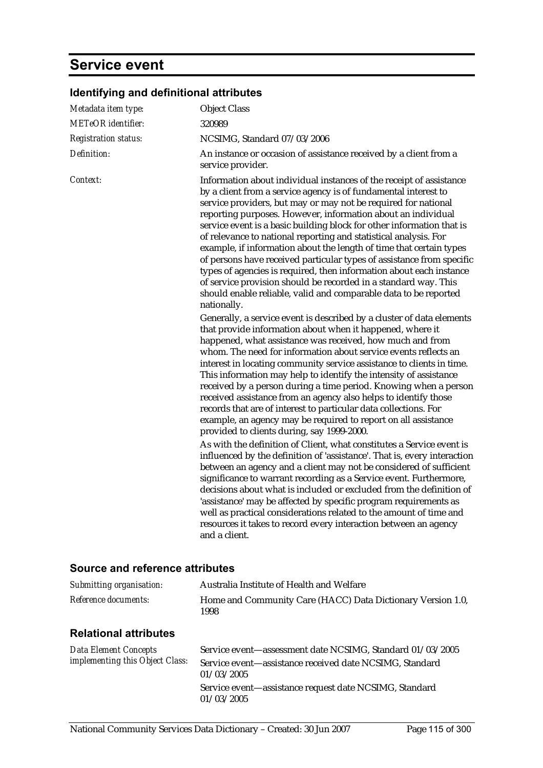# Service event

## Identifying and definitional attributes

| | |
|---|---|
| *Metadata item type:* | Object Class |
| *METeOR identifier:* | 320989 |
| *Registration status:* | NCSIMG, Standard 07/03/2006 |
| *Definition:* | An instance or occasion of assistance received by a client from a service provider. |
| *Context:* | Information about individual instances of the receipt of assistance by a client from a service agency is of fundamental interest to service providers, but may or may not be required for national reporting purposes. However, information about an individual service event is a basic building block for other information that is of relevance to national reporting and statistical analysis. For example, if information about the length of time that certain types of persons have received particular types of assistance from specific types of agencies is required, then information about each instance of service provision should be recorded in a standard way. This should enable reliable, valid and comparable data to be reported nationally.<br><br>Generally, a service event is described by a cluster of data elements that provide information about when it happened, where it happened, what assistance was received, how much and from whom. The need for information about service events reflects an interest in locating community service assistance to clients in time. This information may help to identify the intensity of assistance received by a person during a time period. Knowing when a person received assistance from an agency also helps to identify those records that are of interest to particular data collections. For example, an agency may be required to report on all assistance provided to clients during, say 1999-2000.<br><br>As with the definition of Client, what constitutes a Service event is influenced by the definition of 'assistance'. That is, every interaction between an agency and a client may not be considered of sufficient significance to warrant recording as a Service event. Furthermore, decisions about what is included or excluded from the definition of 'assistance' may be affected by specific program requirements as well as practical considerations related to the amount of time and resources it takes to record every interaction between an agency and a client. |

## Source and reference attributes

| | |
|---|---|
| *Submitting organisation:* | Australia Institute of Health and Welfare |
| *Reference documents:* | Home and Community Care (HACC) Data Dictionary Version 1.0, 1998 |

## Relational attributes

| | |
|---|---|
| *Data Element Concepts implementing this Object Class:* | Service event—assessment date NCSIMG, Standard 01/03/2005<br><br>Service event—assistance received date NCSIMG, Standard 01/03/2005<br><br>Service event—assistance request date NCSIMG, Standard 01/03/2005 |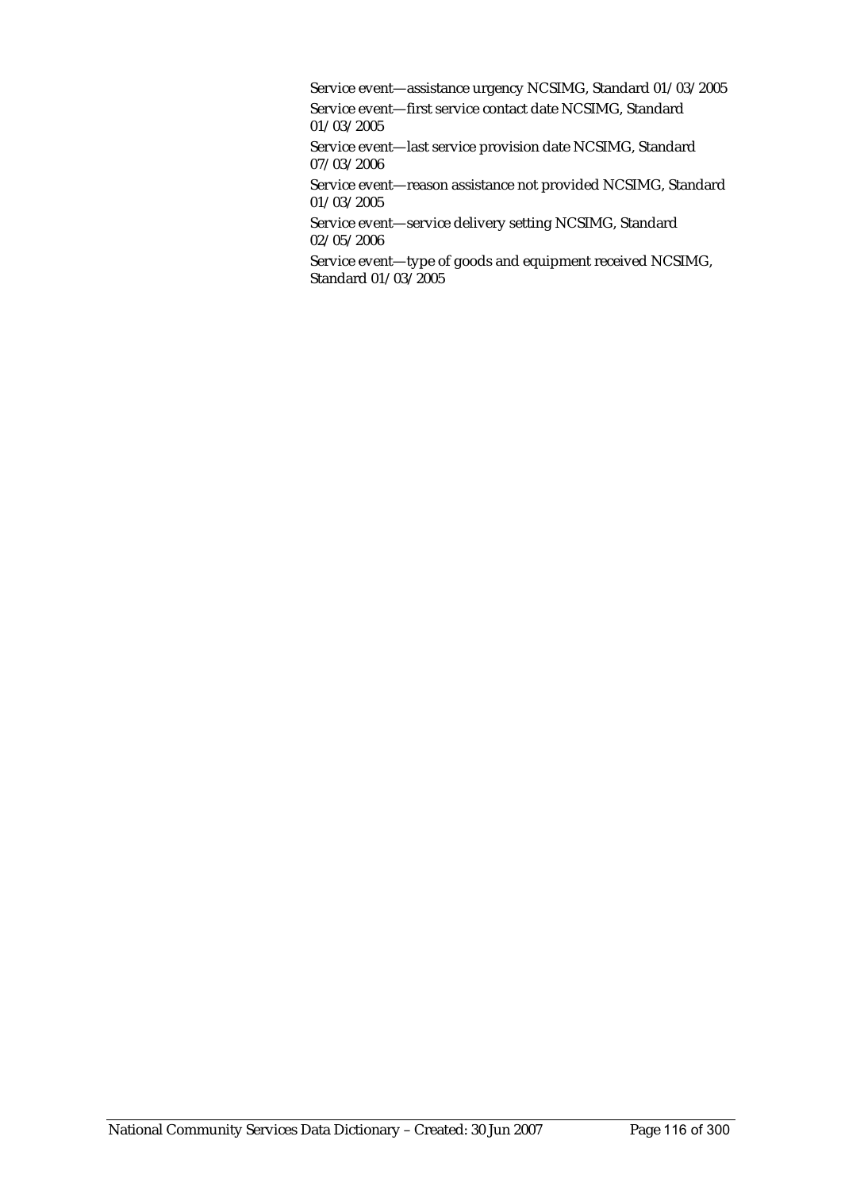Service event—assistance urgency NCSIMG, Standard 01/03/2005

Service event—first service contact date NCSIMG, Standard 01/03/2005

Service event—last service provision date NCSIMG, Standard 07/03/2006

Service event—reason assistance not provided NCSIMG, Standard 01/03/2005

Service event—service delivery setting NCSIMG, Standard 02/05/2006

Service event—type of goods and equipment received NCSIMG, Standard 01/03/2005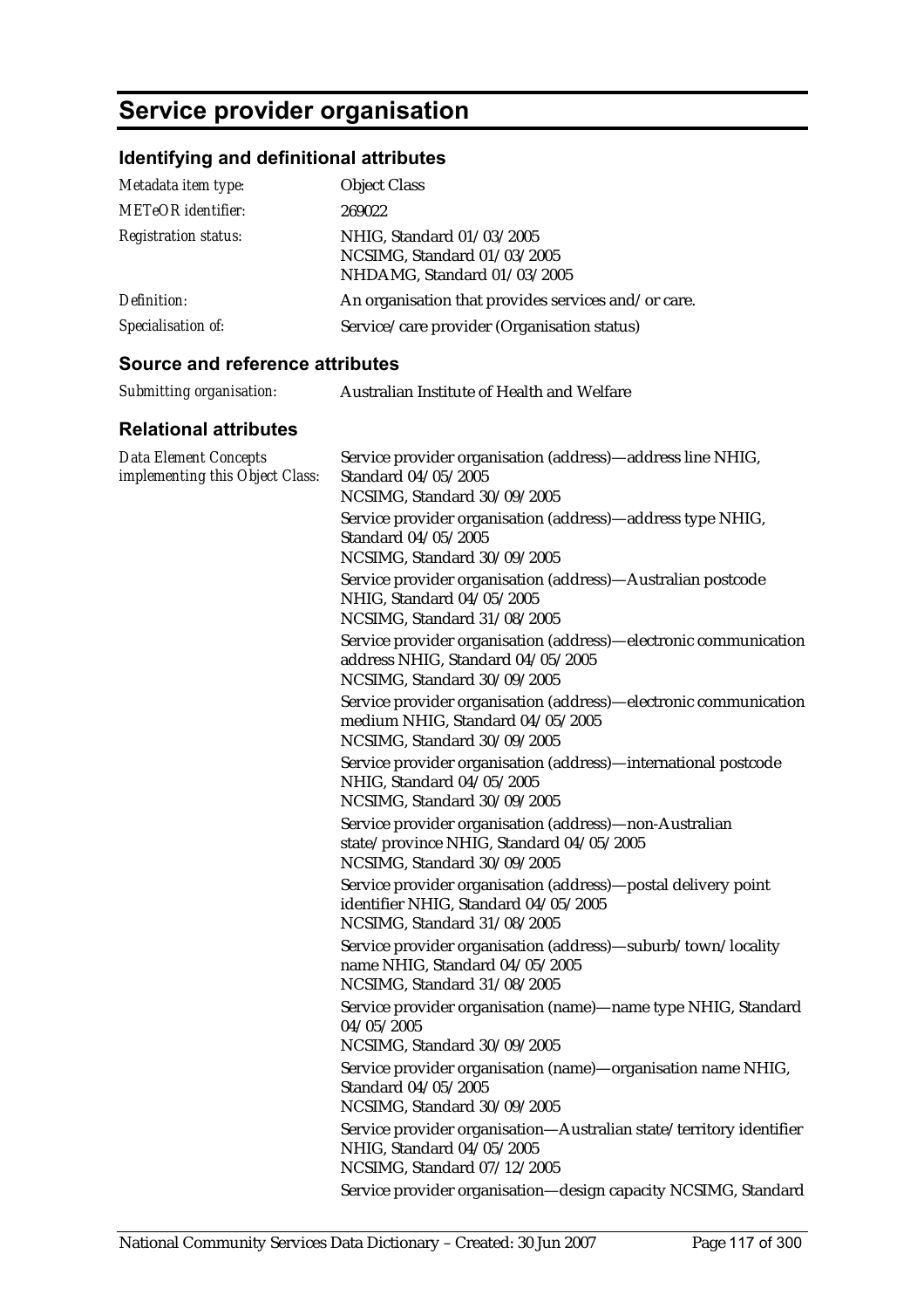# Service provider organisation

## Identifying and definitional attributes

| | |
|---|---|
| *Metadata item type:* | Object Class |
| *METeOR identifier:* | 269022 |
| *Registration status:* | NHIG, Standard 01/03/2005<br>NCSIMG, Standard 01/03/2005<br>NHDAMG, Standard 01/03/2005 |
| *Definition:* | An organisation that provides services and/or care. |
| *Specialisation of:* | Service/care provider (Organisation status) |

## Source and reference attributes

| | |
|---|---|
| *Submitting organisation:* | Australian Institute of Health and Welfare |

## Relational attributes

| | |
|---|---|
| *Data Element Concepts implementing this Object Class:* | Service provider organisation (address)—address line NHIG, Standard 04/05/2005<br>NCSIMG, Standard 30/09/2005<br>Service provider organisation (address)—address type NHIG, Standard 04/05/2005<br>NCSIMG, Standard 30/09/2005<br>Service provider organisation (address)—Australian postcode NHIG, Standard 04/05/2005<br>NCSIMG, Standard 31/08/2005<br>Service provider organisation (address)—electronic communication address NHIG, Standard 04/05/2005<br>NCSIMG, Standard 30/09/2005<br>Service provider organisation (address)—electronic communication medium NHIG, Standard 04/05/2005<br>NCSIMG, Standard 30/09/2005<br>Service provider organisation (address)—international postcode NHIG, Standard 04/05/2005<br>NCSIMG, Standard 30/09/2005<br>Service provider organisation (address)—non-Australian state/province NHIG, Standard 04/05/2005<br>NCSIMG, Standard 30/09/2005<br>Service provider organisation (address)—postal delivery point identifier NHIG, Standard 04/05/2005<br>NCSIMG, Standard 31/08/2005<br>Service provider organisation (address)—suburb/town/locality name NHIG, Standard 04/05/2005<br>NCSIMG, Standard 31/08/2005<br>Service provider organisation (name)—name type NHIG, Standard 04/05/2005<br>NCSIMG, Standard 30/09/2005<br>Service provider organisation (name)—organisation name NHIG, Standard 04/05/2005<br>NCSIMG, Standard 30/09/2005<br>Service provider organisation—Australian state/territory identifier NHIG, Standard 04/05/2005<br>NCSIMG, Standard 07/12/2005<br>Service provider organisation—design capacity NCSIMG, Standard |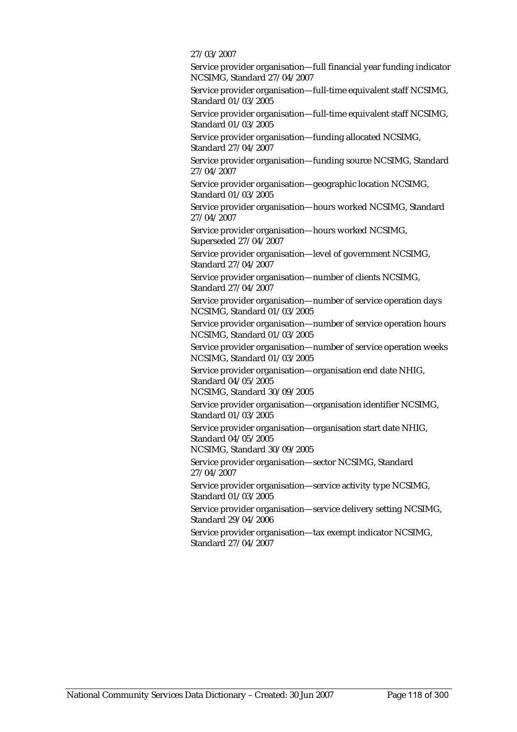27/03/2007

Service provider organisation—full financial year funding indicator NCSIMG, Standard 27/04/2007

Service provider organisation—full-time equivalent staff NCSIMG, Standard 01/03/2005

Service provider organisation—full-time equivalent staff NCSIMG, Standard 01/03/2005

Service provider organisation—funding allocated NCSIMG, Standard 27/04/2007

Service provider organisation—funding source NCSIMG, Standard 27/04/2007

Service provider organisation—geographic location NCSIMG, Standard 01/03/2005

Service provider organisation—hours worked NCSIMG, Standard 27/04/2007

Service provider organisation—hours worked NCSIMG, Superseded 27/04/2007

Service provider organisation—level of government NCSIMG, Standard 27/04/2007

Service provider organisation—number of clients NCSIMG, Standard 27/04/2007

Service provider organisation—number of service operation days NCSIMG, Standard 01/03/2005

Service provider organisation—number of service operation hours NCSIMG, Standard 01/03/2005

Service provider organisation—number of service operation weeks NCSIMG, Standard 01/03/2005

Service provider organisation—organisation end date NHIG, Standard 04/05/2005
NCSIMG, Standard 30/09/2005

Service provider organisation—organisation identifier NCSIMG, Standard 01/03/2005

Service provider organisation—organisation start date NHIG, Standard 04/05/2005
NCSIMG, Standard 30/09/2005

Service provider organisation—sector NCSIMG, Standard 27/04/2007

Service provider organisation—service activity type NCSIMG, Standard 01/03/2005

Service provider organisation—service delivery setting NCSIMG, Standard 29/04/2006

Service provider organisation—tax exempt indicator NCSIMG, Standard 27/04/2007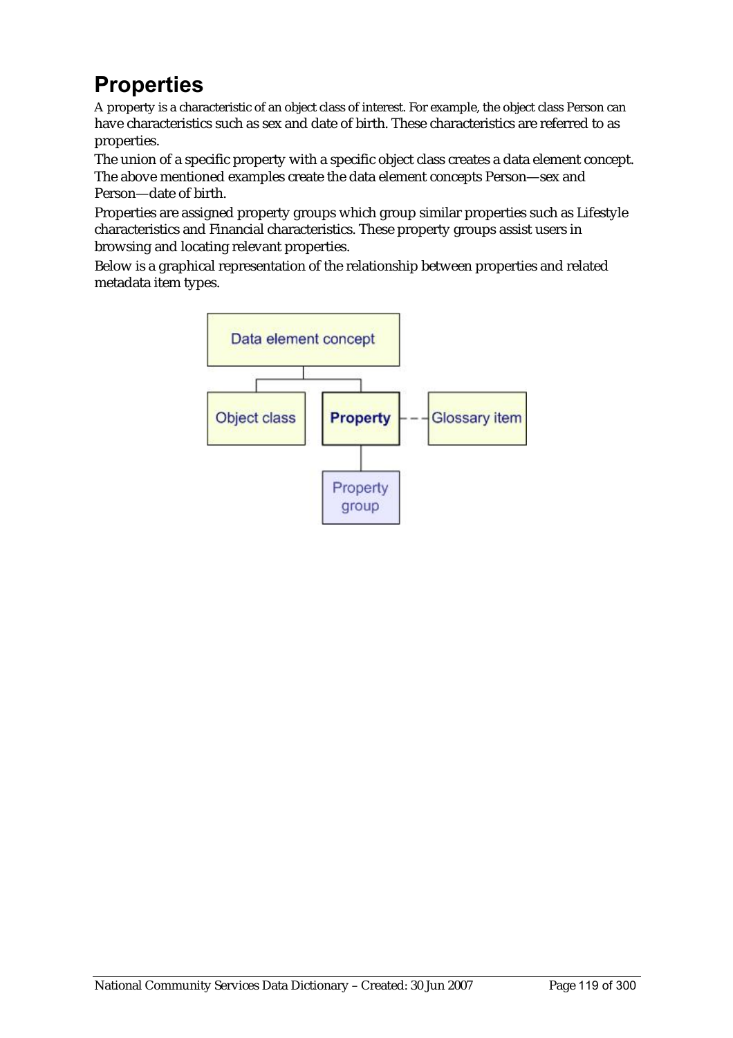# Properties

A property is a characteristic of an object class of interest. For example, the object class Person can have characteristics such as sex and date of birth. These characteristics are referred to as properties.

The union of a specific property with a specific object class creates a data element concept. The above mentioned examples create the data element concepts Person—sex and Person—date of birth.

Properties are assigned property groups which group similar properties such as Lifestyle characteristics and Financial characteristics. These property groups assist users in browsing and locating relevant properties.

Below is a graphical representation of the relationship between properties and related metadata item types.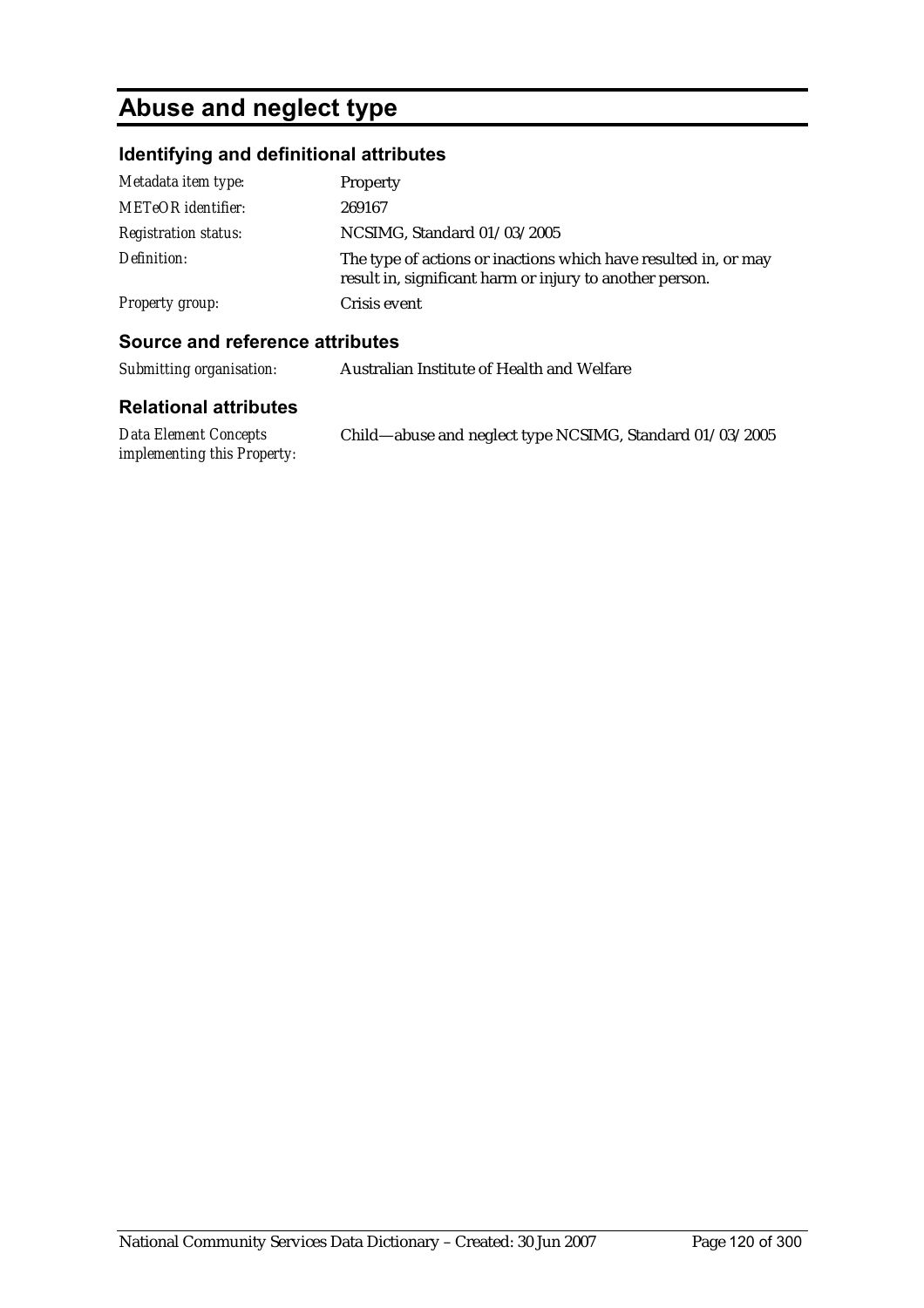# Abuse and neglect type

## Identifying and definitional attributes

| | |
|---|---|
| *Metadata item type:* | Property |
| *METeOR identifier:* | 269167 |
| *Registration status:* | NCSIMG, Standard 01/03/2005 |
| *Definition:* | The type of actions or inactions which have resulted in, or may result in, significant harm or injury to another person. |
| *Property group:* | Crisis event |

## Source and reference attributes

| | |
|---|---|
| *Submitting organisation:* | Australian Institute of Health and Welfare |

## Relational attributes

| | |
|---|---|
| *Data Element Concepts implementing this Property:* | Child—abuse and neglect type NCSIMG, Standard 01/03/2005 |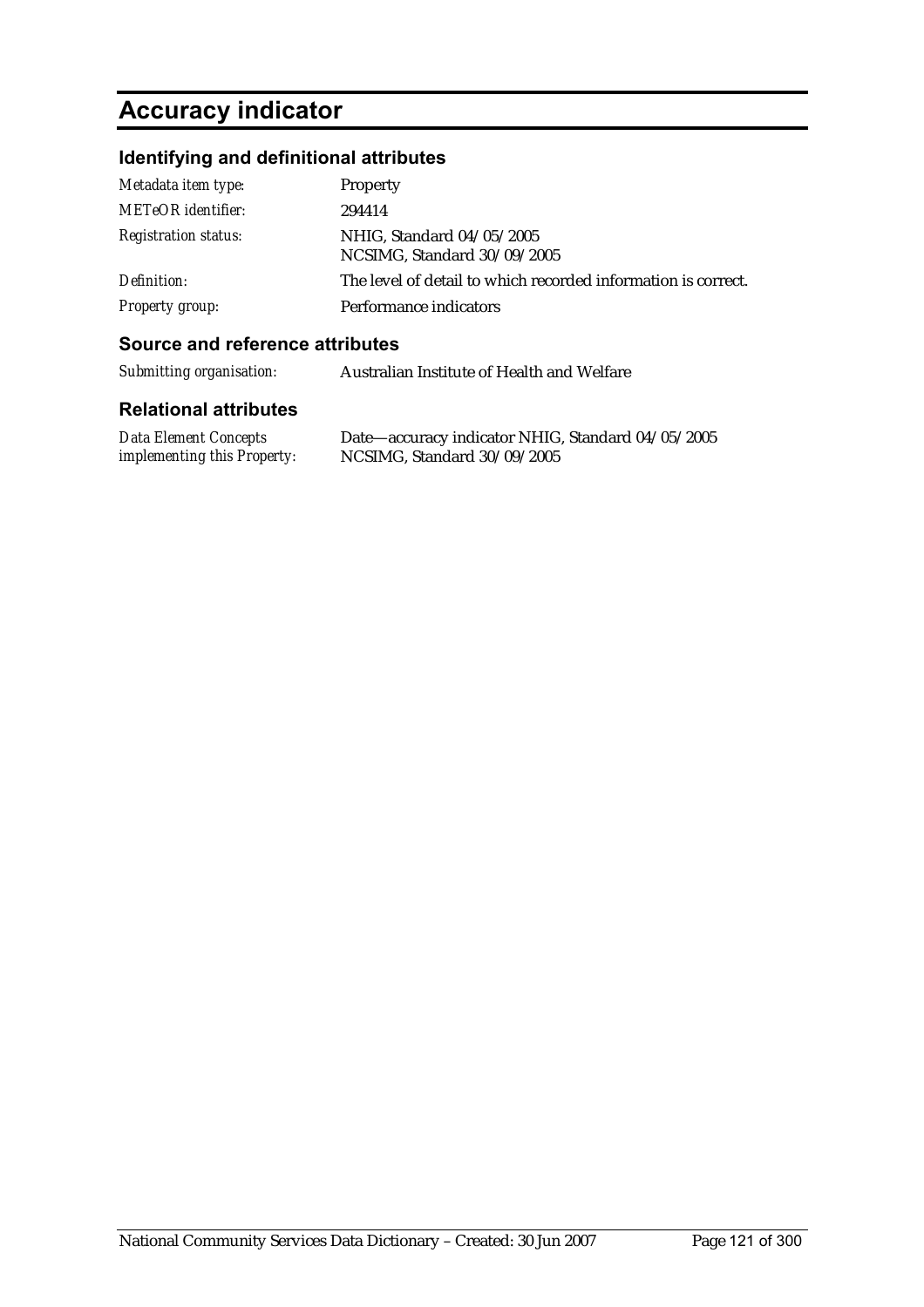# Accuracy indicator

## Identifying and definitional attributes

| | |
|---|---|
| *Metadata item type:* | Property |
| *METeOR identifier:* | 294414 |
| *Registration status:* | NHIG, Standard 04/05/2005<br>NCSIMG, Standard 30/09/2005 |
| *Definition:* | The level of detail to which recorded information is correct. |
| *Property group:* | Performance indicators |

## Source and reference attributes

| | |
|---|---|
| *Submitting organisation:* | Australian Institute of Health and Welfare |

## Relational attributes

| | |
|---|---|
| *Data Element Concepts implementing this Property:* | Date—accuracy indicator NHIG, Standard 04/05/2005<br>NCSIMG, Standard 30/09/2005 |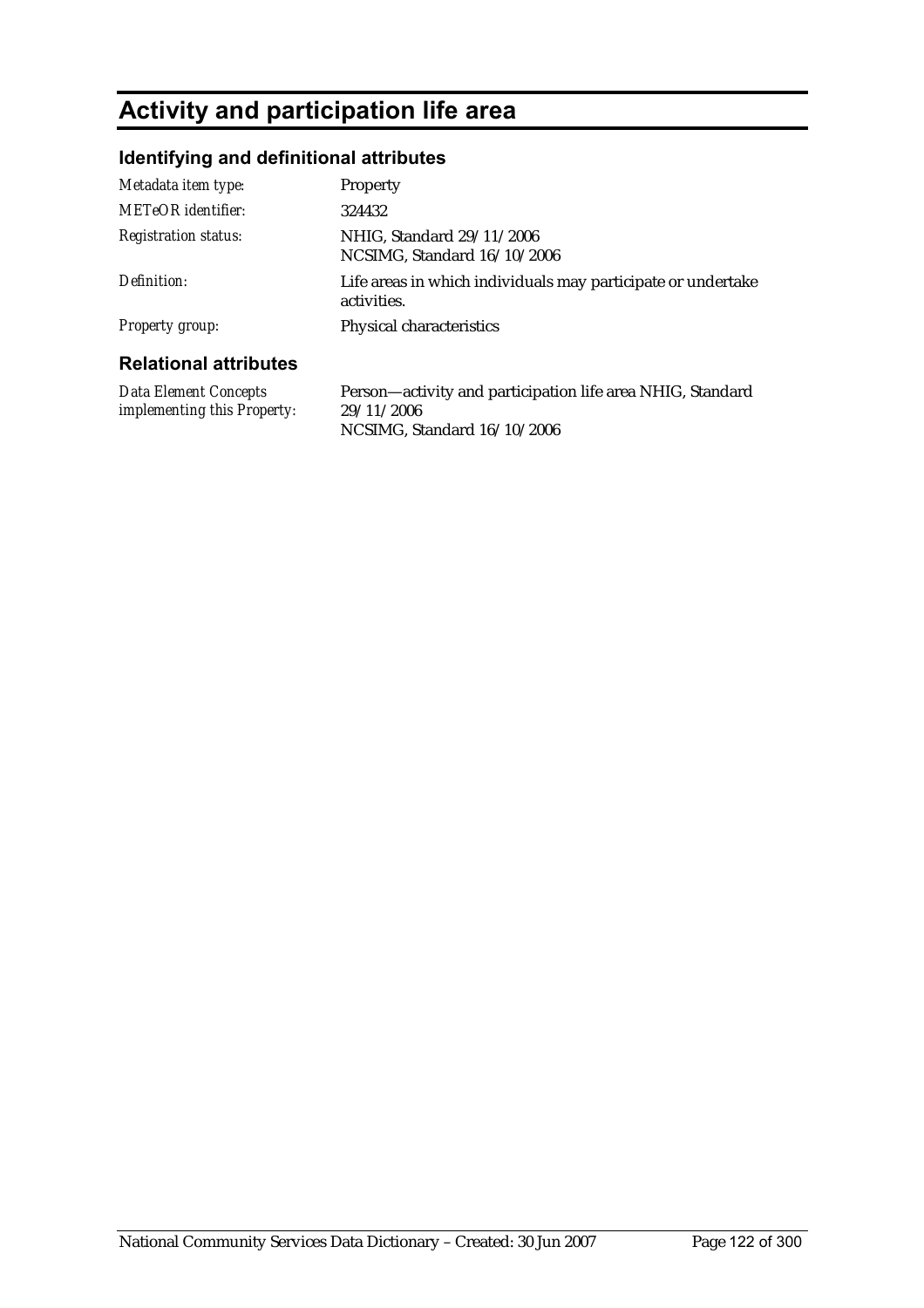# Activity and participation life area

## Identifying and definitional attributes

| | |
|---|---|
| *Metadata item type:* | Property |
| *METeOR identifier:* | 324432 |
| *Registration status:* | NHIG, Standard 29/11/2006<br>NCSIMG, Standard 16/10/2006 |
| *Definition:* | Life areas in which individuals may participate or undertake activities. |
| *Property group:* | Physical characteristics |

## Relational attributes

| | |
|---|---|
| *Data Element Concepts implementing this Property:* | Person—activity and participation life area NHIG, Standard 29/11/2006<br>NCSIMG, Standard 16/10/2006 |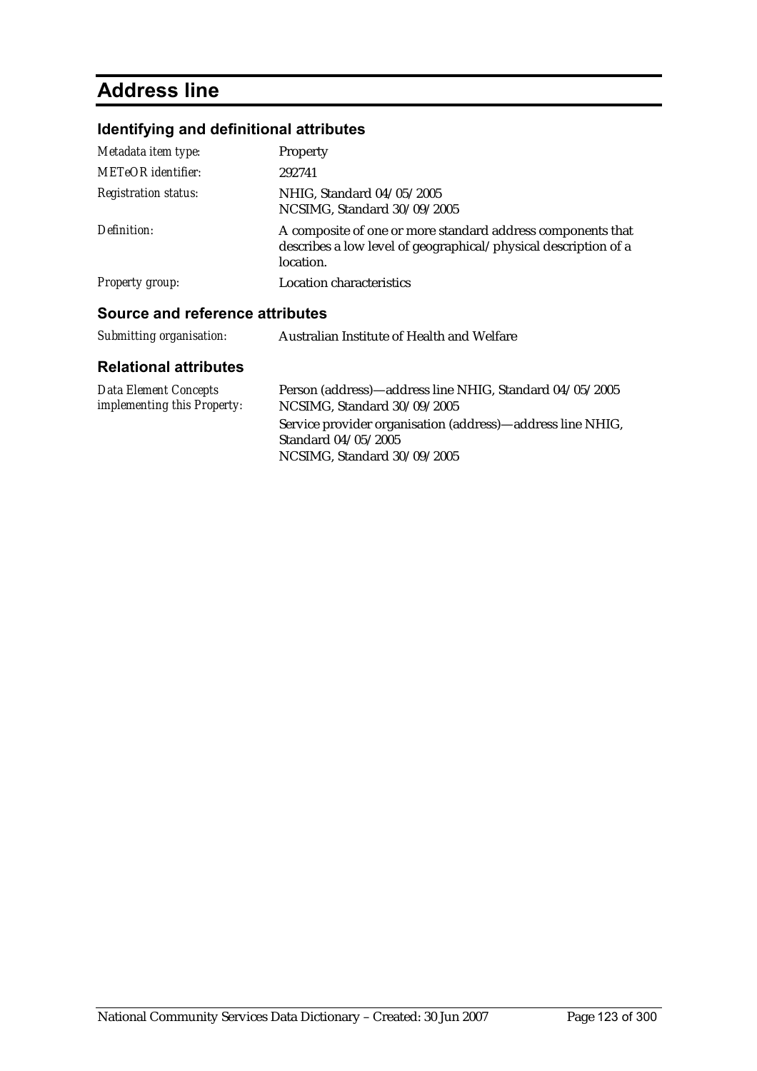# Address line

## Identifying and definitional attributes

| | |
|---|---|
| *Metadata item type:* | Property |
| *METeOR identifier:* | 292741 |
| *Registration status:* | NHIG, Standard 04/05/2005<br>NCSIMG, Standard 30/09/2005 |
| *Definition:* | A composite of one or more standard address components that describes a low level of geographical/physical description of a location. |
| *Property group:* | Location characteristics |

## Source and reference attributes

| | |
|---|---|
| *Submitting organisation:* | Australian Institute of Health and Welfare |

## Relational attributes

| | |
|---|---|
| *Data Element Concepts implementing this Property:* | Person (address)—address line NHIG, Standard 04/05/2005<br>NCSIMG, Standard 30/09/2005<br>Service provider organisation (address)—address line NHIG, Standard 04/05/2005<br>NCSIMG, Standard 30/09/2005 |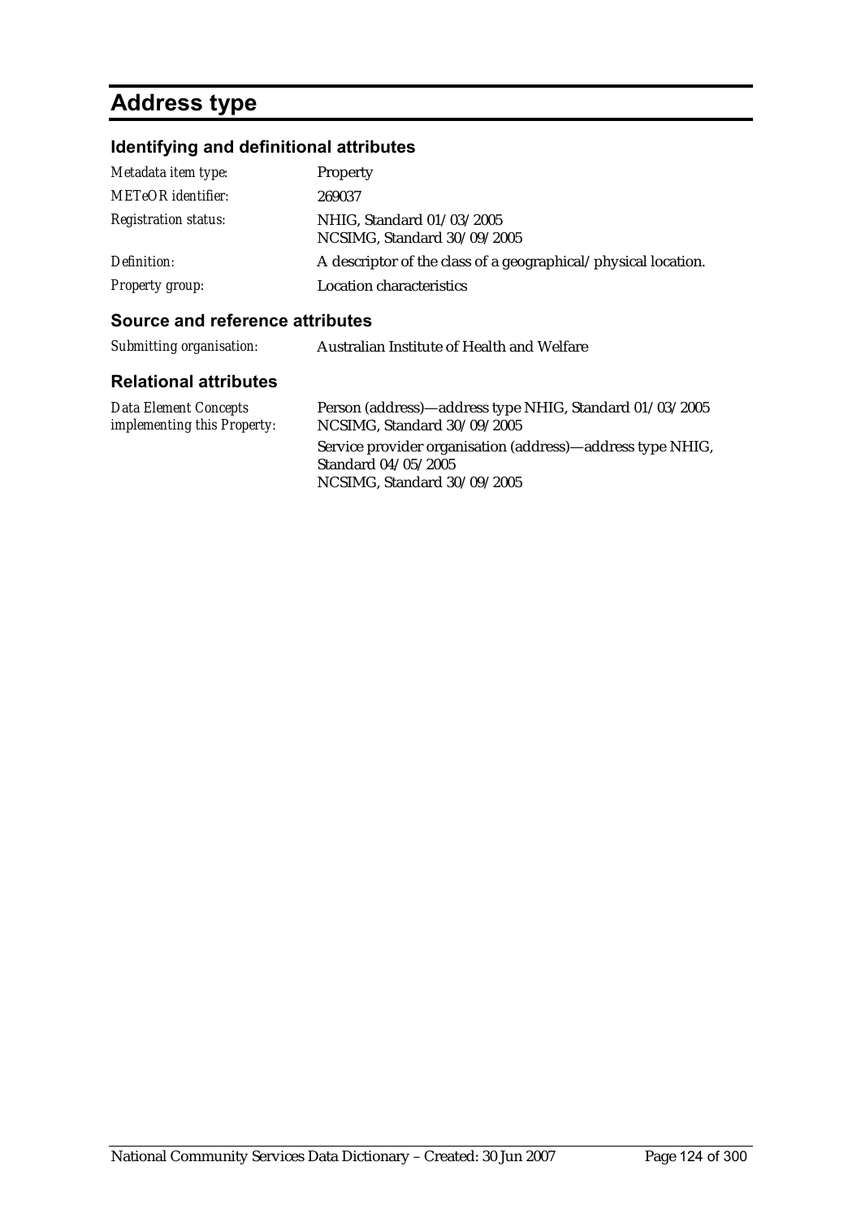# Address type

## Identifying and definitional attributes

| | |
|---|---|
| *Metadata item type:* | Property |
| *METeOR identifier:* | 269037 |
| *Registration status:* | NHIG, Standard 01/03/2005<br>NCSIMG, Standard 30/09/2005 |
| *Definition:* | A descriptor of the class of a geographical/physical location. |
| *Property group:* | Location characteristics |

## Source and reference attributes

| | |
|---|---|
| *Submitting organisation:* | Australian Institute of Health and Welfare |

## Relational attributes

| | |
|---|---|
| *Data Element Concepts implementing this Property:* | Person (address)—address type NHIG, Standard 01/03/2005<br>NCSIMG, Standard 30/09/2005<br>Service provider organisation (address)—address type NHIG, Standard 04/05/2005<br>NCSIMG, Standard 30/09/2005 |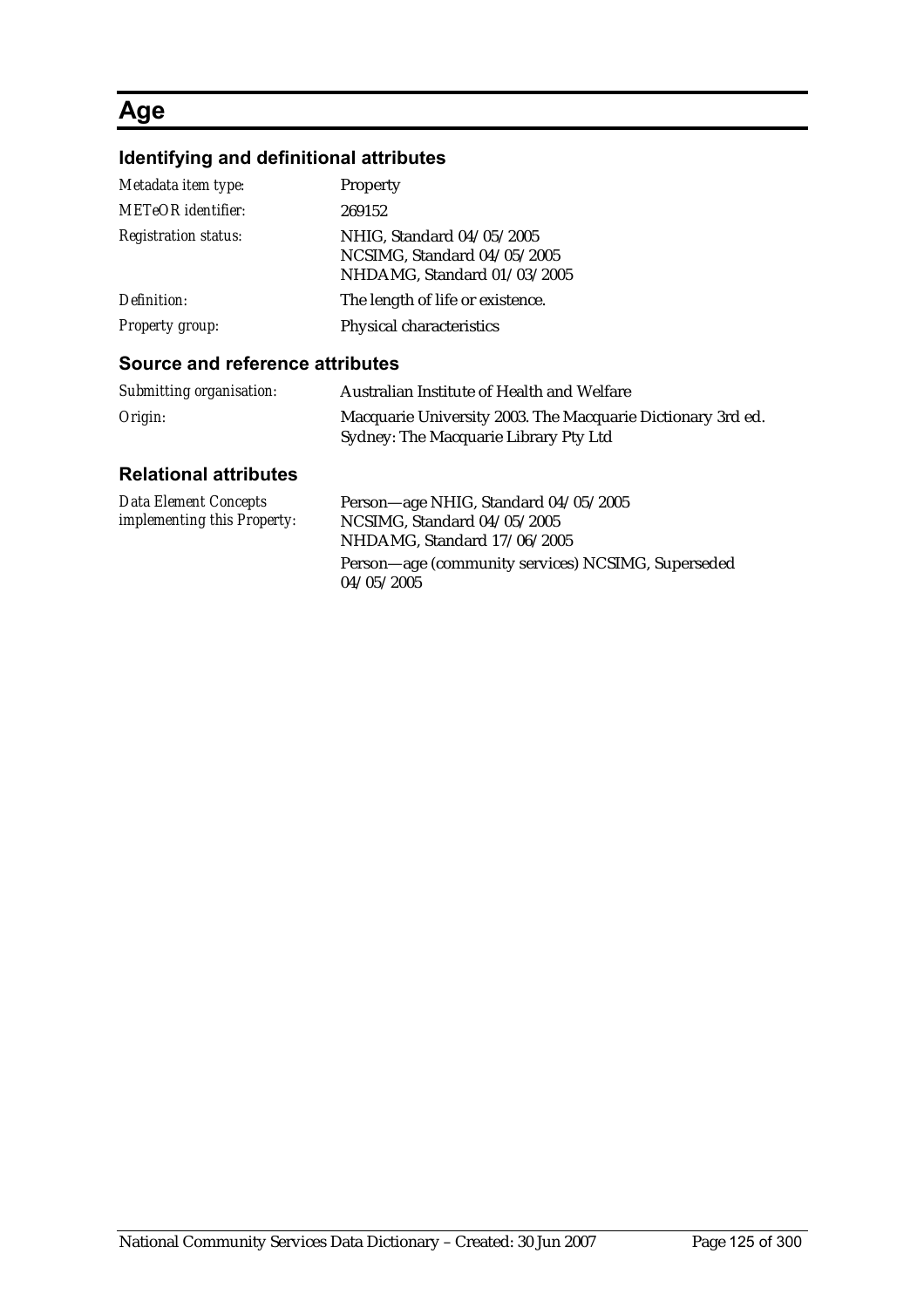# Age

## Identifying and definitional attributes

| | |
|---|---|
| *Metadata item type:* | Property |
| *METeOR identifier:* | 269152 |
| *Registration status:* | NHIG, Standard 04/05/2005<br>NCSIMG, Standard 04/05/2005<br>NHDAMG, Standard 01/03/2005 |
| *Definition:* | The length of life or existence. |
| *Property group:* | Physical characteristics |

## Source and reference attributes

| | |
|---|---|
| *Submitting organisation:* | Australian Institute of Health and Welfare |
| *Origin:* | Macquarie University 2003. The Macquarie Dictionary 3rd ed. Sydney: The Macquarie Library Pty Ltd |

## Relational attributes

| | |
|---|---|
| *Data Element Concepts implementing this Property:* | Person—age NHIG, Standard 04/05/2005<br>NCSIMG, Standard 04/05/2005<br>NHDAMG, Standard 17/06/2005<br><br>Person—age (community services) NCSIMG, Superseded 04/05/2005 |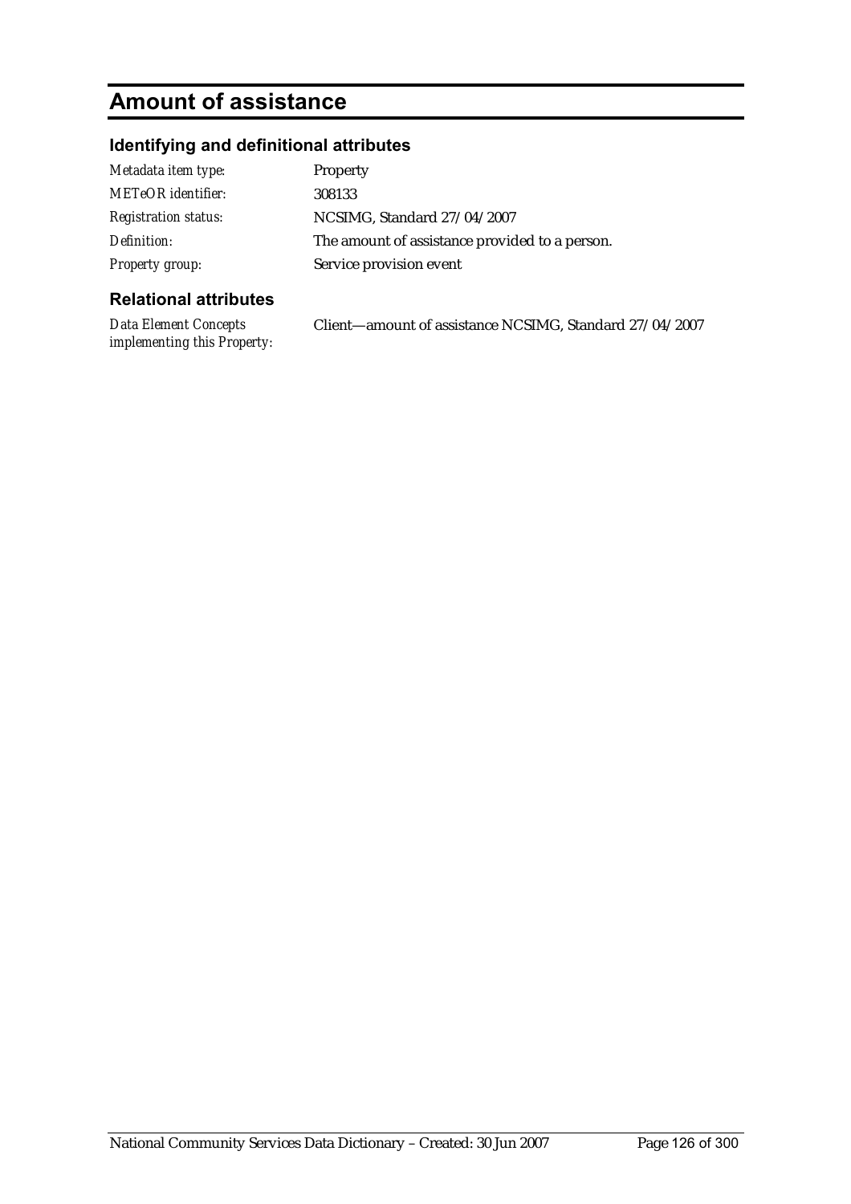# Amount of assistance

## Identifying and definitional attributes

| | |
|---|---|
| *Metadata item type:* | Property |
| *METeOR identifier:* | 308133 |
| *Registration status:* | NCSIMG, Standard 27/04/2007 |
| *Definition:* | The amount of assistance provided to a person. |
| *Property group:* | Service provision event |

## Relational attributes

| | |
|---|---|
| *Data Element Concepts implementing this Property:* | Client—amount of assistance NCSIMG, Standard 27/04/2007 |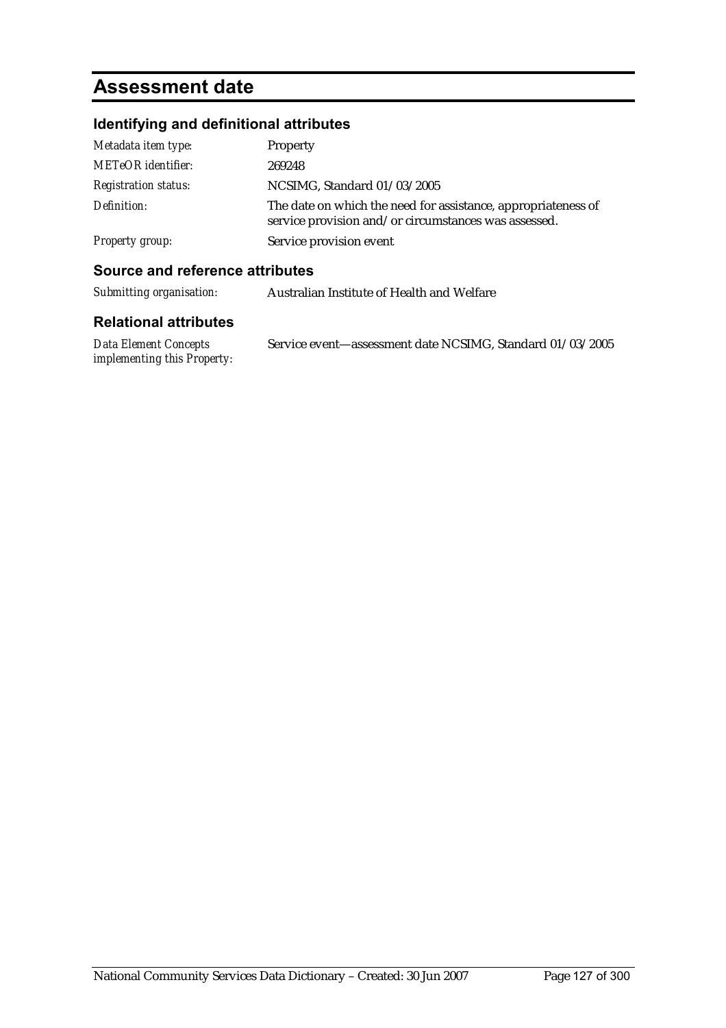# Assessment date

## Identifying and definitional attributes

| | |
|---|---|
| *Metadata item type:* | Property |
| *METeOR identifier:* | 269248 |
| *Registration status:* | NCSIMG, Standard 01/03/2005 |
| *Definition:* | The date on which the need for assistance, appropriateness of service provision and/or circumstances was assessed. |
| *Property group:* | Service provision event |

## Source and reference attributes

| | |
|---|---|
| *Submitting organisation:* | Australian Institute of Health and Welfare |

## Relational attributes

| | |
|---|---|
| *Data Element Concepts implementing this Property:* | Service event—assessment date NCSIMG, Standard 01/03/2005 |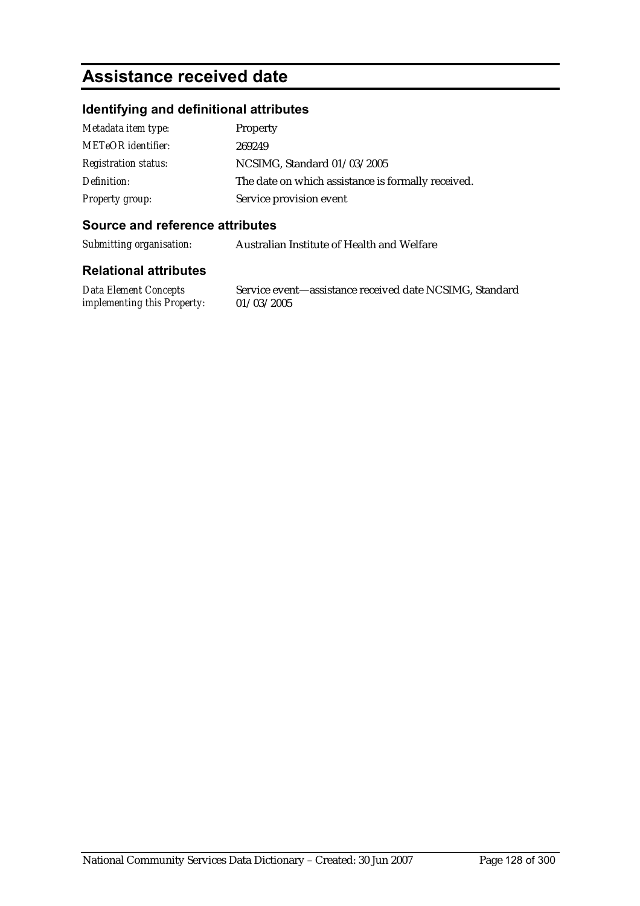# Assistance received date

## Identifying and definitional attributes

| | |
|---|---|
| *Metadata item type:* | Property |
| *METeOR identifier:* | 269249 |
| *Registration status:* | NCSIMG, Standard 01/03/2005 |
| *Definition:* | The date on which assistance is formally received. |
| *Property group:* | Service provision event |

## Source and reference attributes

| | |
|---|---|
| *Submitting organisation:* | Australian Institute of Health and Welfare |

## Relational attributes

| | |
|---|---|
| *Data Element Concepts implementing this Property:* | Service event—assistance received date NCSIMG, Standard 01/03/2005 |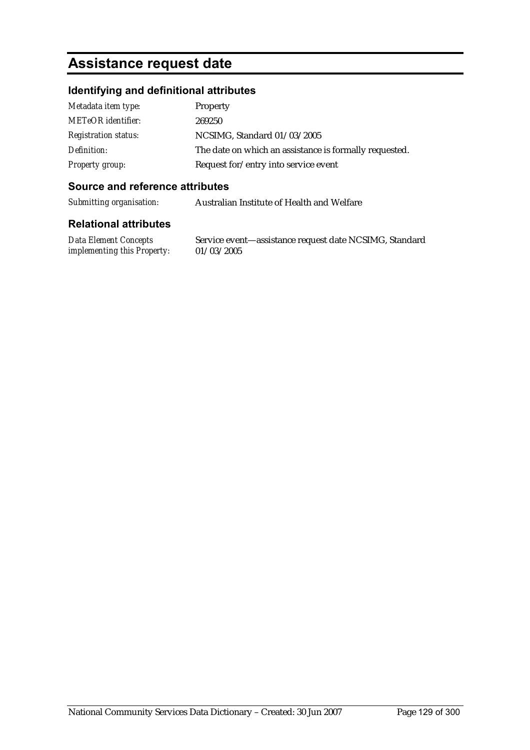# Assistance request date

## Identifying and definitional attributes

| | |
|---|---|
| *Metadata item type:* | Property |
| *METeOR identifier:* | 269250 |
| *Registration status:* | NCSIMG, Standard 01/03/2005 |
| *Definition:* | The date on which an assistance is formally requested. |
| *Property group:* | Request for/entry into service event |

## Source and reference attributes

| | |
|---|---|
| *Submitting organisation:* | Australian Institute of Health and Welfare |

## Relational attributes

| | |
|---|---|
| *Data Element Concepts implementing this Property:* | Service event—assistance request date NCSIMG, Standard 01/03/2005 |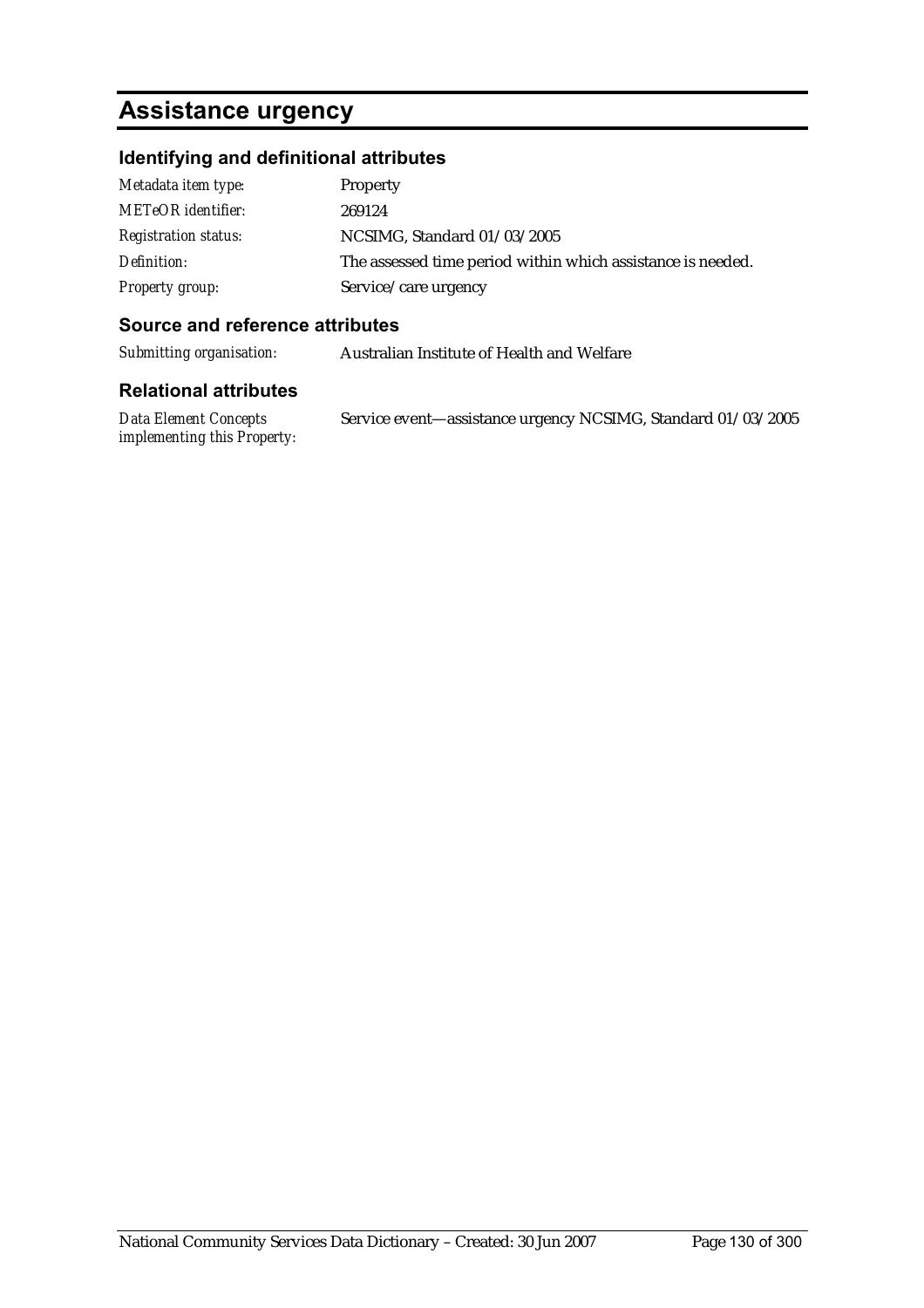# Assistance urgency

## Identifying and definitional attributes

| | |
|---|---|
| *Metadata item type:* | Property |
| *METeOR identifier:* | 269124 |
| *Registration status:* | NCSIMG, Standard 01/03/2005 |
| *Definition:* | The assessed time period within which assistance is needed. |
| *Property group:* | Service/care urgency |

## Source and reference attributes

| | |
|---|---|
| *Submitting organisation:* | Australian Institute of Health and Welfare |

## Relational attributes

| | |
|---|---|
| *Data Element Concepts implementing this Property:* | Service event—assistance urgency NCSIMG, Standard 01/03/2005 |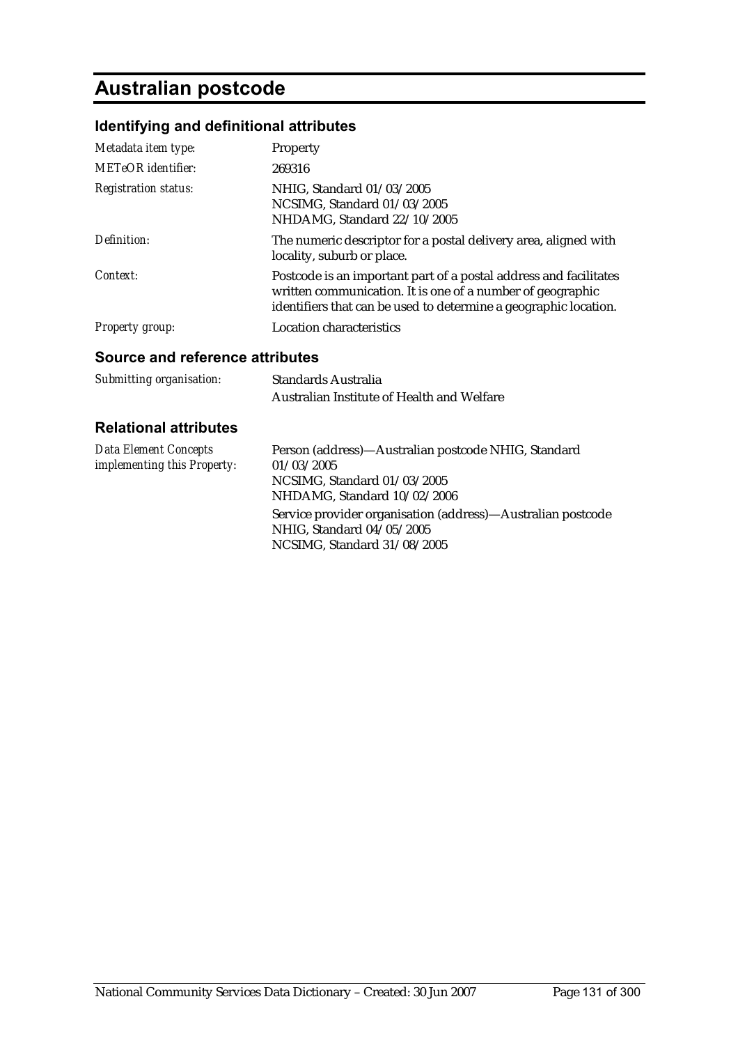# Australian postcode

## Identifying and definitional attributes

| | |
|---|---|
| *Metadata item type:* | Property |
| *METeOR identifier:* | 269316 |
| *Registration status:* | NHIG, Standard 01/03/2005<br>NCSIMG, Standard 01/03/2005<br>NHDAMG, Standard 22/10/2005 |
| *Definition:* | The numeric descriptor for a postal delivery area, aligned with locality, suburb or place. |
| *Context:* | Postcode is an important part of a postal address and facilitates written communication. It is one of a number of geographic identifiers that can be used to determine a geographic location. |
| *Property group:* | Location characteristics |

## Source and reference attributes

| | |
|---|---|
| *Submitting organisation:* | Standards Australia<br>Australian Institute of Health and Welfare |

## Relational attributes

| | |
|---|---|
| *Data Element Concepts implementing this Property:* | Person (address)—Australian postcode NHIG, Standard 01/03/2005<br>NCSIMG, Standard 01/03/2005<br>NHDAMG, Standard 10/02/2006<br>Service provider organisation (address)—Australian postcode NHIG, Standard 04/05/2005<br>NCSIMG, Standard 31/08/2005 |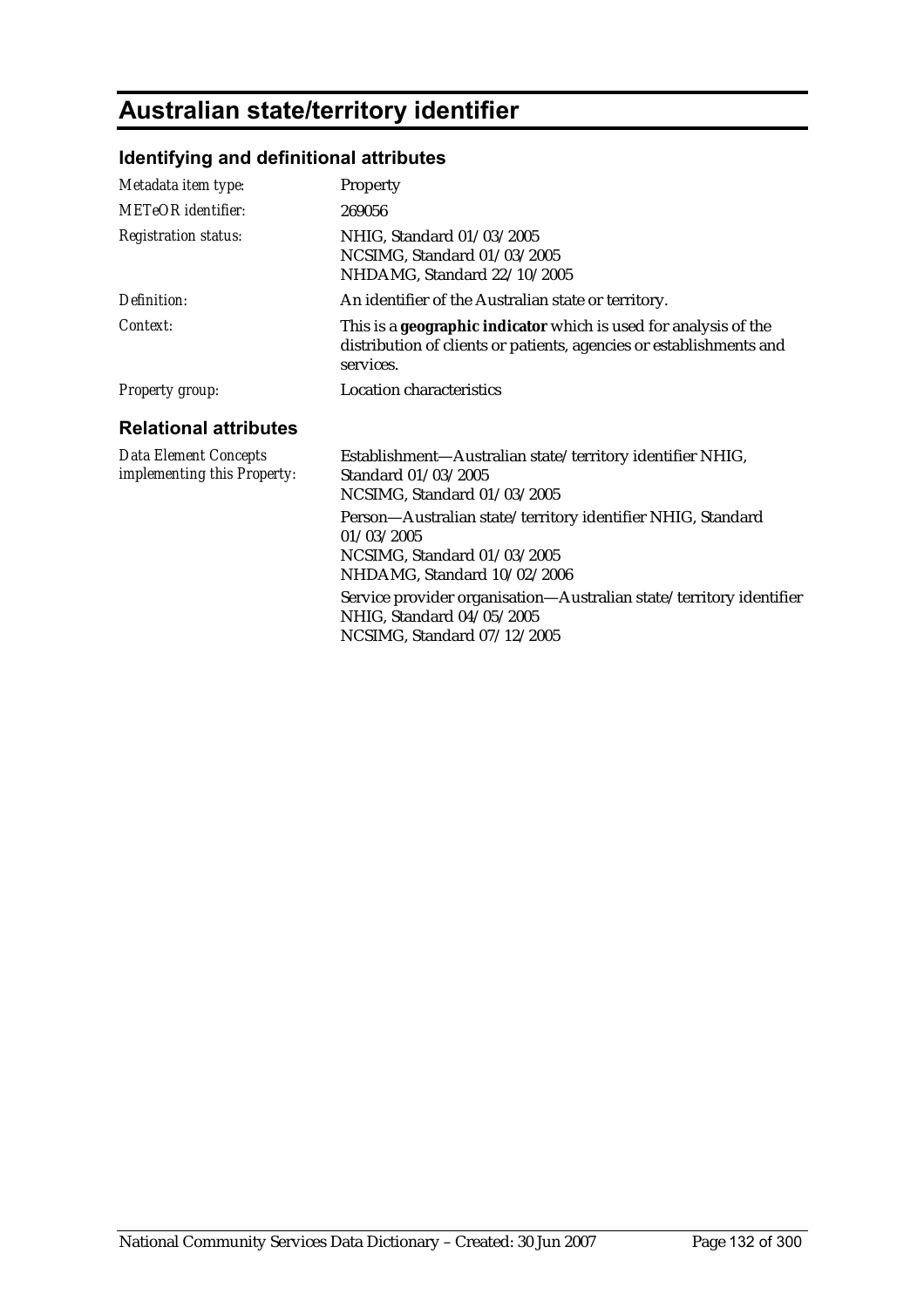# Australian state/territory identifier

## Identifying and definitional attributes

| | |
|---|---|
| *Metadata item type:* | Property |
| *METeOR identifier:* | 269056 |
| *Registration status:* | NHIG, Standard 01/03/2005<br>NCSIMG, Standard 01/03/2005<br>NHDAMG, Standard 22/10/2005 |
| *Definition:* | An identifier of the Australian state or territory. |
| *Context:* | This is a **geographic indicator** which is used for analysis of the distribution of clients or patients, agencies or establishments and services. |
| *Property group:* | Location characteristics |

## Relational attributes

| | |
|---|---|
| *Data Element Concepts implementing this Property:* | Establishment—Australian state/territory identifier NHIG, Standard 01/03/2005<br>NCSIMG, Standard 01/03/2005<br><br>Person—Australian state/territory identifier NHIG, Standard 01/03/2005<br>NCSIMG, Standard 01/03/2005<br>NHDAMG, Standard 10/02/2006<br><br>Service provider organisation—Australian state/territory identifier NHIG, Standard 04/05/2005<br>NCSIMG, Standard 07/12/2005 |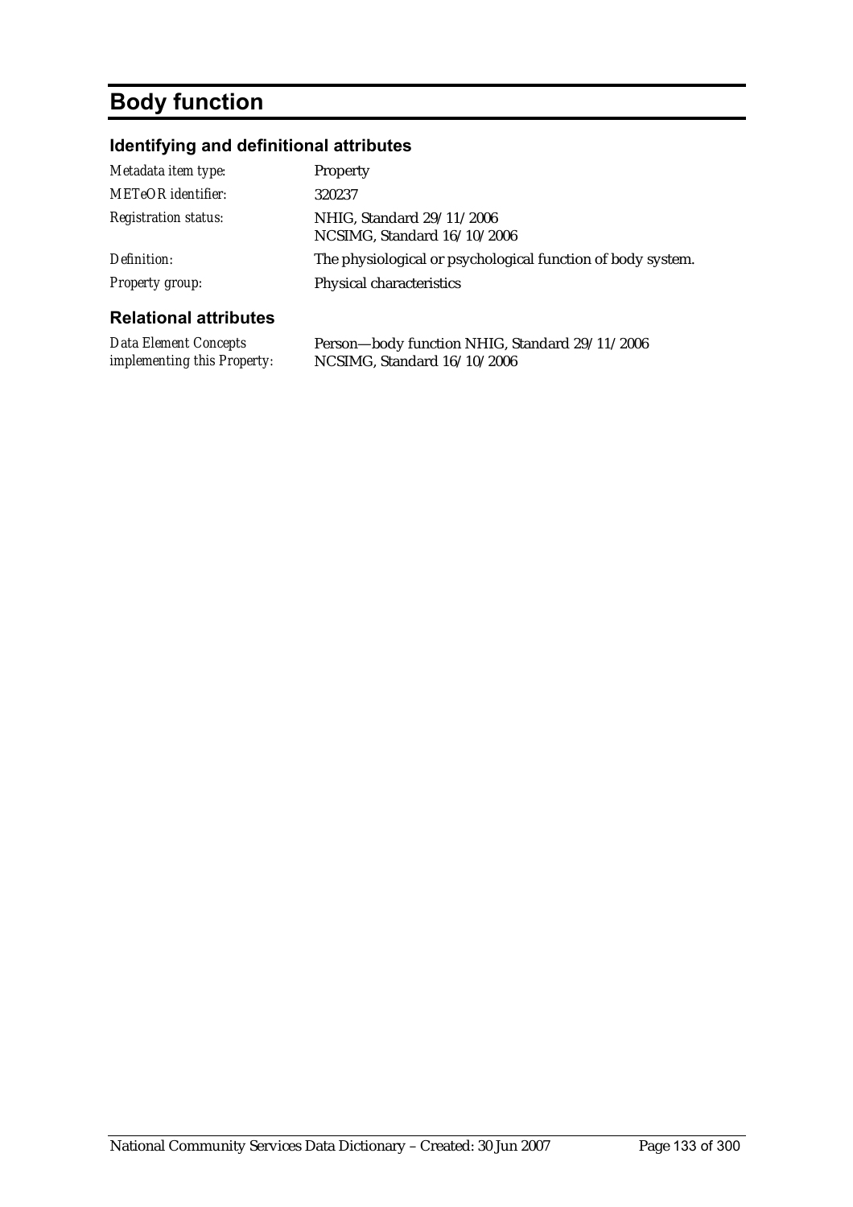# Body function

## Identifying and definitional attributes

| | |
|---|---|
| *Metadata item type:* | Property |
| *METeOR identifier:* | 320237 |
| *Registration status:* | NHIG, Standard 29/11/2006<br>NCSIMG, Standard 16/10/2006 |
| *Definition:* | The physiological or psychological function of body system. |
| *Property group:* | Physical characteristics |

## Relational attributes

| | |
|---|---|
| *Data Element Concepts implementing this Property:* | Person—body function NHIG, Standard 29/11/2006<br>NCSIMG, Standard 16/10/2006 |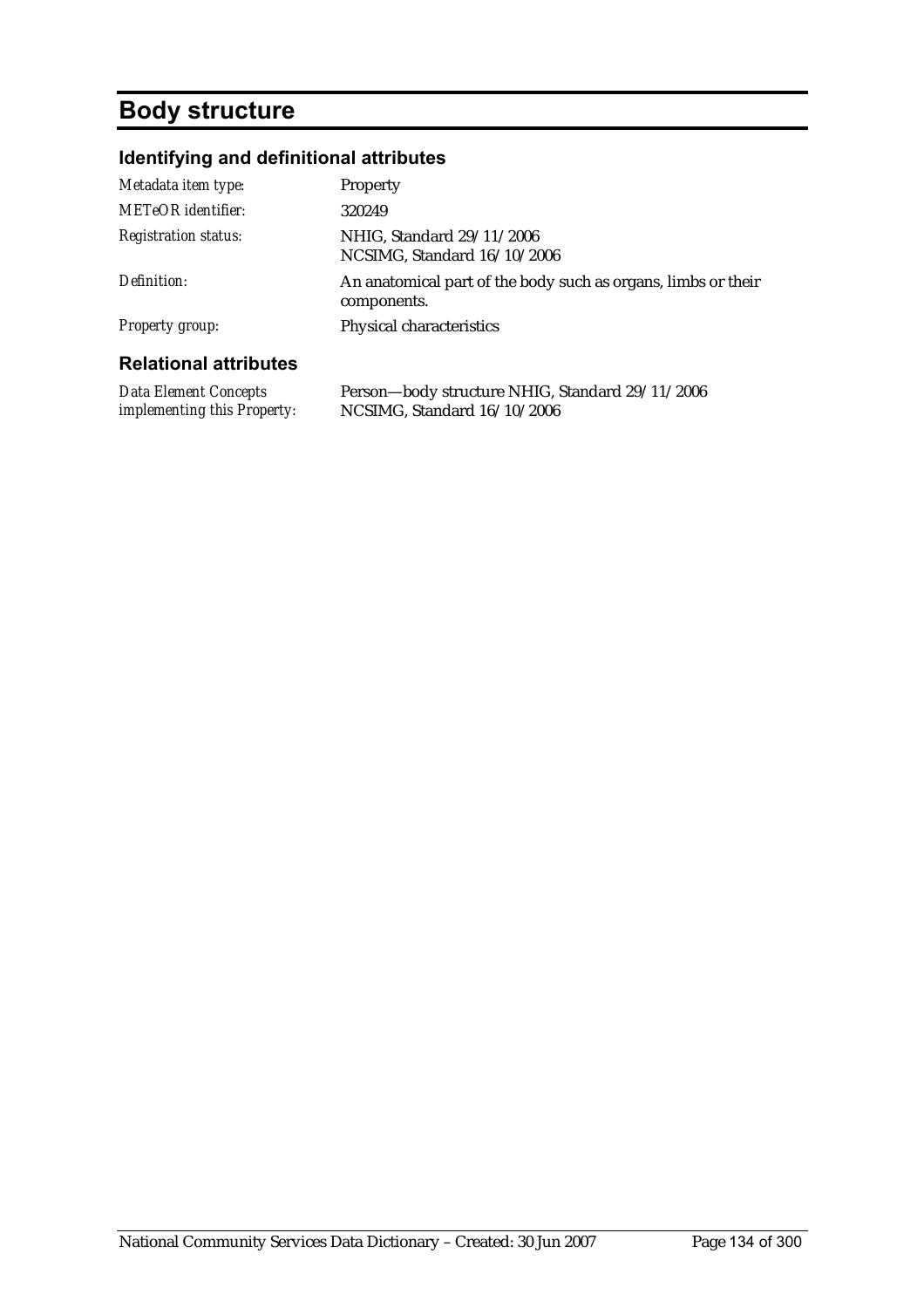# Body structure

## Identifying and definitional attributes

| | |
|---|---|
| *Metadata item type:* | Property |
| *METeOR identifier:* | 320249 |
| *Registration status:* | NHIG, Standard 29/11/2006<br>NCSIMG, Standard 16/10/2006 |
| *Definition:* | An anatomical part of the body such as organs, limbs or their components. |
| *Property group:* | Physical characteristics |

## Relational attributes

| | |
|---|---|
| *Data Element Concepts implementing this Property:* | Person—body structure NHIG, Standard 29/11/2006<br>NCSIMG, Standard 16/10/2006 |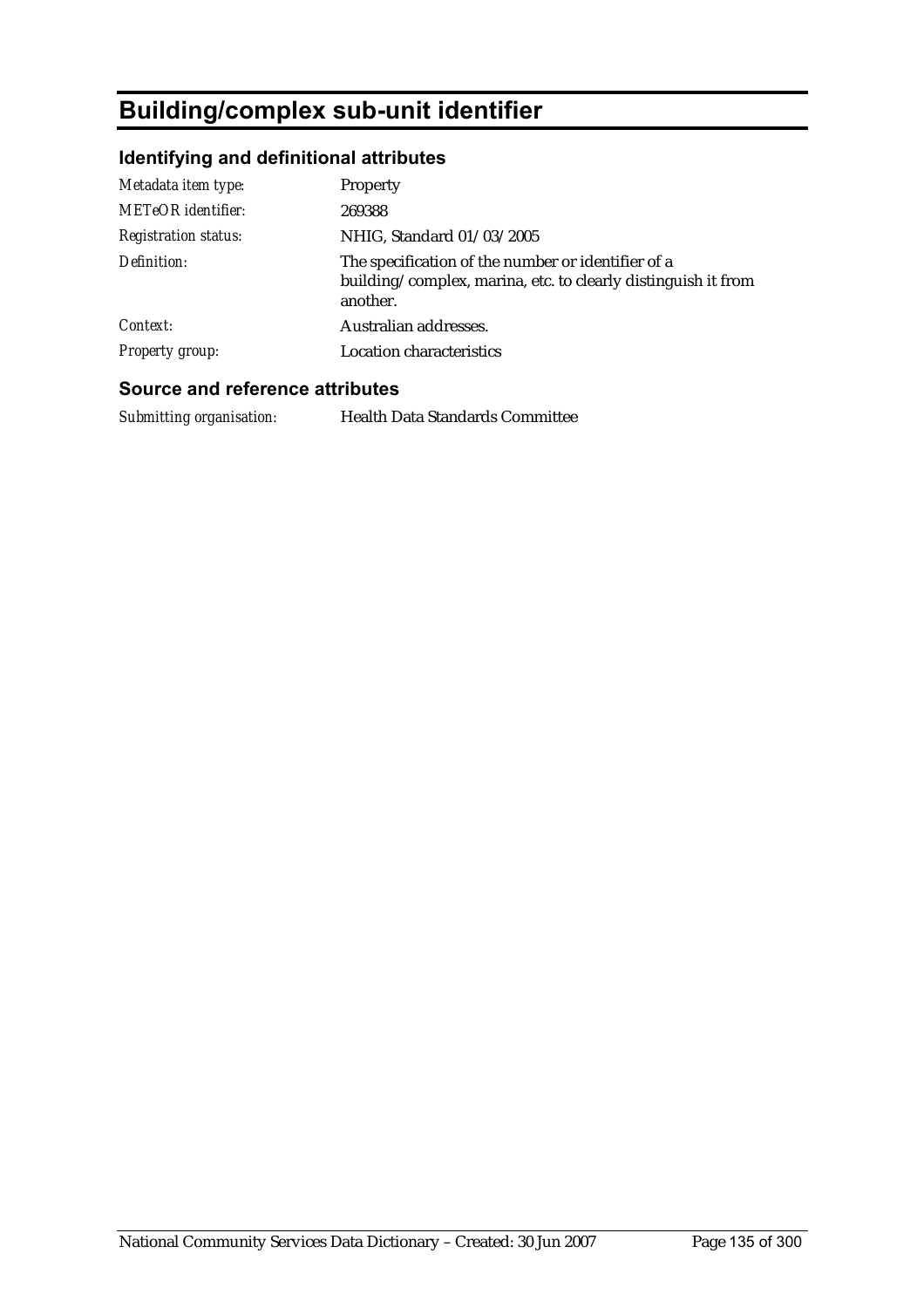# Building/complex sub-unit identifier

## Identifying and definitional attributes

| | |
|---|---|
| *Metadata item type:* | Property |
| *METeOR identifier:* | 269388 |
| *Registration status:* | NHIG, Standard 01/03/2005 |
| *Definition:* | The specification of the number or identifier of a building/complex, marina, etc. to clearly distinguish it from another. |
| *Context:* | Australian addresses. |
| *Property group:* | Location characteristics |

## Source and reference attributes

| | |
|---|---|
| *Submitting organisation:* | Health Data Standards Committee |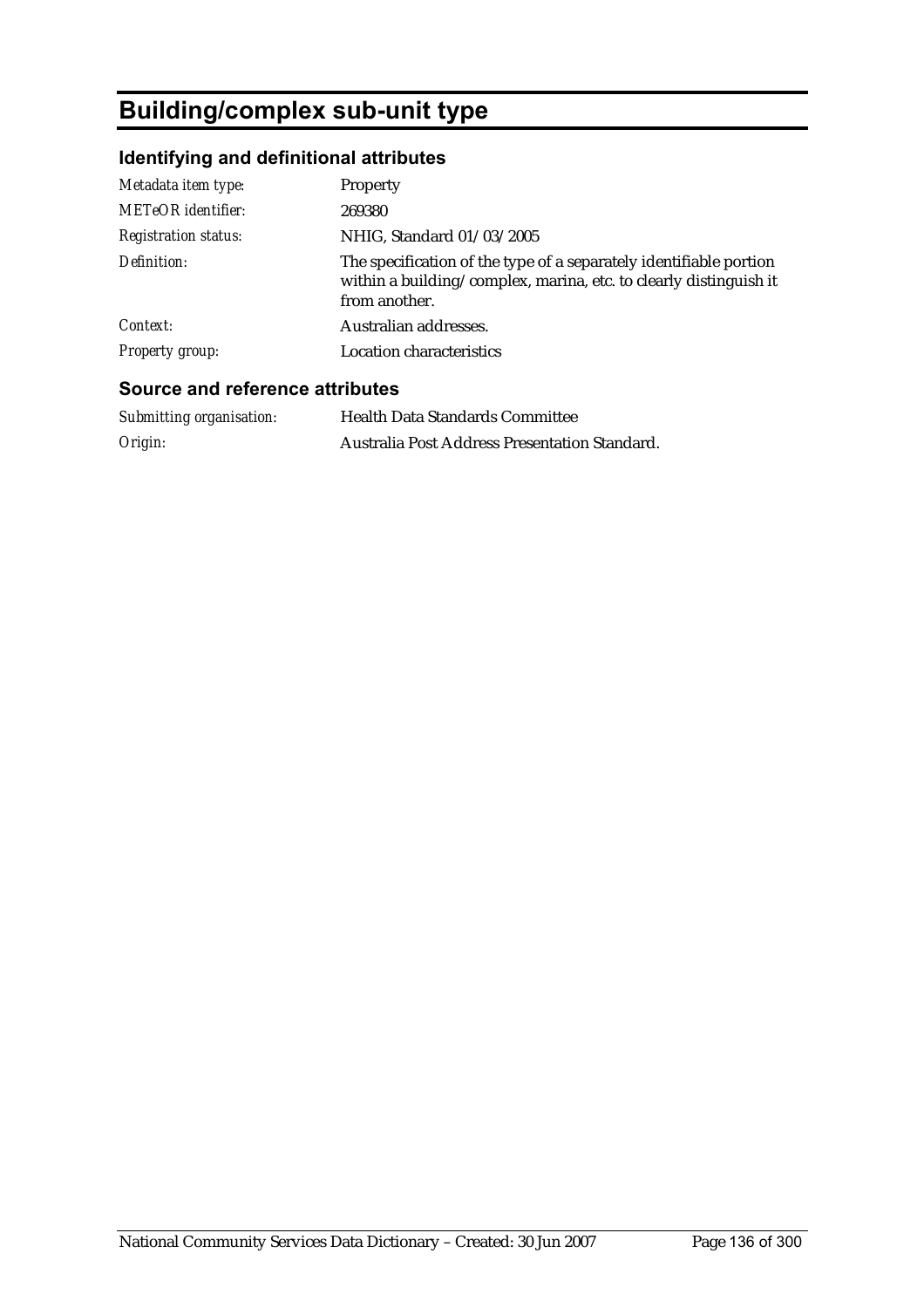# Building/complex sub-unit type

## Identifying and definitional attributes

| | |
|---|---|
| *Metadata item type:* | Property |
| *METeOR identifier:* | 269380 |
| *Registration status:* | NHIG, Standard 01/03/2005 |
| *Definition:* | The specification of the type of a separately identifiable portion within a building/complex, marina, etc. to clearly distinguish it from another. |
| *Context:* | Australian addresses. |
| *Property group:* | Location characteristics |

## Source and reference attributes

| | |
|---|---|
| *Submitting organisation:* | Health Data Standards Committee |
| *Origin:* | Australia Post Address Presentation Standard. |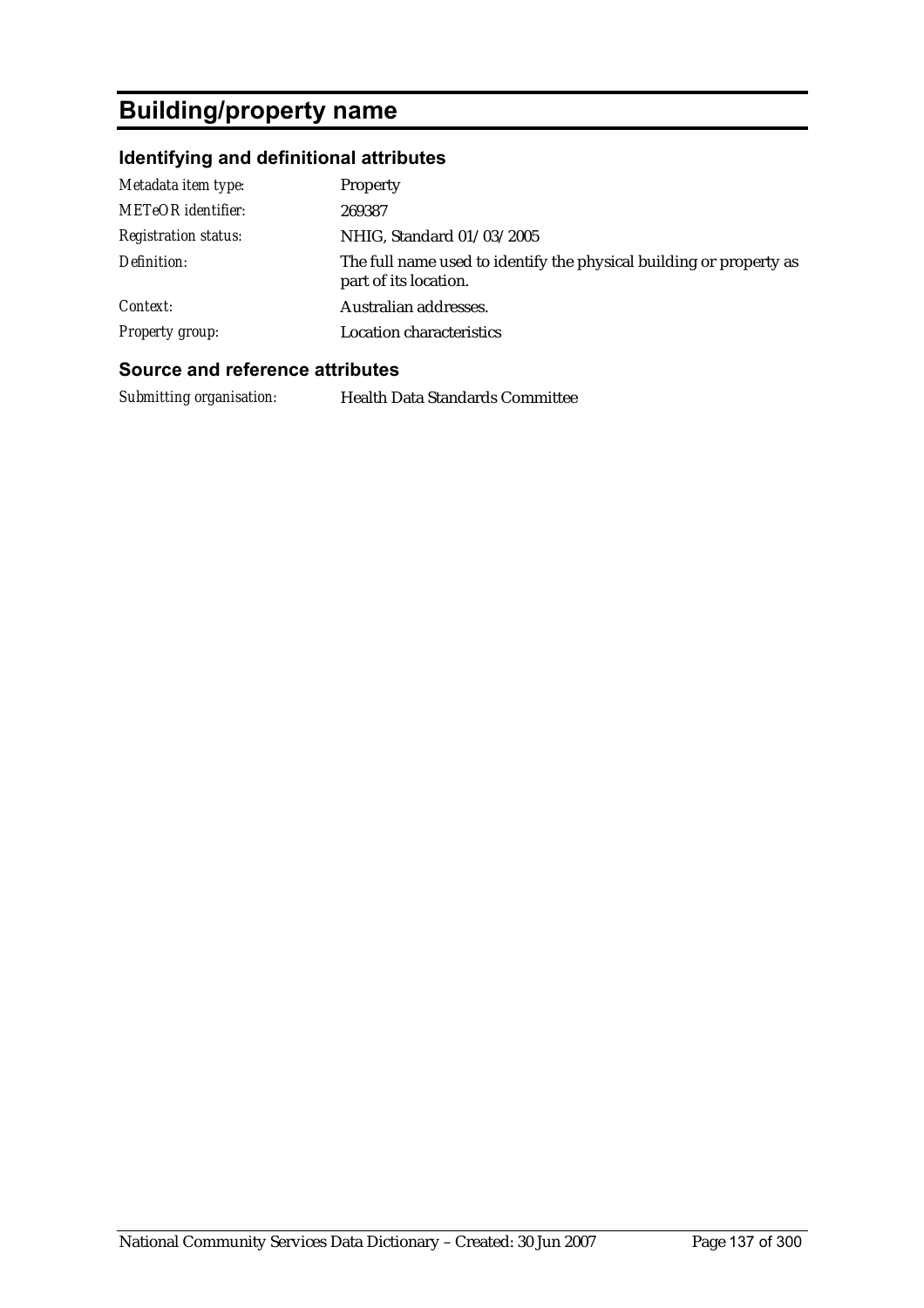# Building/property name

## Identifying and definitional attributes

| | |
|---|---|
| *Metadata item type:* | Property |
| *METeOR identifier:* | 269387 |
| *Registration status:* | NHIG, Standard 01/03/2005 |
| *Definition:* | The full name used to identify the physical building or property as part of its location. |
| *Context:* | Australian addresses. |
| *Property group:* | Location characteristics |

## Source and reference attributes

| | |
|---|---|
| *Submitting organisation:* | Health Data Standards Committee |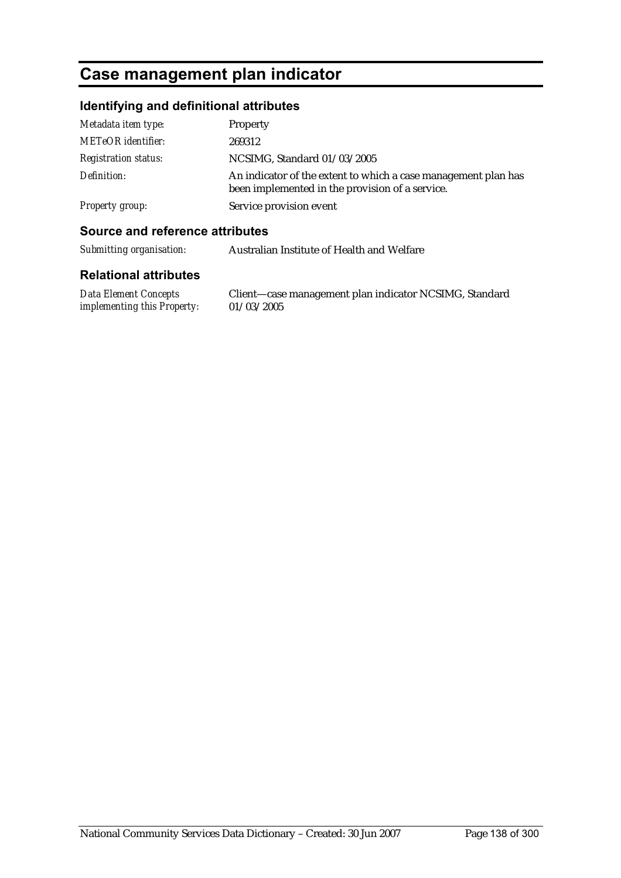# Case management plan indicator

## Identifying and definitional attributes

| | |
|---|---|
| *Metadata item type:* | Property |
| *METeOR identifier:* | 269312 |
| *Registration status:* | NCSIMG, Standard 01/03/2005 |
| *Definition:* | An indicator of the extent to which a case management plan has been implemented in the provision of a service. |
| *Property group:* | Service provision event |

## Source and reference attributes

| | |
|---|---|
| *Submitting organisation:* | Australian Institute of Health and Welfare |

## Relational attributes

| | |
|---|---|
| *Data Element Concepts implementing this Property:* | Client—case management plan indicator NCSIMG, Standard 01/03/2005 |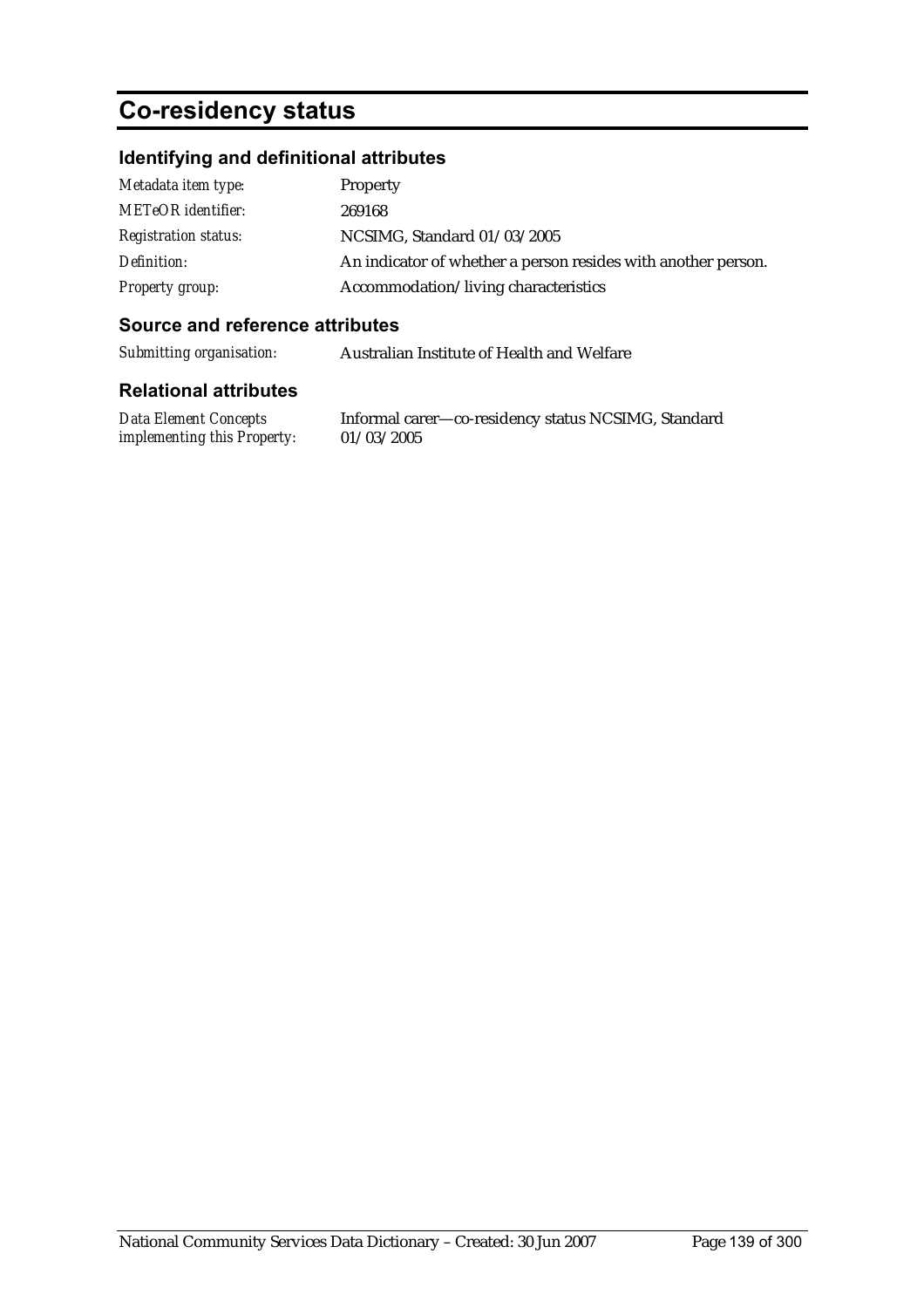# Co-residency status

## Identifying and definitional attributes

| | |
|---|---|
| *Metadata item type:* | Property |
| *METeOR identifier:* | 269168 |
| *Registration status:* | NCSIMG, Standard 01/03/2005 |
| *Definition:* | An indicator of whether a person resides with another person. |
| *Property group:* | Accommodation/living characteristics |

## Source and reference attributes

| | |
|---|---|
| *Submitting organisation:* | Australian Institute of Health and Welfare |

## Relational attributes

| | |
|---|---|
| *Data Element Concepts implementing this Property:* | Informal carer—co-residency status NCSIMG, Standard 01/03/2005 |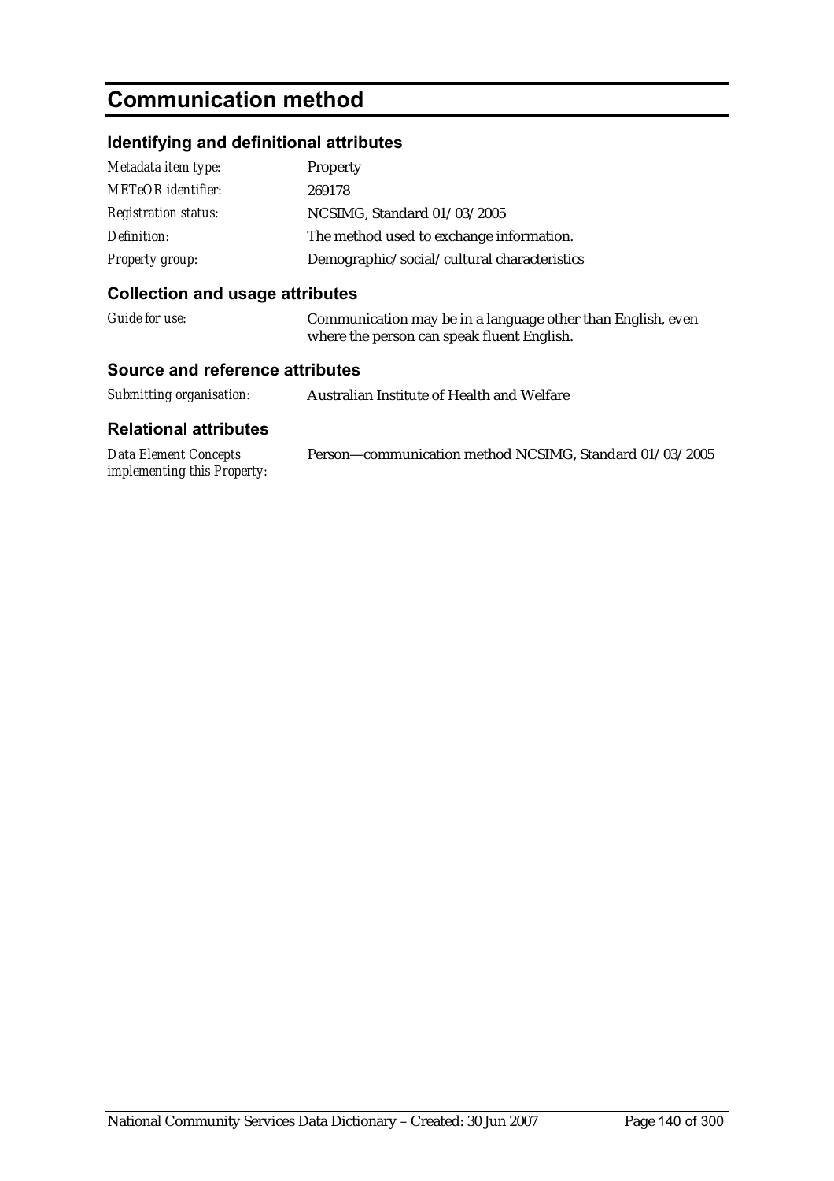# Communication method

## Identifying and definitional attributes

| | |
|---|---|
| *Metadata item type:* | Property |
| *METeOR identifier:* | 269178 |
| *Registration status:* | NCSIMG, Standard 01/03/2005 |
| *Definition:* | The method used to exchange information. |
| *Property group:* | Demographic/social/cultural characteristics |

## Collection and usage attributes

| | |
|---|---|
| *Guide for use:* | Communication may be in a language other than English, even where the person can speak fluent English. |

## Source and reference attributes

| | |
|---|---|
| *Submitting organisation:* | Australian Institute of Health and Welfare |

## Relational attributes

| | |
|---|---|
| *Data Element Concepts implementing this Property:* | Person—communication method NCSIMG, Standard 01/03/2005 |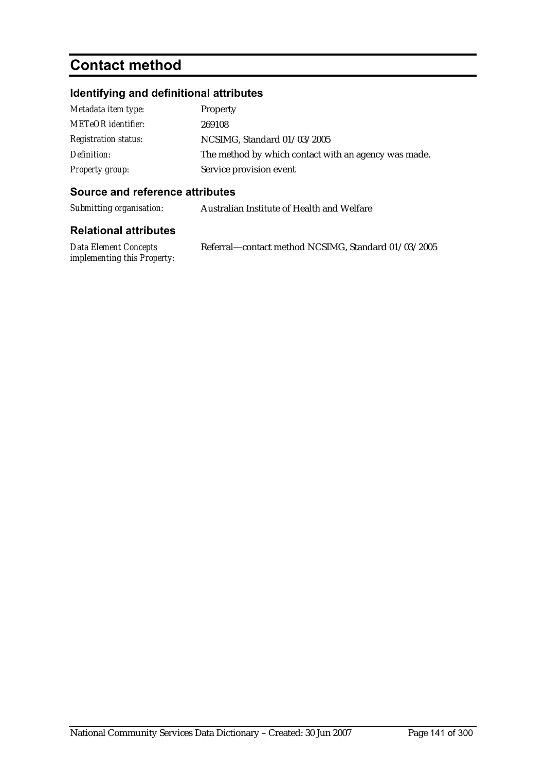# Contact method

## Identifying and definitional attributes

| | |
|---|---|
| *Metadata item type:* | Property |
| *METeOR identifier:* | 269108 |
| *Registration status:* | NCSIMG, Standard 01/03/2005 |
| *Definition:* | The method by which contact with an agency was made. |
| *Property group:* | Service provision event |

## Source and reference attributes

| | |
|---|---|
| *Submitting organisation:* | Australian Institute of Health and Welfare |

## Relational attributes

| | |
|---|---|
| *Data Element Concepts implementing this Property:* | Referral—contact method NCSIMG, Standard 01/03/2005 |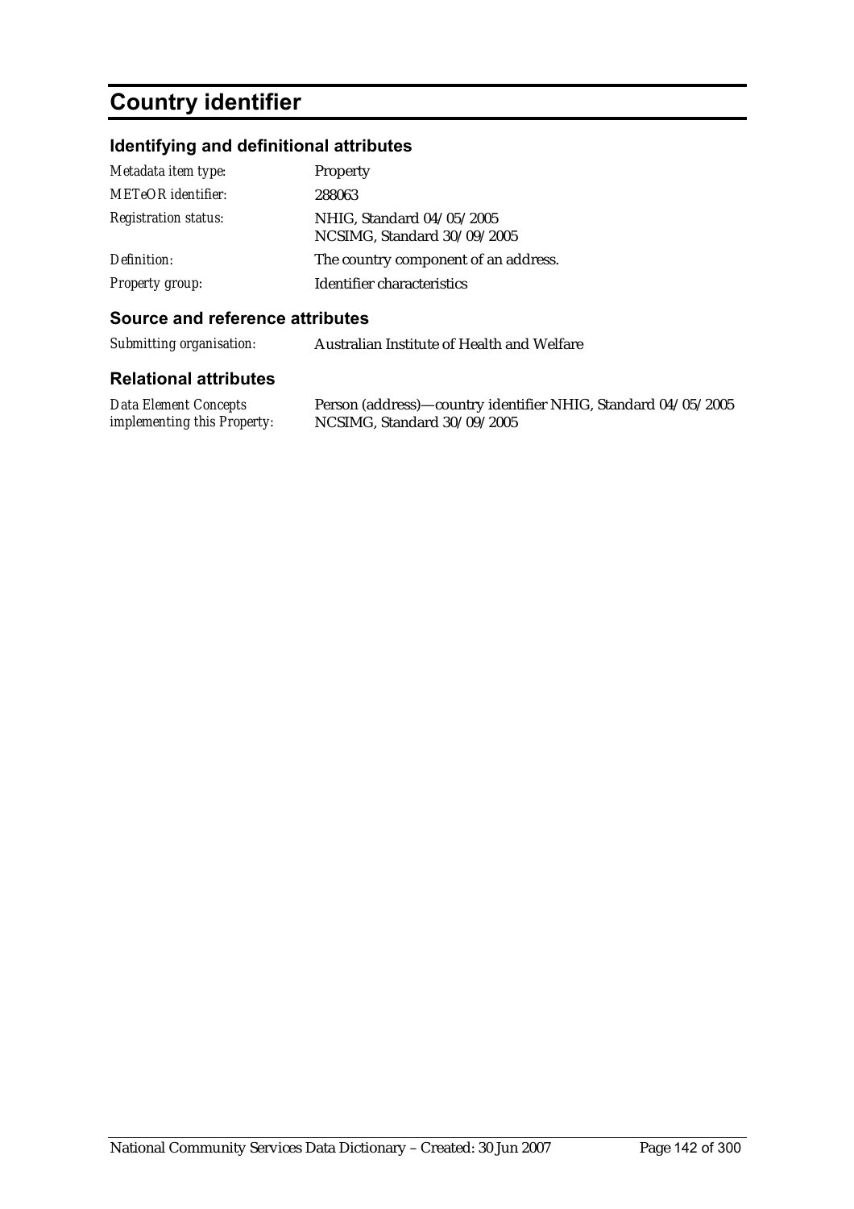# Country identifier

## Identifying and definitional attributes

| | |
|---|---|
| *Metadata item type:* | Property |
| *METeOR identifier:* | 288063 |
| *Registration status:* | NHIG, Standard 04/05/2005<br>NCSIMG, Standard 30/09/2005 |
| *Definition:* | The country component of an address. |
| *Property group:* | Identifier characteristics |

## Source and reference attributes

| | |
|---|---|
| *Submitting organisation:* | Australian Institute of Health and Welfare |

## Relational attributes

| | |
|---|---|
| *Data Element Concepts implementing this Property:* | Person (address)—country identifier NHIG, Standard 04/05/2005<br>NCSIMG, Standard 30/09/2005 |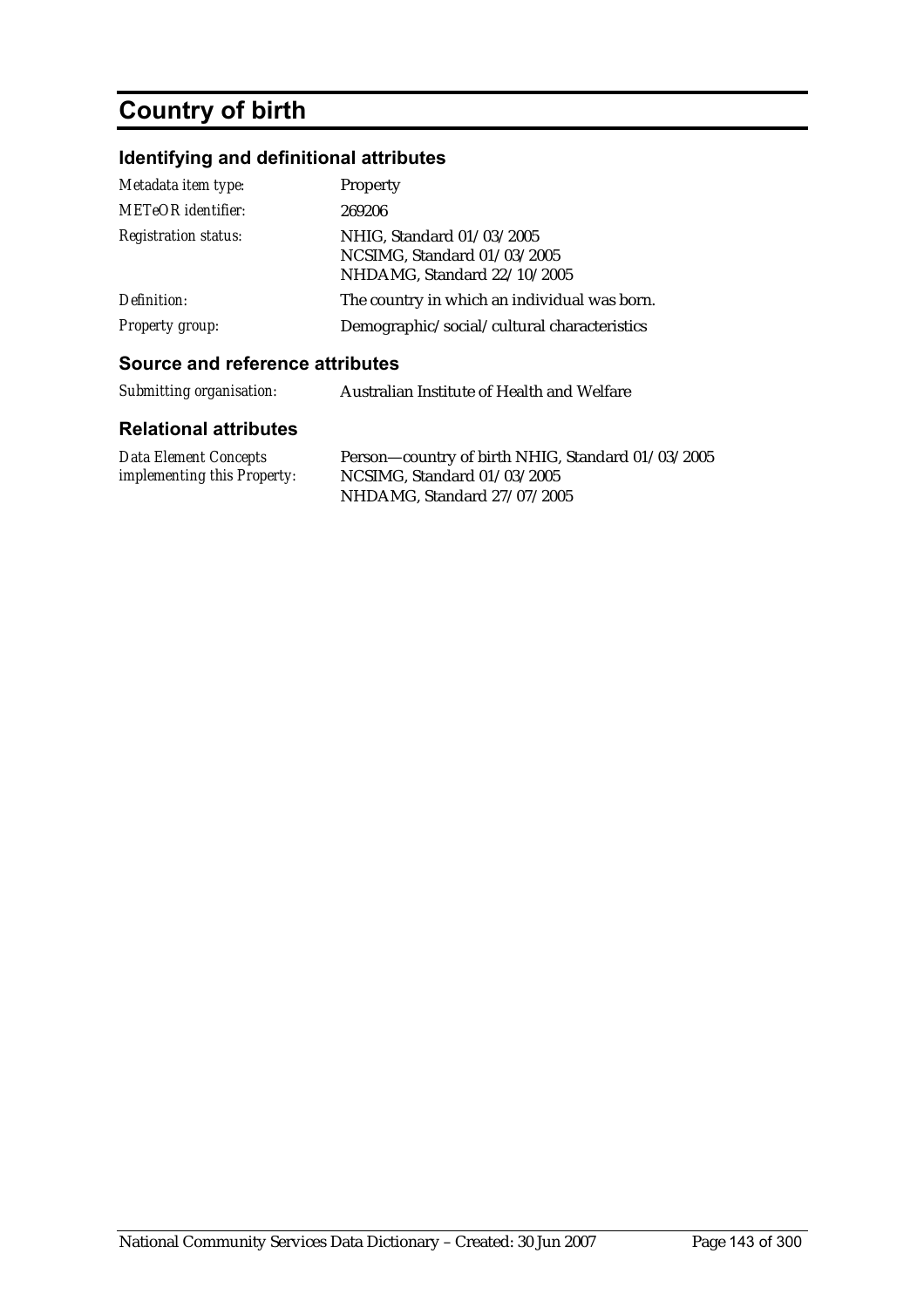# Country of birth

## Identifying and definitional attributes

| | |
|---|---|
| *Metadata item type:* | Property |
| *METeOR identifier:* | 269206 |
| *Registration status:* | NHIG, Standard 01/03/2005<br>NCSIMG, Standard 01/03/2005<br>NHDAMG, Standard 22/10/2005 |
| *Definition:* | The country in which an individual was born. |
| *Property group:* | Demographic/social/cultural characteristics |

## Source and reference attributes

| | |
|---|---|
| *Submitting organisation:* | Australian Institute of Health and Welfare |

## Relational attributes

| | |
|---|---|
| *Data Element Concepts implementing this Property:* | Person—country of birth NHIG, Standard 01/03/2005<br>NCSIMG, Standard 01/03/2005<br>NHDAMG, Standard 27/07/2005 |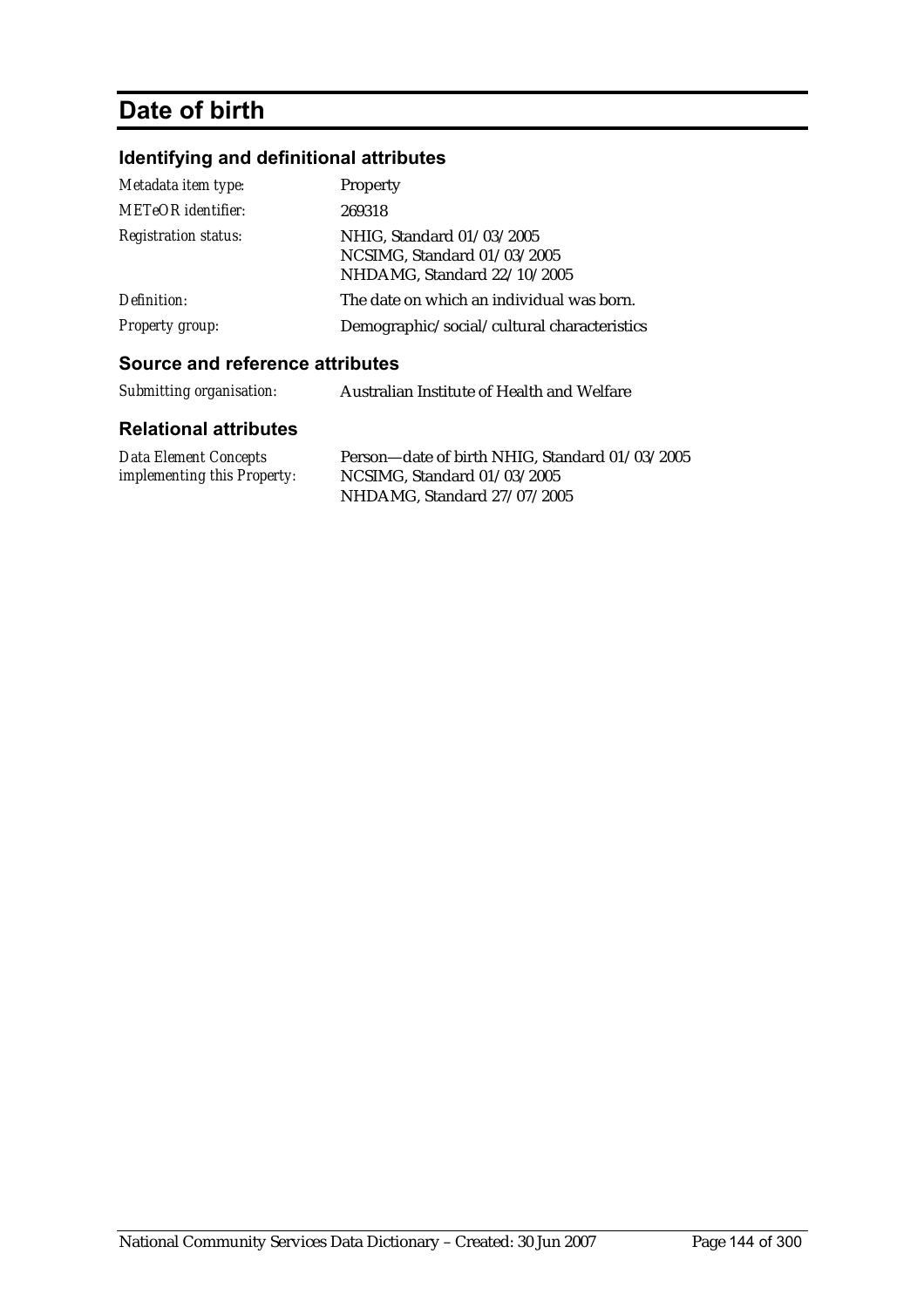# Date of birth

## Identifying and definitional attributes

| | |
|---|---|
| *Metadata item type:* | Property |
| *METeOR identifier:* | 269318 |
| *Registration status:* | NHIG, Standard 01/03/2005<br>NCSIMG, Standard 01/03/2005<br>NHDAMG, Standard 22/10/2005 |
| *Definition:* | The date on which an individual was born. |
| *Property group:* | Demographic/social/cultural characteristics |

## Source and reference attributes

| | |
|---|---|
| *Submitting organisation:* | Australian Institute of Health and Welfare |

## Relational attributes

| | |
|---|---|
| *Data Element Concepts implementing this Property:* | Person—date of birth NHIG, Standard 01/03/2005<br>NCSIMG, Standard 01/03/2005<br>NHDAMG, Standard 27/07/2005 |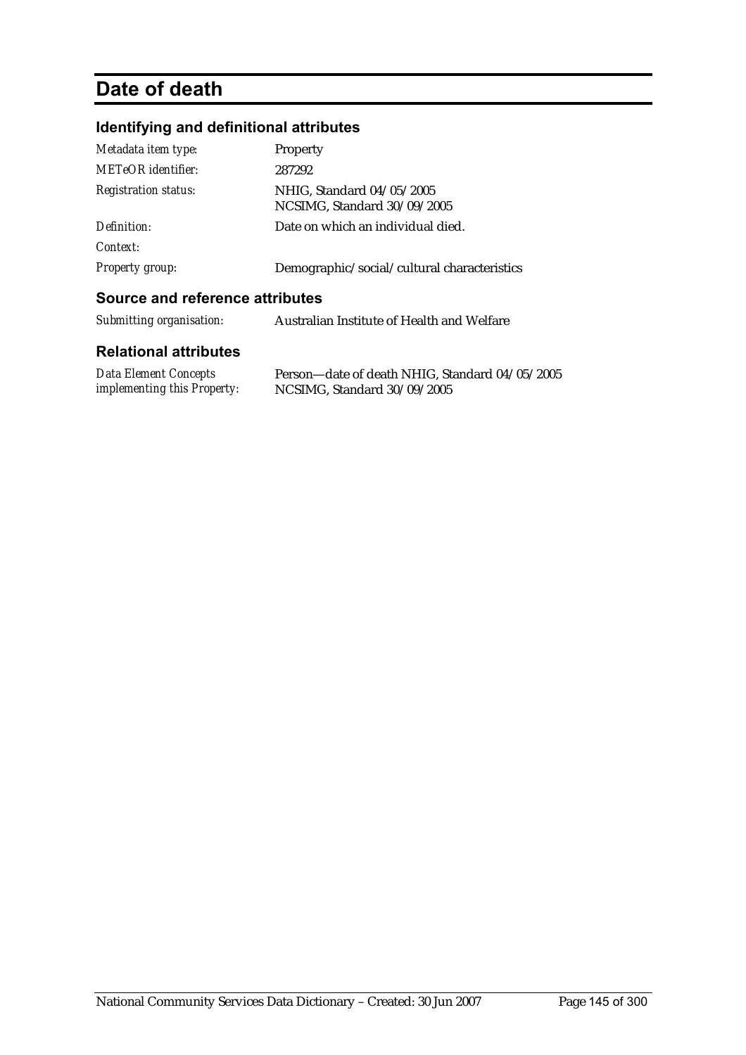# Date of death

## Identifying and definitional attributes

| | |
|---|---|
| *Metadata item type:* | Property |
| *METeOR identifier:* | 287292 |
| *Registration status:* | NHIG, Standard 04/05/2005<br>NCSIMG, Standard 30/09/2005 |
| *Definition:* | Date on which an individual died. |
| *Context:* | |
| *Property group:* | Demographic/social/cultural characteristics |

## Source and reference attributes

| | |
|---|---|
| *Submitting organisation:* | Australian Institute of Health and Welfare |

## Relational attributes

| | |
|---|---|
| *Data Element Concepts implementing this Property:* | Person—date of death NHIG, Standard 04/05/2005<br>NCSIMG, Standard 30/09/2005 |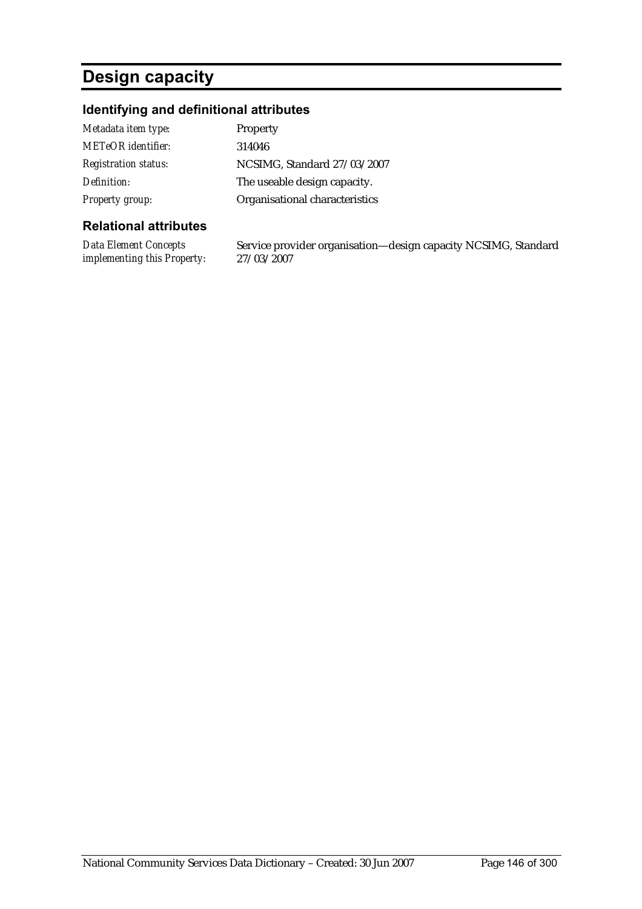# Design capacity

## Identifying and definitional attributes

| | |
|---|---|
| *Metadata item type:* | Property |
| *METeOR identifier:* | 314046 |
| *Registration status:* | NCSIMG, Standard 27/03/2007 |
| *Definition:* | The useable design capacity. |
| *Property group:* | Organisational characteristics |

## Relational attributes

| | |
|---|---|
| *Data Element Concepts implementing this Property:* | Service provider organisation—design capacity NCSIMG, Standard 27/03/2007 |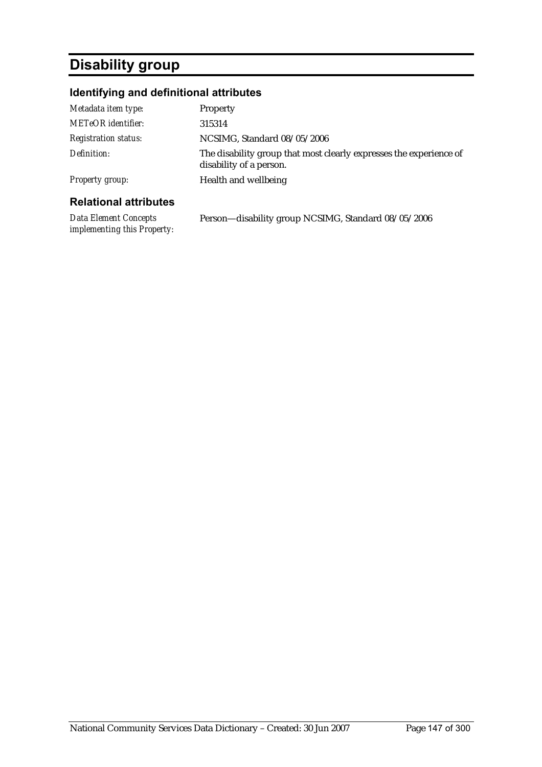# Disability group

## Identifying and definitional attributes

| | |
|---|---|
| *Metadata item type:* | Property |
| *METeOR identifier:* | 315314 |
| *Registration status:* | NCSIMG, Standard 08/05/2006 |
| *Definition:* | The disability group that most clearly expresses the experience of disability of a person. |
| *Property group:* | Health and wellbeing |

## Relational attributes

| | |
|---|---|
| *Data Element Concepts implementing this Property:* | Person—disability group NCSIMG, Standard 08/05/2006 |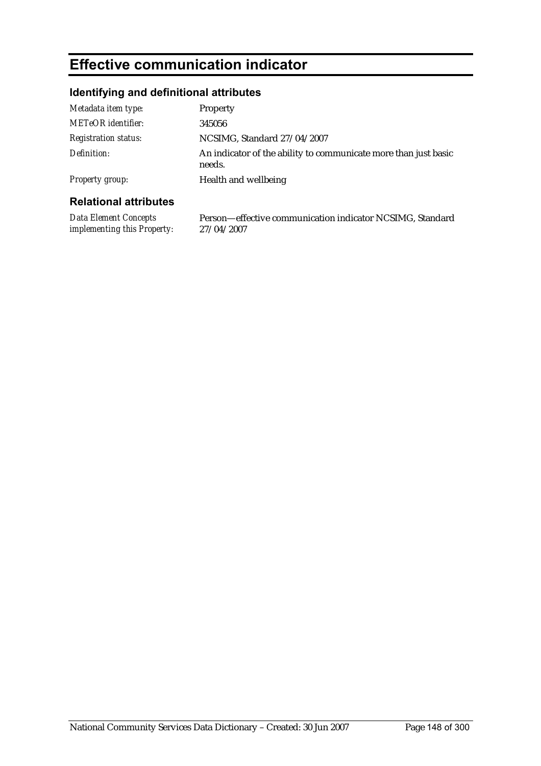# Effective communication indicator

## Identifying and definitional attributes

| | |
|---|---|
| *Metadata item type:* | Property |
| *METeOR identifier:* | 345056 |
| *Registration status:* | NCSIMG, Standard 27/04/2007 |
| *Definition:* | An indicator of the ability to communicate more than just basic needs. |
| *Property group:* | Health and wellbeing |

## Relational attributes

| | |
|---|---|
| *Data Element Concepts implementing this Property:* | Person—effective communication indicator NCSIMG, Standard 27/04/2007 |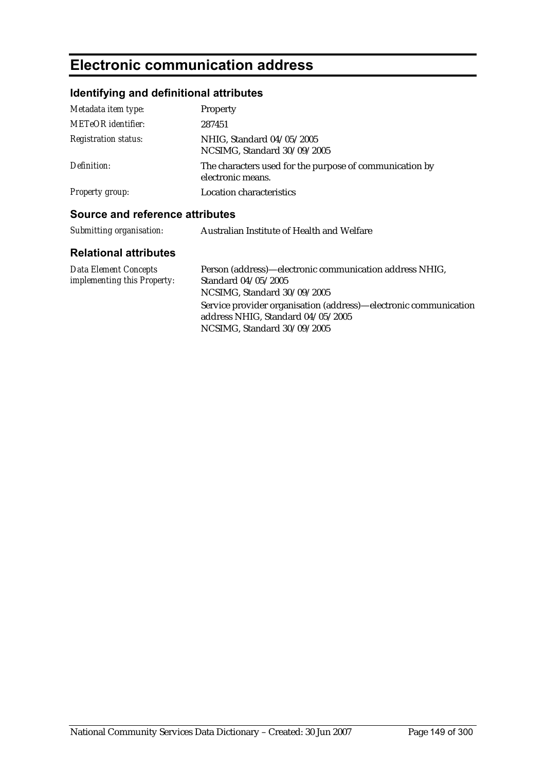# Electronic communication address

## Identifying and definitional attributes

| | |
|---|---|
| *Metadata item type:* | Property |
| *METeOR identifier:* | 287451 |
| *Registration status:* | NHIG, Standard 04/05/2005<br>NCSIMG, Standard 30/09/2005 |
| *Definition:* | The characters used for the purpose of communication by electronic means. |
| *Property group:* | Location characteristics |

## Source and reference attributes

| | |
|---|---|
| *Submitting organisation:* | Australian Institute of Health and Welfare |

## Relational attributes

| | |
|---|---|
| *Data Element Concepts implementing this Property:* | Person (address)—electronic communication address NHIG, Standard 04/05/2005<br>NCSIMG, Standard 30/09/2005<br>Service provider organisation (address)—electronic communication address NHIG, Standard 04/05/2005<br>NCSIMG, Standard 30/09/2005 |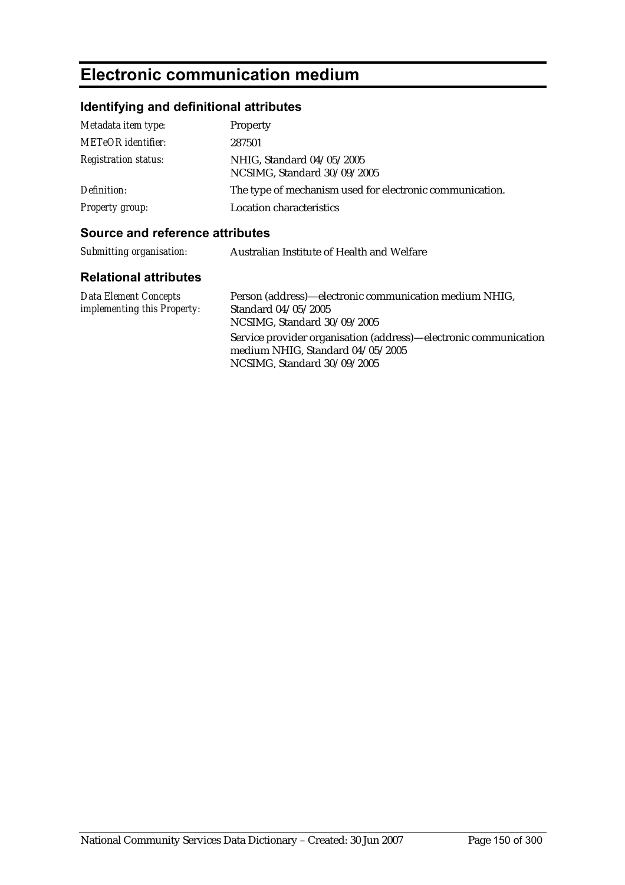# Electronic communication medium

## Identifying and definitional attributes

| | |
|---|---|
| *Metadata item type:* | Property |
| *METeOR identifier:* | 287501 |
| *Registration status:* | NHIG, Standard 04/05/2005<br>NCSIMG, Standard 30/09/2005 |
| *Definition:* | The type of mechanism used for electronic communication. |
| *Property group:* | Location characteristics |

## Source and reference attributes

| | |
|---|---|
| *Submitting organisation:* | Australian Institute of Health and Welfare |

## Relational attributes

| | |
|---|---|
| *Data Element Concepts implementing this Property:* | Person (address)—electronic communication medium NHIG, Standard 04/05/2005<br>NCSIMG, Standard 30/09/2005<br>Service provider organisation (address)—electronic communication medium NHIG, Standard 04/05/2005<br>NCSIMG, Standard 30/09/2005 |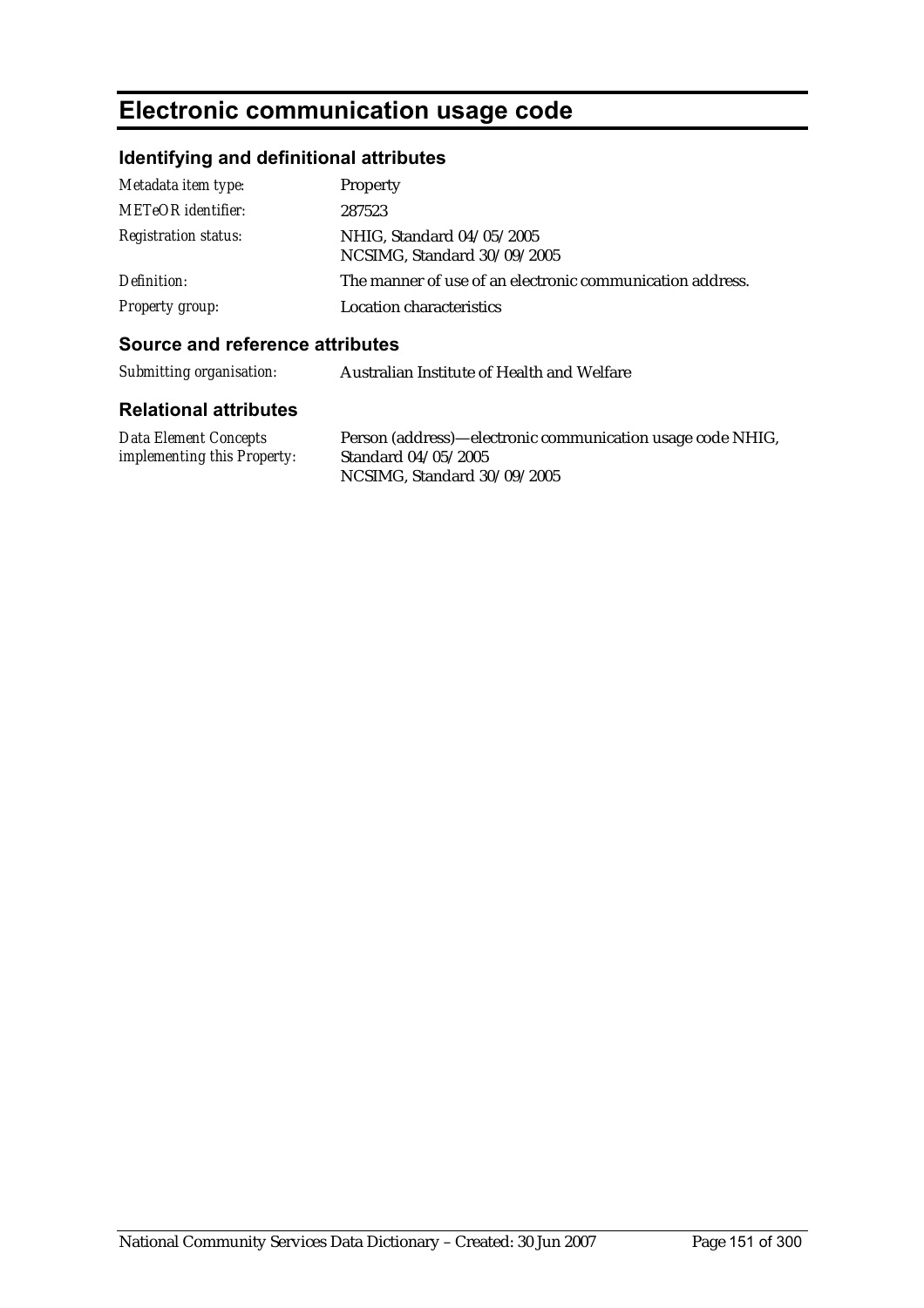# Electronic communication usage code

## Identifying and definitional attributes

| | |
|---|---|
| *Metadata item type:* | Property |
| *METeOR identifier:* | 287523 |
| *Registration status:* | NHIG, Standard 04/05/2005<br>NCSIMG, Standard 30/09/2005 |
| *Definition:* | The manner of use of an electronic communication address. |
| *Property group:* | Location characteristics |

## Source and reference attributes

| | |
|---|---|
| *Submitting organisation:* | Australian Institute of Health and Welfare |

## Relational attributes

| | |
|---|---|
| *Data Element Concepts implementing this Property:* | Person (address)—electronic communication usage code NHIG, Standard 04/05/2005<br>NCSIMG, Standard 30/09/2005 |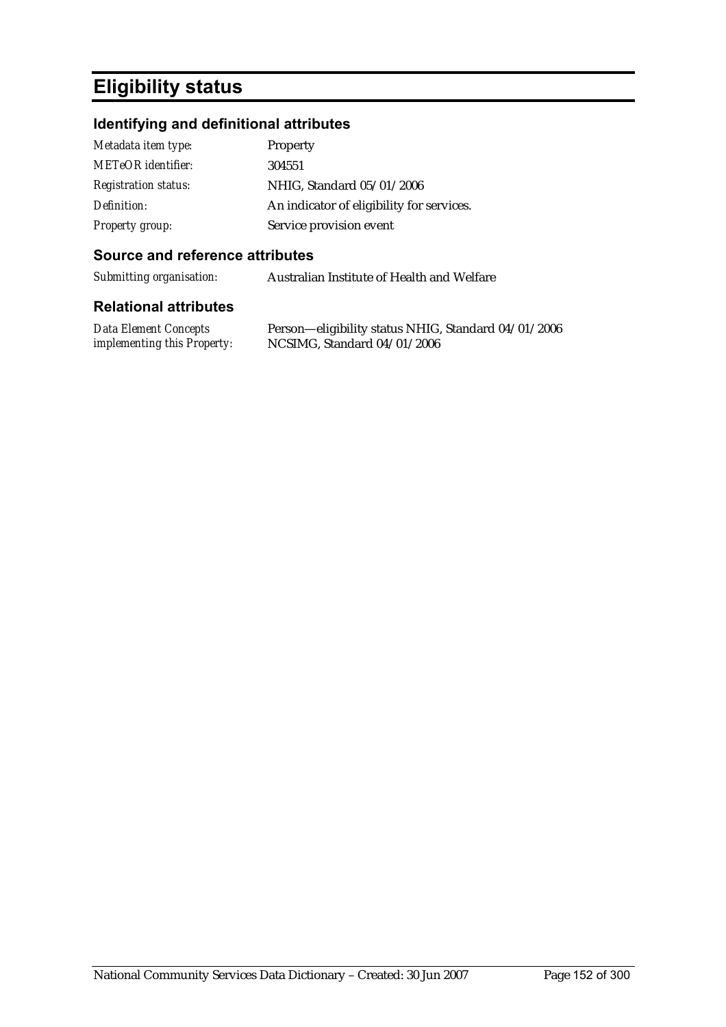# Eligibility status

## Identifying and definitional attributes

| | |
|---|---|
| *Metadata item type:* | Property |
| *METeOR identifier:* | 304551 |
| *Registration status:* | NHIG, Standard 05/01/2006 |
| *Definition:* | An indicator of eligibility for services. |
| *Property group:* | Service provision event |

## Source and reference attributes

| | |
|---|---|
| *Submitting organisation:* | Australian Institute of Health and Welfare |

## Relational attributes

| | |
|---|---|
| *Data Element Concepts implementing this Property:* | Person—eligibility status NHIG, Standard 04/01/2006<br>NCSIMG, Standard 04/01/2006 |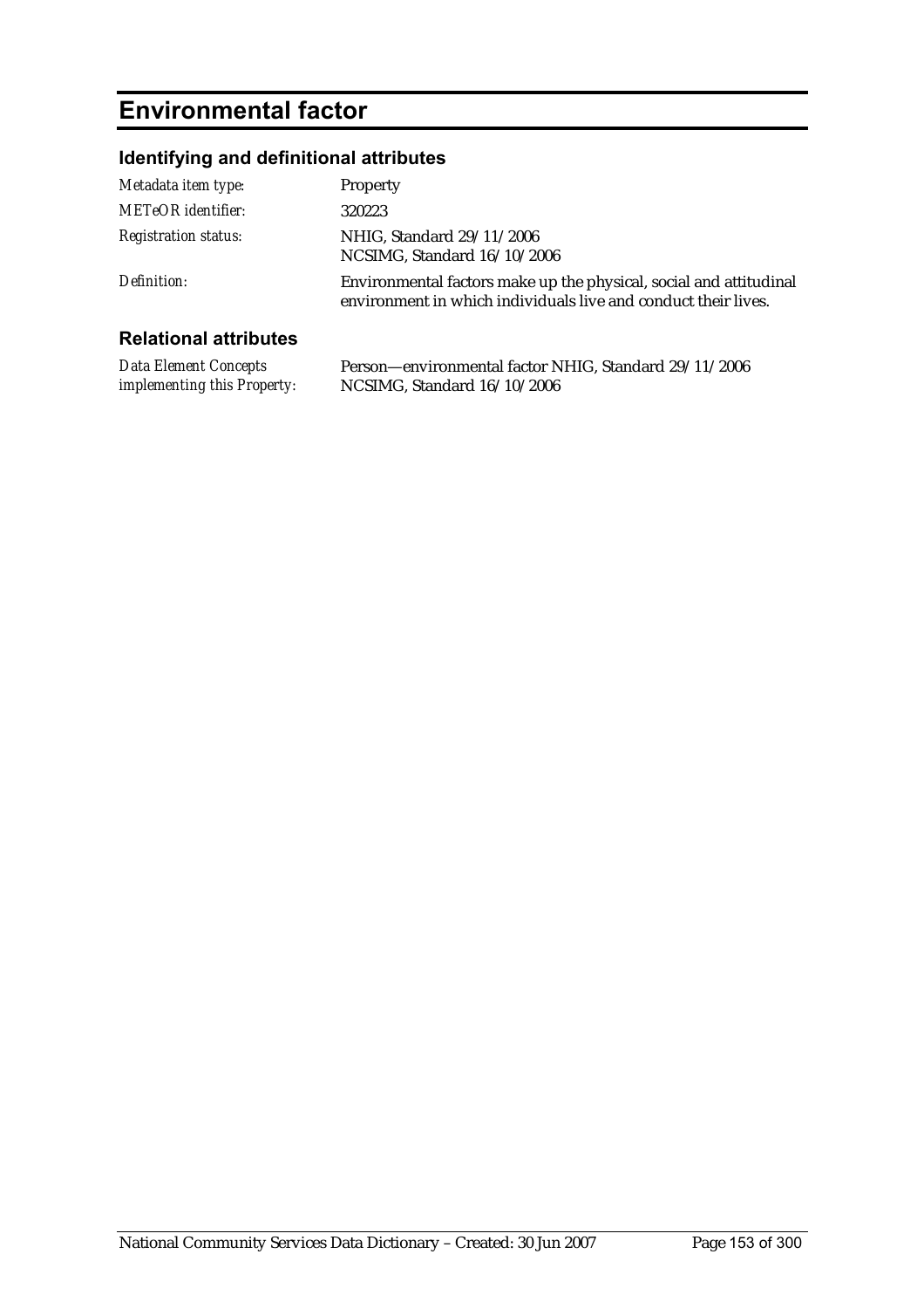# Environmental factor

## Identifying and definitional attributes

| | |
|---|---|
| *Metadata item type:* | Property |
| *METeOR identifier:* | 320223 |
| *Registration status:* | NHIG, Standard 29/11/2006<br>NCSIMG, Standard 16/10/2006 |
| *Definition:* | Environmental factors make up the physical, social and attitudinal environment in which individuals live and conduct their lives. |

## Relational attributes

| | |
|---|---|
| *Data Element Concepts implementing this Property:* | Person—environmental factor NHIG, Standard 29/11/2006<br>NCSIMG, Standard 16/10/2006 |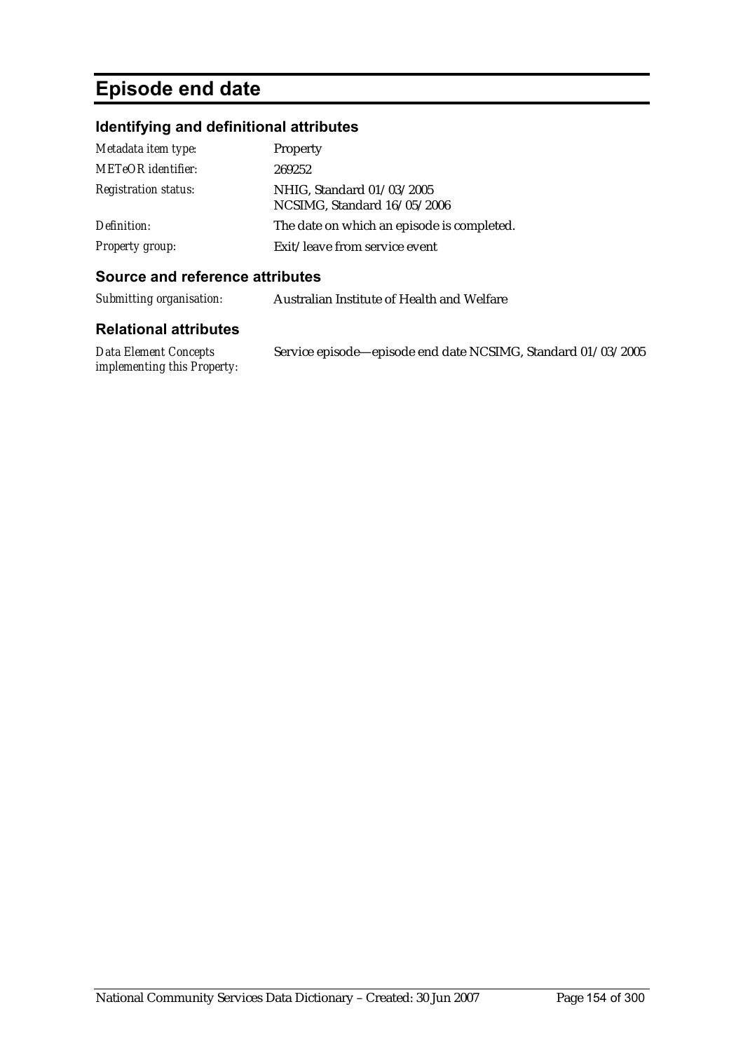# Episode end date

## Identifying and definitional attributes

| | |
|---|---|
| *Metadata item type:* | Property |
| *METeOR identifier:* | 269252 |
| *Registration status:* | NHIG, Standard 01/03/2005<br>NCSIMG, Standard 16/05/2006 |
| *Definition:* | The date on which an episode is completed. |
| *Property group:* | Exit/leave from service event |

## Source and reference attributes

| | |
|---|---|
| *Submitting organisation:* | Australian Institute of Health and Welfare |

## Relational attributes

| | |
|---|---|
| *Data Element Concepts implementing this Property:* | Service episode—episode end date NCSIMG, Standard 01/03/2005 |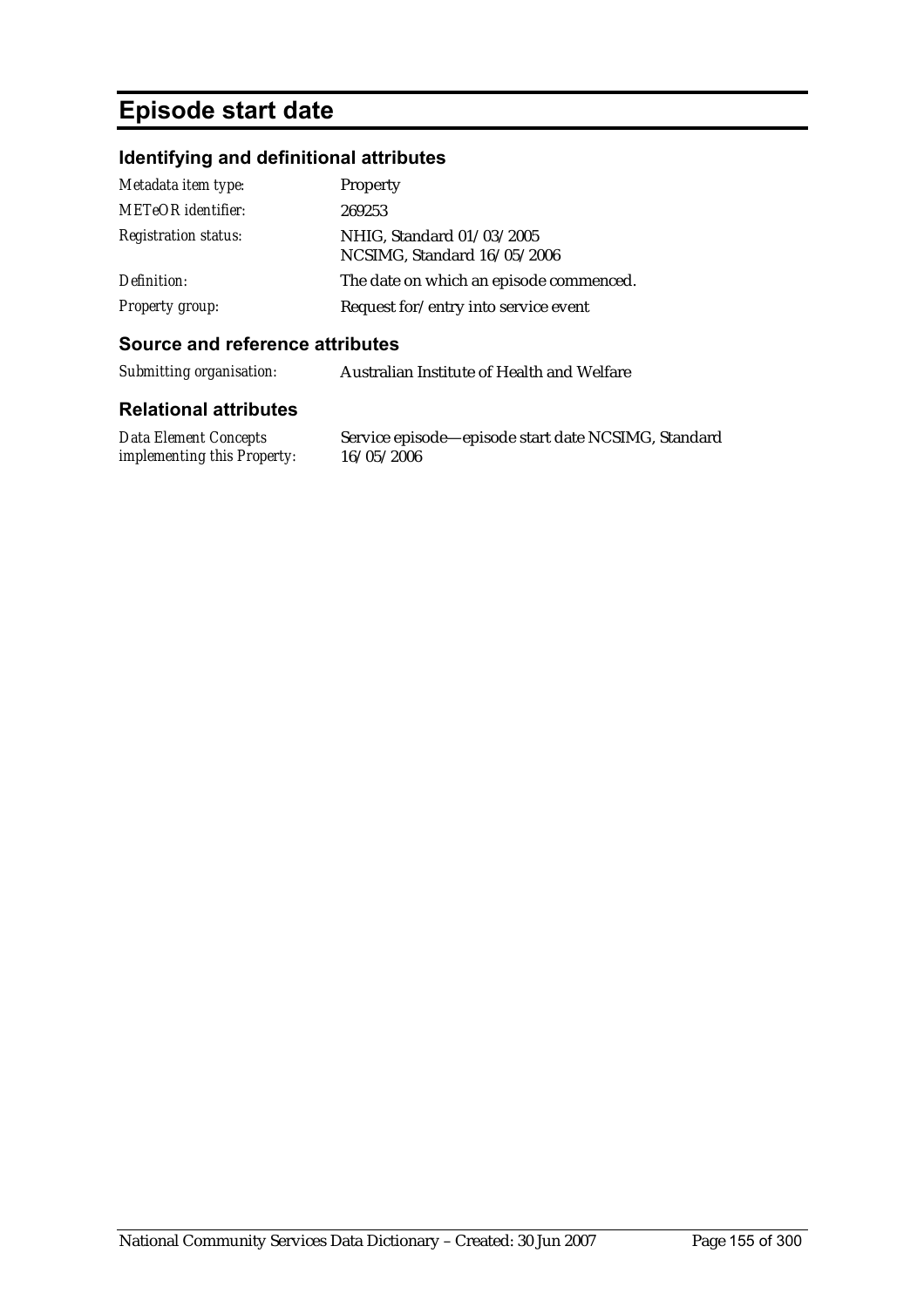# Episode start date

## Identifying and definitional attributes

| | |
|---|---|
| *Metadata item type:* | Property |
| *METeOR identifier:* | 269253 |
| *Registration status:* | NHIG, Standard 01/03/2005<br>NCSIMG, Standard 16/05/2006 |
| *Definition:* | The date on which an episode commenced. |
| *Property group:* | Request for/entry into service event |

## Source and reference attributes

| | |
|---|---|
| *Submitting organisation:* | Australian Institute of Health and Welfare |

## Relational attributes

| | |
|---|---|
| *Data Element Concepts implementing this Property:* | Service episode—episode start date NCSIMG, Standard 16/05/2006 |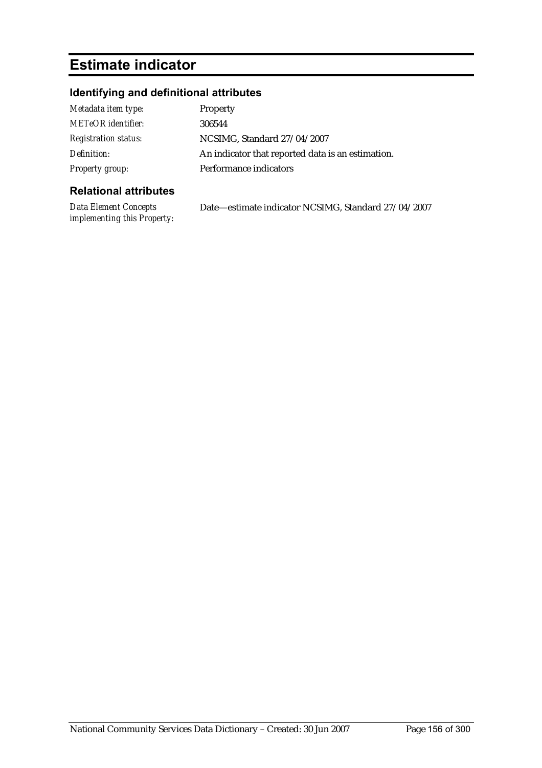# Estimate indicator

## Identifying and definitional attributes

| | |
|---|---|
| *Metadata item type:* | Property |
| *METeOR identifier:* | 306544 |
| *Registration status:* | NCSIMG, Standard 27/04/2007 |
| *Definition:* | An indicator that reported data is an estimation. |
| *Property group:* | Performance indicators |

## Relational attributes

| | |
|---|---|
| *Data Element Concepts implementing this Property:* | Date—estimate indicator NCSIMG, Standard 27/04/2007 |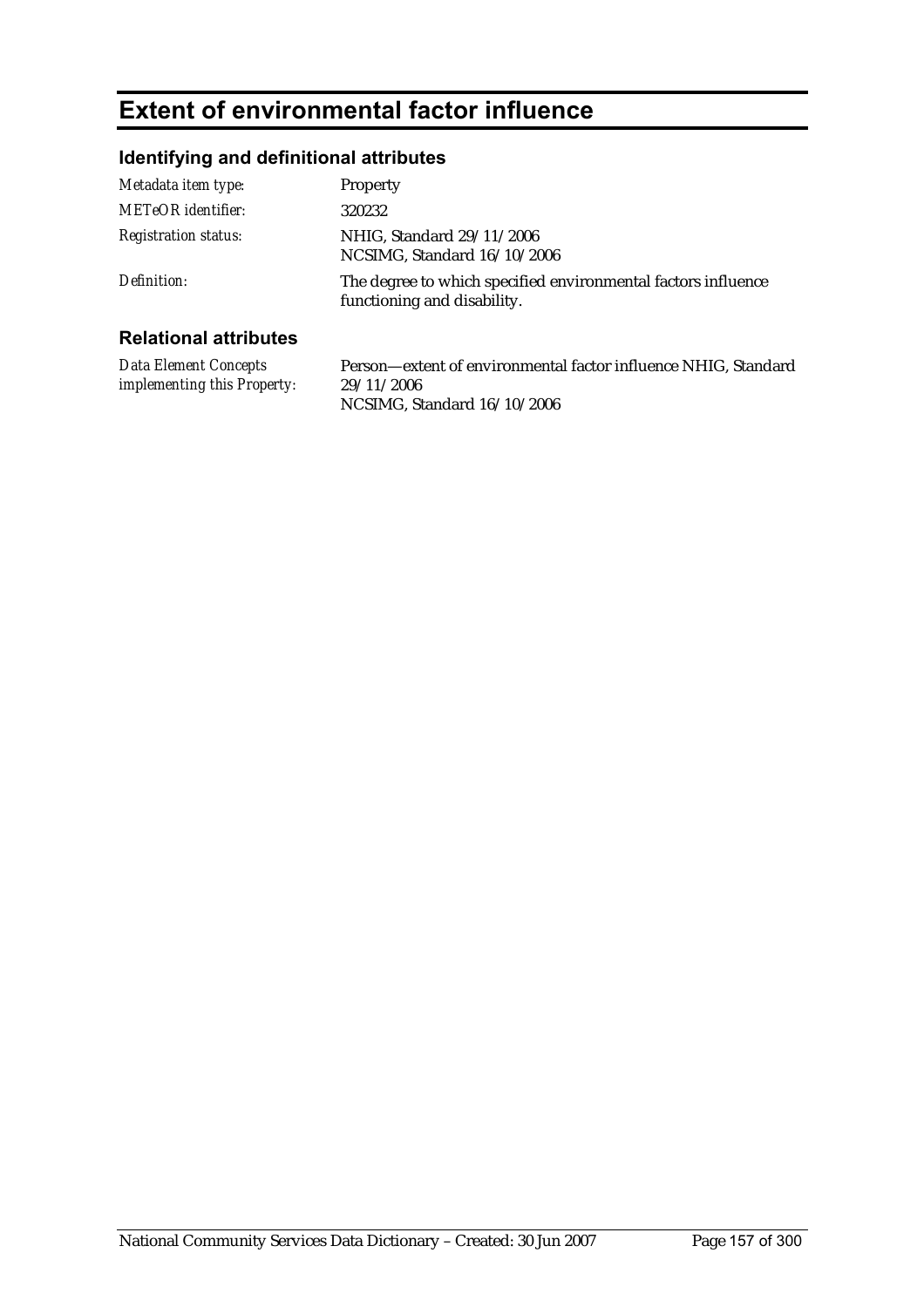# Extent of environmental factor influence

## Identifying and definitional attributes

| | |
|---|---|
| *Metadata item type:* | Property |
| *METeOR identifier:* | 320232 |
| *Registration status:* | NHIG, Standard 29/11/2006<br>NCSIMG, Standard 16/10/2006 |
| *Definition:* | The degree to which specified environmental factors influence functioning and disability. |

## Relational attributes

| | |
|---|---|
| *Data Element Concepts implementing this Property:* | Person—extent of environmental factor influence NHIG, Standard 29/11/2006<br>NCSIMG, Standard 16/10/2006 |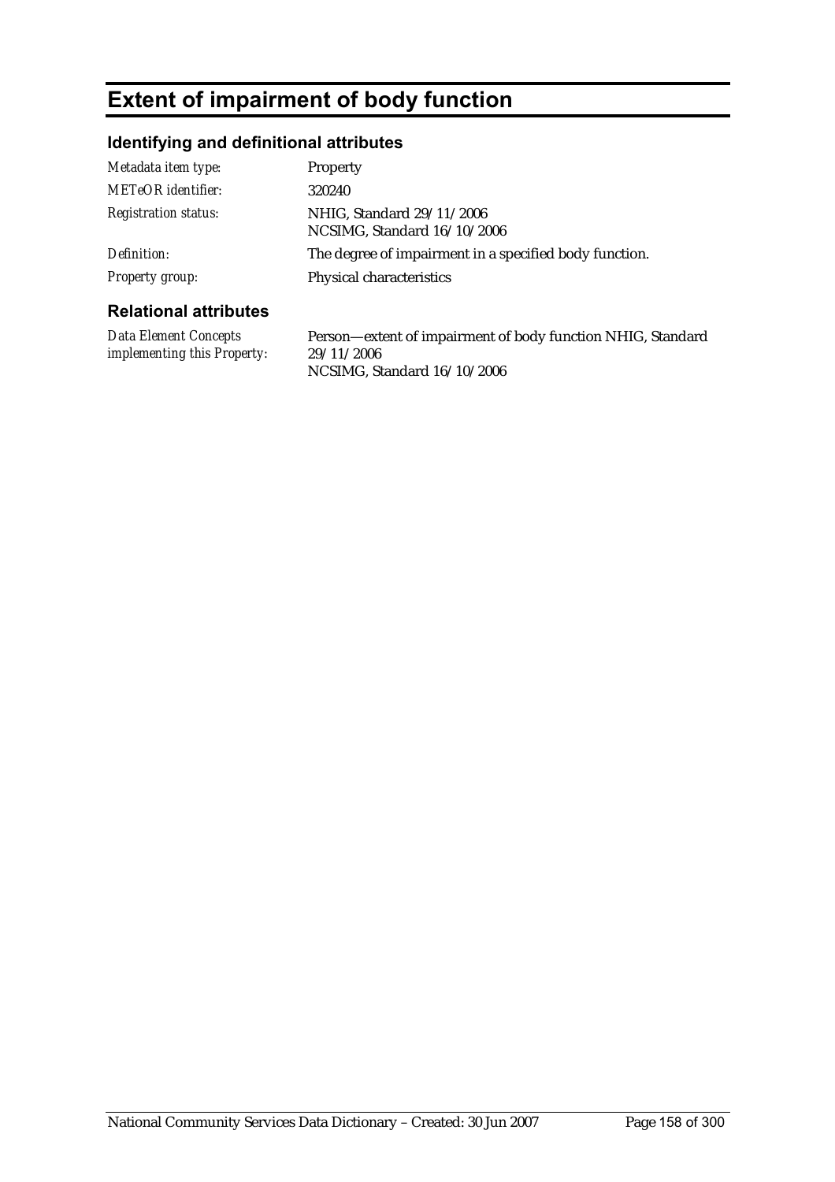# Extent of impairment of body function

## Identifying and definitional attributes

| | |
|---|---|
| *Metadata item type:* | Property |
| *METeOR identifier:* | 320240 |
| *Registration status:* | NHIG, Standard 29/11/2006<br>NCSIMG, Standard 16/10/2006 |
| *Definition:* | The degree of impairment in a specified body function. |
| *Property group:* | Physical characteristics |

## Relational attributes

| | |
|---|---|
| *Data Element Concepts implementing this Property:* | Person—extent of impairment of body function NHIG, Standard 29/11/2006<br>NCSIMG, Standard 16/10/2006 |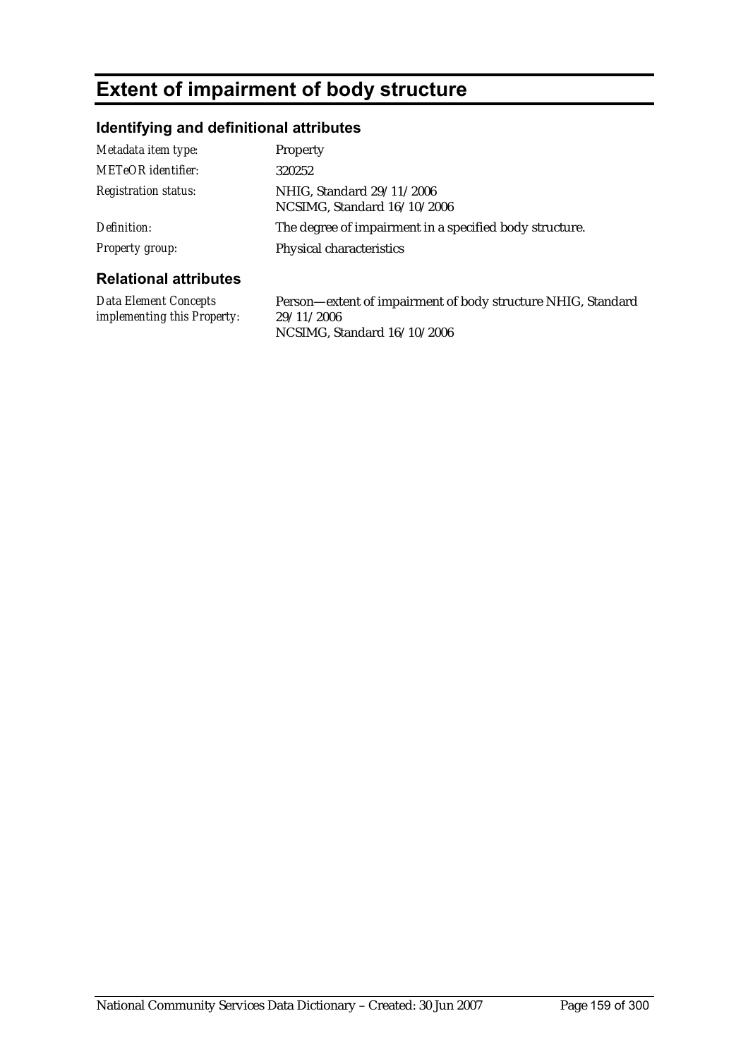# Extent of impairment of body structure

## Identifying and definitional attributes

| | |
|---|---|
| *Metadata item type:* | Property |
| *METeOR identifier:* | 320252 |
| *Registration status:* | NHIG, Standard 29/11/2006<br>NCSIMG, Standard 16/10/2006 |
| *Definition:* | The degree of impairment in a specified body structure. |
| *Property group:* | Physical characteristics |

## Relational attributes

| | |
|---|---|
| *Data Element Concepts implementing this Property:* | Person—extent of impairment of body structure NHIG, Standard 29/11/2006<br>NCSIMG, Standard 16/10/2006 |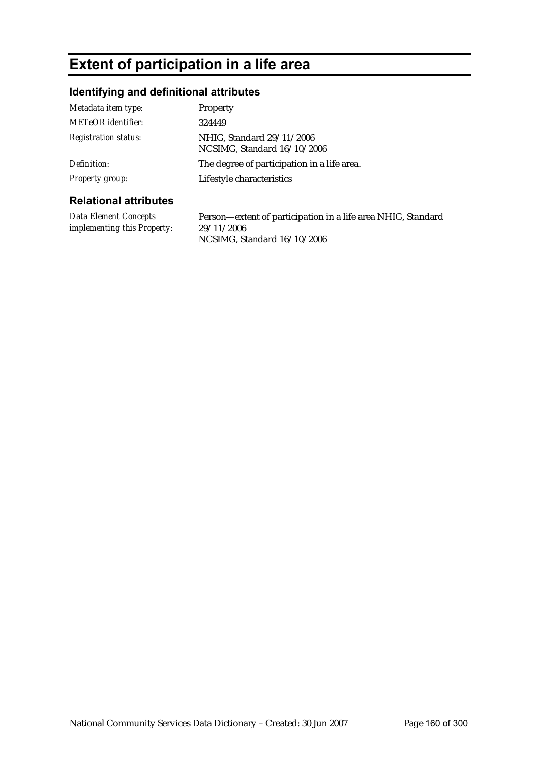# Extent of participation in a life area

## Identifying and definitional attributes

| | |
|---|---|
| *Metadata item type:* | Property |
| *METeOR identifier:* | 324449 |
| *Registration status:* | NHIG, Standard 29/11/2006<br>NCSIMG, Standard 16/10/2006 |
| *Definition:* | The degree of participation in a life area. |
| *Property group:* | Lifestyle characteristics |

## Relational attributes

| | |
|---|---|
| *Data Element Concepts implementing this Property:* | Person—extent of participation in a life area NHIG, Standard 29/11/2006<br>NCSIMG, Standard 16/10/2006 |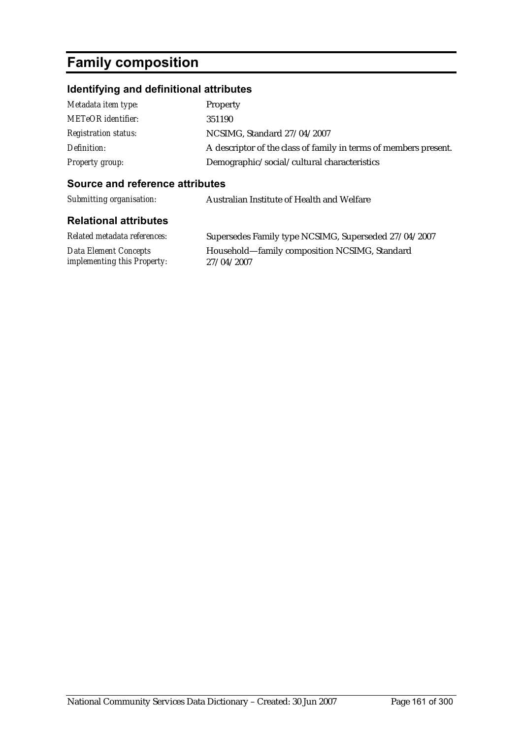# Family composition

## Identifying and definitional attributes

| | |
|---|---|
| *Metadata item type:* | Property |
| *METeOR identifier:* | 351190 |
| *Registration status:* | NCSIMG, Standard 27/04/2007 |
| *Definition:* | A descriptor of the class of family in terms of members present. |
| *Property group:* | Demographic/social/cultural characteristics |

## Source and reference attributes

| | |
|---|---|
| *Submitting organisation:* | Australian Institute of Health and Welfare |

## Relational attributes

| | |
|---|---|
| *Related metadata references:* | Supersedes Family type NCSIMG, Superseded 27/04/2007 |
| *Data Element Concepts implementing this Property:* | Household—family composition NCSIMG, Standard 27/04/2007 |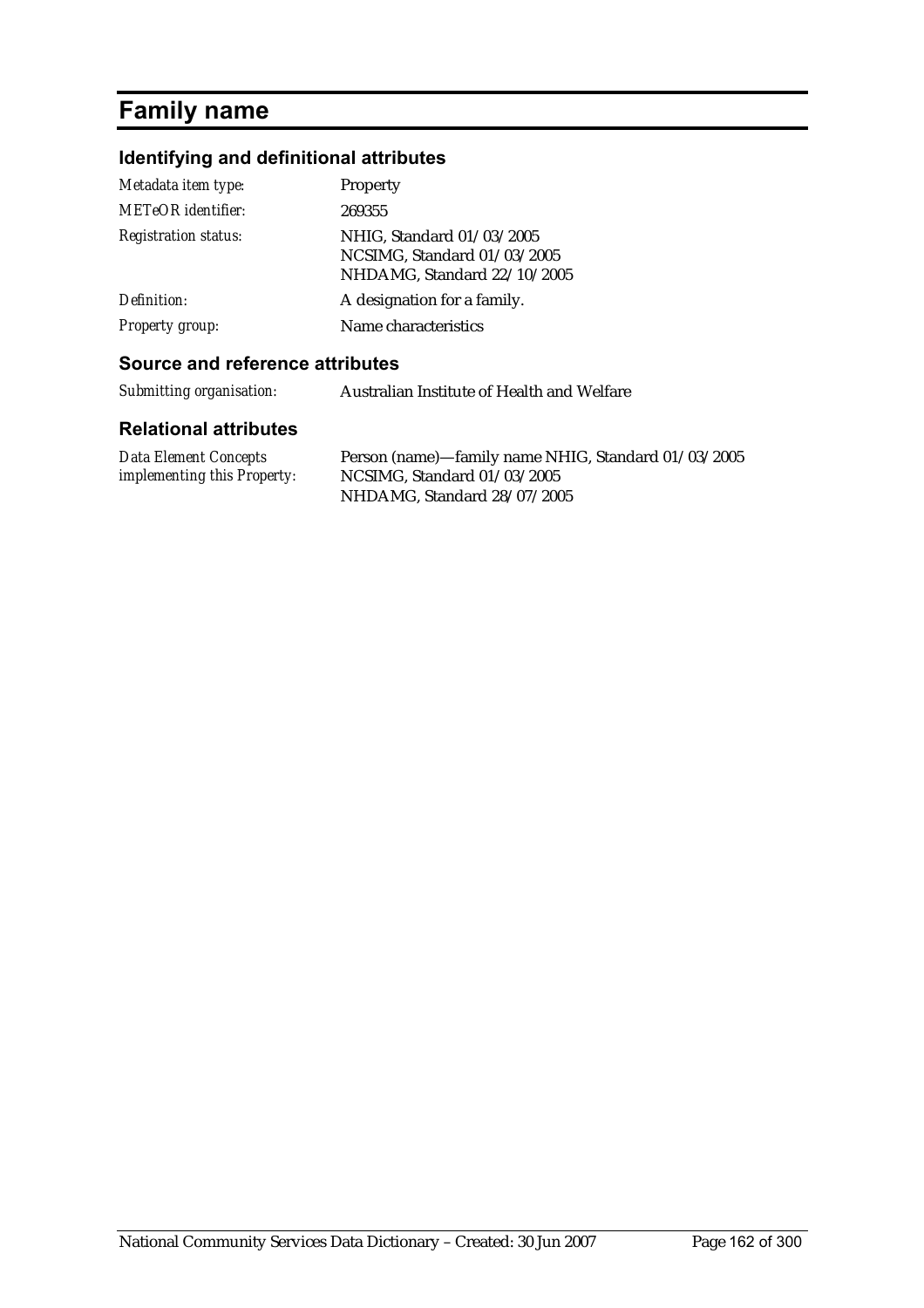# Family name

## Identifying and definitional attributes

| | |
|---|---|
| *Metadata item type:* | Property |
| *METeOR identifier:* | 269355 |
| *Registration status:* | NHIG, Standard 01/03/2005<br>NCSIMG, Standard 01/03/2005<br>NHDAMG, Standard 22/10/2005 |
| *Definition:* | A designation for a family. |
| *Property group:* | Name characteristics |

## Source and reference attributes

| | |
|---|---|
| *Submitting organisation:* | Australian Institute of Health and Welfare |

## Relational attributes

| | |
|---|---|
| *Data Element Concepts implementing this Property:* | Person (name)—family name NHIG, Standard 01/03/2005<br>NCSIMG, Standard 01/03/2005<br>NHDAMG, Standard 28/07/2005 |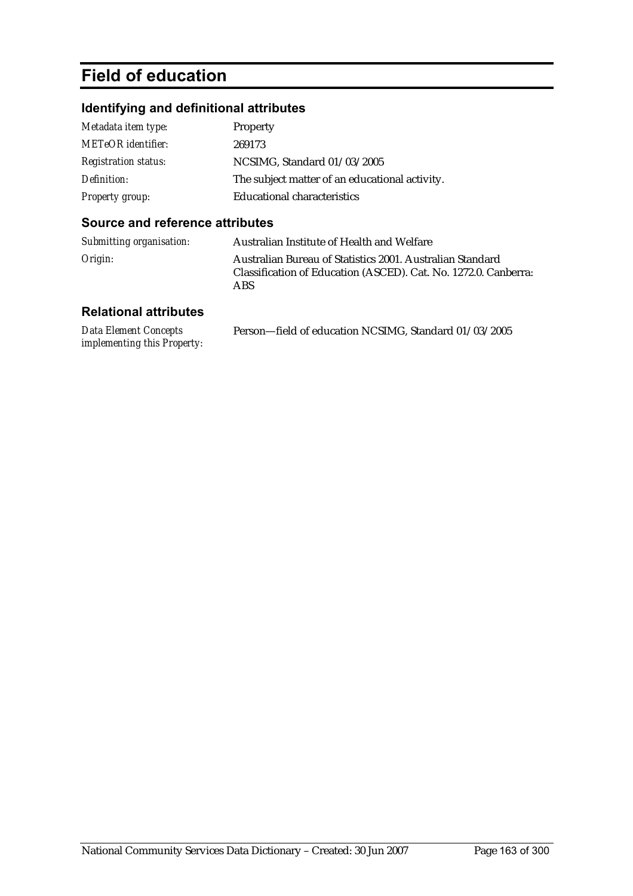# Field of education

## Identifying and definitional attributes

| | |
|---|---|
| *Metadata item type:* | Property |
| *METeOR identifier:* | 269173 |
| *Registration status:* | NCSIMG, Standard 01/03/2005 |
| *Definition:* | The subject matter of an educational activity. |
| *Property group:* | Educational characteristics |

## Source and reference attributes

| | |
|---|---|
| *Submitting organisation:* | Australian Institute of Health and Welfare |
| *Origin:* | Australian Bureau of Statistics 2001. Australian Standard Classification of Education (ASCED). Cat. No. 1272.0. Canberra: ABS |

## Relational attributes

| | |
|---|---|
| *Data Element Concepts implementing this Property:* | Person—field of education NCSIMG, Standard 01/03/2005 |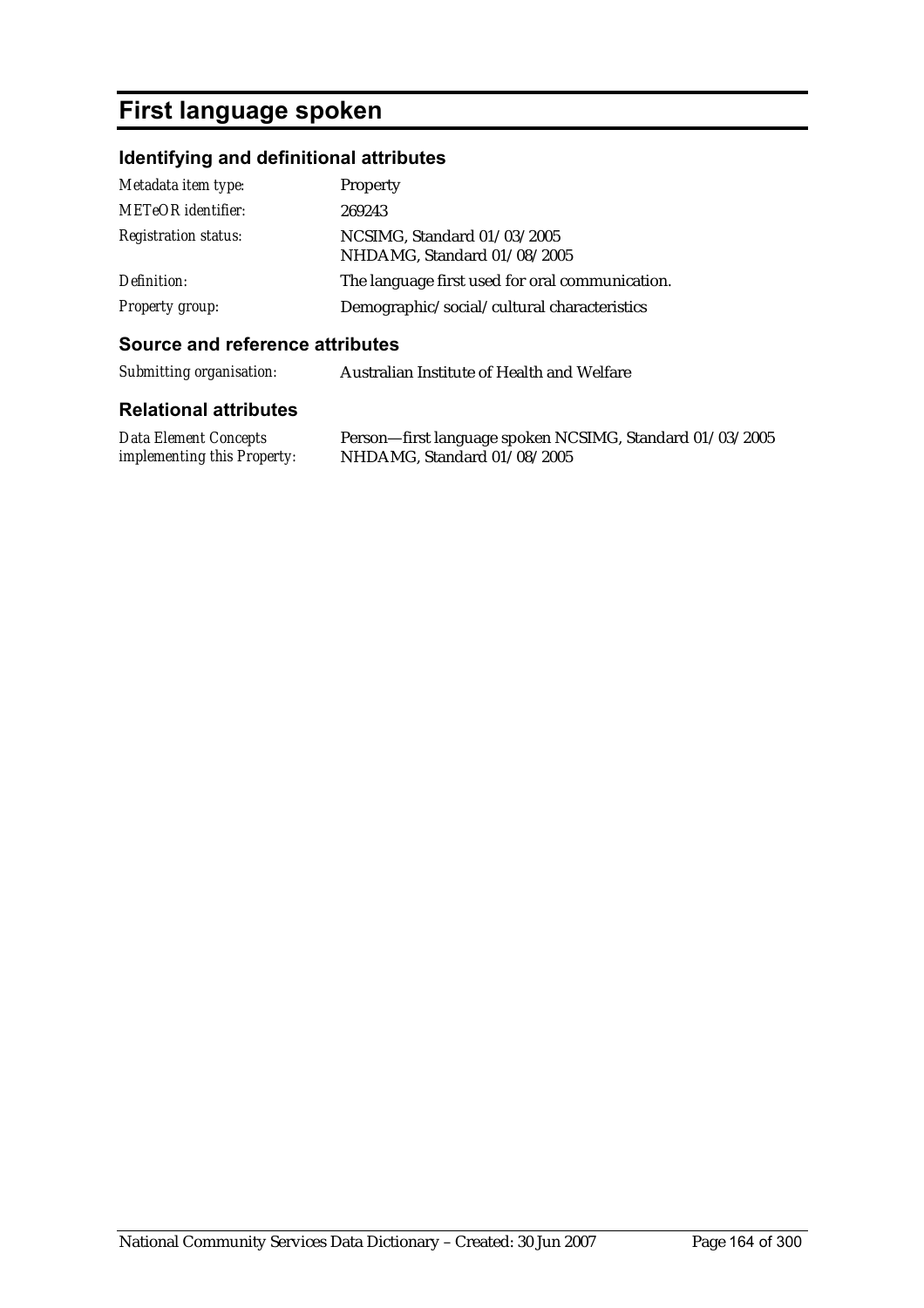# First language spoken

## Identifying and definitional attributes

| | |
|---|---|
| *Metadata item type:* | Property |
| *METeOR identifier:* | 269243 |
| *Registration status:* | NCSIMG, Standard 01/03/2005<br>NHDAMG, Standard 01/08/2005 |
| *Definition:* | The language first used for oral communication. |
| *Property group:* | Demographic/social/cultural characteristics |

## Source and reference attributes

| | |
|---|---|
| *Submitting organisation:* | Australian Institute of Health and Welfare |

## Relational attributes

| | |
|---|---|
| *Data Element Concepts implementing this Property:* | Person—first language spoken NCSIMG, Standard 01/03/2005<br>NHDAMG, Standard 01/08/2005 |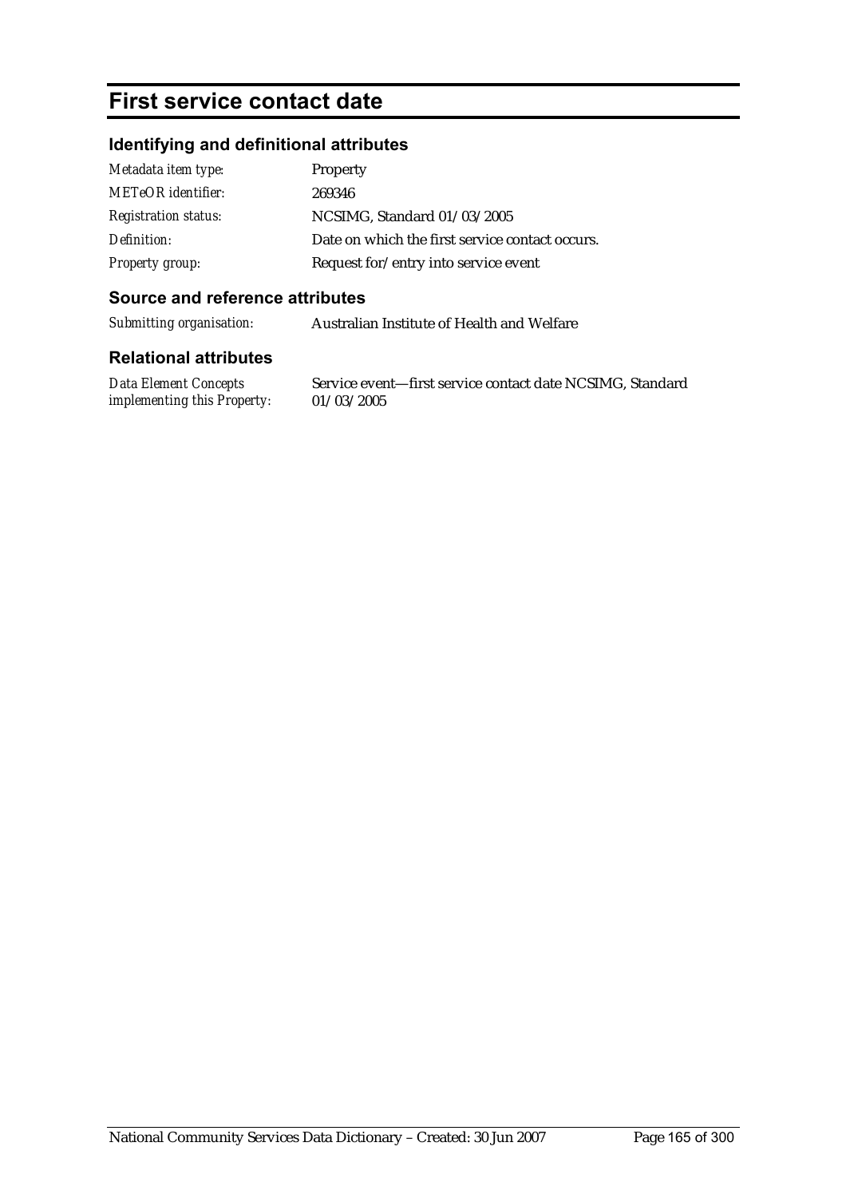# First service contact date

## Identifying and definitional attributes

| | |
|---|---|
| *Metadata item type:* | Property |
| *METeOR identifier:* | 269346 |
| *Registration status:* | NCSIMG, Standard 01/03/2005 |
| *Definition:* | Date on which the first service contact occurs. |
| *Property group:* | Request for/entry into service event |

## Source and reference attributes

| | |
|---|---|
| *Submitting organisation:* | Australian Institute of Health and Welfare |

## Relational attributes

| | |
|---|---|
| *Data Element Concepts implementing this Property:* | Service event—first service contact date NCSIMG, Standard 01/03/2005 |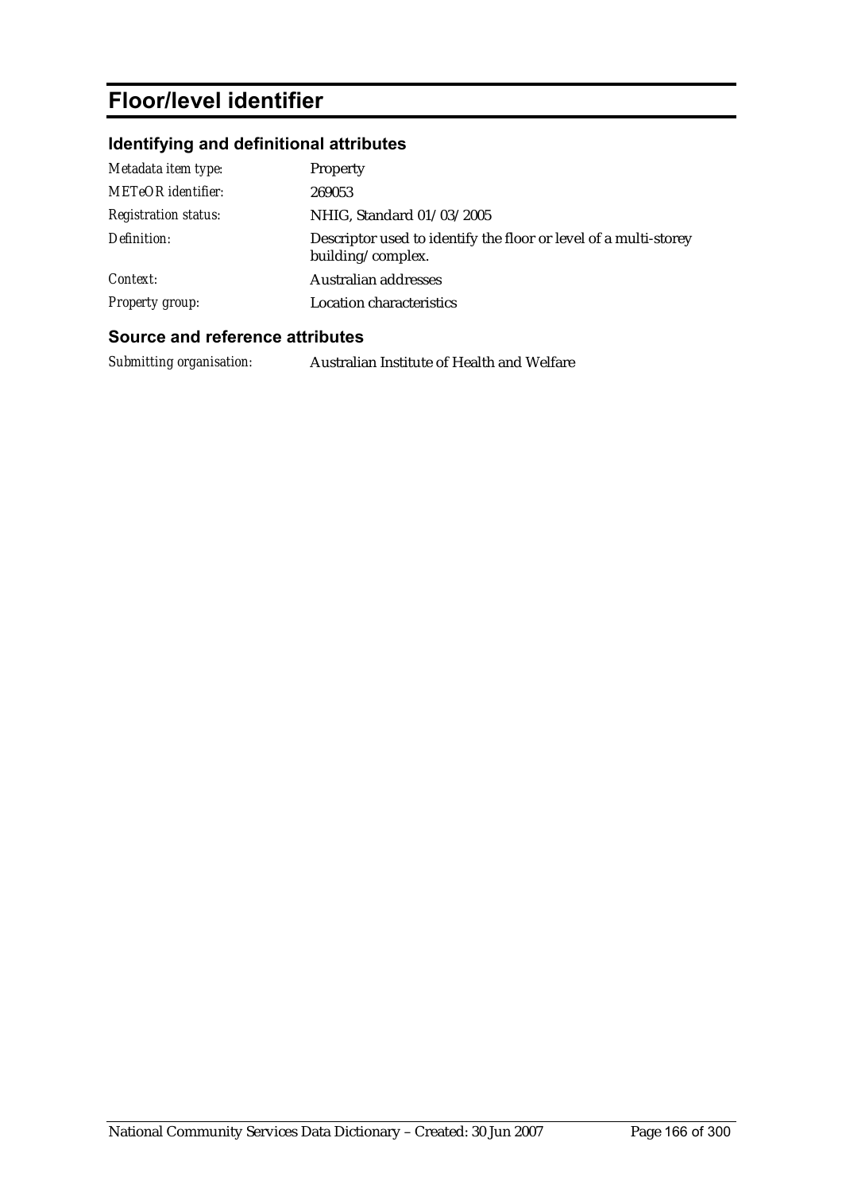# Floor/level identifier

## Identifying and definitional attributes

| | |
|---|---|
| *Metadata item type:* | Property |
| *METeOR identifier:* | 269053 |
| *Registration status:* | NHIG, Standard 01/03/2005 |
| *Definition:* | Descriptor used to identify the floor or level of a multi-storey building/complex. |
| *Context:* | Australian addresses |
| *Property group:* | Location characteristics |

## Source and reference attributes

| | |
|---|---|
| *Submitting organisation:* | Australian Institute of Health and Welfare |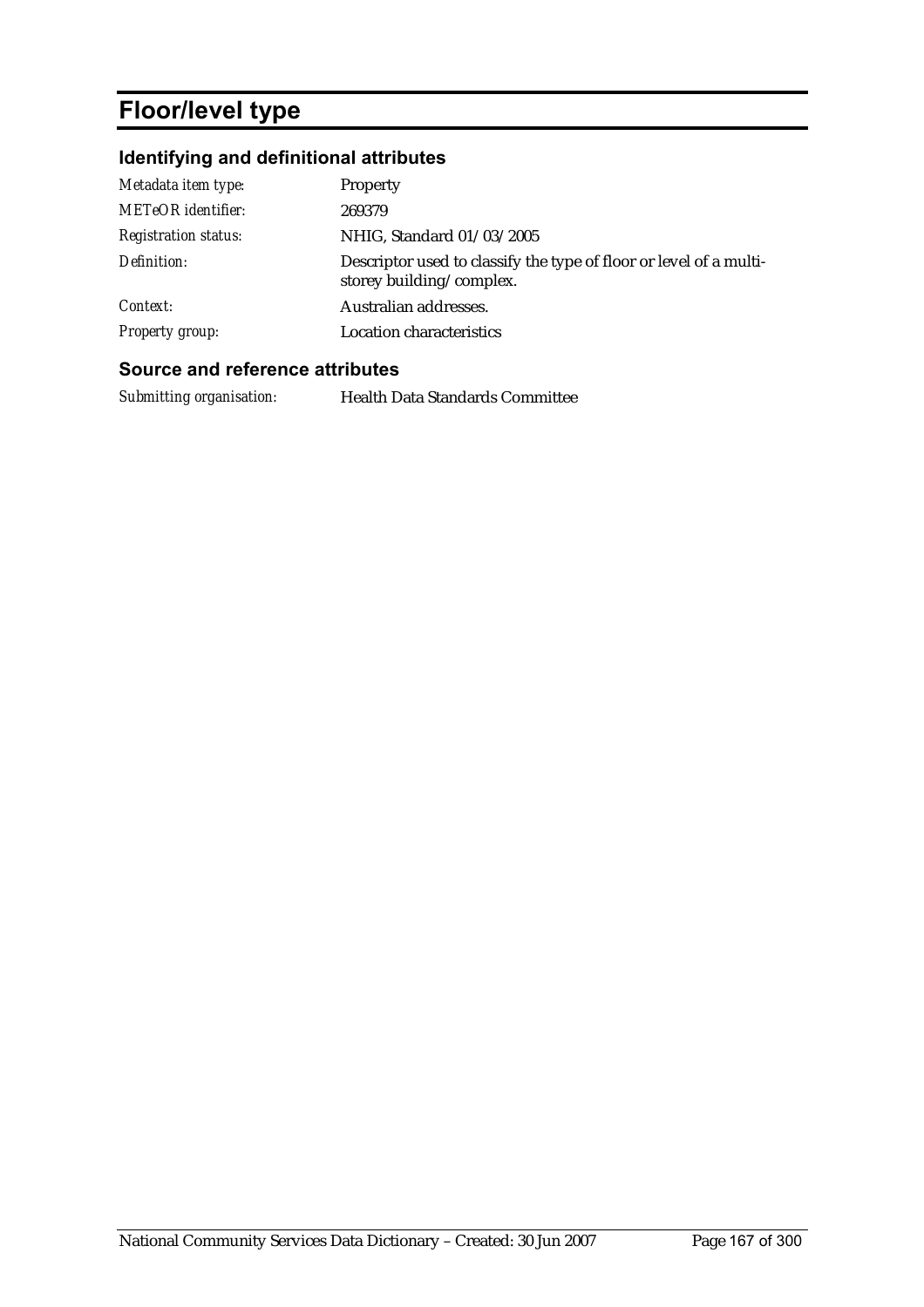# Floor/level type

## Identifying and definitional attributes

| | |
|---|---|
| *Metadata item type:* | Property |
| *METeOR identifier:* | 269379 |
| *Registration status:* | NHIG, Standard 01/03/2005 |
| *Definition:* | Descriptor used to classify the type of floor or level of a multi-storey building/complex. |
| *Context:* | Australian addresses. |
| *Property group:* | Location characteristics |

## Source and reference attributes

| | |
|---|---|
| *Submitting organisation:* | Health Data Standards Committee |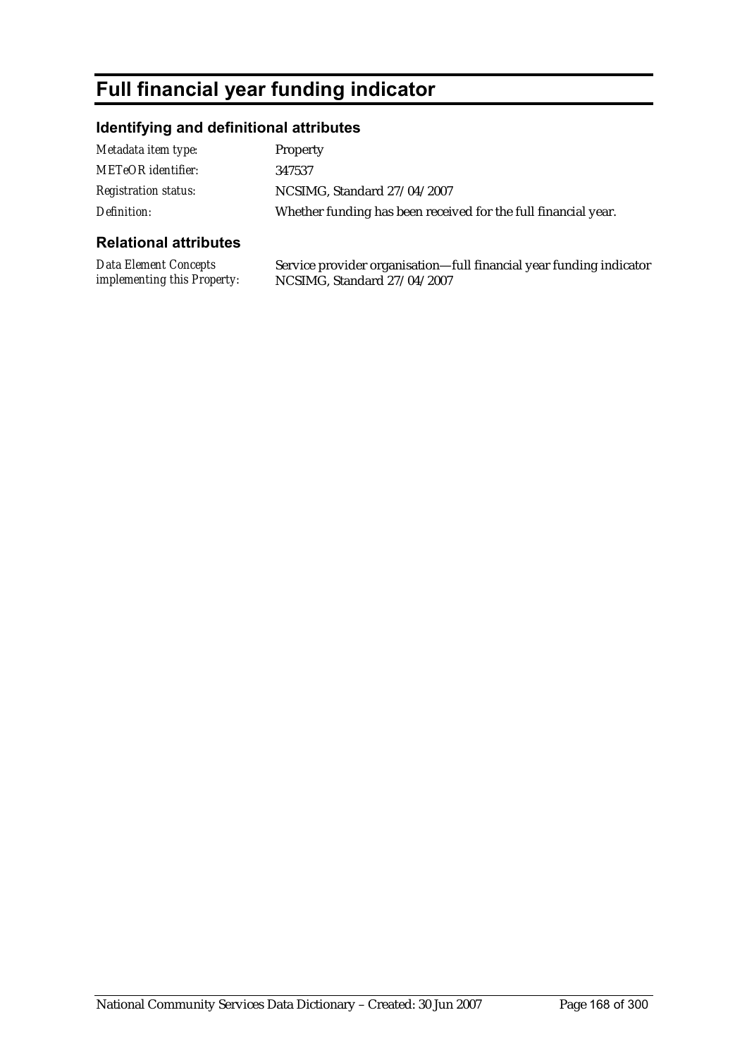# Full financial year funding indicator

## Identifying and definitional attributes

| | |
|---|---|
| *Metadata item type:* | Property |
| *METeOR identifier:* | 347537 |
| *Registration status:* | NCSIMG, Standard 27/04/2007 |
| *Definition:* | Whether funding has been received for the full financial year. |

## Relational attributes

| | |
|---|---|
| *Data Element Concepts implementing this Property:* | Service provider organisation—full financial year funding indicator NCSIMG, Standard 27/04/2007 |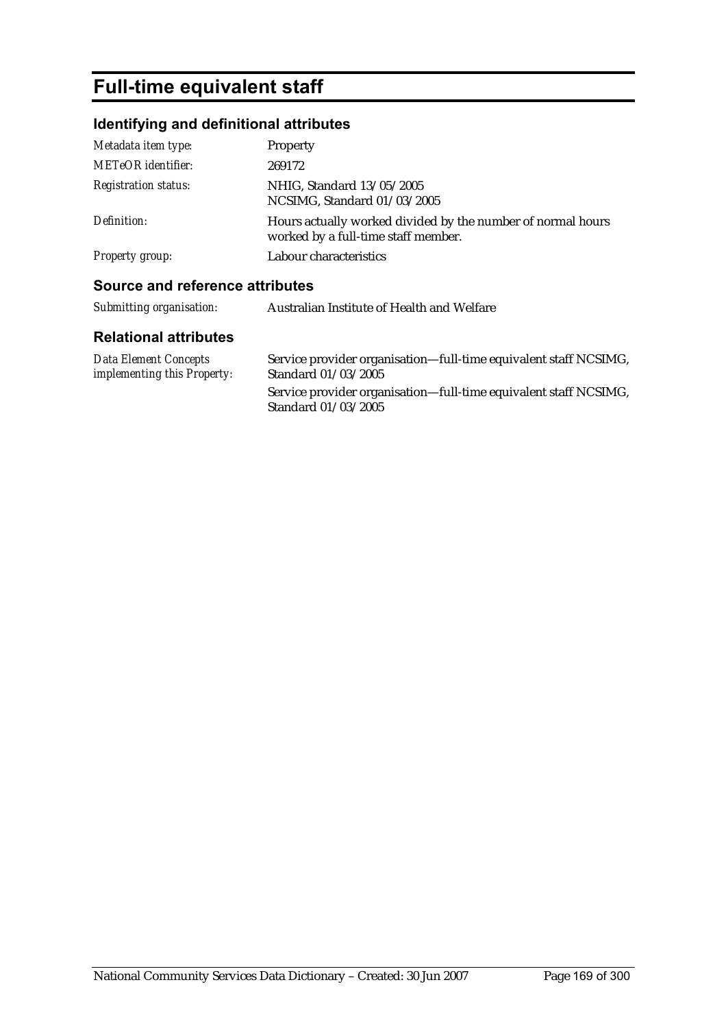# Full-time equivalent staff

## Identifying and definitional attributes

| | |
|---|---|
| *Metadata item type:* | Property |
| *METeOR identifier:* | 269172 |
| *Registration status:* | NHIG, Standard 13/05/2005<br>NCSIMG, Standard 01/03/2005 |
| *Definition:* | Hours actually worked divided by the number of normal hours worked by a full-time staff member. |
| *Property group:* | Labour characteristics |

## Source and reference attributes

| | |
|---|---|
| *Submitting organisation:* | Australian Institute of Health and Welfare |

## Relational attributes

| | |
|---|---|
| *Data Element Concepts implementing this Property:* | Service provider organisation—full-time equivalent staff NCSIMG, Standard 01/03/2005<br>Service provider organisation—full-time equivalent staff NCSIMG, Standard 01/03/2005 |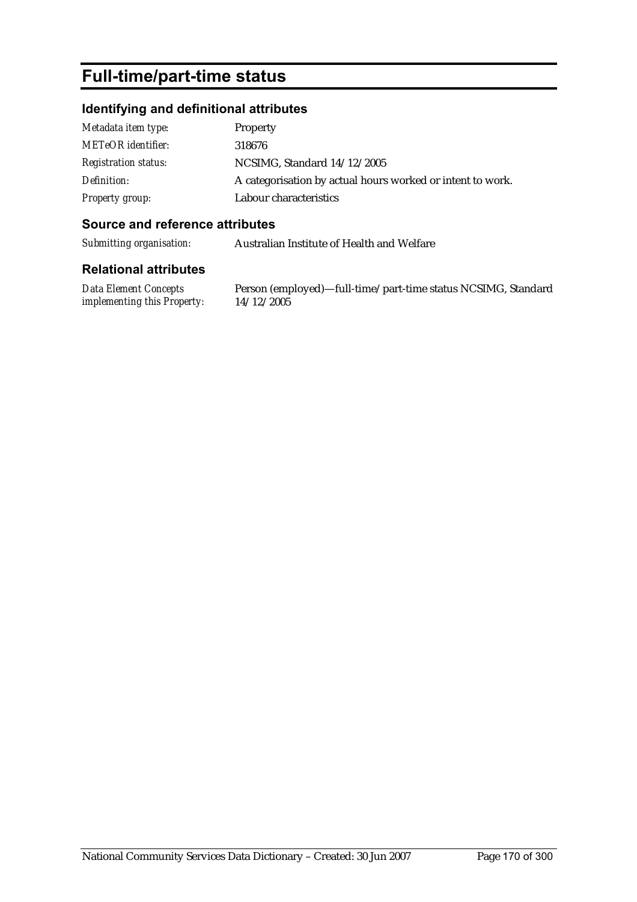# Full-time/part-time status

## Identifying and definitional attributes

| | |
|---|---|
| *Metadata item type:* | Property |
| *METeOR identifier:* | 318676 |
| *Registration status:* | NCSIMG, Standard 14/12/2005 |
| *Definition:* | A categorisation by actual hours worked or intent to work. |
| *Property group:* | Labour characteristics |

## Source and reference attributes

| | |
|---|---|
| *Submitting organisation:* | Australian Institute of Health and Welfare |

## Relational attributes

| | |
|---|---|
| *Data Element Concepts implementing this Property:* | Person (employed)—full-time/part-time status NCSIMG, Standard 14/12/2005 |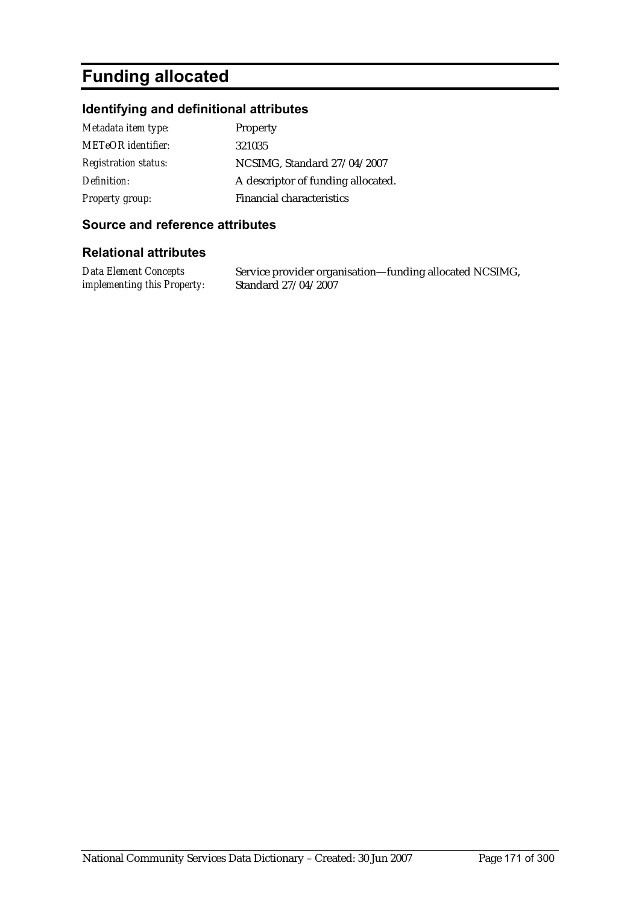# Funding allocated

## Identifying and definitional attributes

| | |
|---|---|
| *Metadata item type:* | Property |
| *METeOR identifier:* | 321035 |
| *Registration status:* | NCSIMG, Standard 27/04/2007 |
| *Definition:* | A descriptor of funding allocated. |
| *Property group:* | Financial characteristics |

## Source and reference attributes

## Relational attributes

| | |
|---|---|
| *Data Element Concepts implementing this Property:* | Service provider organisation—funding allocated NCSIMG, Standard 27/04/2007 |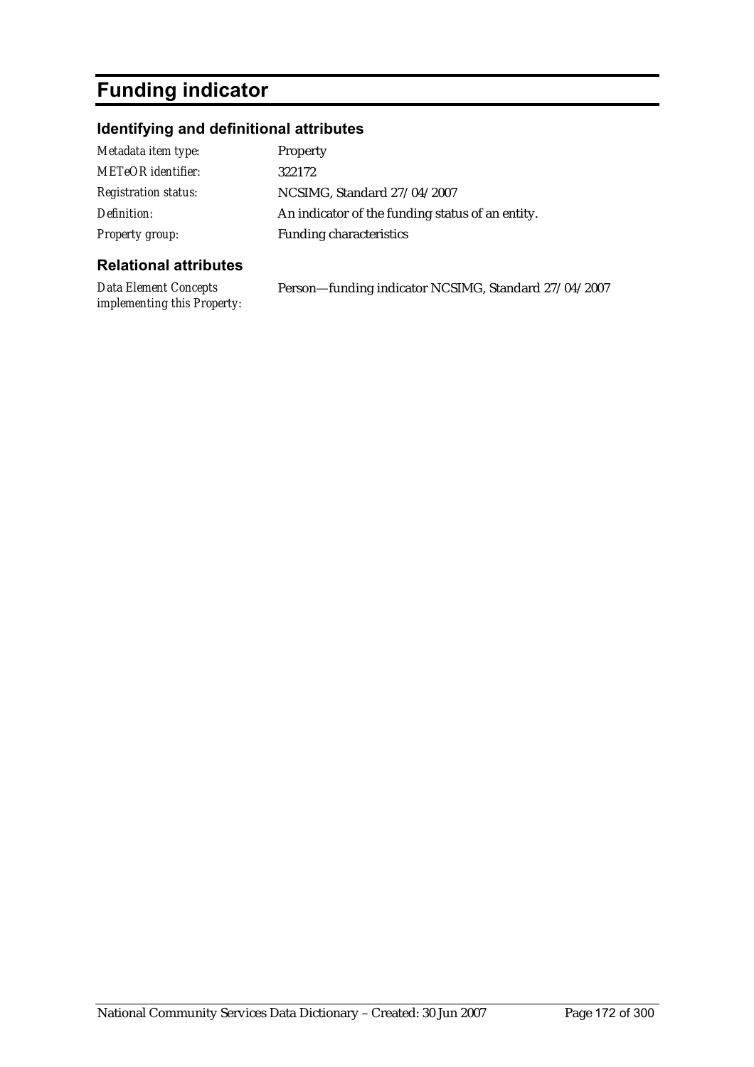# Funding indicator

## Identifying and definitional attributes

| | |
|---|---|
| *Metadata item type:* | Property |
| *METeOR identifier:* | 322172 |
| *Registration status:* | NCSIMG, Standard 27/04/2007 |
| *Definition:* | An indicator of the funding status of an entity. |
| *Property group:* | Funding characteristics |

## Relational attributes

| | |
|---|---|
| *Data Element Concepts implementing this Property:* | Person—funding indicator NCSIMG, Standard 27/04/2007 |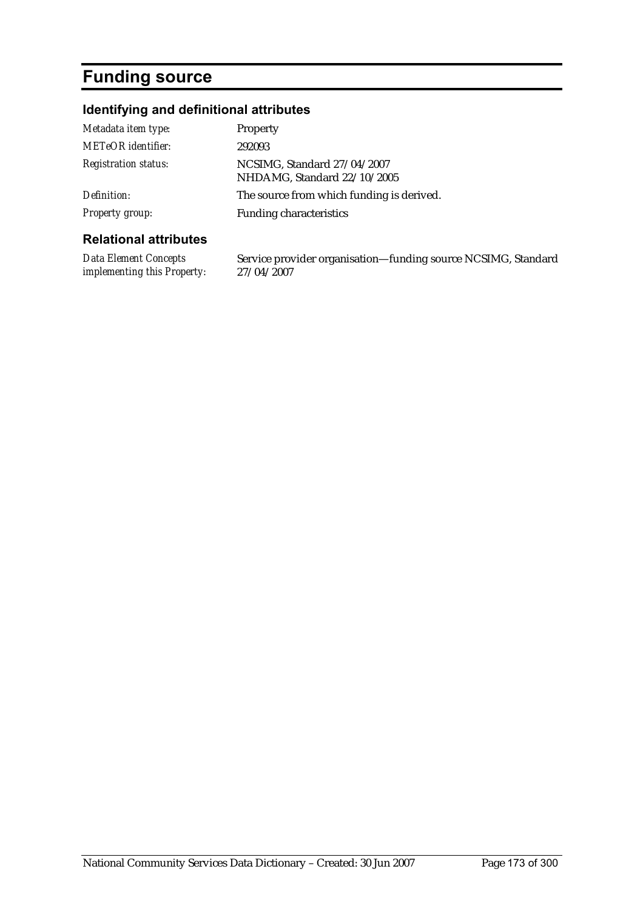# Funding source

## Identifying and definitional attributes

| | |
|---|---|
| *Metadata item type:* | Property |
| *METeOR identifier:* | 292093 |
| *Registration status:* | NCSIMG, Standard 27/04/2007<br>NHDAMG, Standard 22/10/2005 |
| *Definition:* | The source from which funding is derived. |
| *Property group:* | Funding characteristics |

## Relational attributes

| | |
|---|---|
| *Data Element Concepts implementing this Property:* | Service provider organisation—funding source NCSIMG, Standard 27/04/2007 |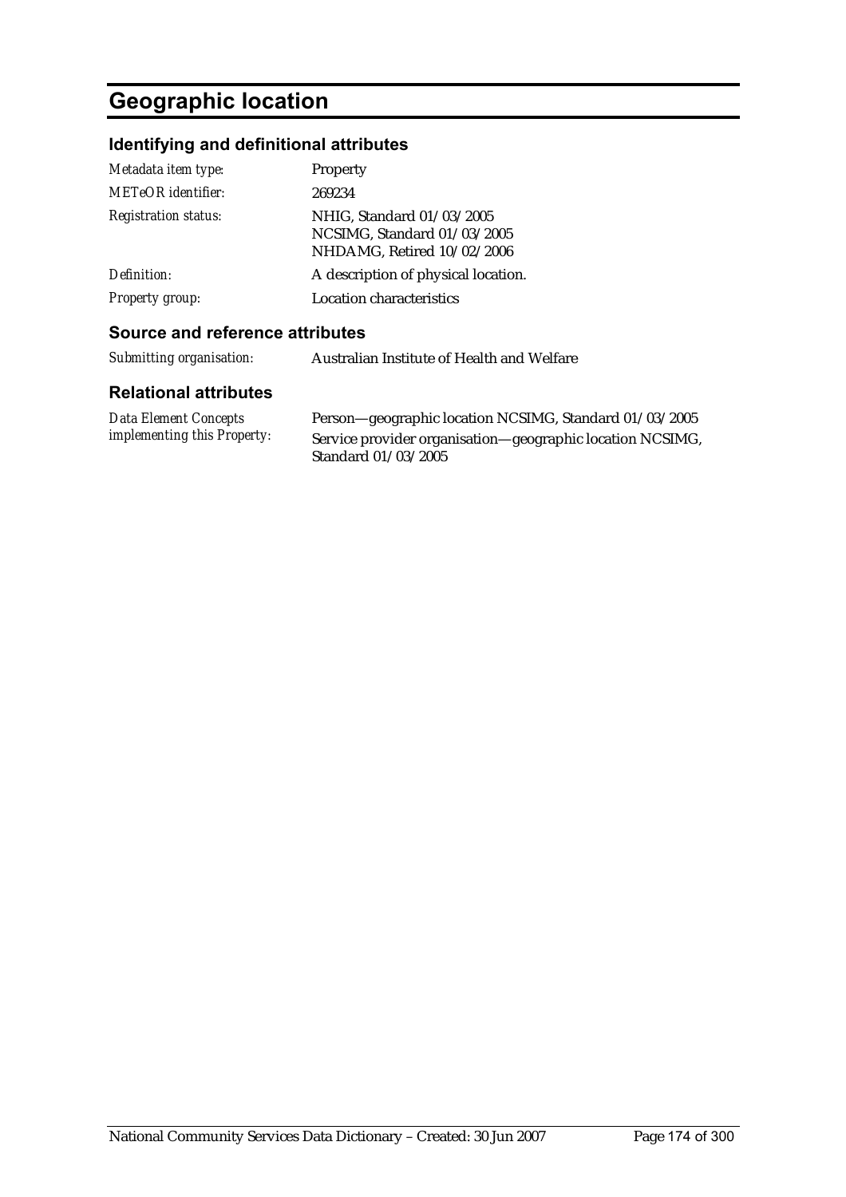# Geographic location

## Identifying and definitional attributes

| | |
|---|---|
| *Metadata item type:* | Property |
| *METeOR identifier:* | 269234 |
| *Registration status:* | NHIG, Standard 01/03/2005<br>NCSIMG, Standard 01/03/2005<br>NHDAMG, Retired 10/02/2006 |
| *Definition:* | A description of physical location. |
| *Property group:* | Location characteristics |

## Source and reference attributes

| | |
|---|---|
| *Submitting organisation:* | Australian Institute of Health and Welfare |

## Relational attributes

| | |
|---|---|
| *Data Element Concepts implementing this Property:* | Person—geographic location NCSIMG, Standard 01/03/2005<br>Service provider organisation—geographic location NCSIMG, Standard 01/03/2005 |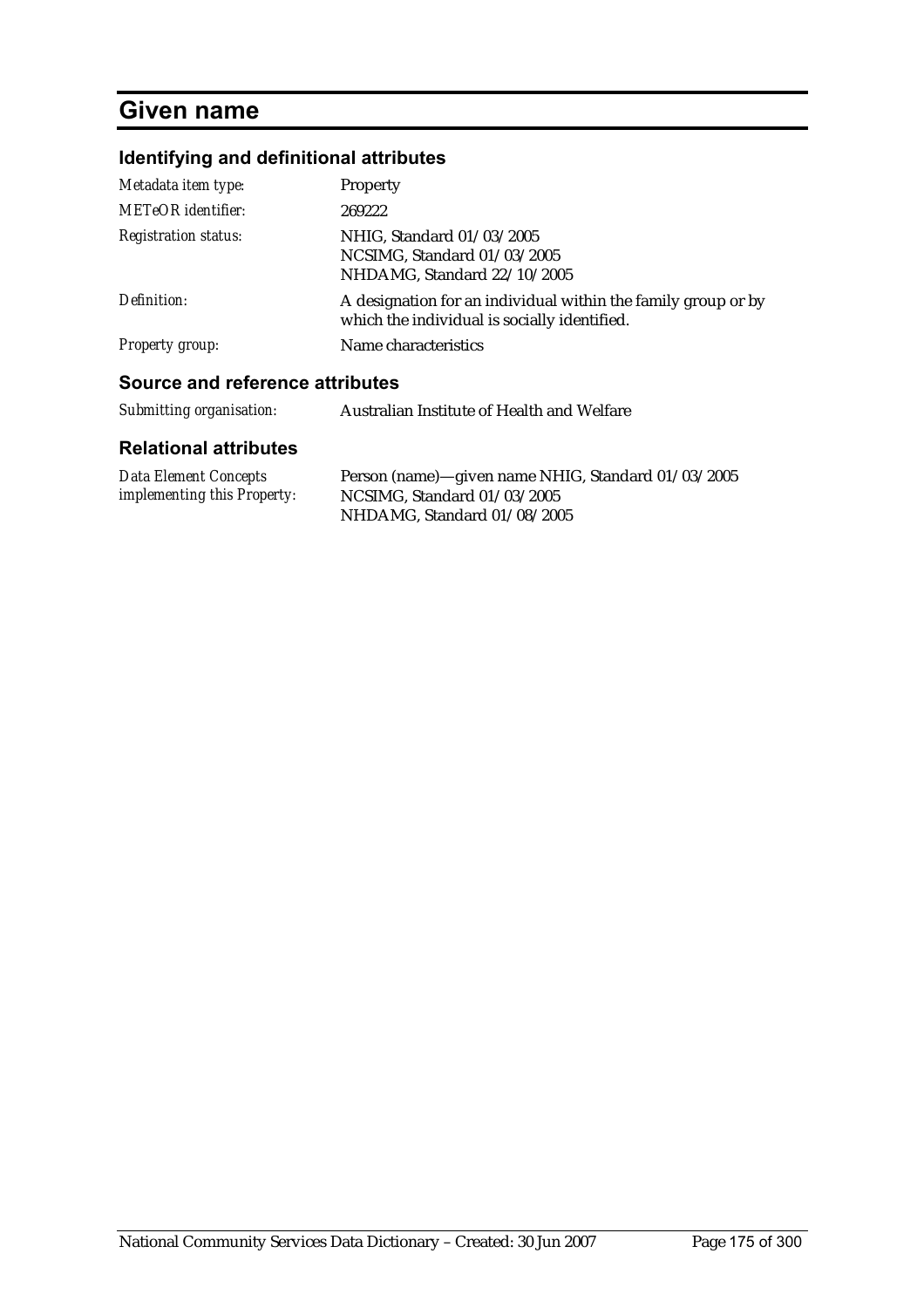# Given name

## Identifying and definitional attributes

| | |
|---|---|
| *Metadata item type:* | Property |
| *METeOR identifier:* | 269222 |
| *Registration status:* | NHIG, Standard 01/03/2005<br>NCSIMG, Standard 01/03/2005<br>NHDAMG, Standard 22/10/2005 |
| *Definition:* | A designation for an individual within the family group or by which the individual is socially identified. |
| *Property group:* | Name characteristics |

## Source and reference attributes

| | |
|---|---|
| *Submitting organisation:* | Australian Institute of Health and Welfare |

## Relational attributes

| | |
|---|---|
| *Data Element Concepts implementing this Property:* | Person (name)—given name NHIG, Standard 01/03/2005<br>NCSIMG, Standard 01/03/2005<br>NHDAMG, Standard 01/08/2005 |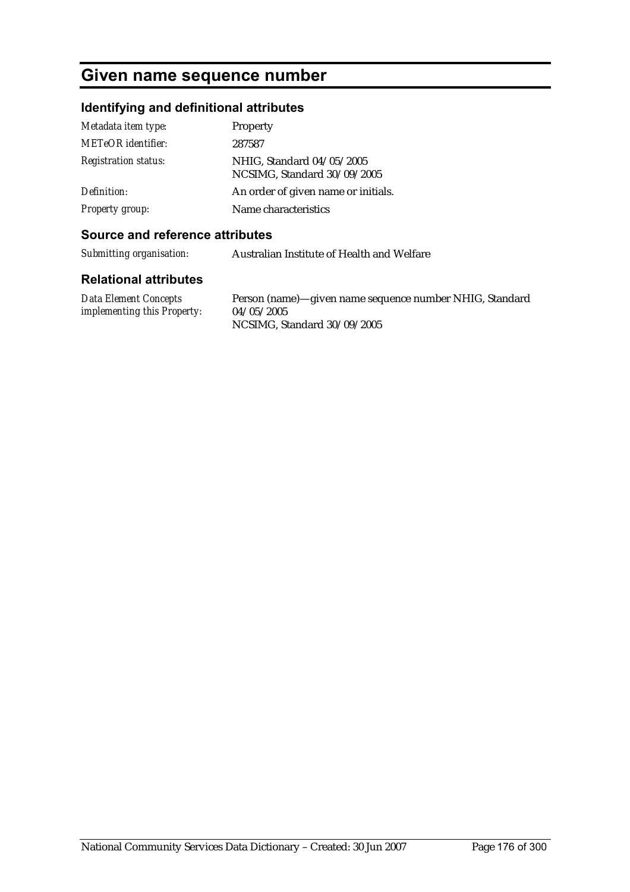# Given name sequence number

## Identifying and definitional attributes

| | |
|---|---|
| *Metadata item type:* | Property |
| *METeOR identifier:* | 287587 |
| *Registration status:* | NHIG, Standard 04/05/2005<br>NCSIMG, Standard 30/09/2005 |
| *Definition:* | An order of given name or initials. |
| *Property group:* | Name characteristics |

## Source and reference attributes

| | |
|---|---|
| *Submitting organisation:* | Australian Institute of Health and Welfare |

## Relational attributes

| | |
|---|---|
| *Data Element Concepts implementing this Property:* | Person (name)—given name sequence number NHIG, Standard 04/05/2005<br>NCSIMG, Standard 30/09/2005 |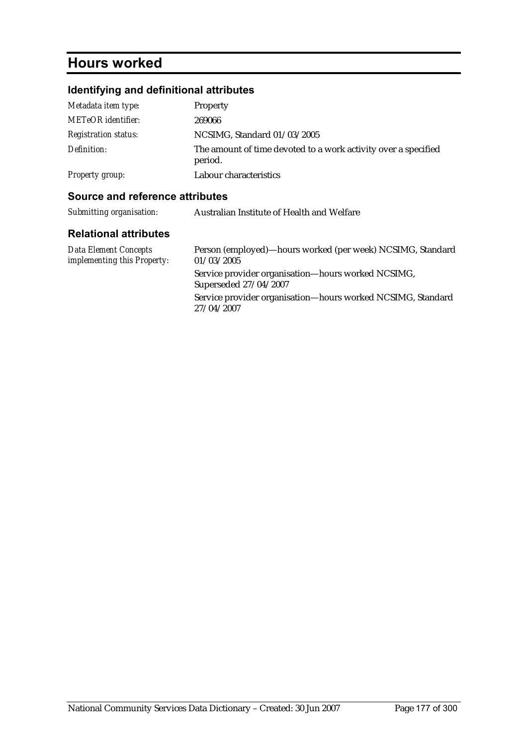# Hours worked

## Identifying and definitional attributes

| | |
|---|---|
| *Metadata item type:* | Property |
| *METeOR identifier:* | 269066 |
| *Registration status:* | NCSIMG, Standard 01/03/2005 |
| *Definition:* | The amount of time devoted to a work activity over a specified period. |
| *Property group:* | Labour characteristics |

## Source and reference attributes

| | |
|---|---|
| *Submitting organisation:* | Australian Institute of Health and Welfare |

## Relational attributes

| | |
|---|---|
| *Data Element Concepts implementing this Property:* | Person (employed)—hours worked (per week) NCSIMG, Standard 01/03/2005<br>Service provider organisation—hours worked NCSIMG, Superseded 27/04/2007<br>Service provider organisation—hours worked NCSIMG, Standard 27/04/2007 |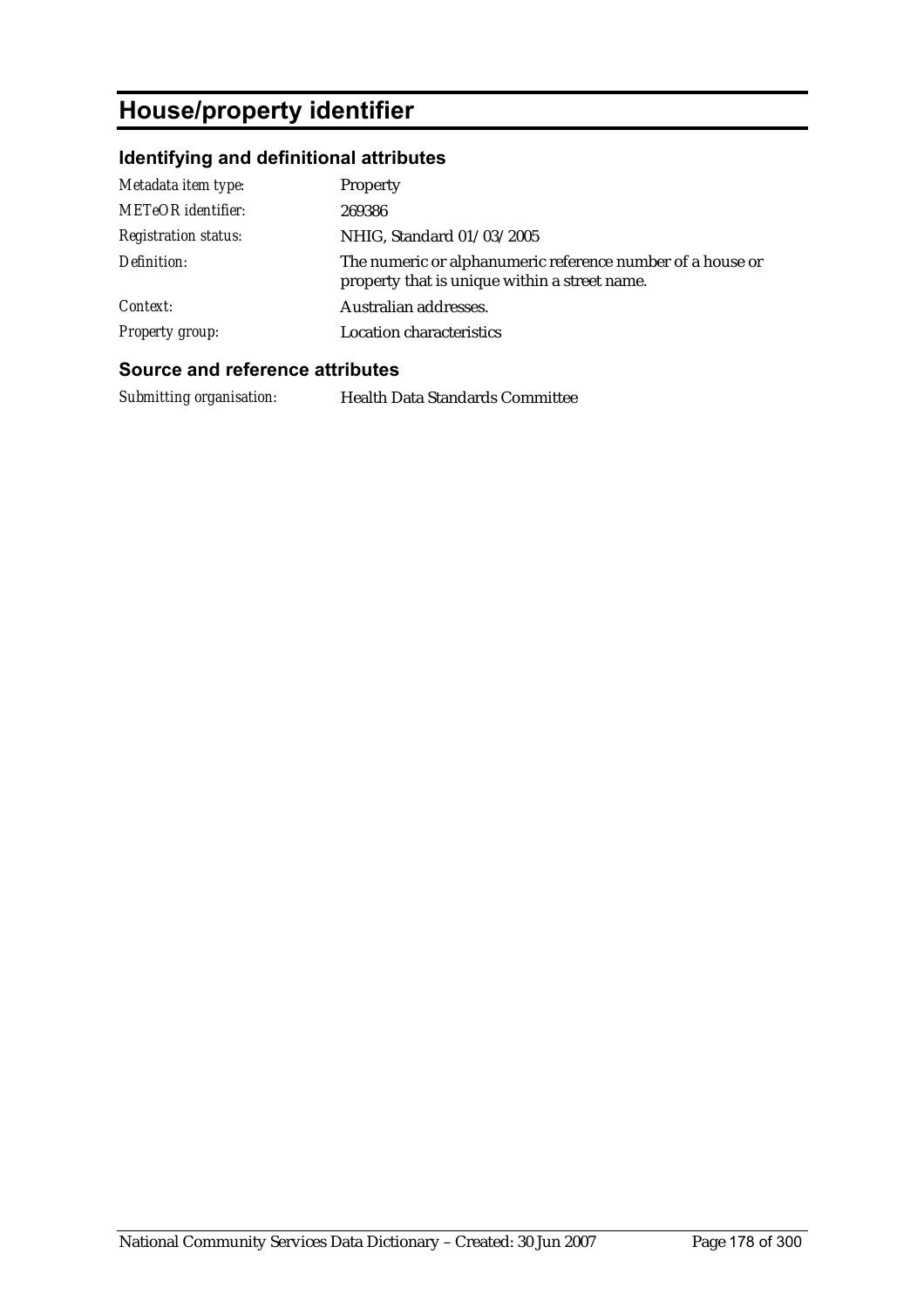# House/property identifier

## Identifying and definitional attributes

| | |
|---|---|
| *Metadata item type:* | Property |
| *METeOR identifier:* | 269386 |
| *Registration status:* | NHIG, Standard 01/03/2005 |
| *Definition:* | The numeric or alphanumeric reference number of a house or property that is unique within a street name. |
| *Context:* | Australian addresses. |
| *Property group:* | Location characteristics |

## Source and reference attributes

| | |
|---|---|
| *Submitting organisation:* | Health Data Standards Committee |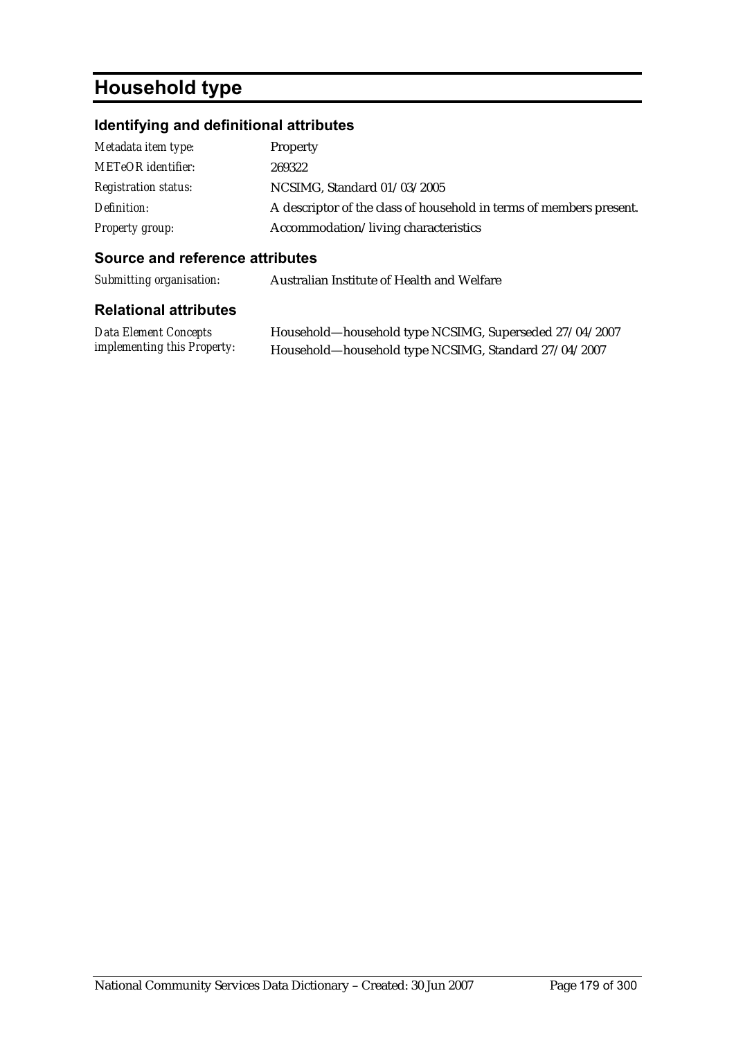# Household type

## Identifying and definitional attributes

| | |
|---|---|
| *Metadata item type:* | Property |
| *METeOR identifier:* | 269322 |
| *Registration status:* | NCSIMG, Standard 01/03/2005 |
| *Definition:* | A descriptor of the class of household in terms of members present. |
| *Property group:* | Accommodation/living characteristics |

## Source and reference attributes

| | |
|---|---|
| *Submitting organisation:* | Australian Institute of Health and Welfare |

## Relational attributes

| | |
|---|---|
| *Data Element Concepts implementing this Property:* | Household—household type NCSIMG, Superseded 27/04/2007<br>Household—household type NCSIMG, Standard 27/04/2007 |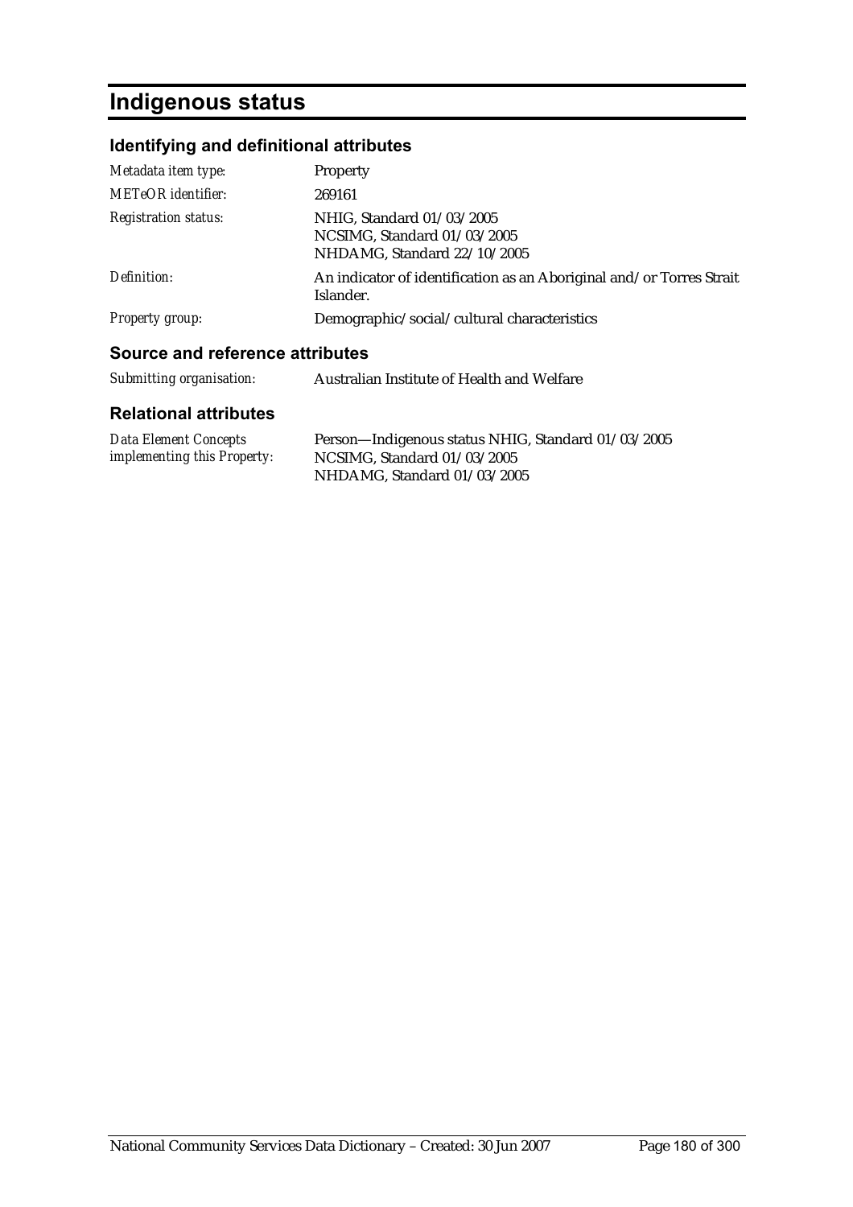# Indigenous status

## Identifying and definitional attributes

| | |
|---|---|
| *Metadata item type:* | Property |
| *METeOR identifier:* | 269161 |
| *Registration status:* | NHIG, Standard 01/03/2005<br>NCSIMG, Standard 01/03/2005<br>NHDAMG, Standard 22/10/2005 |
| *Definition:* | An indicator of identification as an Aboriginal and/or Torres Strait Islander. |
| *Property group:* | Demographic/social/cultural characteristics |

## Source and reference attributes

| | |
|---|---|
| *Submitting organisation:* | Australian Institute of Health and Welfare |

## Relational attributes

| | |
|---|---|
| *Data Element Concepts implementing this Property:* | Person—Indigenous status NHIG, Standard 01/03/2005<br>NCSIMG, Standard 01/03/2005<br>NHDAMG, Standard 01/03/2005 |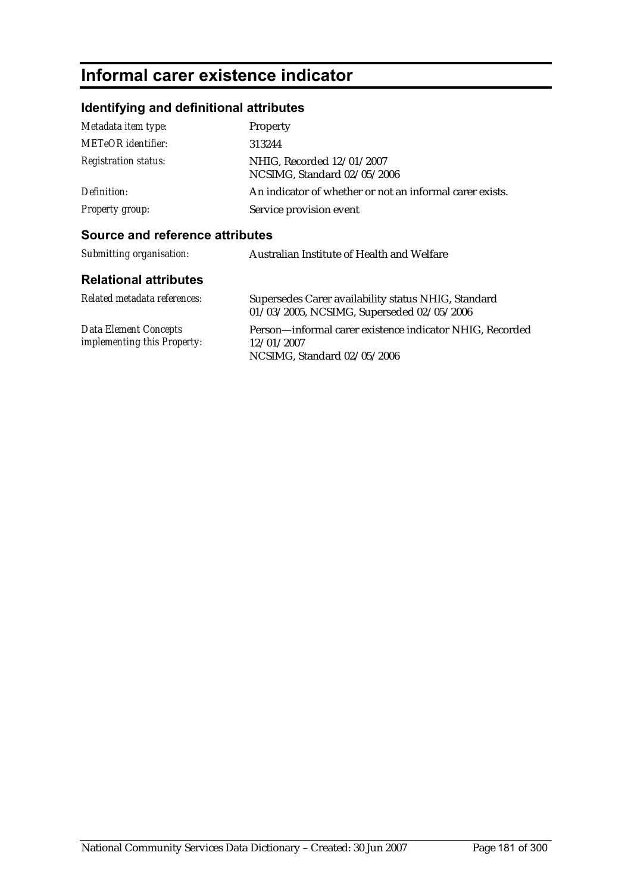# Informal carer existence indicator

## Identifying and definitional attributes

| | |
|---|---|
| *Metadata item type:* | Property |
| *METeOR identifier:* | 313244 |
| *Registration status:* | NHIG, Recorded 12/01/2007<br>NCSIMG, Standard 02/05/2006 |
| *Definition:* | An indicator of whether or not an informal carer exists. |
| *Property group:* | Service provision event |

## Source and reference attributes

| | |
|---|---|
| *Submitting organisation:* | Australian Institute of Health and Welfare |

## Relational attributes

| | |
|---|---|
| *Related metadata references:* | Supersedes Carer availability status NHIG, Standard 01/03/2005, NCSIMG, Superseded 02/05/2006 |
| *Data Element Concepts implementing this Property:* | Person—informal carer existence indicator NHIG, Recorded 12/01/2007<br>NCSIMG, Standard 02/05/2006 |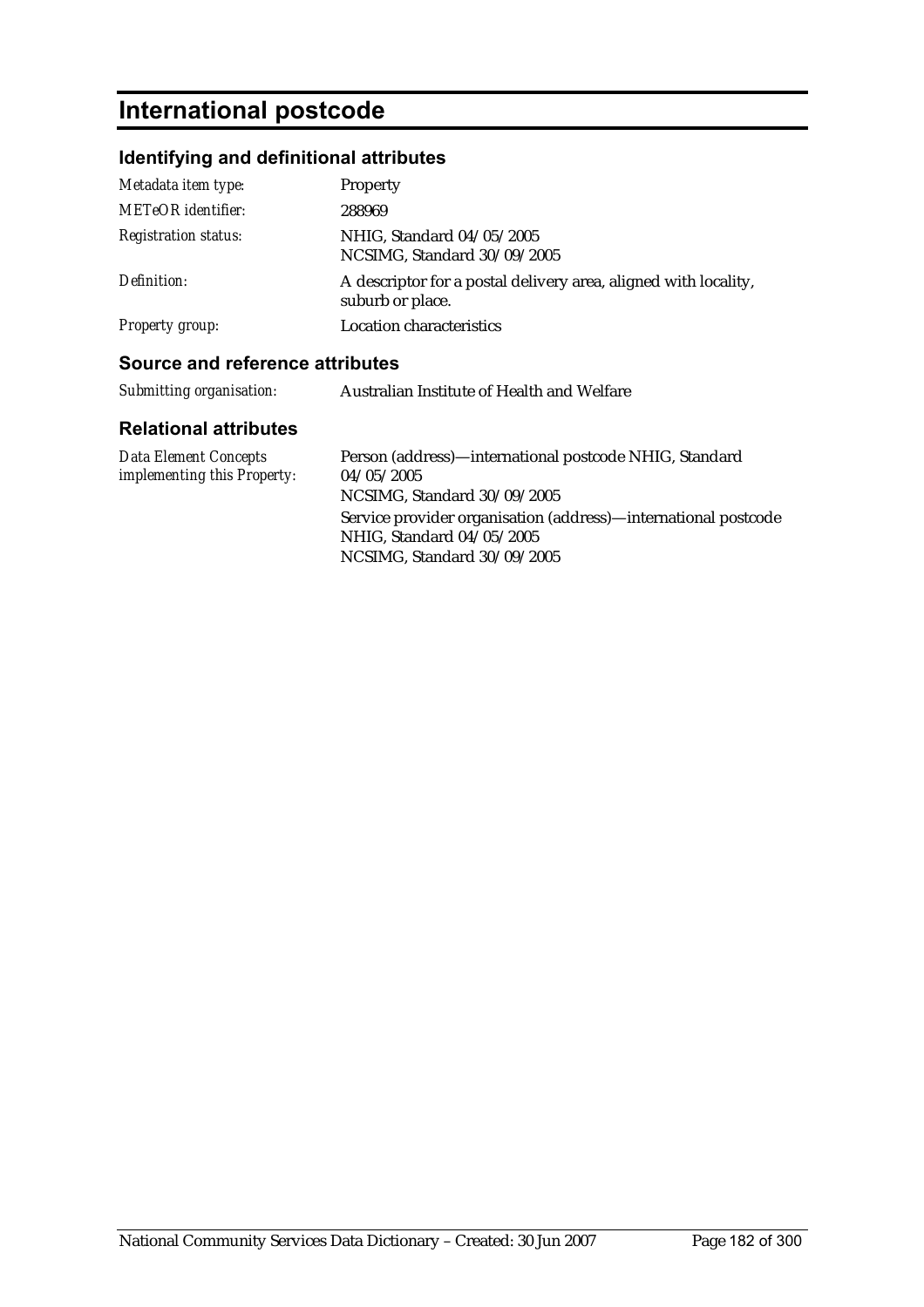# International postcode

## Identifying and definitional attributes

| | |
|---|---|
| *Metadata item type:* | Property |
| *METeOR identifier:* | 288969 |
| *Registration status:* | NHIG, Standard 04/05/2005<br>NCSIMG, Standard 30/09/2005 |
| *Definition:* | A descriptor for a postal delivery area, aligned with locality, suburb or place. |
| *Property group:* | Location characteristics |

## Source and reference attributes

| | |
|---|---|
| *Submitting organisation:* | Australian Institute of Health and Welfare |

## Relational attributes

| | |
|---|---|
| *Data Element Concepts implementing this Property:* | Person (address)—international postcode NHIG, Standard 04/05/2005<br>NCSIMG, Standard 30/09/2005<br>Service provider organisation (address)—international postcode NHIG, Standard 04/05/2005<br>NCSIMG, Standard 30/09/2005 |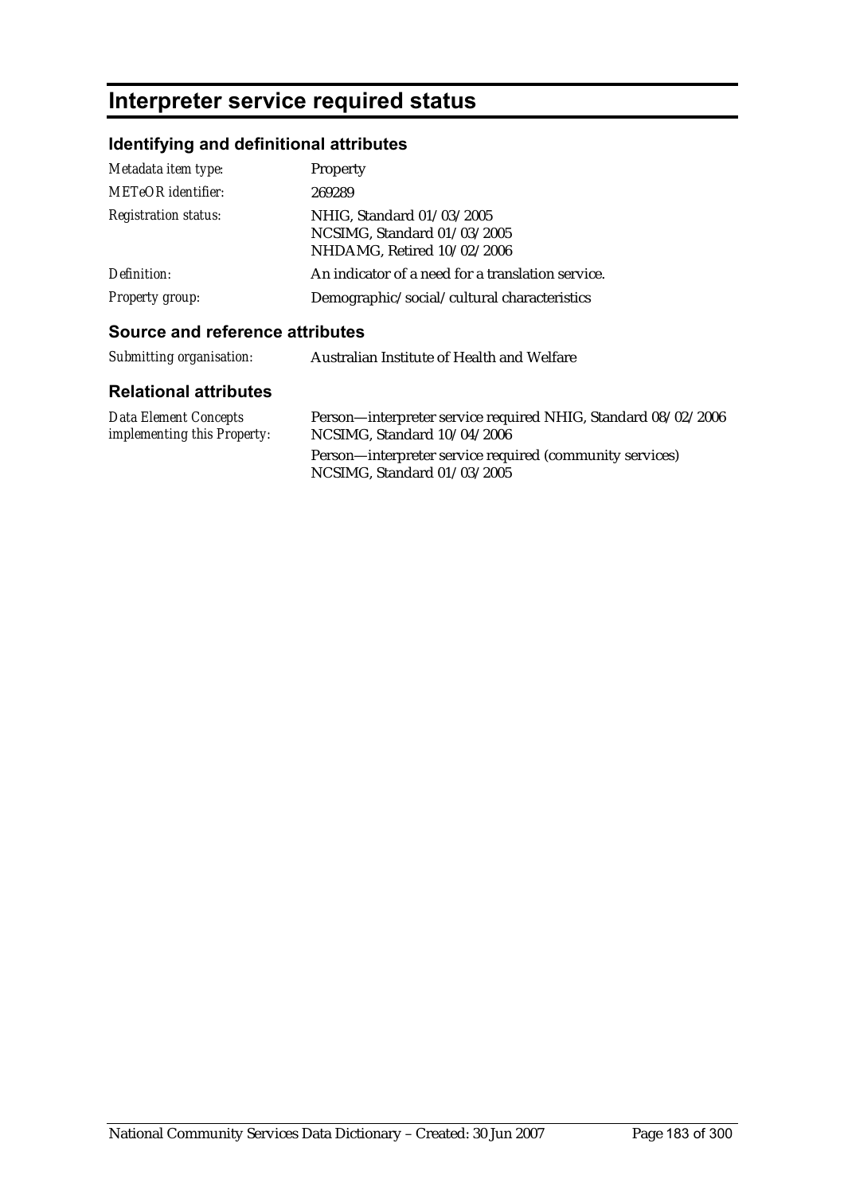# Interpreter service required status

## Identifying and definitional attributes

| | |
|---|---|
| *Metadata item type:* | Property |
| *METeOR identifier:* | 269289 |
| *Registration status:* | NHIG, Standard 01/03/2005<br>NCSIMG, Standard 01/03/2005<br>NHDAMG, Retired 10/02/2006 |
| *Definition:* | An indicator of a need for a translation service. |
| *Property group:* | Demographic/social/cultural characteristics |

## Source and reference attributes

| | |
|---|---|
| *Submitting organisation:* | Australian Institute of Health and Welfare |

## Relational attributes

| | |
|---|---|
| *Data Element Concepts implementing this Property:* | Person—interpreter service required NHIG, Standard 08/02/2006<br>NCSIMG, Standard 10/04/2006<br>Person—interpreter service required (community services)<br>NCSIMG, Standard 01/03/2005 |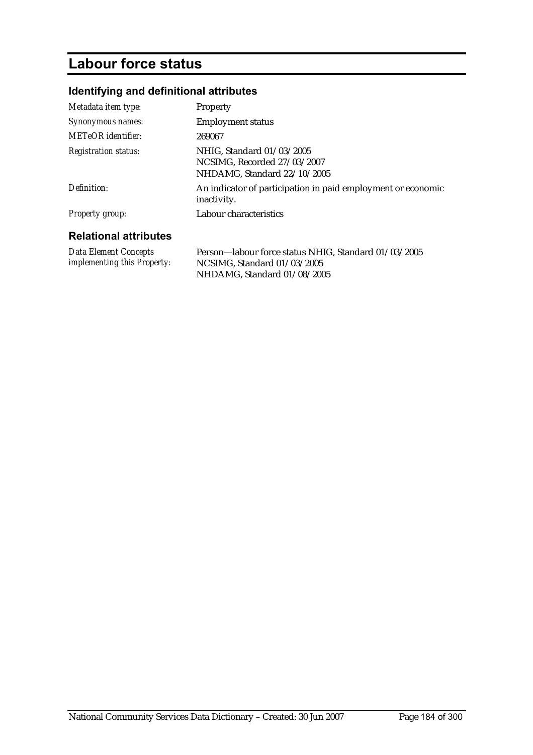# Labour force status

## Identifying and definitional attributes

| | |
|---|---|
| *Metadata item type:* | Property |
| *Synonymous names:* | Employment status |
| *METeOR identifier:* | 269067 |
| *Registration status:* | NHIG, Standard 01/03/2005<br>NCSIMG, Recorded 27/03/2007<br>NHDAMG, Standard 22/10/2005 |
| *Definition:* | An indicator of participation in paid employment or economic inactivity. |
| *Property group:* | Labour characteristics |

## Relational attributes

| | |
|---|---|
| *Data Element Concepts implementing this Property:* | Person—labour force status NHIG, Standard 01/03/2005<br>NCSIMG, Standard 01/03/2005<br>NHDAMG, Standard 01/08/2005 |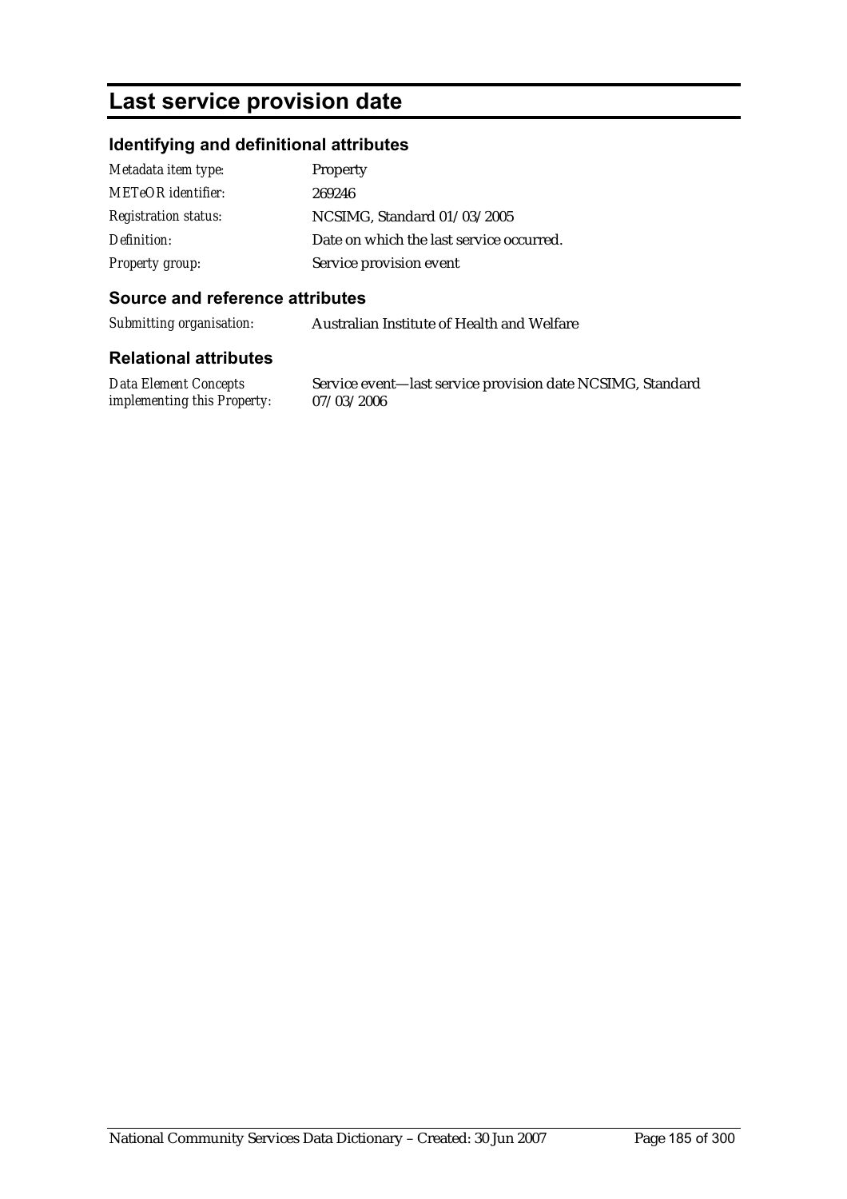# Last service provision date

## Identifying and definitional attributes

| | |
|---|---|
| *Metadata item type:* | Property |
| *METeOR identifier:* | 269246 |
| *Registration status:* | NCSIMG, Standard 01/03/2005 |
| *Definition:* | Date on which the last service occurred. |
| *Property group:* | Service provision event |

## Source and reference attributes

| | |
|---|---|
| *Submitting organisation:* | Australian Institute of Health and Welfare |

## Relational attributes

| | |
|---|---|
| *Data Element Concepts implementing this Property:* | Service event—last service provision date NCSIMG, Standard 07/03/2006 |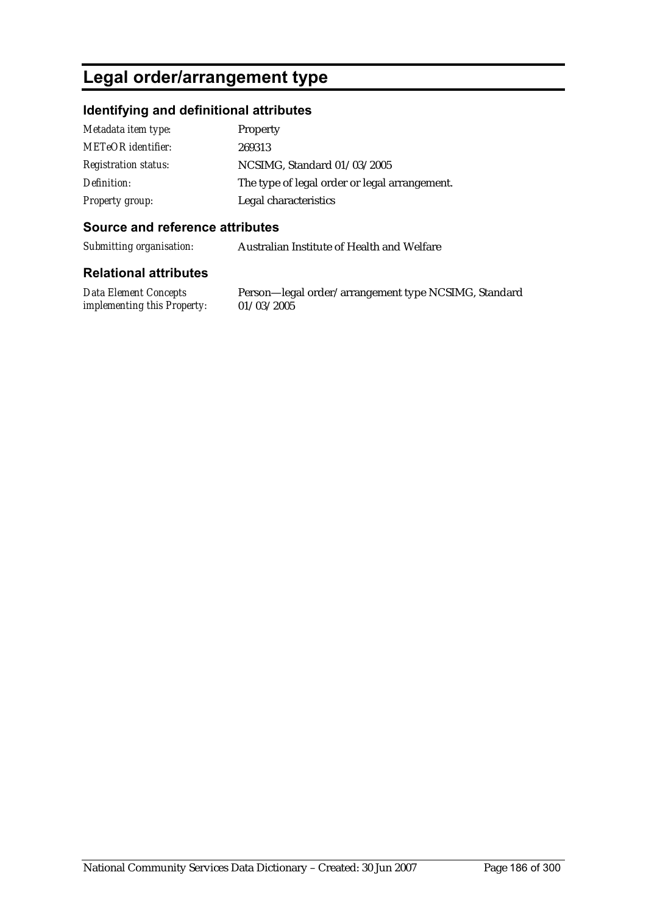# Legal order/arrangement type

## Identifying and definitional attributes

| | |
|---|---|
| *Metadata item type:* | Property |
| *METeOR identifier:* | 269313 |
| *Registration status:* | NCSIMG, Standard 01/03/2005 |
| *Definition:* | The type of legal order or legal arrangement. |
| *Property group:* | Legal characteristics |

## Source and reference attributes

| | |
|---|---|
| *Submitting organisation:* | Australian Institute of Health and Welfare |

## Relational attributes

| | |
|---|---|
| *Data Element Concepts implementing this Property:* | Person—legal order/arrangement type NCSIMG, Standard 01/03/2005 |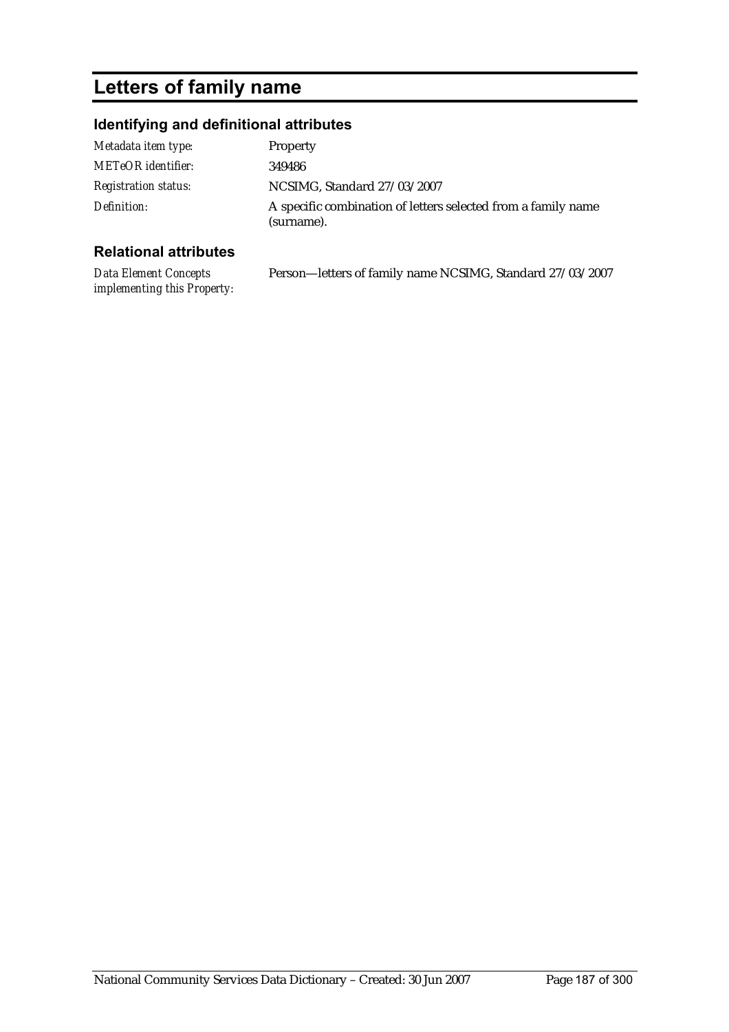# Letters of family name

## Identifying and definitional attributes

| | |
|---|---|
| *Metadata item type:* | Property |
| *METeOR identifier:* | 349486 |
| *Registration status:* | NCSIMG, Standard 27/03/2007 |
| *Definition:* | A specific combination of letters selected from a family name (surname). |

## Relational attributes

| | |
|---|---|
| *Data Element Concepts implementing this Property:* | Person—letters of family name NCSIMG, Standard 27/03/2007 |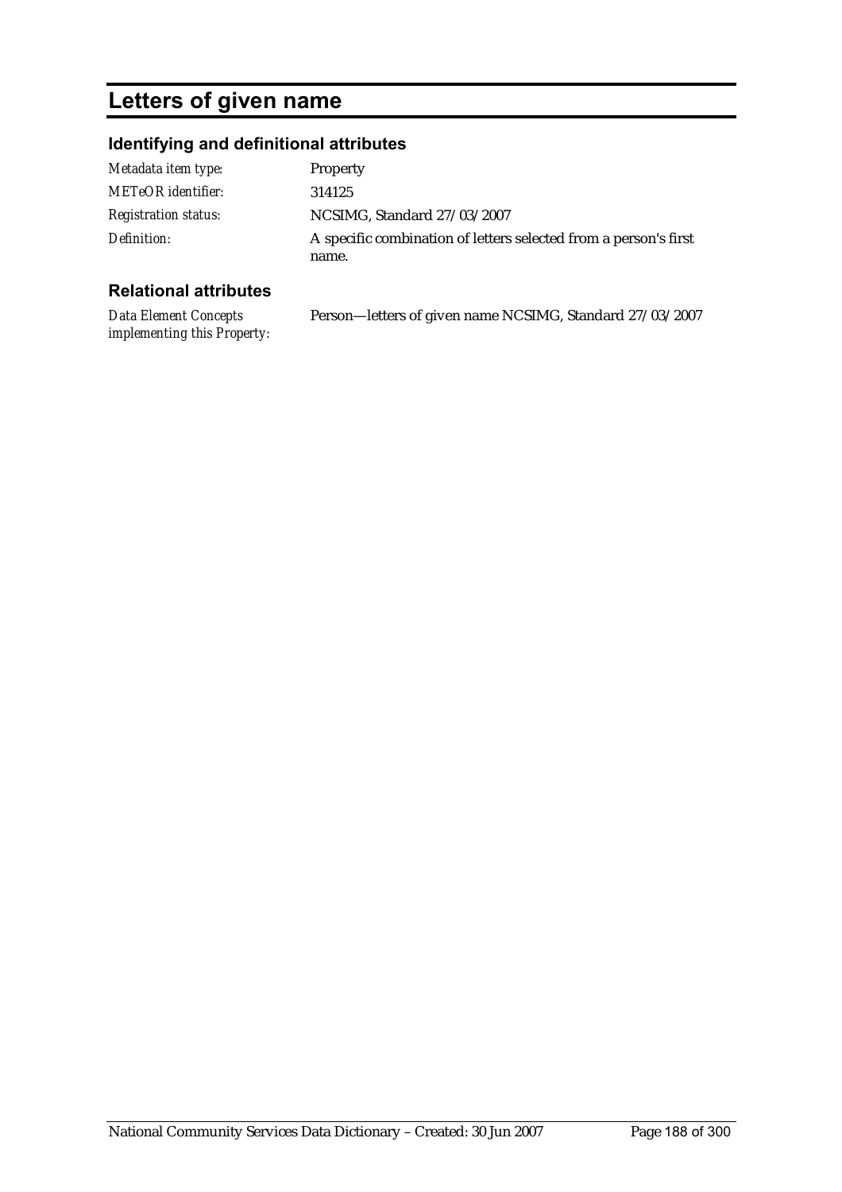# Letters of given name

## Identifying and definitional attributes

| | |
|---|---|
| *Metadata item type:* | Property |
| *METeOR identifier:* | 314125 |
| *Registration status:* | NCSIMG, Standard 27/03/2007 |
| *Definition:* | A specific combination of letters selected from a person's first name. |

## Relational attributes

| | |
|---|---|
| *Data Element Concepts implementing this Property:* | Person—letters of given name NCSIMG, Standard 27/03/2007 |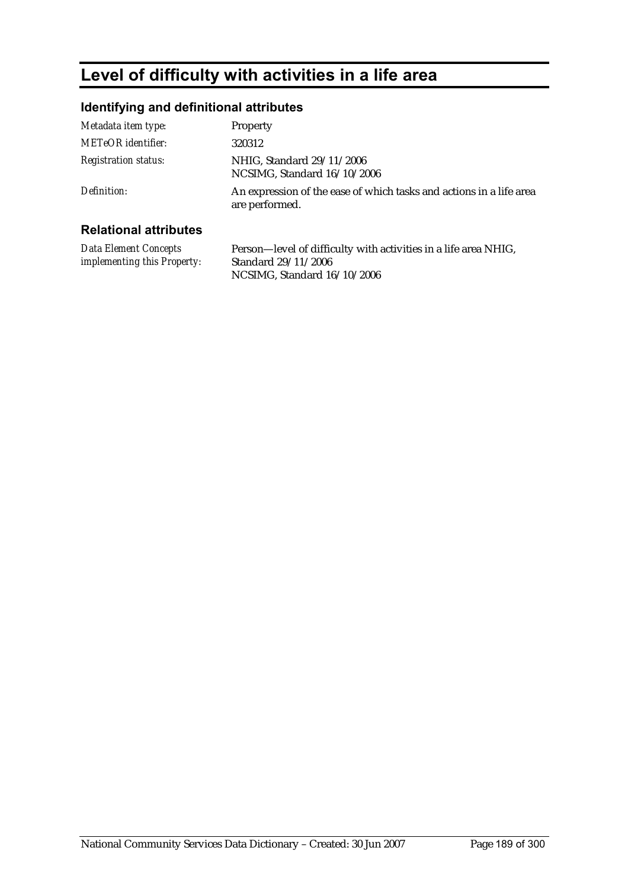# Level of difficulty with activities in a life area

## Identifying and definitional attributes

| | |
|---|---|
| *Metadata item type:* | Property |
| *METeOR identifier:* | 320312 |
| *Registration status:* | NHIG, Standard 29/11/2006<br>NCSIMG, Standard 16/10/2006 |
| *Definition:* | An expression of the ease of which tasks and actions in a life area are performed. |

## Relational attributes

| | |
|---|---|
| *Data Element Concepts implementing this Property:* | Person—level of difficulty with activities in a life area NHIG, Standard 29/11/2006<br>NCSIMG, Standard 16/10/2006 |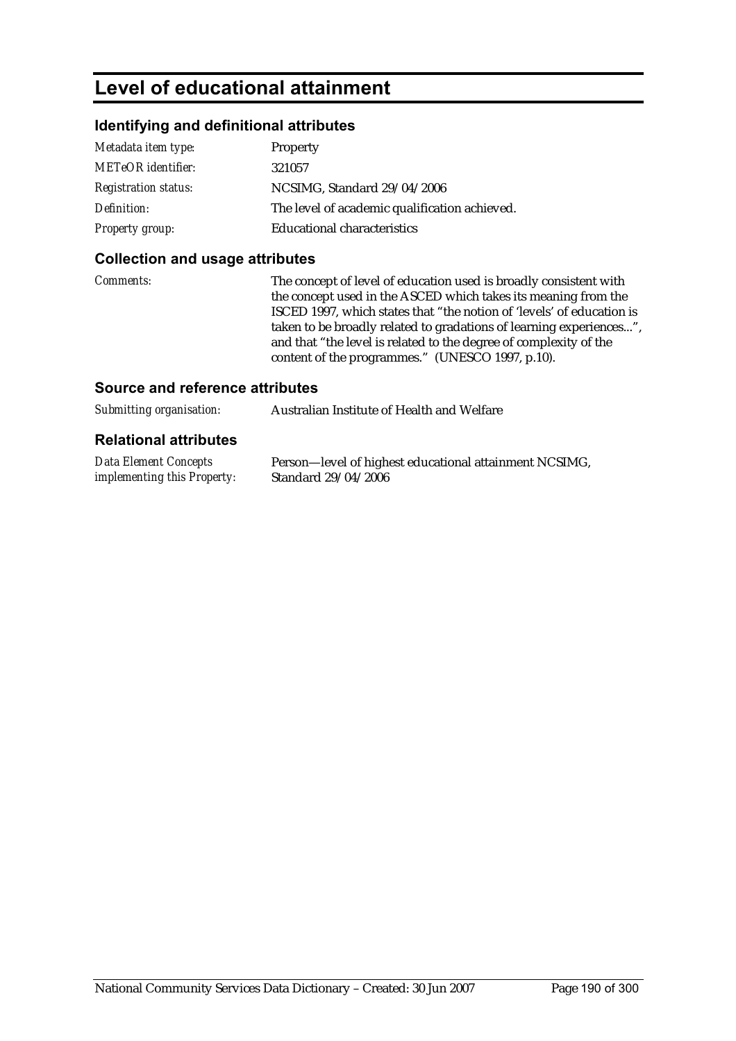# Level of educational attainment

## Identifying and definitional attributes

| | |
|---|---|
| *Metadata item type:* | Property |
| *METeOR identifier:* | 321057 |
| *Registration status:* | NCSIMG, Standard 29/04/2006 |
| *Definition:* | The level of academic qualification achieved. |
| *Property group:* | Educational characteristics |

## Collection and usage attributes

| | |
|---|---|
| *Comments:* | The concept of level of education used is broadly consistent with the concept used in the ASCED which takes its meaning from the ISCED 1997, which states that "the notion of 'levels' of education is taken to be broadly related to gradations of learning experiences...", and that "the level is related to the degree of complexity of the content of the programmes." (UNESCO 1997, p.10). |

## Source and reference attributes

| | |
|---|---|
| *Submitting organisation:* | Australian Institute of Health and Welfare |

## Relational attributes

| | |
|---|---|
| *Data Element Concepts implementing this Property:* | Person—level of highest educational attainment NCSIMG, Standard 29/04/2006 |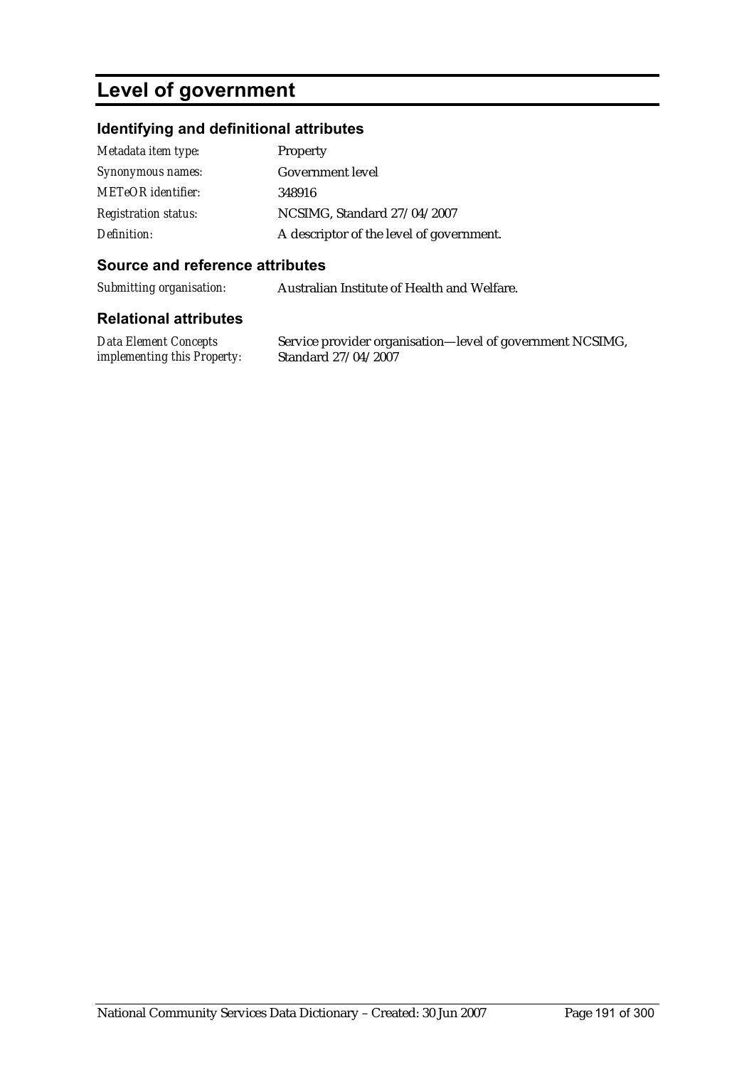# Level of government

## Identifying and definitional attributes

| | |
|---|---|
| *Metadata item type:* | Property |
| *Synonymous names:* | Government level |
| *METeOR identifier:* | 348916 |
| *Registration status:* | NCSIMG, Standard 27/04/2007 |
| *Definition:* | A descriptor of the level of government. |

## Source and reference attributes

| | |
|---|---|
| *Submitting organisation:* | Australian Institute of Health and Welfare. |

## Relational attributes

| | |
|---|---|
| *Data Element Concepts implementing this Property:* | Service provider organisation—level of government NCSIMG, Standard 27/04/2007 |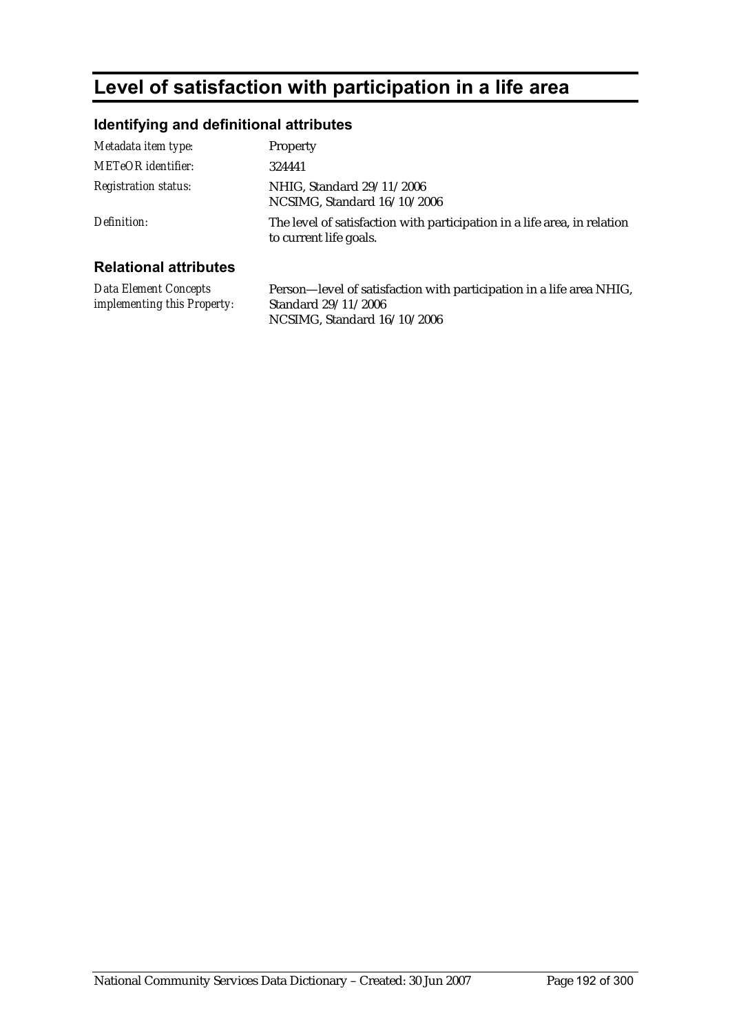# Level of satisfaction with participation in a life area

## Identifying and definitional attributes

| | |
|---|---|
| *Metadata item type:* | Property |
| *METeOR identifier:* | 324441 |
| *Registration status:* | NHIG, Standard 29/11/2006<br>NCSIMG, Standard 16/10/2006 |
| *Definition:* | The level of satisfaction with participation in a life area, in relation to current life goals. |

## Relational attributes

| | |
|---|---|
| *Data Element Concepts implementing this Property:* | Person—level of satisfaction with participation in a life area NHIG, Standard 29/11/2006<br>NCSIMG, Standard 16/10/2006 |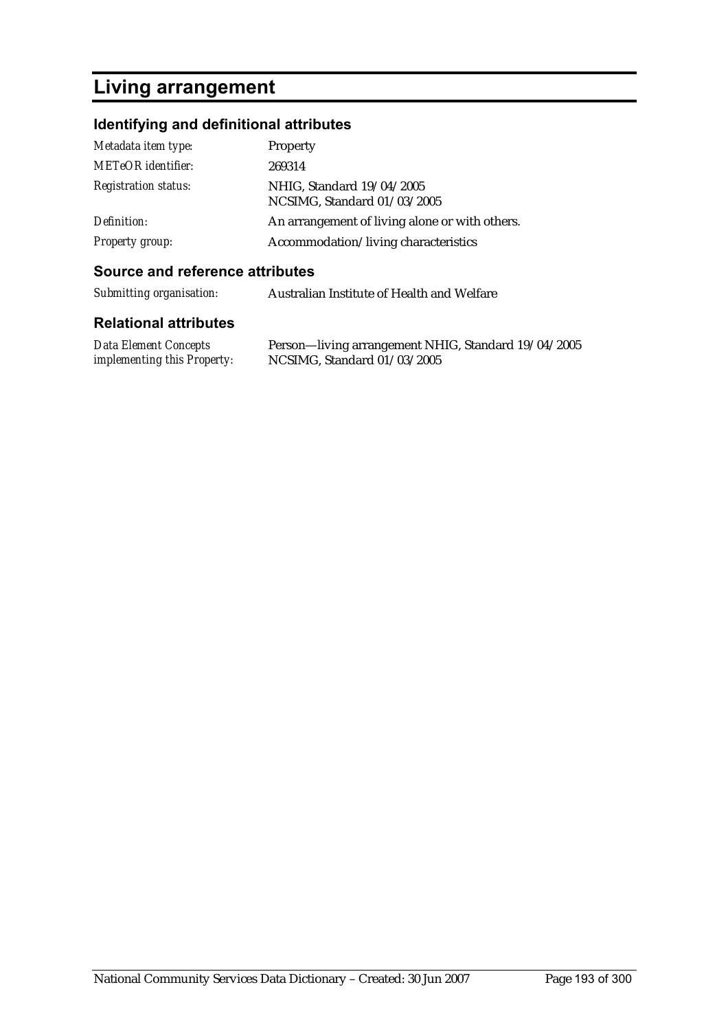# Living arrangement

## Identifying and definitional attributes

| | |
|---|---|
| *Metadata item type:* | Property |
| *METeOR identifier:* | 269314 |
| *Registration status:* | NHIG, Standard 19/04/2005<br>NCSIMG, Standard 01/03/2005 |
| *Definition:* | An arrangement of living alone or with others. |
| *Property group:* | Accommodation/living characteristics |

## Source and reference attributes

| | |
|---|---|
| *Submitting organisation:* | Australian Institute of Health and Welfare |

## Relational attributes

| | |
|---|---|
| *Data Element Concepts implementing this Property:* | Person—living arrangement NHIG, Standard 19/04/2005<br>NCSIMG, Standard 01/03/2005 |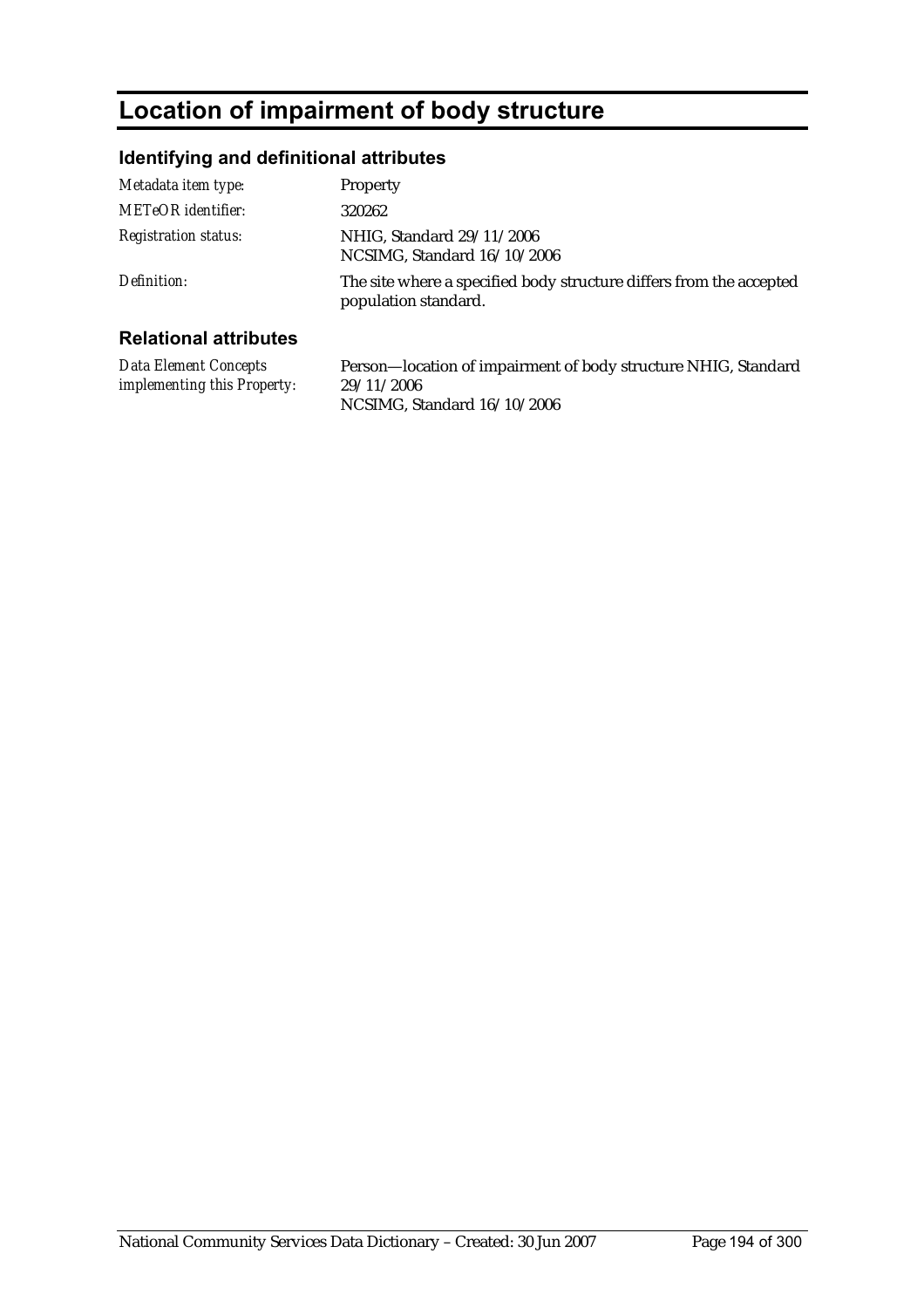# Location of impairment of body structure

## Identifying and definitional attributes

| | |
|---|---|
| *Metadata item type:* | Property |
| *METeOR identifier:* | 320262 |
| *Registration status:* | NHIG, Standard 29/11/2006<br>NCSIMG, Standard 16/10/2006 |
| *Definition:* | The site where a specified body structure differs from the accepted population standard. |

## Relational attributes

| | |
|---|---|
| *Data Element Concepts implementing this Property:* | Person—location of impairment of body structure NHIG, Standard 29/11/2006<br>NCSIMG, Standard 16/10/2006 |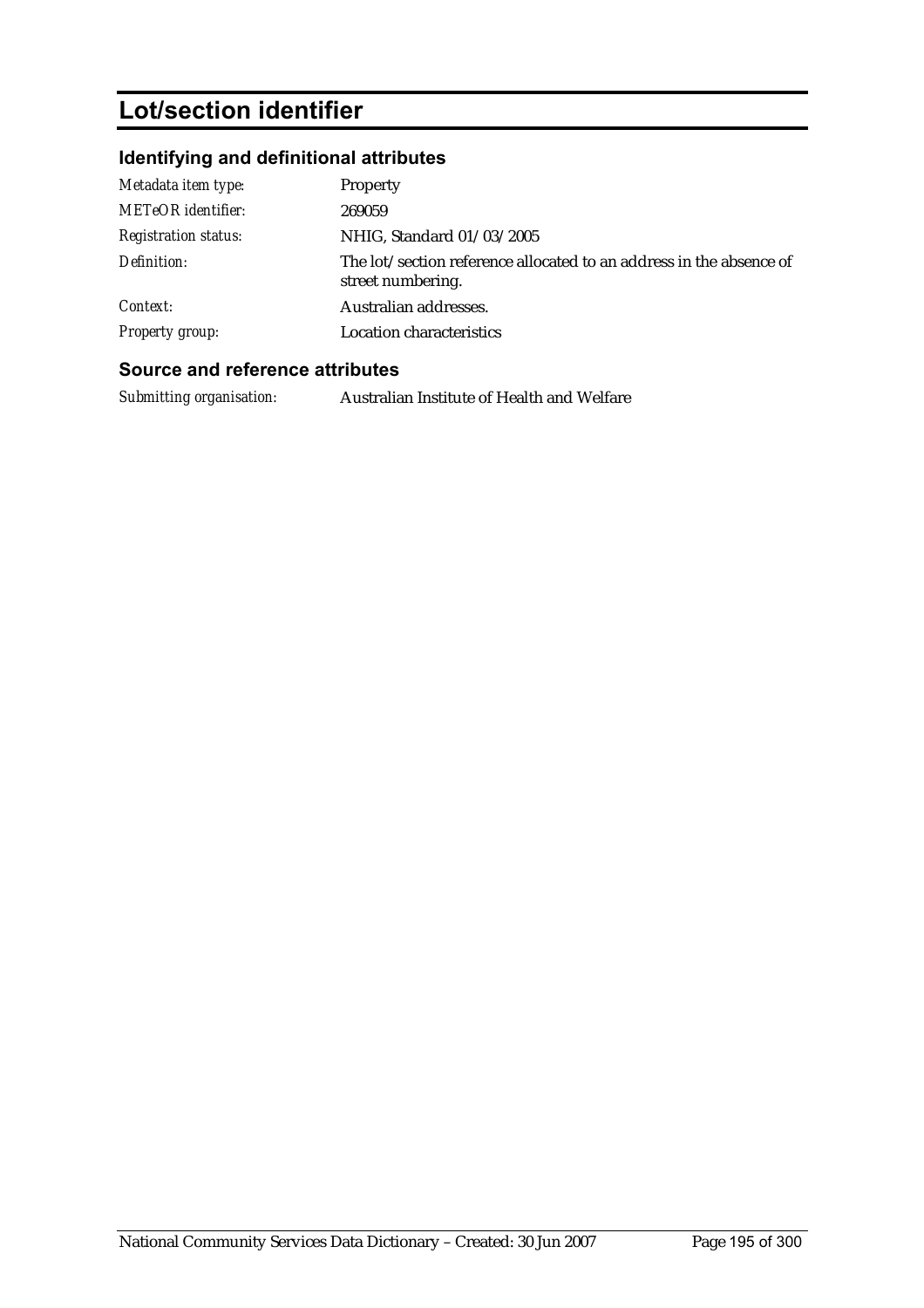# Lot/section identifier

## Identifying and definitional attributes

| | |
|---|---|
| *Metadata item type:* | Property |
| *METeOR identifier:* | 269059 |
| *Registration status:* | NHIG, Standard 01/03/2005 |
| *Definition:* | The lot/section reference allocated to an address in the absence of street numbering. |
| *Context:* | Australian addresses. |
| *Property group:* | Location characteristics |

## Source and reference attributes

| | |
|---|---|
| *Submitting organisation:* | Australian Institute of Health and Welfare |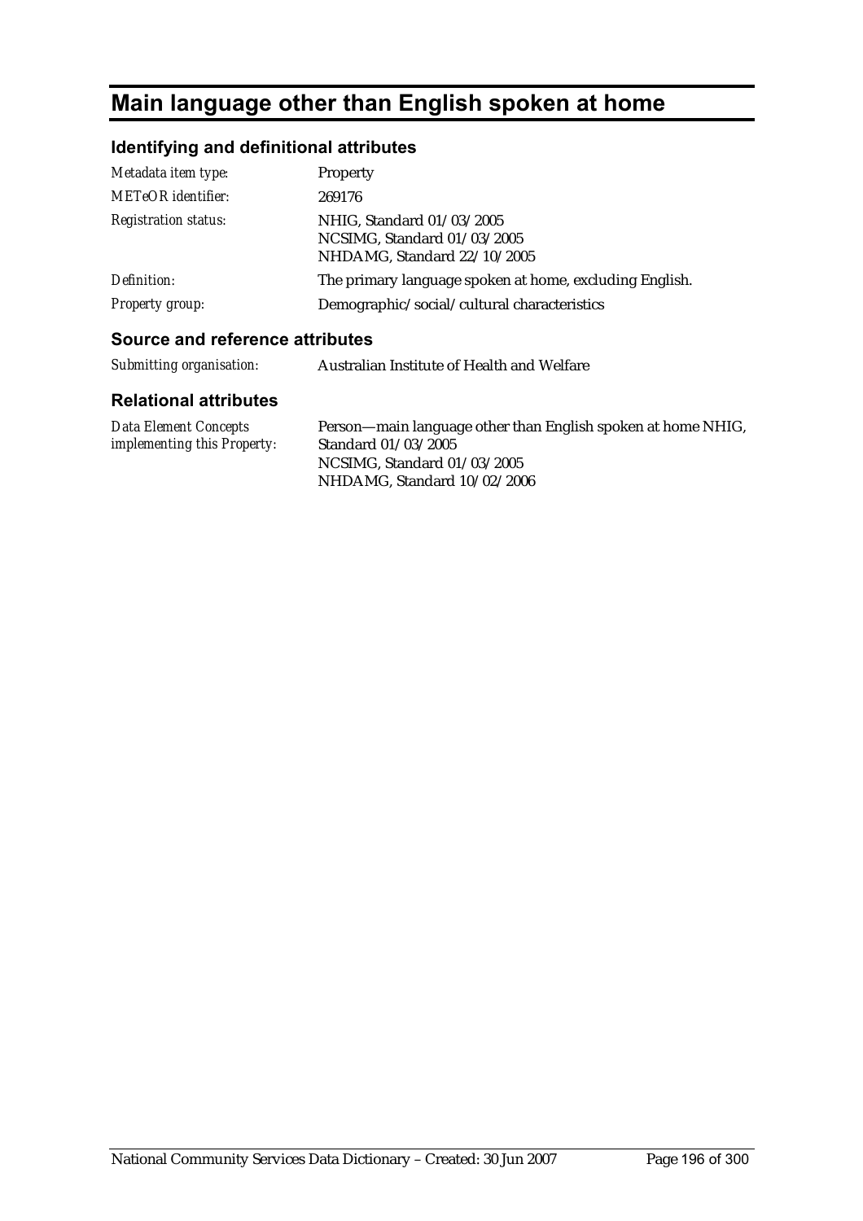# Main language other than English spoken at home

## Identifying and definitional attributes

| | |
|---|---|
| *Metadata item type:* | Property |
| *METeOR identifier:* | 269176 |
| *Registration status:* | NHIG, Standard 01/03/2005<br>NCSIMG, Standard 01/03/2005<br>NHDAMG, Standard 22/10/2005 |
| *Definition:* | The primary language spoken at home, excluding English. |
| *Property group:* | Demographic/social/cultural characteristics |

## Source and reference attributes

| | |
|---|---|
| *Submitting organisation:* | Australian Institute of Health and Welfare |

## Relational attributes

| | |
|---|---|
| *Data Element Concepts implementing this Property:* | Person—main language other than English spoken at home NHIG, Standard 01/03/2005<br>NCSIMG, Standard 01/03/2005<br>NHDAMG, Standard 10/02/2006 |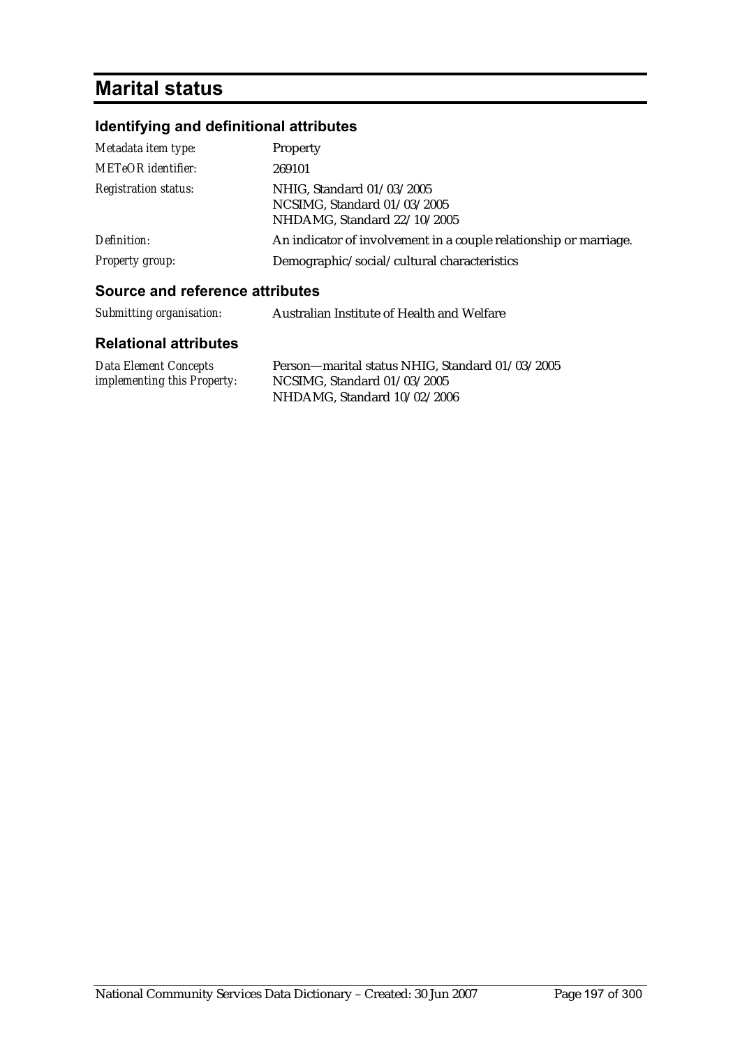# Marital status

## Identifying and definitional attributes

| | |
|---|---|
| *Metadata item type:* | Property |
| *METeOR identifier:* | 269101 |
| *Registration status:* | NHIG, Standard 01/03/2005<br>NCSIMG, Standard 01/03/2005<br>NHDAMG, Standard 22/10/2005 |
| *Definition:* | An indicator of involvement in a couple relationship or marriage. |
| *Property group:* | Demographic/social/cultural characteristics |

## Source and reference attributes

| | |
|---|---|
| *Submitting organisation:* | Australian Institute of Health and Welfare |

## Relational attributes

| | |
|---|---|
| *Data Element Concepts implementing this Property:* | Person—marital status NHIG, Standard 01/03/2005<br>NCSIMG, Standard 01/03/2005<br>NHDAMG, Standard 10/02/2006 |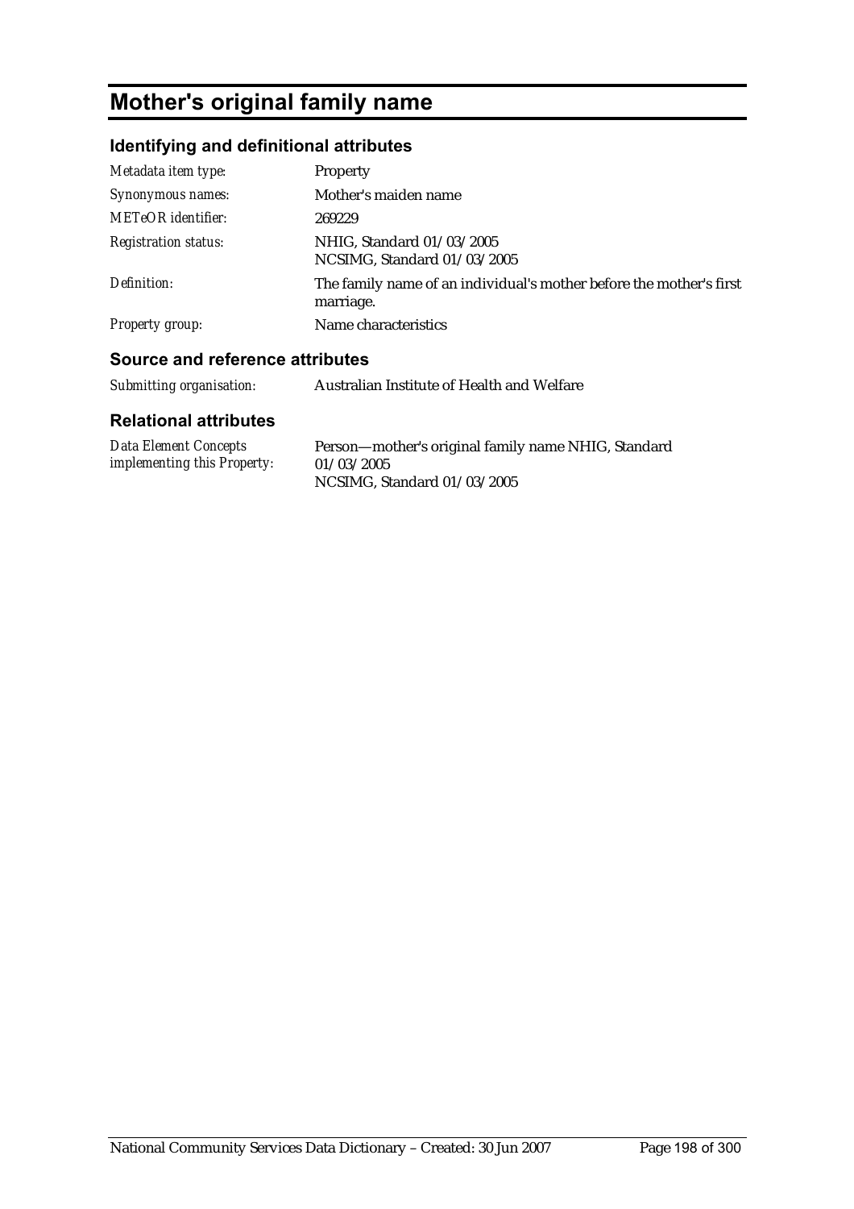# Mother's original family name

## Identifying and definitional attributes

| | |
|---|---|
| *Metadata item type:* | Property |
| *Synonymous names:* | Mother's maiden name |
| *METeOR identifier:* | 269229 |
| *Registration status:* | NHIG, Standard 01/03/2005<br>NCSIMG, Standard 01/03/2005 |
| *Definition:* | The family name of an individual's mother before the mother's first marriage. |
| *Property group:* | Name characteristics |

## Source and reference attributes

| | |
|---|---|
| *Submitting organisation:* | Australian Institute of Health and Welfare |

## Relational attributes

| | |
|---|---|
| *Data Element Concepts implementing this Property:* | Person—mother's original family name NHIG, Standard 01/03/2005<br>NCSIMG, Standard 01/03/2005 |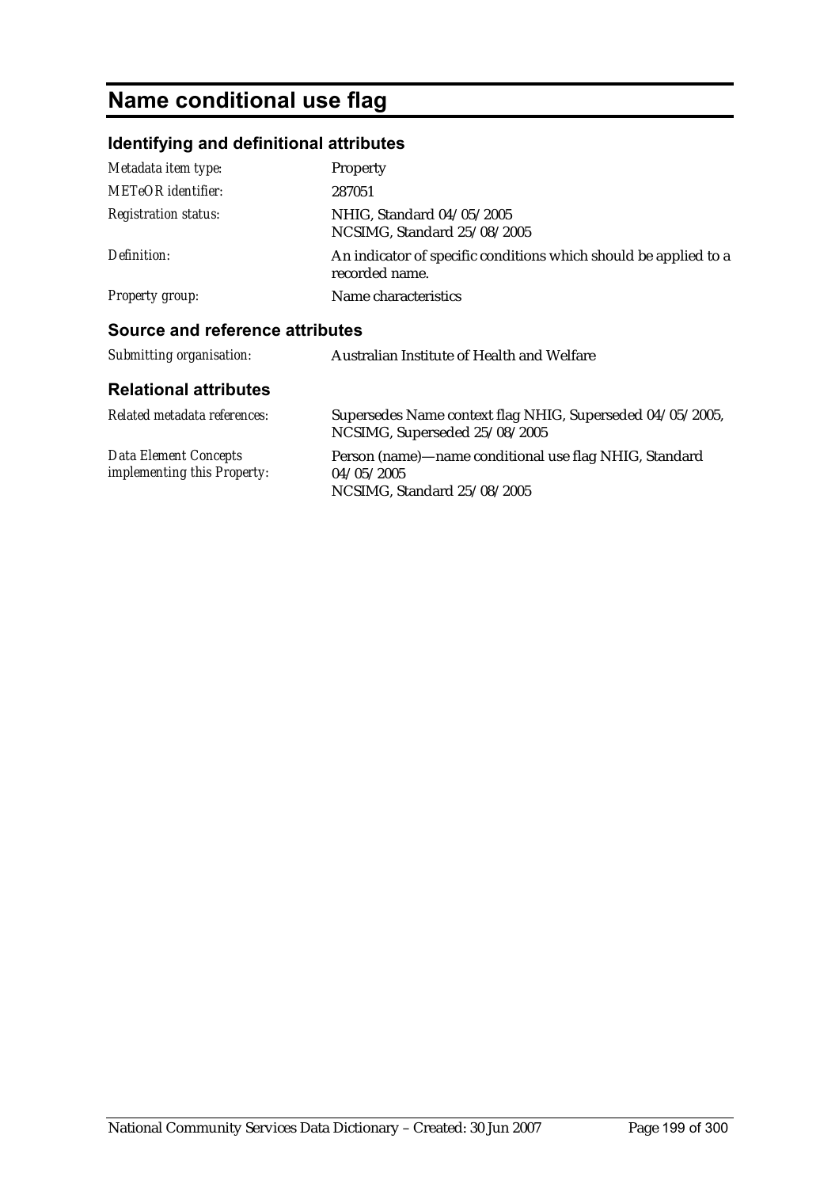# Name conditional use flag

## Identifying and definitional attributes

| | |
|---|---|
| *Metadata item type:* | Property |
| *METeOR identifier:* | 287051 |
| *Registration status:* | NHIG, Standard 04/05/2005<br>NCSIMG, Standard 25/08/2005 |
| *Definition:* | An indicator of specific conditions which should be applied to a recorded name. |
| *Property group:* | Name characteristics |

## Source and reference attributes

| | |
|---|---|
| *Submitting organisation:* | Australian Institute of Health and Welfare |

## Relational attributes

| | |
|---|---|
| *Related metadata references:* | Supersedes Name context flag NHIG, Superseded 04/05/2005, NCSIMG, Superseded 25/08/2005 |
| *Data Element Concepts implementing this Property:* | Person (name)—name conditional use flag NHIG, Standard 04/05/2005<br>NCSIMG, Standard 25/08/2005 |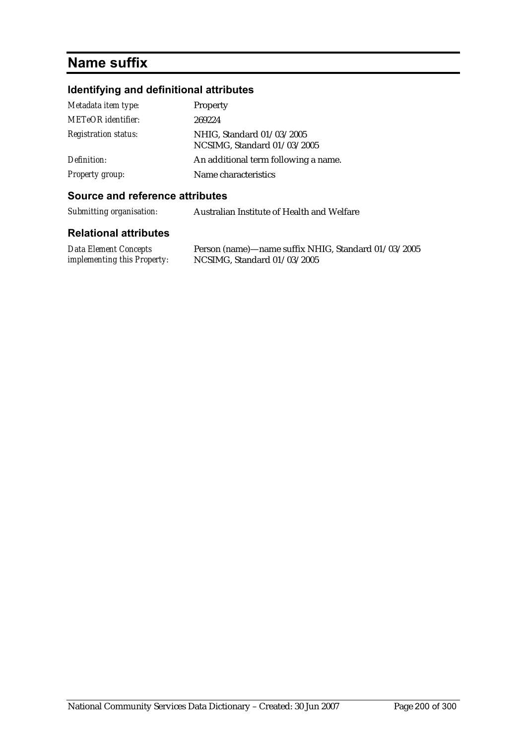# Name suffix

## Identifying and definitional attributes

| | |
|---|---|
| *Metadata item type:* | Property |
| *METeOR identifier:* | 269224 |
| *Registration status:* | NHIG, Standard 01/03/2005<br>NCSIMG, Standard 01/03/2005 |
| *Definition:* | An additional term following a name. |
| *Property group:* | Name characteristics |

## Source and reference attributes

| | |
|---|---|
| *Submitting organisation:* | Australian Institute of Health and Welfare |

## Relational attributes

| | |
|---|---|
| *Data Element Concepts implementing this Property:* | Person (name)—name suffix NHIG, Standard 01/03/2005<br>NCSIMG, Standard 01/03/2005 |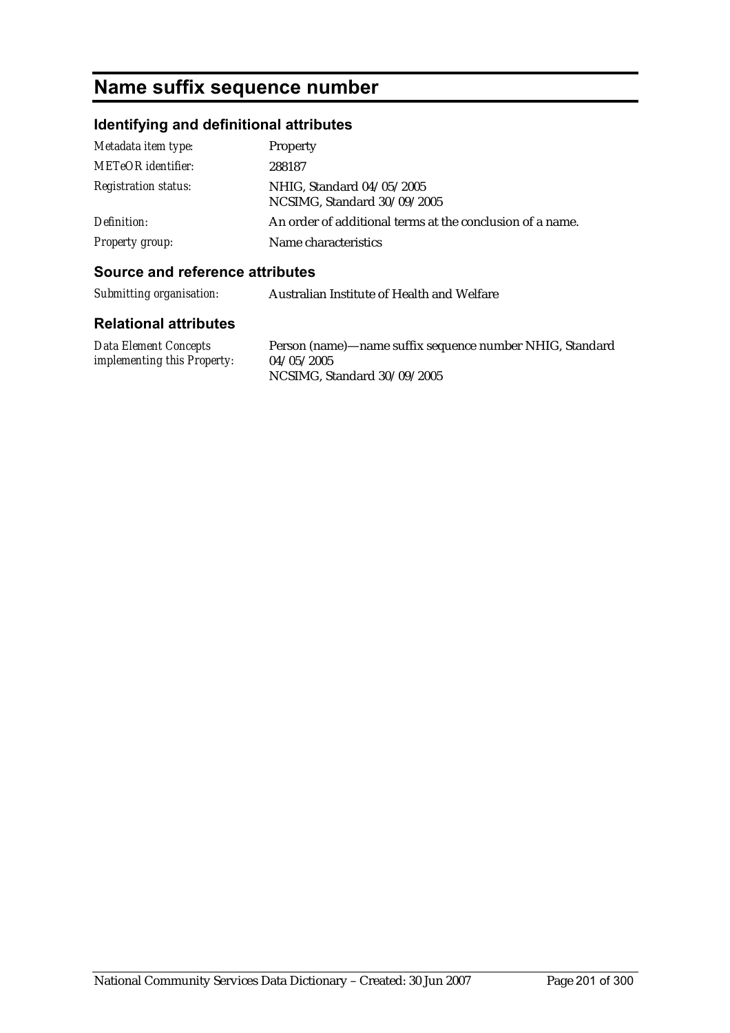# Name suffix sequence number

## Identifying and definitional attributes

| | |
|---|---|
| *Metadata item type:* | Property |
| *METeOR identifier:* | 288187 |
| *Registration status:* | NHIG, Standard 04/05/2005<br>NCSIMG, Standard 30/09/2005 |
| *Definition:* | An order of additional terms at the conclusion of a name. |
| *Property group:* | Name characteristics |

## Source and reference attributes

| | |
|---|---|
| *Submitting organisation:* | Australian Institute of Health and Welfare |

## Relational attributes

| | |
|---|---|
| *Data Element Concepts implementing this Property:* | Person (name)—name suffix sequence number NHIG, Standard 04/05/2005<br>NCSIMG, Standard 30/09/2005 |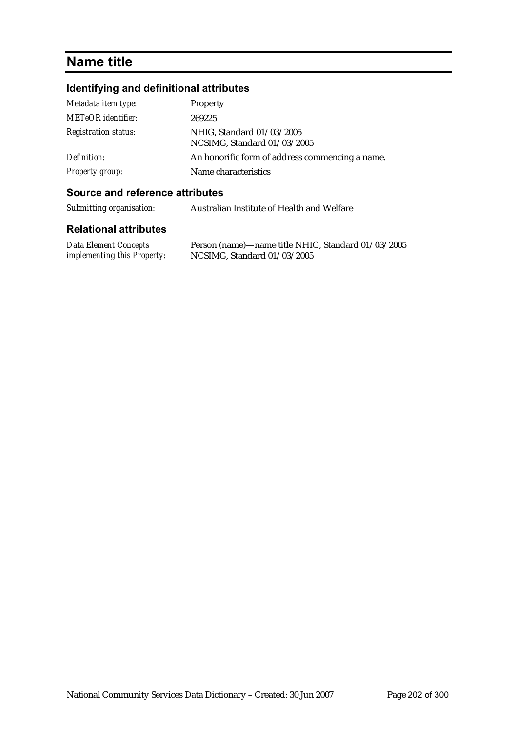# Name title

## Identifying and definitional attributes

| | |
|---|---|
| *Metadata item type:* | Property |
| *METeOR identifier:* | 269225 |
| *Registration status:* | NHIG, Standard 01/03/2005<br>NCSIMG, Standard 01/03/2005 |
| *Definition:* | An honorific form of address commencing a name. |
| *Property group:* | Name characteristics |

## Source and reference attributes

| | |
|---|---|
| *Submitting organisation:* | Australian Institute of Health and Welfare |

## Relational attributes

| | |
|---|---|
| *Data Element Concepts implementing this Property:* | Person (name)—name title NHIG, Standard 01/03/2005<br>NCSIMG, Standard 01/03/2005 |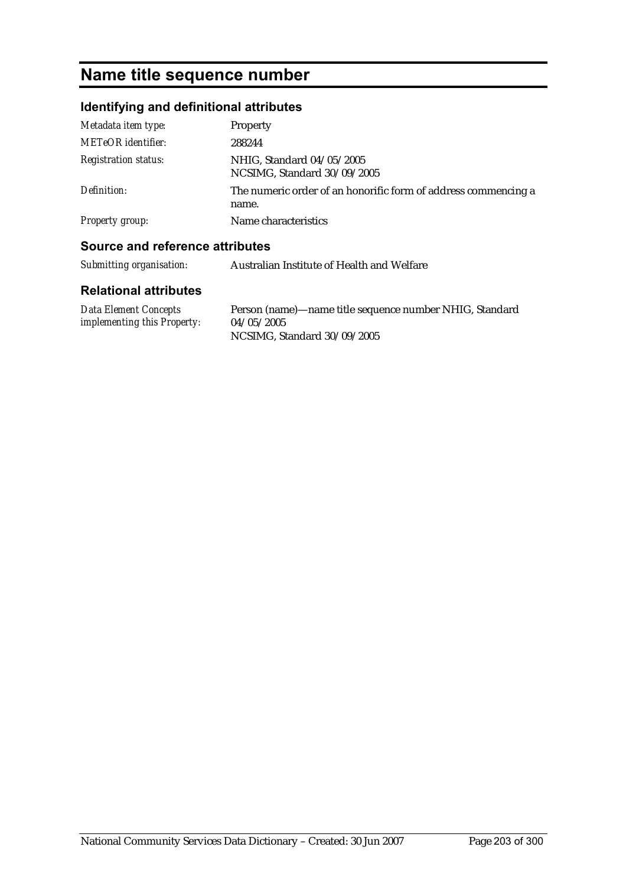# Name title sequence number

## Identifying and definitional attributes

| | |
|---|---|
| *Metadata item type:* | Property |
| *METeOR identifier:* | 288244 |
| *Registration status:* | NHIG, Standard 04/05/2005<br>NCSIMG, Standard 30/09/2005 |
| *Definition:* | The numeric order of an honorific form of address commencing a name. |
| *Property group:* | Name characteristics |

## Source and reference attributes

| | |
|---|---|
| *Submitting organisation:* | Australian Institute of Health and Welfare |

## Relational attributes

| | |
|---|---|
| *Data Element Concepts implementing this Property:* | Person (name)—name title sequence number NHIG, Standard 04/05/2005<br>NCSIMG, Standard 30/09/2005 |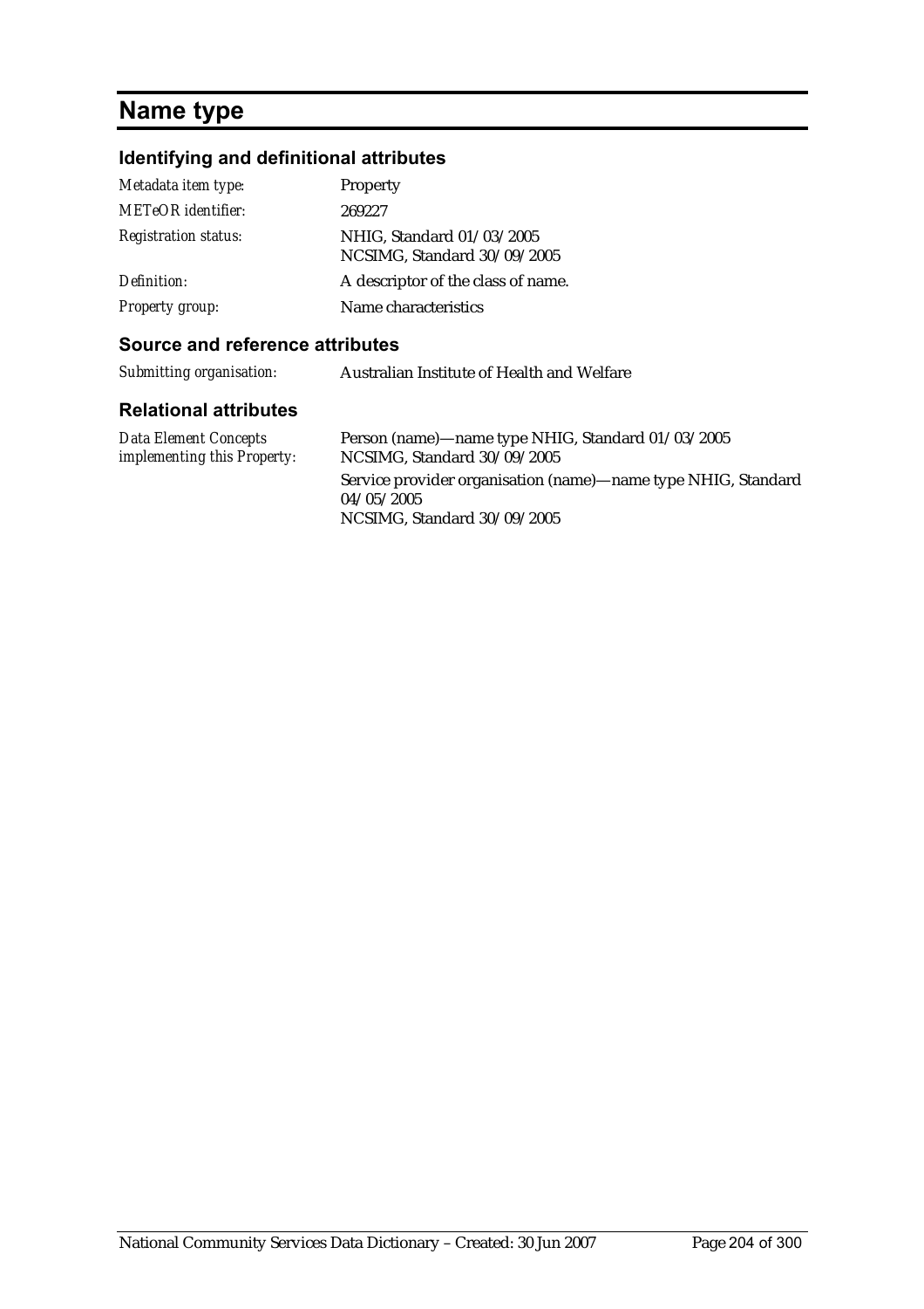# Name type

## Identifying and definitional attributes

| | |
|---|---|
| *Metadata item type:* | Property |
| *METeOR identifier:* | 269227 |
| *Registration status:* | NHIG, Standard 01/03/2005<br>NCSIMG, Standard 30/09/2005 |
| *Definition:* | A descriptor of the class of name. |
| *Property group:* | Name characteristics |

## Source and reference attributes

| | |
|---|---|
| *Submitting organisation:* | Australian Institute of Health and Welfare |

## Relational attributes

| | |
|---|---|
| *Data Element Concepts implementing this Property:* | Person (name)—name type NHIG, Standard 01/03/2005<br>NCSIMG, Standard 30/09/2005<br>Service provider organisation (name)—name type NHIG, Standard 04/05/2005<br>NCSIMG, Standard 30/09/2005 |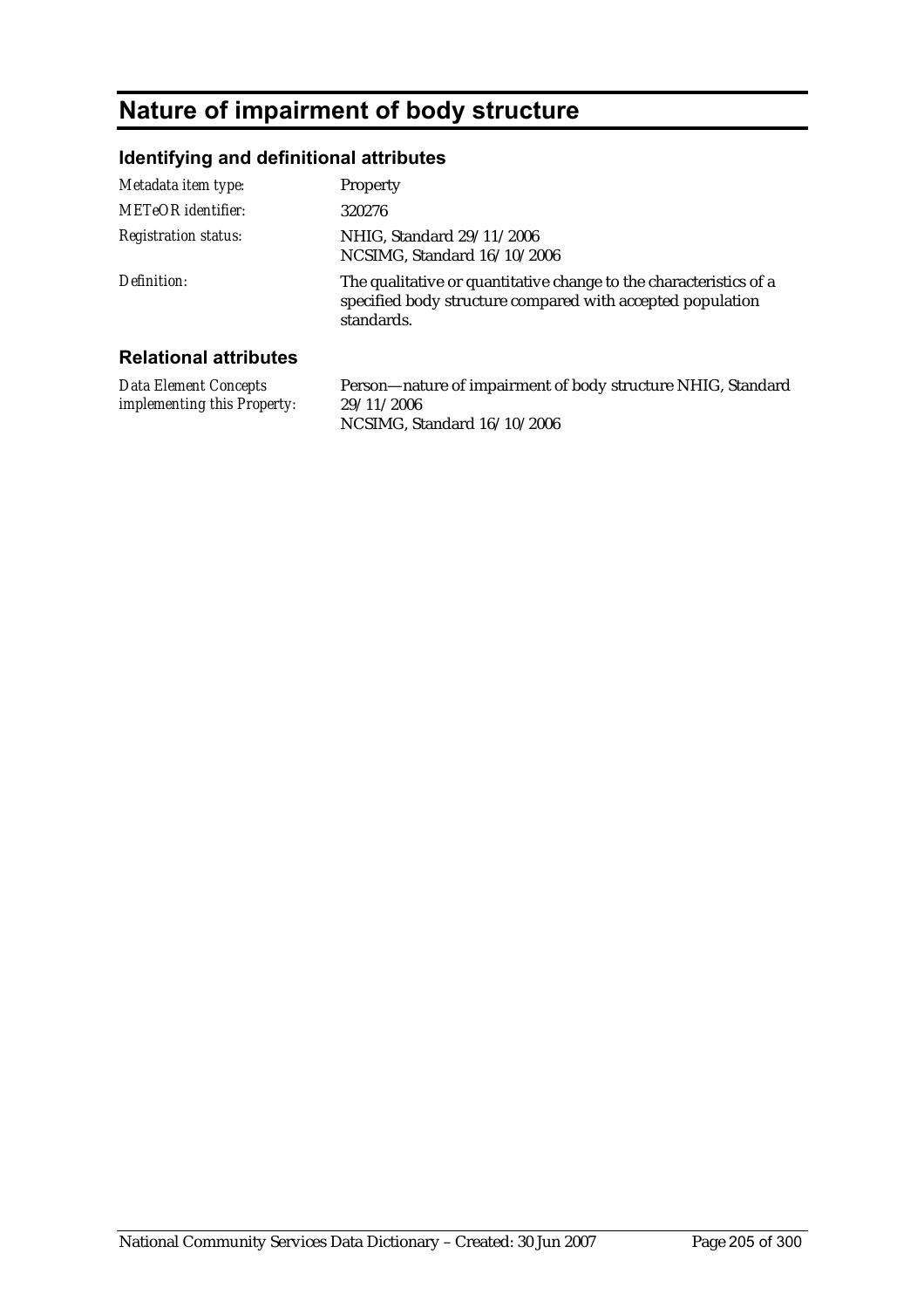# Nature of impairment of body structure

## Identifying and definitional attributes

| | |
|---|---|
| *Metadata item type:* | Property |
| *METeOR identifier:* | 320276 |
| *Registration status:* | NHIG, Standard 29/11/2006<br>NCSIMG, Standard 16/10/2006 |
| *Definition:* | The qualitative or quantitative change to the characteristics of a specified body structure compared with accepted population standards. |

## Relational attributes

| | |
|---|---|
| *Data Element Concepts implementing this Property:* | Person—nature of impairment of body structure NHIG, Standard 29/11/2006<br>NCSIMG, Standard 16/10/2006 |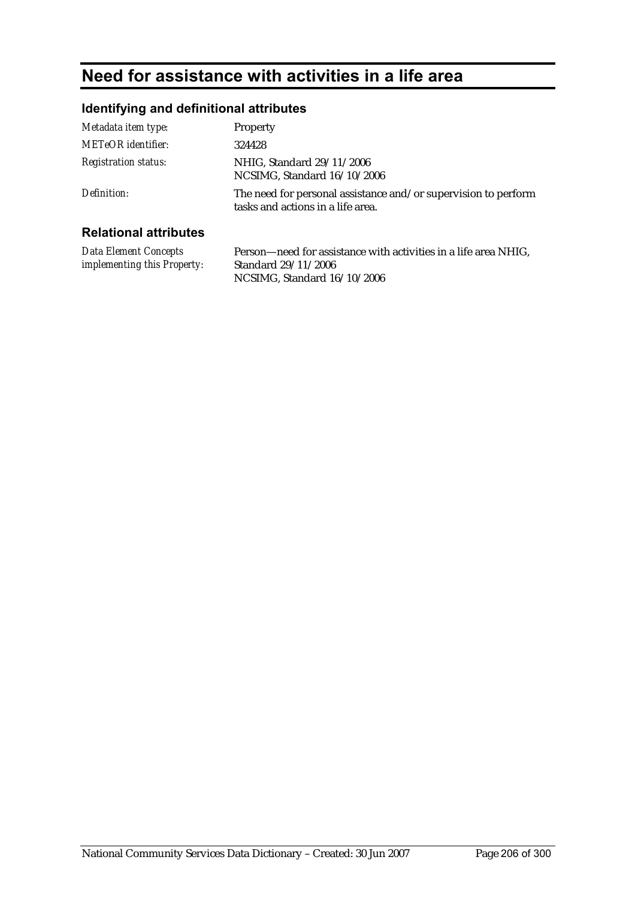# Need for assistance with activities in a life area

## Identifying and definitional attributes

| | |
|---|---|
| *Metadata item type:* | Property |
| *METeOR identifier:* | 324428 |
| *Registration status:* | NHIG, Standard 29/11/2006<br>NCSIMG, Standard 16/10/2006 |
| *Definition:* | The need for personal assistance and/or supervision to perform tasks and actions in a life area. |

## Relational attributes

| | |
|---|---|
| *Data Element Concepts implementing this Property:* | Person—need for assistance with activities in a life area NHIG, Standard 29/11/2006<br>NCSIMG, Standard 16/10/2006 |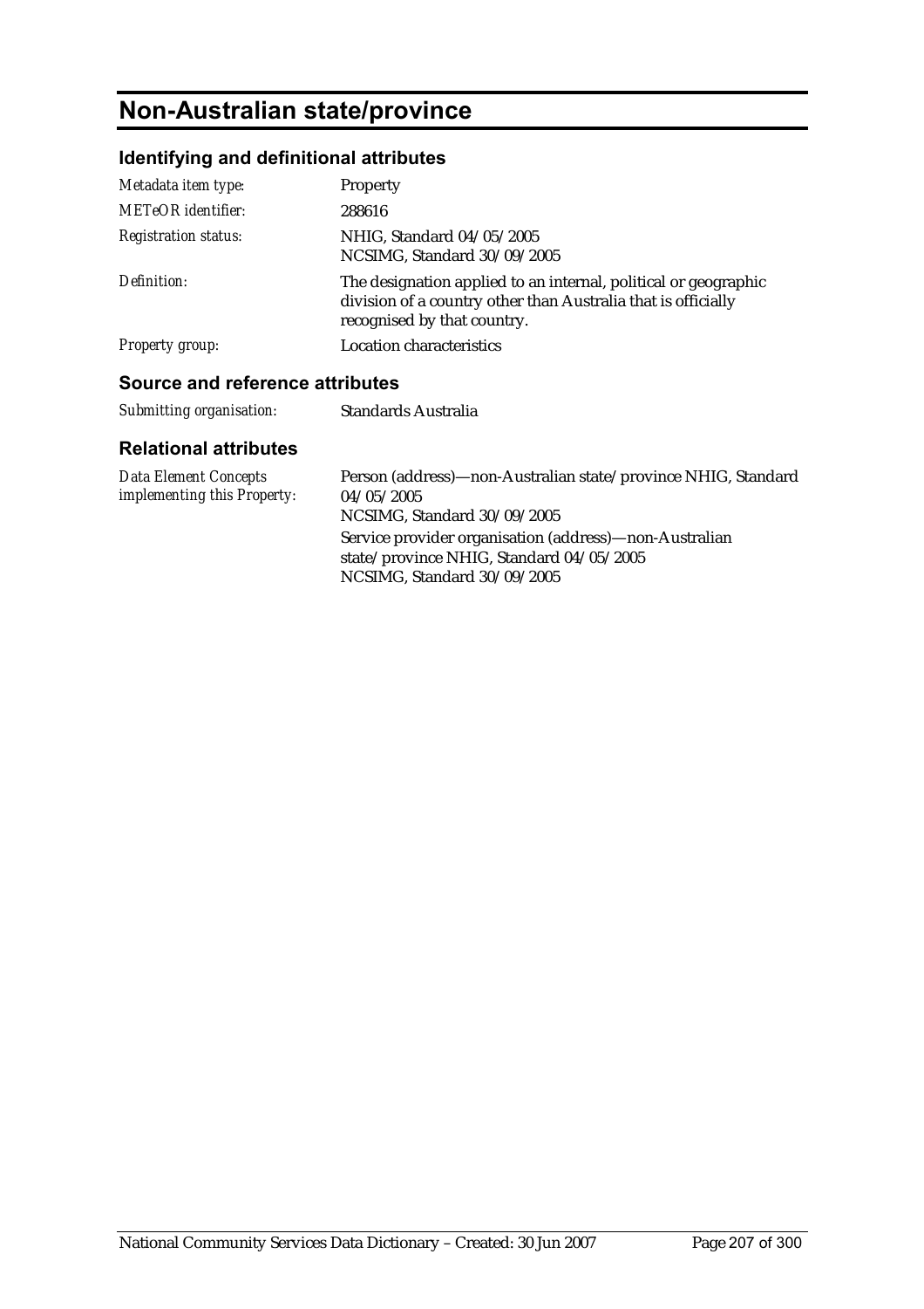# Non-Australian state/province

## Identifying and definitional attributes

| | |
|---|---|
| *Metadata item type:* | Property |
| *METeOR identifier:* | 288616 |
| *Registration status:* | NHIG, Standard 04/05/2005<br>NCSIMG, Standard 30/09/2005 |
| *Definition:* | The designation applied to an internal, political or geographic division of a country other than Australia that is officially recognised by that country. |
| *Property group:* | Location characteristics |

## Source and reference attributes

| | |
|---|---|
| *Submitting organisation:* | Standards Australia |

## Relational attributes

| | |
|---|---|
| *Data Element Concepts implementing this Property:* | Person (address)—non-Australian state/province NHIG, Standard 04/05/2005<br>NCSIMG, Standard 30/09/2005<br>Service provider organisation (address)—non-Australian state/province NHIG, Standard 04/05/2005<br>NCSIMG, Standard 30/09/2005 |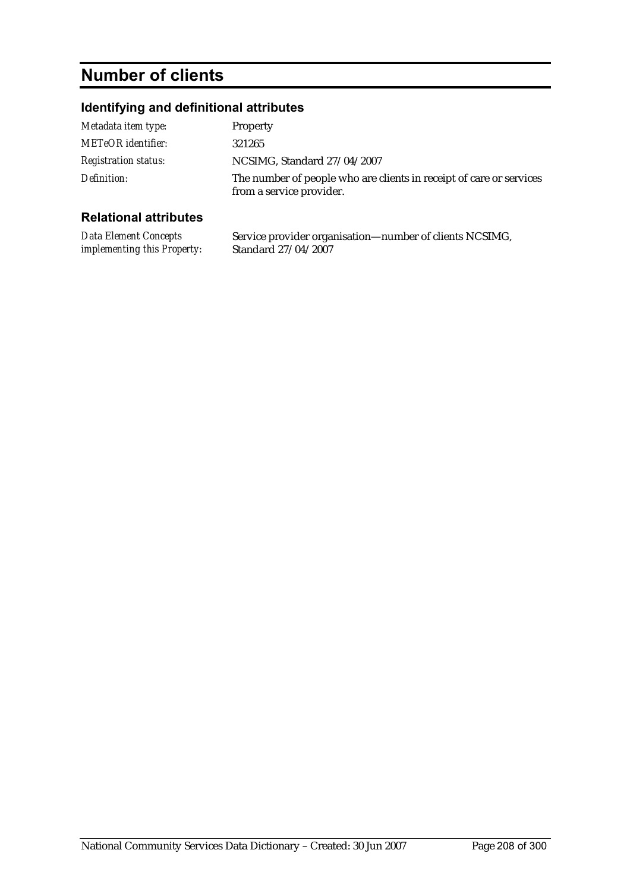# Number of clients

## Identifying and definitional attributes

| | |
|---|---|
| *Metadata item type:* | Property |
| *METeOR identifier:* | 321265 |
| *Registration status:* | NCSIMG, Standard 27/04/2007 |
| *Definition:* | The number of people who are clients in receipt of care or services from a service provider. |

## Relational attributes

| | |
|---|---|
| *Data Element Concepts implementing this Property:* | Service provider organisation—number of clients NCSIMG, Standard 27/04/2007 |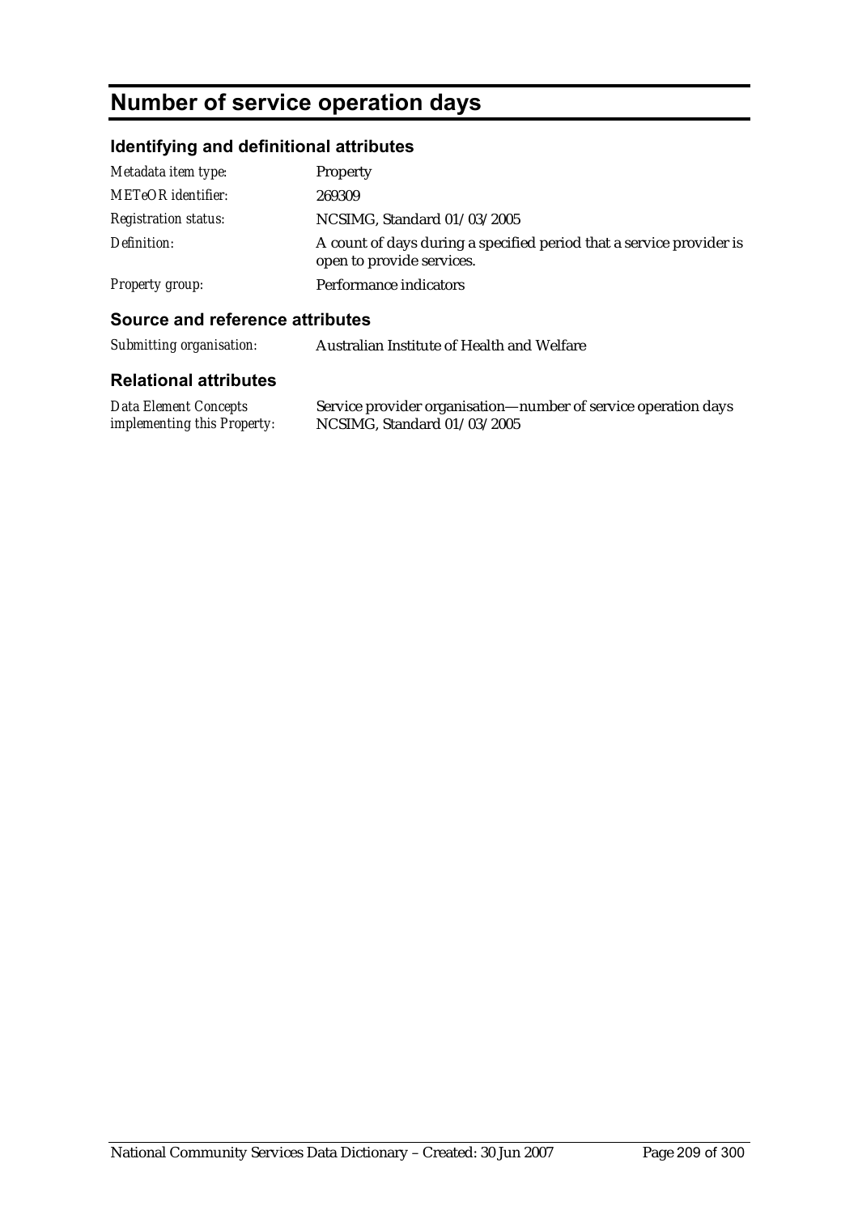# Number of service operation days

## Identifying and definitional attributes

| | |
|---|---|
| *Metadata item type:* | Property |
| *METeOR identifier:* | 269309 |
| *Registration status:* | NCSIMG, Standard 01/03/2005 |
| *Definition:* | A count of days during a specified period that a service provider is open to provide services. |
| *Property group:* | Performance indicators |

## Source and reference attributes

| | |
|---|---|
| *Submitting organisation:* | Australian Institute of Health and Welfare |

## Relational attributes

| | |
|---|---|
| *Data Element Concepts implementing this Property:* | Service provider organisation—number of service operation days NCSIMG, Standard 01/03/2005 |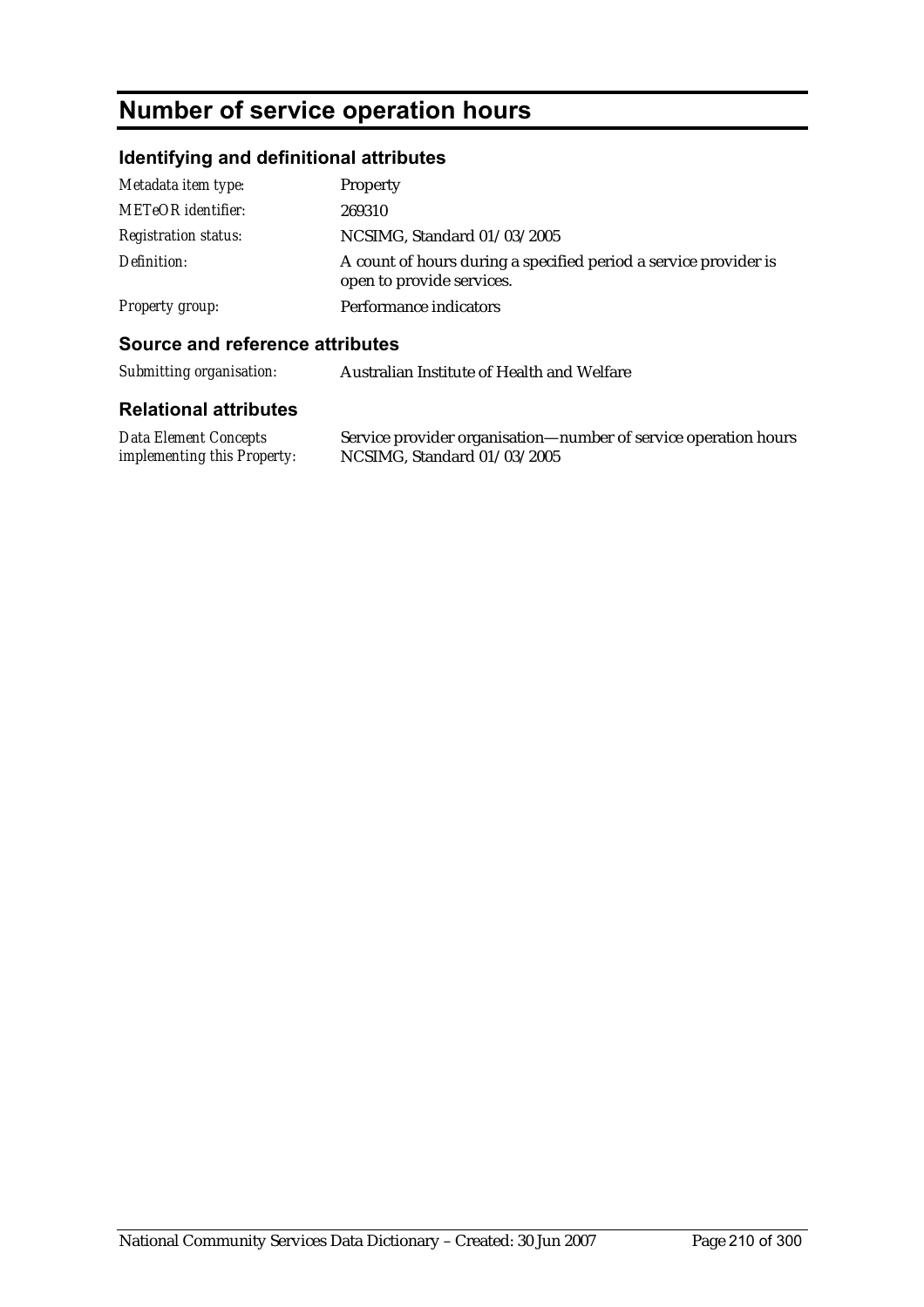# Number of service operation hours

## Identifying and definitional attributes

| | |
|---|---|
| *Metadata item type:* | Property |
| *METeOR identifier:* | 269310 |
| *Registration status:* | NCSIMG, Standard 01/03/2005 |
| *Definition:* | A count of hours during a specified period a service provider is open to provide services. |
| *Property group:* | Performance indicators |

## Source and reference attributes

| | |
|---|---|
| *Submitting organisation:* | Australian Institute of Health and Welfare |

## Relational attributes

| | |
|---|---|
| *Data Element Concepts implementing this Property:* | Service provider organisation—number of service operation hours NCSIMG, Standard 01/03/2005 |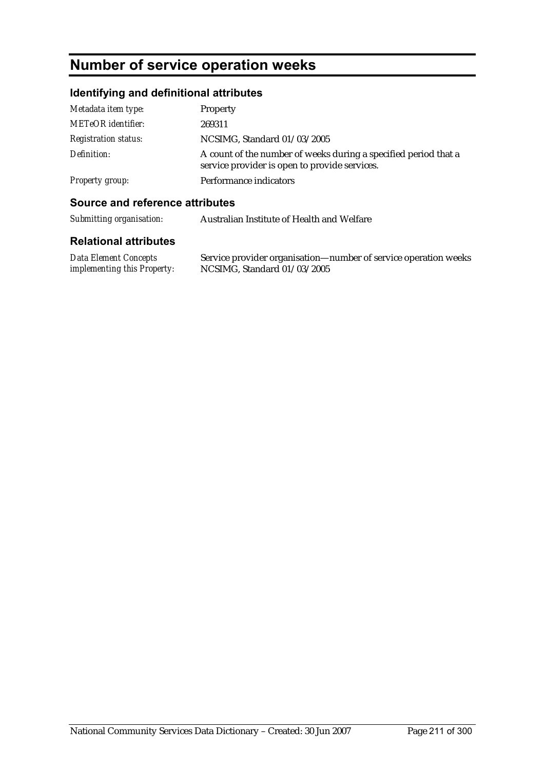# Number of service operation weeks

## Identifying and definitional attributes

| | |
|---|---|
| *Metadata item type:* | Property |
| *METeOR identifier:* | 269311 |
| *Registration status:* | NCSIMG, Standard 01/03/2005 |
| *Definition:* | A count of the number of weeks during a specified period that a service provider is open to provide services. |
| *Property group:* | Performance indicators |

## Source and reference attributes

| | |
|---|---|
| *Submitting organisation:* | Australian Institute of Health and Welfare |

## Relational attributes

| | |
|---|---|
| *Data Element Concepts implementing this Property:* | Service provider organisation—number of service operation weeks NCSIMG, Standard 01/03/2005 |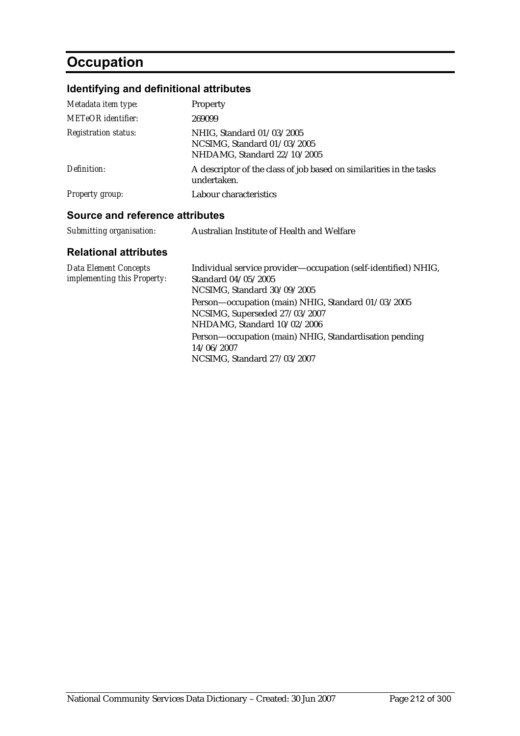# Occupation

## Identifying and definitional attributes

| | |
|---|---|
| *Metadata item type:* | Property |
| *METeOR identifier:* | 269099 |
| *Registration status:* | NHIG, Standard 01/03/2005<br>NCSIMG, Standard 01/03/2005<br>NHDAMG, Standard 22/10/2005 |
| *Definition:* | A descriptor of the class of job based on similarities in the tasks undertaken. |
| *Property group:* | Labour characteristics |

## Source and reference attributes

| | |
|---|---|
| *Submitting organisation:* | Australian Institute of Health and Welfare |

## Relational attributes

| | |
|---|---|
| *Data Element Concepts implementing this Property:* | Individual service provider—occupation (self-identified) NHIG, Standard 04/05/2005<br>NCSIMG, Standard 30/09/2005<br>Person—occupation (main) NHIG, Standard 01/03/2005<br>NCSIMG, Superseded 27/03/2007<br>NHDAMG, Standard 10/02/2006<br>Person—occupation (main) NHIG, Standardisation pending 14/06/2007<br>NCSIMG, Standard 27/03/2007 |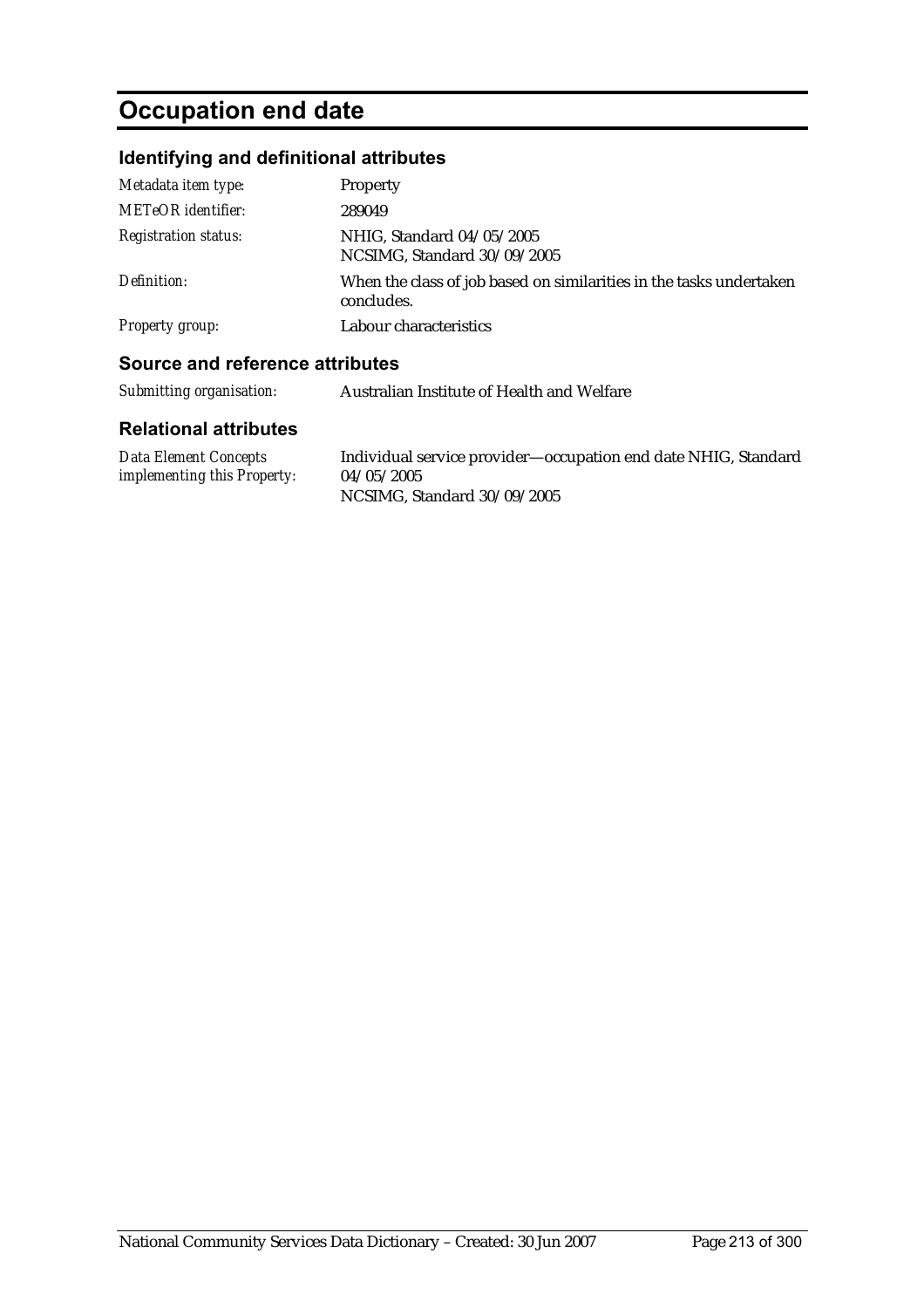# Occupation end date

## Identifying and definitional attributes

| | |
|---|---|
| *Metadata item type:* | Property |
| *METeOR identifier:* | 289049 |
| *Registration status:* | NHIG, Standard 04/05/2005<br>NCSIMG, Standard 30/09/2005 |
| *Definition:* | When the class of job based on similarities in the tasks undertaken concludes. |
| *Property group:* | Labour characteristics |

## Source and reference attributes

| | |
|---|---|
| *Submitting organisation:* | Australian Institute of Health and Welfare |

## Relational attributes

| | |
|---|---|
| *Data Element Concepts implementing this Property:* | Individual service provider—occupation end date NHIG, Standard 04/05/2005<br>NCSIMG, Standard 30/09/2005 |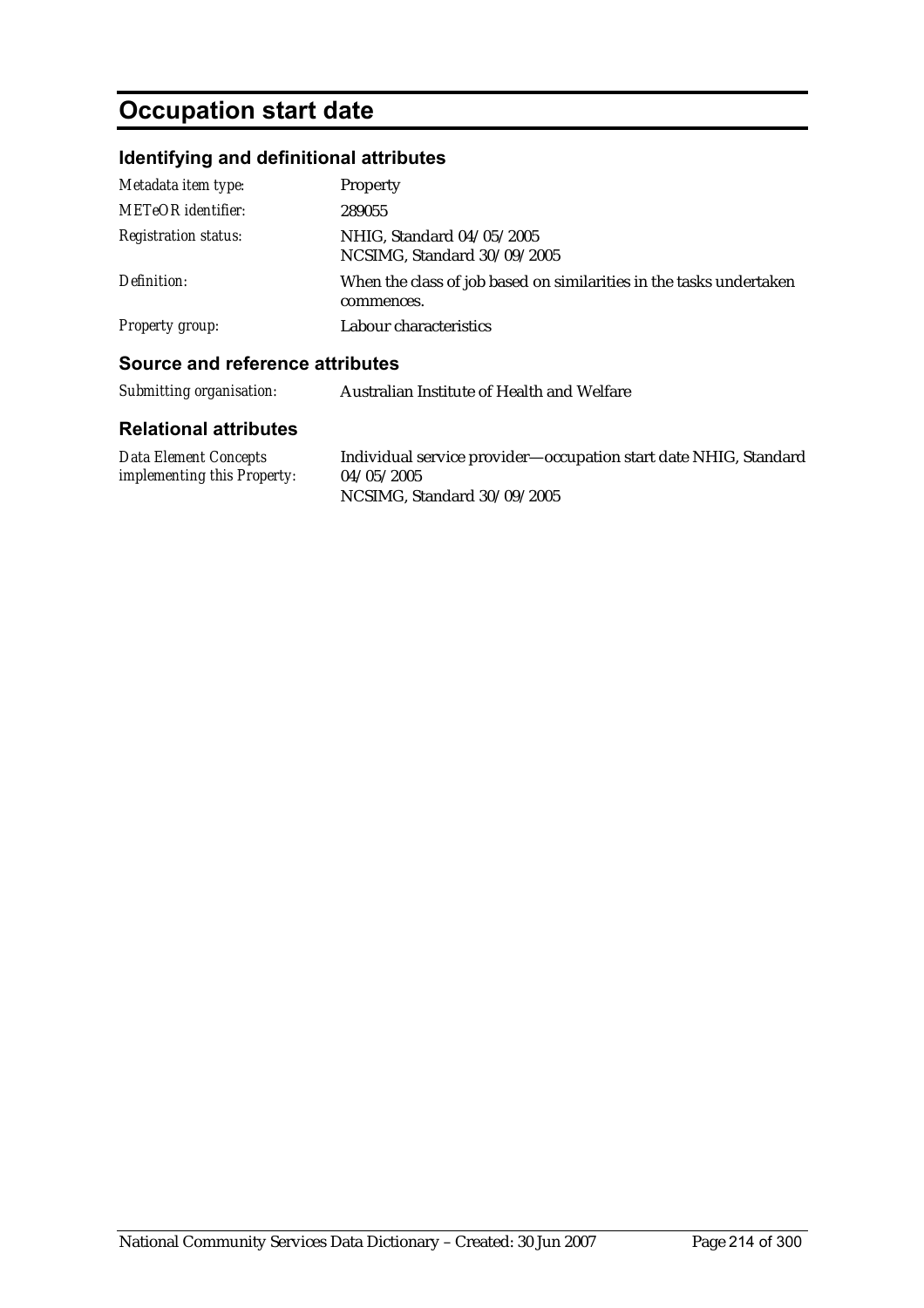# Occupation start date

## Identifying and definitional attributes

| | |
|---|---|
| *Metadata item type:* | Property |
| *METeOR identifier:* | 289055 |
| *Registration status:* | NHIG, Standard 04/05/2005<br>NCSIMG, Standard 30/09/2005 |
| *Definition:* | When the class of job based on similarities in the tasks undertaken commences. |
| *Property group:* | Labour characteristics |

## Source and reference attributes

| | |
|---|---|
| *Submitting organisation:* | Australian Institute of Health and Welfare |

## Relational attributes

| | |
|---|---|
| *Data Element Concepts implementing this Property:* | Individual service provider—occupation start date NHIG, Standard 04/05/2005<br>NCSIMG, Standard 30/09/2005 |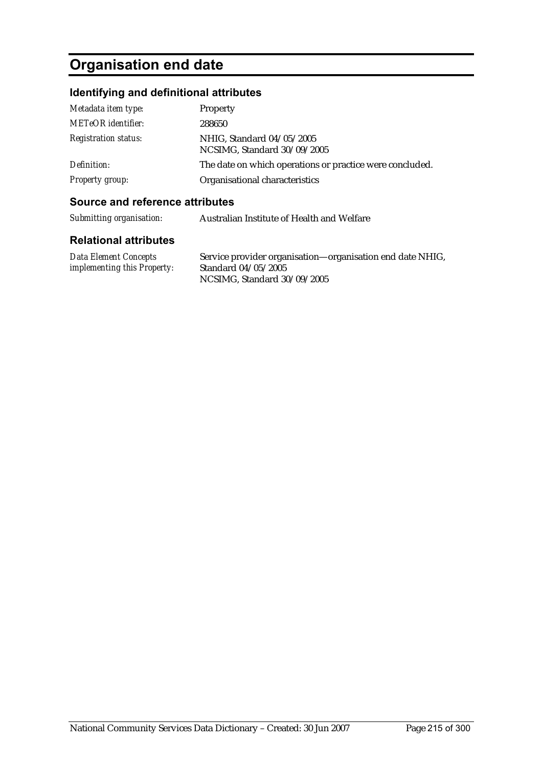# Organisation end date

## Identifying and definitional attributes

| | |
|---|---|
| *Metadata item type:* | Property |
| *METeOR identifier:* | 288650 |
| *Registration status:* | NHIG, Standard 04/05/2005<br>NCSIMG, Standard 30/09/2005 |
| *Definition:* | The date on which operations or practice were concluded. |
| *Property group:* | Organisational characteristics |

## Source and reference attributes

| | |
|---|---|
| *Submitting organisation:* | Australian Institute of Health and Welfare |

## Relational attributes

| | |
|---|---|
| *Data Element Concepts implementing this Property:* | Service provider organisation—organisation end date NHIG, Standard 04/05/2005<br>NCSIMG, Standard 30/09/2005 |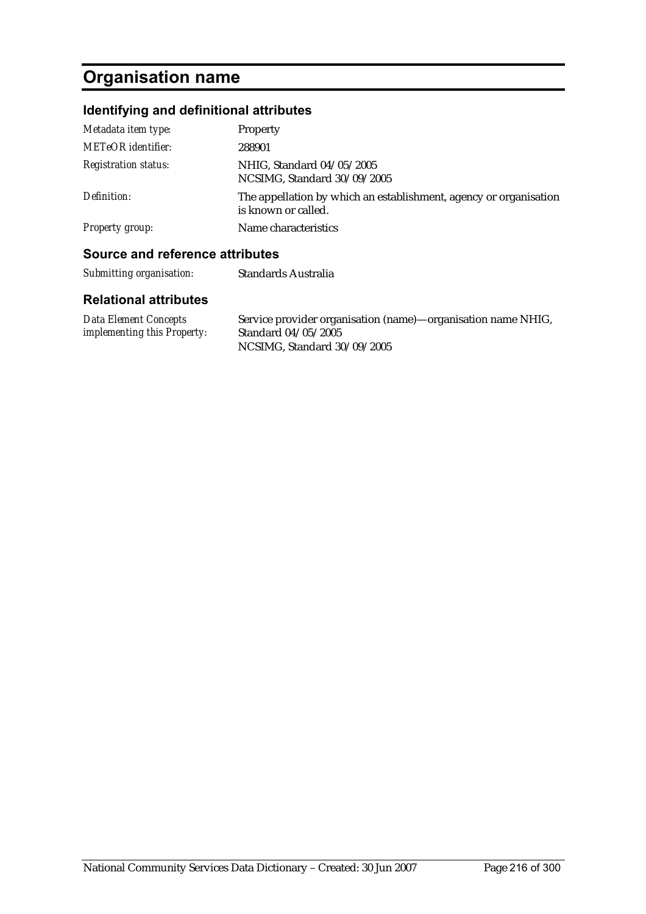# Organisation name

## Identifying and definitional attributes

| | |
|---|---|
| *Metadata item type:* | Property |
| *METeOR identifier:* | 288901 |
| *Registration status:* | NHIG, Standard 04/05/2005<br>NCSIMG, Standard 30/09/2005 |
| *Definition:* | The appellation by which an establishment, agency or organisation is known or called. |
| *Property group:* | Name characteristics |

## Source and reference attributes

| | |
|---|---|
| *Submitting organisation:* | Standards Australia |

## Relational attributes

| | |
|---|---|
| *Data Element Concepts implementing this Property:* | Service provider organisation (name)—organisation name NHIG, Standard 04/05/2005<br>NCSIMG, Standard 30/09/2005 |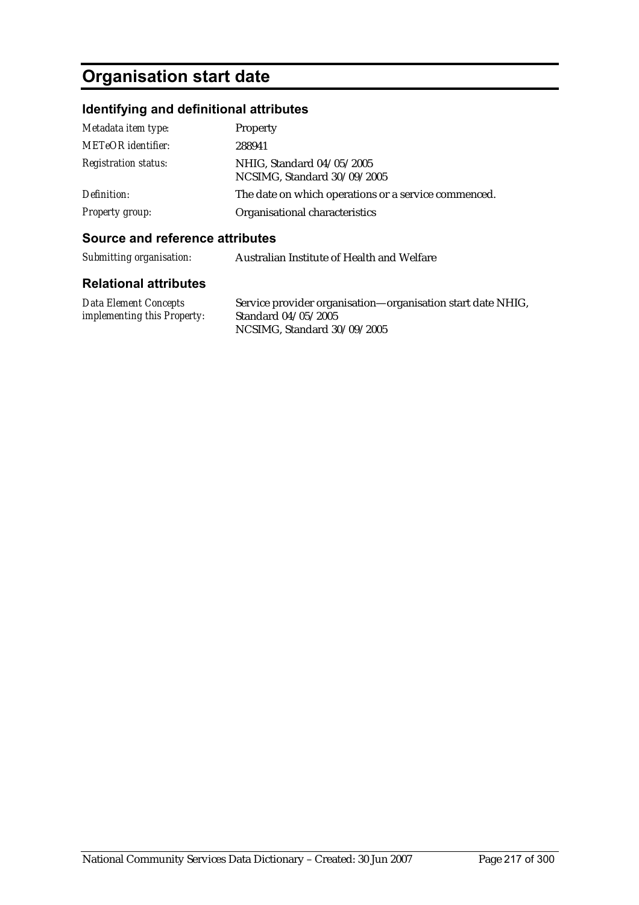# Organisation start date

## Identifying and definitional attributes

| | |
|---|---|
| *Metadata item type:* | Property |
| *METeOR identifier:* | 288941 |
| *Registration status:* | NHIG, Standard 04/05/2005<br>NCSIMG, Standard 30/09/2005 |
| *Definition:* | The date on which operations or a service commenced. |
| *Property group:* | Organisational characteristics |

## Source and reference attributes

| | |
|---|---|
| *Submitting organisation:* | Australian Institute of Health and Welfare |

## Relational attributes

| | |
|---|---|
| *Data Element Concepts implementing this Property:* | Service provider organisation—organisation start date NHIG, Standard 04/05/2005<br>NCSIMG, Standard 30/09/2005 |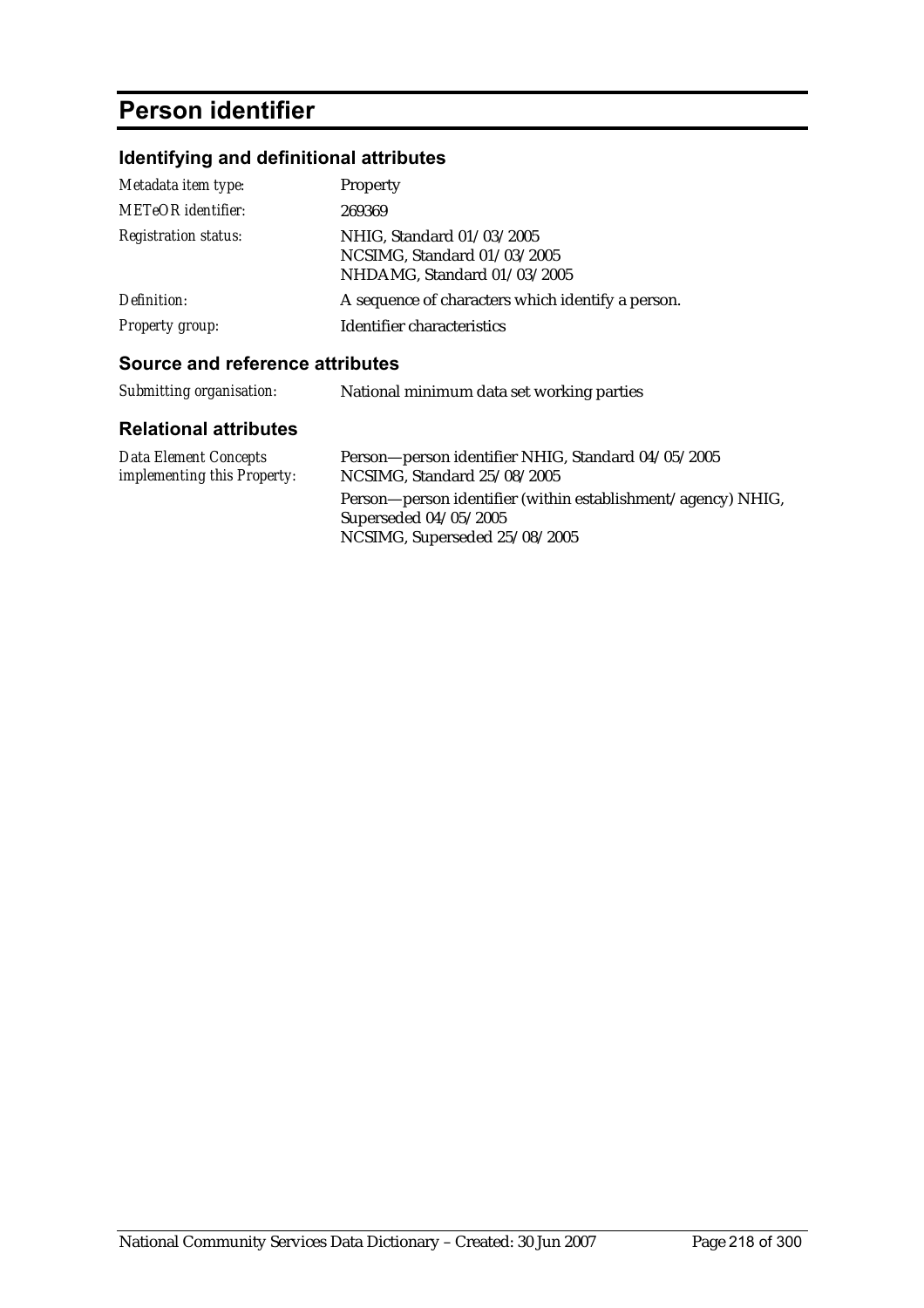# Person identifier

## Identifying and definitional attributes

| | |
|---|---|
| *Metadata item type:* | Property |
| *METeOR identifier:* | 269369 |
| *Registration status:* | NHIG, Standard 01/03/2005<br>NCSIMG, Standard 01/03/2005<br>NHDAMG, Standard 01/03/2005 |
| *Definition:* | A sequence of characters which identify a person. |
| *Property group:* | Identifier characteristics |

## Source and reference attributes

| | |
|---|---|
| *Submitting organisation:* | National minimum data set working parties |

## Relational attributes

| | |
|---|---|
| *Data Element Concepts implementing this Property:* | Person—person identifier NHIG, Standard 04/05/2005<br>NCSIMG, Standard 25/08/2005<br>Person—person identifier (within establishment/agency) NHIG, Superseded 04/05/2005<br>NCSIMG, Superseded 25/08/2005 |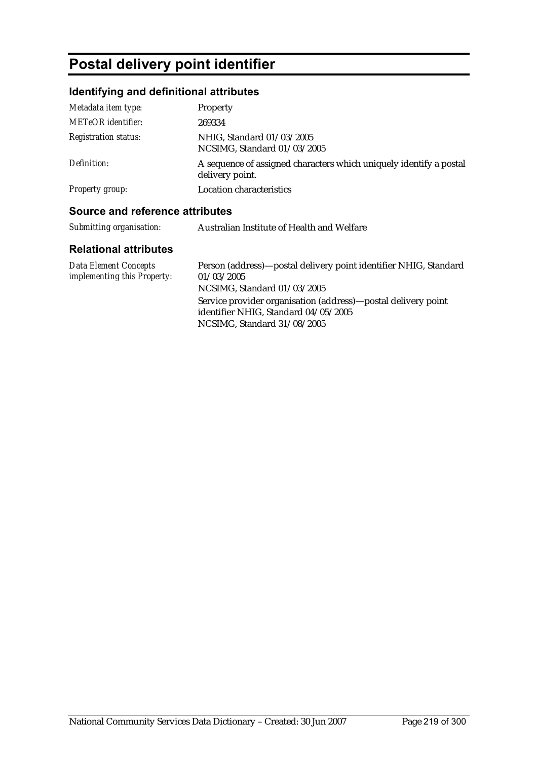# Postal delivery point identifier

## Identifying and definitional attributes

| | |
|---|---|
| *Metadata item type:* | Property |
| *METeOR identifier:* | 269334 |
| *Registration status:* | NHIG, Standard 01/03/2005<br>NCSIMG, Standard 01/03/2005 |
| *Definition:* | A sequence of assigned characters which uniquely identify a postal delivery point. |
| *Property group:* | Location characteristics |

## Source and reference attributes

| | |
|---|---|
| *Submitting organisation:* | Australian Institute of Health and Welfare |

## Relational attributes

| | |
|---|---|
| *Data Element Concepts implementing this Property:* | Person (address)—postal delivery point identifier NHIG, Standard 01/03/2005<br>NCSIMG, Standard 01/03/2005<br>Service provider organisation (address)—postal delivery point identifier NHIG, Standard 04/05/2005<br>NCSIMG, Standard 31/08/2005 |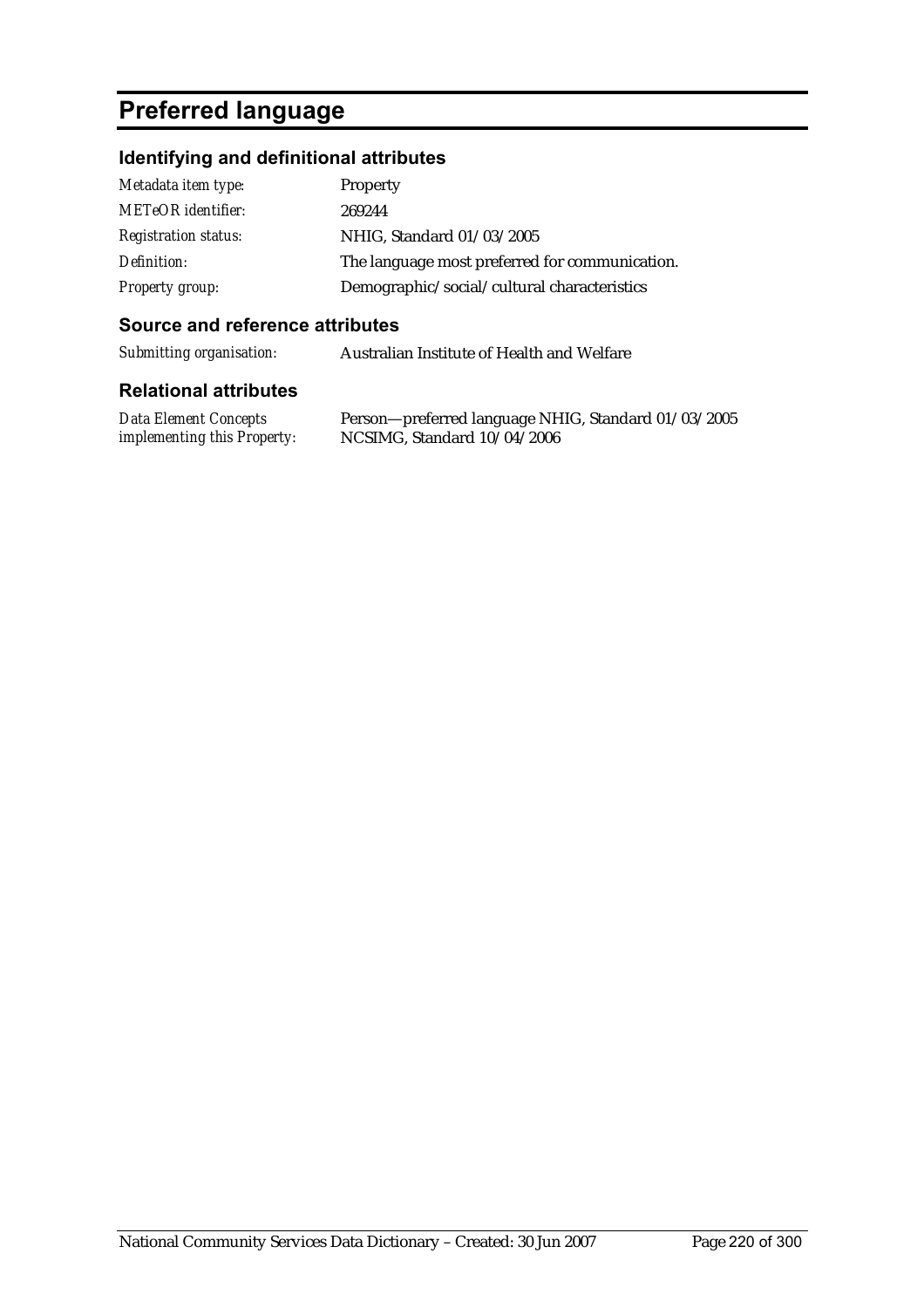# Preferred language

## Identifying and definitional attributes

| | |
|---|---|
| *Metadata item type:* | Property |
| *METeOR identifier:* | 269244 |
| *Registration status:* | NHIG, Standard 01/03/2005 |
| *Definition:* | The language most preferred for communication. |
| *Property group:* | Demographic/social/cultural characteristics |

## Source and reference attributes

| | |
|---|---|
| *Submitting organisation:* | Australian Institute of Health and Welfare |

## Relational attributes

| | |
|---|---|
| *Data Element Concepts implementing this Property:* | Person—preferred language NHIG, Standard 01/03/2005<br>NCSIMG, Standard 10/04/2006 |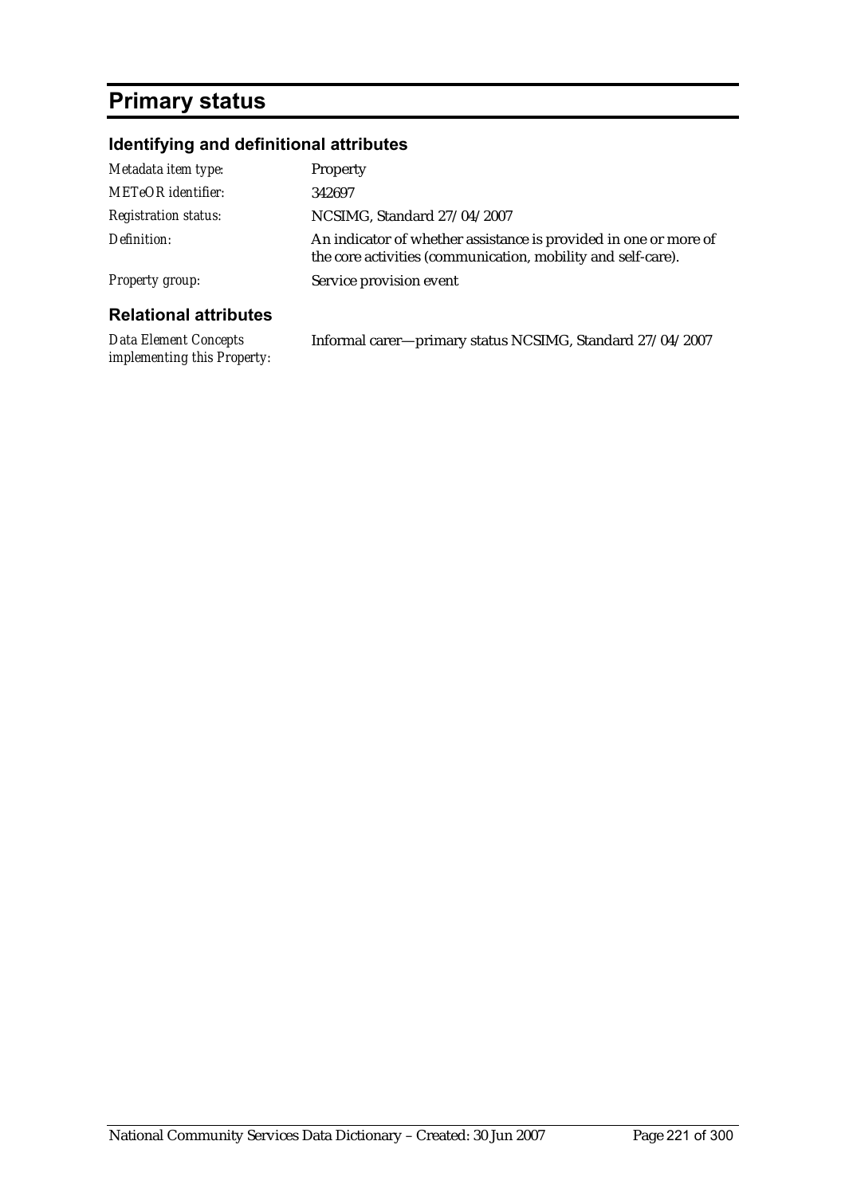# Primary status

## Identifying and definitional attributes

| | |
|---|---|
| *Metadata item type:* | Property |
| *METeOR identifier:* | 342697 |
| *Registration status:* | NCSIMG, Standard 27/04/2007 |
| *Definition:* | An indicator of whether assistance is provided in one or more of the core activities (communication, mobility and self-care). |
| *Property group:* | Service provision event |

## Relational attributes

| | |
|---|---|
| *Data Element Concepts implementing this Property:* | Informal carer—primary status NCSIMG, Standard 27/04/2007 |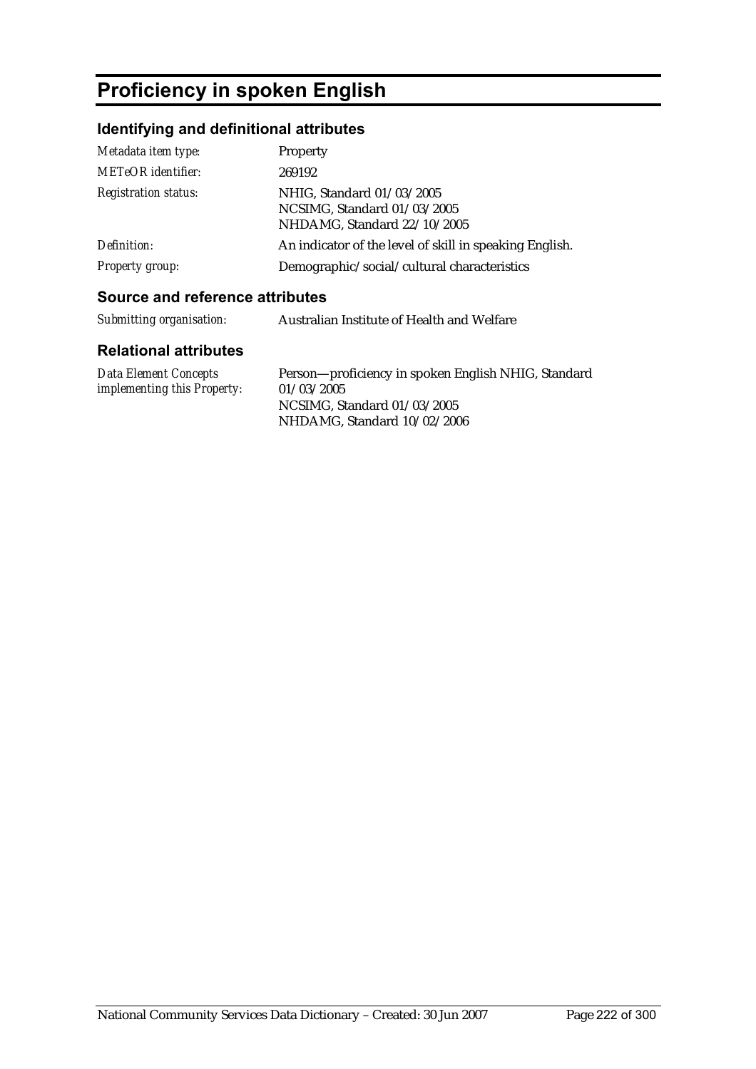# Proficiency in spoken English

## Identifying and definitional attributes

| | |
|---|---|
| *Metadata item type:* | Property |
| *METeOR identifier:* | 269192 |
| *Registration status:* | NHIG, Standard 01/03/2005<br>NCSIMG, Standard 01/03/2005<br>NHDAMG, Standard 22/10/2005 |
| *Definition:* | An indicator of the level of skill in speaking English. |
| *Property group:* | Demographic/social/cultural characteristics |

## Source and reference attributes

| | |
|---|---|
| *Submitting organisation:* | Australian Institute of Health and Welfare |

## Relational attributes

| | |
|---|---|
| *Data Element Concepts implementing this Property:* | Person—proficiency in spoken English NHIG, Standard 01/03/2005<br>NCSIMG, Standard 01/03/2005<br>NHDAMG, Standard 10/02/2006 |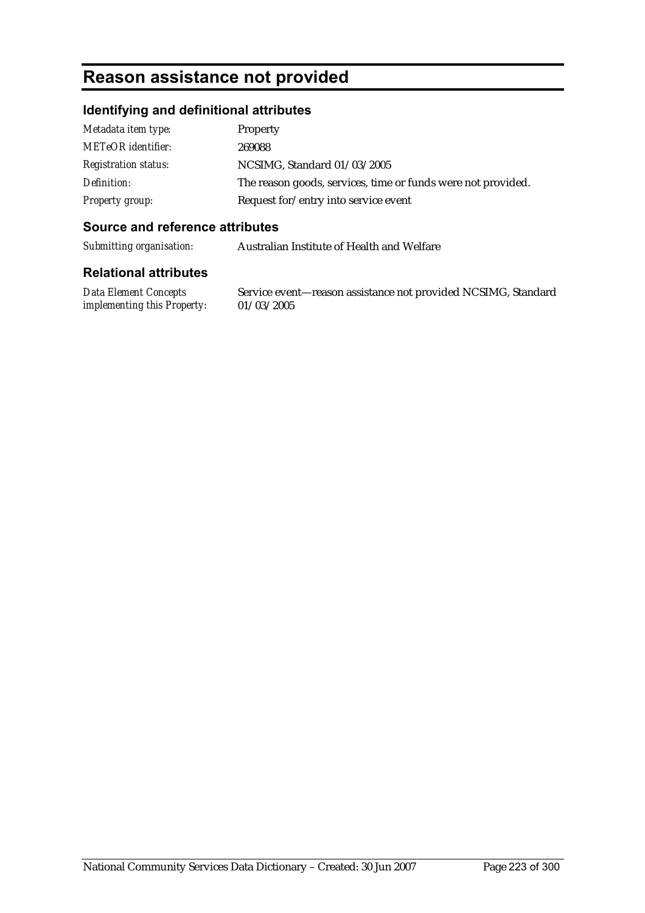# Reason assistance not provided

## Identifying and definitional attributes

| | |
|---|---|
| *Metadata item type:* | Property |
| *METeOR identifier:* | 269088 |
| *Registration status:* | NCSIMG, Standard 01/03/2005 |
| *Definition:* | The reason goods, services, time or funds were not provided. |
| *Property group:* | Request for/entry into service event |

## Source and reference attributes

| | |
|---|---|
| *Submitting organisation:* | Australian Institute of Health and Welfare |

## Relational attributes

| | |
|---|---|
| *Data Element Concepts implementing this Property:* | Service event—reason assistance not provided NCSIMG, Standard 01/03/2005 |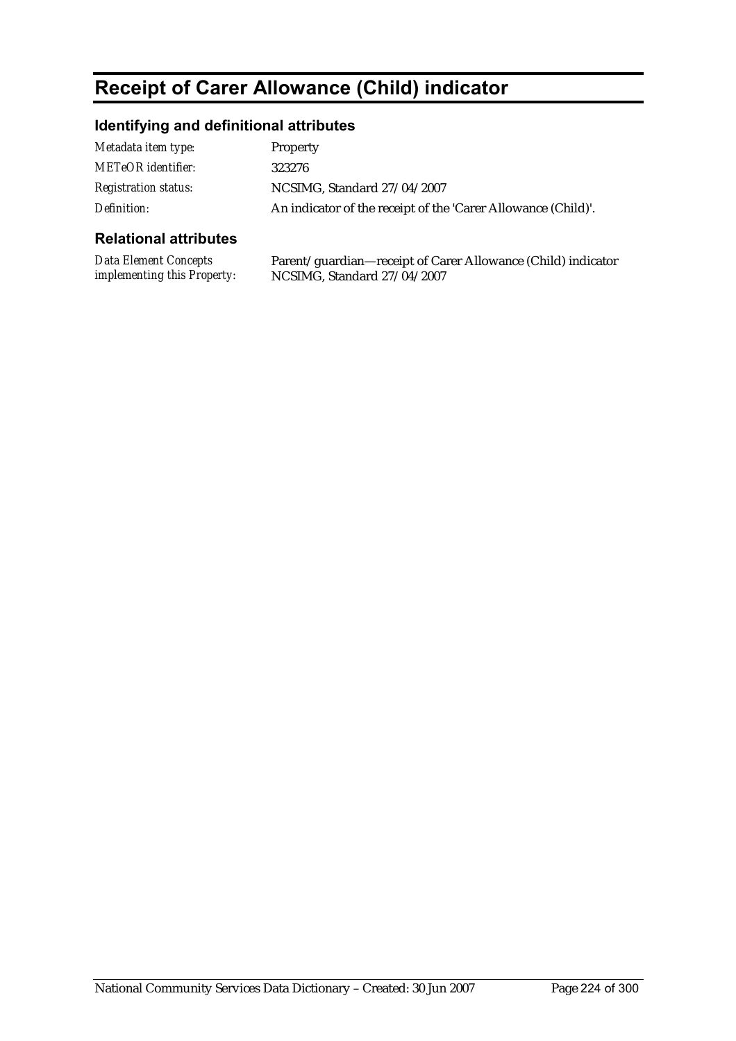# Receipt of Carer Allowance (Child) indicator

## Identifying and definitional attributes

| | |
|---|---|
| *Metadata item type:* | Property |
| *METeOR identifier:* | 323276 |
| *Registration status:* | NCSIMG, Standard 27/04/2007 |
| *Definition:* | An indicator of the receipt of the 'Carer Allowance (Child)'. |

## Relational attributes

| | |
|---|---|
| *Data Element Concepts implementing this Property:* | Parent/guardian—receipt of Carer Allowance (Child) indicator NCSIMG, Standard 27/04/2007 |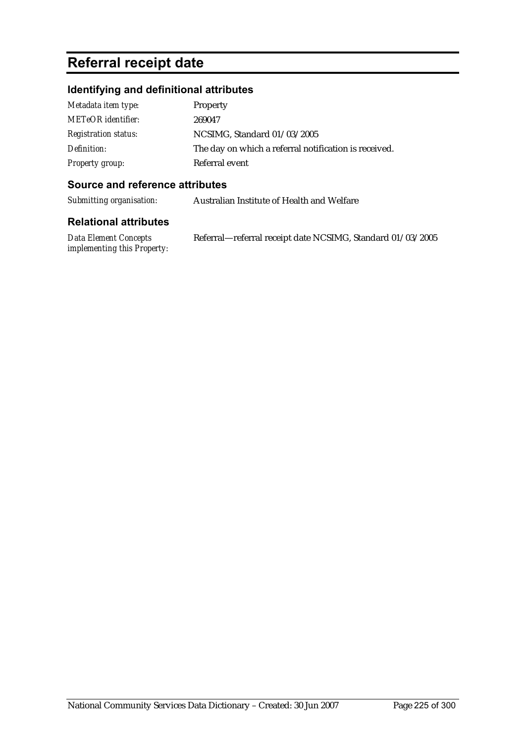# Referral receipt date

## Identifying and definitional attributes

| | |
|---|---|
| *Metadata item type:* | Property |
| *METeOR identifier:* | 269047 |
| *Registration status:* | NCSIMG, Standard 01/03/2005 |
| *Definition:* | The day on which a referral notification is received. |
| *Property group:* | Referral event |

## Source and reference attributes

| | |
|---|---|
| *Submitting organisation:* | Australian Institute of Health and Welfare |

## Relational attributes

| | |
|---|---|
| *Data Element Concepts implementing this Property:* | Referral—referral receipt date NCSIMG, Standard 01/03/2005 |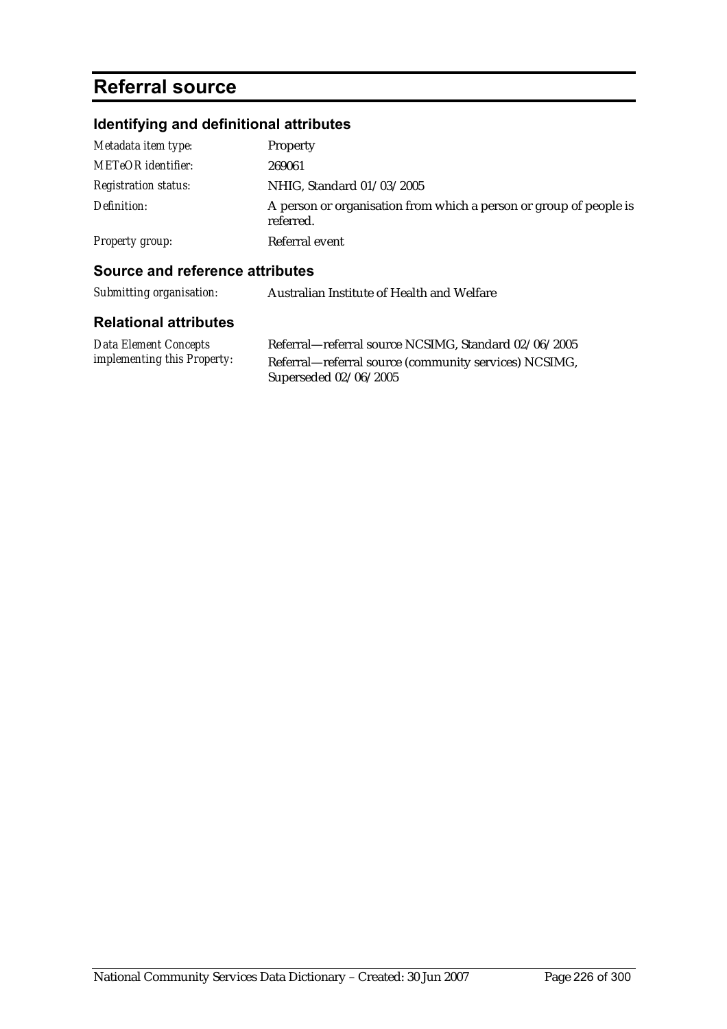# Referral source

## Identifying and definitional attributes

| | |
|---|---|
| *Metadata item type:* | Property |
| *METeOR identifier:* | 269061 |
| *Registration status:* | NHIG, Standard 01/03/2005 |
| *Definition:* | A person or organisation from which a person or group of people is referred. |
| *Property group:* | Referral event |

## Source and reference attributes

| | |
|---|---|
| *Submitting organisation:* | Australian Institute of Health and Welfare |

## Relational attributes

| | |
|---|---|
| *Data Element Concepts implementing this Property:* | Referral—referral source NCSIMG, Standard 02/06/2005<br>Referral—referral source (community services) NCSIMG, Superseded 02/06/2005 |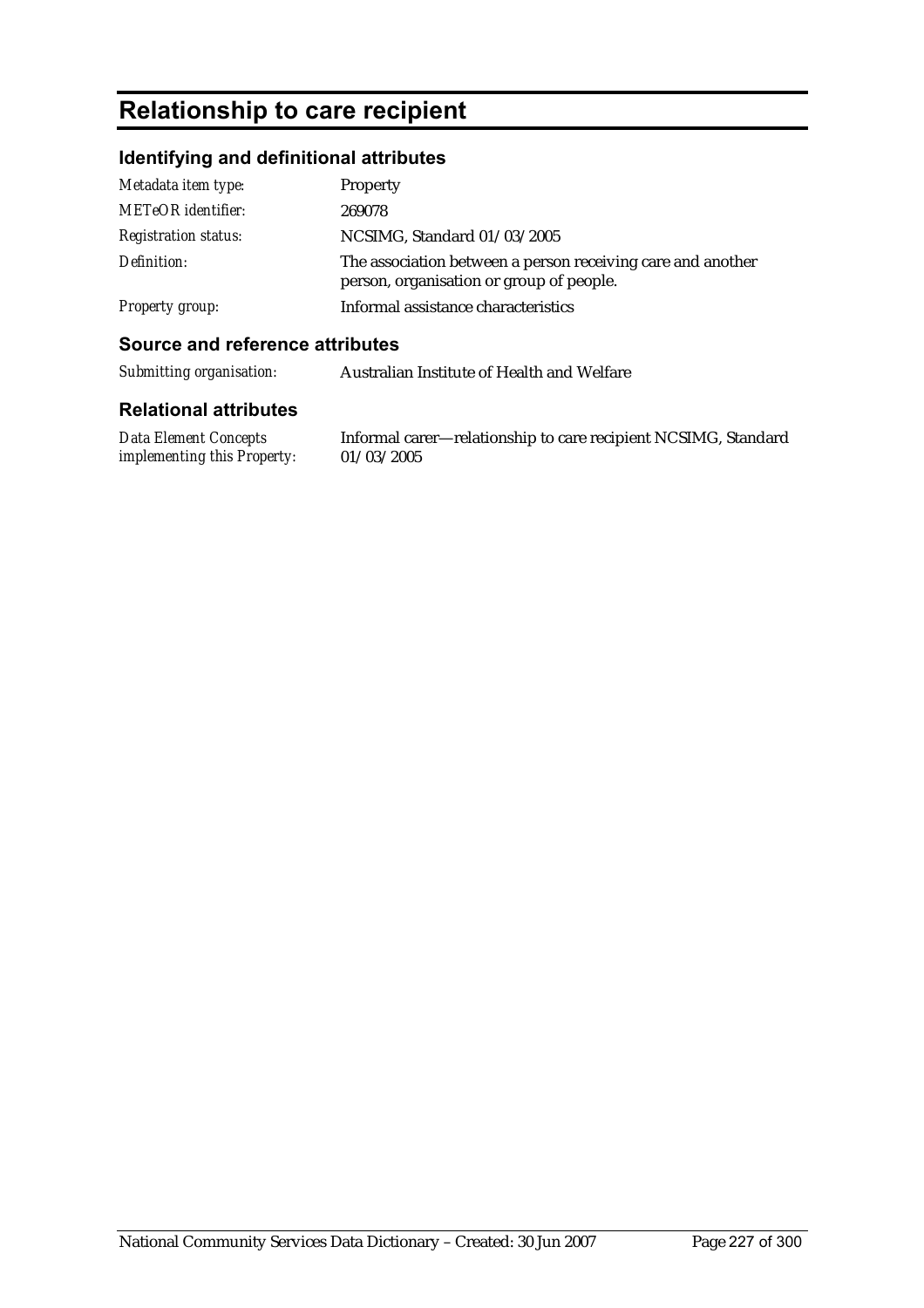# Relationship to care recipient

## Identifying and definitional attributes

| | |
|---|---|
| *Metadata item type:* | Property |
| *METeOR identifier:* | 269078 |
| *Registration status:* | NCSIMG, Standard 01/03/2005 |
| *Definition:* | The association between a person receiving care and another person, organisation or group of people. |
| *Property group:* | Informal assistance characteristics |

## Source and reference attributes

| | |
|---|---|
| *Submitting organisation:* | Australian Institute of Health and Welfare |

## Relational attributes

| | |
|---|---|
| *Data Element Concepts implementing this Property:* | Informal carer—relationship to care recipient NCSIMG, Standard 01/03/2005 |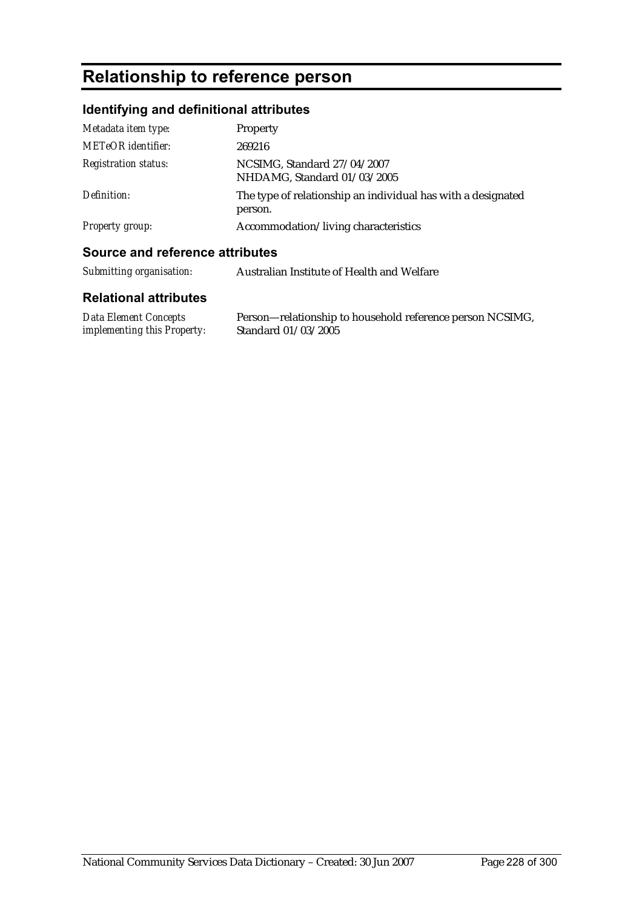# Relationship to reference person

## Identifying and definitional attributes

| | |
|---|---|
| *Metadata item type:* | Property |
| *METeOR identifier:* | 269216 |
| *Registration status:* | NCSIMG, Standard 27/04/2007<br>NHDAMG, Standard 01/03/2005 |
| *Definition:* | The type of relationship an individual has with a designated person. |
| *Property group:* | Accommodation/living characteristics |

## Source and reference attributes

| | |
|---|---|
| *Submitting organisation:* | Australian Institute of Health and Welfare |

## Relational attributes

| | |
|---|---|
| *Data Element Concepts implementing this Property:* | Person—relationship to household reference person NCSIMG, Standard 01/03/2005 |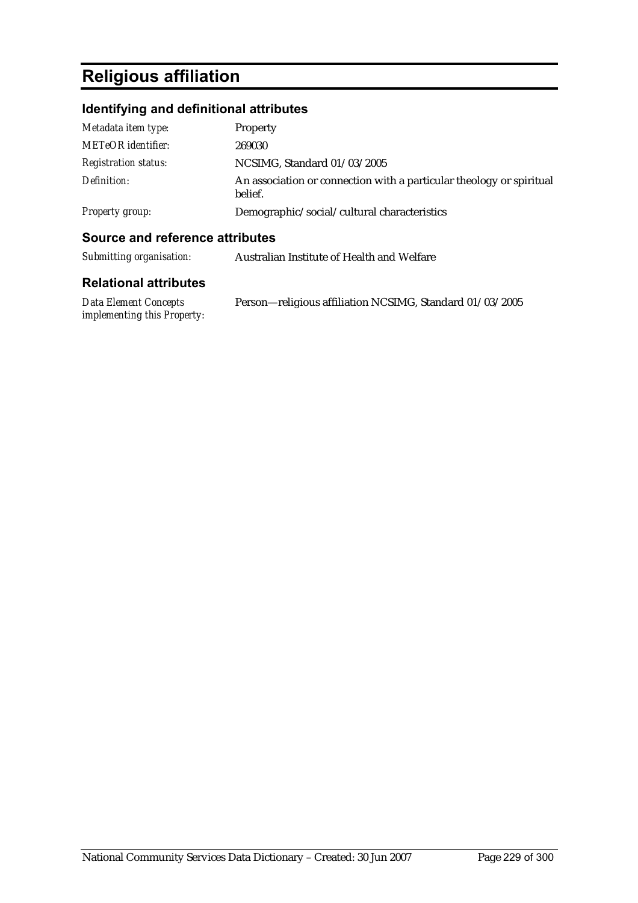# Religious affiliation

## Identifying and definitional attributes

| | |
|---|---|
| *Metadata item type:* | Property |
| *METeOR identifier:* | 269030 |
| *Registration status:* | NCSIMG, Standard 01/03/2005 |
| *Definition:* | An association or connection with a particular theology or spiritual belief. |
| *Property group:* | Demographic/social/cultural characteristics |

## Source and reference attributes

| | |
|---|---|
| *Submitting organisation:* | Australian Institute of Health and Welfare |

## Relational attributes

| | |
|---|---|
| *Data Element Concepts implementing this Property:* | Person—religious affiliation NCSIMG, Standard 01/03/2005 |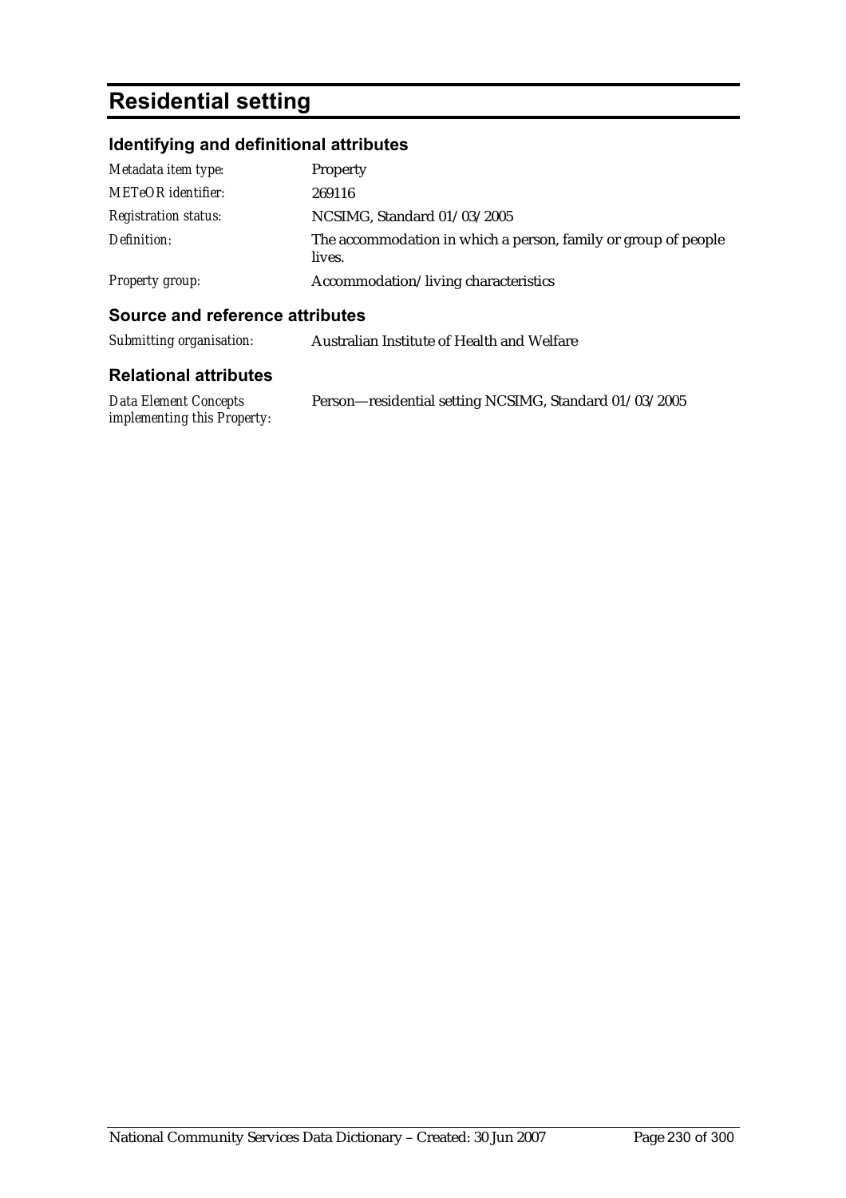# Residential setting

## Identifying and definitional attributes

| | |
|---|---|
| *Metadata item type:* | Property |
| *METeOR identifier:* | 269116 |
| *Registration status:* | NCSIMG, Standard 01/03/2005 |
| *Definition:* | The accommodation in which a person, family or group of people lives. |
| *Property group:* | Accommodation/living characteristics |

## Source and reference attributes

| | |
|---|---|
| *Submitting organisation:* | Australian Institute of Health and Welfare |

## Relational attributes

| | |
|---|---|
| *Data Element Concepts implementing this Property:* | Person—residential setting NCSIMG, Standard 01/03/2005 |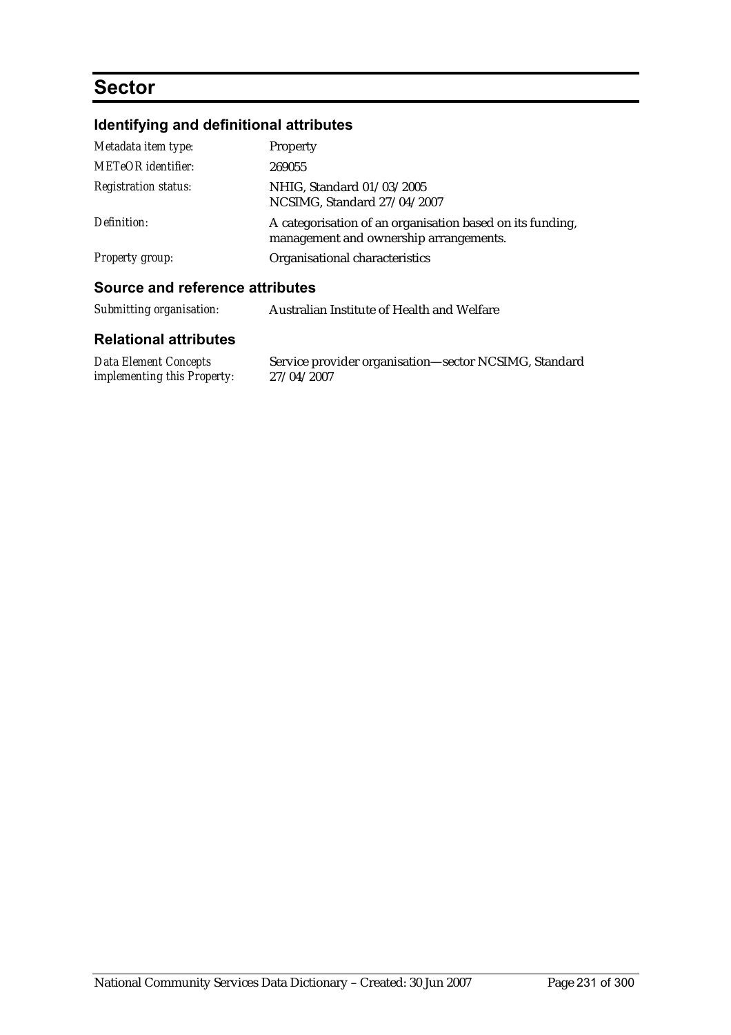# Sector

## Identifying and definitional attributes

| | |
|---|---|
| *Metadata item type:* | Property |
| *METeOR identifier:* | 269055 |
| *Registration status:* | NHIG, Standard 01/03/2005<br>NCSIMG, Standard 27/04/2007 |
| *Definition:* | A categorisation of an organisation based on its funding, management and ownership arrangements. |
| *Property group:* | Organisational characteristics |

## Source and reference attributes

| | |
|---|---|
| *Submitting organisation:* | Australian Institute of Health and Welfare |

## Relational attributes

| | |
|---|---|
| *Data Element Concepts implementing this Property:* | Service provider organisation—sector NCSIMG, Standard 27/04/2007 |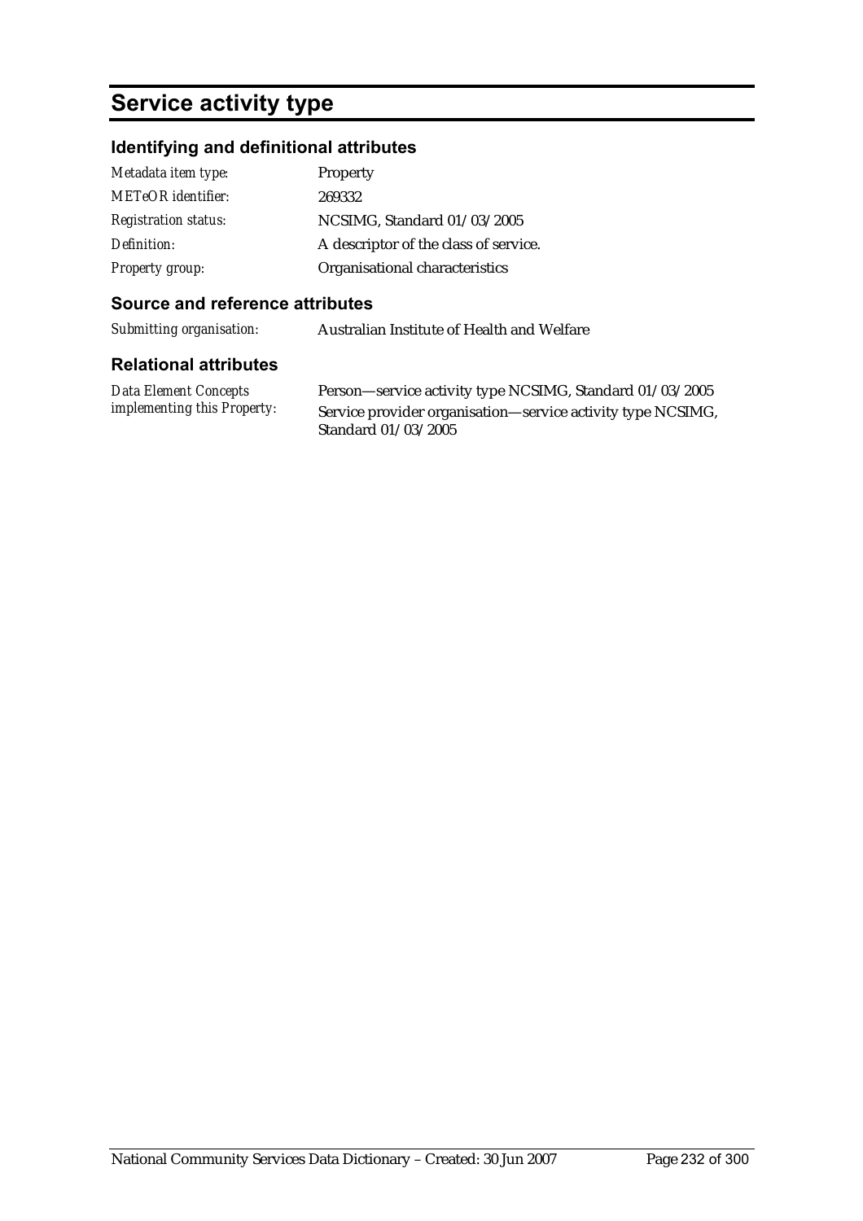# Service activity type

## Identifying and definitional attributes

| | |
|---|---|
| *Metadata item type:* | Property |
| *METeOR identifier:* | 269332 |
| *Registration status:* | NCSIMG, Standard 01/03/2005 |
| *Definition:* | A descriptor of the class of service. |
| *Property group:* | Organisational characteristics |

## Source and reference attributes

| | |
|---|---|
| *Submitting organisation:* | Australian Institute of Health and Welfare |

## Relational attributes

| | |
|---|---|
| *Data Element Concepts implementing this Property:* | Person—service activity type NCSIMG, Standard 01/03/2005<br>Service provider organisation—service activity type NCSIMG, Standard 01/03/2005 |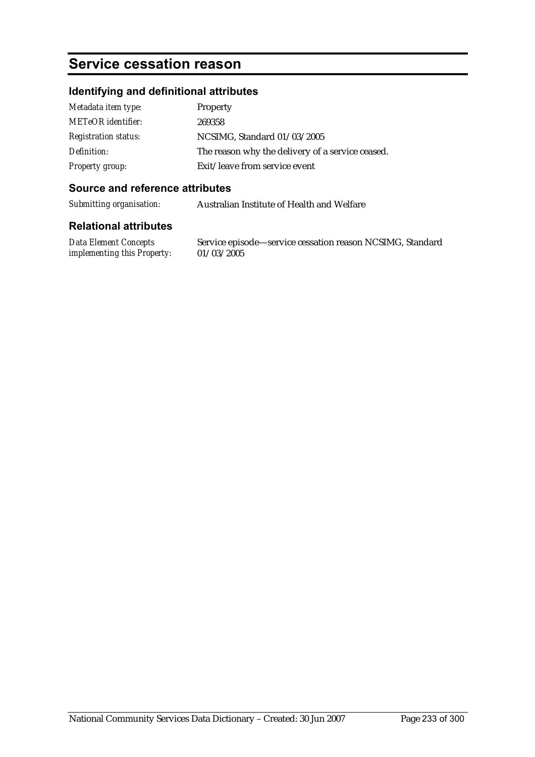# Service cessation reason

## Identifying and definitional attributes

| | |
|---|---|
| *Metadata item type:* | Property |
| *METeOR identifier:* | 269358 |
| *Registration status:* | NCSIMG, Standard 01/03/2005 |
| *Definition:* | The reason why the delivery of a service ceased. |
| *Property group:* | Exit/leave from service event |

## Source and reference attributes

| | |
|---|---|
| *Submitting organisation:* | Australian Institute of Health and Welfare |

## Relational attributes

| | |
|---|---|
| *Data Element Concepts implementing this Property:* | Service episode—service cessation reason NCSIMG, Standard 01/03/2005 |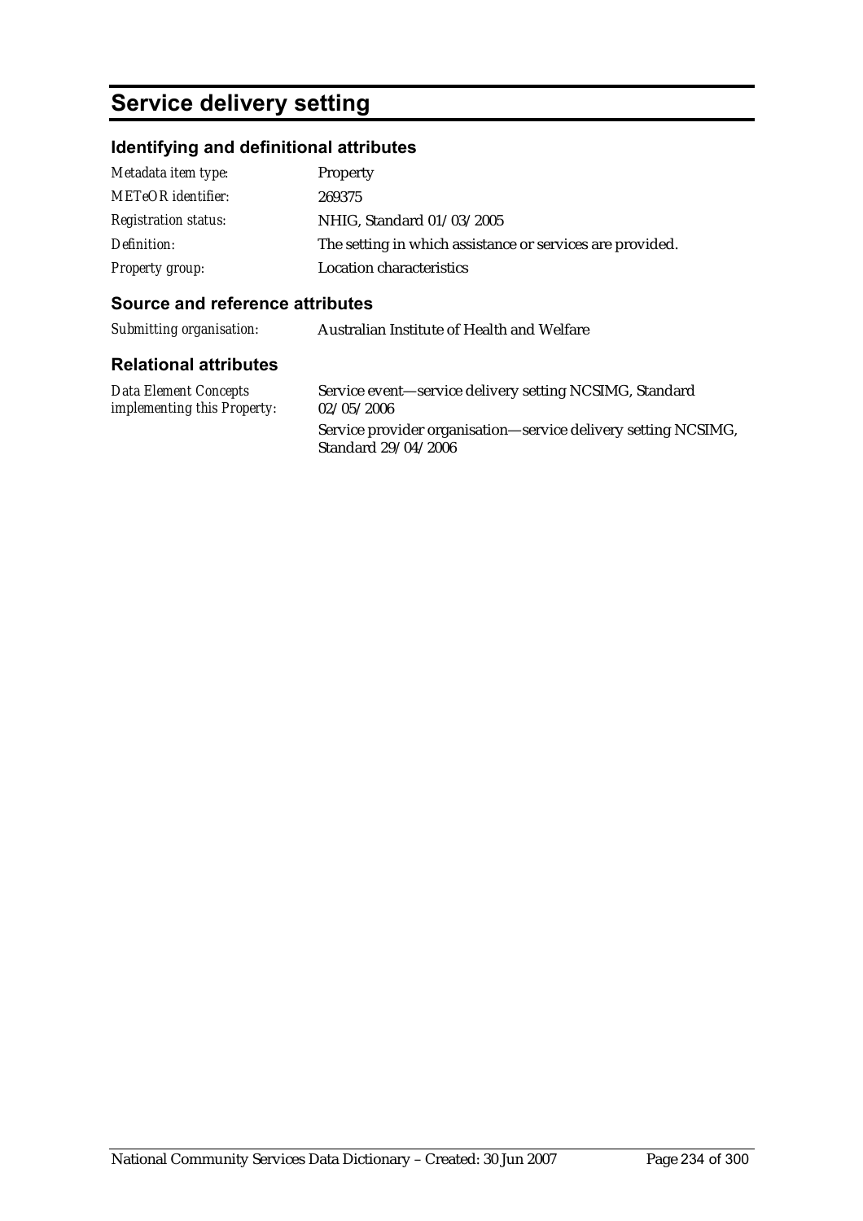# Service delivery setting

## Identifying and definitional attributes

| | |
|---|---|
| *Metadata item type:* | Property |
| *METeOR identifier:* | 269375 |
| *Registration status:* | NHIG, Standard 01/03/2005 |
| *Definition:* | The setting in which assistance or services are provided. |
| *Property group:* | Location characteristics |

## Source and reference attributes

| | |
|---|---|
| *Submitting organisation:* | Australian Institute of Health and Welfare |

## Relational attributes

| | |
|---|---|
| *Data Element Concepts implementing this Property:* | Service event—service delivery setting NCSIMG, Standard 02/05/2006 |
| | Service provider organisation—service delivery setting NCSIMG, Standard 29/04/2006 |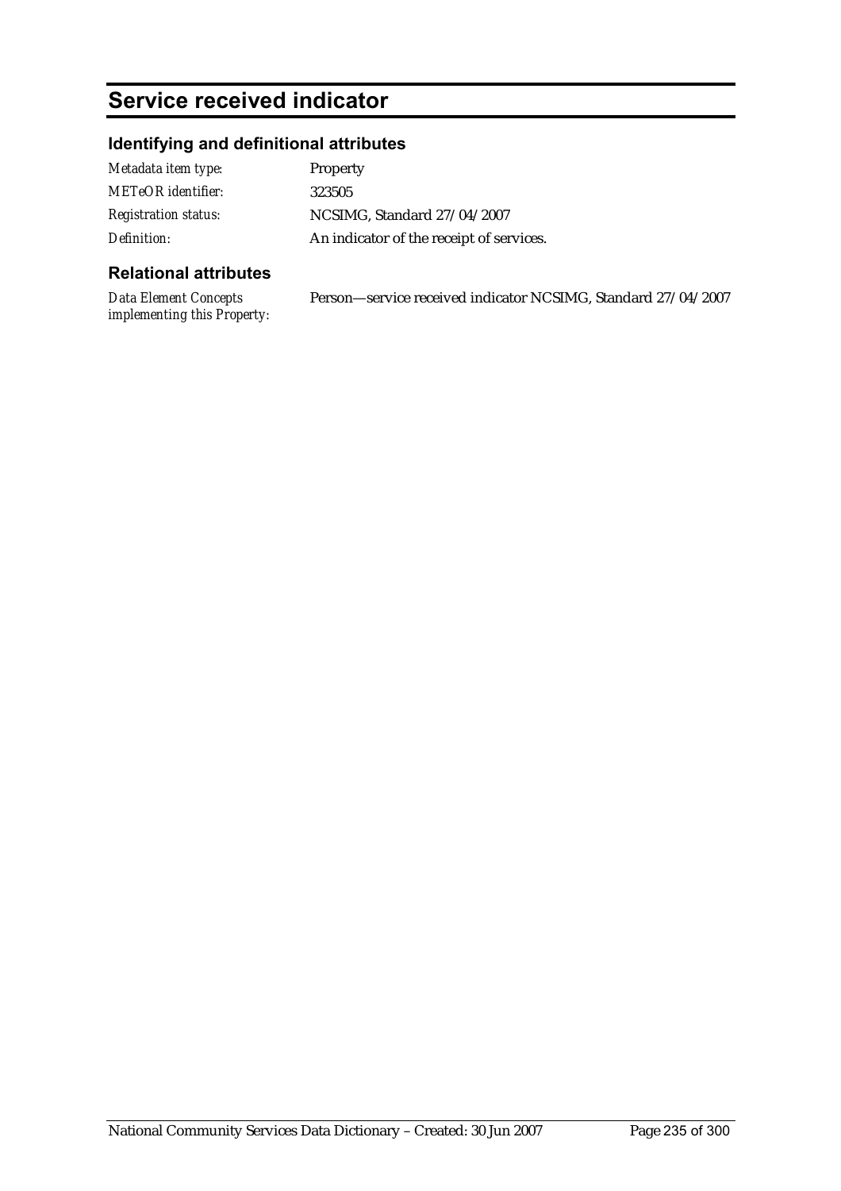# Service received indicator

## Identifying and definitional attributes

| | |
|---|---|
| *Metadata item type:* | Property |
| *METeOR identifier:* | 323505 |
| *Registration status:* | NCSIMG, Standard 27/04/2007 |
| *Definition:* | An indicator of the receipt of services. |

## Relational attributes

| | |
|---|---|
| *Data Element Concepts implementing this Property:* | Person—service received indicator NCSIMG, Standard 27/04/2007 |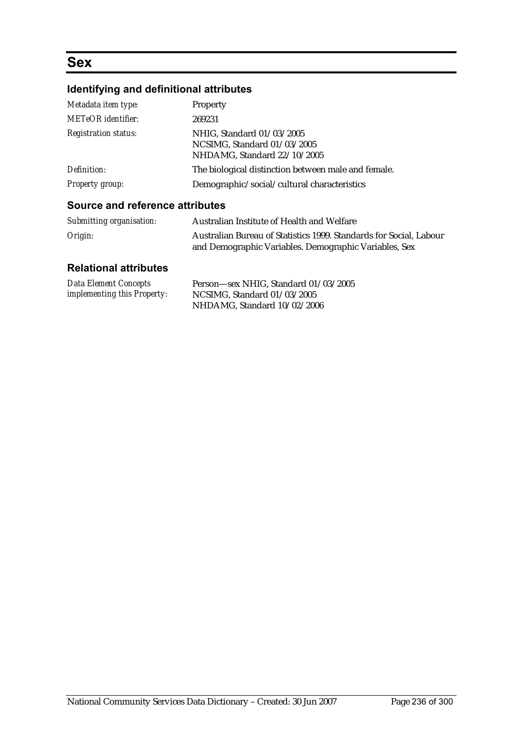# Sex

## Identifying and definitional attributes

| | |
|---|---|
| *Metadata item type:* | Property |
| *METeOR identifier:* | 269231 |
| *Registration status:* | NHIG, Standard 01/03/2005<br>NCSIMG, Standard 01/03/2005<br>NHDAMG, Standard 22/10/2005 |
| *Definition:* | The biological distinction between male and female. |
| *Property group:* | Demographic/social/cultural characteristics |

## Source and reference attributes

| | |
|---|---|
| *Submitting organisation:* | Australian Institute of Health and Welfare |
| *Origin:* | Australian Bureau of Statistics 1999. Standards for Social, Labour and Demographic Variables. Demographic Variables, Sex |

## Relational attributes

| | |
|---|---|
| *Data Element Concepts implementing this Property:* | Person—sex NHIG, Standard 01/03/2005<br>NCSIMG, Standard 01/03/2005<br>NHDAMG, Standard 10/02/2006 |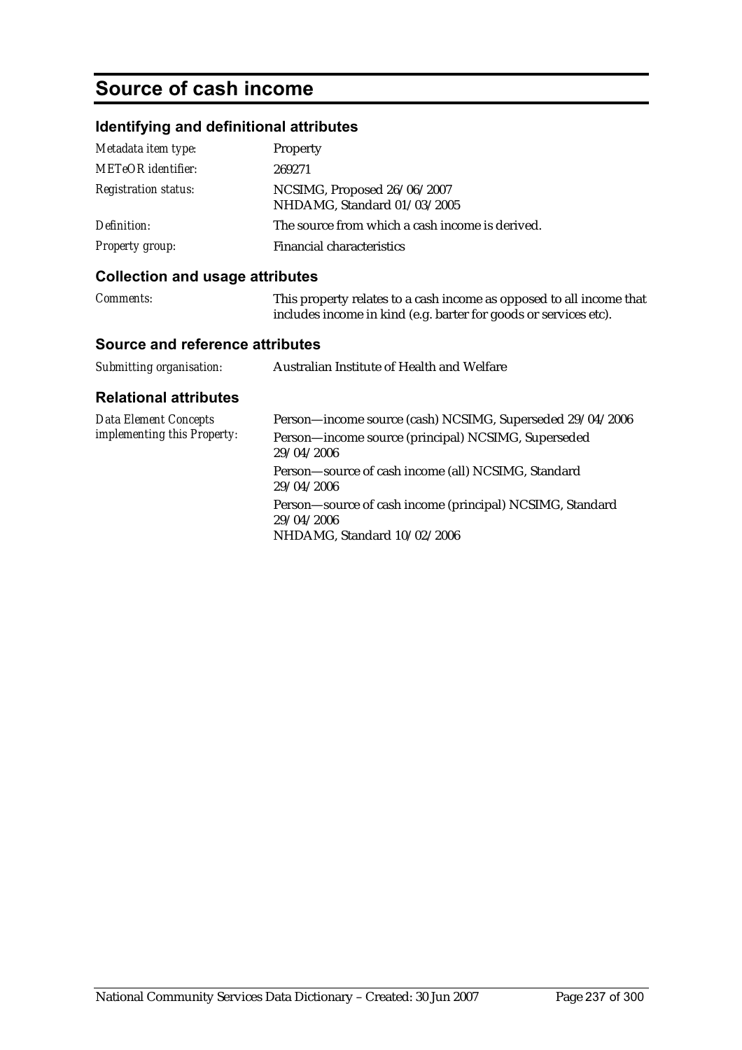# Source of cash income

## Identifying and definitional attributes

| | |
|---|---|
| *Metadata item type:* | Property |
| *METeOR identifier:* | 269271 |
| *Registration status:* | NCSIMG, Proposed 26/06/2007<br>NHDAMG, Standard 01/03/2005 |
| *Definition:* | The source from which a cash income is derived. |
| *Property group:* | Financial characteristics |

## Collection and usage attributes

| | |
|---|---|
| *Comments:* | This property relates to a cash income as opposed to all income that includes income in kind (e.g. barter for goods or services etc). |

## Source and reference attributes

| | |
|---|---|
| *Submitting organisation:* | Australian Institute of Health and Welfare |

## Relational attributes

| | |
|---|---|
| *Data Element Concepts implementing this Property:* | Person—income source (cash) NCSIMG, Superseded 29/04/2006<br>Person—income source (principal) NCSIMG, Superseded 29/04/2006<br>Person—source of cash income (all) NCSIMG, Standard 29/04/2006<br>Person—source of cash income (principal) NCSIMG, Standard 29/04/2006<br>NHDAMG, Standard 10/02/2006 |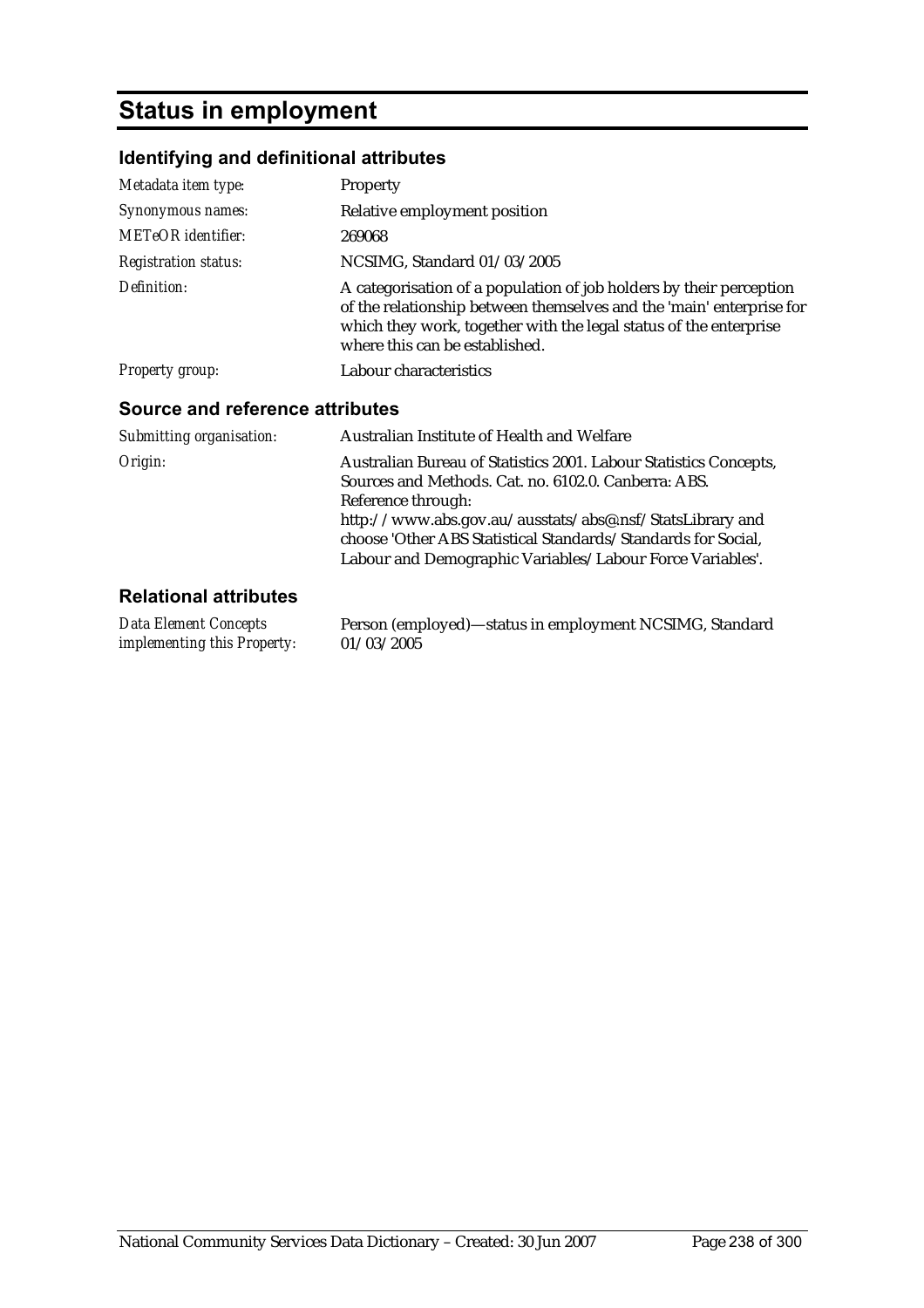# Status in employment

## Identifying and definitional attributes

| | |
|---|---|
| *Metadata item type:* | Property |
| *Synonymous names:* | Relative employment position |
| *METeOR identifier:* | 269068 |
| *Registration status:* | NCSIMG, Standard 01/03/2005 |
| *Definition:* | A categorisation of a population of job holders by their perception of the relationship between themselves and the 'main' enterprise for which they work, together with the legal status of the enterprise where this can be established. |
| *Property group:* | Labour characteristics |

## Source and reference attributes

| | |
|---|---|
| *Submitting organisation:* | Australian Institute of Health and Welfare |
| *Origin:* | Australian Bureau of Statistics 2001. Labour Statistics Concepts, Sources and Methods. Cat. no. 6102.0. Canberra: ABS. Reference through: http://www.abs.gov.au/ausstats/abs@.nsf/StatsLibrary and choose 'Other ABS Statistical Standards/Standards for Social, Labour and Demographic Variables/Labour Force Variables'. |

## Relational attributes

| | |
|---|---|
| *Data Element Concepts implementing this Property:* | Person (employed)—status in employment NCSIMG, Standard 01/03/2005 |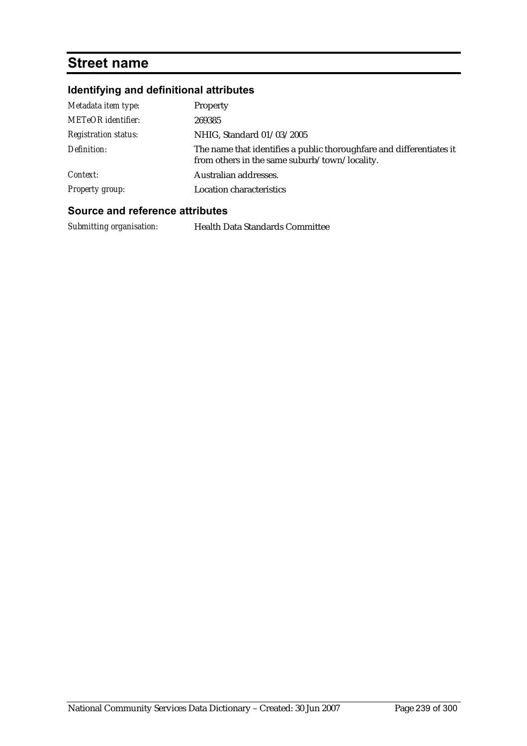# Street name

## Identifying and definitional attributes

| | |
|---|---|
| *Metadata item type:* | Property |
| *METeOR identifier:* | 269385 |
| *Registration status:* | NHIG, Standard 01/03/2005 |
| *Definition:* | The name that identifies a public thoroughfare and differentiates it from others in the same suburb/town/locality. |
| *Context:* | Australian addresses. |
| *Property group:* | Location characteristics |

## Source and reference attributes

| | |
|---|---|
| *Submitting organisation:* | Health Data Standards Committee |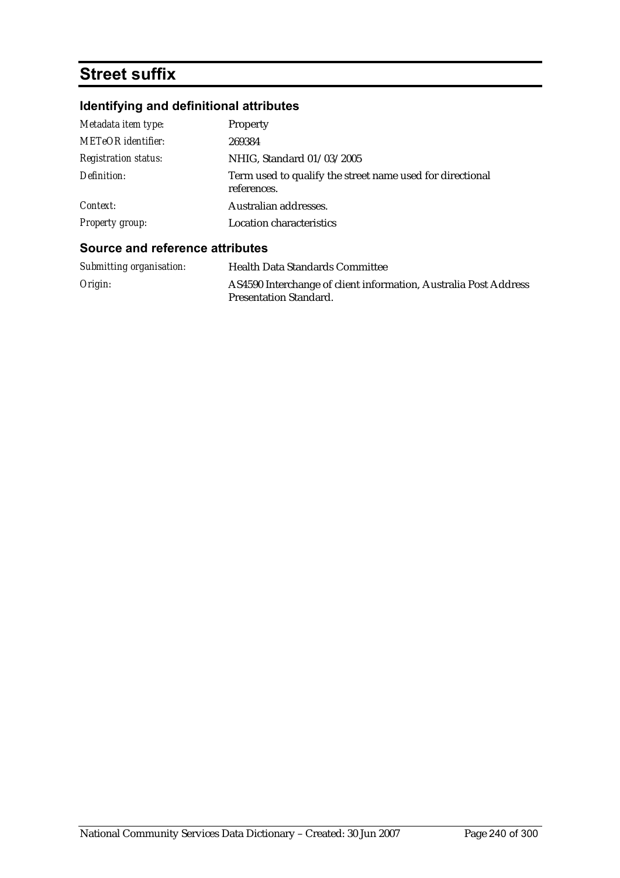# Street suffix

## Identifying and definitional attributes

| | |
|---|---|
| *Metadata item type:* | Property |
| *METeOR identifier:* | 269384 |
| *Registration status:* | NHIG, Standard 01/03/2005 |
| *Definition:* | Term used to qualify the street name used for directional references. |
| *Context:* | Australian addresses. |
| *Property group:* | Location characteristics |

## Source and reference attributes

| | |
|---|---|
| *Submitting organisation:* | Health Data Standards Committee |
| *Origin:* | AS4590 Interchange of client information, Australia Post Address Presentation Standard. |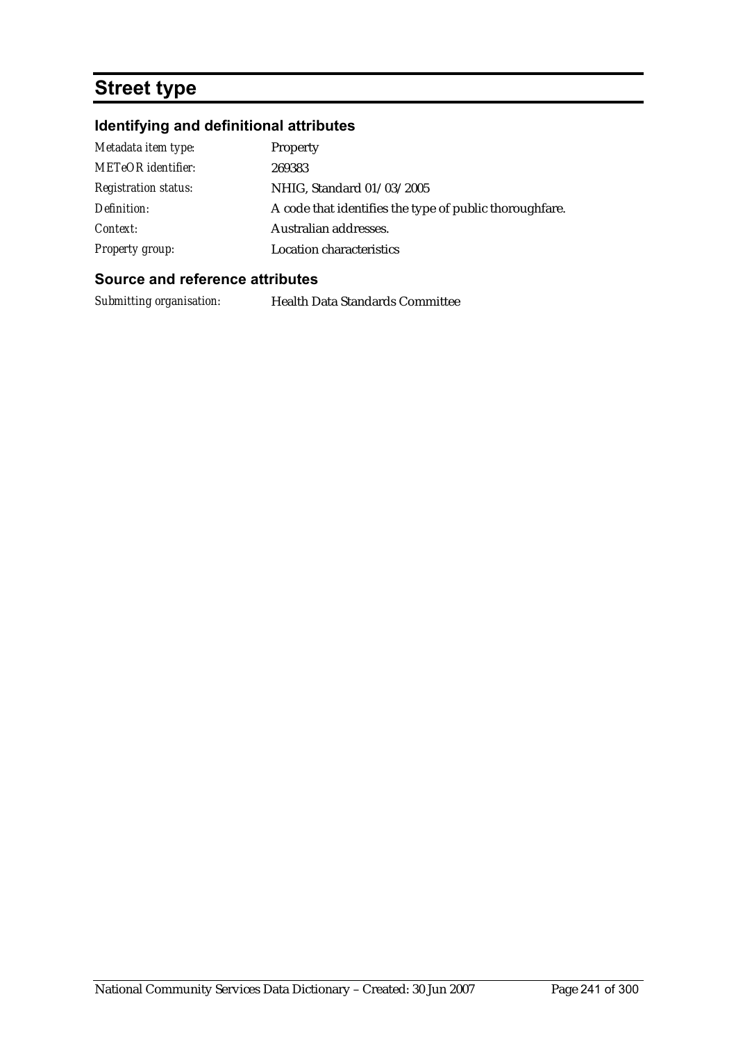# Street type

## Identifying and definitional attributes

| | |
|---|---|
| *Metadata item type:* | Property |
| *METeOR identifier:* | 269383 |
| *Registration status:* | NHIG, Standard 01/03/2005 |
| *Definition:* | A code that identifies the type of public thoroughfare. |
| *Context:* | Australian addresses. |
| *Property group:* | Location characteristics |

## Source and reference attributes

| | |
|---|---|
| *Submitting organisation:* | Health Data Standards Committee |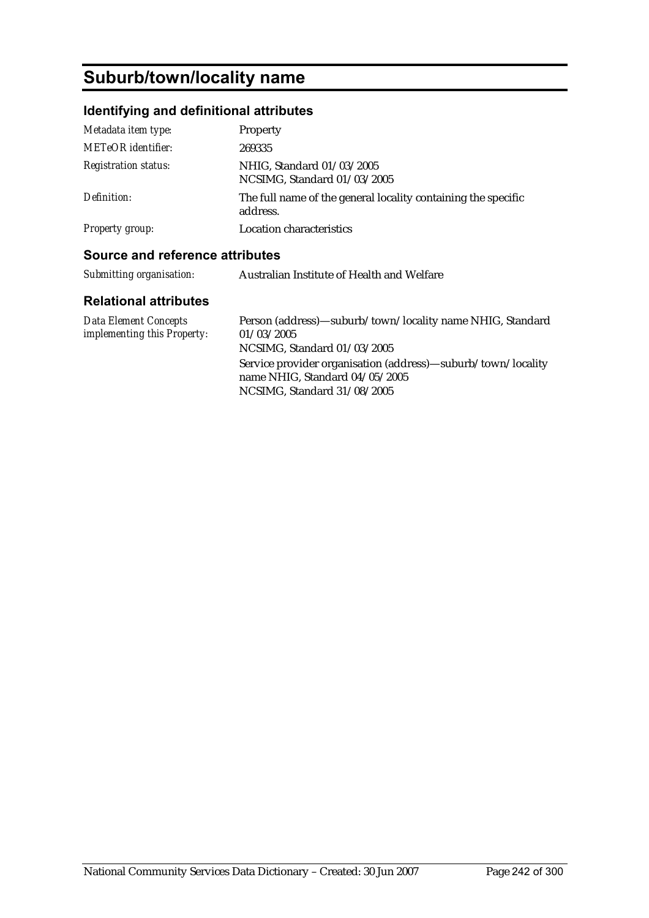# Suburb/town/locality name

## Identifying and definitional attributes

| | |
|---|---|
| *Metadata item type:* | Property |
| *METeOR identifier:* | 269335 |
| *Registration status:* | NHIG, Standard 01/03/2005<br>NCSIMG, Standard 01/03/2005 |
| *Definition:* | The full name of the general locality containing the specific address. |
| *Property group:* | Location characteristics |

## Source and reference attributes

| | |
|---|---|
| *Submitting organisation:* | Australian Institute of Health and Welfare |

## Relational attributes

| | |
|---|---|
| *Data Element Concepts implementing this Property:* | Person (address)—suburb/town/locality name NHIG, Standard 01/03/2005<br>NCSIMG, Standard 01/03/2005<br>Service provider organisation (address)—suburb/town/locality name NHIG, Standard 04/05/2005<br>NCSIMG, Standard 31/08/2005 |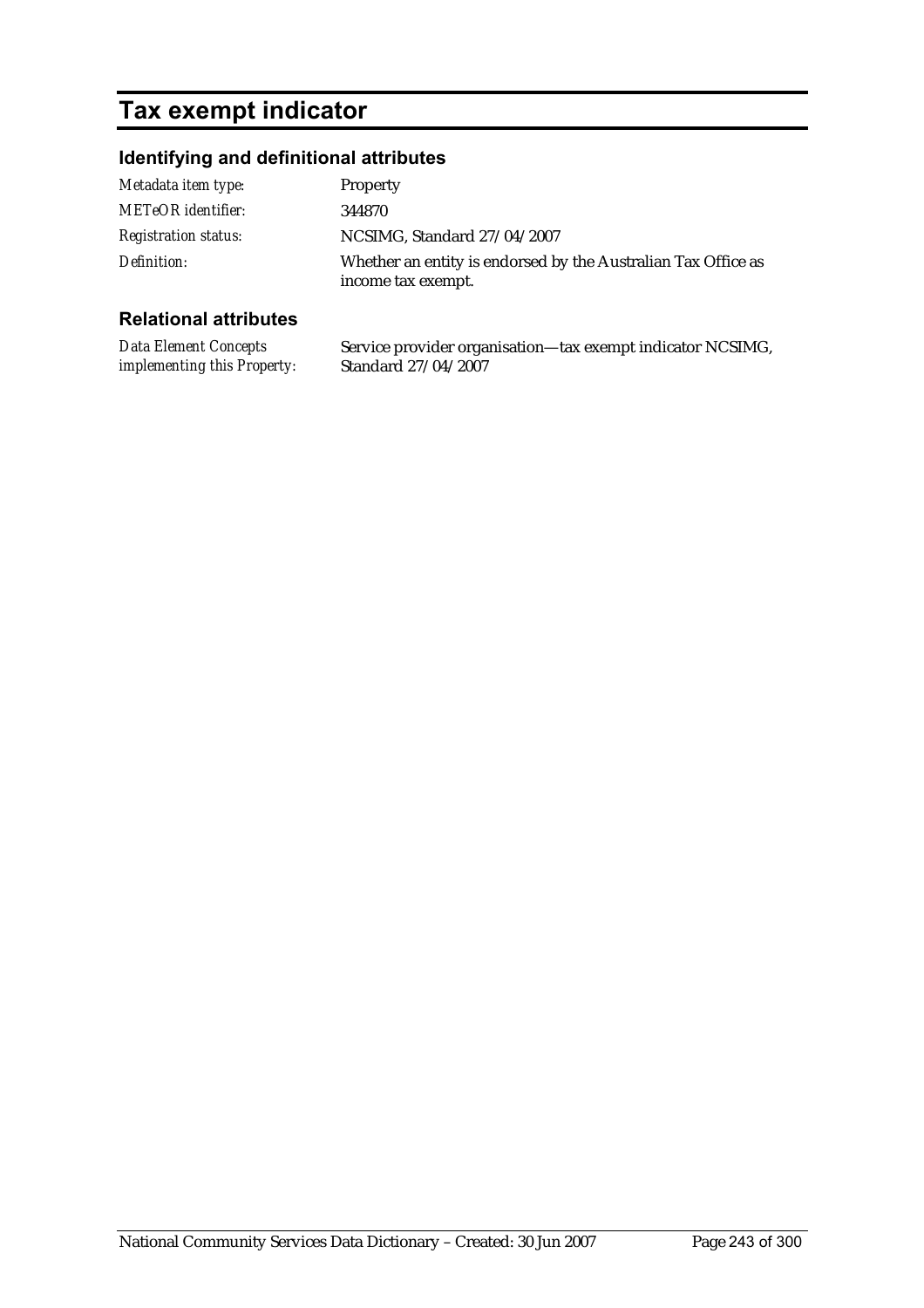# Tax exempt indicator

## Identifying and definitional attributes

| | |
|---|---|
| *Metadata item type:* | Property |
| *METeOR identifier:* | 344870 |
| *Registration status:* | NCSIMG, Standard 27/04/2007 |
| *Definition:* | Whether an entity is endorsed by the Australian Tax Office as income tax exempt. |

## Relational attributes

| | |
|---|---|
| *Data Element Concepts implementing this Property:* | Service provider organisation—tax exempt indicator NCSIMG, Standard 27/04/2007 |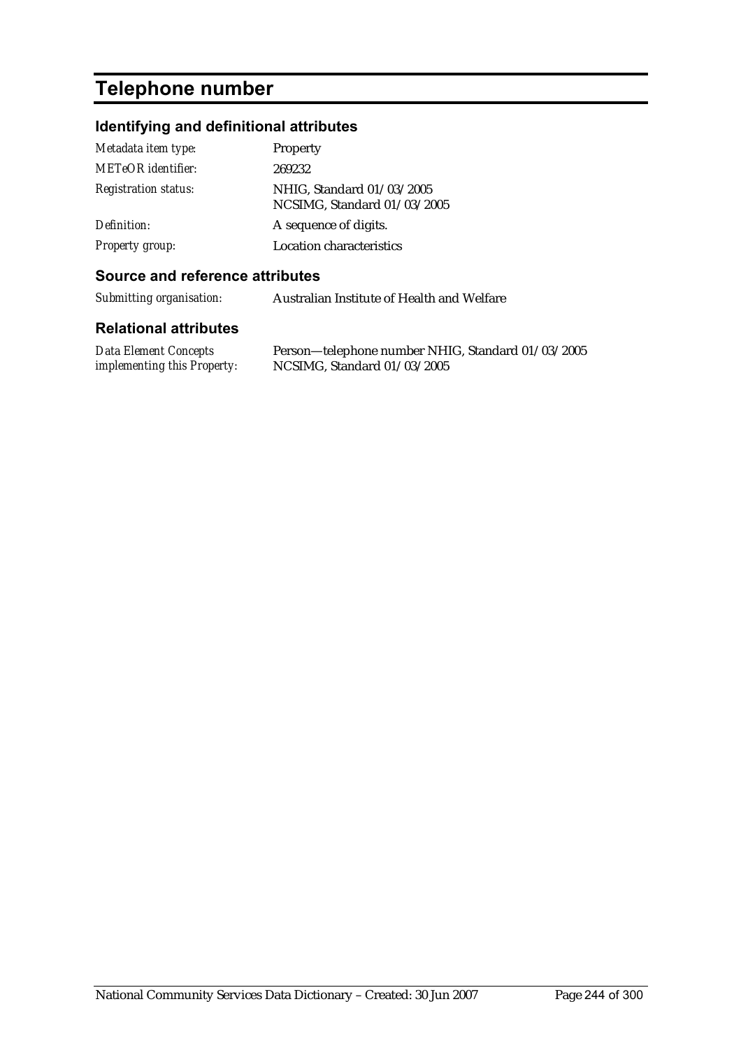# Telephone number

## Identifying and definitional attributes

| | |
|---|---|
| *Metadata item type:* | Property |
| *METeOR identifier:* | 269232 |
| *Registration status:* | NHIG, Standard 01/03/2005<br>NCSIMG, Standard 01/03/2005 |
| *Definition:* | A sequence of digits. |
| *Property group:* | Location characteristics |

## Source and reference attributes

| | |
|---|---|
| *Submitting organisation:* | Australian Institute of Health and Welfare |

## Relational attributes

| | |
|---|---|
| *Data Element Concepts implementing this Property:* | Person—telephone number NHIG, Standard 01/03/2005<br>NCSIMG, Standard 01/03/2005 |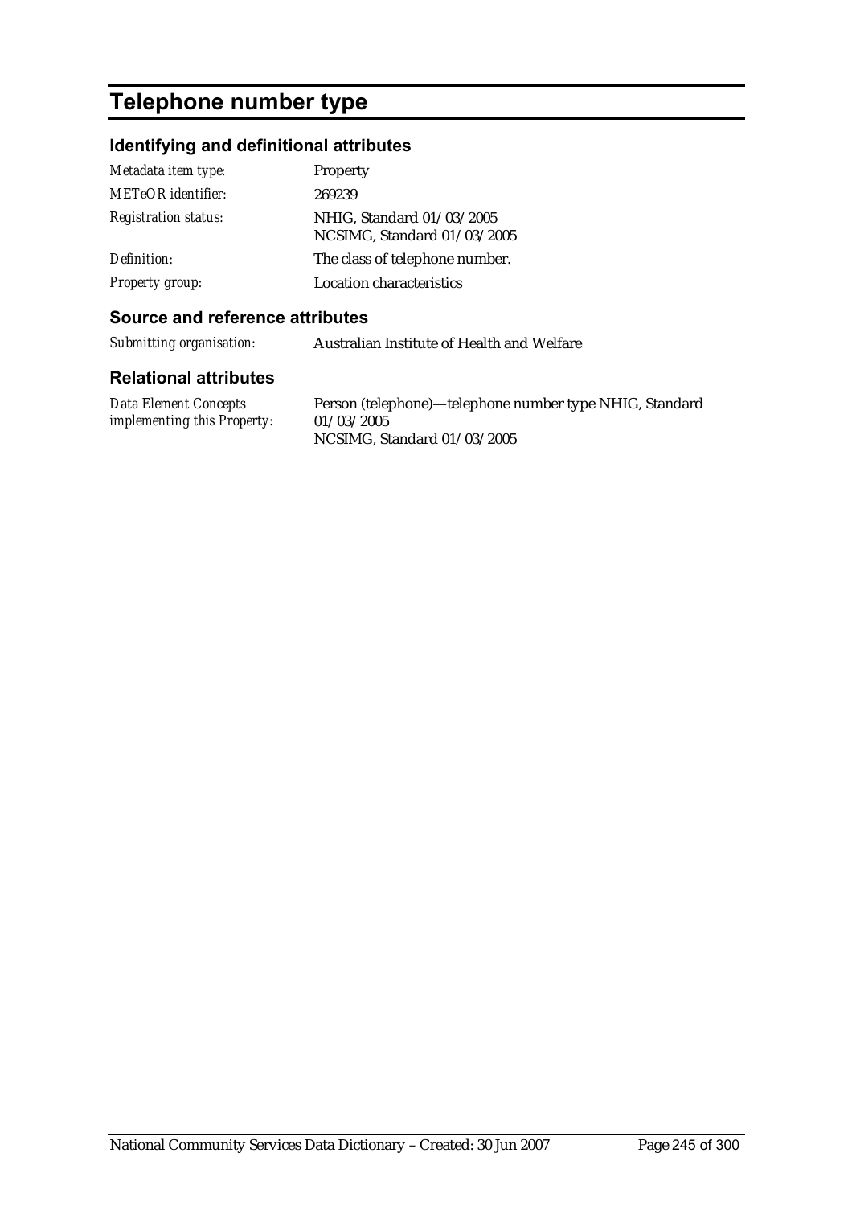# Telephone number type

## Identifying and definitional attributes

| | |
|---|---|
| *Metadata item type:* | Property |
| *METeOR identifier:* | 269239 |
| *Registration status:* | NHIG, Standard 01/03/2005<br>NCSIMG, Standard 01/03/2005 |
| *Definition:* | The class of telephone number. |
| *Property group:* | Location characteristics |

## Source and reference attributes

| | |
|---|---|
| *Submitting organisation:* | Australian Institute of Health and Welfare |

## Relational attributes

| | |
|---|---|
| *Data Element Concepts implementing this Property:* | Person (telephone)—telephone number type NHIG, Standard 01/03/2005<br>NCSIMG, Standard 01/03/2005 |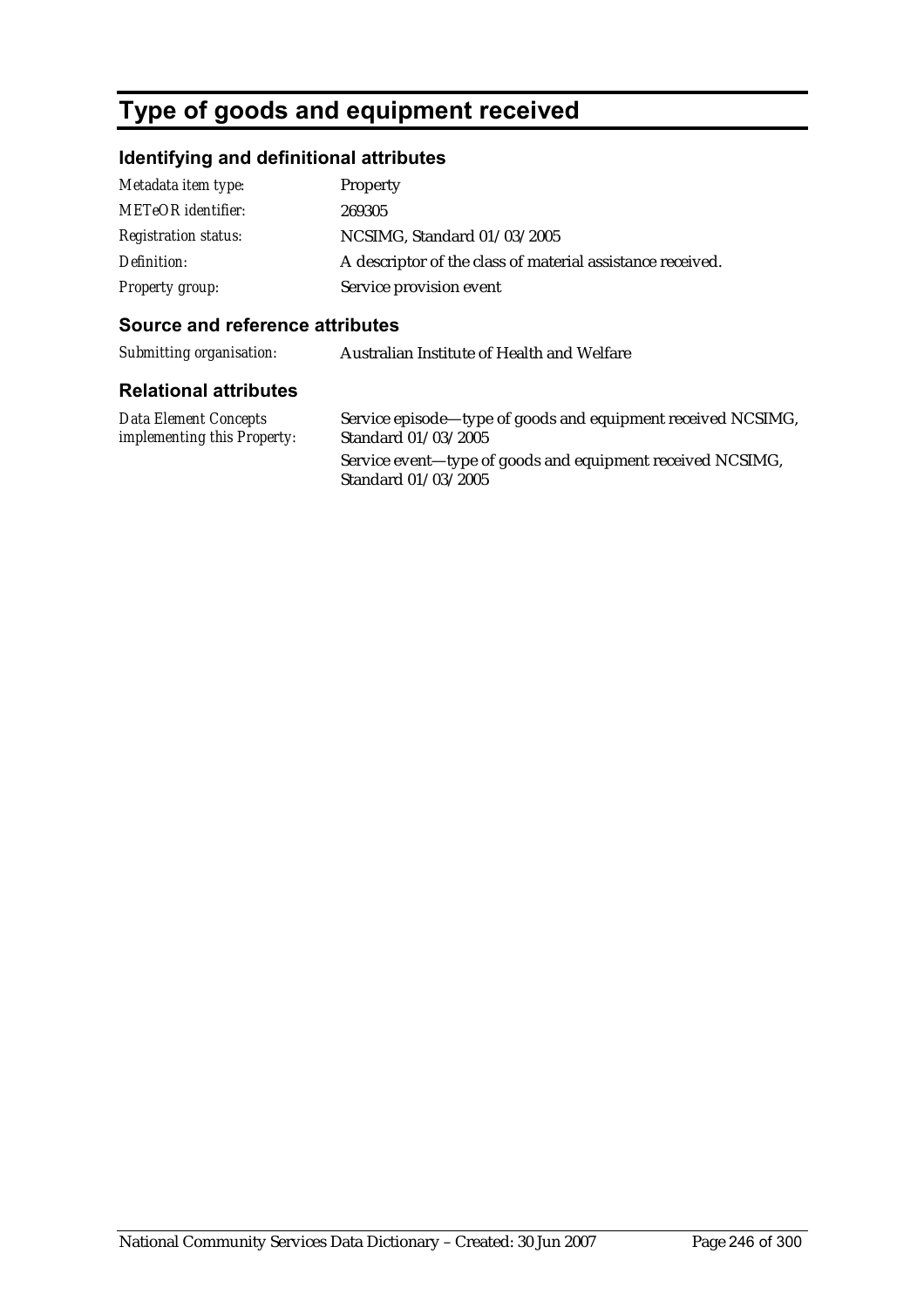# Type of goods and equipment received

## Identifying and definitional attributes

| | |
|---|---|
| *Metadata item type:* | Property |
| *METeOR identifier:* | 269305 |
| *Registration status:* | NCSIMG, Standard 01/03/2005 |
| *Definition:* | A descriptor of the class of material assistance received. |
| *Property group:* | Service provision event |

## Source and reference attributes

| | |
|---|---|
| *Submitting organisation:* | Australian Institute of Health and Welfare |

## Relational attributes

| | |
|---|---|
| *Data Element Concepts implementing this Property:* | Service episode—type of goods and equipment received NCSIMG, Standard 01/03/2005<br>Service event—type of goods and equipment received NCSIMG, Standard 01/03/2005 |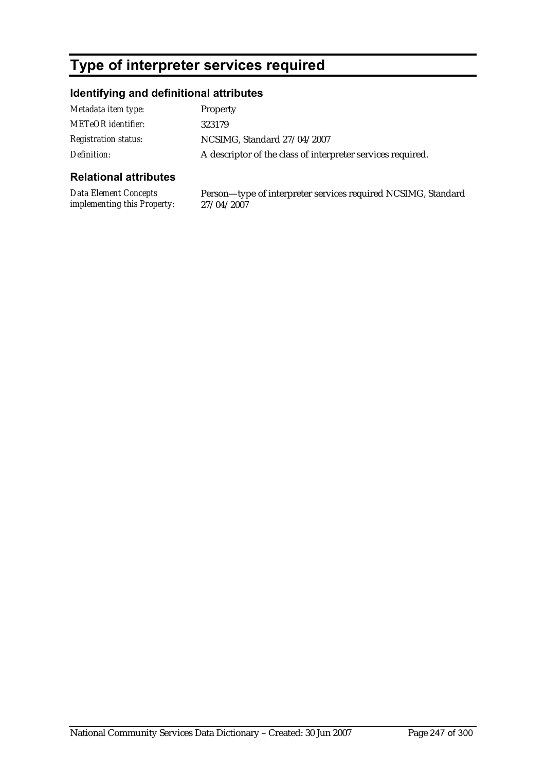# Type of interpreter services required

## Identifying and definitional attributes

| | |
|---|---|
| *Metadata item type:* | Property |
| *METeOR identifier:* | 323179 |
| *Registration status:* | NCSIMG, Standard 27/04/2007 |
| *Definition:* | A descriptor of the class of interpreter services required. |

## Relational attributes

| | |
|---|---|
| *Data Element Concepts implementing this Property:* | Person—type of interpreter services required NCSIMG, Standard 27/04/2007 |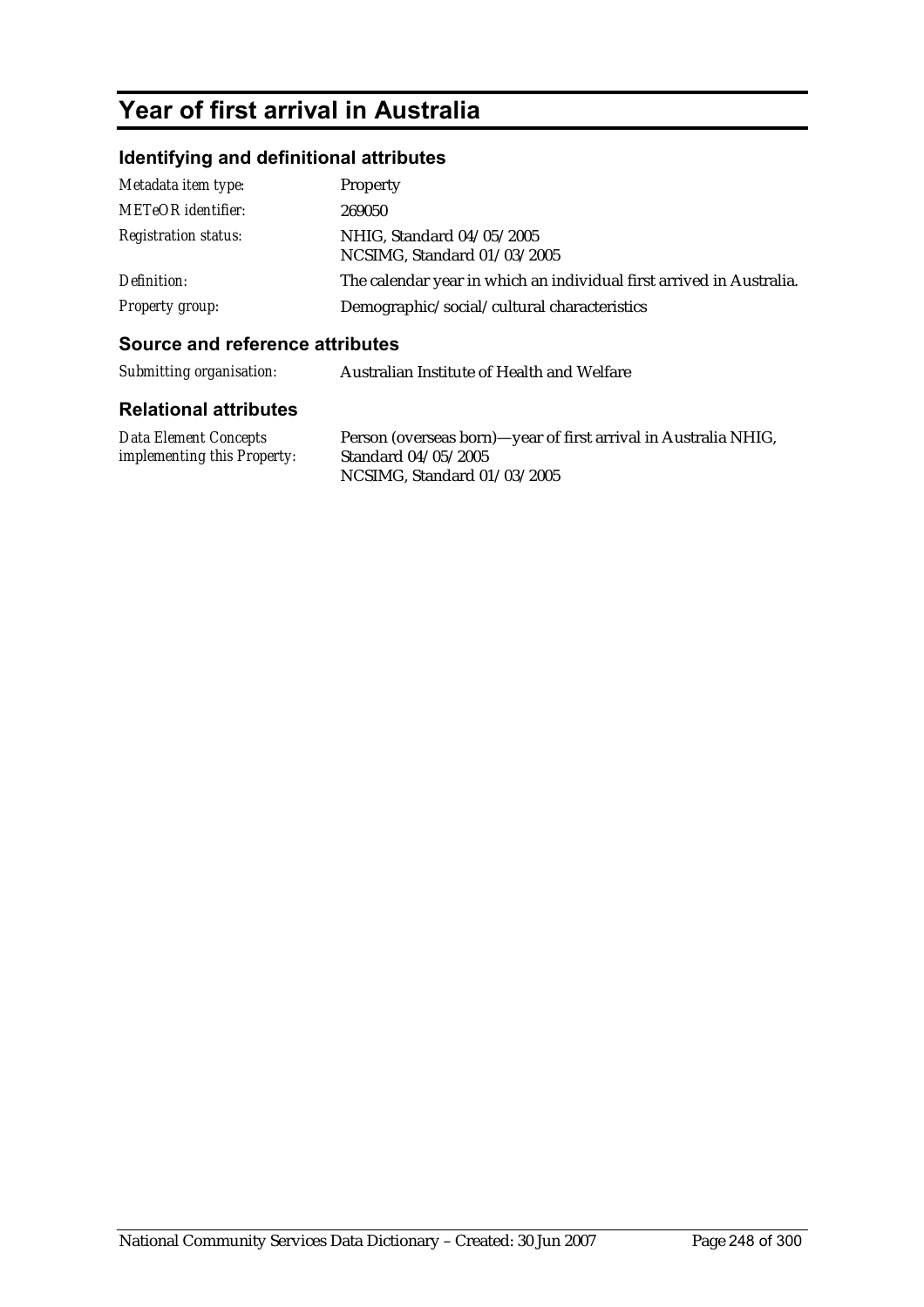# Year of first arrival in Australia

## Identifying and definitional attributes

| | |
|---|---|
| *Metadata item type:* | Property |
| *METeOR identifier:* | 269050 |
| *Registration status:* | NHIG, Standard 04/05/2005<br>NCSIMG, Standard 01/03/2005 |
| *Definition:* | The calendar year in which an individual first arrived in Australia. |
| *Property group:* | Demographic/social/cultural characteristics |

## Source and reference attributes

| | |
|---|---|
| *Submitting organisation:* | Australian Institute of Health and Welfare |

## Relational attributes

| | |
|---|---|
| *Data Element Concepts implementing this Property:* | Person (overseas born)—year of first arrival in Australia NHIG, Standard 04/05/2005<br>NCSIMG, Standard 01/03/2005 |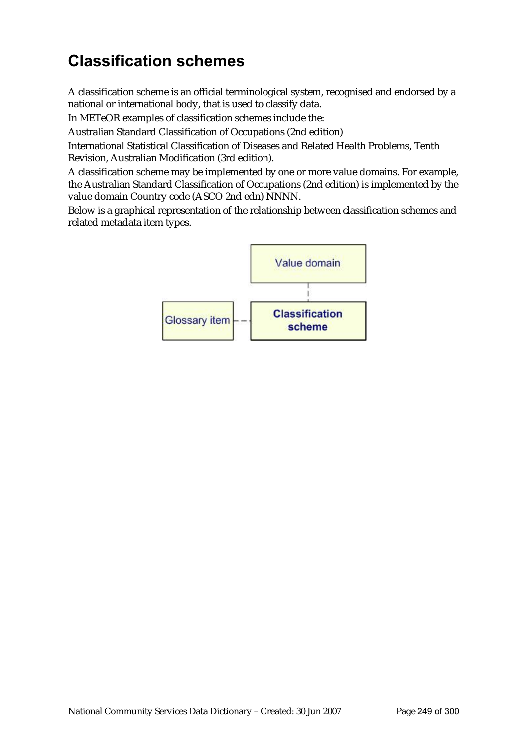# Classification schemes

A classification scheme is an official terminological system, recognised and endorsed by a national or international body, that is used to classify data.

In METeOR examples of classification schemes include the:

Australian Standard Classification of Occupations (2nd edition)

International Statistical Classification of Diseases and Related Health Problems, Tenth Revision, Australian Modification (3rd edition).

A classification scheme may be implemented by one or more value domains. For example, the Australian Standard Classification of Occupations (2nd edition) is implemented by the value domain Country code (ASCO 2nd edn) NNNN.

Below is a graphical representation of the relationship between classification schemes and related metadata item types.

Value domain

Glossary item

**Classification scheme**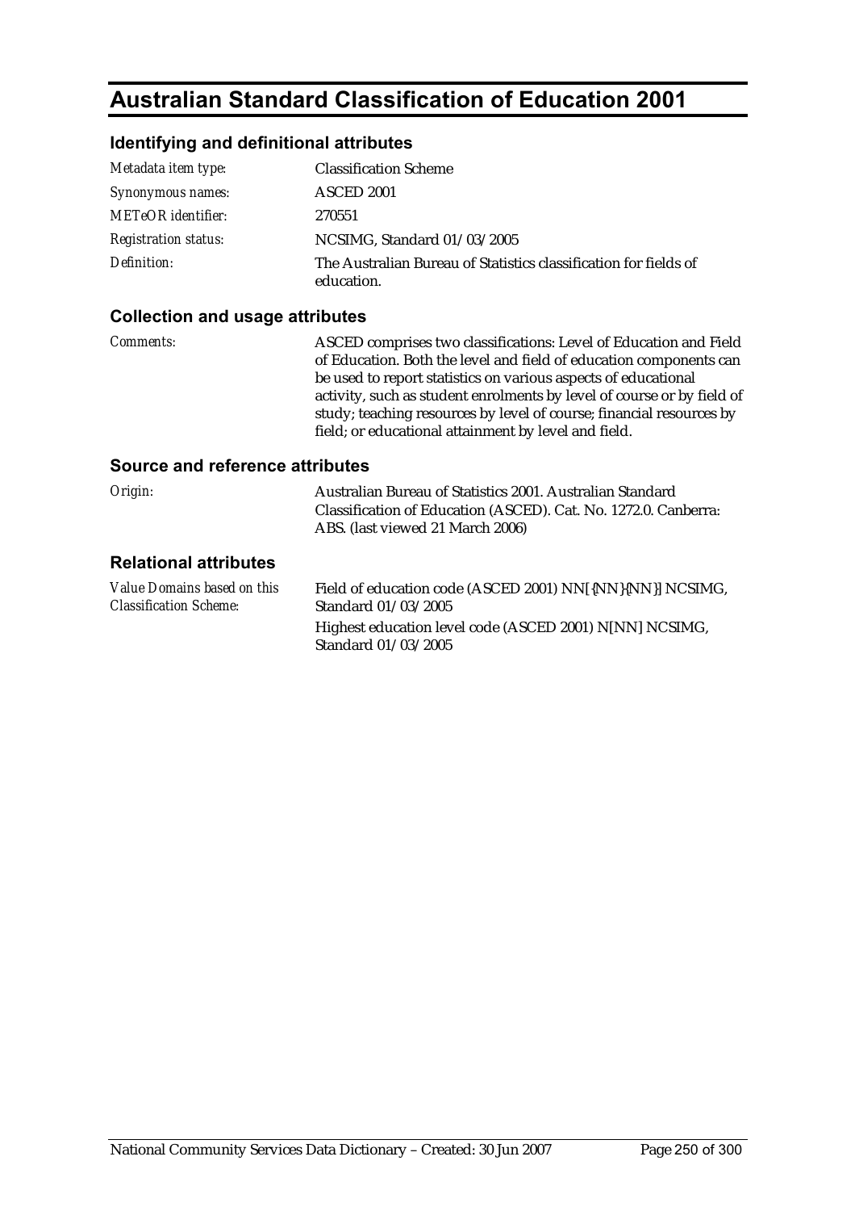# Australian Standard Classification of Education 2001

## Identifying and definitional attributes

| | |
|---|---|
| *Metadata item type:* | Classification Scheme |
| *Synonymous names:* | ASCED 2001 |
| *METeOR identifier:* | 270551 |
| *Registration status:* | NCSIMG, Standard 01/03/2005 |
| *Definition:* | The Australian Bureau of Statistics classification for fields of education. |

## Collection and usage attributes

| | |
|---|---|
| *Comments:* | ASCED comprises two classifications: Level of Education and Field of Education. Both the level and field of education components can be used to report statistics on various aspects of educational activity, such as student enrolments by level of course or by field of study; teaching resources by level of course; financial resources by field; or educational attainment by level and field. |

## Source and reference attributes

| | |
|---|---|
| *Origin:* | Australian Bureau of Statistics 2001. Australian Standard Classification of Education (ASCED). Cat. No. 1272.0. Canberra: ABS. (last viewed 21 March 2006) |

## Relational attributes

| | |
|---|---|
| *Value Domains based on this Classification Scheme:* | Field of education code (ASCED 2001) NN[{NN}{NN}] NCSIMG, Standard 01/03/2005<br>Highest education level code (ASCED 2001) N[NN] NCSIMG, Standard 01/03/2005 |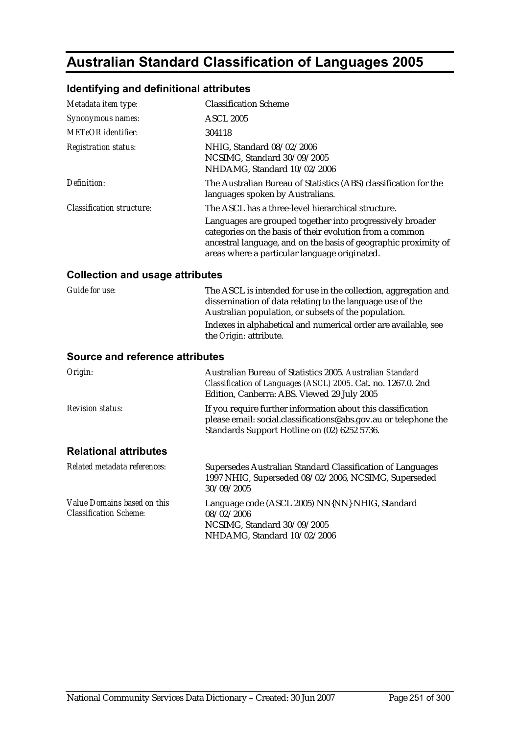# Australian Standard Classification of Languages 2005

## Identifying and definitional attributes

| | |
|---|---|
| *Metadata item type:* | Classification Scheme |
| *Synonymous names:* | ASCL 2005 |
| *METeOR identifier:* | 304118 |
| *Registration status:* | NHIG, Standard 08/02/2006<br>NCSIMG, Standard 30/09/2005<br>NHDAMG, Standard 10/02/2006 |
| *Definition:* | The Australian Bureau of Statistics (ABS) classification for the languages spoken by Australians. |
| *Classification structure:* | The ASCL has a three-level hierarchical structure.<br>Languages are grouped together into progressively broader categories on the basis of their evolution from a common ancestral language, and on the basis of geographic proximity of areas where a particular language originated. |

## Collection and usage attributes

| | |
|---|---|
| *Guide for use:* | The ASCL is intended for use in the collection, aggregation and dissemination of data relating to the language use of the Australian population, or subsets of the population.<br>Indexes in alphabetical and numerical order are available, see the *Origin:* attribute. |

## Source and reference attributes

| | |
|---|---|
| *Origin:* | Australian Bureau of Statistics 2005. *Australian Standard Classification of Languages (ASCL) 2005*. Cat. no. 1267.0. 2nd Edition, Canberra: ABS. Viewed 29 July 2005 |
| *Revision status:* | If you require further information about this classification please email: social.classifications@abs.gov.au or telephone the Standards Support Hotline on (02) 6252 5736. |

## Relational attributes

| | |
|---|---|
| *Related metadata references:* | Supersedes Australian Standard Classification of Languages 1997 NHIG, Superseded 08/02/2006, NCSIMG, Superseded 30/09/2005 |
| *Value Domains based on this Classification Scheme:* | Language code (ASCL 2005) NN{NN} NHIG, Standard 08/02/2006<br>NCSIMG, Standard 30/09/2005<br>NHDAMG, Standard 10/02/2006 |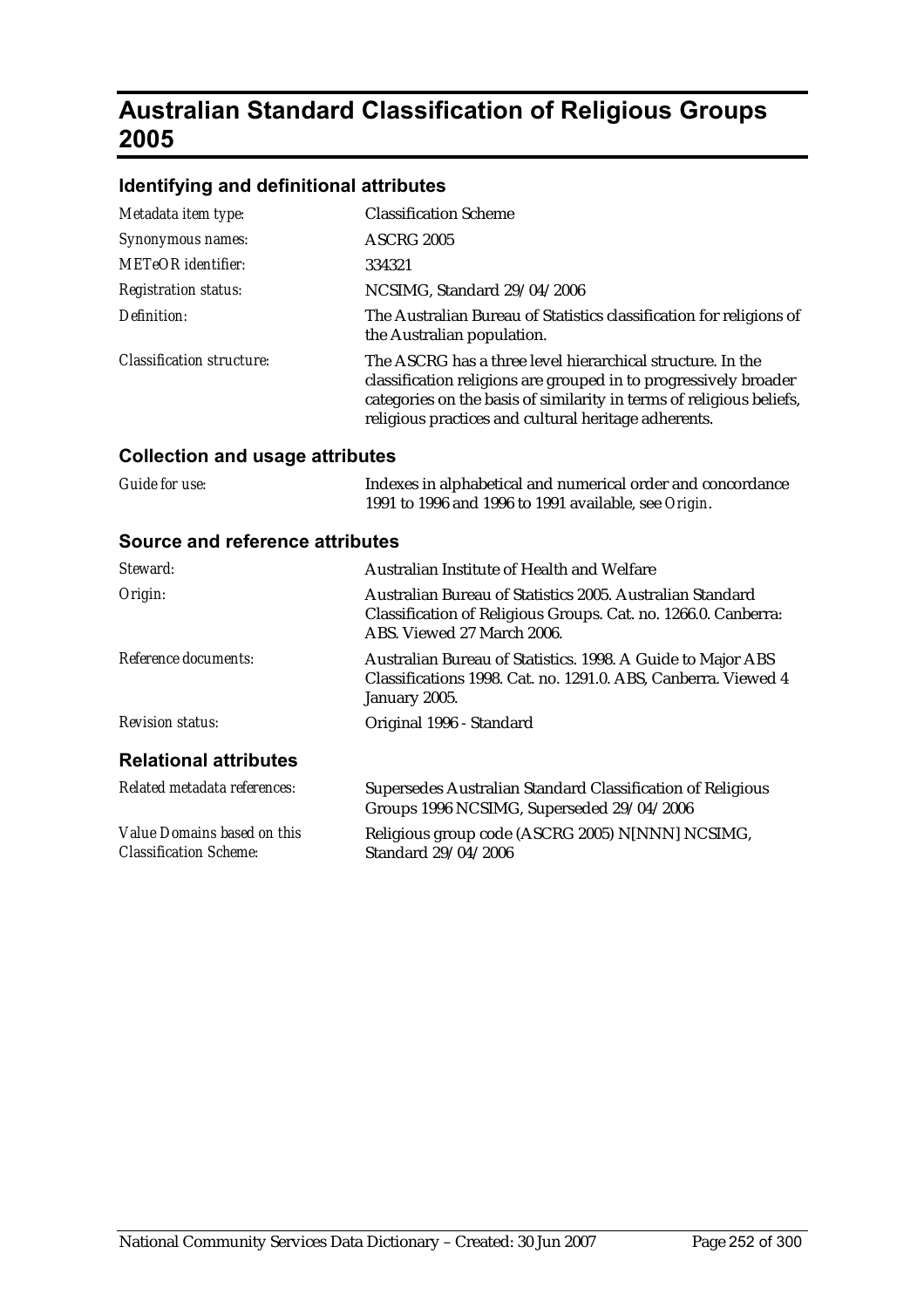# Australian Standard Classification of Religious Groups 2005

## Identifying and definitional attributes

| | |
|---|---|
| *Metadata item type:* | Classification Scheme |
| *Synonymous names:* | ASCRG 2005 |
| *METeOR identifier:* | 334321 |
| *Registration status:* | NCSIMG, Standard 29/04/2006 |
| *Definition:* | The Australian Bureau of Statistics classification for religions of the Australian population. |
| *Classification structure:* | The ASCRG has a three level hierarchical structure. In the classification religions are grouped in to progressively broader categories on the basis of similarity in terms of religious beliefs, religious practices and cultural heritage adherents. |

## Collection and usage attributes

| | |
|---|---|
| *Guide for use:* | Indexes in alphabetical and numerical order and concordance 1991 to 1996 and 1996 to 1991 available, see *Origin*. |

## Source and reference attributes

| | |
|---|---|
| *Steward:* | Australian Institute of Health and Welfare |
| *Origin:* | Australian Bureau of Statistics 2005. Australian Standard Classification of Religious Groups. Cat. no. 1266.0. Canberra: ABS. Viewed 27 March 2006. |
| *Reference documents:* | Australian Bureau of Statistics. 1998. A Guide to Major ABS Classifications 1998. Cat. no. 1291.0. ABS, Canberra. Viewed 4 January 2005. |
| *Revision status:* | Original 1996 - Standard |

## Relational attributes

| | |
|---|---|
| *Related metadata references:* | Supersedes Australian Standard Classification of Religious Groups 1996 NCSIMG, Superseded 29/04/2006 |
| *Value Domains based on this Classification Scheme:* | Religious group code (ASCRG 2005) N[NNN] NCSIMG, Standard 29/04/2006 |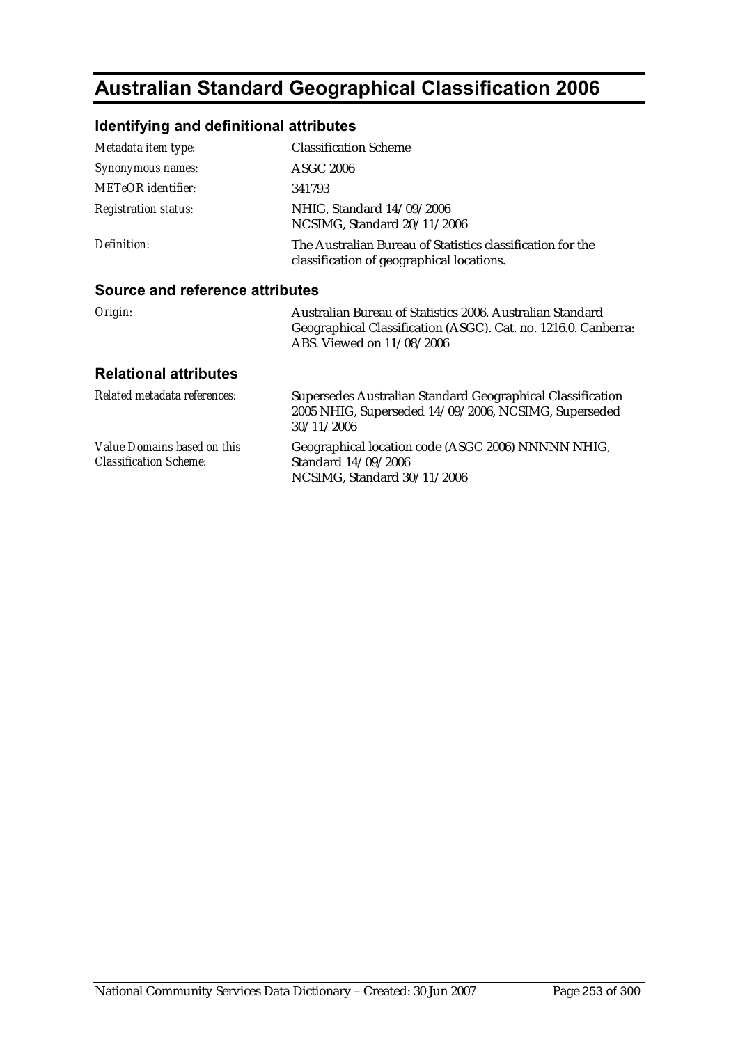# Australian Standard Geographical Classification 2006

## Identifying and definitional attributes

| | |
|---|---|
| *Metadata item type:* | Classification Scheme |
| *Synonymous names:* | ASGC 2006 |
| *METeOR identifier:* | 341793 |
| *Registration status:* | NHIG, Standard 14/09/2006<br>NCSIMG, Standard 20/11/2006 |
| *Definition:* | The Australian Bureau of Statistics classification for the classification of geographical locations. |

## Source and reference attributes

| | |
|---|---|
| *Origin:* | Australian Bureau of Statistics 2006. Australian Standard Geographical Classification (ASGC). Cat. no. 1216.0. Canberra: ABS. Viewed on 11/08/2006 |

## Relational attributes

| | |
|---|---|
| *Related metadata references:* | Supersedes Australian Standard Geographical Classification 2005 NHIG, Superseded 14/09/2006, NCSIMG, Superseded 30/11/2006 |
| *Value Domains based on this Classification Scheme:* | Geographical location code (ASGC 2006) NNNNN NHIG, Standard 14/09/2006<br>NCSIMG, Standard 30/11/2006 |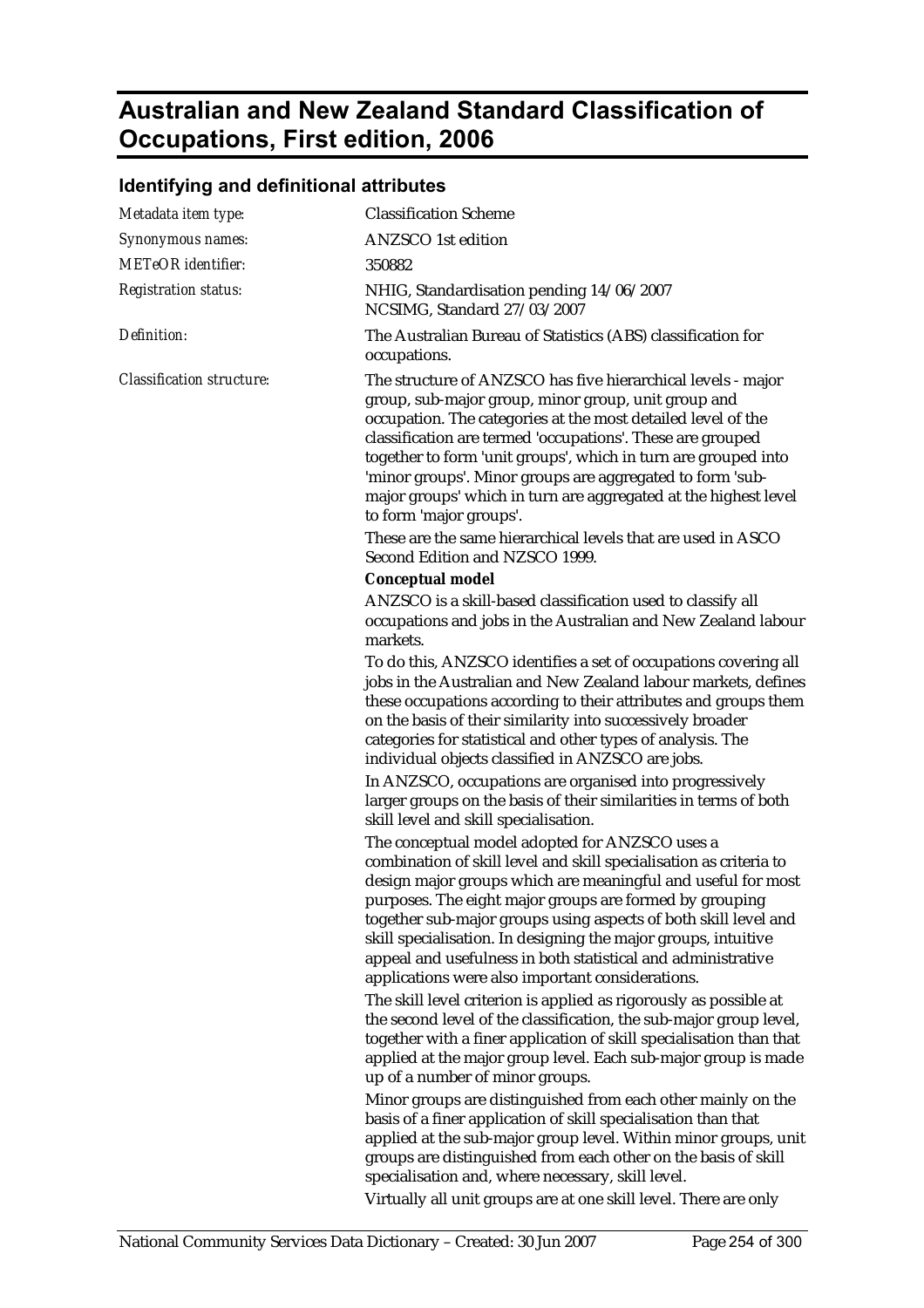# Australian and New Zealand Standard Classification of Occupations, First edition, 2006

## Identifying and definitional attributes

| | |
|---|---|
| *Metadata item type:* | Classification Scheme |
| *Synonymous names:* | ANZSCO 1st edition |
| *METeOR identifier:* | 350882 |
| *Registration status:* | NHIG, Standardisation pending 14/06/2007<br>NCSIMG, Standard 27/03/2007 |
| *Definition:* | The Australian Bureau of Statistics (ABS) classification for occupations. |
| *Classification structure:* | The structure of ANZSCO has five hierarchical levels - major group, sub-major group, minor group, unit group and occupation. The categories at the most detailed level of the classification are termed 'occupations'. These are grouped together to form 'unit groups', which in turn are grouped into 'minor groups'. Minor groups are aggregated to form 'sub-major groups' which in turn are aggregated at the highest level to form 'major groups'.<br>These are the same hierarchical levels that are used in ASCO Second Edition and NZSCO 1999.<br>**Conceptual model**<br>ANZSCO is a skill-based classification used to classify all occupations and jobs in the Australian and New Zealand labour markets.<br>To do this, ANZSCO identifies a set of occupations covering all jobs in the Australian and New Zealand labour markets, defines these occupations according to their attributes and groups them on the basis of their similarity into successively broader categories for statistical and other types of analysis. The individual objects classified in ANZSCO are jobs.<br>In ANZSCO, occupations are organised into progressively larger groups on the basis of their similarities in terms of both skill level and skill specialisation.<br>The conceptual model adopted for ANZSCO uses a combination of skill level and skill specialisation as criteria to design major groups which are meaningful and useful for most purposes. The eight major groups are formed by grouping together sub-major groups using aspects of both skill level and skill specialisation. In designing the major groups, intuitive appeal and usefulness in both statistical and administrative applications were also important considerations.<br>The skill level criterion is applied as rigorously as possible at the second level of the classification, the sub-major group level, together with a finer application of skill specialisation than that applied at the major group level. Each sub-major group is made up of a number of minor groups.<br>Minor groups are distinguished from each other mainly on the basis of a finer application of skill specialisation than that applied at the sub-major group level. Within minor groups, unit groups are distinguished from each other on the basis of skill specialisation and, where necessary, skill level.<br>Virtually all unit groups are at one skill level. There are only |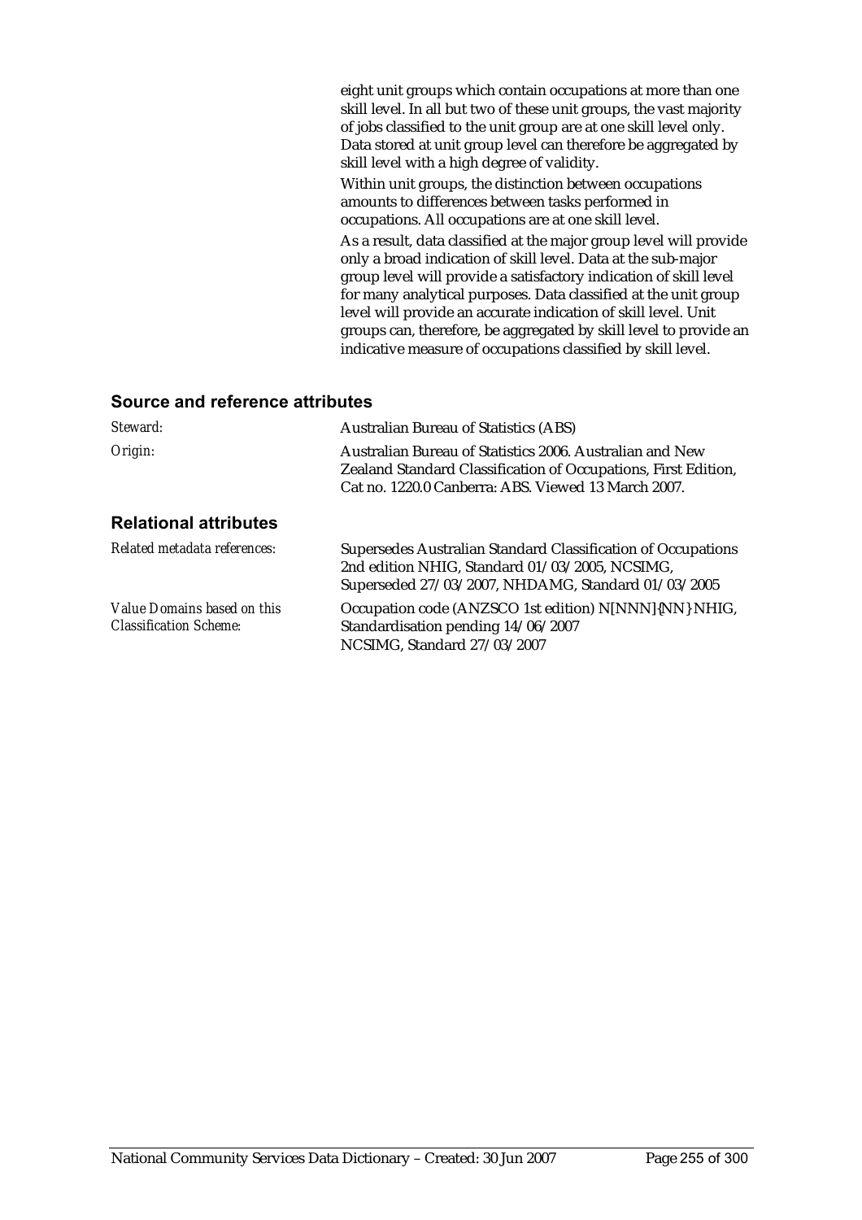eight unit groups which contain occupations at more than one skill level. In all but two of these unit groups, the vast majority of jobs classified to the unit group are at one skill level only. Data stored at unit group level can therefore be aggregated by skill level with a high degree of validity.

Within unit groups, the distinction between occupations amounts to differences between tasks performed in occupations. All occupations are at one skill level.

As a result, data classified at the major group level will provide only a broad indication of skill level. Data at the sub-major group level will provide a satisfactory indication of skill level for many analytical purposes. Data classified at the unit group level will provide an accurate indication of skill level. Unit groups can, therefore, be aggregated by skill level to provide an indicative measure of occupations classified by skill level.

## Source and reference attributes

| | |
|---|---|
| *Steward:* | Australian Bureau of Statistics (ABS) |
| *Origin:* | Australian Bureau of Statistics 2006. Australian and New Zealand Standard Classification of Occupations, First Edition, Cat no. 1220.0 Canberra: ABS. Viewed 13 March 2007. |

## Relational attributes

| | |
|---|---|
| *Related metadata references:* | Supersedes Australian Standard Classification of Occupations 2nd edition NHIG, Standard 01/03/2005, NCSIMG, Superseded 27/03/2007, NHDAMG, Standard 01/03/2005 |
| *Value Domains based on this Classification Scheme:* | Occupation code (ANZSCO 1st edition) N[NNN]{NN} NHIG, Standardisation pending 14/06/2007<br>NCSIMG, Standard 27/03/2007 |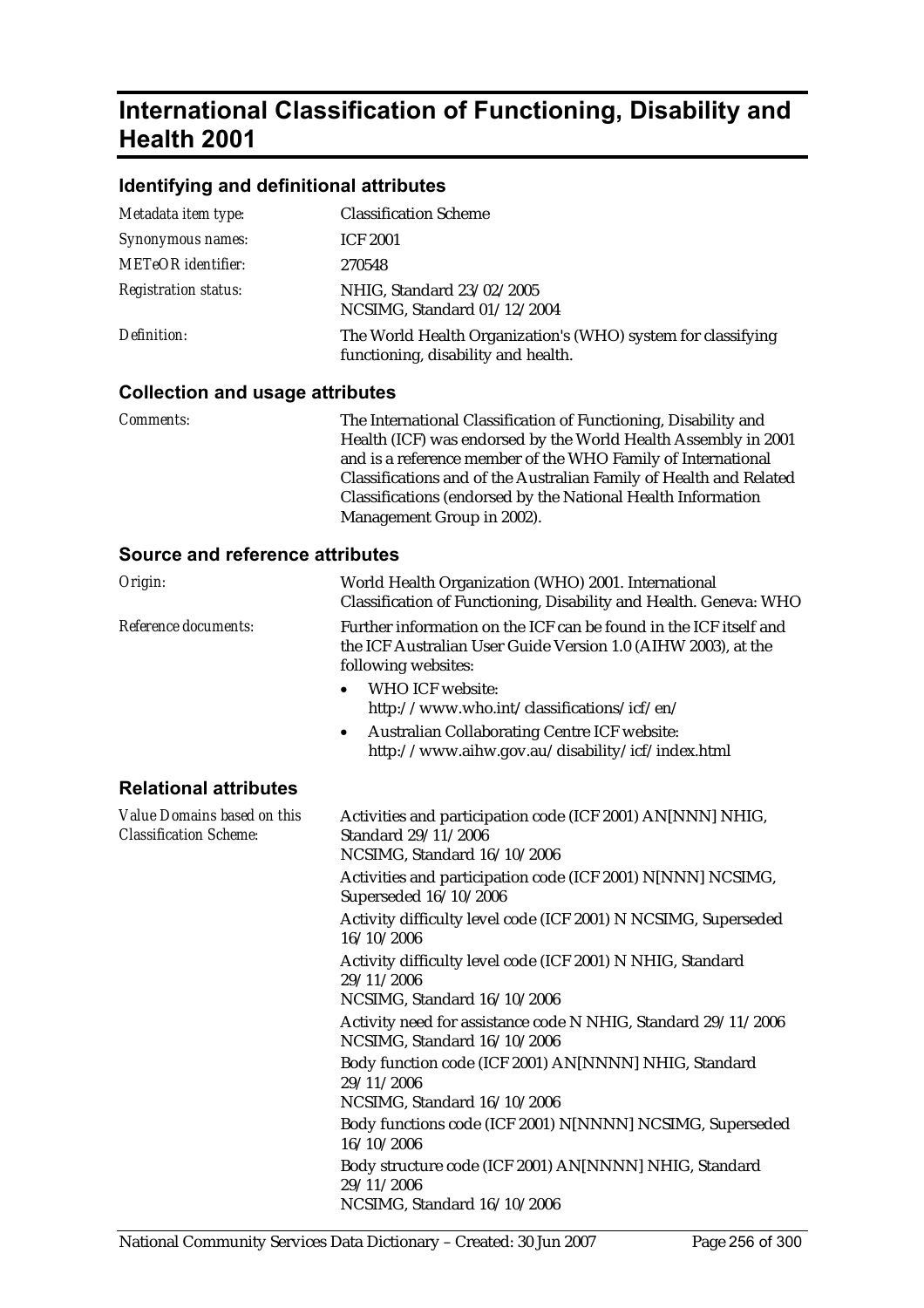# International Classification of Functioning, Disability and Health 2001

## Identifying and definitional attributes

| | |
|---|---|
| *Metadata item type:* | Classification Scheme |
| *Synonymous names:* | ICF 2001 |
| *METeOR identifier:* | 270548 |
| *Registration status:* | NHIG, Standard 23/02/2005<br>NCSIMG, Standard 01/12/2004 |
| *Definition:* | The World Health Organization's (WHO) system for classifying functioning, disability and health. |

## Collection and usage attributes

| | |
|---|---|
| *Comments:* | The International Classification of Functioning, Disability and Health (ICF) was endorsed by the World Health Assembly in 2001 and is a reference member of the WHO Family of International Classifications and of the Australian Family of Health and Related Classifications (endorsed by the National Health Information Management Group in 2002). |

## Source and reference attributes

*Origin:* World Health Organization (WHO) 2001. International Classification of Functioning, Disability and Health. Geneva: WHO

*Reference documents:* Further information on the ICF can be found in the ICF itself and the ICF Australian User Guide Version 1.0 (AIHW 2003), at the following websites:

- WHO ICF website: http://www.who.int/classifications/icf/en/
- Australian Collaborating Centre ICF website: http://www.aihw.gov.au/disability/icf/index.html

## Relational attributes

*Value Domains based on this Classification Scheme:*

Activities and participation code (ICF 2001) AN[NNN] NHIG, Standard 29/11/2006
NCSIMG, Standard 16/10/2006

Activities and participation code (ICF 2001) N[NNN] NCSIMG, Superseded 16/10/2006

Activity difficulty level code (ICF 2001) N NCSIMG, Superseded 16/10/2006

Activity difficulty level code (ICF 2001) N NHIG, Standard 29/11/2006
NCSIMG, Standard 16/10/2006

Activity need for assistance code N NHIG, Standard 29/11/2006
NCSIMG, Standard 16/10/2006

Body function code (ICF 2001) AN[NNNN] NHIG, Standard 29/11/2006
NCSIMG, Standard 16/10/2006

Body functions code (ICF 2001) N[NNNN] NCSIMG, Superseded 16/10/2006

Body structure code (ICF 2001) AN[NNNN] NHIG, Standard 29/11/2006
NCSIMG, Standard 16/10/2006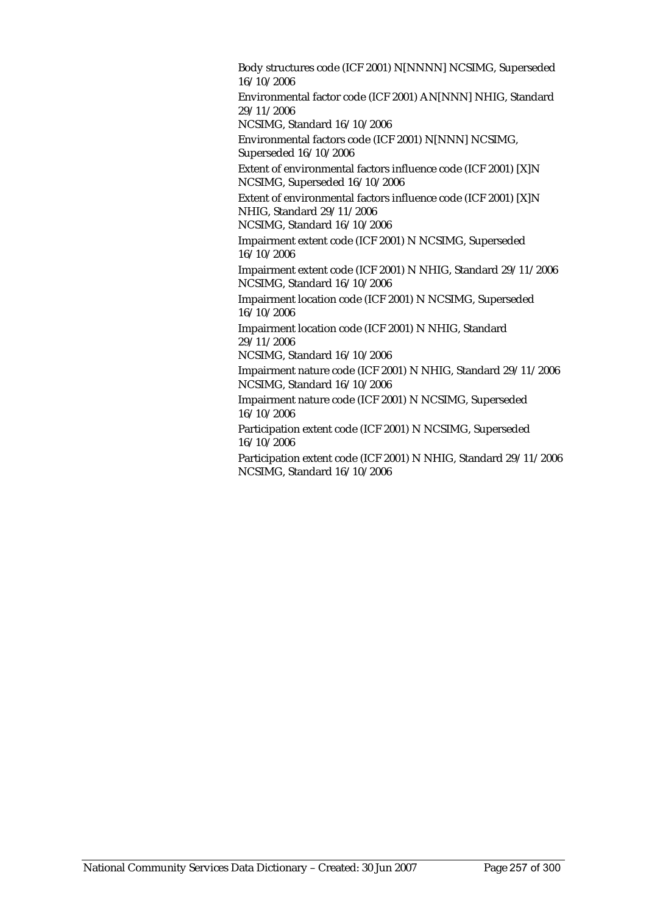Body structures code (ICF 2001) N[NNNN] NCSIMG, Superseded 16/10/2006

Environmental factor code (ICF 2001) AN[NNN] NHIG, Standard 29/11/2006
NCSIMG, Standard 16/10/2006

Environmental factors code (ICF 2001) N[NNN] NCSIMG, Superseded 16/10/2006

Extent of environmental factors influence code (ICF 2001) [X]N NCSIMG, Superseded 16/10/2006

Extent of environmental factors influence code (ICF 2001) [X]N NHIG, Standard 29/11/2006
NCSIMG, Standard 16/10/2006

Impairment extent code (ICF 2001) N NCSIMG, Superseded 16/10/2006

Impairment extent code (ICF 2001) N NHIG, Standard 29/11/2006
NCSIMG, Standard 16/10/2006

Impairment location code (ICF 2001) N NCSIMG, Superseded 16/10/2006

Impairment location code (ICF 2001) N NHIG, Standard 29/11/2006
NCSIMG, Standard 16/10/2006

Impairment nature code (ICF 2001) N NHIG, Standard 29/11/2006
NCSIMG, Standard 16/10/2006

Impairment nature code (ICF 2001) N NCSIMG, Superseded 16/10/2006

Participation extent code (ICF 2001) N NCSIMG, Superseded 16/10/2006

Participation extent code (ICF 2001) N NHIG, Standard 29/11/2006
NCSIMG, Standard 16/10/2006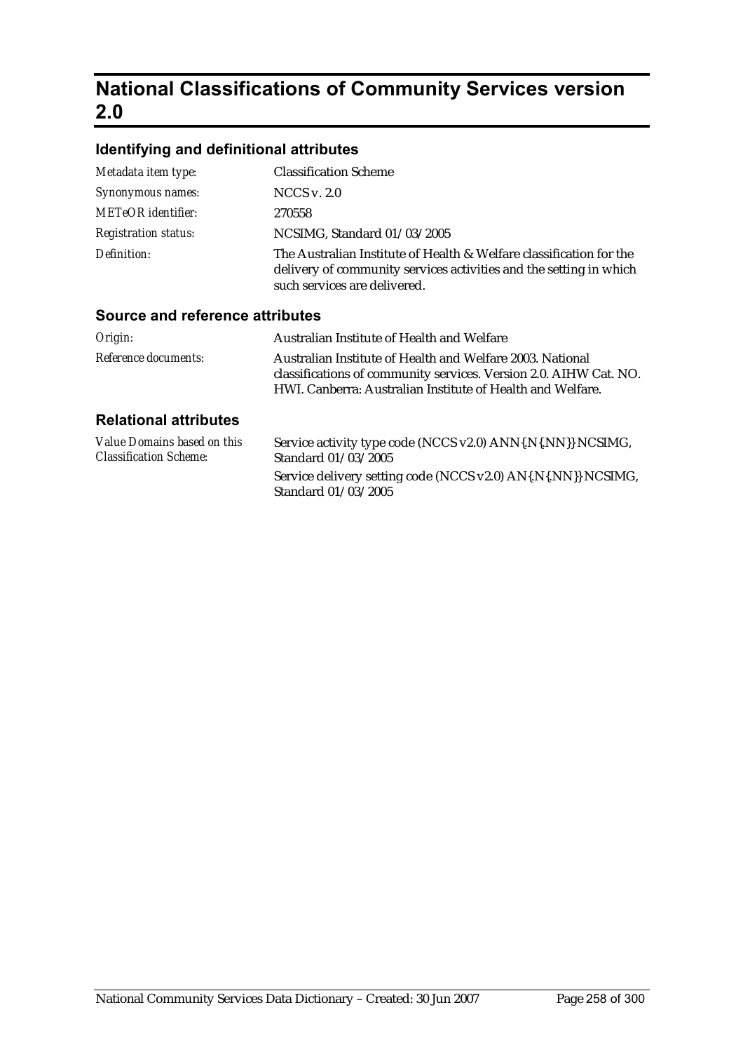# National Classifications of Community Services version 2.0

## Identifying and definitional attributes

| | |
|---|---|
| *Metadata item type:* | Classification Scheme |
| *Synonymous names:* | NCCS v. 2.0 |
| *METeOR identifier:* | 270558 |
| *Registration status:* | NCSIMG, Standard 01/03/2005 |
| *Definition:* | The Australian Institute of Health & Welfare classification for the delivery of community services activities and the setting in which such services are delivered. |

## Source and reference attributes

| | |
|---|---|
| *Origin:* | Australian Institute of Health and Welfare |
| *Reference documents:* | Australian Institute of Health and Welfare 2003. National classifications of community services. Version 2.0. AIHW Cat. NO. HWI. Canberra: Australian Institute of Health and Welfare. |

## Relational attributes

| | |
|---|---|
| *Value Domains based on this Classification Scheme:* | Service activity type code (NCCS v2.0) ANN{.N{.NN}} NCSIMG, Standard 01/03/2005 |
| | Service delivery setting code (NCCS v2.0) AN{.N{.NN}} NCSIMG, Standard 01/03/2005 |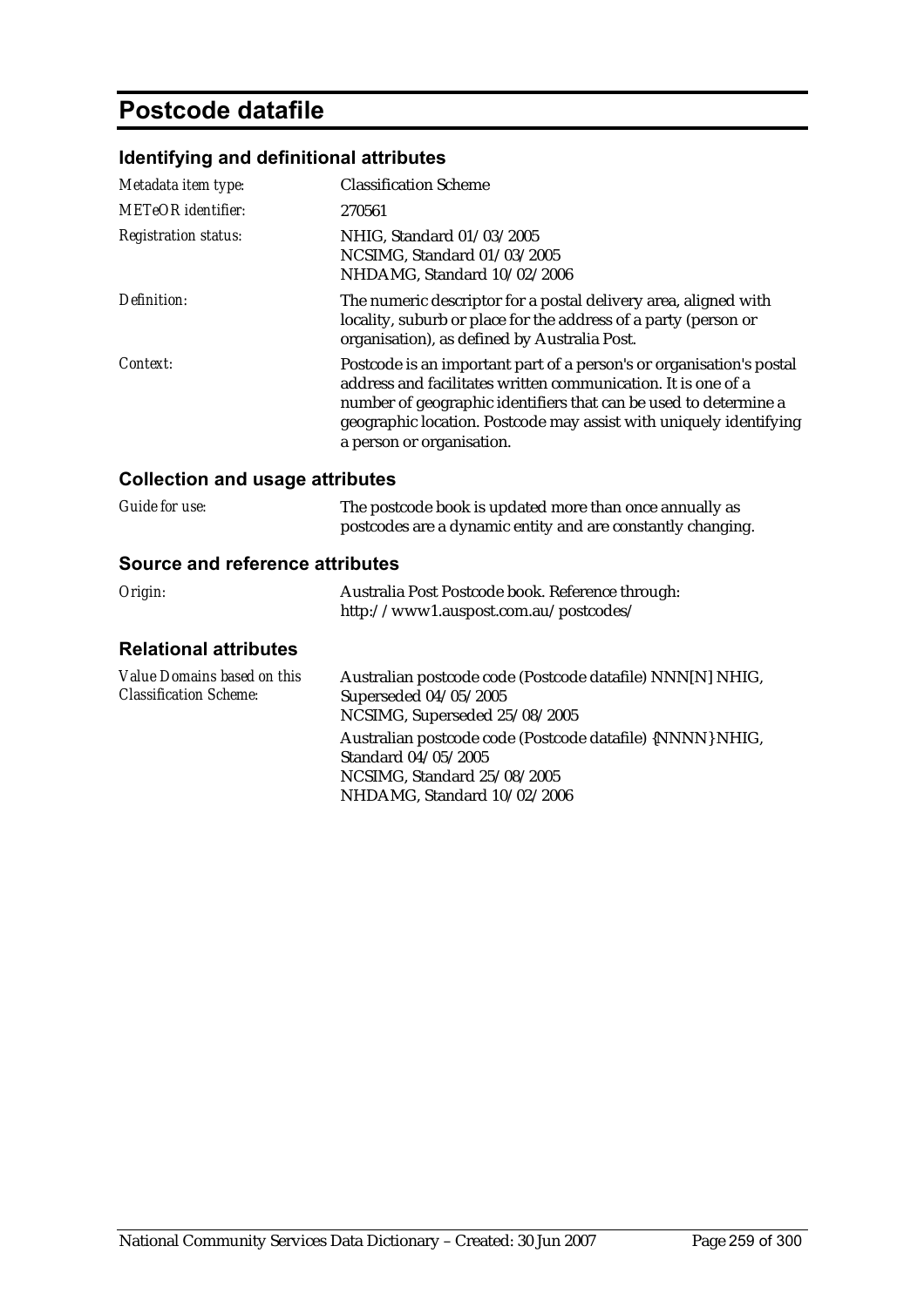# Postcode datafile

## Identifying and definitional attributes

| | |
|---|---|
| *Metadata item type:* | Classification Scheme |
| *METeOR identifier:* | 270561 |
| *Registration status:* | NHIG, Standard 01/03/2005<br>NCSIMG, Standard 01/03/2005<br>NHDAMG, Standard 10/02/2006 |
| *Definition:* | The numeric descriptor for a postal delivery area, aligned with locality, suburb or place for the address of a party (person or organisation), as defined by Australia Post. |
| *Context:* | Postcode is an important part of a person's or organisation's postal address and facilitates written communication. It is one of a number of geographic identifiers that can be used to determine a geographic location. Postcode may assist with uniquely identifying a person or organisation. |

## Collection and usage attributes

| | |
|---|---|
| *Guide for use:* | The postcode book is updated more than once annually as postcodes are a dynamic entity and are constantly changing. |

## Source and reference attributes

| | |
|---|---|
| *Origin:* | Australia Post Postcode book. Reference through: http://www1.auspost.com.au/postcodes/ |

## Relational attributes

| | |
|---|---|
| *Value Domains based on this Classification Scheme:* | Australian postcode code (Postcode datafile) NNN[N] NHIG, Superseded 04/05/2005<br>NCSIMG, Superseded 25/08/2005<br>Australian postcode code (Postcode datafile) {NNNN} NHIG, Standard 04/05/2005<br>NCSIMG, Standard 25/08/2005<br>NHDAMG, Standard 10/02/2006 |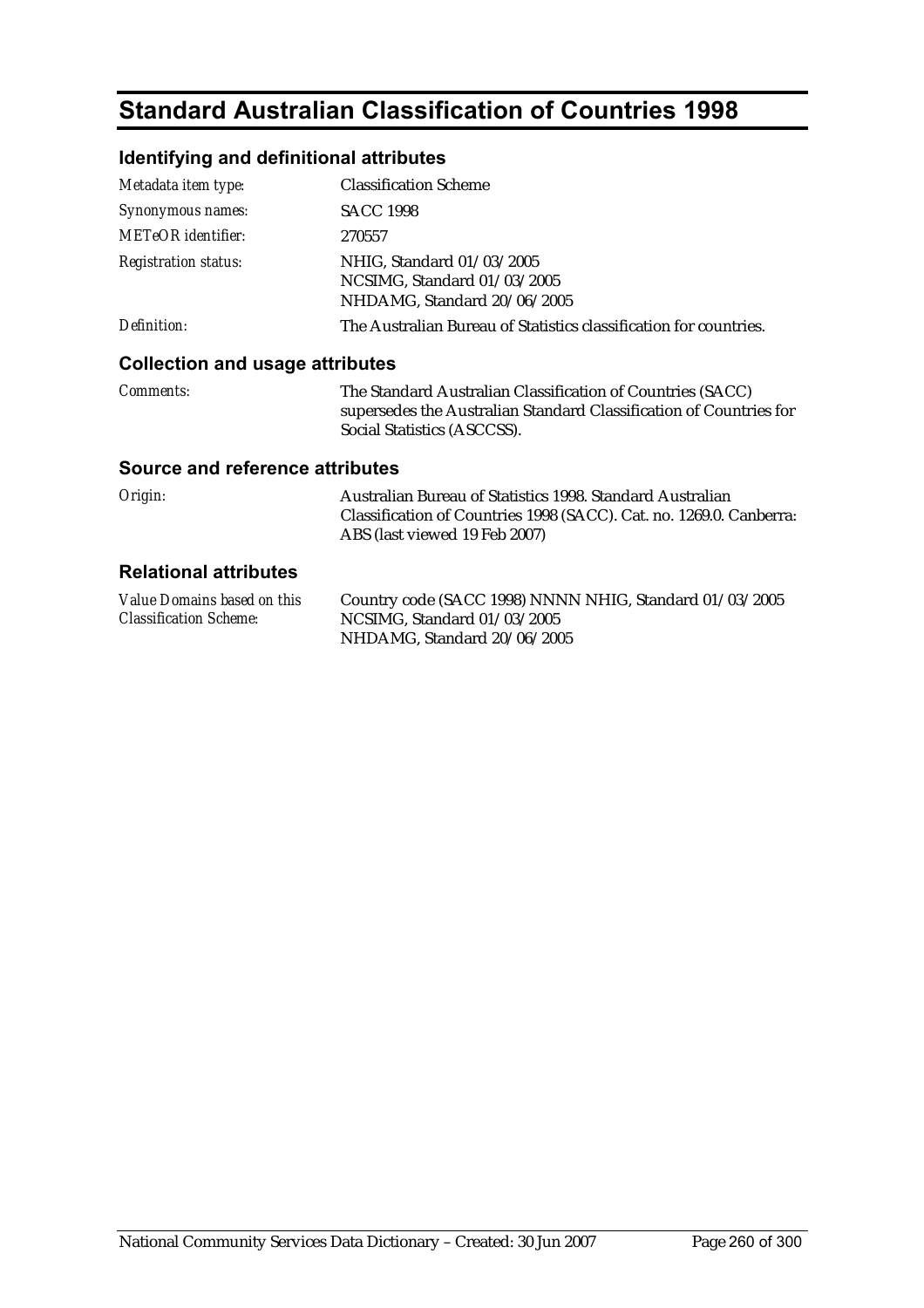# Standard Australian Classification of Countries 1998

## Identifying and definitional attributes

| | |
|---|---|
| *Metadata item type:* | Classification Scheme |
| *Synonymous names:* | SACC 1998 |
| *METeOR identifier:* | 270557 |
| *Registration status:* | NHIG, Standard 01/03/2005<br>NCSIMG, Standard 01/03/2005<br>NHDAMG, Standard 20/06/2005 |
| *Definition:* | The Australian Bureau of Statistics classification for countries. |

## Collection and usage attributes

| | |
|---|---|
| *Comments:* | The Standard Australian Classification of Countries (SACC) supersedes the Australian Standard Classification of Countries for Social Statistics (ASCCSS). |

## Source and reference attributes

| | |
|---|---|
| *Origin:* | Australian Bureau of Statistics 1998. Standard Australian Classification of Countries 1998 (SACC). Cat. no. 1269.0. Canberra: ABS (last viewed 19 Feb 2007) |

## Relational attributes

| | |
|---|---|
| *Value Domains based on this Classification Scheme:* | Country code (SACC 1998) NNNN NHIG, Standard 01/03/2005<br>NCSIMG, Standard 01/03/2005<br>NHDAMG, Standard 20/06/2005 |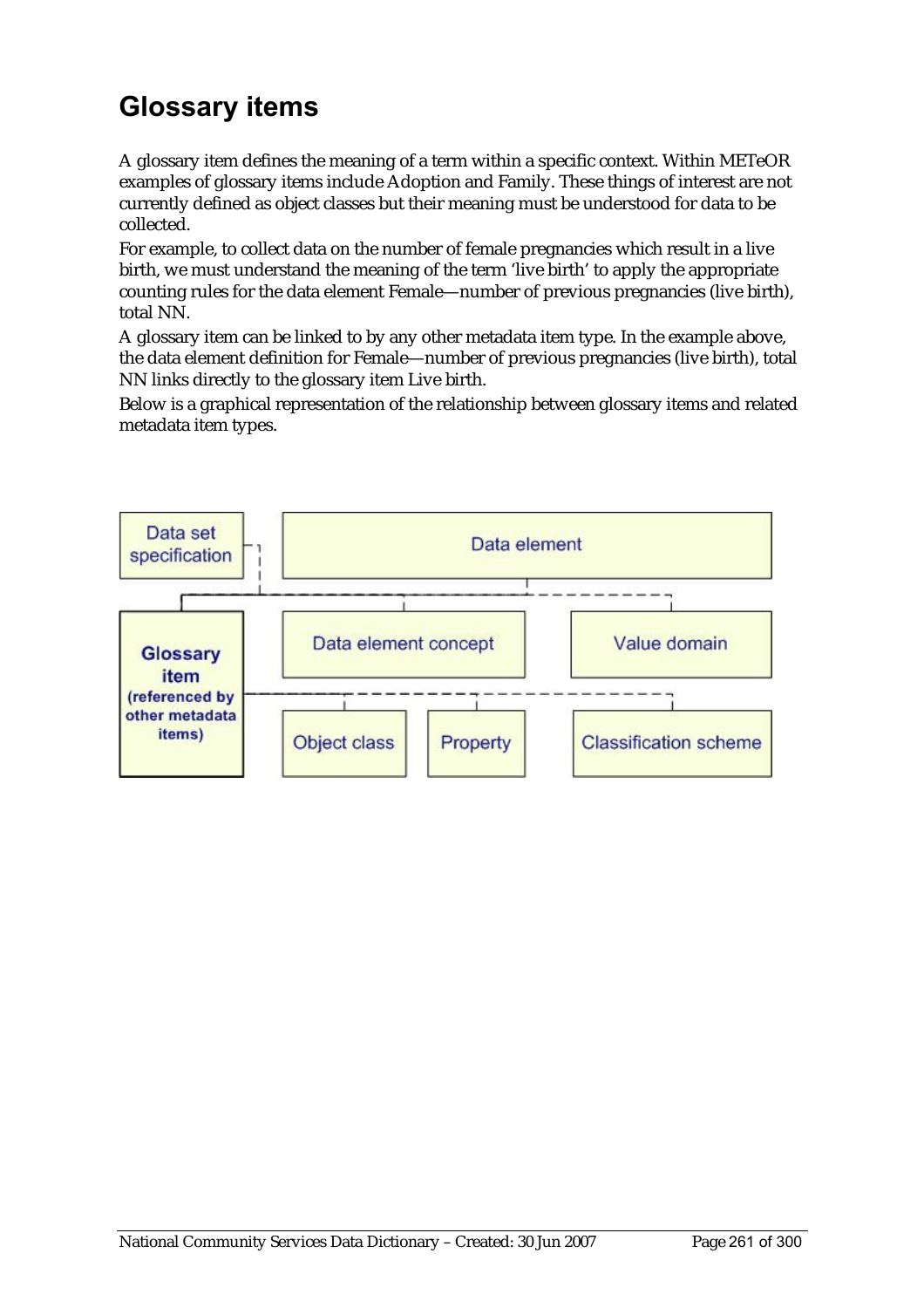# Glossary items

A glossary item defines the meaning of a term within a specific context. Within METeOR examples of glossary items include Adoption and Family. These things of interest are not currently defined as object classes but their meaning must be understood for data to be collected.

For example, to collect data on the number of female pregnancies which result in a live birth, we must understand the meaning of the term 'live birth' to apply the appropriate counting rules for the data element Female—number of previous pregnancies (live birth), total NN.

A glossary item can be linked to by any other metadata item type. In the example above, the data element definition for Female—number of previous pregnancies (live birth), total NN links directly to the glossary item Live birth.

Below is a graphical representation of the relationship between glossary items and related metadata item types.

Data set specification

Data element

Glossary item (referenced by other metadata items)

Data element concept

Value domain

Object class

Property

Classification scheme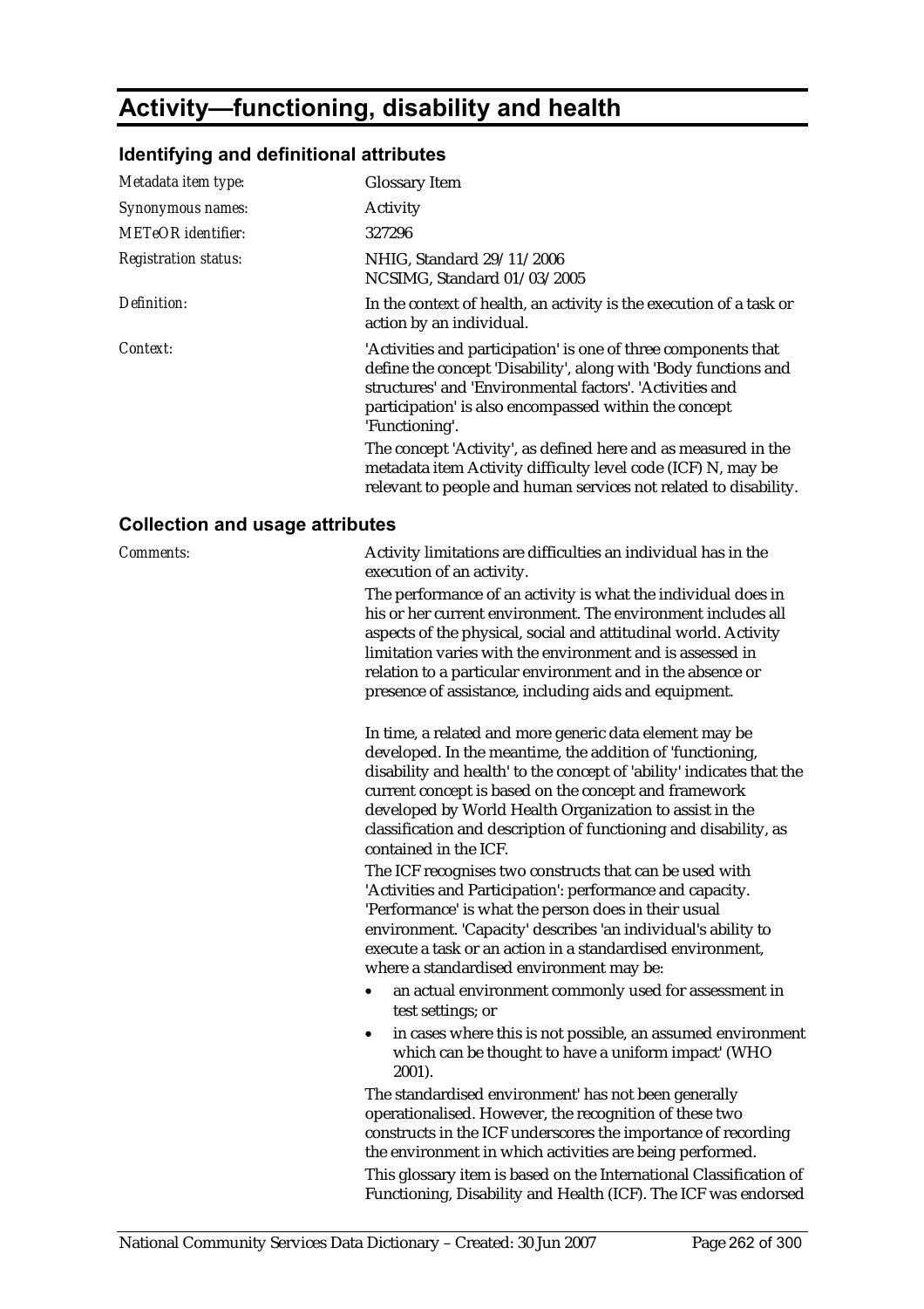# Activity—functioning, disability and health

## Identifying and definitional attributes

| | |
|---|---|
| *Metadata item type:* | Glossary Item |
| *Synonymous names:* | Activity |
| *METeOR identifier:* | 327296 |
| *Registration status:* | NHIG, Standard 29/11/2006<br>NCSIMG, Standard 01/03/2005 |
| *Definition:* | In the context of health, an activity is the execution of a task or action by an individual. |
| *Context:* | 'Activities and participation' is one of three components that define the concept 'Disability', along with 'Body functions and structures' and 'Environmental factors'. 'Activities and participation' is also encompassed within the concept 'Functioning'.<br>The concept 'Activity', as defined here and as measured in the metadata item Activity difficulty level code (ICF) N, may be relevant to people and human services not related to disability. |

## Collection and usage attributes

*Comments:*

Activity limitations are difficulties an individual has in the execution of an activity.

The performance of an activity is what the individual does in his or her current environment. The environment includes all aspects of the physical, social and attitudinal world. Activity limitation varies with the environment and is assessed in relation to a particular environment and in the absence or presence of assistance, including aids and equipment.

In time, a related and more generic data element may be developed. In the meantime, the addition of 'functioning, disability and health' to the concept of 'ability' indicates that the current concept is based on the concept and framework developed by World Health Organization to assist in the classification and description of functioning and disability, as contained in the ICF.

The ICF recognises two constructs that can be used with 'Activities and Participation': performance and capacity. 'Performance' is what the person does in their usual environment. 'Capacity' describes 'an individual's ability to execute a task or an action in a standardised environment, where a standardised environment may be:

- an actual environment commonly used for assessment in test settings; or
- in cases where this is not possible, an assumed environment which can be thought to have a uniform impact' (WHO 2001).

The standardised environment' has not been generally operationalised. However, the recognition of these two constructs in the ICF underscores the importance of recording the environment in which activities are being performed.

This glossary item is based on the International Classification of Functioning, Disability and Health (ICF). The ICF was endorsed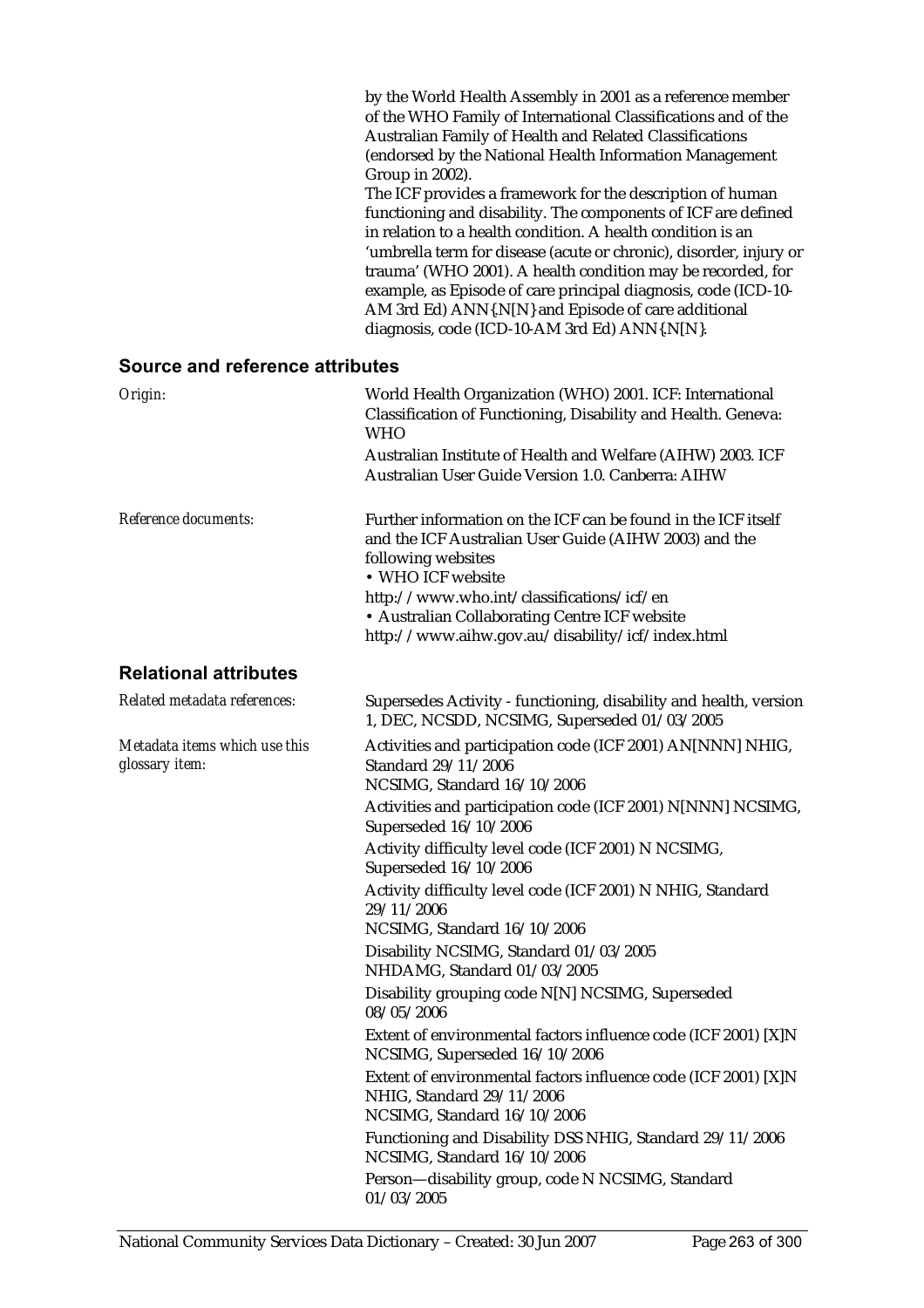by the World Health Assembly in 2001 as a reference member of the WHO Family of International Classifications and of the Australian Family of Health and Related Classifications (endorsed by the National Health Information Management Group in 2002).

The ICF provides a framework for the description of human functioning and disability. The components of ICF are defined in relation to a health condition. A health condition is an 'umbrella term for disease (acute or chronic), disorder, injury or trauma' (WHO 2001). A health condition may be recorded, for example, as Episode of care principal diagnosis, code (ICD-10-AM 3rd Ed) ANN{.N[N]} and Episode of care additional diagnosis, code (ICD-10-AM 3rd Ed) ANN{.N[N]}.

## Source and reference attributes

*Origin:*

World Health Organization (WHO) 2001. ICF: International Classification of Functioning, Disability and Health. Geneva: WHO

Australian Institute of Health and Welfare (AIHW) 2003. ICF Australian User Guide Version 1.0. Canberra: AIHW

*Reference documents:*

Further information on the ICF can be found in the ICF itself and the ICF Australian User Guide (AIHW 2003) and the following websites

- WHO ICF website http://www.who.int/classifications/icf/en
- Australian Collaborating Centre ICF website http://www.aihw.gov.au/disability/icf/index.html

## Relational attributes

*Related metadata references:*

Supersedes Activity - functioning, disability and health, version 1, DEC, NCSDD, NCSIMG, Superseded 01/03/2005

*Metadata items which use this glossary item:*

Activities and participation code (ICF 2001) AN[NNN] NHIG, Standard 29/11/2006
NCSIMG, Standard 16/10/2006

Activities and participation code (ICF 2001) N[NNN] NCSIMG, Superseded 16/10/2006

Activity difficulty level code (ICF 2001) N NCSIMG, Superseded 16/10/2006

Activity difficulty level code (ICF 2001) N NHIG, Standard 29/11/2006
NCSIMG, Standard 16/10/2006

Disability NCSIMG, Standard 01/03/2005
NHDAMG, Standard 01/03/2005

Disability grouping code N[N] NCSIMG, Superseded 08/05/2006

Extent of environmental factors influence code (ICF 2001) [X]N NCSIMG, Superseded 16/10/2006

Extent of environmental factors influence code (ICF 2001) [X]N NHIG, Standard 29/11/2006
NCSIMG, Standard 16/10/2006

Functioning and Disability DSS NHIG, Standard 29/11/2006
NCSIMG, Standard 16/10/2006

Person—disability group, code N NCSIMG, Standard 01/03/2005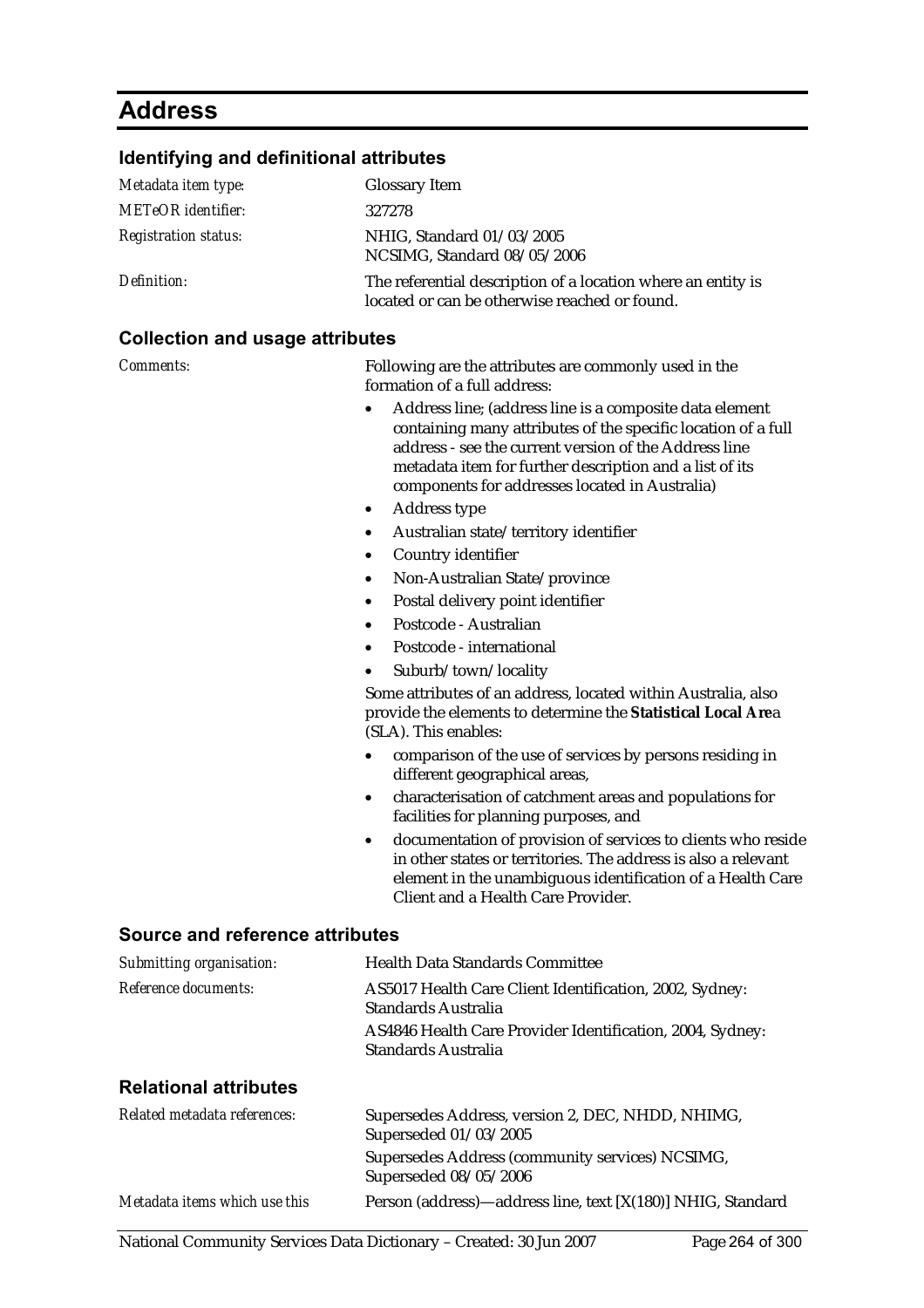# Address

## Identifying and definitional attributes

| | |
|---|---|
| *Metadata item type:* | Glossary Item |
| *METeOR identifier:* | 327278 |
| *Registration status:* | NHIG, Standard 01/03/2005<br>NCSIMG, Standard 08/05/2006 |
| *Definition:* | The referential description of a location where an entity is located or can be otherwise reached or found. |

## Collection and usage attributes

*Comments:*

Following are the attributes are commonly used in the formation of a full address:

- Address line; (address line is a composite data element containing many attributes of the specific location of a full address - see the current version of the Address line metadata item for further description and a list of its components for addresses located in Australia)
- Address type
- Australian state/territory identifier
- Country identifier
- Non-Australian State/province
- Postal delivery point identifier
- Postcode - Australian
- Postcode - international
- Suburb/town/locality

Some attributes of an address, located within Australia, also provide the elements to determine the **Statistical Local Are**a (SLA). This enables:

- comparison of the use of services by persons residing in different geographical areas,
- characterisation of catchment areas and populations for facilities for planning purposes, and
- documentation of provision of services to clients who reside in other states or territories. The address is also a relevant element in the unambiguous identification of a Health Care Client and a Health Care Provider.

## Source and reference attributes

| | |
|---|---|
| *Submitting organisation:* | Health Data Standards Committee |
| *Reference documents:* | AS5017 Health Care Client Identification, 2002, Sydney: Standards Australia<br>AS4846 Health Care Provider Identification, 2004, Sydney: Standards Australia |

## Relational attributes

| | |
|---|---|
| *Related metadata references:* | Supersedes Address, version 2, DEC, NHDD, NHIMG, Superseded 01/03/2005<br>Supersedes Address (community services) NCSIMG, Superseded 08/05/2006 |
| *Metadata items which use this* | Person (address)—address line, text [X(180)] NHIG, Standard |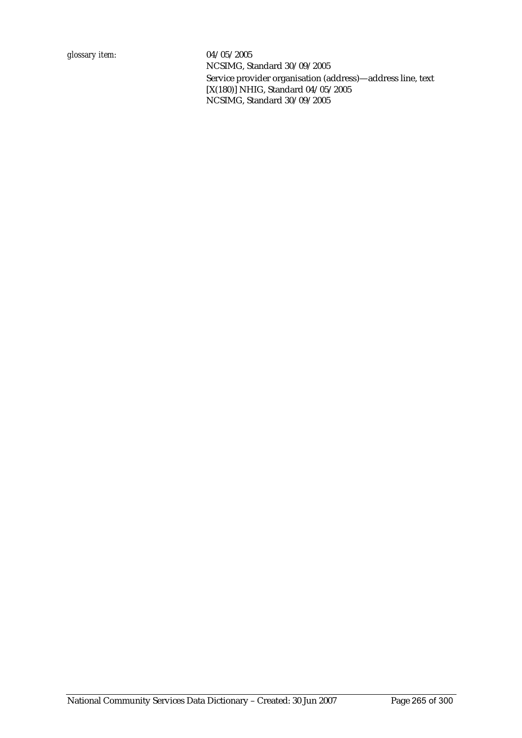*glossary item:* 04/05/2005
NCSIMG, Standard 30/09/2005
Service provider organisation (address)—address line, text [X(180)] NHIG, Standard 04/05/2005
NCSIMG, Standard 30/09/2005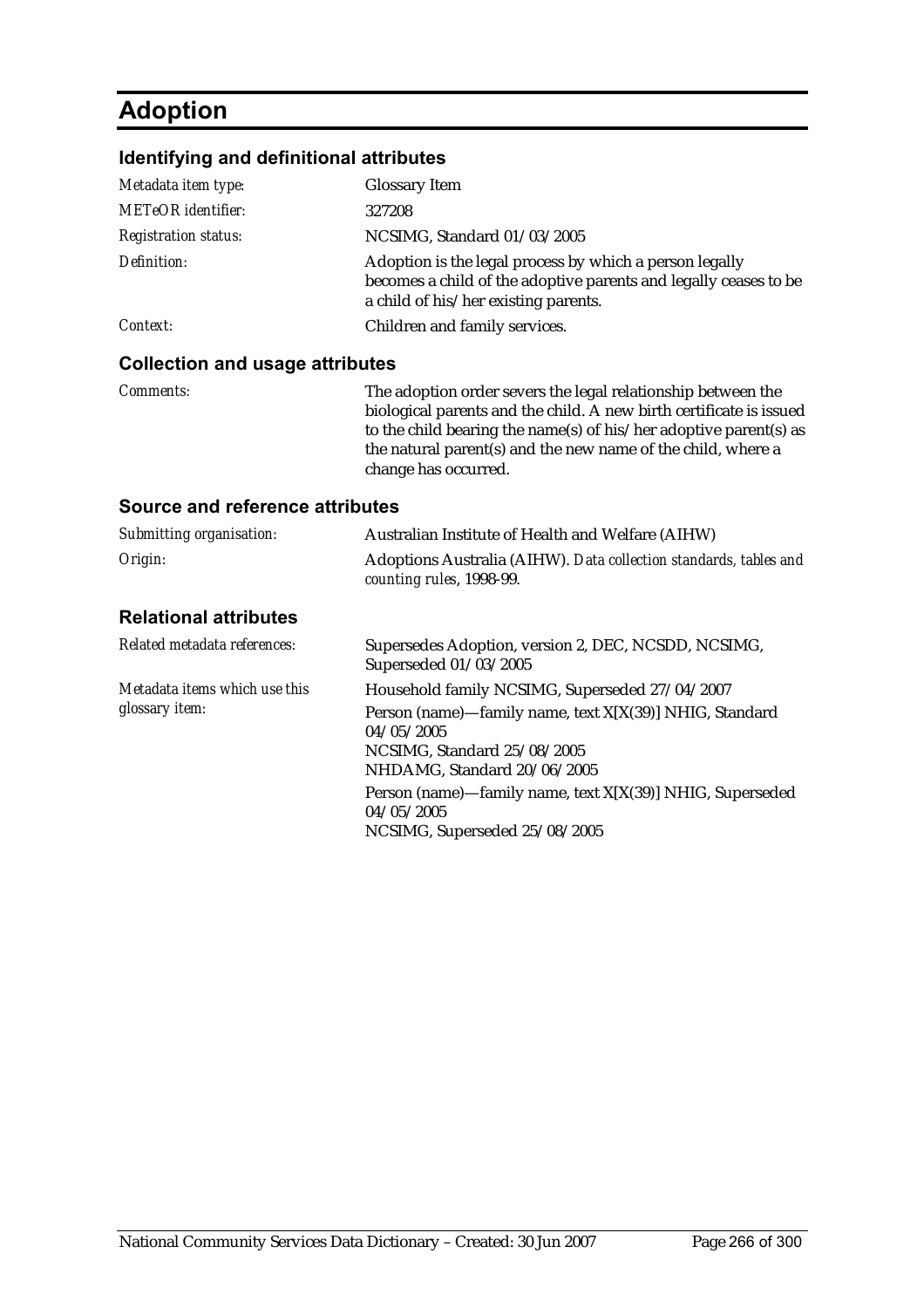# Adoption

## Identifying and definitional attributes

| | |
|---|---|
| *Metadata item type:* | Glossary Item |
| *METeOR identifier:* | 327208 |
| *Registration status:* | NCSIMG, Standard 01/03/2005 |
| *Definition:* | Adoption is the legal process by which a person legally becomes a child of the adoptive parents and legally ceases to be a child of his/her existing parents. |
| *Context:* | Children and family services. |

## Collection and usage attributes

| | |
|---|---|
| *Comments:* | The adoption order severs the legal relationship between the biological parents and the child. A new birth certificate is issued to the child bearing the name(s) of his/her adoptive parent(s) as the natural parent(s) and the new name of the child, where a change has occurred. |

## Source and reference attributes

| | |
|---|---|
| *Submitting organisation:* | Australian Institute of Health and Welfare (AIHW) |
| *Origin:* | Adoptions Australia (AIHW). *Data collection standards, tables and counting rules*, 1998-99. |

## Relational attributes

| | |
|---|---|
| *Related metadata references:* | Supersedes Adoption, version 2, DEC, NCSDD, NCSIMG, Superseded 01/03/2005 |
| *Metadata items which use this glossary item:* | Household family NCSIMG, Superseded 27/04/2007<br><br>Person (name)—family name, text X[X(39)] NHIG, Standard 04/05/2005<br>NCSIMG, Standard 25/08/2005<br>NHDAMG, Standard 20/06/2005<br><br>Person (name)—family name, text X[X(39)] NHIG, Superseded 04/05/2005<br>NCSIMG, Superseded 25/08/2005 |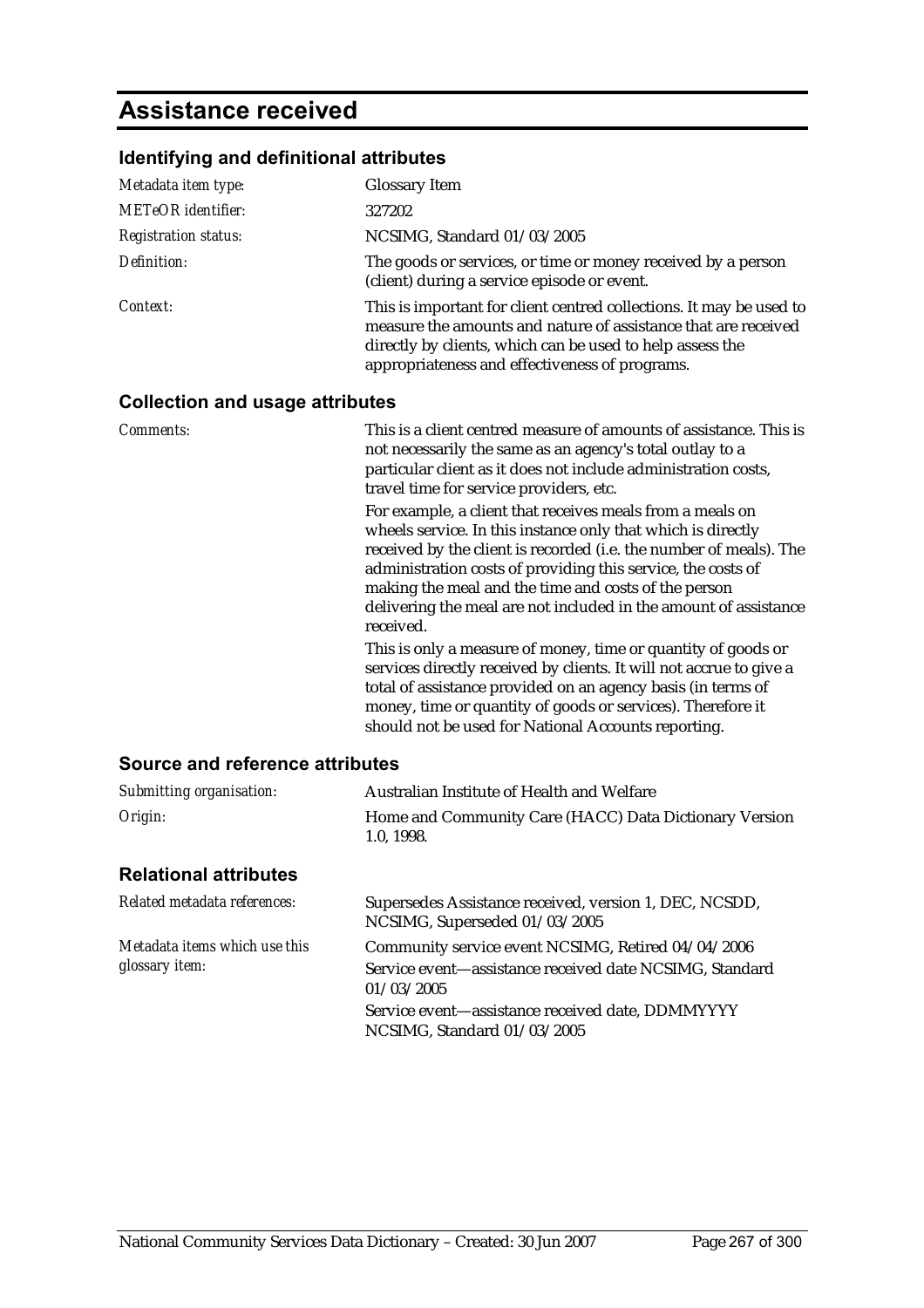# Assistance received

## Identifying and definitional attributes

| | |
|---|---|
| *Metadata item type:* | Glossary Item |
| *METeOR identifier:* | 327202 |
| *Registration status:* | NCSIMG, Standard 01/03/2005 |
| *Definition:* | The goods or services, or time or money received by a person (client) during a service episode or event. |
| *Context:* | This is important for client centred collections. It may be used to measure the amounts and nature of assistance that are received directly by clients, which can be used to help assess the appropriateness and effectiveness of programs. |

## Collection and usage attributes

*Comments:*

This is a client centred measure of amounts of assistance. This is not necessarily the same as an agency's total outlay to a particular client as it does not include administration costs, travel time for service providers, etc.

For example, a client that receives meals from a meals on wheels service. In this instance only that which is directly received by the client is recorded (i.e. the number of meals). The administration costs of providing this service, the costs of making the meal and the time and costs of the person delivering the meal are not included in the amount of assistance received.

This is only a measure of money, time or quantity of goods or services directly received by clients. It will not accrue to give a total of assistance provided on an agency basis (in terms of money, time or quantity of goods or services). Therefore it should not be used for National Accounts reporting.

## Source and reference attributes

| | |
|---|---|
| *Submitting organisation:* | Australian Institute of Health and Welfare |
| *Origin:* | Home and Community Care (HACC) Data Dictionary Version 1.0, 1998. |

## Relational attributes

| | |
|---|---|
| *Related metadata references:* | Supersedes Assistance received, version 1, DEC, NCSDD, NCSIMG, Superseded 01/03/2005 |
| *Metadata items which use this glossary item:* | Community service event NCSIMG, Retired 04/04/2006<br>Service event—assistance received date NCSIMG, Standard 01/03/2005<br>Service event—assistance received date, DDMMYYYY NCSIMG, Standard 01/03/2005 |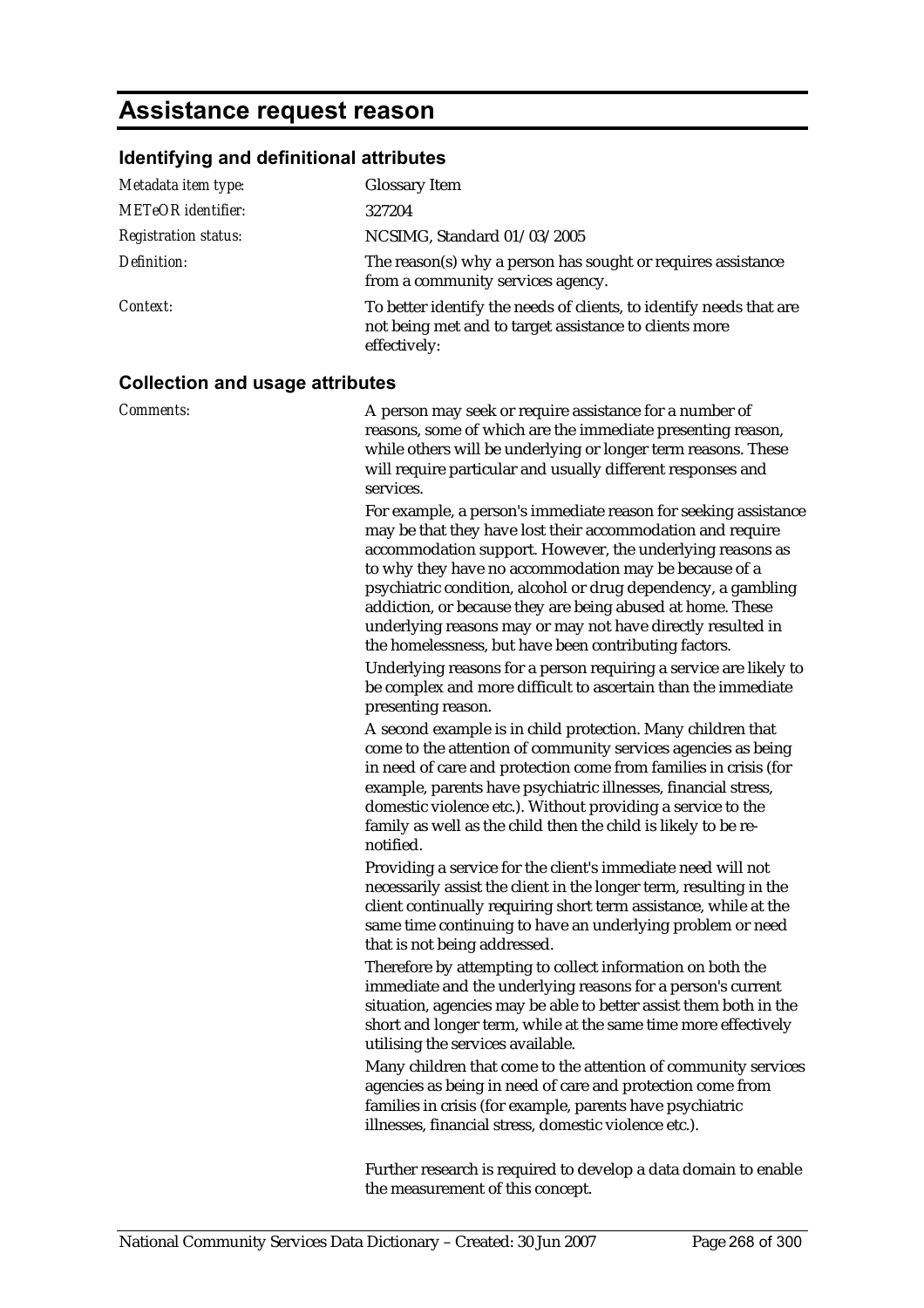# Assistance request reason

## Identifying and definitional attributes

| | |
|---|---|
| *Metadata item type:* | Glossary Item |
| *METeOR identifier:* | 327204 |
| *Registration status:* | NCSIMG, Standard 01/03/2005 |
| *Definition:* | The reason(s) why a person has sought or requires assistance from a community services agency. |
| *Context:* | To better identify the needs of clients, to identify needs that are not being met and to target assistance to clients more effectively: |

## Collection and usage attributes

*Comments:*

A person may seek or require assistance for a number of reasons, some of which are the immediate presenting reason, while others will be underlying or longer term reasons. These will require particular and usually different responses and services.

For example, a person's immediate reason for seeking assistance may be that they have lost their accommodation and require accommodation support. However, the underlying reasons as to why they have no accommodation may be because of a psychiatric condition, alcohol or drug dependency, a gambling addiction, or because they are being abused at home. These underlying reasons may or may not have directly resulted in the homelessness, but have been contributing factors.

Underlying reasons for a person requiring a service are likely to be complex and more difficult to ascertain than the immediate presenting reason.

A second example is in child protection. Many children that come to the attention of community services agencies as being in need of care and protection come from families in crisis (for example, parents have psychiatric illnesses, financial stress, domestic violence etc.). Without providing a service to the family as well as the child then the child is likely to be re-notified.

Providing a service for the client's immediate need will not necessarily assist the client in the longer term, resulting in the client continually requiring short term assistance, while at the same time continuing to have an underlying problem or need that is not being addressed.

Therefore by attempting to collect information on both the immediate and the underlying reasons for a person's current situation, agencies may be able to better assist them both in the short and longer term, while at the same time more effectively utilising the services available.

Many children that come to the attention of community services agencies as being in need of care and protection come from families in crisis (for example, parents have psychiatric illnesses, financial stress, domestic violence etc.).

Further research is required to develop a data domain to enable the measurement of this concept.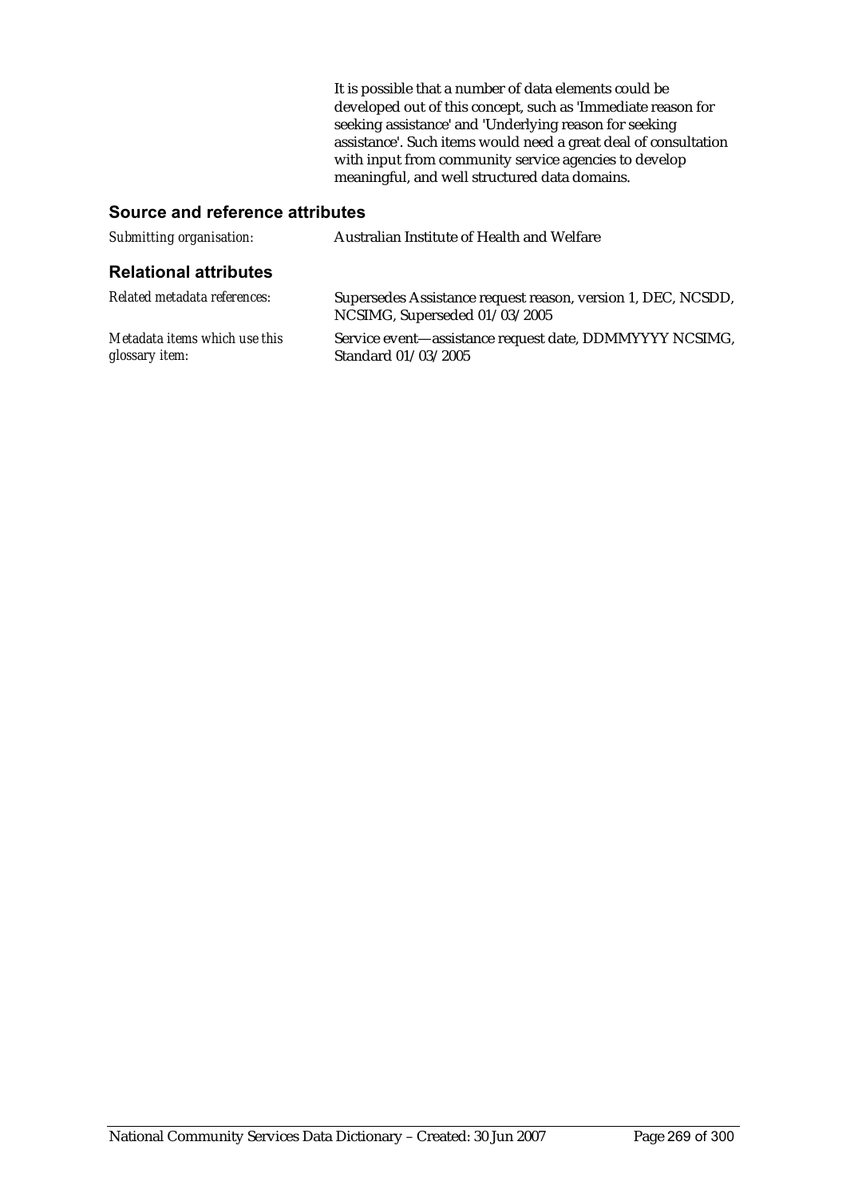It is possible that a number of data elements could be developed out of this concept, such as 'Immediate reason for seeking assistance' and 'Underlying reason for seeking assistance'. Such items would need a great deal of consultation with input from community service agencies to develop meaningful, and well structured data domains.

## Source and reference attributes

| | |
|---|---|
| *Submitting organisation:* | Australian Institute of Health and Welfare |

## Relational attributes

| | |
|---|---|
| *Related metadata references:* | Supersedes Assistance request reason, version 1, DEC, NCSDD, NCSIMG, Superseded 01/03/2005 |
| *Metadata items which use this glossary item:* | Service event—assistance request date, DDMMYYYY NCSIMG, Standard 01/03/2005 |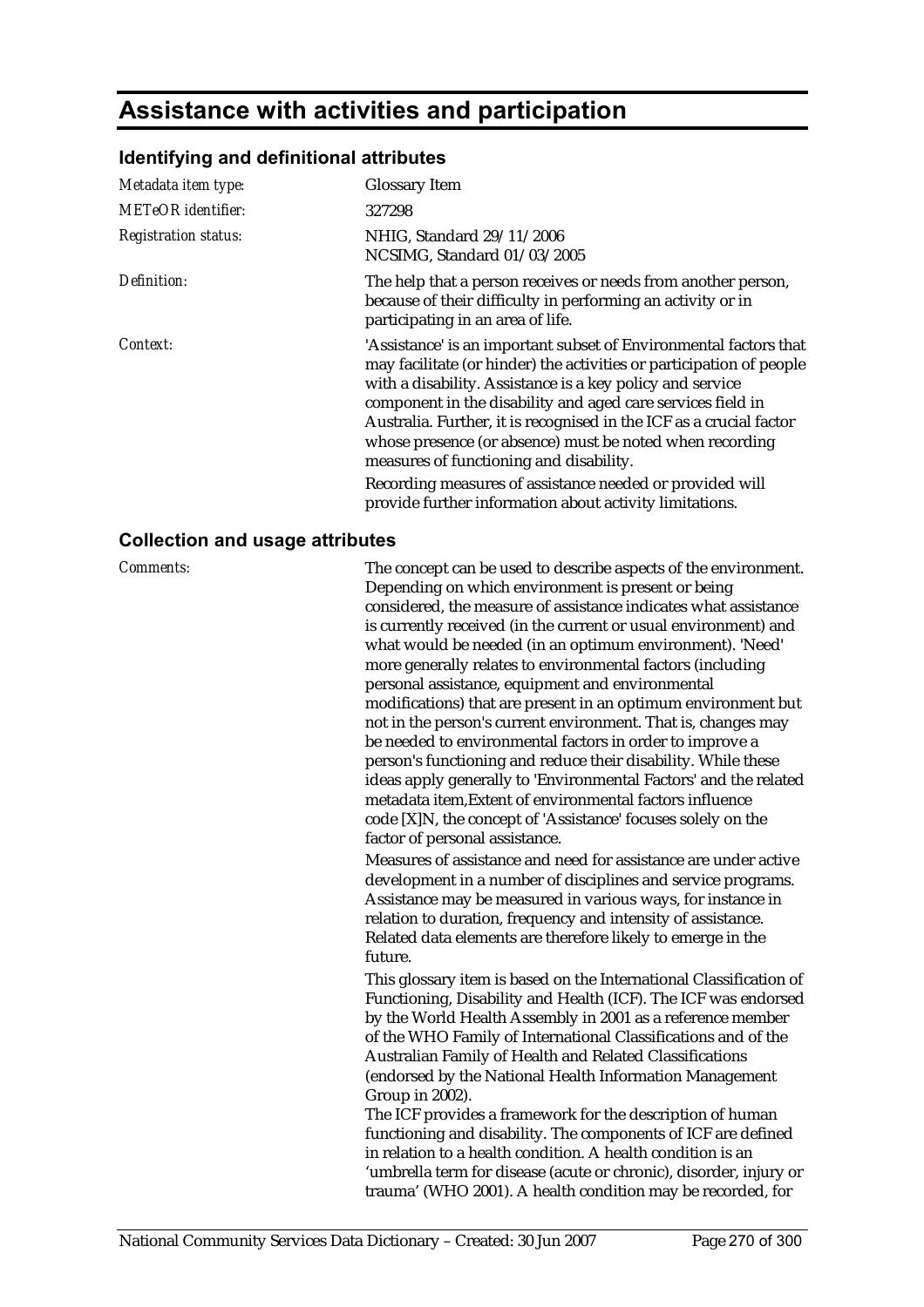# Assistance with activities and participation

## Identifying and definitional attributes

| | |
|---|---|
| *Metadata item type:* | Glossary Item |
| *METeOR identifier:* | 327298 |
| *Registration status:* | NHIG, Standard 29/11/2006<br>NCSIMG, Standard 01/03/2005 |
| *Definition:* | The help that a person receives or needs from another person, because of their difficulty in performing an activity or in participating in an area of life. |
| *Context:* | 'Assistance' is an important subset of Environmental factors that may facilitate (or hinder) the activities or participation of people with a disability. Assistance is a key policy and service component in the disability and aged care services field in Australia. Further, it is recognised in the ICF as a crucial factor whose presence (or absence) must be noted when recording measures of functioning and disability.<br>Recording measures of assistance needed or provided will provide further information about activity limitations. |

## Collection and usage attributes

*Comments:*

The concept can be used to describe aspects of the environment. Depending on which environment is present or being considered, the measure of assistance indicates what assistance is currently received (in the current or usual environment) and what would be needed (in an optimum environment). 'Need' more generally relates to environmental factors (including personal assistance, equipment and environmental modifications) that are present in an optimum environment but not in the person's current environment. That is, changes may be needed to environmental factors in order to improve a person's functioning and reduce their disability. While these ideas apply generally to 'Environmental Factors' and the related metadata item,Extent of environmental factors influence code [X]N, the concept of 'Assistance' focuses solely on the factor of personal assistance.

Measures of assistance and need for assistance are under active development in a number of disciplines and service programs. Assistance may be measured in various ways, for instance in relation to duration, frequency and intensity of assistance. Related data elements are therefore likely to emerge in the future.

This glossary item is based on the International Classification of Functioning, Disability and Health (ICF). The ICF was endorsed by the World Health Assembly in 2001 as a reference member of the WHO Family of International Classifications and of the Australian Family of Health and Related Classifications (endorsed by the National Health Information Management Group in 2002).

The ICF provides a framework for the description of human functioning and disability. The components of ICF are defined in relation to a health condition. A health condition is an 'umbrella term for disease (acute or chronic), disorder, injury or trauma' (WHO 2001). A health condition may be recorded, for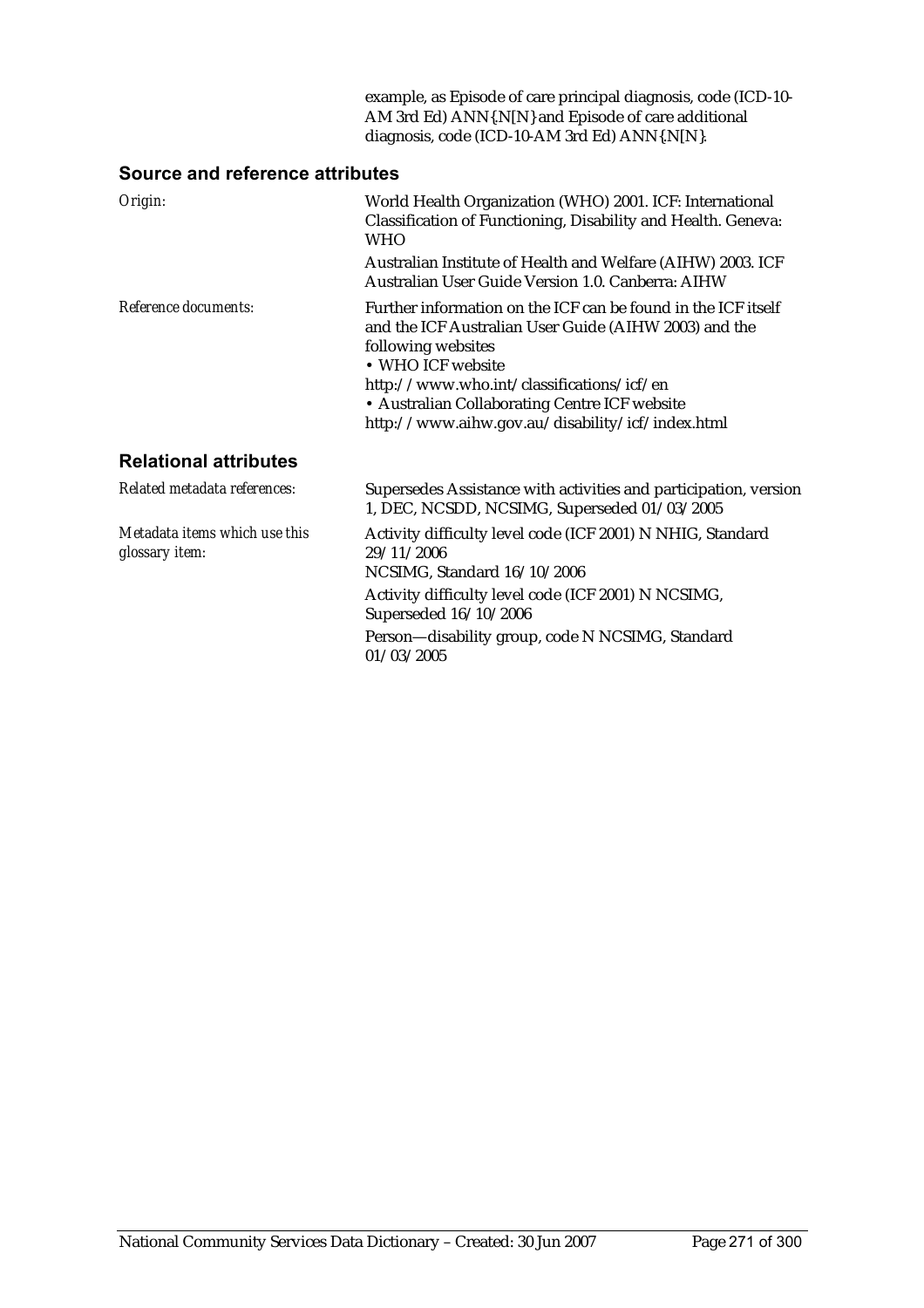example, as Episode of care principal diagnosis, code (ICD-10-AM 3rd Ed) ANN{.N[N]} and Episode of care additional diagnosis, code (ICD-10-AM 3rd Ed) ANN{.N[N]}.

## Source and reference attributes

| | |
|---|---|
| *Origin:* | World Health Organization (WHO) 2001. ICF: International Classification of Functioning, Disability and Health. Geneva: WHO<br><br>Australian Institute of Health and Welfare (AIHW) 2003. ICF Australian User Guide Version 1.0. Canberra: AIHW |
| *Reference documents:* | Further information on the ICF can be found in the ICF itself and the ICF Australian User Guide (AIHW 2003) and the following websites<br>• WHO ICF website<br>http://www.who.int/classifications/icf/en<br>• Australian Collaborating Centre ICF website<br>http://www.aihw.gov.au/disability/icf/index.html |

## Relational attributes

| | |
|---|---|
| *Related metadata references:* | Supersedes Assistance with activities and participation, version 1, DEC, NCSDD, NCSIMG, Superseded 01/03/2005 |
| *Metadata items which use this glossary item:* | Activity difficulty level code (ICF 2001) N NHIG, Standard 29/11/2006<br>NCSIMG, Standard 16/10/2006<br><br>Activity difficulty level code (ICF 2001) N NCSIMG, Superseded 16/10/2006<br><br>Person—disability group, code N NCSIMG, Standard 01/03/2005 |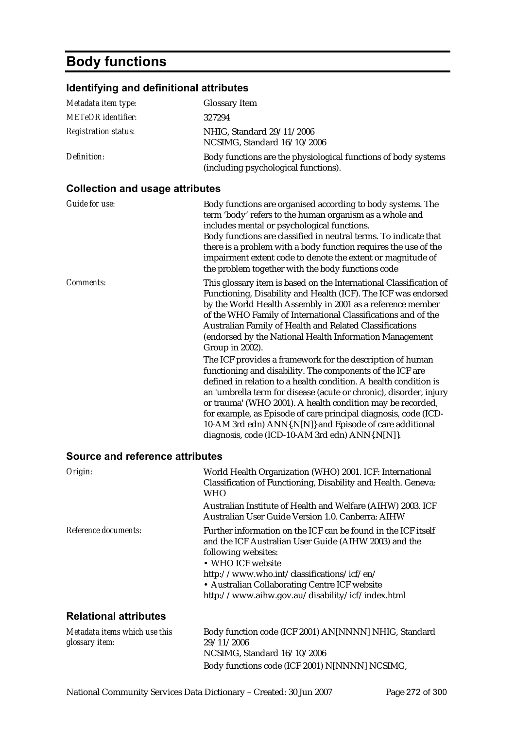# Body functions

## Identifying and definitional attributes

| | |
|---|---|
| *Metadata item type:* | Glossary Item |
| *METeOR identifier:* | 327294 |
| *Registration status:* | NHIG, Standard 29/11/2006<br>NCSIMG, Standard 16/10/2006 |
| *Definition:* | Body functions are the physiological functions of body systems (including psychological functions). |

## Collection and usage attributes

| | |
|---|---|
| *Guide for use:* | Body functions are organised according to body systems. The term 'body' refers to the human organism as a whole and includes mental or psychological functions.<br>Body functions are classified in neutral terms. To indicate that there is a problem with a body function requires the use of the impairment extent code to denote the extent or magnitude of the problem together with the body functions code |
| *Comments:* | This glossary item is based on the International Classification of Functioning, Disability and Health (ICF). The ICF was endorsed by the World Health Assembly in 2001 as a reference member of the WHO Family of International Classifications and of the Australian Family of Health and Related Classifications (endorsed by the National Health Information Management Group in 2002).<br>The ICF provides a framework for the description of human functioning and disability. The components of the ICF are defined in relation to a health condition. A health condition is an 'umbrella term for disease (acute or chronic), disorder, injury or trauma' (WHO 2001). A health condition may be recorded, for example, as Episode of care principal diagnosis, code (ICD-10-AM 3rd edn) ANN{.N[N]} and Episode of care additional diagnosis, code (ICD-10-AM 3rd edn) ANN{.N[N]}. |

## Source and reference attributes

| | |
|---|---|
| *Origin:* | World Health Organization (WHO) 2001. ICF: International Classification of Functioning, Disability and Health. Geneva: WHO<br>Australian Institute of Health and Welfare (AIHW) 2003. ICF Australian User Guide Version 1.0. Canberra: AIHW |
| *Reference documents:* | Further information on the ICF can be found in the ICF itself and the ICF Australian User Guide (AIHW 2003) and the following websites:<br>• WHO ICF website<br>http://www.who.int/classifications/icf/en/<br>• Australian Collaborating Centre ICF website<br>http://www.aihw.gov.au/disability/icf/index.html |

## Relational attributes

| | |
|---|---|
| *Metadata items which use this glossary item:* | Body function code (ICF 2001) AN[NNNN] NHIG, Standard 29/11/2006<br>NCSIMG, Standard 16/10/2006<br>Body functions code (ICF 2001) N[NNNN] NCSIMG, |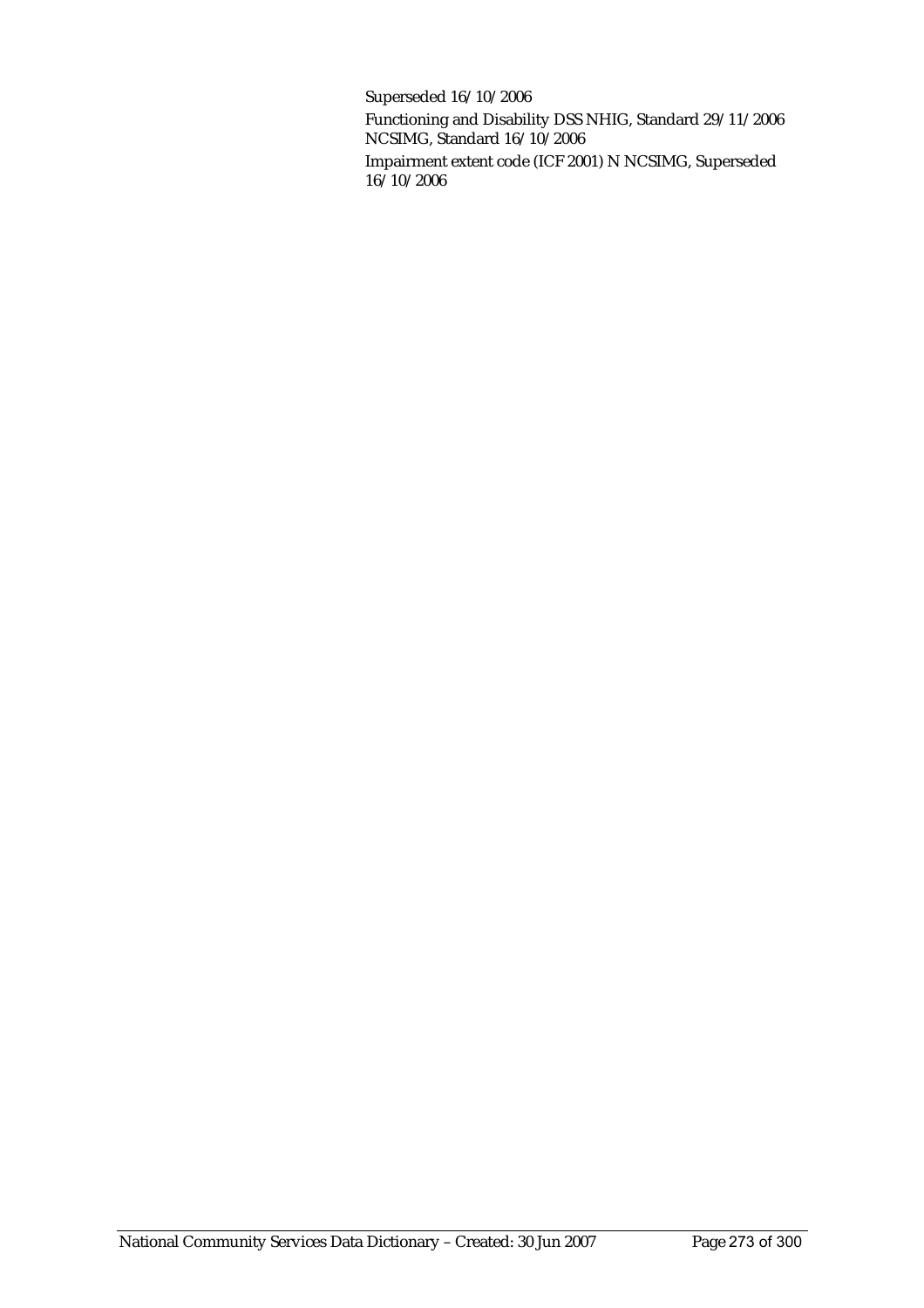Superseded 16/10/2006

Functioning and Disability DSS NHIG, Standard 29/11/2006
NCSIMG, Standard 16/10/2006

Impairment extent code (ICF 2001) N NCSIMG, Superseded 16/10/2006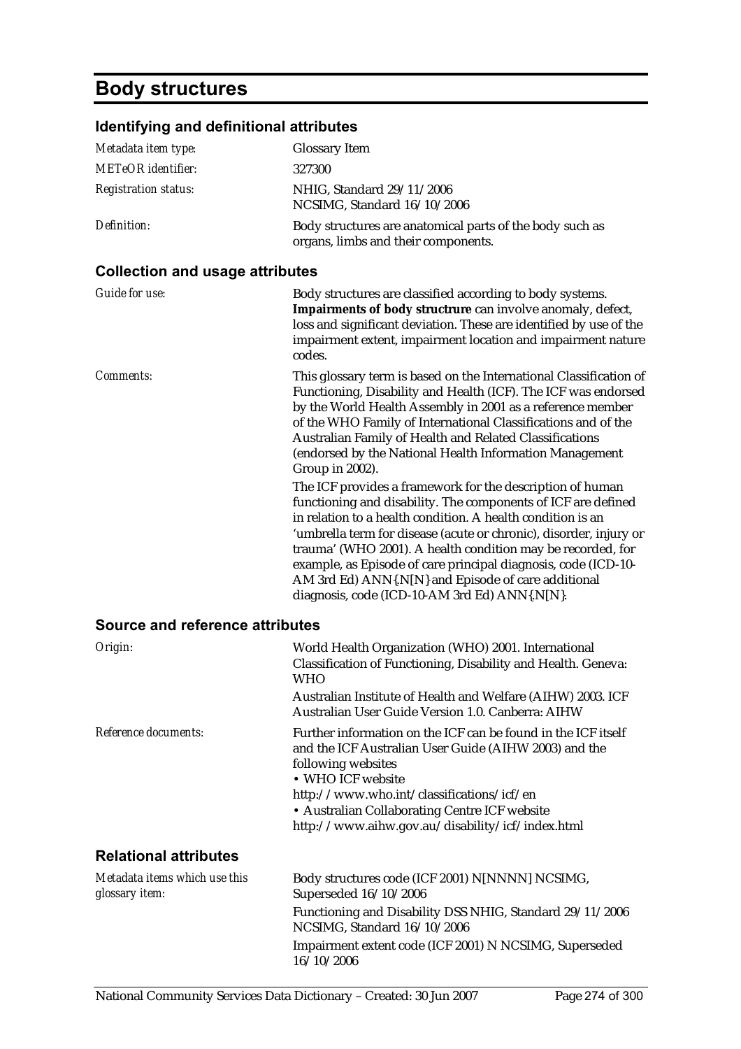# Body structures

## Identifying and definitional attributes

| | |
|---|---|
| *Metadata item type:* | Glossary Item |
| *METeOR identifier:* | 327300 |
| *Registration status:* | NHIG, Standard 29/11/2006<br>NCSIMG, Standard 16/10/2006 |
| *Definition:* | Body structures are anatomical parts of the body such as organs, limbs and their components. |

## Collection and usage attributes

| | |
|---|---|
| *Guide for use:* | Body structures are classified according to body systems. **Impairments of body structrure** can involve anomaly, defect, loss and significant deviation. These are identified by use of the impairment extent, impairment location and impairment nature codes. |
| *Comments:* | This glossary term is based on the International Classification of Functioning, Disability and Health (ICF). The ICF was endorsed by the World Health Assembly in 2001 as a reference member of the WHO Family of International Classifications and of the Australian Family of Health and Related Classifications (endorsed by the National Health Information Management Group in 2002).<br>The ICF provides a framework for the description of human functioning and disability. The components of ICF are defined in relation to a health condition. A health condition is an 'umbrella term for disease (acute or chronic), disorder, injury or trauma' (WHO 2001). A health condition may be recorded, for example, as Episode of care principal diagnosis, code (ICD-10-AM 3rd Ed) ANN{.N[N} and Episode of care additional diagnosis, code (ICD-10-AM 3rd Ed) ANN{.N[N}. |

## Source and reference attributes

| | |
|---|---|
| *Origin:* | World Health Organization (WHO) 2001. International Classification of Functioning, Disability and Health. Geneva: WHO<br>Australian Institute of Health and Welfare (AIHW) 2003. ICF Australian User Guide Version 1.0. Canberra: AIHW |
| *Reference documents:* | Further information on the ICF can be found in the ICF itself and the ICF Australian User Guide (AIHW 2003) and the following websites<br>• WHO ICF website<br>http://www.who.int/classifications/icf/en<br>• Australian Collaborating Centre ICF website<br>http://www.aihw.gov.au/disability/icf/index.html |

## Relational attributes

| | |
|---|---|
| *Metadata items which use this glossary item:* | Body structures code (ICF 2001) N[NNNN] NCSIMG, Superseded 16/10/2006<br>Functioning and Disability DSS NHIG, Standard 29/11/2006 NCSIMG, Standard 16/10/2006<br>Impairment extent code (ICF 2001) N NCSIMG, Superseded 16/10/2006 |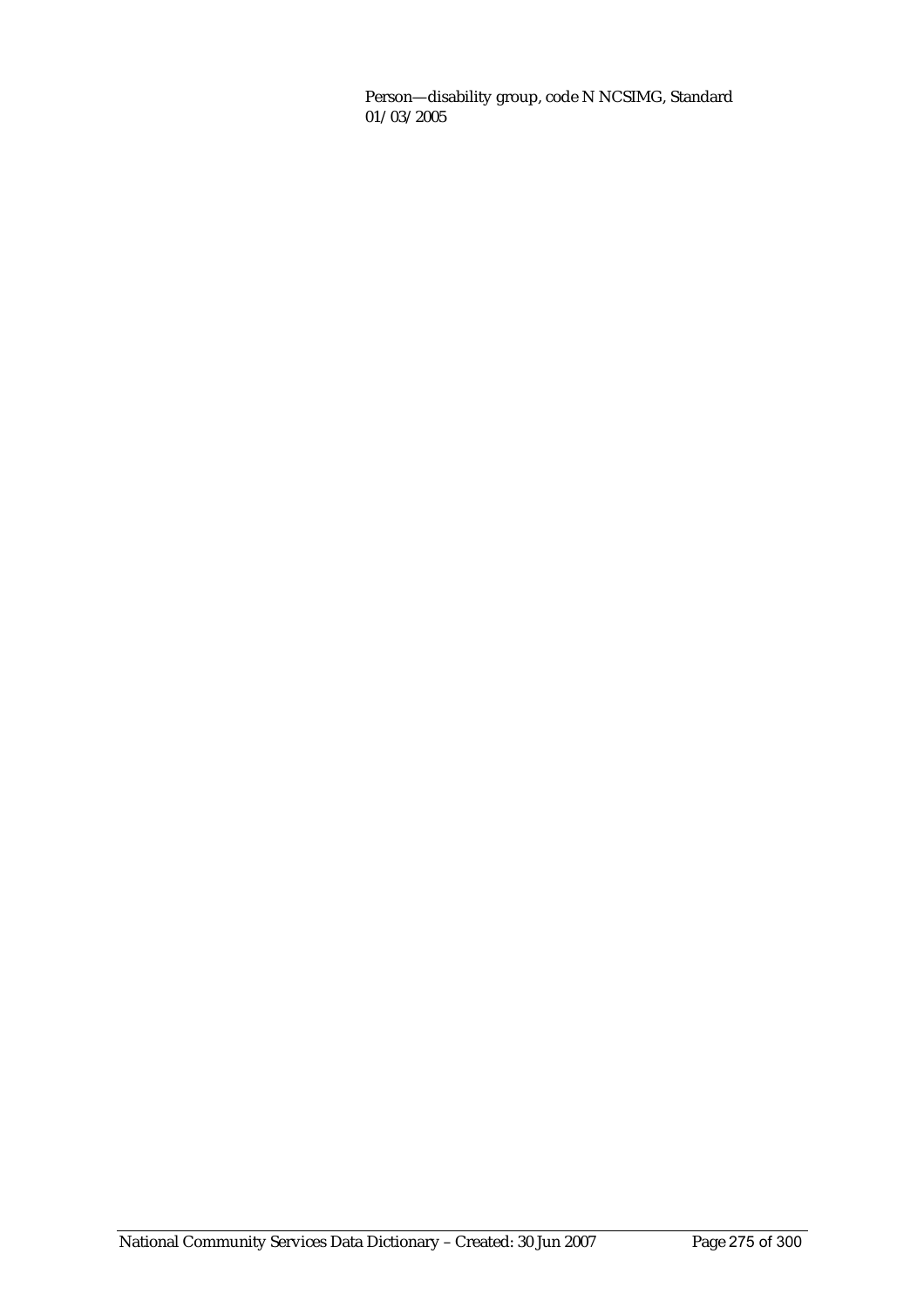Person—disability group, code N NCSIMG, Standard 01/03/2005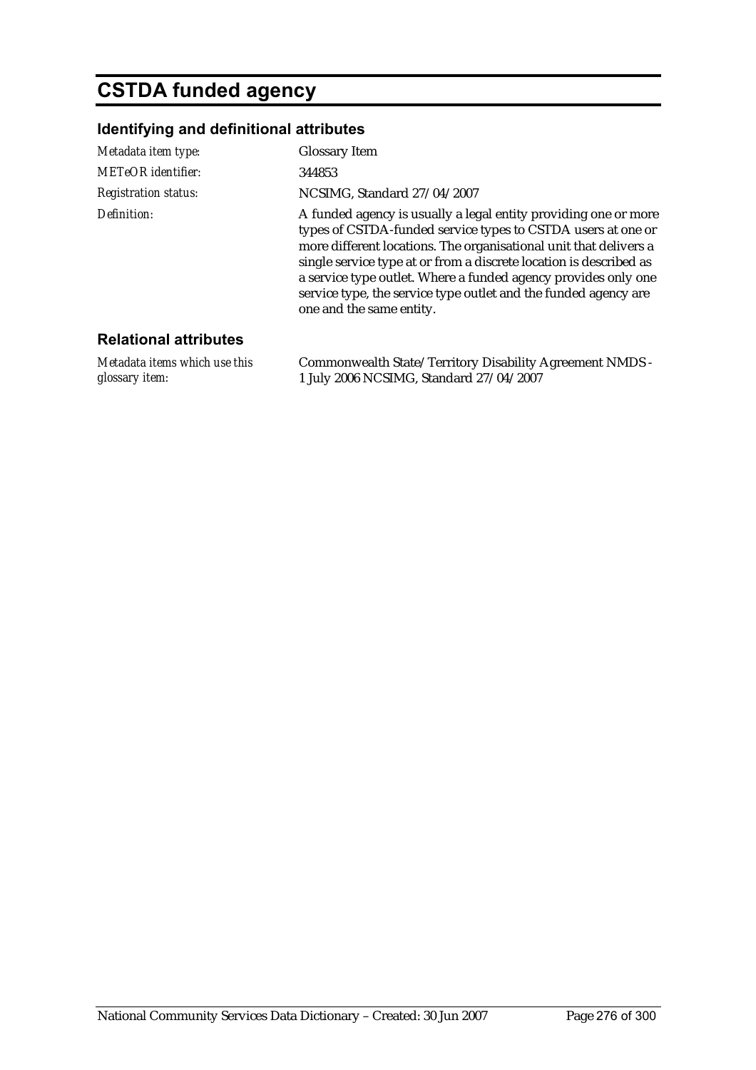# CSTDA funded agency

## Identifying and definitional attributes

| | |
|---|---|
| *Metadata item type:* | Glossary Item |
| *METeOR identifier:* | 344853 |
| *Registration status:* | NCSIMG, Standard 27/04/2007 |
| *Definition:* | A funded agency is usually a legal entity providing one or more types of CSTDA-funded service types to CSTDA users at one or more different locations. The organisational unit that delivers a single service type at or from a discrete location is described as a service type outlet. Where a funded agency provides only one service type, the service type outlet and the funded agency are one and the same entity. |

## Relational attributes

| | |
|---|---|
| *Metadata items which use this glossary item:* | Commonwealth State/Territory Disability Agreement NMDS - 1 July 2006 NCSIMG, Standard 27/04/2007 |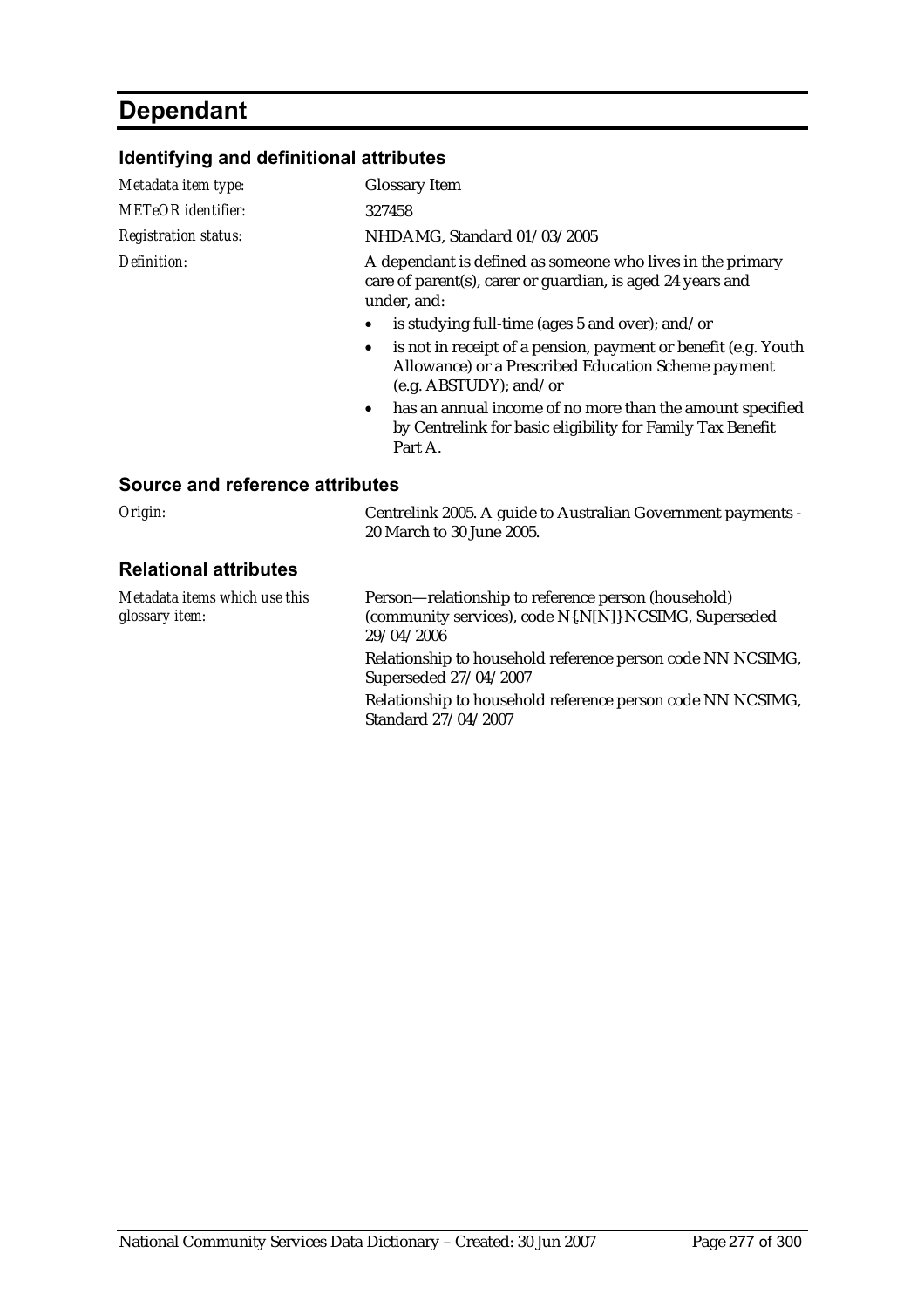# Dependant

## Identifying and definitional attributes

| | |
|---|---|
| *Metadata item type:* | Glossary Item |
| *METeOR identifier:* | 327458 |
| *Registration status:* | NHDAMG, Standard 01/03/2005 |
| *Definition:* | A dependant is defined as someone who lives in the primary care of parent(s), carer or guardian, is aged 24 years and under, and:<br>• is studying full-time (ages 5 and over); and/or<br>• is not in receipt of a pension, payment or benefit (e.g. Youth Allowance) or a Prescribed Education Scheme payment (e.g. ABSTUDY); and/or<br>• has an annual income of no more than the amount specified by Centrelink for basic eligibility for Family Tax Benefit Part A. |

## Source and reference attributes

| | |
|---|---|
| *Origin:* | Centrelink 2005. A guide to Australian Government payments - 20 March to 30 June 2005. |

## Relational attributes

| | |
|---|---|
| *Metadata items which use this glossary item:* | Person—relationship to reference person (household) (community services), code N{.N[N]} NCSIMG, Superseded 29/04/2006<br>Relationship to household reference person code NN NCSIMG, Superseded 27/04/2007<br>Relationship to household reference person code NN NCSIMG, Standard 27/04/2007 |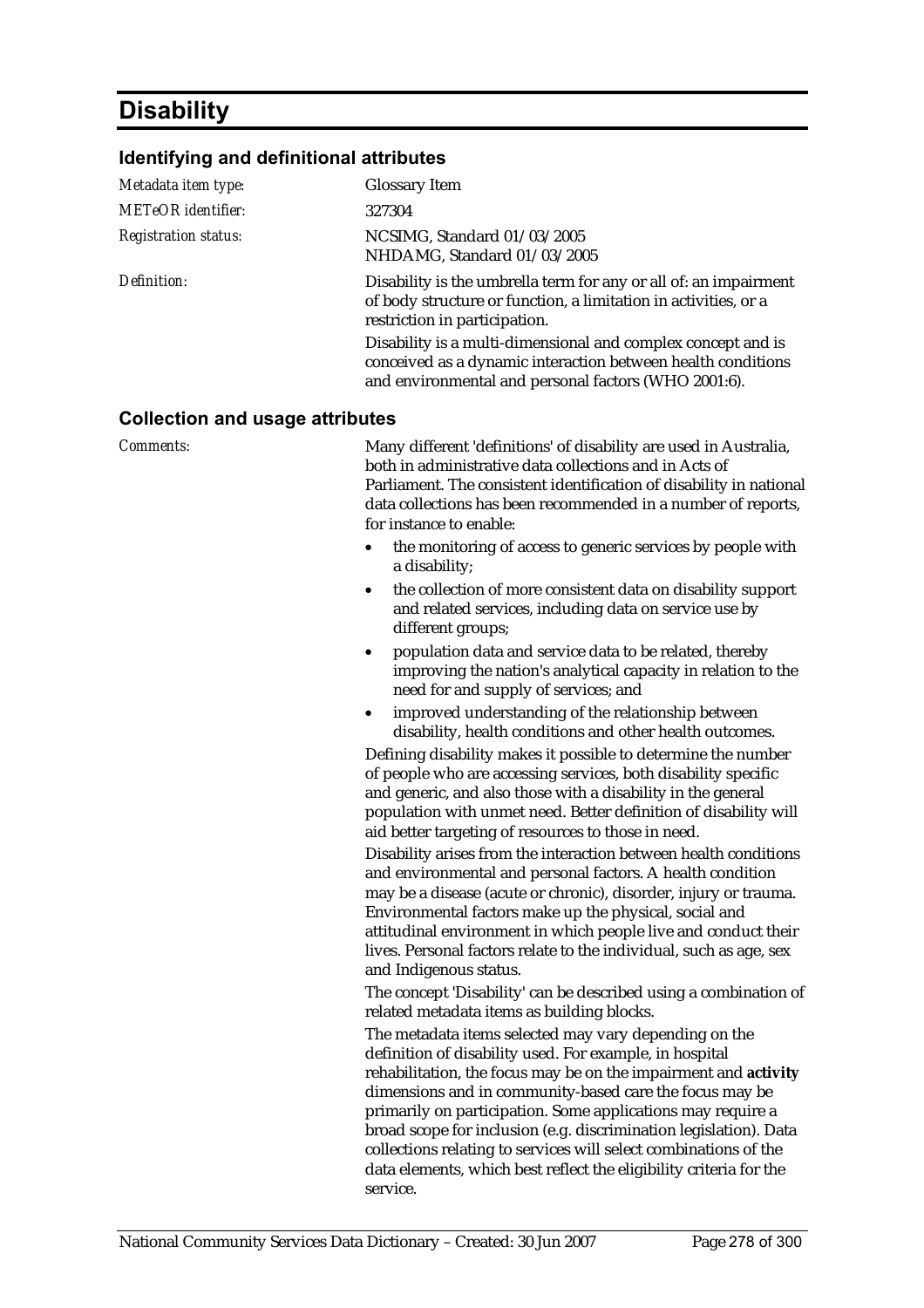# Disability

## Identifying and definitional attributes

*Metadata item type:* Glossary Item

*METeOR identifier:* 327304

*Registration status:* NCSIMG, Standard 01/03/2005
NHDAMG, Standard 01/03/2005

*Definition:* Disability is the umbrella term for any or all of: an impairment of body structure or function, a limitation in activities, or a restriction in participation.

Disability is a multi-dimensional and complex concept and is conceived as a dynamic interaction between health conditions and environmental and personal factors (WHO 2001:6).

## Collection and usage attributes

*Comments:* Many different 'definitions' of disability are used in Australia, both in administrative data collections and in Acts of Parliament. The consistent identification of disability in national data collections has been recommended in a number of reports, for instance to enable:

- the monitoring of access to generic services by people with a disability;
- the collection of more consistent data on disability support and related services, including data on service use by different groups;
- population data and service data to be related, thereby improving the nation's analytical capacity in relation to the need for and supply of services; and
- improved understanding of the relationship between disability, health conditions and other health outcomes.

Defining disability makes it possible to determine the number of people who are accessing services, both disability specific and generic, and also those with a disability in the general population with unmet need. Better definition of disability will aid better targeting of resources to those in need.

Disability arises from the interaction between health conditions and environmental and personal factors. A health condition may be a disease (acute or chronic), disorder, injury or trauma. Environmental factors make up the physical, social and attitudinal environment in which people live and conduct their lives. Personal factors relate to the individual, such as age, sex and Indigenous status.

The concept 'Disability' can be described using a combination of related metadata items as building blocks.

The metadata items selected may vary depending on the definition of disability used. For example, in hospital rehabilitation, the focus may be on the impairment and **activity** dimensions and in community-based care the focus may be primarily on participation. Some applications may require a broad scope for inclusion (e.g. discrimination legislation). Data collections relating to services will select combinations of the data elements, which best reflect the eligibility criteria for the service.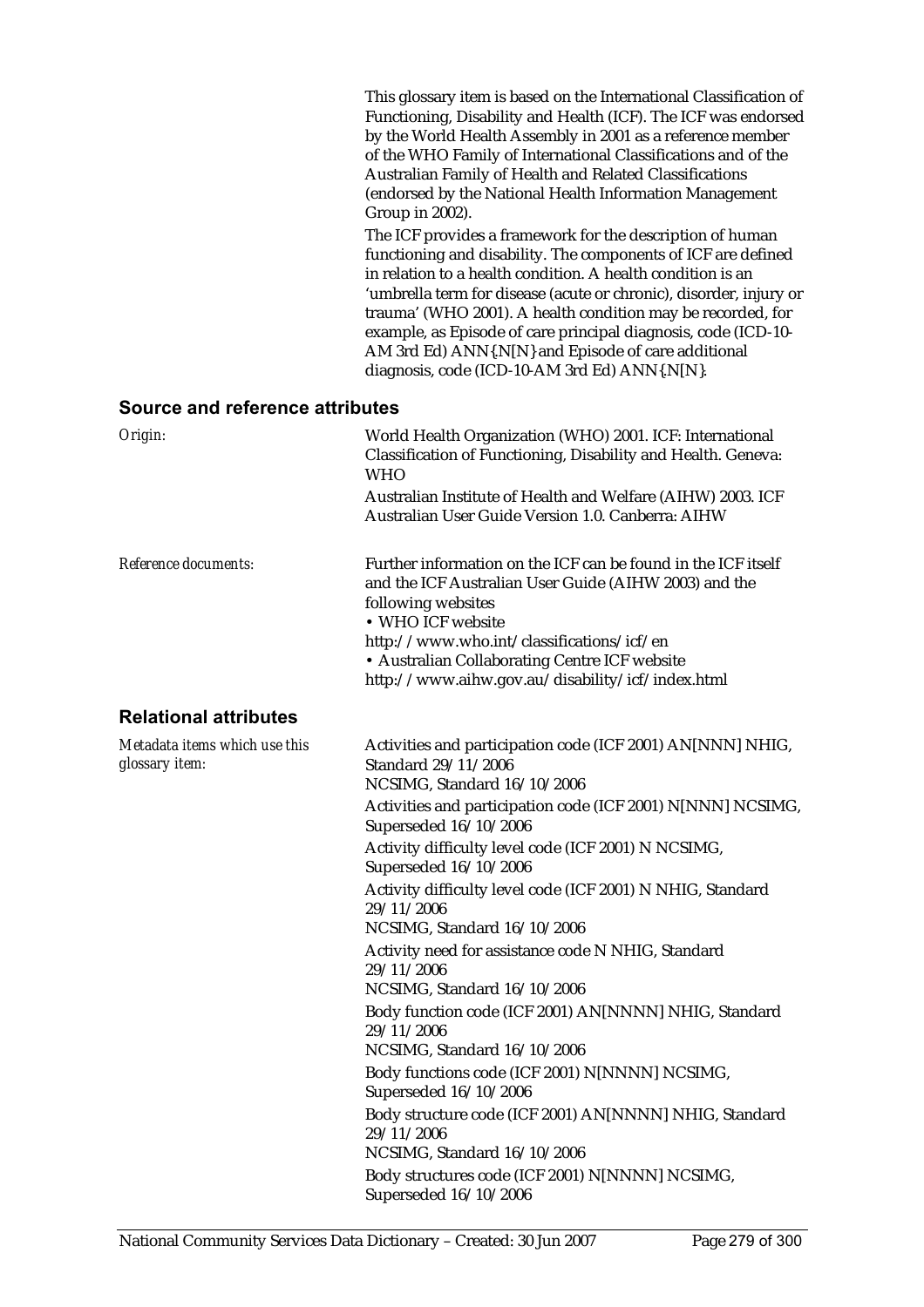This glossary item is based on the International Classification of Functioning, Disability and Health (ICF). The ICF was endorsed by the World Health Assembly in 2001 as a reference member of the WHO Family of International Classifications and of the Australian Family of Health and Related Classifications (endorsed by the National Health Information Management Group in 2002).

The ICF provides a framework for the description of human functioning and disability. The components of ICF are defined in relation to a health condition. A health condition is an 'umbrella term for disease (acute or chronic), disorder, injury or trauma' (WHO 2001). A health condition may be recorded, for example, as Episode of care principal diagnosis, code (ICD-10-AM 3rd Ed) ANN{.N[N} and Episode of care additional diagnosis, code (ICD-10-AM 3rd Ed) ANN{.N[N}.

## Source and reference attributes

*Origin:*

World Health Organization (WHO) 2001. ICF: International Classification of Functioning, Disability and Health. Geneva: WHO

Australian Institute of Health and Welfare (AIHW) 2003. ICF Australian User Guide Version 1.0. Canberra: AIHW

*Reference documents:*

Further information on the ICF can be found in the ICF itself and the ICF Australian User Guide (AIHW 2003) and the following websites

- WHO ICF website
http://www.who.int/classifications/icf/en
- Australian Collaborating Centre ICF website
http://www.aihw.gov.au/disability/icf/index.html

## Relational attributes

*Metadata items which use this glossary item:*

Activities and participation code (ICF 2001) AN[NNN] NHIG, Standard 29/11/2006
NCSIMG, Standard 16/10/2006

Activities and participation code (ICF 2001) N[NNN] NCSIMG, Superseded 16/10/2006

Activity difficulty level code (ICF 2001) N NCSIMG, Superseded 16/10/2006

Activity difficulty level code (ICF 2001) N NHIG, Standard 29/11/2006
NCSIMG, Standard 16/10/2006

Activity need for assistance code N NHIG, Standard 29/11/2006
NCSIMG, Standard 16/10/2006

Body function code (ICF 2001) AN[NNNN] NHIG, Standard 29/11/2006
NCSIMG, Standard 16/10/2006

Body functions code (ICF 2001) N[NNNN] NCSIMG, Superseded 16/10/2006

Body structure code (ICF 2001) AN[NNNN] NHIG, Standard 29/11/2006
NCSIMG, Standard 16/10/2006

Body structures code (ICF 2001) N[NNNN] NCSIMG, Superseded 16/10/2006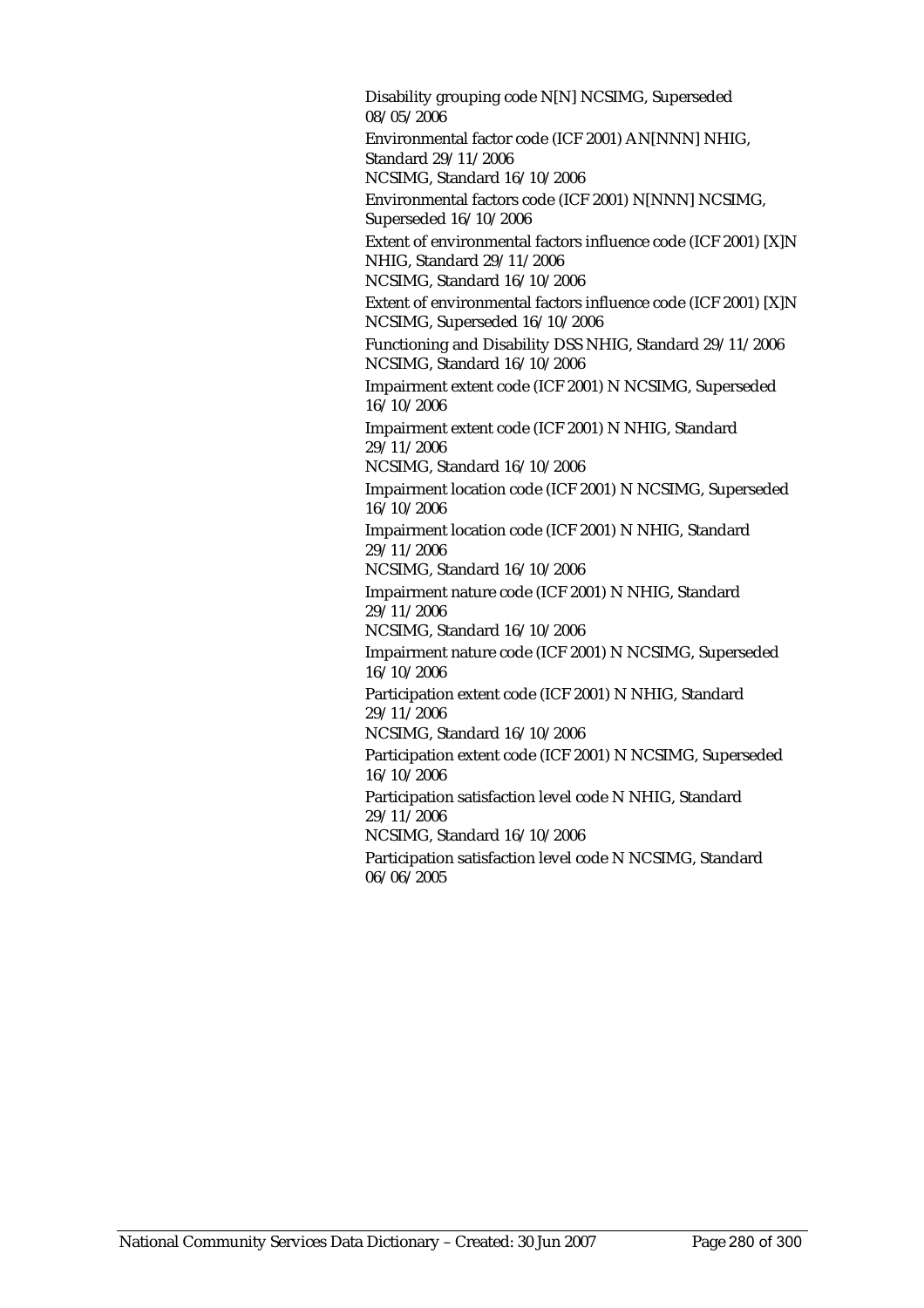Disability grouping code N[N] NCSIMG, Superseded 08/05/2006

Environmental factor code (ICF 2001) AN[NNN] NHIG, Standard 29/11/2006
NCSIMG, Standard 16/10/2006

Environmental factors code (ICF 2001) N[NNN] NCSIMG, Superseded 16/10/2006

Extent of environmental factors influence code (ICF 2001) [X]N NHIG, Standard 29/11/2006
NCSIMG, Standard 16/10/2006

Extent of environmental factors influence code (ICF 2001) [X]N NCSIMG, Superseded 16/10/2006

Functioning and Disability DSS NHIG, Standard 29/11/2006
NCSIMG, Standard 16/10/2006

Impairment extent code (ICF 2001) N NCSIMG, Superseded 16/10/2006

Impairment extent code (ICF 2001) N NHIG, Standard 29/11/2006
NCSIMG, Standard 16/10/2006

Impairment location code (ICF 2001) N NCSIMG, Superseded 16/10/2006

Impairment location code (ICF 2001) N NHIG, Standard 29/11/2006
NCSIMG, Standard 16/10/2006

Impairment nature code (ICF 2001) N NHIG, Standard 29/11/2006
NCSIMG, Standard 16/10/2006

Impairment nature code (ICF 2001) N NCSIMG, Superseded 16/10/2006

Participation extent code (ICF 2001) N NHIG, Standard 29/11/2006
NCSIMG, Standard 16/10/2006

Participation extent code (ICF 2001) N NCSIMG, Superseded 16/10/2006

Participation satisfaction level code N NHIG, Standard 29/11/2006
NCSIMG, Standard 16/10/2006

Participation satisfaction level code N NCSIMG, Standard 06/06/2005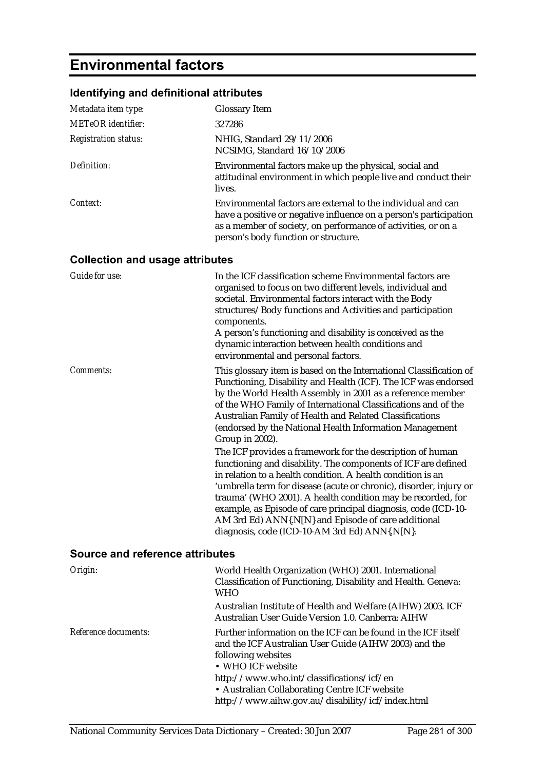# Environmental factors

## Identifying and definitional attributes

| | |
|---|---|
| *Metadata item type:* | Glossary Item |
| *METeOR identifier:* | 327286 |
| *Registration status:* | NHIG, Standard 29/11/2006<br>NCSIMG, Standard 16/10/2006 |
| *Definition:* | Environmental factors make up the physical, social and attitudinal environment in which people live and conduct their lives. |
| *Context:* | Environmental factors are external to the individual and can have a positive or negative influence on a person's participation as a member of society, on performance of activities, or on a person's body function or structure. |

## Collection and usage attributes

| | |
|---|---|
| *Guide for use:* | In the ICF classification scheme Environmental factors are organised to focus on two different levels, individual and societal. Environmental factors interact with the Body structures/Body functions and Activities and participation components.<br>A person's functioning and disability is conceived as the dynamic interaction between health conditions and environmental and personal factors. |
| *Comments:* | This glossary item is based on the International Classification of Functioning, Disability and Health (ICF). The ICF was endorsed by the World Health Assembly in 2001 as a reference member of the WHO Family of International Classifications and of the Australian Family of Health and Related Classifications (endorsed by the National Health Information Management Group in 2002).<br>The ICF provides a framework for the description of human functioning and disability. The components of ICF are defined in relation to a health condition. A health condition is an 'umbrella term for disease (acute or chronic), disorder, injury or trauma' (WHO 2001). A health condition may be recorded, for example, as Episode of care principal diagnosis, code (ICD-10-AM 3rd Ed) ANN{.N[N]} and Episode of care additional diagnosis, code (ICD-10-AM 3rd Ed) ANN{.N[N]}. |

## Source and reference attributes

| | |
|---|---|
| *Origin:* | World Health Organization (WHO) 2001. International Classification of Functioning, Disability and Health. Geneva: WHO<br>Australian Institute of Health and Welfare (AIHW) 2003. ICF Australian User Guide Version 1.0. Canberra: AIHW |
| *Reference documents:* | Further information on the ICF can be found in the ICF itself and the ICF Australian User Guide (AIHW 2003) and the following websites<br>• WHO ICF website<br>http://www.who.int/classifications/icf/en<br>• Australian Collaborating Centre ICF website<br>http://www.aihw.gov.au/disability/icf/index.html |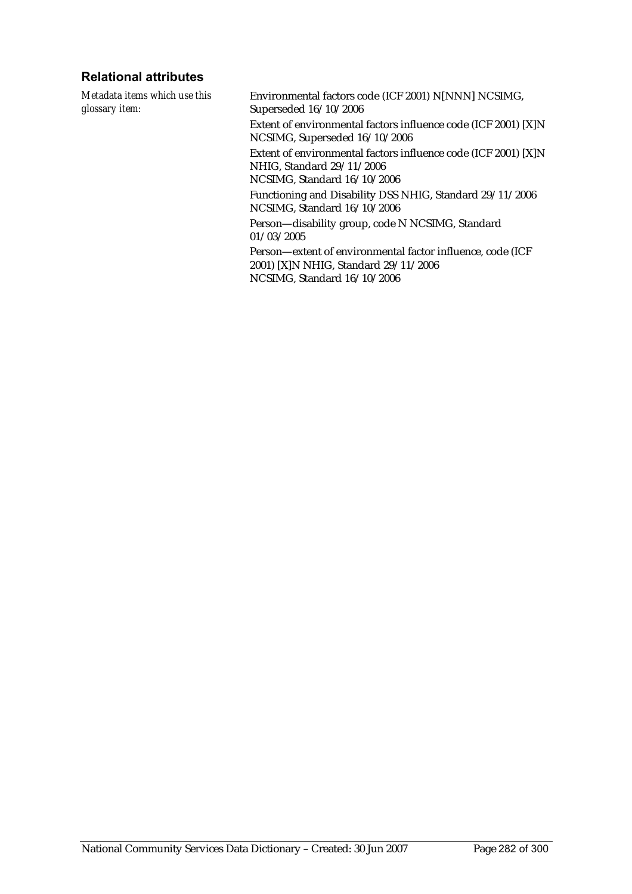### Relational attributes

*Metadata items which use this glossary item:*

Environmental factors code (ICF 2001) N[NNN] NCSIMG, Superseded 16/10/2006

Extent of environmental factors influence code (ICF 2001) [X]N NCSIMG, Superseded 16/10/2006

Extent of environmental factors influence code (ICF 2001) [X]N NHIG, Standard 29/11/2006
NCSIMG, Standard 16/10/2006

Functioning and Disability DSS NHIG, Standard 29/11/2006
NCSIMG, Standard 16/10/2006

Person—disability group, code N NCSIMG, Standard 01/03/2005

Person—extent of environmental factor influence, code (ICF 2001) [X]N NHIG, Standard 29/11/2006
NCSIMG, Standard 16/10/2006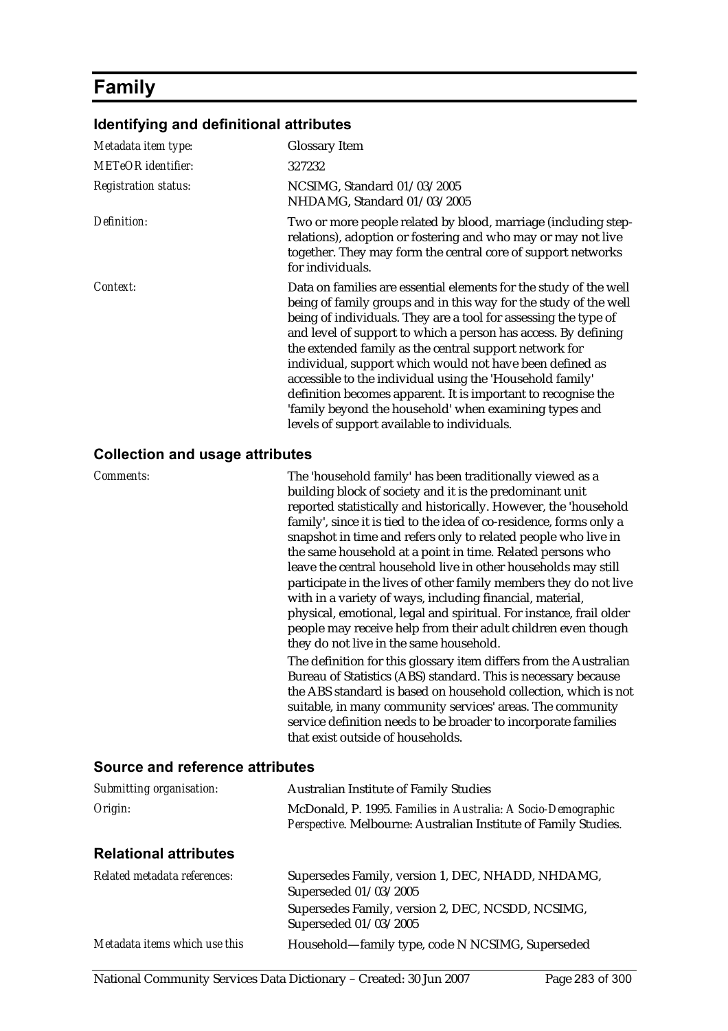# Family

## Identifying and definitional attributes

| | |
|---|---|
| *Metadata item type:* | Glossary Item |
| *METeOR identifier:* | 327232 |
| *Registration status:* | NCSIMG, Standard 01/03/2005<br>NHDAMG, Standard 01/03/2005 |
| *Definition:* | Two or more people related by blood, marriage (including step-relations), adoption or fostering and who may or may not live together. They may form the central core of support networks for individuals. |
| *Context:* | Data on families are essential elements for the study of the well being of family groups and in this way for the study of the well being of individuals. They are a tool for assessing the type of and level of support to which a person has access. By defining the extended family as the central support network for individual, support which would not have been defined as accessible to the individual using the 'Household family' definition becomes apparent. It is important to recognise the 'family beyond the household' when examining types and levels of support available to individuals. |

## Collection and usage attributes

| | |
|---|---|
| *Comments:* | The 'household family' has been traditionally viewed as a building block of society and it is the predominant unit reported statistically and historically. However, the 'household family', since it is tied to the idea of co-residence, forms only a snapshot in time and refers only to related people who live in the same household at a point in time. Related persons who leave the central household live in other households may still participate in the lives of other family members they do not live with in a variety of ways, including financial, material, physical, emotional, legal and spiritual. For instance, frail older people may receive help from their adult children even though they do not live in the same household.<br><br>The definition for this glossary item differs from the Australian Bureau of Statistics (ABS) standard. This is necessary because the ABS standard is based on household collection, which is not suitable, in many community services' areas. The community service definition needs to be broader to incorporate families that exist outside of households. |

## Source and reference attributes

| | |
|---|---|
| *Submitting organisation:* | Australian Institute of Family Studies |
| *Origin:* | McDonald, P. 1995. *Families in Australia: A Socio-Demographic Perspective*. Melbourne: Australian Institute of Family Studies. |

## Relational attributes

| | |
|---|---|
| *Related metadata references:* | Supersedes Family, version 1, DEC, NHADD, NHDAMG, Superseded 01/03/2005<br>Supersedes Family, version 2, DEC, NCSDD, NCSIMG, Superseded 01/03/2005 |
| *Metadata items which use this* | Household—family type, code N NCSIMG, Superseded |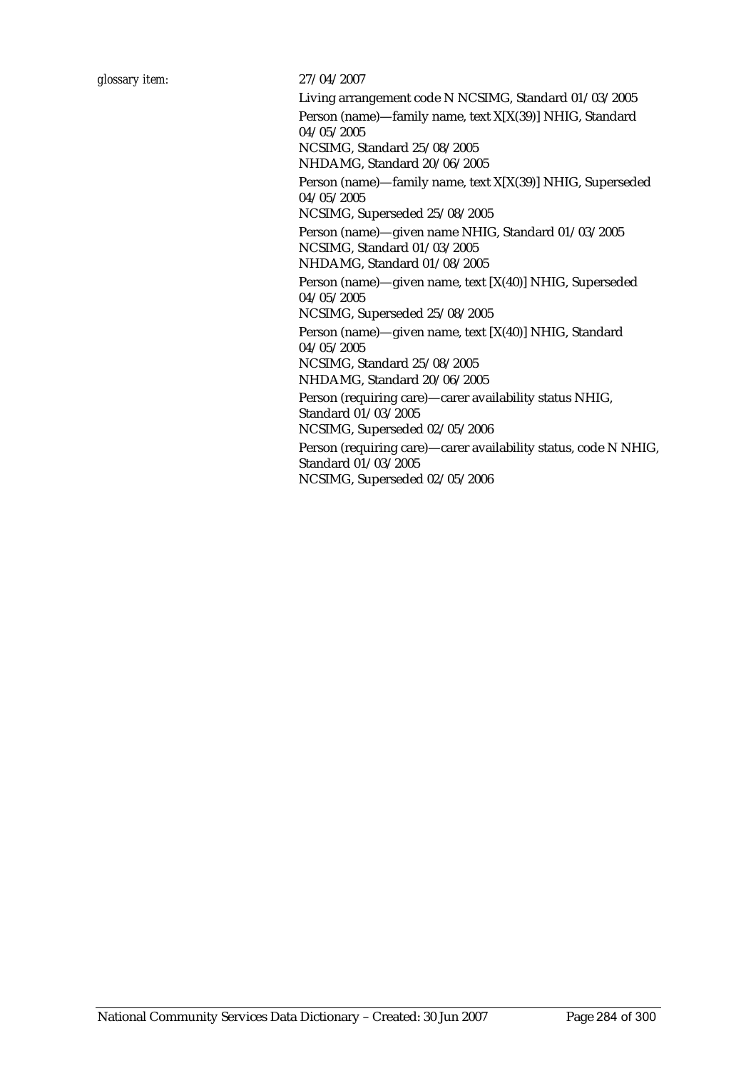*glossary item:* 27/04/2007

Living arrangement code N NCSIMG, Standard 01/03/2005

Person (name)—family name, text X[X(39)] NHIG, Standard 04/05/2005
NCSIMG, Standard 25/08/2005
NHDAMG, Standard 20/06/2005

Person (name)—family name, text X[X(39)] NHIG, Superseded 04/05/2005
NCSIMG, Superseded 25/08/2005

Person (name)—given name NHIG, Standard 01/03/2005
NCSIMG, Standard 01/03/2005
NHDAMG, Standard 01/08/2005

Person (name)—given name, text [X(40)] NHIG, Superseded 04/05/2005
NCSIMG, Superseded 25/08/2005

Person (name)—given name, text [X(40)] NHIG, Standard 04/05/2005
NCSIMG, Standard 25/08/2005
NHDAMG, Standard 20/06/2005

Person (requiring care)—carer availability status NHIG, Standard 01/03/2005
NCSIMG, Superseded 02/05/2006

Person (requiring care)—carer availability status, code N NHIG, Standard 01/03/2005
NCSIMG, Superseded 02/05/2006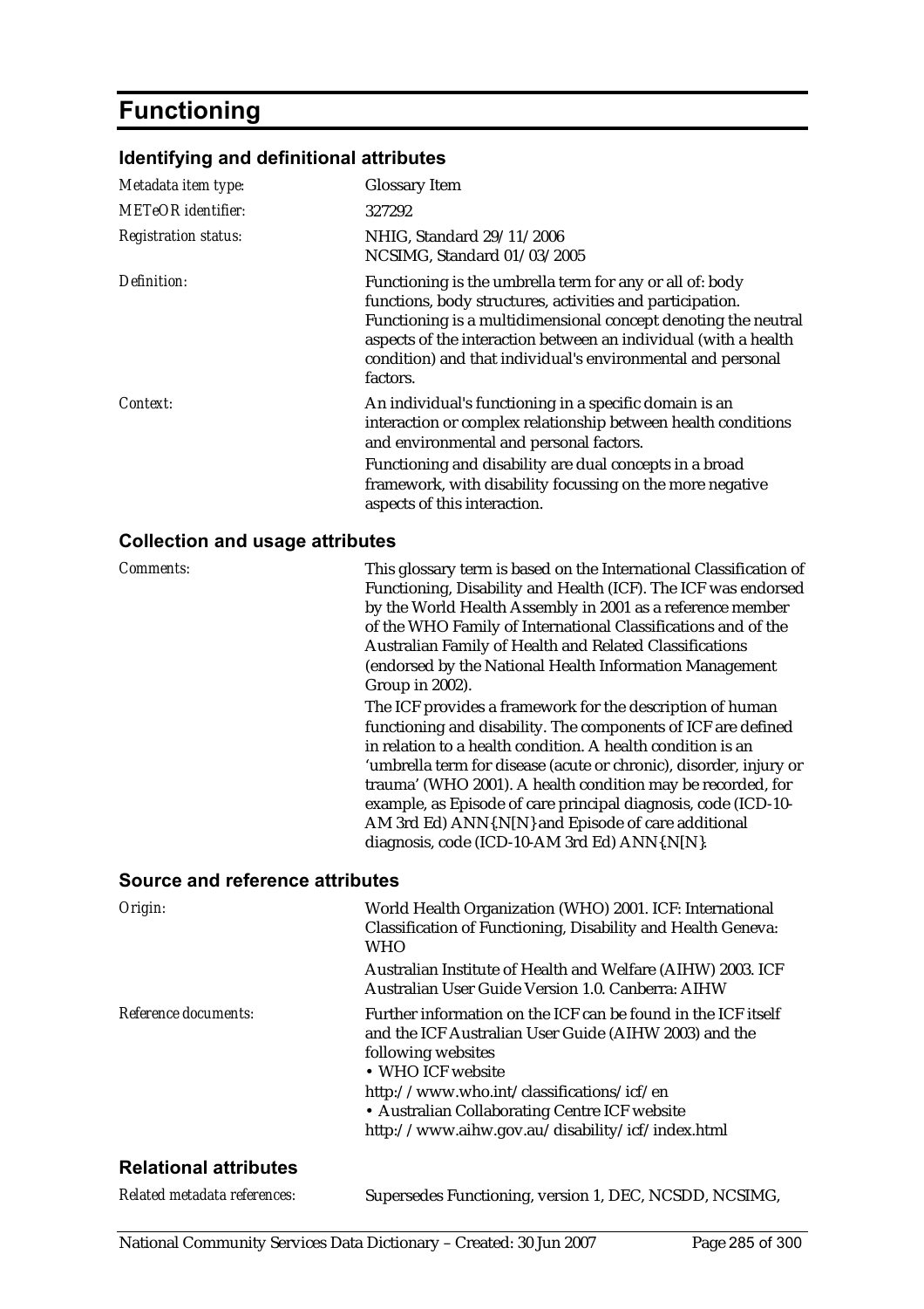# Functioning

## Identifying and definitional attributes

| | |
|---|---|
| *Metadata item type:* | Glossary Item |
| *METeOR identifier:* | 327292 |
| *Registration status:* | NHIG, Standard 29/11/2006<br>NCSIMG, Standard 01/03/2005 |
| *Definition:* | Functioning is the umbrella term for any or all of: body functions, body structures, activities and participation. Functioning is a multidimensional concept denoting the neutral aspects of the interaction between an individual (with a health condition) and that individual's environmental and personal factors. |
| *Context:* | An individual's functioning in a specific domain is an interaction or complex relationship between health conditions and environmental and personal factors.<br>Functioning and disability are dual concepts in a broad framework, with disability focussing on the more negative aspects of this interaction. |

## Collection and usage attributes

| | |
|---|---|
| *Comments:* | This glossary term is based on the International Classification of Functioning, Disability and Health (ICF). The ICF was endorsed by the World Health Assembly in 2001 as a reference member of the WHO Family of International Classifications and of the Australian Family of Health and Related Classifications (endorsed by the National Health Information Management Group in 2002).<br>The ICF provides a framework for the description of human functioning and disability. The components of ICF are defined in relation to a health condition. A health condition is an 'umbrella term for disease (acute or chronic), disorder, injury or trauma' (WHO 2001). A health condition may be recorded, for example, as Episode of care principal diagnosis, code (ICD-10-AM 3rd Ed) ANN{.N[N]} and Episode of care additional diagnosis, code (ICD-10-AM 3rd Ed) ANN{.N[N]}. |

## Source and reference attributes

| | |
|---|---|
| *Origin:* | World Health Organization (WHO) 2001. ICF: International Classification of Functioning, Disability and Health Geneva: WHO<br>Australian Institute of Health and Welfare (AIHW) 2003. ICF Australian User Guide Version 1.0. Canberra: AIHW |
| *Reference documents:* | Further information on the ICF can be found in the ICF itself and the ICF Australian User Guide (AIHW 2003) and the following websites<br>• WHO ICF website<br>http://www.who.int/classifications/icf/en<br>• Australian Collaborating Centre ICF website<br>http://www.aihw.gov.au/disability/icf/index.html |

## Relational attributes

| | |
|---|---|
| *Related metadata references:* | Supersedes Functioning, version 1, DEC, NCSDD, NCSIMG, |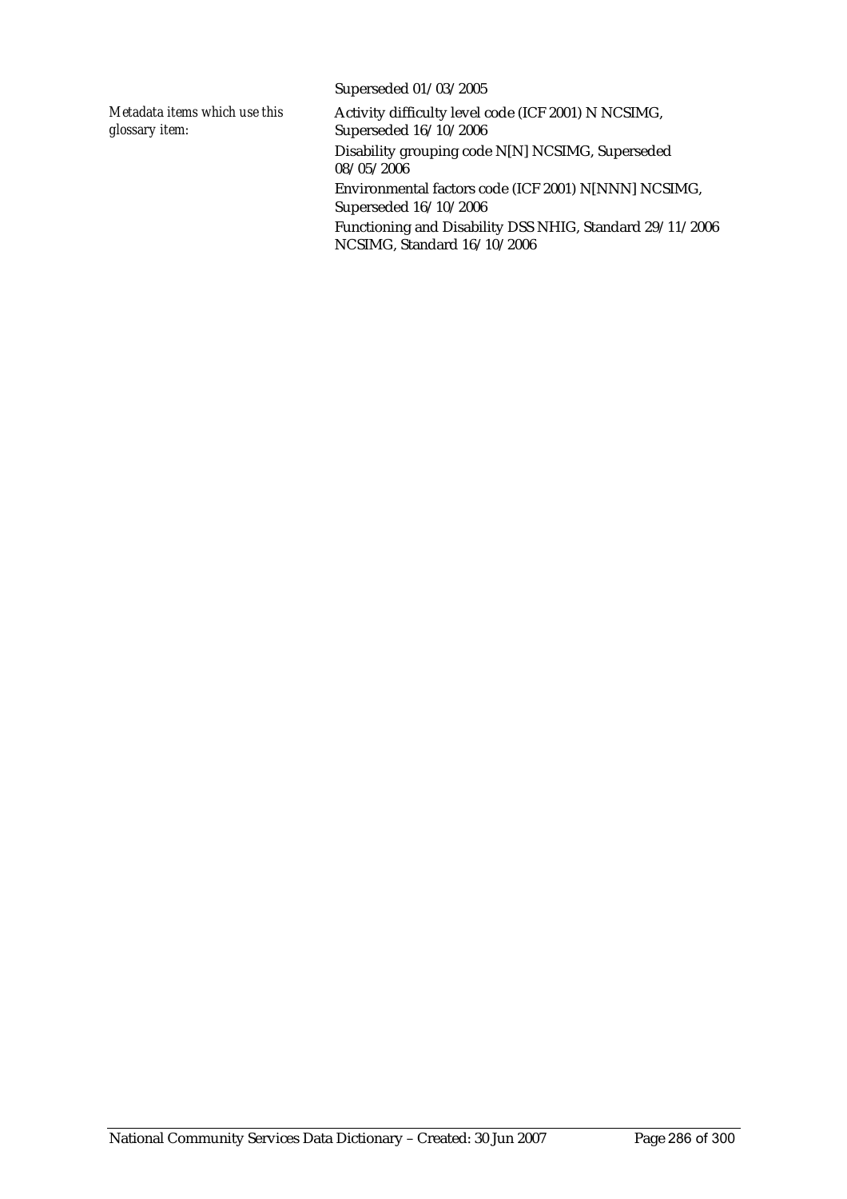Superseded 01/03/2005

*Metadata items which use this glossary item:*

Activity difficulty level code (ICF 2001) N NCSIMG, Superseded 16/10/2006

Disability grouping code N[N] NCSIMG, Superseded 08/05/2006

Environmental factors code (ICF 2001) N[NNN] NCSIMG, Superseded 16/10/2006

Functioning and Disability DSS NHIG, Standard 29/11/2006 NCSIMG, Standard 16/10/2006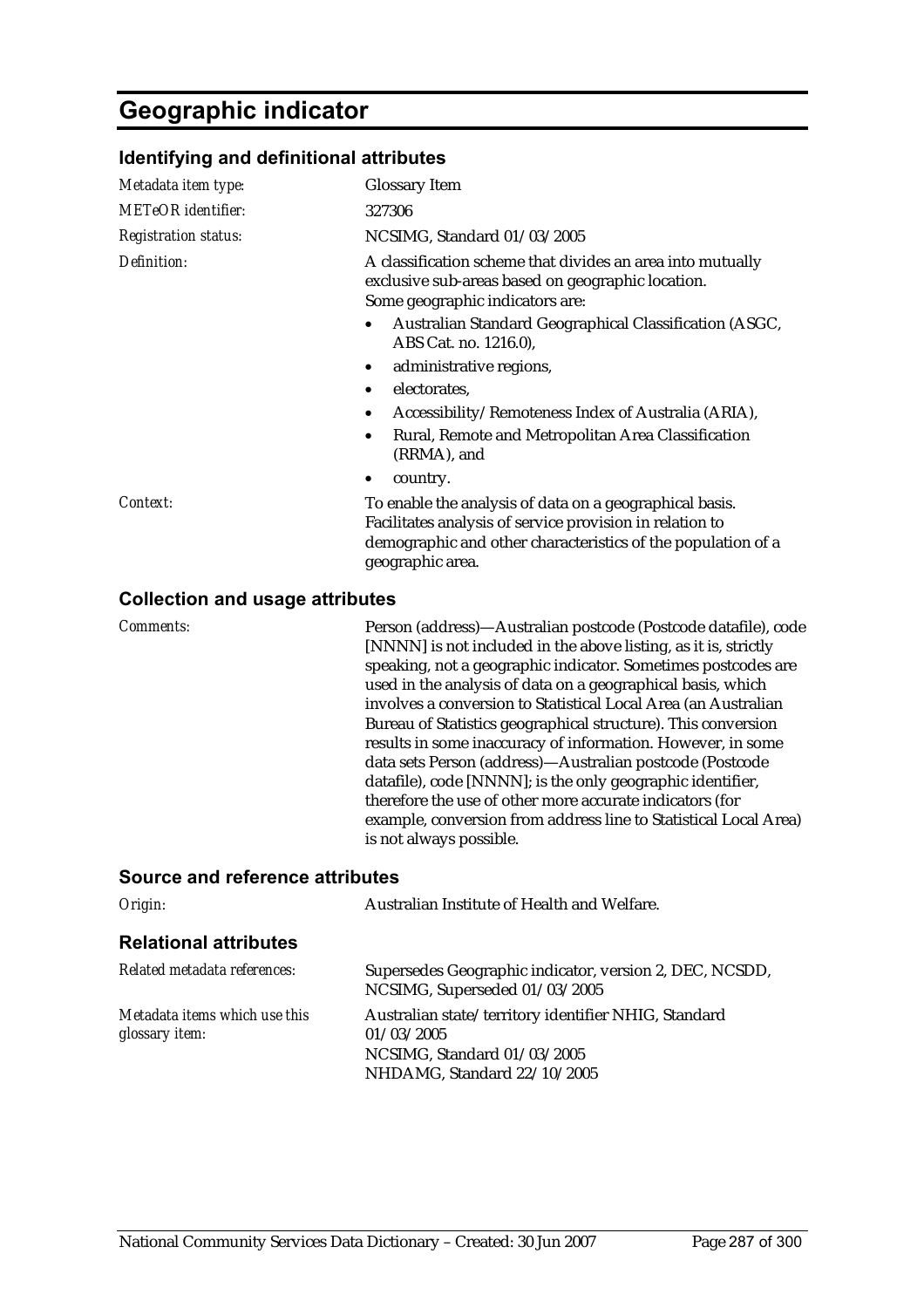# Geographic indicator

## Identifying and definitional attributes

*Metadata item type:* Glossary Item

*METeOR identifier:* 327306

*Registration status:* NCSIMG, Standard 01/03/2005

*Definition:* A classification scheme that divides an area into mutually exclusive sub-areas based on geographic location.
Some geographic indicators are:

- Australian Standard Geographical Classification (ASGC, ABS Cat. no. 1216.0),
- administrative regions,
- electorates,
- Accessibility/Remoteness Index of Australia (ARIA),
- Rural, Remote and Metropolitan Area Classification (RRMA), and
- country.

*Context:* To enable the analysis of data on a geographical basis. Facilitates analysis of service provision in relation to demographic and other characteristics of the population of a geographic area.

## Collection and usage attributes

*Comments:* Person (address)—Australian postcode (Postcode datafile), code [NNNN] is not included in the above listing, as it is, strictly speaking, not a geographic indicator. Sometimes postcodes are used in the analysis of data on a geographical basis, which involves a conversion to Statistical Local Area (an Australian Bureau of Statistics geographical structure). This conversion results in some inaccuracy of information. However, in some data sets Person (address)—Australian postcode (Postcode datafile), code [NNNN]; is the only geographic identifier, therefore the use of other more accurate indicators (for example, conversion from address line to Statistical Local Area) is not always possible.

## Source and reference attributes

*Origin:* Australian Institute of Health and Welfare.

## Relational attributes

*Related metadata references:* Supersedes Geographic indicator, version 2, DEC, NCSDD, NCSIMG, Superseded 01/03/2005

*Metadata items which use this glossary item:* Australian state/territory identifier NHIG, Standard 01/03/2005
NCSIMG, Standard 01/03/2005
NHDAMG, Standard 22/10/2005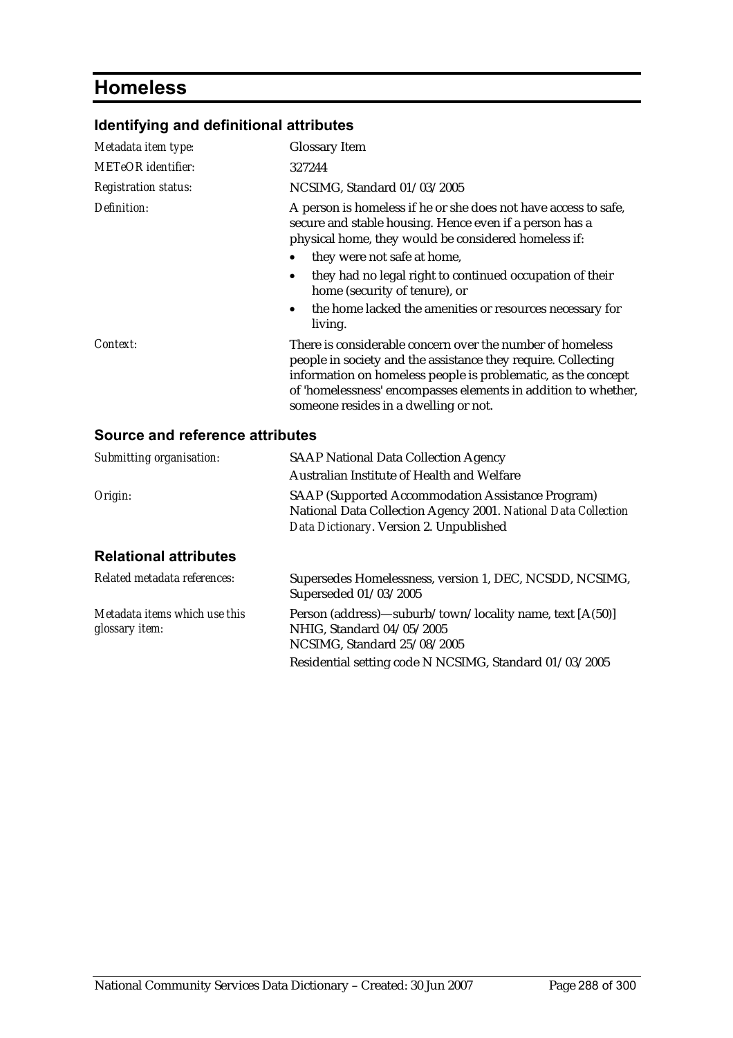# Homeless

## Identifying and definitional attributes

| | |
|---|---|
| *Metadata item type:* | Glossary Item |
| *METeOR identifier:* | 327244 |
| *Registration status:* | NCSIMG, Standard 01/03/2005 |
| *Definition:* | A person is homeless if he or she does not have access to safe, secure and stable housing. Hence even if a person has a physical home, they would be considered homeless if:<br>• they were not safe at home,<br>• they had no legal right to continued occupation of their home (security of tenure), or<br>• the home lacked the amenities or resources necessary for living. |
| *Context:* | There is considerable concern over the number of homeless people in society and the assistance they require. Collecting information on homeless people is problematic, as the concept of 'homelessness' encompasses elements in addition to whether, someone resides in a dwelling or not. |

## Source and reference attributes

| | |
|---|---|
| *Submitting organisation:* | SAAP National Data Collection Agency<br>Australian Institute of Health and Welfare |
| *Origin:* | SAAP (Supported Accommodation Assistance Program) National Data Collection Agency 2001. *National Data Collection Data Dictionary*. Version 2. Unpublished |

## Relational attributes

| | |
|---|---|
| *Related metadata references:* | Supersedes Homelessness, version 1, DEC, NCSDD, NCSIMG, Superseded 01/03/2005 |
| *Metadata items which use this glossary item:* | Person (address)—suburb/town/locality name, text [A(50)] NHIG, Standard 04/05/2005<br>NCSIMG, Standard 25/08/2005<br>Residential setting code N NCSIMG, Standard 01/03/2005 |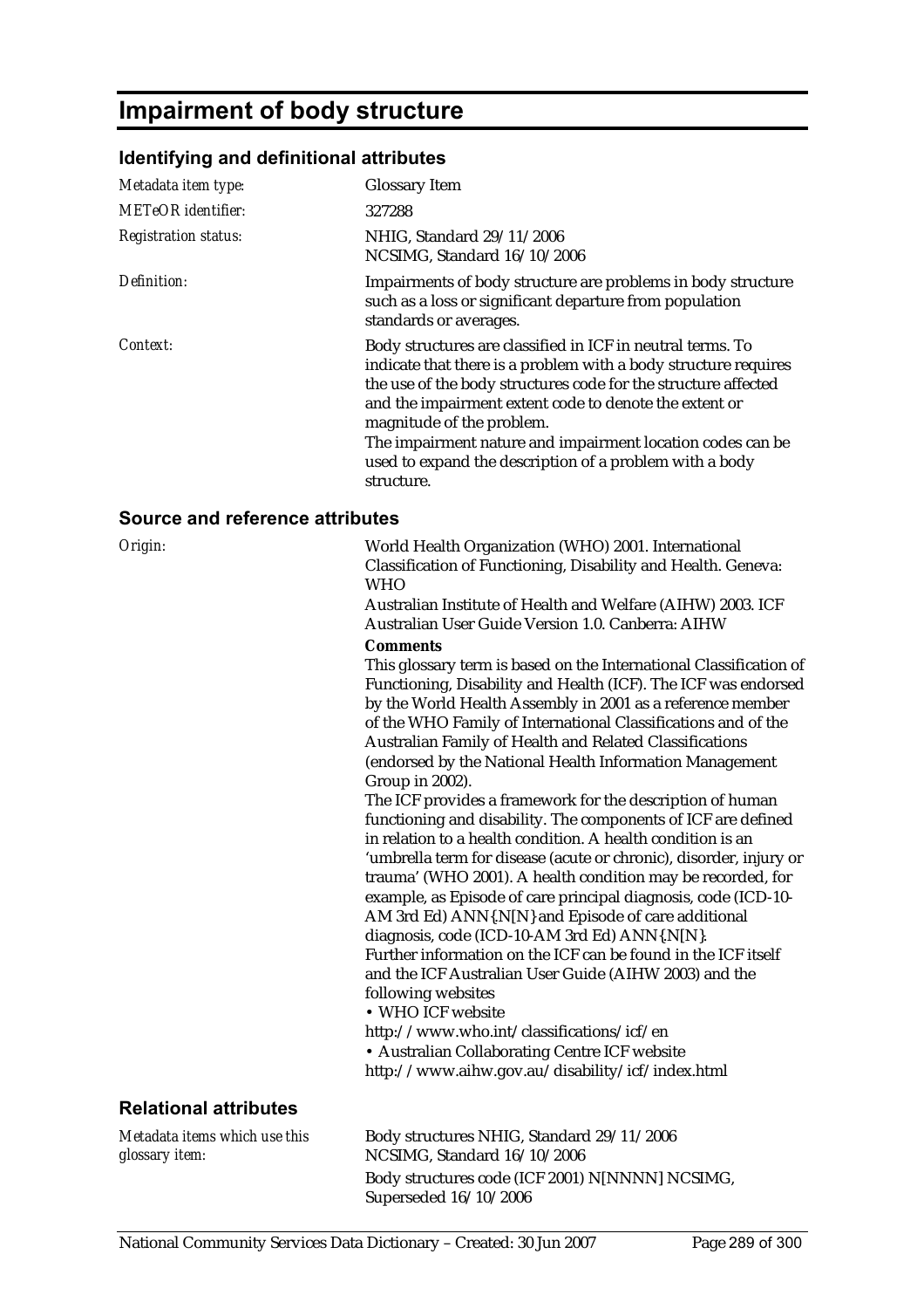# Impairment of body structure

## Identifying and definitional attributes

| | |
|---|---|
| *Metadata item type:* | Glossary Item |
| *METeOR identifier:* | 327288 |
| *Registration status:* | NHIG, Standard 29/11/2006<br>NCSIMG, Standard 16/10/2006 |
| *Definition:* | Impairments of body structure are problems in body structure such as a loss or significant departure from population standards or averages. |
| *Context:* | Body structures are classified in ICF in neutral terms. To indicate that there is a problem with a body structure requires the use of the body structures code for the structure affected and the impairment extent code to denote the extent or magnitude of the problem.<br>The impairment nature and impairment location codes can be used to expand the description of a problem with a body structure. |

## Source and reference attributes

*Origin:*

World Health Organization (WHO) 2001. International Classification of Functioning, Disability and Health. Geneva: WHO

Australian Institute of Health and Welfare (AIHW) 2003. ICF Australian User Guide Version 1.0. Canberra: AIHW

**Comments**

This glossary term is based on the International Classification of Functioning, Disability and Health (ICF). The ICF was endorsed by the World Health Assembly in 2001 as a reference member of the WHO Family of International Classifications and of the Australian Family of Health and Related Classifications (endorsed by the National Health Information Management Group in 2002).

The ICF provides a framework for the description of human functioning and disability. The components of ICF are defined in relation to a health condition. A health condition is an 'umbrella term for disease (acute or chronic), disorder, injury or trauma' (WHO 2001). A health condition may be recorded, for example, as Episode of care principal diagnosis, code (ICD-10-AM 3rd Ed) ANN{.N[N]} and Episode of care additional diagnosis, code (ICD-10-AM 3rd Ed) ANN{.N[N]}.

Further information on the ICF can be found in the ICF itself and the ICF Australian User Guide (AIHW 2003) and the following websites

- WHO ICF website
  http://www.who.int/classifications/icf/en
- Australian Collaborating Centre ICF website
  http://www.aihw.gov.au/disability/icf/index.html

## Relational attributes

*Metadata items which use this glossary item:*

Body structures NHIG, Standard 29/11/2006
NCSIMG, Standard 16/10/2006

Body structures code (ICF 2001) N[NNNN] NCSIMG, Superseded 16/10/2006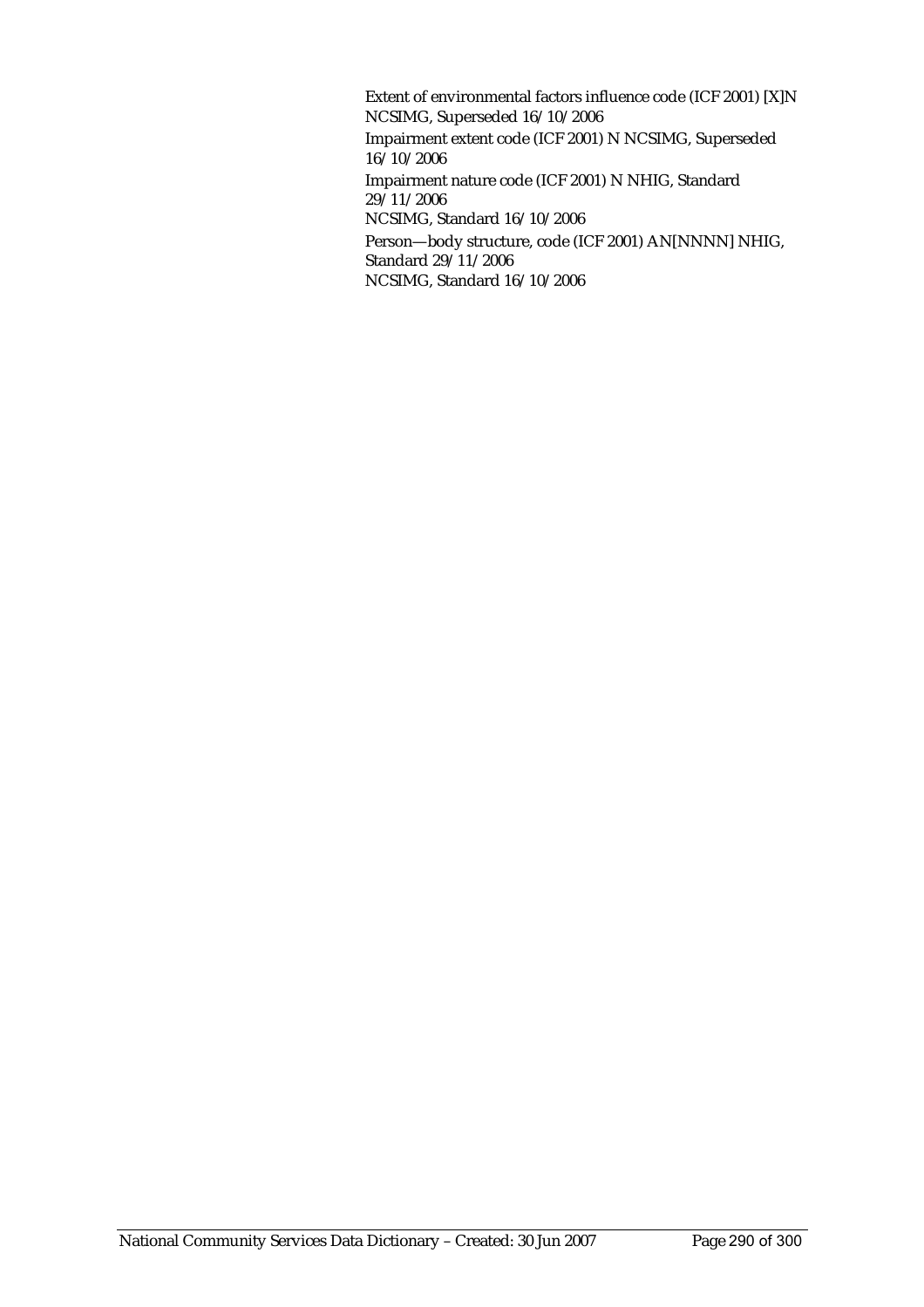Extent of environmental factors influence code (ICF 2001) [X]N
NCSIMG, Superseded 16/10/2006

Impairment extent code (ICF 2001) N NCSIMG, Superseded 16/10/2006

Impairment nature code (ICF 2001) N NHIG, Standard 29/11/2006
NCSIMG, Standard 16/10/2006

Person—body structure, code (ICF 2001) AN[NNNN] NHIG, Standard 29/11/2006
NCSIMG, Standard 16/10/2006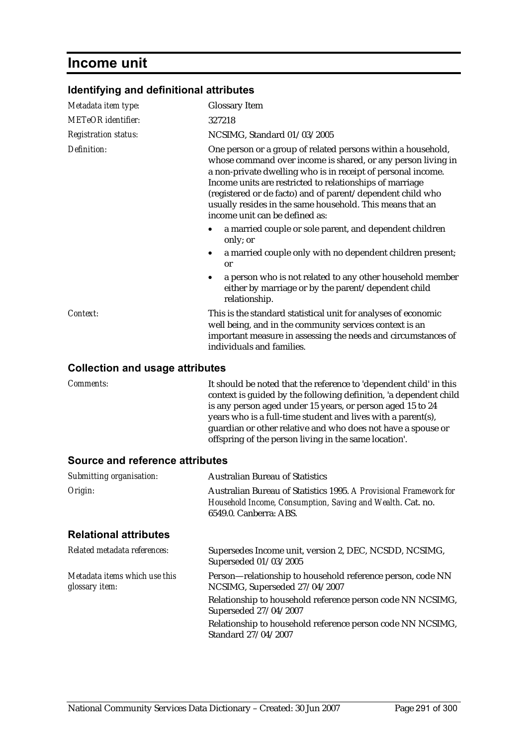# Income unit

## Identifying and definitional attributes

| | |
|---|---|
| *Metadata item type:* | Glossary Item |
| *METeOR identifier:* | 327218 |
| *Registration status:* | NCSIMG, Standard 01/03/2005 |
| *Definition:* | One person or a group of related persons within a household, whose command over income is shared, or any person living in a non-private dwelling who is in receipt of personal income. Income units are restricted to relationships of marriage (registered or de facto) and of parent/dependent child who usually resides in the same household. This means that an income unit can be defined as:<br>• a married couple or sole parent, and dependent children only; or<br>• a married couple only with no dependent children present; or<br>• a person who is not related to any other household member either by marriage or by the parent/dependent child relationship. |
| *Context:* | This is the standard statistical unit for analyses of economic well being, and in the community services context is an important measure in assessing the needs and circumstances of individuals and families. |

## Collection and usage attributes

| | |
|---|---|
| *Comments:* | It should be noted that the reference to 'dependent child' in this context is guided by the following definition, 'a dependent child is any person aged under 15 years, or person aged 15 to 24 years who is a full-time student and lives with a parent(s), guardian or other relative and who does not have a spouse or offspring of the person living in the same location'. |

## Source and reference attributes

| | |
|---|---|
| *Submitting organisation:* | Australian Bureau of Statistics |
| *Origin:* | Australian Bureau of Statistics 1995. *A Provisional Framework for Household Income, Consumption, Saving and Wealth*. Cat. no. 6549.0. Canberra: ABS. |

## Relational attributes

| | |
|---|---|
| *Related metadata references:* | Supersedes Income unit, version 2, DEC, NCSDD, NCSIMG, Superseded 01/03/2005 |
| *Metadata items which use this glossary item:* | Person—relationship to household reference person, code NN NCSIMG, Superseded 27/04/2007<br>Relationship to household reference person code NN NCSIMG, Superseded 27/04/2007<br>Relationship to household reference person code NN NCSIMG, Standard 27/04/2007 |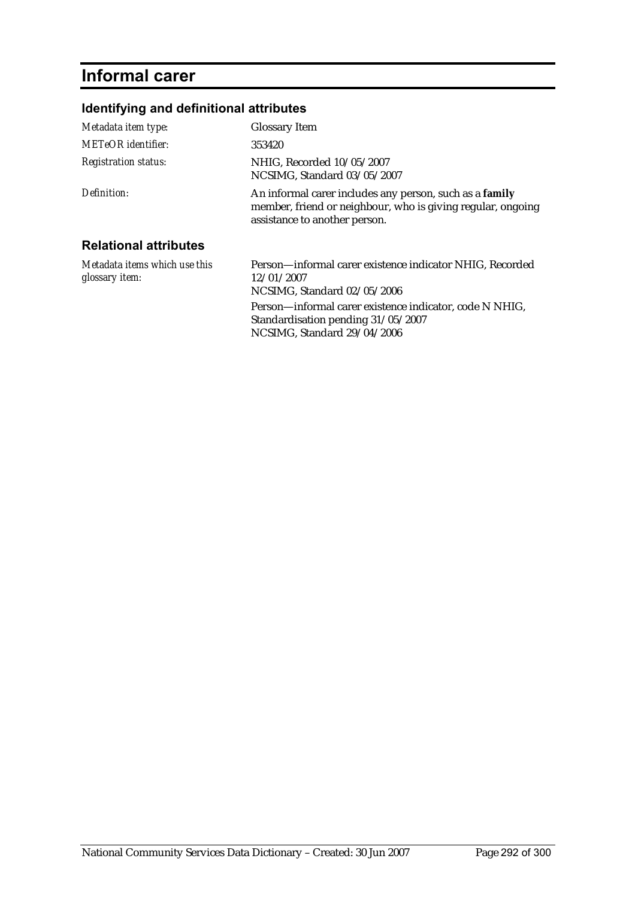# Informal carer

## Identifying and definitional attributes

| | |
|---|---|
| *Metadata item type:* | Glossary Item |
| *METeOR identifier:* | 353420 |
| *Registration status:* | NHIG, Recorded 10/05/2007<br>NCSIMG, Standard 03/05/2007 |
| *Definition:* | An informal carer includes any person, such as a **family** member, friend or neighbour, who is giving regular, ongoing assistance to another person. |

## Relational attributes

| | |
|---|---|
| *Metadata items which use this glossary item:* | Person—informal carer existence indicator NHIG, Recorded 12/01/2007<br>NCSIMG, Standard 02/05/2006<br><br>Person—informal carer existence indicator, code N NHIG, Standardisation pending 31/05/2007<br>NCSIMG, Standard 29/04/2006 |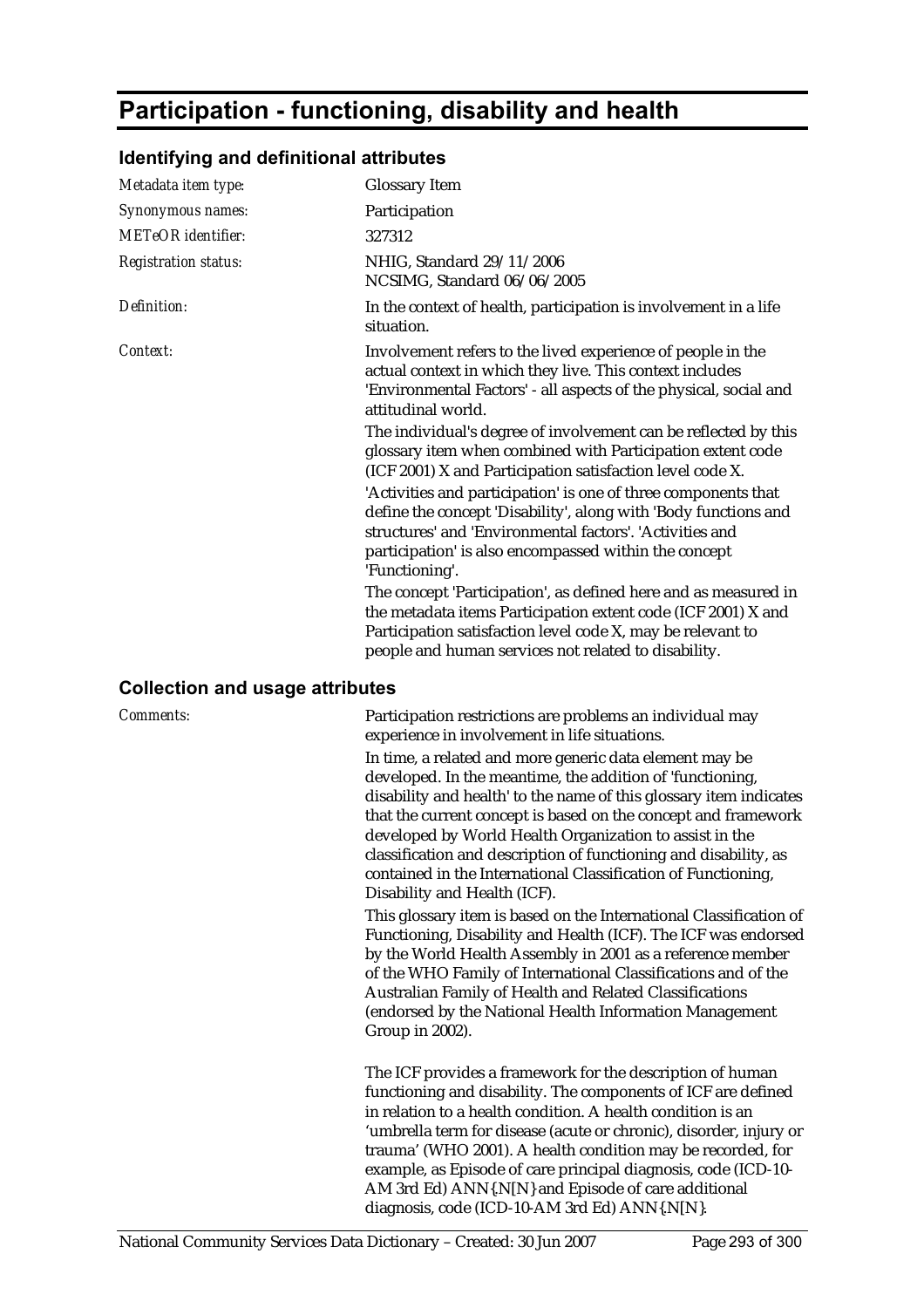# Participation - functioning, disability and health

## Identifying and definitional attributes

| | |
|---|---|
| *Metadata item type:* | Glossary Item |
| *Synonymous names:* | Participation |
| *METeOR identifier:* | 327312 |
| *Registration status:* | NHIG, Standard 29/11/2006<br>NCSIMG, Standard 06/06/2005 |
| *Definition:* | In the context of health, participation is involvement in a life situation. |
| *Context:* | Involvement refers to the lived experience of people in the actual context in which they live. This context includes 'Environmental Factors' - all aspects of the physical, social and attitudinal world.<br>The individual's degree of involvement can be reflected by this glossary item when combined with Participation extent code (ICF 2001) X and Participation satisfaction level code X.<br>'Activities and participation' is one of three components that define the concept 'Disability', along with 'Body functions and structures' and 'Environmental factors'. 'Activities and participation' is also encompassed within the concept 'Functioning'.<br>The concept 'Participation', as defined here and as measured in the metadata items Participation extent code (ICF 2001) X and Participation satisfaction level code X, may be relevant to people and human services not related to disability. |

## Collection and usage attributes

| | |
|---|---|
| *Comments:* | Participation restrictions are problems an individual may experience in involvement in life situations.<br>In time, a related and more generic data element may be developed. In the meantime, the addition of 'functioning, disability and health' to the name of this glossary item indicates that the current concept is based on the concept and framework developed by World Health Organization to assist in the classification and description of functioning and disability, as contained in the International Classification of Functioning, Disability and Health (ICF).<br>This glossary item is based on the International Classification of Functioning, Disability and Health (ICF). The ICF was endorsed by the World Health Assembly in 2001 as a reference member of the WHO Family of International Classifications and of the Australian Family of Health and Related Classifications (endorsed by the National Health Information Management Group in 2002).<br><br>The ICF provides a framework for the description of human functioning and disability. The components of ICF are defined in relation to a health condition. A health condition is an 'umbrella term for disease (acute or chronic), disorder, injury or trauma' (WHO 2001). A health condition may be recorded, for example, as Episode of care principal diagnosis, code (ICD-10-AM 3rd Ed) ANN{.N[N]} and Episode of care additional diagnosis, code (ICD-10-AM 3rd Ed) ANN{.N[N]. |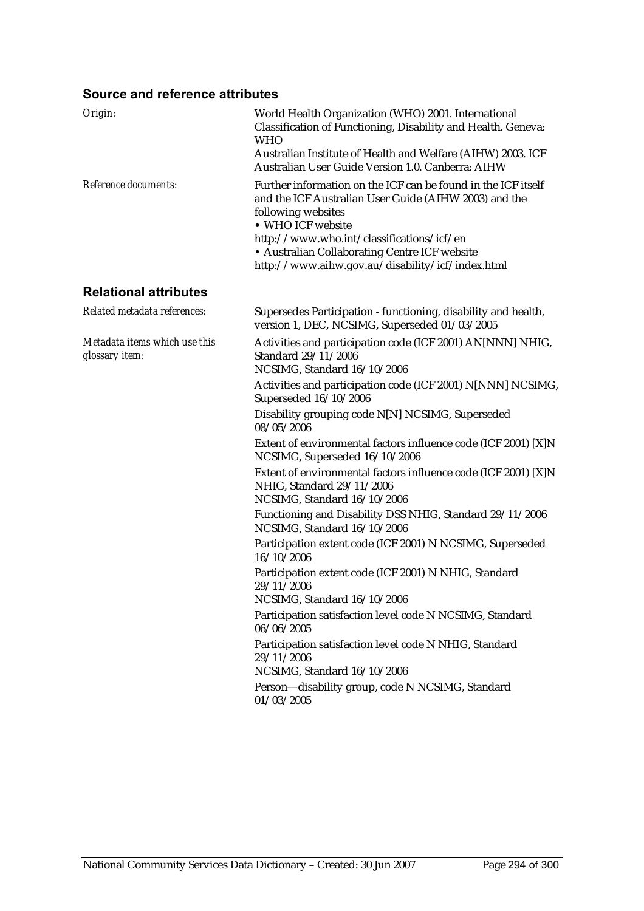## Source and reference attributes

*Origin:*

World Health Organization (WHO) 2001. International Classification of Functioning, Disability and Health. Geneva: WHO

Australian Institute of Health and Welfare (AIHW) 2003. ICF Australian User Guide Version 1.0. Canberra: AIHW

*Reference documents:*

Further information on the ICF can be found in the ICF itself and the ICF Australian User Guide (AIHW 2003) and the following websites

- WHO ICF website http://www.who.int/classifications/icf/en
- Australian Collaborating Centre ICF website http://www.aihw.gov.au/disability/icf/index.html

## Relational attributes

*Related metadata references:*

Supersedes Participation - functioning, disability and health, version 1, DEC, NCSIMG, Superseded 01/03/2005

*Metadata items which use this glossary item:*

Activities and participation code (ICF 2001) AN[NNN] NHIG, Standard 29/11/2006
NCSIMG, Standard 16/10/2006

Activities and participation code (ICF 2001) N[NNN] NCSIMG, Superseded 16/10/2006

Disability grouping code N[N] NCSIMG, Superseded 08/05/2006

Extent of environmental factors influence code (ICF 2001) [X]N NCSIMG, Superseded 16/10/2006

Extent of environmental factors influence code (ICF 2001) [X]N NHIG, Standard 29/11/2006
NCSIMG, Standard 16/10/2006

Functioning and Disability DSS NHIG, Standard 29/11/2006
NCSIMG, Standard 16/10/2006

Participation extent code (ICF 2001) N NCSIMG, Superseded 16/10/2006

Participation extent code (ICF 2001) N NHIG, Standard 29/11/2006
NCSIMG, Standard 16/10/2006

Participation satisfaction level code N NCSIMG, Standard 06/06/2005

Participation satisfaction level code N NHIG, Standard 29/11/2006
NCSIMG, Standard 16/10/2006

Person—disability group, code N NCSIMG, Standard 01/03/2005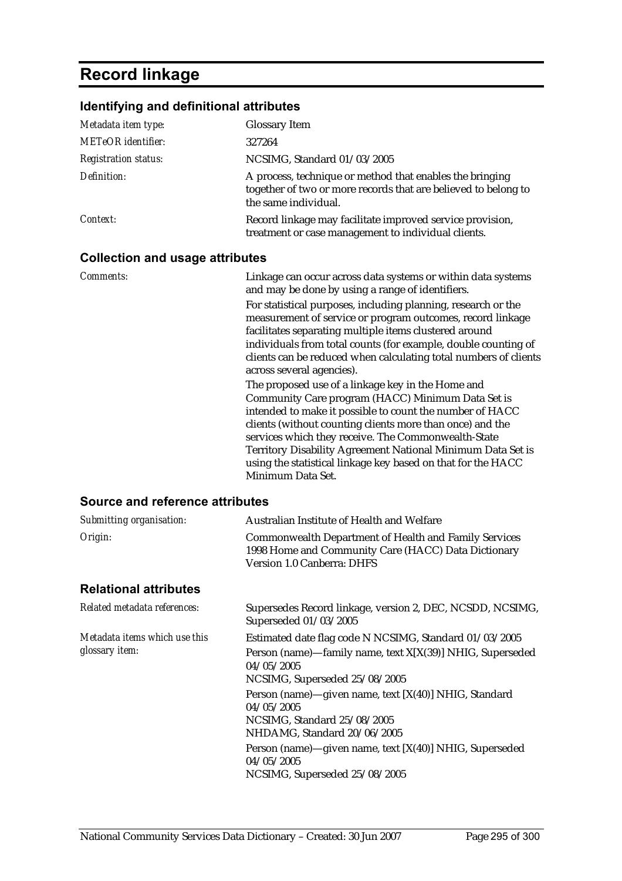# Record linkage

## Identifying and definitional attributes

| | |
|---|---|
| *Metadata item type:* | Glossary Item |
| *METeOR identifier:* | 327264 |
| *Registration status:* | NCSIMG, Standard 01/03/2005 |
| *Definition:* | A process, technique or method that enables the bringing together of two or more records that are believed to belong to the same individual. |
| *Context:* | Record linkage may facilitate improved service provision, treatment or case management to individual clients. |

## Collection and usage attributes

*Comments:*

Linkage can occur across data systems or within data systems and may be done by using a range of identifiers.

For statistical purposes, including planning, research or the measurement of service or program outcomes, record linkage facilitates separating multiple items clustered around individuals from total counts (for example, double counting of clients can be reduced when calculating total numbers of clients across several agencies).

The proposed use of a linkage key in the Home and Community Care program (HACC) Minimum Data Set is intended to make it possible to count the number of HACC clients (without counting clients more than once) and the services which they receive. The Commonwealth-State Territory Disability Agreement National Minimum Data Set is using the statistical linkage key based on that for the HACC Minimum Data Set.

## Source and reference attributes

| | |
|---|---|
| *Submitting organisation:* | Australian Institute of Health and Welfare |
| *Origin:* | Commonwealth Department of Health and Family Services 1998 Home and Community Care (HACC) Data Dictionary Version 1.0 Canberra: DHFS |

## Relational attributes

*Related metadata references:*

Supersedes Record linkage, version 2, DEC, NCSDD, NCSIMG, Superseded 01/03/2005

*Metadata items which use this glossary item:*

Estimated date flag code N NCSIMG, Standard 01/03/2005

Person (name)—family name, text X[X(39)] NHIG, Superseded 04/05/2005
NCSIMG, Superseded 25/08/2005

Person (name)—given name, text [X(40)] NHIG, Standard 04/05/2005
NCSIMG, Standard 25/08/2005
NHDAMG, Standard 20/06/2005

Person (name)—given name, text [X(40)] NHIG, Superseded 04/05/2005
NCSIMG, Superseded 25/08/2005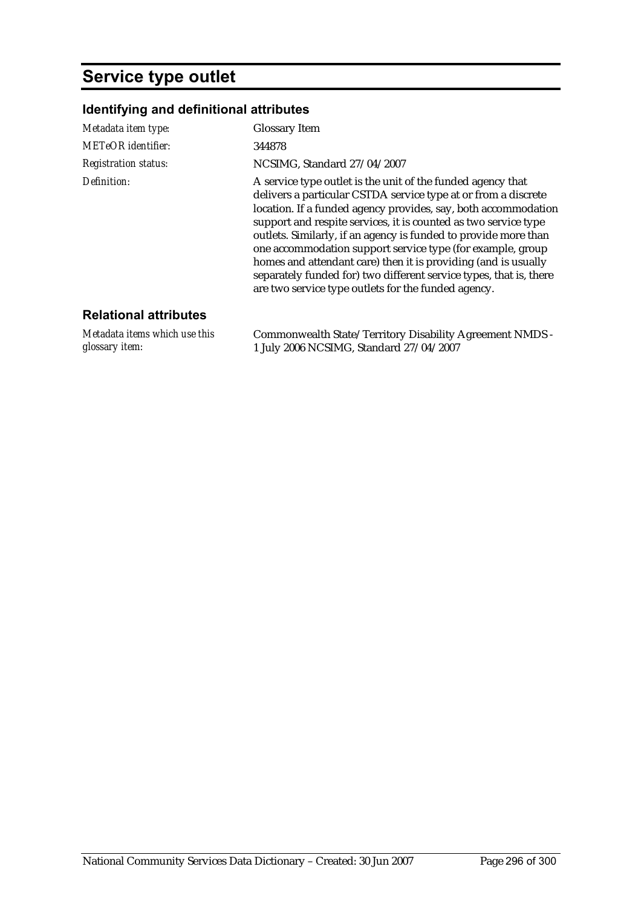# Service type outlet

## Identifying and definitional attributes

| | |
|---|---|
| *Metadata item type:* | Glossary Item |
| *METeOR identifier:* | 344878 |
| *Registration status:* | NCSIMG, Standard 27/04/2007 |
| *Definition:* | A service type outlet is the unit of the funded agency that delivers a particular CSTDA service type at or from a discrete location. If a funded agency provides, say, both accommodation support and respite services, it is counted as two service type outlets. Similarly, if an agency is funded to provide more than one accommodation support service type (for example, group homes and attendant care) then it is providing (and is usually separately funded for) two different service types, that is, there are two service type outlets for the funded agency. |

## Relational attributes

| | |
|---|---|
| *Metadata items which use this glossary item:* | Commonwealth State/Territory Disability Agreement NMDS - 1 July 2006 NCSIMG, Standard 27/04/2007 |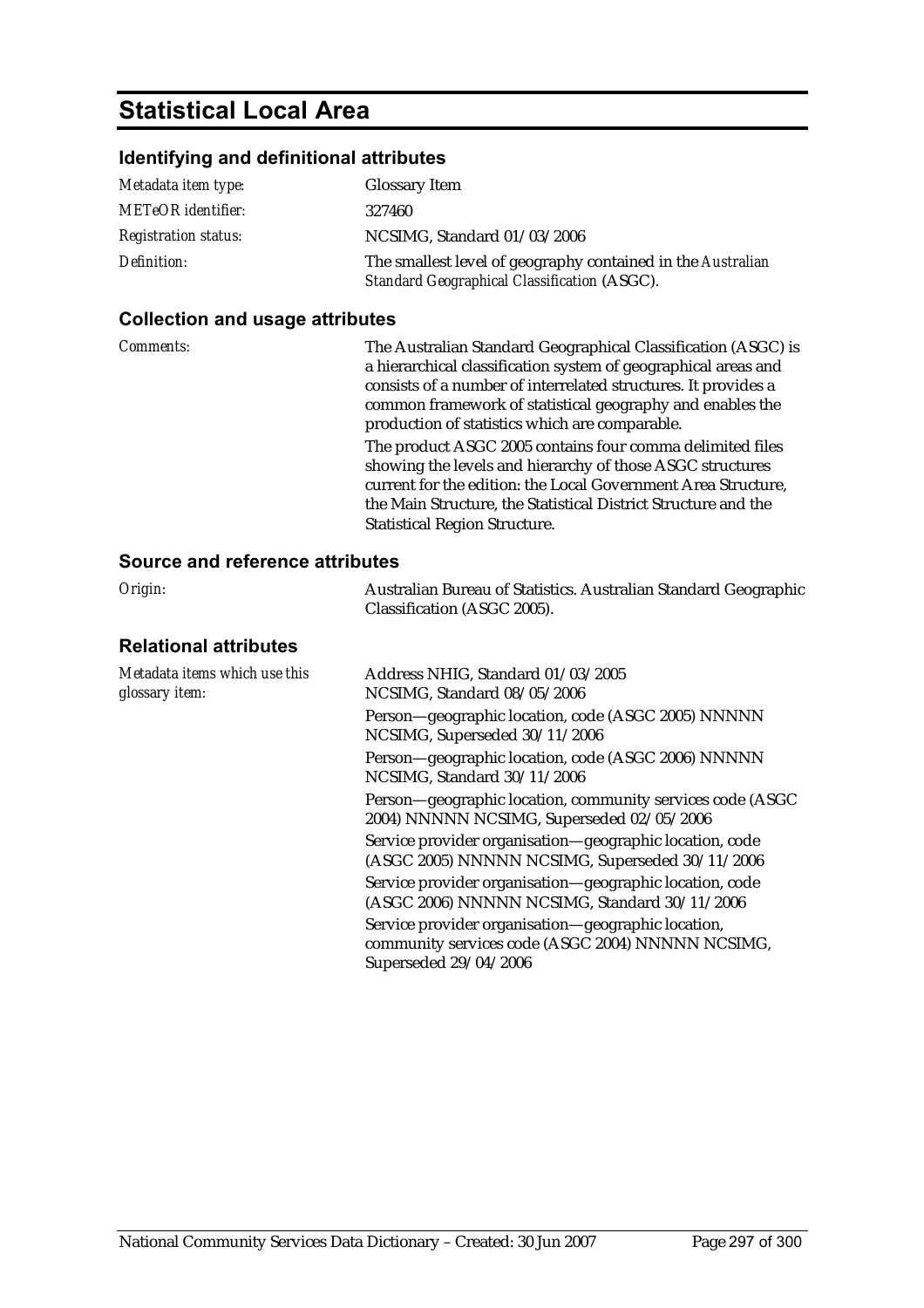# Statistical Local Area

## Identifying and definitional attributes

| | |
|---|---|
| *Metadata item type:* | Glossary Item |
| *METeOR identifier:* | 327460 |
| *Registration status:* | NCSIMG, Standard 01/03/2006 |
| *Definition:* | The smallest level of geography contained in the *Australian Standard Geographical Classification* (ASGC). |

## Collection and usage attributes

| | |
|---|---|
| *Comments:* | The Australian Standard Geographical Classification (ASGC) is a hierarchical classification system of geographical areas and consists of a number of interrelated structures. It provides a common framework of statistical geography and enables the production of statistics which are comparable.<br><br>The product ASGC 2005 contains four comma delimited files showing the levels and hierarchy of those ASGC structures current for the edition: the Local Government Area Structure, the Main Structure, the Statistical District Structure and the Statistical Region Structure. |

## Source and reference attributes

| | |
|---|---|
| *Origin:* | Australian Bureau of Statistics. Australian Standard Geographic Classification (ASGC 2005). |

## Relational attributes

| | |
|---|---|
| *Metadata items which use this glossary item:* | Address NHIG, Standard 01/03/2005<br>NCSIMG, Standard 08/05/2006<br><br>Person—geographic location, code (ASGC 2005) NNNNN NCSIMG, Superseded 30/11/2006<br><br>Person—geographic location, code (ASGC 2006) NNNNN NCSIMG, Standard 30/11/2006<br><br>Person—geographic location, community services code (ASGC 2004) NNNNN NCSIMG, Superseded 02/05/2006<br><br>Service provider organisation—geographic location, code (ASGC 2005) NNNNN NCSIMG, Superseded 30/11/2006<br><br>Service provider organisation—geographic location, code (ASGC 2006) NNNNN NCSIMG, Standard 30/11/2006<br><br>Service provider organisation—geographic location, community services code (ASGC 2004) NNNNN NCSIMG, Superseded 29/04/2006 |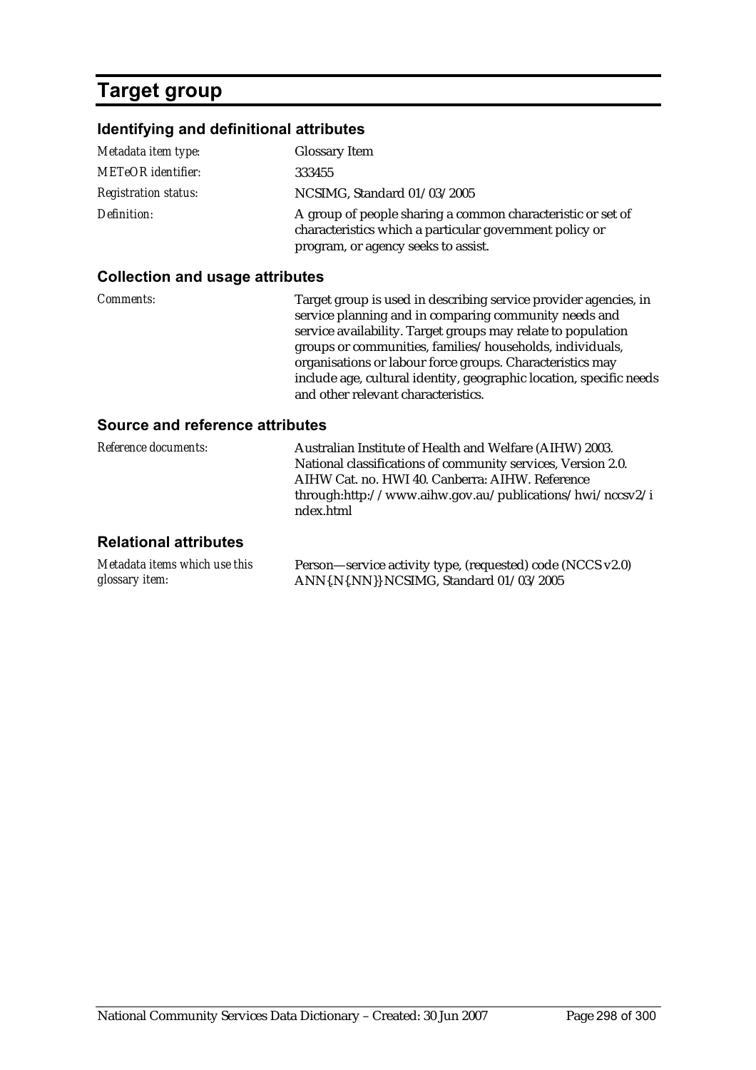# Target group

## Identifying and definitional attributes

| | |
|---|---|
| *Metadata item type:* | Glossary Item |
| *METeOR identifier:* | 333455 |
| *Registration status:* | NCSIMG, Standard 01/03/2005 |
| *Definition:* | A group of people sharing a common characteristic or set of characteristics which a particular government policy or program, or agency seeks to assist. |

## Collection and usage attributes

| | |
|---|---|
| *Comments:* | Target group is used in describing service provider agencies, in service planning and in comparing community needs and service availability. Target groups may relate to population groups or communities, families/households, individuals, organisations or labour force groups. Characteristics may include age, cultural identity, geographic location, specific needs and other relevant characteristics. |

## Source and reference attributes

| | |
|---|---|
| *Reference documents:* | Australian Institute of Health and Welfare (AIHW) 2003. National classifications of community services, Version 2.0. AIHW Cat. no. HWI 40. Canberra: AIHW. Reference through:http://www.aihw.gov.au/publications/hwi/nccsv2/index.html |

## Relational attributes

| | |
|---|---|
| *Metadata items which use this glossary item:* | Person—service activity type, (requested) code (NCCS v2.0) ANN{.N{.NN}} NCSIMG, Standard 01/03/2005 |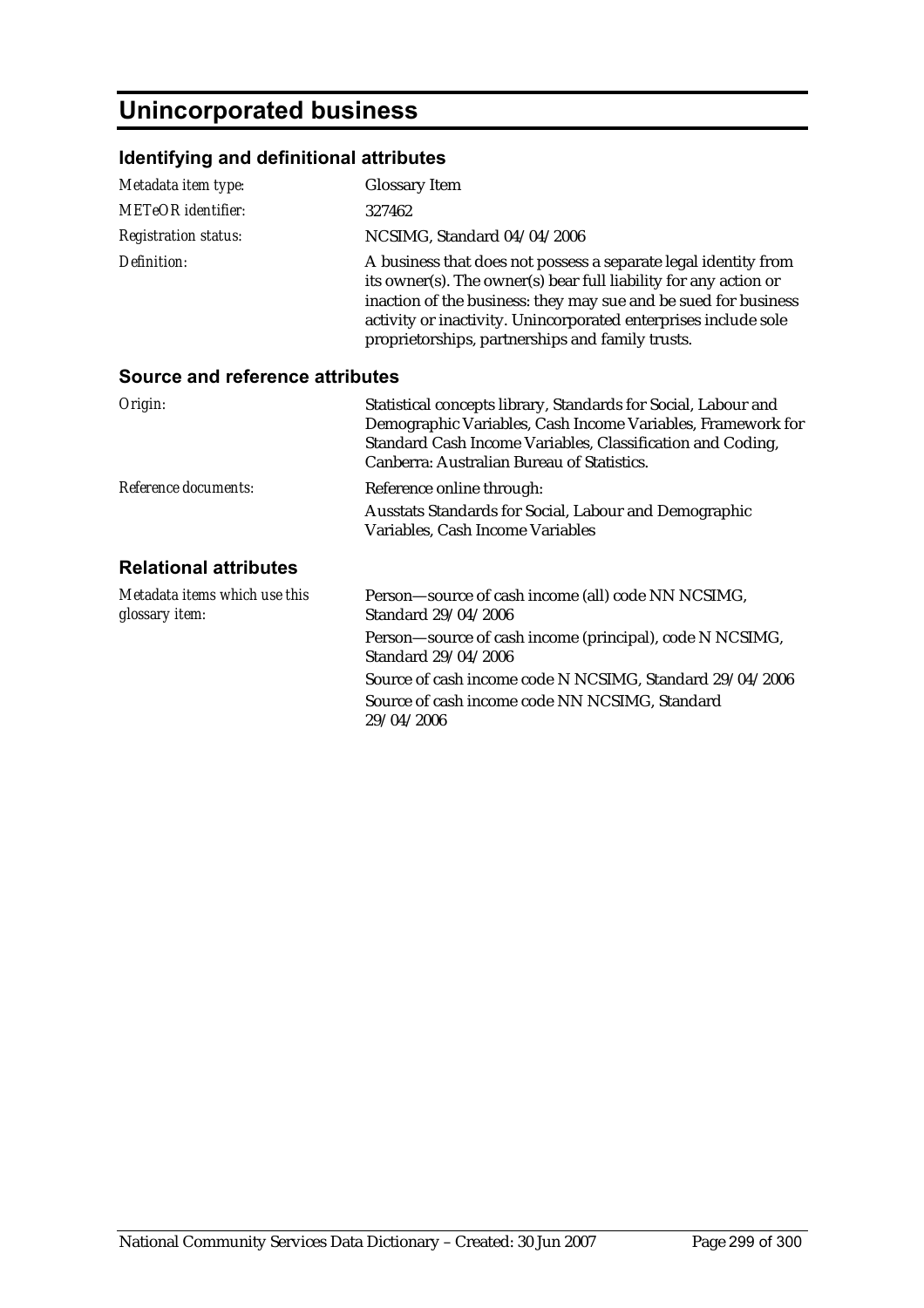# Unincorporated business

## Identifying and definitional attributes

| | |
|---|---|
| *Metadata item type:* | Glossary Item |
| *METeOR identifier:* | 327462 |
| *Registration status:* | NCSIMG, Standard 04/04/2006 |
| *Definition:* | A business that does not possess a separate legal identity from its owner(s). The owner(s) bear full liability for any action or inaction of the business: they may sue and be sued for business activity or inactivity. Unincorporated enterprises include sole proprietorships, partnerships and family trusts. |

## Source and reference attributes

| | |
|---|---|
| *Origin:* | Statistical concepts library, Standards for Social, Labour and Demographic Variables, Cash Income Variables, Framework for Standard Cash Income Variables, Classification and Coding, Canberra: Australian Bureau of Statistics. |
| *Reference documents:* | Reference online through:<br>Ausstats Standards for Social, Labour and Demographic Variables, Cash Income Variables |

## Relational attributes

| | |
|---|---|
| *Metadata items which use this glossary item:* | Person—source of cash income (all) code NN NCSIMG, Standard 29/04/2006<br>Person—source of cash income (principal), code N NCSIMG, Standard 29/04/2006<br>Source of cash income code N NCSIMG, Standard 29/04/2006<br>Source of cash income code NN NCSIMG, Standard 29/04/2006 |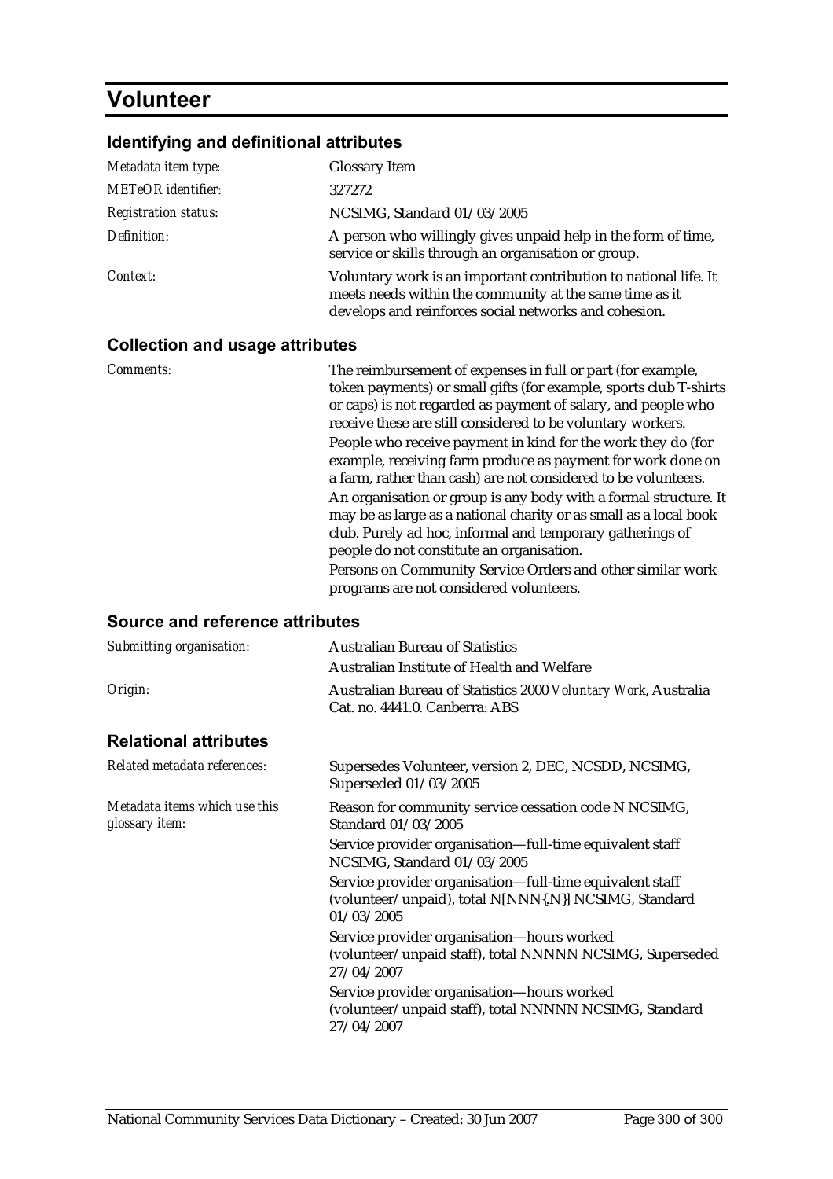# Volunteer

## Identifying and definitional attributes

| | |
|---|---|
| *Metadata item type:* | Glossary Item |
| *METeOR identifier:* | 327272 |
| *Registration status:* | NCSIMG, Standard 01/03/2005 |
| *Definition:* | A person who willingly gives unpaid help in the form of time, service or skills through an organisation or group. |
| *Context:* | Voluntary work is an important contribution to national life. It meets needs within the community at the same time as it develops and reinforces social networks and cohesion. |

## Collection and usage attributes

*Comments:*

The reimbursement of expenses in full or part (for example, token payments) or small gifts (for example, sports club T-shirts or caps) is not regarded as payment of salary, and people who receive these are still considered to be voluntary workers.

People who receive payment in kind for the work they do (for example, receiving farm produce as payment for work done on a farm, rather than cash) are not considered to be volunteers.

An organisation or group is any body with a formal structure. It may be as large as a national charity or as small as a local book club. Purely ad hoc, informal and temporary gatherings of people do not constitute an organisation.

Persons on Community Service Orders and other similar work programs are not considered volunteers.

## Source and reference attributes

| | |
|---|---|
| *Submitting organisation:* | Australian Bureau of Statistics<br>Australian Institute of Health and Welfare |
| *Origin:* | Australian Bureau of Statistics 2000 *Voluntary Work*, Australia Cat. no. 4441.0. Canberra: ABS |

## Relational attributes

*Related metadata references:*

Supersedes Volunteer, version 2, DEC, NCSDD, NCSIMG, Superseded 01/03/2005

*Metadata items which use this glossary item:*

Reason for community service cessation code N NCSIMG, Standard 01/03/2005

Service provider organisation—full-time equivalent staff NCSIMG, Standard 01/03/2005

Service provider organisation—full-time equivalent staff (volunteer/unpaid), total N[NNN{.N}] NCSIMG, Standard 01/03/2005

Service provider organisation—hours worked (volunteer/unpaid staff), total NNNNN NCSIMG, Superseded 27/04/2007

Service provider organisation—hours worked (volunteer/unpaid staff), total NNNNN NCSIMG, Standard 27/04/2007